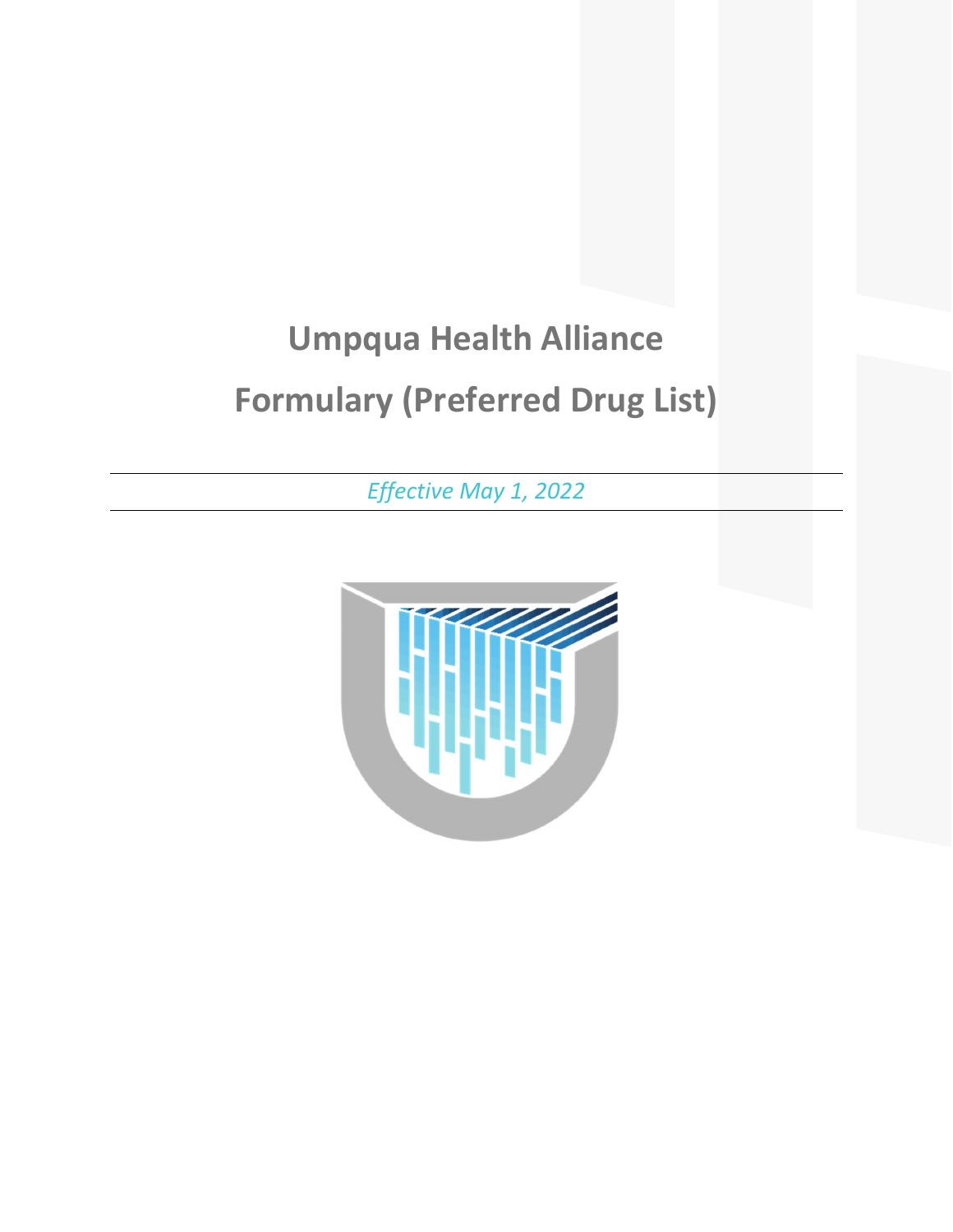# Umpqua Health Alliance

# Formulary (Preferred Drug List)

*Effective May 1, 2022*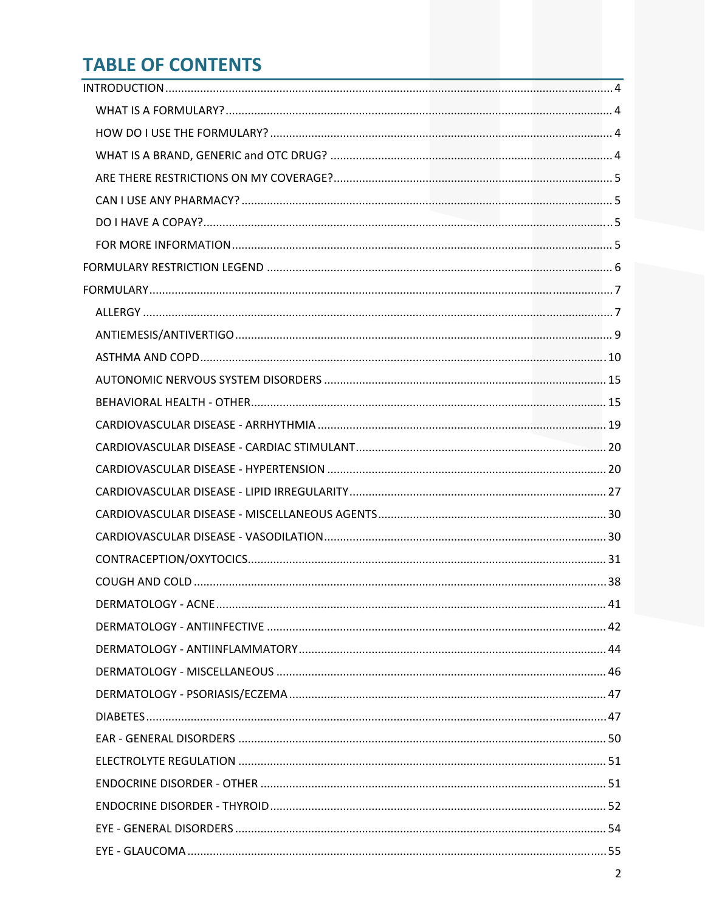# TABLE OF CONTENTS

INTRODUCTION ........ 4
- WHAT IS A FORMULARY? ........ 4
- HOW DO I USE THE FORMULARY? ........ 4
- WHAT IS A BRAND, GENERIC and OTC DRUG? ........ 4
- ARE THERE RESTRICTIONS ON MY COVERAGE? ........ 5
- CAN I USE ANY PHARMACY? ........ 5
- DO I HAVE A COPAY? ........ 5
- FOR MORE INFORMATION ........ 5

FORMULARY RESTRICTION LEGEND ........ 6

FORMULARY ........ 7
- ALLERGY ........ 7
- ANTIEMESIS/ANTIVERTIGO ........ 9
- ASTHMA AND COPD ........ 10
- AUTONOMIC NERVOUS SYSTEM DISORDERS ........ 15
- BEHAVIORAL HEALTH - OTHER ........ 15
- CARDIOVASCULAR DISEASE - ARRHYTHMIA ........ 19
- CARDIOVASCULAR DISEASE - CARDIAC STIMULANT ........ 20
- CARDIOVASCULAR DISEASE - HYPERTENSION ........ 20
- CARDIOVASCULAR DISEASE - LIPID IRREGULARITY ........ 27
- CARDIOVASCULAR DISEASE - MISCELLANEOUS AGENTS ........ 30
- CARDIOVASCULAR DISEASE - VASODILATION ........ 30
- CONTRACEPTION/OXYTOCICS ........ 31
- COUGH AND COLD ........ 38
- DERMATOLOGY - ACNE ........ 41
- DERMATOLOGY - ANTIINFECTIVE ........ 42
- DERMATOLOGY - ANTIINFLAMMATORY ........ 44
- DERMATOLOGY - MISCELLANEOUS ........ 46
- DERMATOLOGY - PSORIASIS/ECZEMA ........ 47
- DIABETES ........ 47
- EAR - GENERAL DISORDERS ........ 50
- ELECTROLYTE REGULATION ........ 51
- ENDOCRINE DISORDER - OTHER ........ 51
- ENDOCRINE DISORDER - THYROID ........ 52
- EYE - GENERAL DISORDERS ........ 54
- EYE - GLAUCOMA ........ 55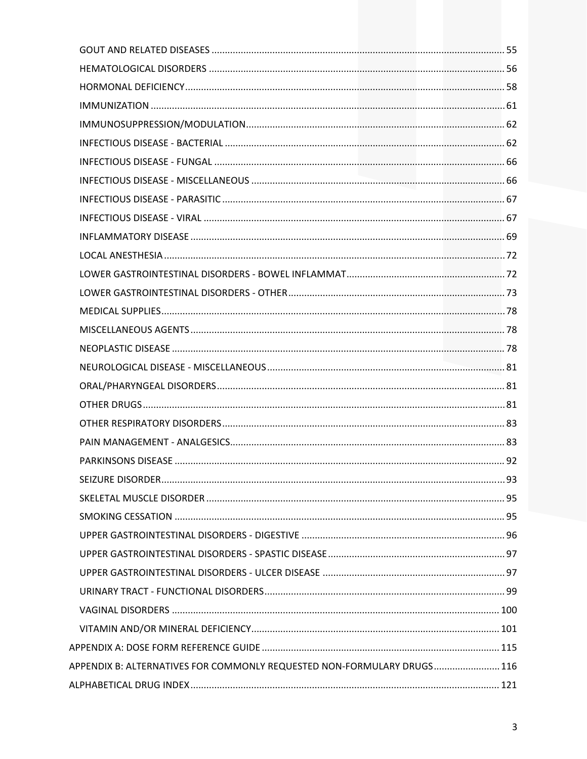- GOUT AND RELATED DISEASES ..... 55
- HEMATOLOGICAL DISORDERS ..... 56
- HORMONAL DEFICIENCY ..... 58
- IMMUNIZATION ..... 61
- IMMUNOSUPPRESSION/MODULATION ..... 62
- INFECTIOUS DISEASE - BACTERIAL ..... 62
- INFECTIOUS DISEASE - FUNGAL ..... 66
- INFECTIOUS DISEASE - MISCELLANEOUS ..... 66
- INFECTIOUS DISEASE - PARASITIC ..... 67
- INFECTIOUS DISEASE - VIRAL ..... 67
- INFLAMMATORY DISEASE ..... 69
- LOCAL ANESTHESIA ..... 72
- LOWER GASTROINTESTINAL DISORDERS - BOWEL INFLAMMAT ..... 72
- LOWER GASTROINTESTINAL DISORDERS - OTHER ..... 73
- MEDICAL SUPPLIES ..... 78
- MISCELLANEOUS AGENTS ..... 78
- NEOPLASTIC DISEASE ..... 78
- NEUROLOGICAL DISEASE - MISCELLANEOUS ..... 81
- ORAL/PHARYNGEAL DISORDERS ..... 81
- OTHER DRUGS ..... 81
- OTHER RESPIRATORY DISORDERS ..... 83
- PAIN MANAGEMENT - ANALGESICS ..... 83
- PARKINSONS DISEASE ..... 92
- SEIZURE DISORDER ..... 93
- SKELETAL MUSCLE DISORDER ..... 95
- SMOKING CESSATION ..... 95
- UPPER GASTROINTESTINAL DISORDERS - DIGESTIVE ..... 96
- UPPER GASTROINTESTINAL DISORDERS - SPASTIC DISEASE ..... 97
- UPPER GASTROINTESTINAL DISORDERS - ULCER DISEASE ..... 97
- URINARY TRACT - FUNCTIONAL DISORDERS ..... 99
- VAGINAL DISORDERS ..... 100
- VITAMIN AND/OR MINERAL DEFICIENCY ..... 101

APPENDIX A: DOSE FORM REFERENCE GUIDE ..... 115

APPENDIX B: ALTERNATIVES FOR COMMONLY REQUESTED NON-FORMULARY DRUGS ..... 116

ALPHABETICAL DRUG INDEX ..... 121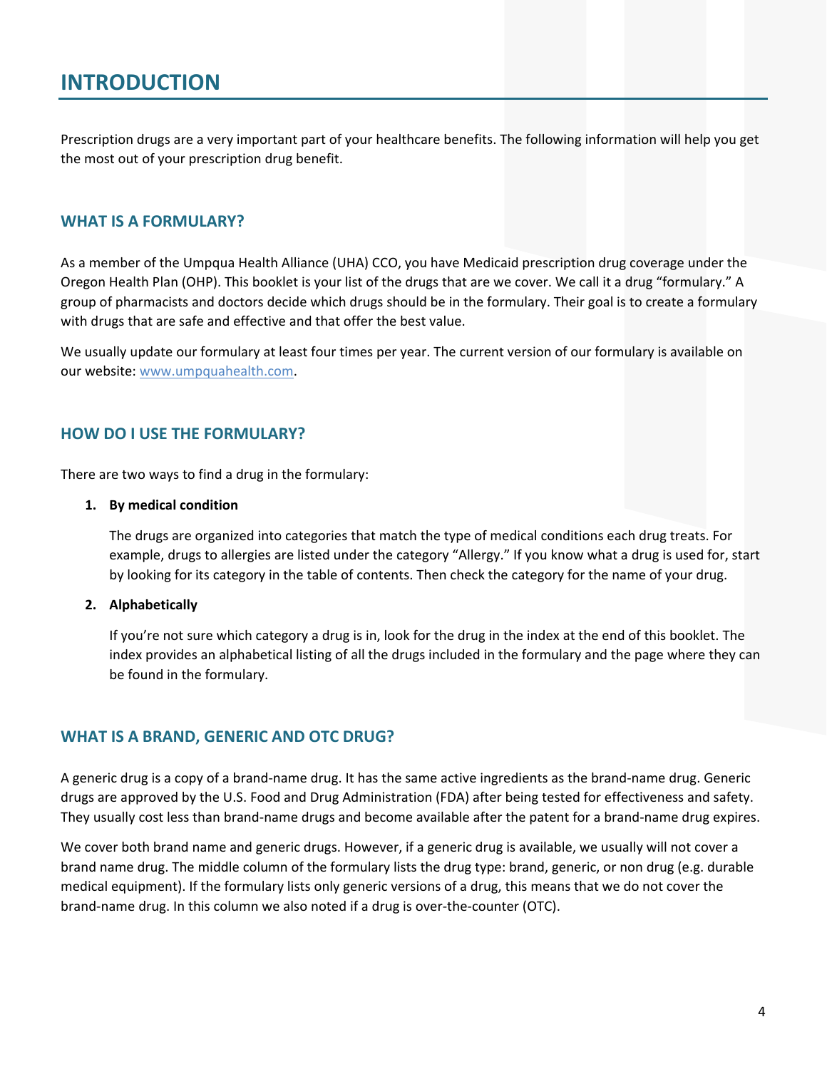# INTRODUCTION

Prescription drugs are a very important part of your healthcare benefits. The following information will help you get the most out of your prescription drug benefit.

## WHAT IS A FORMULARY?

As a member of the Umpqua Health Alliance (UHA) CCO, you have Medicaid prescription drug coverage under the Oregon Health Plan (OHP). This booklet is your list of the drugs that are we cover. We call it a drug "formulary." A group of pharmacists and doctors decide which drugs should be in the formulary. Their goal is to create a formulary with drugs that are safe and effective and that offer the best value.

We usually update our formulary at least four times per year. The current version of our formulary is available on our website: www.umpquahealth.com.

## HOW DO I USE THE FORMULARY?

There are two ways to find a drug in the formulary:

1. **By medical condition**

   The drugs are organized into categories that match the type of medical conditions each drug treats. For example, drugs to allergies are listed under the category "Allergy." If you know what a drug is used for, start by looking for its category in the table of contents. Then check the category for the name of your drug.

2. **Alphabetically**

   If you're not sure which category a drug is in, look for the drug in the index at the end of this booklet. The index provides an alphabetical listing of all the drugs included in the formulary and the page where they can be found in the formulary.

## WHAT IS A BRAND, GENERIC AND OTC DRUG?

A generic drug is a copy of a brand-name drug. It has the same active ingredients as the brand-name drug. Generic drugs are approved by the U.S. Food and Drug Administration (FDA) after being tested for effectiveness and safety. They usually cost less than brand-name drugs and become available after the patent for a brand-name drug expires.

We cover both brand name and generic drugs. However, if a generic drug is available, we usually will not cover a brand name drug. The middle column of the formulary lists the drug type: brand, generic, or non drug (e.g. durable medical equipment). If the formulary lists only generic versions of a drug, this means that we do not cover the brand-name drug. In this column we also noted if a drug is over-the-counter (OTC).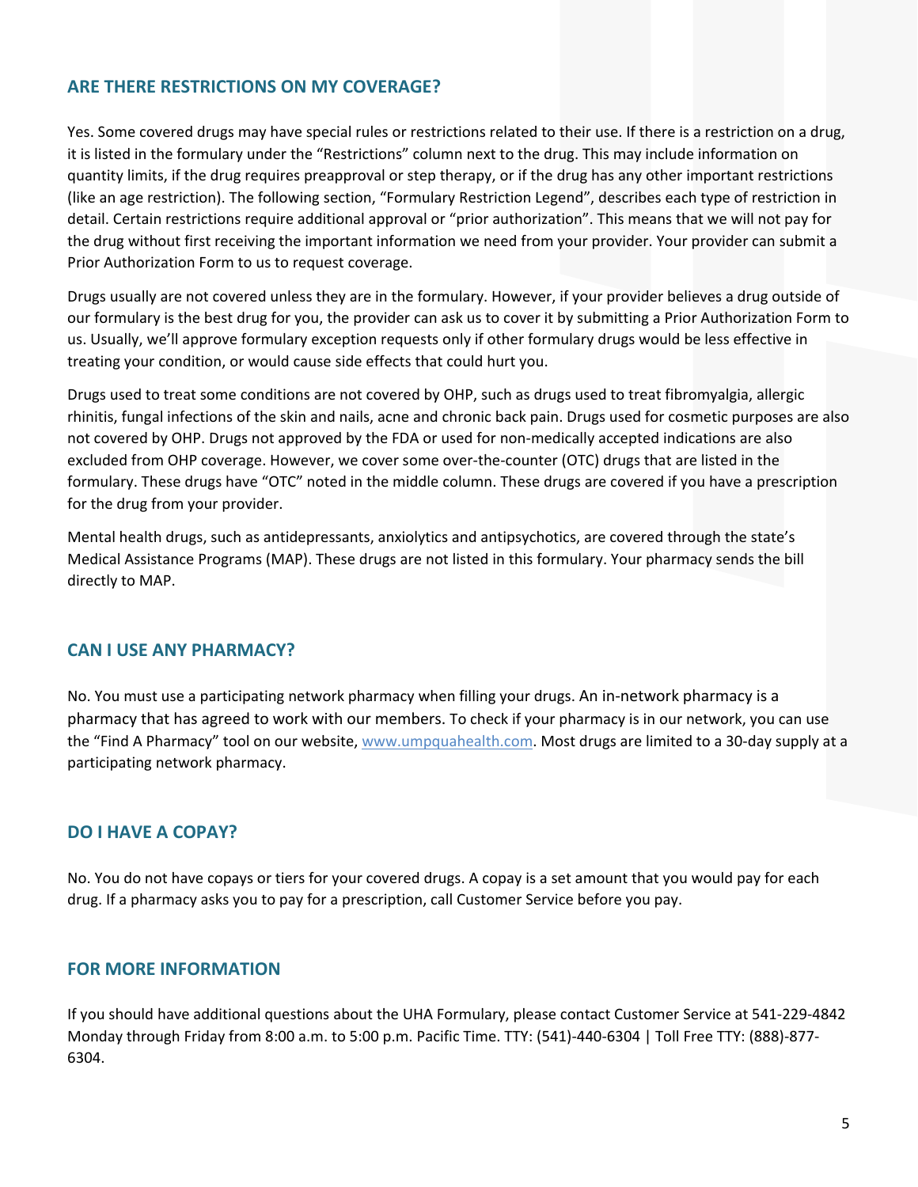## ARE THERE RESTRICTIONS ON MY COVERAGE?

Yes. Some covered drugs may have special rules or restrictions related to their use. If there is a restriction on a drug, it is listed in the formulary under the "Restrictions" column next to the drug. This may include information on quantity limits, if the drug requires preapproval or step therapy, or if the drug has any other important restrictions (like an age restriction). The following section, "Formulary Restriction Legend", describes each type of restriction in detail. Certain restrictions require additional approval or "prior authorization". This means that we will not pay for the drug without first receiving the important information we need from your provider. Your provider can submit a Prior Authorization Form to us to request coverage.

Drugs usually are not covered unless they are in the formulary. However, if your provider believes a drug outside of our formulary is the best drug for you, the provider can ask us to cover it by submitting a Prior Authorization Form to us. Usually, we'll approve formulary exception requests only if other formulary drugs would be less effective in treating your condition, or would cause side effects that could hurt you.

Drugs used to treat some conditions are not covered by OHP, such as drugs used to treat fibromyalgia, allergic rhinitis, fungal infections of the skin and nails, acne and chronic back pain. Drugs used for cosmetic purposes are also not covered by OHP. Drugs not approved by the FDA or used for non-medically accepted indications are also excluded from OHP coverage. However, we cover some over-the-counter (OTC) drugs that are listed in the formulary. These drugs have "OTC" noted in the middle column. These drugs are covered if you have a prescription for the drug from your provider.

Mental health drugs, such as antidepressants, anxiolytics and antipsychotics, are covered through the state's Medical Assistance Programs (MAP). These drugs are not listed in this formulary. Your pharmacy sends the bill directly to MAP.

## CAN I USE ANY PHARMACY?

No. You must use a participating network pharmacy when filling your drugs. An in-network pharmacy is a pharmacy that has agreed to work with our members. To check if your pharmacy is in our network, you can use the "Find A Pharmacy" tool on our website, [www.umpquahealth.com](www.umpquahealth.com). Most drugs are limited to a 30-day supply at a participating network pharmacy.

## DO I HAVE A COPAY?

No. You do not have copays or tiers for your covered drugs. A copay is a set amount that you would pay for each drug. If a pharmacy asks you to pay for a prescription, call Customer Service before you pay.

## FOR MORE INFORMATION

If you should have additional questions about the UHA Formulary, please contact Customer Service at 541-229-4842 Monday through Friday from 8:00 a.m. to 5:00 p.m. Pacific Time. TTY: (541)-440-6304 | Toll Free TTY: (888)-877-6304.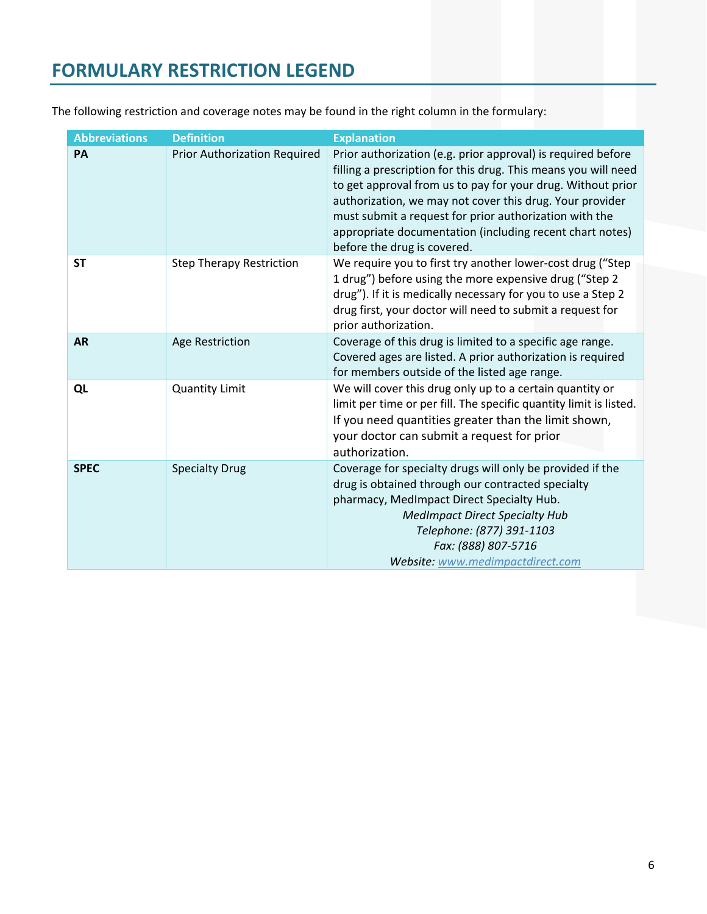# FORMULARY RESTRICTION LEGEND

The following restriction and coverage notes may be found in the right column in the formulary:

| Abbreviations | Definition | Explanation |
|---|---|---|
| **PA** | Prior Authorization Required | Prior authorization (e.g. prior approval) is required before filling a prescription for this drug. This means you will need to get approval from us to pay for your drug. Without prior authorization, we may not cover this drug. Your provider must submit a request for prior authorization with the appropriate documentation (including recent chart notes) before the drug is covered. |
| **ST** | Step Therapy Restriction | We require you to first try another lower-cost drug ("Step 1 drug") before using the more expensive drug ("Step 2 drug"). If it is medically necessary for you to use a Step 2 drug first, your doctor will need to submit a request for prior authorization. |
| **AR** | Age Restriction | Coverage of this drug is limited to a specific age range. Covered ages are listed. A prior authorization is required for members outside of the listed age range. |
| **QL** | Quantity Limit | We will cover this drug only up to a certain quantity or limit per time or per fill. The specific quantity limit is listed. If you need quantities greater than the limit shown, your doctor can submit a request for prior authorization. |
| **SPEC** | Specialty Drug | Coverage for specialty drugs will only be provided if the drug is obtained through our contracted specialty pharmacy, MedImpact Direct Specialty Hub. *MedImpact Direct Specialty Hub* *Telephone: (877) 391-1103* *Fax: (888) 807-5716* *Website: www.medimpactdirect.com* |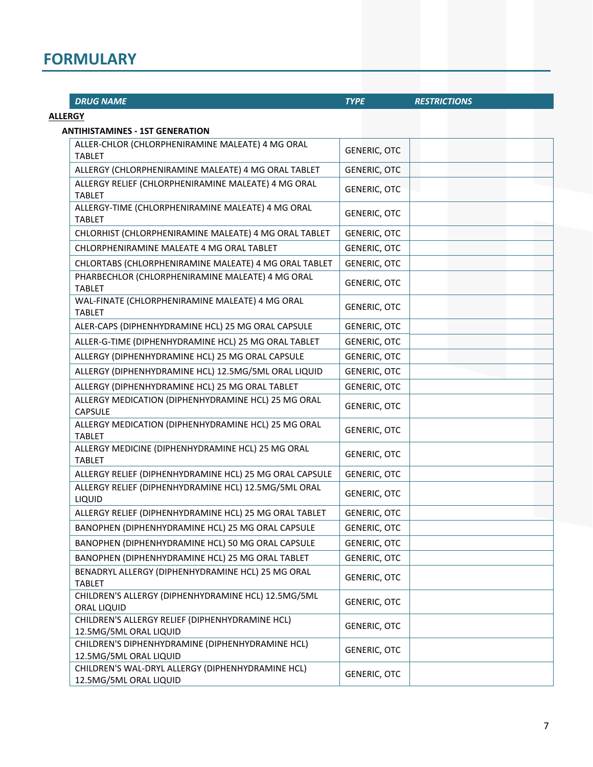# FORMULARY

| *DRUG NAME* | *TYPE* | *RESTRICTIONS* |
|---|---|---|
| **ALLERGY** | | |
| **ANTIHISTAMINES - 1ST GENERATION** | | |
| ALLER-CHLOR (CHLORPHENIRAMINE MALEATE) 4 MG ORAL TABLET | GENERIC, OTC | |
| ALLERGY (CHLORPHENIRAMINE MALEATE) 4 MG ORAL TABLET | GENERIC, OTC | |
| ALLERGY RELIEF (CHLORPHENIRAMINE MALEATE) 4 MG ORAL TABLET | GENERIC, OTC | |
| ALLERGY-TIME (CHLORPHENIRAMINE MALEATE) 4 MG ORAL TABLET | GENERIC, OTC | |
| CHLORHIST (CHLORPHENIRAMINE MALEATE) 4 MG ORAL TABLET | GENERIC, OTC | |
| CHLORPHENIRAMINE MALEATE 4 MG ORAL TABLET | GENERIC, OTC | |
| CHLORTABS (CHLORPHENIRAMINE MALEATE) 4 MG ORAL TABLET | GENERIC, OTC | |
| PHARBECHLOR (CHLORPHENIRAMINE MALEATE) 4 MG ORAL TABLET | GENERIC, OTC | |
| WAL-FINATE (CHLORPHENIRAMINE MALEATE) 4 MG ORAL TABLET | GENERIC, OTC | |
| ALER-CAPS (DIPHENHYDRAMINE HCL) 25 MG ORAL CAPSULE | GENERIC, OTC | |
| ALLER-G-TIME (DIPHENHYDRAMINE HCL) 25 MG ORAL TABLET | GENERIC, OTC | |
| ALLERGY (DIPHENHYDRAMINE HCL) 25 MG ORAL CAPSULE | GENERIC, OTC | |
| ALLERGY (DIPHENHYDRAMINE HCL) 12.5MG/5ML ORAL LIQUID | GENERIC, OTC | |
| ALLERGY (DIPHENHYDRAMINE HCL) 25 MG ORAL TABLET | GENERIC, OTC | |
| ALLERGY MEDICATION (DIPHENHYDRAMINE HCL) 25 MG ORAL CAPSULE | GENERIC, OTC | |
| ALLERGY MEDICATION (DIPHENHYDRAMINE HCL) 25 MG ORAL TABLET | GENERIC, OTC | |
| ALLERGY MEDICINE (DIPHENHYDRAMINE HCL) 25 MG ORAL TABLET | GENERIC, OTC | |
| ALLERGY RELIEF (DIPHENHYDRAMINE HCL) 25 MG ORAL CAPSULE | GENERIC, OTC | |
| ALLERGY RELIEF (DIPHENHYDRAMINE HCL) 12.5MG/5ML ORAL LIQUID | GENERIC, OTC | |
| ALLERGY RELIEF (DIPHENHYDRAMINE HCL) 25 MG ORAL TABLET | GENERIC, OTC | |
| BANOPHEN (DIPHENHYDRAMINE HCL) 25 MG ORAL CAPSULE | GENERIC, OTC | |
| BANOPHEN (DIPHENHYDRAMINE HCL) 50 MG ORAL CAPSULE | GENERIC, OTC | |
| BANOPHEN (DIPHENHYDRAMINE HCL) 25 MG ORAL TABLET | GENERIC, OTC | |
| BENADRYL ALLERGY (DIPHENHYDRAMINE HCL) 25 MG ORAL TABLET | GENERIC, OTC | |
| CHILDREN'S ALLERGY (DIPHENHYDRAMINE HCL) 12.5MG/5ML ORAL LIQUID | GENERIC, OTC | |
| CHILDREN'S ALLERGY RELIEF (DIPHENHYDRAMINE HCL) 12.5MG/5ML ORAL LIQUID | GENERIC, OTC | |
| CHILDREN'S DIPHENHYDRAMINE (DIPHENHYDRAMINE HCL) 12.5MG/5ML ORAL LIQUID | GENERIC, OTC | |
| CHILDREN'S WAL-DRYL ALLERGY (DIPHENHYDRAMINE HCL) 12.5MG/5ML ORAL LIQUID | GENERIC, OTC | |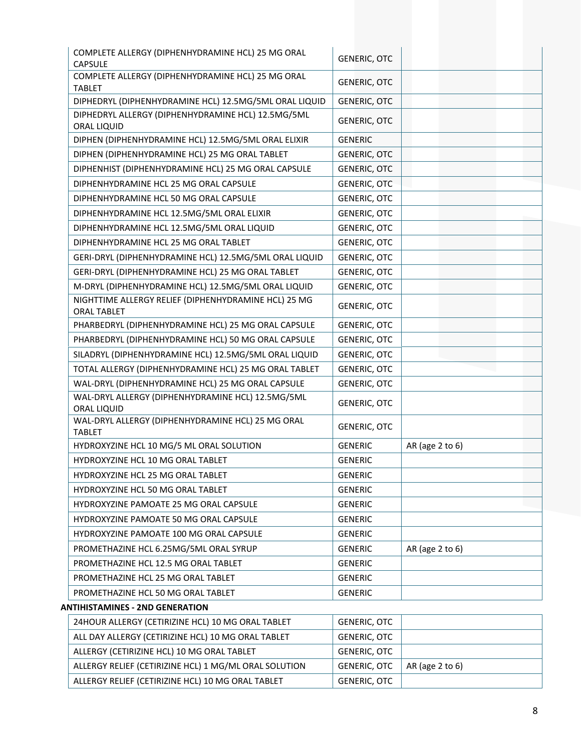| | | |
|---|---|---|
| COMPLETE ALLERGY (DIPHENHYDRAMINE HCL) 25 MG ORAL CAPSULE | GENERIC, OTC | |
| COMPLETE ALLERGY (DIPHENHYDRAMINE HCL) 25 MG ORAL TABLET | GENERIC, OTC | |
| DIPHEDRYL (DIPHENHYDRAMINE HCL) 12.5MG/5ML ORAL LIQUID | GENERIC, OTC | |
| DIPHEDRYL ALLERGY (DIPHENHYDRAMINE HCL) 12.5MG/5ML ORAL LIQUID | GENERIC, OTC | |
| DIPHEN (DIPHENHYDRAMINE HCL) 12.5MG/5ML ORAL ELIXIR | GENERIC | |
| DIPHEN (DIPHENHYDRAMINE HCL) 25 MG ORAL TABLET | GENERIC, OTC | |
| DIPHENHIST (DIPHENHYDRAMINE HCL) 25 MG ORAL CAPSULE | GENERIC, OTC | |
| DIPHENHYDRAMINE HCL 25 MG ORAL CAPSULE | GENERIC, OTC | |
| DIPHENHYDRAMINE HCL 50 MG ORAL CAPSULE | GENERIC, OTC | |
| DIPHENHYDRAMINE HCL 12.5MG/5ML ORAL ELIXIR | GENERIC, OTC | |
| DIPHENHYDRAMINE HCL 12.5MG/5ML ORAL LIQUID | GENERIC, OTC | |
| DIPHENHYDRAMINE HCL 25 MG ORAL TABLET | GENERIC, OTC | |
| GERI-DRYL (DIPHENHYDRAMINE HCL) 12.5MG/5ML ORAL LIQUID | GENERIC, OTC | |
| GERI-DRYL (DIPHENHYDRAMINE HCL) 25 MG ORAL TABLET | GENERIC, OTC | |
| M-DRYL (DIPHENHYDRAMINE HCL) 12.5MG/5ML ORAL LIQUID | GENERIC, OTC | |
| NIGHTTIME ALLERGY RELIEF (DIPHENHYDRAMINE HCL) 25 MG ORAL TABLET | GENERIC, OTC | |
| PHARBEDRYL (DIPHENHYDRAMINE HCL) 25 MG ORAL CAPSULE | GENERIC, OTC | |
| PHARBEDRYL (DIPHENHYDRAMINE HCL) 50 MG ORAL CAPSULE | GENERIC, OTC | |
| SILADRYL (DIPHENHYDRAMINE HCL) 12.5MG/5ML ORAL LIQUID | GENERIC, OTC | |
| TOTAL ALLERGY (DIPHENHYDRAMINE HCL) 25 MG ORAL TABLET | GENERIC, OTC | |
| WAL-DRYL (DIPHENHYDRAMINE HCL) 25 MG ORAL CAPSULE | GENERIC, OTC | |
| WAL-DRYL ALLERGY (DIPHENHYDRAMINE HCL) 12.5MG/5ML ORAL LIQUID | GENERIC, OTC | |
| WAL-DRYL ALLERGY (DIPHENHYDRAMINE HCL) 25 MG ORAL TABLET | GENERIC, OTC | |
| HYDROXYZINE HCL 10 MG/5 ML ORAL SOLUTION | GENERIC | AR (age 2 to 6) |
| HYDROXYZINE HCL 10 MG ORAL TABLET | GENERIC | |
| HYDROXYZINE HCL 25 MG ORAL TABLET | GENERIC | |
| HYDROXYZINE HCL 50 MG ORAL TABLET | GENERIC | |
| HYDROXYZINE PAMOATE 25 MG ORAL CAPSULE | GENERIC | |
| HYDROXYZINE PAMOATE 50 MG ORAL CAPSULE | GENERIC | |
| HYDROXYZINE PAMOATE 100 MG ORAL CAPSULE | GENERIC | |
| PROMETHAZINE HCL 6.25MG/5ML ORAL SYRUP | GENERIC | AR (age 2 to 6) |
| PROMETHAZINE HCL 12.5 MG ORAL TABLET | GENERIC | |
| PROMETHAZINE HCL 25 MG ORAL TABLET | GENERIC | |
| PROMETHAZINE HCL 50 MG ORAL TABLET | GENERIC | |

**ANTIHISTAMINES - 2ND GENERATION**

| | | |
|---|---|---|
| 24HOUR ALLERGY (CETIRIZINE HCL) 10 MG ORAL TABLET | GENERIC, OTC | |
| ALL DAY ALLERGY (CETIRIZINE HCL) 10 MG ORAL TABLET | GENERIC, OTC | |
| ALLERGY (CETIRIZINE HCL) 10 MG ORAL TABLET | GENERIC, OTC | |
| ALLERGY RELIEF (CETIRIZINE HCL) 1 MG/ML ORAL SOLUTION | GENERIC, OTC | AR (age 2 to 6) |
| ALLERGY RELIEF (CETIRIZINE HCL) 10 MG ORAL TABLET | GENERIC, OTC | |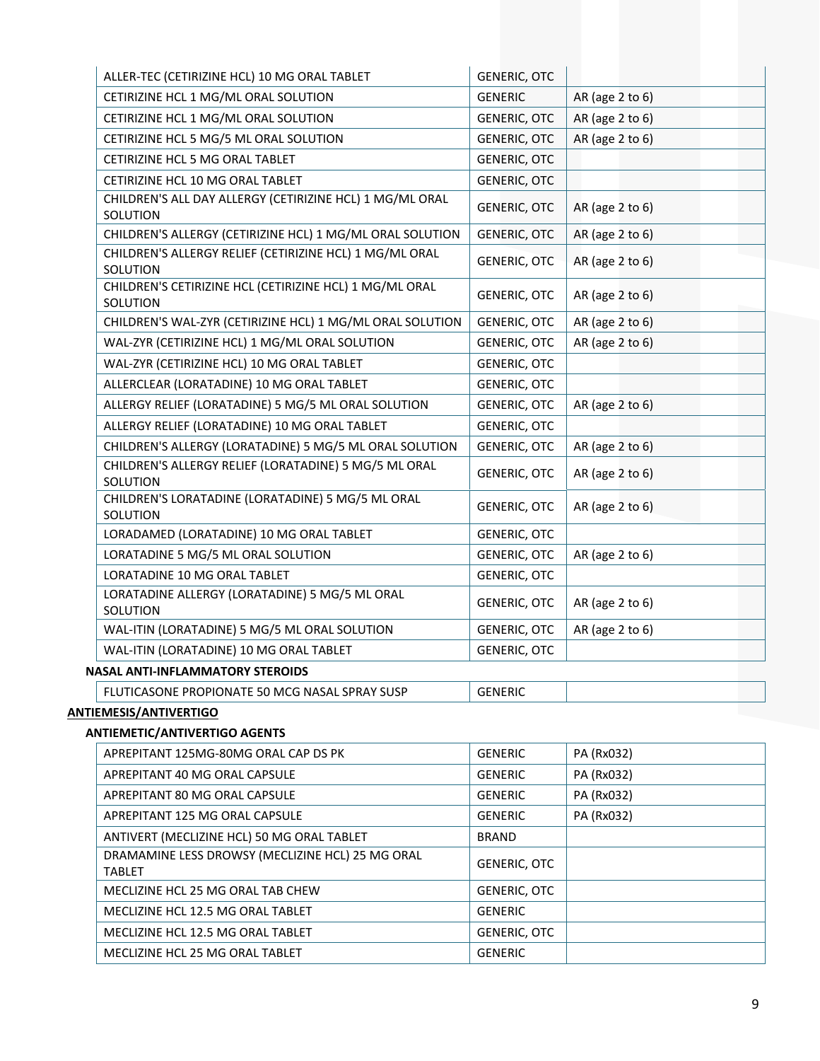| | | |
|---|---|---|
| ALLER-TEC (CETIRIZINE HCL) 10 MG ORAL TABLET | GENERIC, OTC | |
| CETIRIZINE HCL 1 MG/ML ORAL SOLUTION | GENERIC | AR (age 2 to 6) |
| CETIRIZINE HCL 1 MG/ML ORAL SOLUTION | GENERIC, OTC | AR (age 2 to 6) |
| CETIRIZINE HCL 5 MG/5 ML ORAL SOLUTION | GENERIC, OTC | AR (age 2 to 6) |
| CETIRIZINE HCL 5 MG ORAL TABLET | GENERIC, OTC | |
| CETIRIZINE HCL 10 MG ORAL TABLET | GENERIC, OTC | |
| CHILDREN'S ALL DAY ALLERGY (CETIRIZINE HCL) 1 MG/ML ORAL SOLUTION | GENERIC, OTC | AR (age 2 to 6) |
| CHILDREN'S ALLERGY (CETIRIZINE HCL) 1 MG/ML ORAL SOLUTION | GENERIC, OTC | AR (age 2 to 6) |
| CHILDREN'S ALLERGY RELIEF (CETIRIZINE HCL) 1 MG/ML ORAL SOLUTION | GENERIC, OTC | AR (age 2 to 6) |
| CHILDREN'S CETIRIZINE HCL (CETIRIZINE HCL) 1 MG/ML ORAL SOLUTION | GENERIC, OTC | AR (age 2 to 6) |
| CHILDREN'S WAL-ZYR (CETIRIZINE HCL) 1 MG/ML ORAL SOLUTION | GENERIC, OTC | AR (age 2 to 6) |
| WAL-ZYR (CETIRIZINE HCL) 1 MG/ML ORAL SOLUTION | GENERIC, OTC | AR (age 2 to 6) |
| WAL-ZYR (CETIRIZINE HCL) 10 MG ORAL TABLET | GENERIC, OTC | |
| ALLERCLEAR (LORATADINE) 10 MG ORAL TABLET | GENERIC, OTC | |
| ALLERGY RELIEF (LORATADINE) 5 MG/5 ML ORAL SOLUTION | GENERIC, OTC | AR (age 2 to 6) |
| ALLERGY RELIEF (LORATADINE) 10 MG ORAL TABLET | GENERIC, OTC | |
| CHILDREN'S ALLERGY (LORATADINE) 5 MG/5 ML ORAL SOLUTION | GENERIC, OTC | AR (age 2 to 6) |
| CHILDREN'S ALLERGY RELIEF (LORATADINE) 5 MG/5 ML ORAL SOLUTION | GENERIC, OTC | AR (age 2 to 6) |
| CHILDREN'S LORATADINE (LORATADINE) 5 MG/5 ML ORAL SOLUTION | GENERIC, OTC | AR (age 2 to 6) |
| LORADAMED (LORATADINE) 10 MG ORAL TABLET | GENERIC, OTC | |
| LORATADINE 5 MG/5 ML ORAL SOLUTION | GENERIC, OTC | AR (age 2 to 6) |
| LORATADINE 10 MG ORAL TABLET | GENERIC, OTC | |
| LORATADINE ALLERGY (LORATADINE) 5 MG/5 ML ORAL SOLUTION | GENERIC, OTC | AR (age 2 to 6) |
| WAL-ITIN (LORATADINE) 5 MG/5 ML ORAL SOLUTION | GENERIC, OTC | AR (age 2 to 6) |
| WAL-ITIN (LORATADINE) 10 MG ORAL TABLET | GENERIC, OTC | |

**NASAL ANTI-INFLAMMATORY STEROIDS**

| | | |
|---|---|---|
| FLUTICASONE PROPIONATE 50 MCG NASAL SPRAY SUSP | GENERIC | |

## ANTIEMESIS/ANTIVERTIGO

**ANTIEMETIC/ANTIVERTIGO AGENTS**

| | | |
|---|---|---|
| APREPITANT 125MG-80MG ORAL CAP DS PK | GENERIC | PA (Rx032) |
| APREPITANT 40 MG ORAL CAPSULE | GENERIC | PA (Rx032) |
| APREPITANT 80 MG ORAL CAPSULE | GENERIC | PA (Rx032) |
| APREPITANT 125 MG ORAL CAPSULE | GENERIC | PA (Rx032) |
| ANTIVERT (MECLIZINE HCL) 50 MG ORAL TABLET | BRAND | |
| DRAMAMINE LESS DROWSY (MECLIZINE HCL) 25 MG ORAL TABLET | GENERIC, OTC | |
| MECLIZINE HCL 25 MG ORAL TAB CHEW | GENERIC, OTC | |
| MECLIZINE HCL 12.5 MG ORAL TABLET | GENERIC | |
| MECLIZINE HCL 12.5 MG ORAL TABLET | GENERIC, OTC | |
| MECLIZINE HCL 25 MG ORAL TABLET | GENERIC | |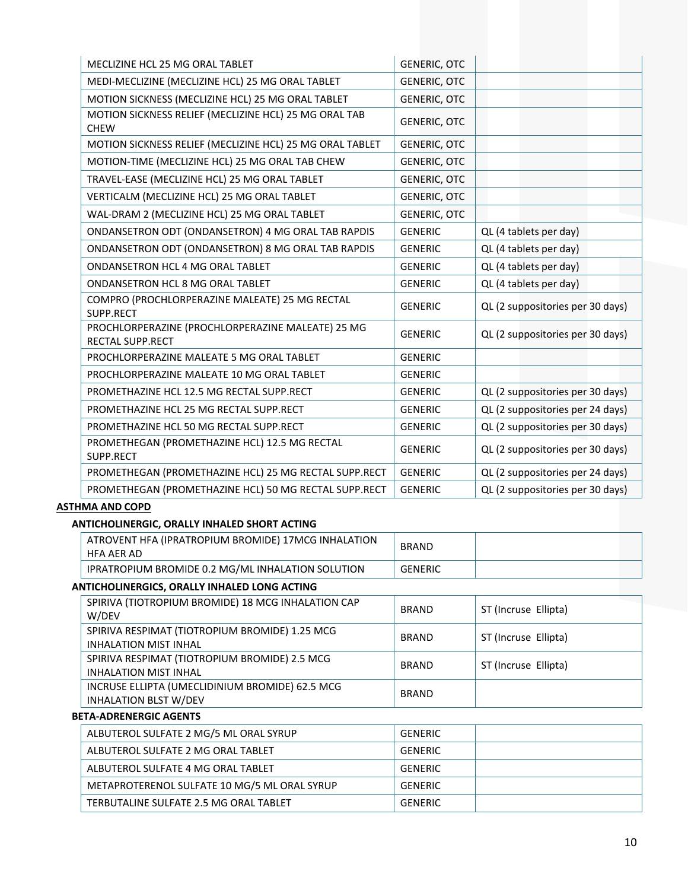| | | |
|---|---|---|
| MECLIZINE HCL 25 MG ORAL TABLET | GENERIC, OTC | |
| MEDI-MECLIZINE (MECLIZINE HCL) 25 MG ORAL TABLET | GENERIC, OTC | |
| MOTION SICKNESS (MECLIZINE HCL) 25 MG ORAL TABLET | GENERIC, OTC | |
| MOTION SICKNESS RELIEF (MECLIZINE HCL) 25 MG ORAL TAB CHEW | GENERIC, OTC | |
| MOTION SICKNESS RELIEF (MECLIZINE HCL) 25 MG ORAL TABLET | GENERIC, OTC | |
| MOTION-TIME (MECLIZINE HCL) 25 MG ORAL TAB CHEW | GENERIC, OTC | |
| TRAVEL-EASE (MECLIZINE HCL) 25 MG ORAL TABLET | GENERIC, OTC | |
| VERTICALM (MECLIZINE HCL) 25 MG ORAL TABLET | GENERIC, OTC | |
| WAL-DRAM 2 (MECLIZINE HCL) 25 MG ORAL TABLET | GENERIC, OTC | |
| ONDANSETRON ODT (ONDANSETRON) 4 MG ORAL TAB RAPDIS | GENERIC | QL (4 tablets per day) |
| ONDANSETRON ODT (ONDANSETRON) 8 MG ORAL TAB RAPDIS | GENERIC | QL (4 tablets per day) |
| ONDANSETRON HCL 4 MG ORAL TABLET | GENERIC | QL (4 tablets per day) |
| ONDANSETRON HCL 8 MG ORAL TABLET | GENERIC | QL (4 tablets per day) |
| COMPRO (PROCHLORPERAZINE MALEATE) 25 MG RECTAL SUPP.RECT | GENERIC | QL (2 suppositories per 30 days) |
| PROCHLORPERAZINE (PROCHLORPERAZINE MALEATE) 25 MG RECTAL SUPP.RECT | GENERIC | QL (2 suppositories per 30 days) |
| PROCHLORPERAZINE MALEATE 5 MG ORAL TABLET | GENERIC | |
| PROCHLORPERAZINE MALEATE 10 MG ORAL TABLET | GENERIC | |
| PROMETHAZINE HCL 12.5 MG RECTAL SUPP.RECT | GENERIC | QL (2 suppositories per 30 days) |
| PROMETHAZINE HCL 25 MG RECTAL SUPP.RECT | GENERIC | QL (2 suppositories per 24 days) |
| PROMETHAZINE HCL 50 MG RECTAL SUPP.RECT | GENERIC | QL (2 suppositories per 30 days) |
| PROMETHEGAN (PROMETHAZINE HCL) 12.5 MG RECTAL SUPP.RECT | GENERIC | QL (2 suppositories per 30 days) |
| PROMETHEGAN (PROMETHAZINE HCL) 25 MG RECTAL SUPP.RECT | GENERIC | QL (2 suppositories per 24 days) |
| PROMETHEGAN (PROMETHAZINE HCL) 50 MG RECTAL SUPP.RECT | GENERIC | QL (2 suppositories per 30 days) |

## ASTHMA AND COPD

### ANTICHOLINERGIC, ORALLY INHALED SHORT ACTING

| | | |
|---|---|---|
| ATROVENT HFA (IPRATROPIUM BROMIDE) 17MCG INHALATION HFA AER AD | BRAND | |
| IPRATROPIUM BROMIDE 0.2 MG/ML INHALATION SOLUTION | GENERIC | |

### ANTICHOLINERGICS, ORALLY INHALED LONG ACTING

| | | |
|---|---|---|
| SPIRIVA (TIOTROPIUM BROMIDE) 18 MCG INHALATION CAP W/DEV | BRAND | ST (Incruse Ellipta) |
| SPIRIVA RESPIMAT (TIOTROPIUM BROMIDE) 1.25 MCG INHALATION MIST INHAL | BRAND | ST (Incruse Ellipta) |
| SPIRIVA RESPIMAT (TIOTROPIUM BROMIDE) 2.5 MCG INHALATION MIST INHAL | BRAND | ST (Incruse Ellipta) |
| INCRUSE ELLIPTA (UMECLIDINIUM BROMIDE) 62.5 MCG INHALATION BLST W/DEV | BRAND | |

### BETA-ADRENERGIC AGENTS

| | | |
|---|---|---|
| ALBUTEROL SULFATE 2 MG/5 ML ORAL SYRUP | GENERIC | |
| ALBUTEROL SULFATE 2 MG ORAL TABLET | GENERIC | |
| ALBUTEROL SULFATE 4 MG ORAL TABLET | GENERIC | |
| METAPROTERENOL SULFATE 10 MG/5 ML ORAL SYRUP | GENERIC | |
| TERBUTALINE SULFATE 2.5 MG ORAL TABLET | GENERIC | |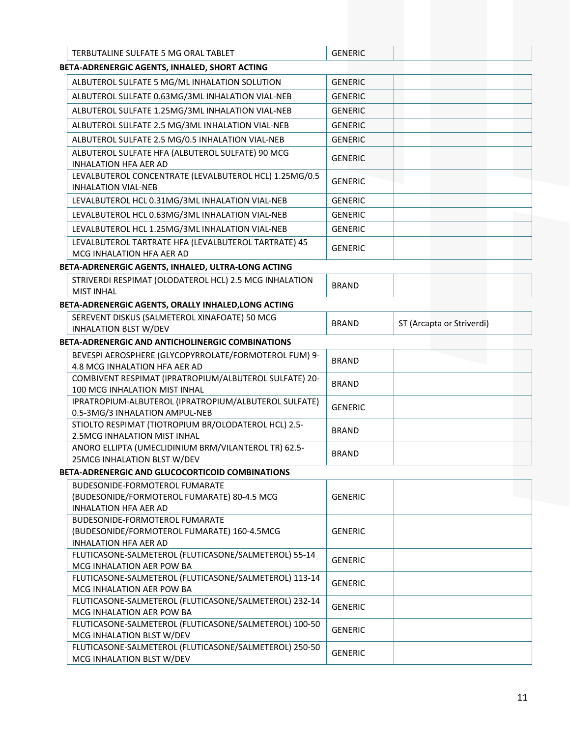| | | |
|---|---|---|
| TERBUTALINE SULFATE 5 MG ORAL TABLET | GENERIC | |

**BETA-ADRENERGIC AGENTS, INHALED, SHORT ACTING**

| | | |
|---|---|---|
| ALBUTEROL SULFATE 5 MG/ML INHALATION SOLUTION | GENERIC | |
| ALBUTEROL SULFATE 0.63MG/3ML INHALATION VIAL-NEB | GENERIC | |
| ALBUTEROL SULFATE 1.25MG/3ML INHALATION VIAL-NEB | GENERIC | |
| ALBUTEROL SULFATE 2.5 MG/3ML INHALATION VIAL-NEB | GENERIC | |
| ALBUTEROL SULFATE 2.5 MG/0.5 INHALATION VIAL-NEB | GENERIC | |
| ALBUTEROL SULFATE HFA (ALBUTEROL SULFATE) 90 MCG INHALATION HFA AER AD | GENERIC | |
| LEVALBUTEROL CONCENTRATE (LEVALBUTEROL HCL) 1.25MG/0.5 INHALATION VIAL-NEB | GENERIC | |
| LEVALBUTEROL HCL 0.31MG/3ML INHALATION VIAL-NEB | GENERIC | |
| LEVALBUTEROL HCL 0.63MG/3ML INHALATION VIAL-NEB | GENERIC | |
| LEVALBUTEROL HCL 1.25MG/3ML INHALATION VIAL-NEB | GENERIC | |
| LEVALBUTEROL TARTRATE HFA (LEVALBUTEROL TARTRATE) 45 MCG INHALATION HFA AER AD | GENERIC | |

**BETA-ADRENERGIC AGENTS, INHALED, ULTRA-LONG ACTING**

| | | |
|---|---|---|
| STRIVERDI RESPIMAT (OLODATEROL HCL) 2.5 MCG INHALATION MIST INHAL | BRAND | |

**BETA-ADRENERGIC AGENTS, ORALLY INHALED,LONG ACTING**

| | | |
|---|---|---|
| SEREVENT DISKUS (SALMETEROL XINAFOATE) 50 MCG INHALATION BLST W/DEV | BRAND | ST (Arcapta or Striverdi) |

**BETA-ADRENERGIC AND ANTICHOLINERGIC COMBINATIONS**

| | | |
|---|---|---|
| BEVESPI AEROSPHERE (GLYCOPYRROLATE/FORMOTEROL FUM) 9-4.8 MCG INHALATION HFA AER AD | BRAND | |
| COMBIVENT RESPIMAT (IPRATROPIUM/ALBUTEROL SULFATE) 20-100 MCG INHALATION MIST INHAL | BRAND | |
| IPRATROPIUM-ALBUTEROL (IPRATROPIUM/ALBUTEROL SULFATE) 0.5-3MG/3 INHALATION AMPUL-NEB | GENERIC | |
| STIOLTO RESPIMAT (TIOTROPIUM BR/OLODATEROL HCL) 2.5-2.5MCG INHALATION MIST INHAL | BRAND | |
| ANORO ELLIPTA (UMECLIDINIUM BRM/VILANTEROL TR) 62.5-25MCG INHALATION BLST W/DEV | BRAND | |

**BETA-ADRENERGIC AND GLUCOCORTICOID COMBINATIONS**

| | | |
|---|---|---|
| BUDESONIDE-FORMOTEROL FUMARATE (BUDESONIDE/FORMOTEROL FUMARATE) 80-4.5 MCG INHALATION HFA AER AD | GENERIC | |
| BUDESONIDE-FORMOTEROL FUMARATE (BUDESONIDE/FORMOTEROL FUMARATE) 160-4.5MCG INHALATION HFA AER AD | GENERIC | |
| FLUTICASONE-SALMETEROL (FLUTICASONE/SALMETEROL) 55-14 MCG INHALATION AER POW BA | GENERIC | |
| FLUTICASONE-SALMETEROL (FLUTICASONE/SALMETEROL) 113-14 MCG INHALATION AER POW BA | GENERIC | |
| FLUTICASONE-SALMETEROL (FLUTICASONE/SALMETEROL) 232-14 MCG INHALATION AER POW BA | GENERIC | |
| FLUTICASONE-SALMETEROL (FLUTICASONE/SALMETEROL) 100-50 MCG INHALATION BLST W/DEV | GENERIC | |
| FLUTICASONE-SALMETEROL (FLUTICASONE/SALMETEROL) 250-50 MCG INHALATION BLST W/DEV | GENERIC | |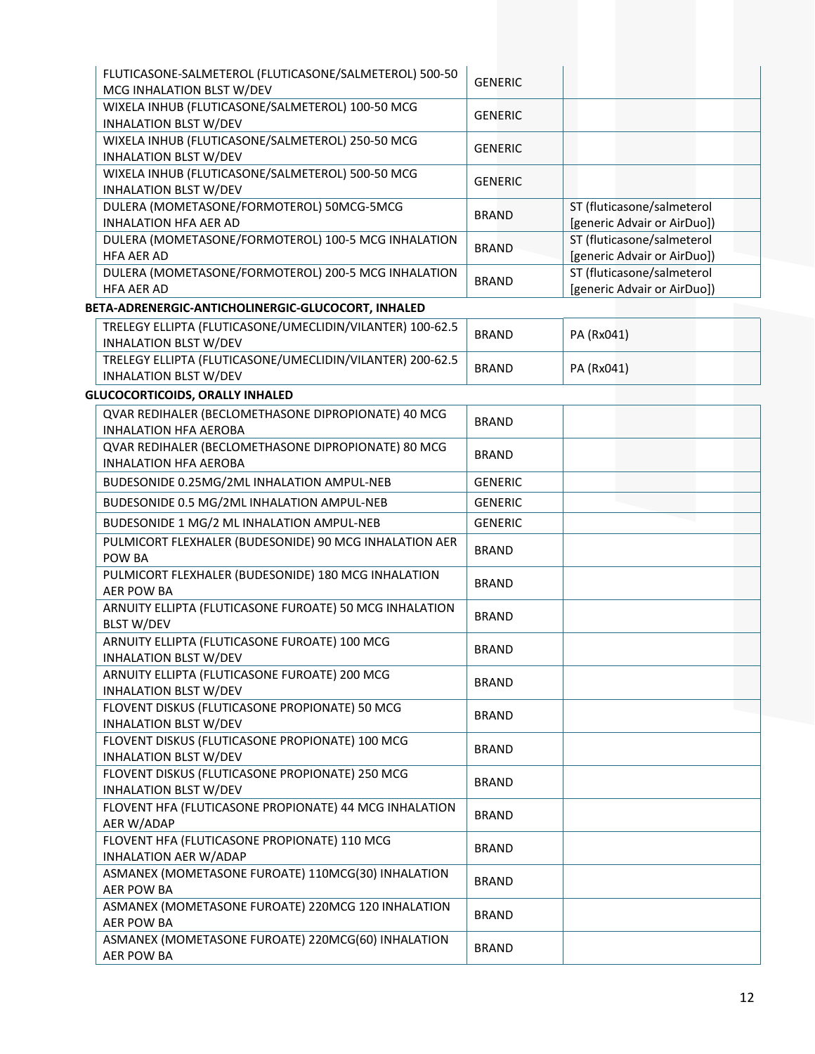| | | |
|---|---|---|
| FLUTICASONE-SALMETEROL (FLUTICASONE/SALMETEROL) 500-50 MCG INHALATION BLST W/DEV | GENERIC | |
| WIXELA INHUB (FLUTICASONE/SALMETEROL) 100-50 MCG INHALATION BLST W/DEV | GENERIC | |
| WIXELA INHUB (FLUTICASONE/SALMETEROL) 250-50 MCG INHALATION BLST W/DEV | GENERIC | |
| WIXELA INHUB (FLUTICASONE/SALMETEROL) 500-50 MCG INHALATION BLST W/DEV | GENERIC | |
| DULERA (MOMETASONE/FORMOTEROL) 50MCG-5MCG INHALATION HFA AER AD | BRAND | ST (fluticasone/salmeterol [generic Advair or AirDuo]) |
| DULERA (MOMETASONE/FORMOTEROL) 100-5 MCG INHALATION HFA AER AD | BRAND | ST (fluticasone/salmeterol [generic Advair or AirDuo]) |
| DULERA (MOMETASONE/FORMOTEROL) 200-5 MCG INHALATION HFA AER AD | BRAND | ST (fluticasone/salmeterol [generic Advair or AirDuo]) |

**BETA-ADRENERGIC-ANTICHOLINERGIC-GLUCOCORT, INHALED**

| | | |
|---|---|---|
| TRELEGY ELLIPTA (FLUTICASONE/UMECLIDIN/VILANTER) 100-62.5 INHALATION BLST W/DEV | BRAND | PA (Rx041) |
| TRELEGY ELLIPTA (FLUTICASONE/UMECLIDIN/VILANTER) 200-62.5 INHALATION BLST W/DEV | BRAND | PA (Rx041) |

**GLUCOCORTICOIDS, ORALLY INHALED**

| | | |
|---|---|---|
| QVAR REDIHALER (BECLOMETHASONE DIPROPIONATE) 40 MCG INHALATION HFA AEROBA | BRAND | |
| QVAR REDIHALER (BECLOMETHASONE DIPROPIONATE) 80 MCG INHALATION HFA AEROBA | BRAND | |
| BUDESONIDE 0.25MG/2ML INHALATION AMPUL-NEB | GENERIC | |
| BUDESONIDE 0.5 MG/2ML INHALATION AMPUL-NEB | GENERIC | |
| BUDESONIDE 1 MG/2 ML INHALATION AMPUL-NEB | GENERIC | |
| PULMICORT FLEXHALER (BUDESONIDE) 90 MCG INHALATION AER POW BA | BRAND | |
| PULMICORT FLEXHALER (BUDESONIDE) 180 MCG INHALATION AER POW BA | BRAND | |
| ARNUITY ELLIPTA (FLUTICASONE FUROATE) 50 MCG INHALATION BLST W/DEV | BRAND | |
| ARNUITY ELLIPTA (FLUTICASONE FUROATE) 100 MCG INHALATION BLST W/DEV | BRAND | |
| ARNUITY ELLIPTA (FLUTICASONE FUROATE) 200 MCG INHALATION BLST W/DEV | BRAND | |
| FLOVENT DISKUS (FLUTICASONE PROPIONATE) 50 MCG INHALATION BLST W/DEV | BRAND | |
| FLOVENT DISKUS (FLUTICASONE PROPIONATE) 100 MCG INHALATION BLST W/DEV | BRAND | |
| FLOVENT DISKUS (FLUTICASONE PROPIONATE) 250 MCG INHALATION BLST W/DEV | BRAND | |
| FLOVENT HFA (FLUTICASONE PROPIONATE) 44 MCG INHALATION AER W/ADAP | BRAND | |
| FLOVENT HFA (FLUTICASONE PROPIONATE) 110 MCG INHALATION AER W/ADAP | BRAND | |
| ASMANEX (MOMETASONE FUROATE) 110MCG(30) INHALATION AER POW BA | BRAND | |
| ASMANEX (MOMETASONE FUROATE) 220MCG 120 INHALATION AER POW BA | BRAND | |
| ASMANEX (MOMETASONE FUROATE) 220MCG(60) INHALATION AER POW BA | BRAND | |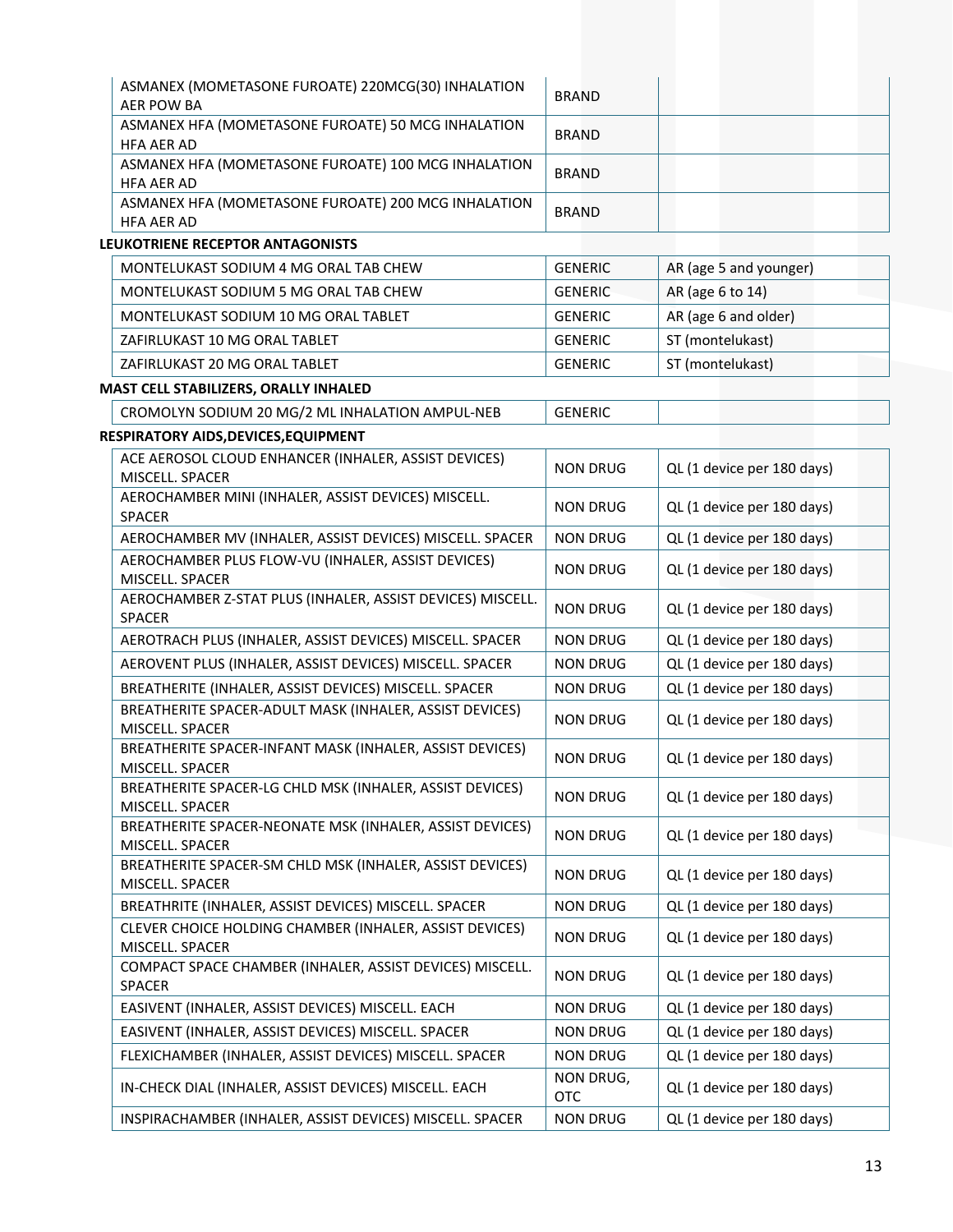| | | |
|---|---|---|
| ASMANEX (MOMETASONE FUROATE) 220MCG(30) INHALATION AER POW BA | BRAND | |
| ASMANEX HFA (MOMETASONE FUROATE) 50 MCG INHALATION HFA AER AD | BRAND | |
| ASMANEX HFA (MOMETASONE FUROATE) 100 MCG INHALATION HFA AER AD | BRAND | |
| ASMANEX HFA (MOMETASONE FUROATE) 200 MCG INHALATION HFA AER AD | BRAND | |

**LEUKOTRIENE RECEPTOR ANTAGONISTS**

| | | |
|---|---|---|
| MONTELUKAST SODIUM 4 MG ORAL TAB CHEW | GENERIC | AR (age 5 and younger) |
| MONTELUKAST SODIUM 5 MG ORAL TAB CHEW | GENERIC | AR (age 6 to 14) |
| MONTELUKAST SODIUM 10 MG ORAL TABLET | GENERIC | AR (age 6 and older) |
| ZAFIRLUKAST 10 MG ORAL TABLET | GENERIC | ST (montelukast) |
| ZAFIRLUKAST 20 MG ORAL TABLET | GENERIC | ST (montelukast) |

**MAST CELL STABILIZERS, ORALLY INHALED**

| | | |
|---|---|---|
| CROMOLYN SODIUM 20 MG/2 ML INHALATION AMPUL-NEB | GENERIC | |

**RESPIRATORY AIDS,DEVICES,EQUIPMENT**

| | | |
|---|---|---|
| ACE AEROSOL CLOUD ENHANCER (INHALER, ASSIST DEVICES) MISCELL. SPACER | NON DRUG | QL (1 device per 180 days) |
| AEROCHAMBER MINI (INHALER, ASSIST DEVICES) MISCELL. SPACER | NON DRUG | QL (1 device per 180 days) |
| AEROCHAMBER MV (INHALER, ASSIST DEVICES) MISCELL. SPACER | NON DRUG | QL (1 device per 180 days) |
| AEROCHAMBER PLUS FLOW-VU (INHALER, ASSIST DEVICES) MISCELL. SPACER | NON DRUG | QL (1 device per 180 days) |
| AEROCHAMBER Z-STAT PLUS (INHALER, ASSIST DEVICES) MISCELL. SPACER | NON DRUG | QL (1 device per 180 days) |
| AEROTRACH PLUS (INHALER, ASSIST DEVICES) MISCELL. SPACER | NON DRUG | QL (1 device per 180 days) |
| AEROVENT PLUS (INHALER, ASSIST DEVICES) MISCELL. SPACER | NON DRUG | QL (1 device per 180 days) |
| BREATHERITE (INHALER, ASSIST DEVICES) MISCELL. SPACER | NON DRUG | QL (1 device per 180 days) |
| BREATHERITE SPACER-ADULT MASK (INHALER, ASSIST DEVICES) MISCELL. SPACER | NON DRUG | QL (1 device per 180 days) |
| BREATHERITE SPACER-INFANT MASK (INHALER, ASSIST DEVICES) MISCELL. SPACER | NON DRUG | QL (1 device per 180 days) |
| BREATHERITE SPACER-LG CHLD MSK (INHALER, ASSIST DEVICES) MISCELL. SPACER | NON DRUG | QL (1 device per 180 days) |
| BREATHERITE SPACER-NEONATE MSK (INHALER, ASSIST DEVICES) MISCELL. SPACER | NON DRUG | QL (1 device per 180 days) |
| BREATHERITE SPACER-SM CHLD MSK (INHALER, ASSIST DEVICES) MISCELL. SPACER | NON DRUG | QL (1 device per 180 days) |
| BREATHRITE (INHALER, ASSIST DEVICES) MISCELL. SPACER | NON DRUG | QL (1 device per 180 days) |
| CLEVER CHOICE HOLDING CHAMBER (INHALER, ASSIST DEVICES) MISCELL. SPACER | NON DRUG | QL (1 device per 180 days) |
| COMPACT SPACE CHAMBER (INHALER, ASSIST DEVICES) MISCELL. SPACER | NON DRUG | QL (1 device per 180 days) |
| EASIVENT (INHALER, ASSIST DEVICES) MISCELL. EACH | NON DRUG | QL (1 device per 180 days) |
| EASIVENT (INHALER, ASSIST DEVICES) MISCELL. SPACER | NON DRUG | QL (1 device per 180 days) |
| FLEXICHAMBER (INHALER, ASSIST DEVICES) MISCELL. SPACER | NON DRUG | QL (1 device per 180 days) |
| IN-CHECK DIAL (INHALER, ASSIST DEVICES) MISCELL. EACH | NON DRUG, OTC | QL (1 device per 180 days) |
| INSPIRACHAMBER (INHALER, ASSIST DEVICES) MISCELL. SPACER | NON DRUG | QL (1 device per 180 days) |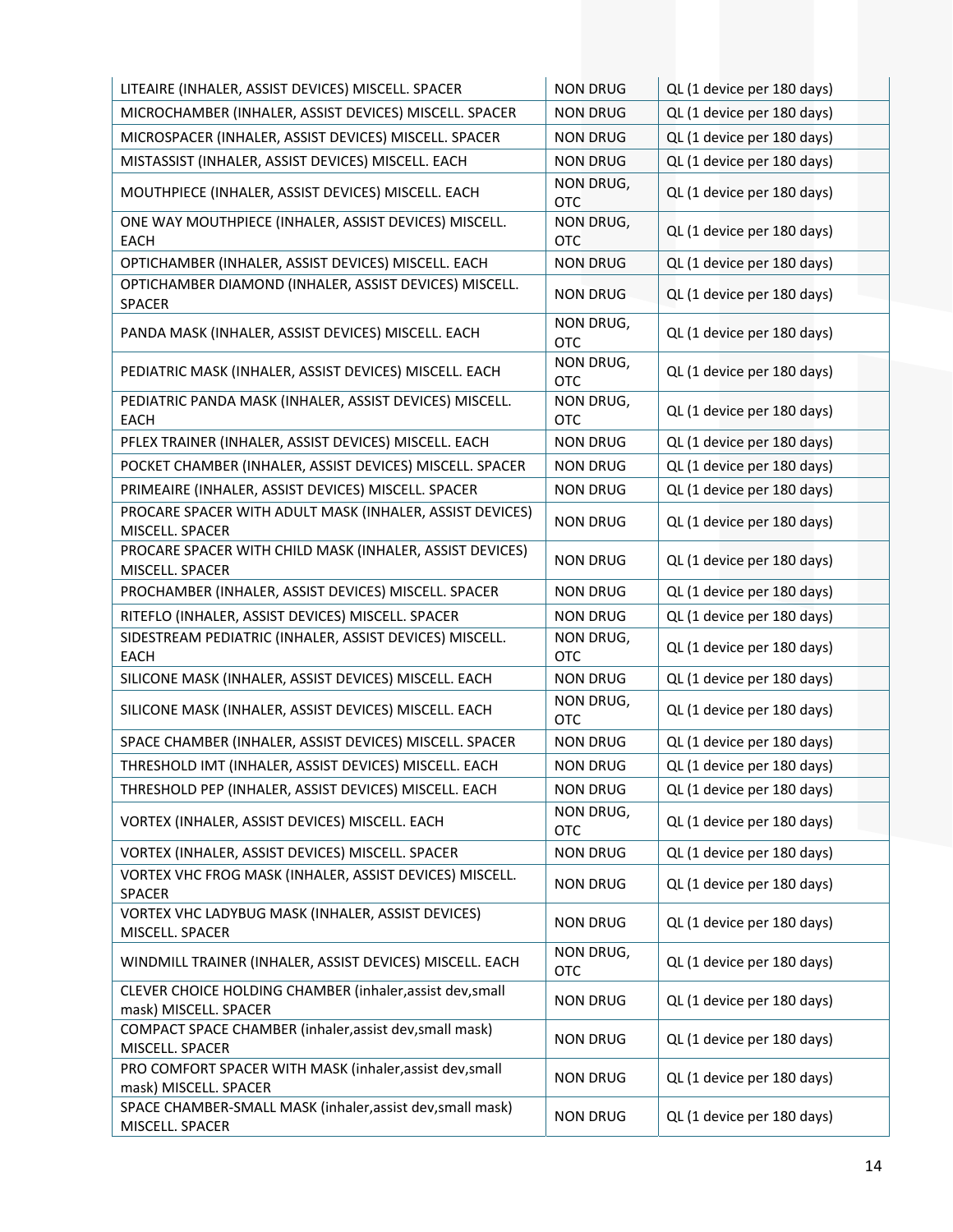| | | |
|---|---|---|
| LITEAIRE (INHALER, ASSIST DEVICES) MISCELL. SPACER | NON DRUG | QL (1 device per 180 days) |
| MICROCHAMBER (INHALER, ASSIST DEVICES) MISCELL. SPACER | NON DRUG | QL (1 device per 180 days) |
| MICROSPACER (INHALER, ASSIST DEVICES) MISCELL. SPACER | NON DRUG | QL (1 device per 180 days) |
| MISTASSIST (INHALER, ASSIST DEVICES) MISCELL. EACH | NON DRUG | QL (1 device per 180 days) |
| MOUTHPIECE (INHALER, ASSIST DEVICES) MISCELL. EACH | NON DRUG, OTC | QL (1 device per 180 days) |
| ONE WAY MOUTHPIECE (INHALER, ASSIST DEVICES) MISCELL. EACH | NON DRUG, OTC | QL (1 device per 180 days) |
| OPTICHAMBER (INHALER, ASSIST DEVICES) MISCELL. EACH | NON DRUG | QL (1 device per 180 days) |
| OPTICHAMBER DIAMOND (INHALER, ASSIST DEVICES) MISCELL. SPACER | NON DRUG | QL (1 device per 180 days) |
| PANDA MASK (INHALER, ASSIST DEVICES) MISCELL. EACH | NON DRUG, OTC | QL (1 device per 180 days) |
| PEDIATRIC MASK (INHALER, ASSIST DEVICES) MISCELL. EACH | NON DRUG, OTC | QL (1 device per 180 days) |
| PEDIATRIC PANDA MASK (INHALER, ASSIST DEVICES) MISCELL. EACH | NON DRUG, OTC | QL (1 device per 180 days) |
| PFLEX TRAINER (INHALER, ASSIST DEVICES) MISCELL. EACH | NON DRUG | QL (1 device per 180 days) |
| POCKET CHAMBER (INHALER, ASSIST DEVICES) MISCELL. SPACER | NON DRUG | QL (1 device per 180 days) |
| PRIMEAIRE (INHALER, ASSIST DEVICES) MISCELL. SPACER | NON DRUG | QL (1 device per 180 days) |
| PROCARE SPACER WITH ADULT MASK (INHALER, ASSIST DEVICES) MISCELL. SPACER | NON DRUG | QL (1 device per 180 days) |
| PROCARE SPACER WITH CHILD MASK (INHALER, ASSIST DEVICES) MISCELL. SPACER | NON DRUG | QL (1 device per 180 days) |
| PROCHAMBER (INHALER, ASSIST DEVICES) MISCELL. SPACER | NON DRUG | QL (1 device per 180 days) |
| RITEFLO (INHALER, ASSIST DEVICES) MISCELL. SPACER | NON DRUG | QL (1 device per 180 days) |
| SIDESTREAM PEDIATRIC (INHALER, ASSIST DEVICES) MISCELL. EACH | NON DRUG, OTC | QL (1 device per 180 days) |
| SILICONE MASK (INHALER, ASSIST DEVICES) MISCELL. EACH | NON DRUG | QL (1 device per 180 days) |
| SILICONE MASK (INHALER, ASSIST DEVICES) MISCELL. EACH | NON DRUG, OTC | QL (1 device per 180 days) |
| SPACE CHAMBER (INHALER, ASSIST DEVICES) MISCELL. SPACER | NON DRUG | QL (1 device per 180 days) |
| THRESHOLD IMT (INHALER, ASSIST DEVICES) MISCELL. EACH | NON DRUG | QL (1 device per 180 days) |
| THRESHOLD PEP (INHALER, ASSIST DEVICES) MISCELL. EACH | NON DRUG | QL (1 device per 180 days) |
| VORTEX (INHALER, ASSIST DEVICES) MISCELL. EACH | NON DRUG, OTC | QL (1 device per 180 days) |
| VORTEX (INHALER, ASSIST DEVICES) MISCELL. SPACER | NON DRUG | QL (1 device per 180 days) |
| VORTEX VHC FROG MASK (INHALER, ASSIST DEVICES) MISCELL. SPACER | NON DRUG | QL (1 device per 180 days) |
| VORTEX VHC LADYBUG MASK (INHALER, ASSIST DEVICES) MISCELL. SPACER | NON DRUG | QL (1 device per 180 days) |
| WINDMILL TRAINER (INHALER, ASSIST DEVICES) MISCELL. EACH | NON DRUG, OTC | QL (1 device per 180 days) |
| CLEVER CHOICE HOLDING CHAMBER (inhaler,assist dev,small mask) MISCELL. SPACER | NON DRUG | QL (1 device per 180 days) |
| COMPACT SPACE CHAMBER (inhaler,assist dev,small mask) MISCELL. SPACER | NON DRUG | QL (1 device per 180 days) |
| PRO COMFORT SPACER WITH MASK (inhaler,assist dev,small mask) MISCELL. SPACER | NON DRUG | QL (1 device per 180 days) |
| SPACE CHAMBER-SMALL MASK (inhaler,assist dev,small mask) MISCELL. SPACER | NON DRUG | QL (1 device per 180 days) |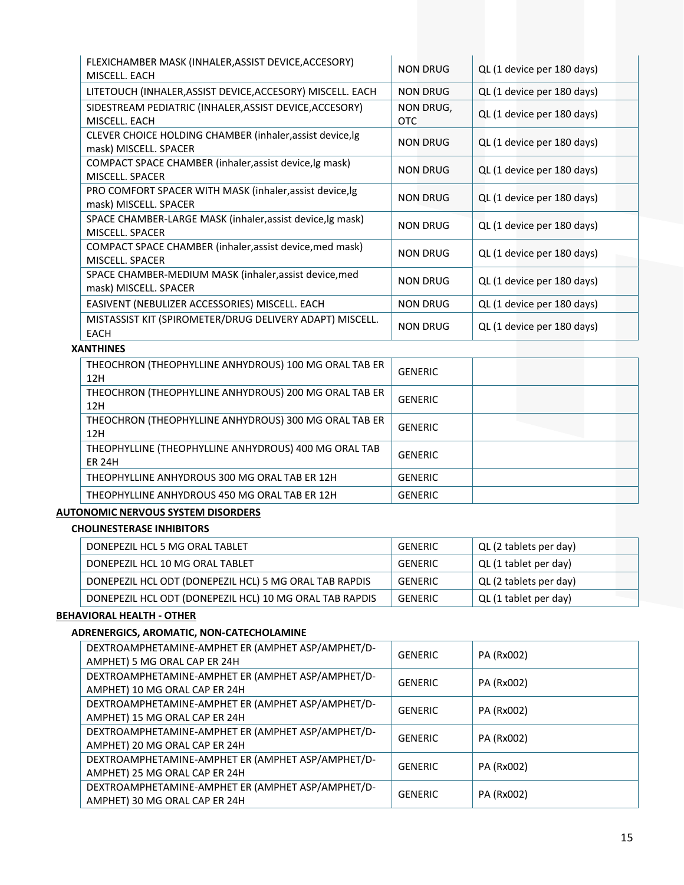| | | |
|---|---|---|
| FLEXICHAMBER MASK (INHALER,ASSIST DEVICE,ACCESORY) MISCELL. EACH | NON DRUG | QL (1 device per 180 days) |
| LITETOUCH (INHALER,ASSIST DEVICE,ACCESORY) MISCELL. EACH | NON DRUG | QL (1 device per 180 days) |
| SIDESTREAM PEDIATRIC (INHALER,ASSIST DEVICE,ACCESORY) MISCELL. EACH | NON DRUG, OTC | QL (1 device per 180 days) |
| CLEVER CHOICE HOLDING CHAMBER (inhaler,assist device,lg mask) MISCELL. SPACER | NON DRUG | QL (1 device per 180 days) |
| COMPACT SPACE CHAMBER (inhaler,assist device,lg mask) MISCELL. SPACER | NON DRUG | QL (1 device per 180 days) |
| PRO COMFORT SPACER WITH MASK (inhaler,assist device,lg mask) MISCELL. SPACER | NON DRUG | QL (1 device per 180 days) |
| SPACE CHAMBER-LARGE MASK (inhaler,assist device,lg mask) MISCELL. SPACER | NON DRUG | QL (1 device per 180 days) |
| COMPACT SPACE CHAMBER (inhaler,assist device,med mask) MISCELL. SPACER | NON DRUG | QL (1 device per 180 days) |
| SPACE CHAMBER-MEDIUM MASK (inhaler,assist device,med mask) MISCELL. SPACER | NON DRUG | QL (1 device per 180 days) |
| EASIVENT (NEBULIZER ACCESSORIES) MISCELL. EACH | NON DRUG | QL (1 device per 180 days) |
| MISTASSIST KIT (SPIROMETER/DRUG DELIVERY ADAPT) MISCELL. EACH | NON DRUG | QL (1 device per 180 days) |

**XANTHINES**

| | | |
|---|---|---|
| THEOCHRON (THEOPHYLLINE ANHYDROUS) 100 MG ORAL TAB ER 12H | GENERIC | |
| THEOCHRON (THEOPHYLLINE ANHYDROUS) 200 MG ORAL TAB ER 12H | GENERIC | |
| THEOCHRON (THEOPHYLLINE ANHYDROUS) 300 MG ORAL TAB ER 12H | GENERIC | |
| THEOPHYLLINE (THEOPHYLLINE ANHYDROUS) 400 MG ORAL TAB ER 24H | GENERIC | |
| THEOPHYLLINE ANHYDROUS 300 MG ORAL TAB ER 12H | GENERIC | |
| THEOPHYLLINE ANHYDROUS 450 MG ORAL TAB ER 12H | GENERIC | |

## AUTONOMIC NERVOUS SYSTEM DISORDERS

**CHOLINESTERASE INHIBITORS**

| | | |
|---|---|---|
| DONEPEZIL HCL 5 MG ORAL TABLET | GENERIC | QL (2 tablets per day) |
| DONEPEZIL HCL 10 MG ORAL TABLET | GENERIC | QL (1 tablet per day) |
| DONEPEZIL HCL ODT (DONEPEZIL HCL) 5 MG ORAL TAB RAPDIS | GENERIC | QL (2 tablets per day) |
| DONEPEZIL HCL ODT (DONEPEZIL HCL) 10 MG ORAL TAB RAPDIS | GENERIC | QL (1 tablet per day) |

## BEHAVIORAL HEALTH - OTHER

**ADRENERGICS, AROMATIC, NON-CATECHOLAMINE**

| | | |
|---|---|---|
| DEXTROAMPHETAMINE-AMPHET ER (AMPHET ASP/AMPHET/D-AMPHET) 5 MG ORAL CAP ER 24H | GENERIC | PA (Rx002) |
| DEXTROAMPHETAMINE-AMPHET ER (AMPHET ASP/AMPHET/D-AMPHET) 10 MG ORAL CAP ER 24H | GENERIC | PA (Rx002) |
| DEXTROAMPHETAMINE-AMPHET ER (AMPHET ASP/AMPHET/D-AMPHET) 15 MG ORAL CAP ER 24H | GENERIC | PA (Rx002) |
| DEXTROAMPHETAMINE-AMPHET ER (AMPHET ASP/AMPHET/D-AMPHET) 20 MG ORAL CAP ER 24H | GENERIC | PA (Rx002) |
| DEXTROAMPHETAMINE-AMPHET ER (AMPHET ASP/AMPHET/D-AMPHET) 25 MG ORAL CAP ER 24H | GENERIC | PA (Rx002) |
| DEXTROAMPHETAMINE-AMPHET ER (AMPHET ASP/AMPHET/D-AMPHET) 30 MG ORAL CAP ER 24H | GENERIC | PA (Rx002) |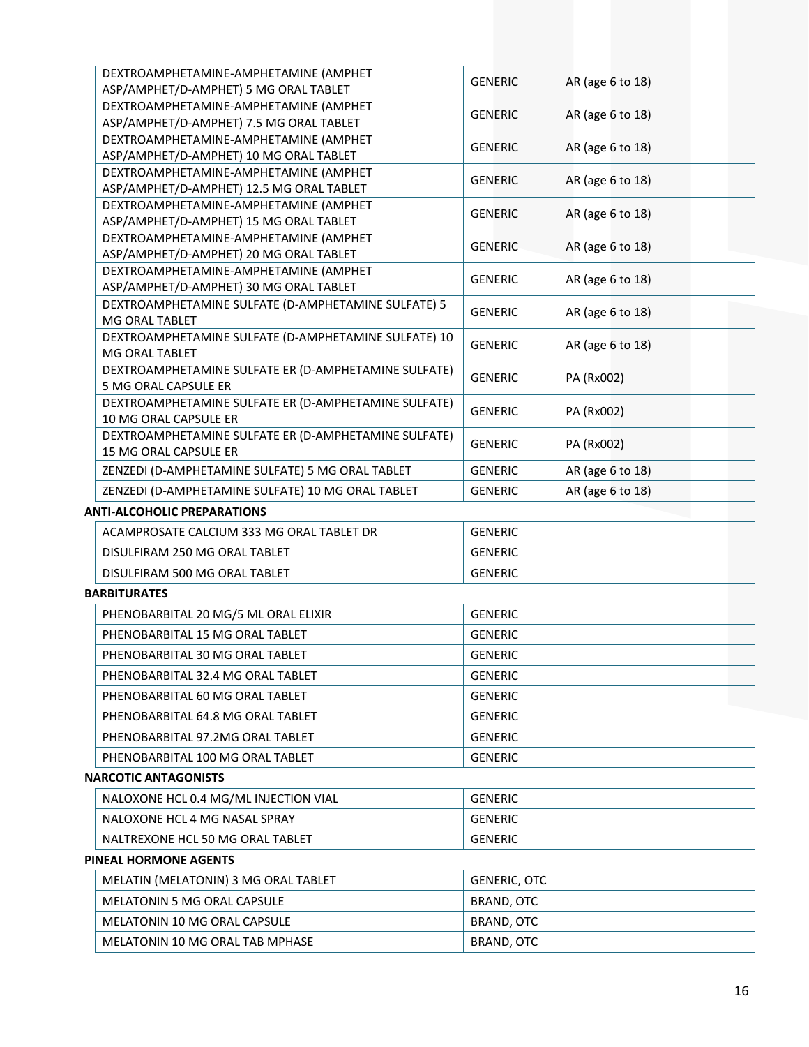| | | |
|---|---|---|
| DEXTROAMPHETAMINE-AMPHETAMINE (AMPHET ASP/AMPHET/D-AMPHET) 5 MG ORAL TABLET | GENERIC | AR (age 6 to 18) |
| DEXTROAMPHETAMINE-AMPHETAMINE (AMPHET ASP/AMPHET/D-AMPHET) 7.5 MG ORAL TABLET | GENERIC | AR (age 6 to 18) |
| DEXTROAMPHETAMINE-AMPHETAMINE (AMPHET ASP/AMPHET/D-AMPHET) 10 MG ORAL TABLET | GENERIC | AR (age 6 to 18) |
| DEXTROAMPHETAMINE-AMPHETAMINE (AMPHET ASP/AMPHET/D-AMPHET) 12.5 MG ORAL TABLET | GENERIC | AR (age 6 to 18) |
| DEXTROAMPHETAMINE-AMPHETAMINE (AMPHET ASP/AMPHET/D-AMPHET) 15 MG ORAL TABLET | GENERIC | AR (age 6 to 18) |
| DEXTROAMPHETAMINE-AMPHETAMINE (AMPHET ASP/AMPHET/D-AMPHET) 20 MG ORAL TABLET | GENERIC | AR (age 6 to 18) |
| DEXTROAMPHETAMINE-AMPHETAMINE (AMPHET ASP/AMPHET/D-AMPHET) 30 MG ORAL TABLET | GENERIC | AR (age 6 to 18) |
| DEXTROAMPHETAMINE SULFATE (D-AMPHETAMINE SULFATE) 5 MG ORAL TABLET | GENERIC | AR (age 6 to 18) |
| DEXTROAMPHETAMINE SULFATE (D-AMPHETAMINE SULFATE) 10 MG ORAL TABLET | GENERIC | AR (age 6 to 18) |
| DEXTROAMPHETAMINE SULFATE ER (D-AMPHETAMINE SULFATE) 5 MG ORAL CAPSULE ER | GENERIC | PA (Rx002) |
| DEXTROAMPHETAMINE SULFATE ER (D-AMPHETAMINE SULFATE) 10 MG ORAL CAPSULE ER | GENERIC | PA (Rx002) |
| DEXTROAMPHETAMINE SULFATE ER (D-AMPHETAMINE SULFATE) 15 MG ORAL CAPSULE ER | GENERIC | PA (Rx002) |
| ZENZEDI (D-AMPHETAMINE SULFATE) 5 MG ORAL TABLET | GENERIC | AR (age 6 to 18) |
| ZENZEDI (D-AMPHETAMINE SULFATE) 10 MG ORAL TABLET | GENERIC | AR (age 6 to 18) |

**ANTI-ALCOHOLIC PREPARATIONS**

| | | |
|---|---|---|
| ACAMPROSATE CALCIUM 333 MG ORAL TABLET DR | GENERIC | |
| DISULFIRAM 250 MG ORAL TABLET | GENERIC | |
| DISULFIRAM 500 MG ORAL TABLET | GENERIC | |

**BARBITURATES**

| | | |
|---|---|---|
| PHENOBARBITAL 20 MG/5 ML ORAL ELIXIR | GENERIC | |
| PHENOBARBITAL 15 MG ORAL TABLET | GENERIC | |
| PHENOBARBITAL 30 MG ORAL TABLET | GENERIC | |
| PHENOBARBITAL 32.4 MG ORAL TABLET | GENERIC | |
| PHENOBARBITAL 60 MG ORAL TABLET | GENERIC | |
| PHENOBARBITAL 64.8 MG ORAL TABLET | GENERIC | |
| PHENOBARBITAL 97.2MG ORAL TABLET | GENERIC | |
| PHENOBARBITAL 100 MG ORAL TABLET | GENERIC | |

**NARCOTIC ANTAGONISTS**

| | | |
|---|---|---|
| NALOXONE HCL 0.4 MG/ML INJECTION VIAL | GENERIC | |
| NALOXONE HCL 4 MG NASAL SPRAY | GENERIC | |
| NALTREXONE HCL 50 MG ORAL TABLET | GENERIC | |

**PINEAL HORMONE AGENTS**

| | | |
|---|---|---|
| MELATIN (MELATONIN) 3 MG ORAL TABLET | GENERIC, OTC | |
| MELATONIN 5 MG ORAL CAPSULE | BRAND, OTC | |
| MELATONIN 10 MG ORAL CAPSULE | BRAND, OTC | |
| MELATONIN 10 MG ORAL TAB MPHASE | BRAND, OTC | |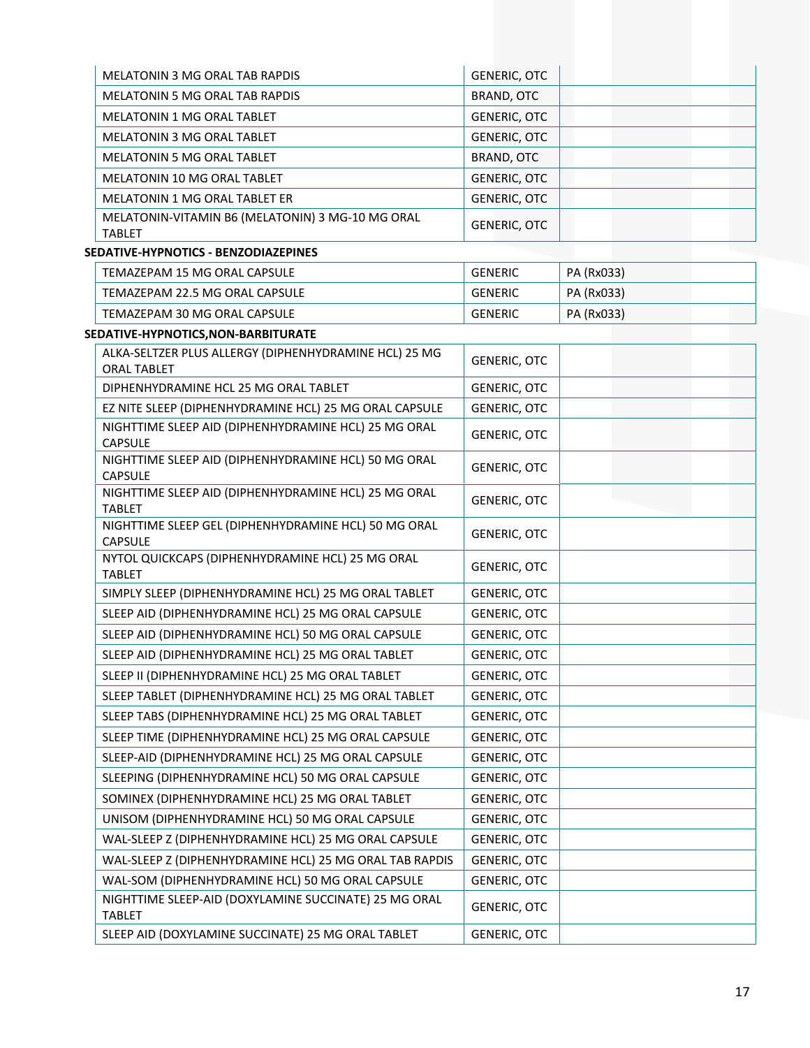| | | |
|---|---|---|
| MELATONIN 3 MG ORAL TAB RAPDIS | GENERIC, OTC | |
| MELATONIN 5 MG ORAL TAB RAPDIS | BRAND, OTC | |
| MELATONIN 1 MG ORAL TABLET | GENERIC, OTC | |
| MELATONIN 3 MG ORAL TABLET | GENERIC, OTC | |
| MELATONIN 5 MG ORAL TABLET | BRAND, OTC | |
| MELATONIN 10 MG ORAL TABLET | GENERIC, OTC | |
| MELATONIN 1 MG ORAL TABLET ER | GENERIC, OTC | |
| MELATONIN-VITAMIN B6 (MELATONIN) 3 MG-10 MG ORAL TABLET | GENERIC, OTC | |

**SEDATIVE-HYPNOTICS - BENZODIAZEPINES**

| | | |
|---|---|---|
| TEMAZEPAM 15 MG ORAL CAPSULE | GENERIC | PA (Rx033) |
| TEMAZEPAM 22.5 MG ORAL CAPSULE | GENERIC | PA (Rx033) |
| TEMAZEPAM 30 MG ORAL CAPSULE | GENERIC | PA (Rx033) |

**SEDATIVE-HYPNOTICS,NON-BARBITURATE**

| | | |
|---|---|---|
| ALKA-SELTZER PLUS ALLERGY (DIPHENHYDRAMINE HCL) 25 MG ORAL TABLET | GENERIC, OTC | |
| DIPHENHYDRAMINE HCL 25 MG ORAL TABLET | GENERIC, OTC | |
| EZ NITE SLEEP (DIPHENHYDRAMINE HCL) 25 MG ORAL CAPSULE | GENERIC, OTC | |
| NIGHTTIME SLEEP AID (DIPHENHYDRAMINE HCL) 25 MG ORAL CAPSULE | GENERIC, OTC | |
| NIGHTTIME SLEEP AID (DIPHENHYDRAMINE HCL) 50 MG ORAL CAPSULE | GENERIC, OTC | |
| NIGHTTIME SLEEP AID (DIPHENHYDRAMINE HCL) 25 MG ORAL TABLET | GENERIC, OTC | |
| NIGHTTIME SLEEP GEL (DIPHENHYDRAMINE HCL) 50 MG ORAL CAPSULE | GENERIC, OTC | |
| NYTOL QUICKCAPS (DIPHENHYDRAMINE HCL) 25 MG ORAL TABLET | GENERIC, OTC | |
| SIMPLY SLEEP (DIPHENHYDRAMINE HCL) 25 MG ORAL TABLET | GENERIC, OTC | |
| SLEEP AID (DIPHENHYDRAMINE HCL) 25 MG ORAL CAPSULE | GENERIC, OTC | |
| SLEEP AID (DIPHENHYDRAMINE HCL) 50 MG ORAL CAPSULE | GENERIC, OTC | |
| SLEEP AID (DIPHENHYDRAMINE HCL) 25 MG ORAL TABLET | GENERIC, OTC | |
| SLEEP II (DIPHENHYDRAMINE HCL) 25 MG ORAL TABLET | GENERIC, OTC | |
| SLEEP TABLET (DIPHENHYDRAMINE HCL) 25 MG ORAL TABLET | GENERIC, OTC | |
| SLEEP TABS (DIPHENHYDRAMINE HCL) 25 MG ORAL TABLET | GENERIC, OTC | |
| SLEEP TIME (DIPHENHYDRAMINE HCL) 25 MG ORAL CAPSULE | GENERIC, OTC | |
| SLEEP-AID (DIPHENHYDRAMINE HCL) 25 MG ORAL CAPSULE | GENERIC, OTC | |
| SLEEPING (DIPHENHYDRAMINE HCL) 50 MG ORAL CAPSULE | GENERIC, OTC | |
| SOMINEX (DIPHENHYDRAMINE HCL) 25 MG ORAL TABLET | GENERIC, OTC | |
| UNISOM (DIPHENHYDRAMINE HCL) 50 MG ORAL CAPSULE | GENERIC, OTC | |
| WAL-SLEEP Z (DIPHENHYDRAMINE HCL) 25 MG ORAL CAPSULE | GENERIC, OTC | |
| WAL-SLEEP Z (DIPHENHYDRAMINE HCL) 25 MG ORAL TAB RAPDIS | GENERIC, OTC | |
| WAL-SOM (DIPHENHYDRAMINE HCL) 50 MG ORAL CAPSULE | GENERIC, OTC | |
| NIGHTTIME SLEEP-AID (DOXYLAMINE SUCCINATE) 25 MG ORAL TABLET | GENERIC, OTC | |
| SLEEP AID (DOXYLAMINE SUCCINATE) 25 MG ORAL TABLET | GENERIC, OTC | |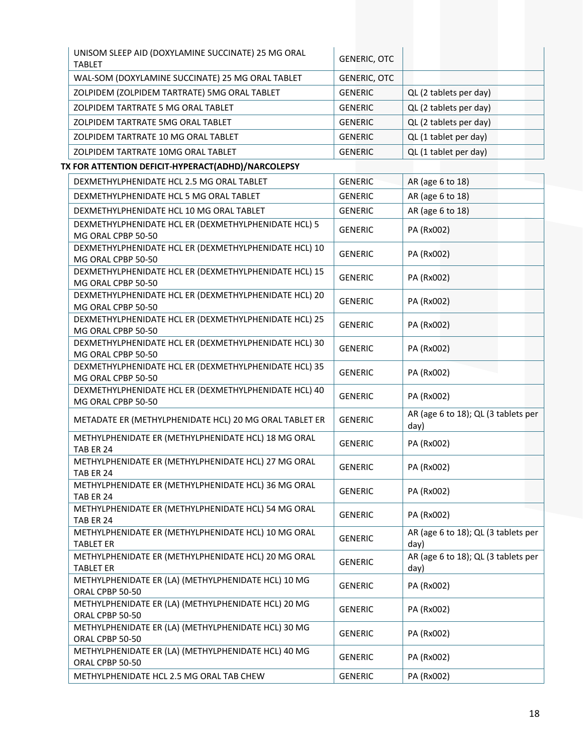| | | |
|---|---|---|
| UNISOM SLEEP AID (DOXYLAMINE SUCCINATE) 25 MG ORAL TABLET | GENERIC, OTC | |
| WAL-SOM (DOXYLAMINE SUCCINATE) 25 MG ORAL TABLET | GENERIC, OTC | |
| ZOLPIDEM (ZOLPIDEM TARTRATE) 5MG ORAL TABLET | GENERIC | QL (2 tablets per day) |
| ZOLPIDEM TARTRATE 5 MG ORAL TABLET | GENERIC | QL (2 tablets per day) |
| ZOLPIDEM TARTRATE 5MG ORAL TABLET | GENERIC | QL (2 tablets per day) |
| ZOLPIDEM TARTRATE 10 MG ORAL TABLET | GENERIC | QL (1 tablet per day) |
| ZOLPIDEM TARTRATE 10MG ORAL TABLET | GENERIC | QL (1 tablet per day) |

**TX FOR ATTENTION DEFICIT-HYPERACT(ADHD)/NARCOLEPSY**

| | | |
|---|---|---|
| DEXMETHYLPHENIDATE HCL 2.5 MG ORAL TABLET | GENERIC | AR (age 6 to 18) |
| DEXMETHYLPHENIDATE HCL 5 MG ORAL TABLET | GENERIC | AR (age 6 to 18) |
| DEXMETHYLPHENIDATE HCL 10 MG ORAL TABLET | GENERIC | AR (age 6 to 18) |
| DEXMETHYLPHENIDATE HCL ER (DEXMETHYLPHENIDATE HCL) 5 MG ORAL CPBP 50-50 | GENERIC | PA (Rx002) |
| DEXMETHYLPHENIDATE HCL ER (DEXMETHYLPHENIDATE HCL) 10 MG ORAL CPBP 50-50 | GENERIC | PA (Rx002) |
| DEXMETHYLPHENIDATE HCL ER (DEXMETHYLPHENIDATE HCL) 15 MG ORAL CPBP 50-50 | GENERIC | PA (Rx002) |
| DEXMETHYLPHENIDATE HCL ER (DEXMETHYLPHENIDATE HCL) 20 MG ORAL CPBP 50-50 | GENERIC | PA (Rx002) |
| DEXMETHYLPHENIDATE HCL ER (DEXMETHYLPHENIDATE HCL) 25 MG ORAL CPBP 50-50 | GENERIC | PA (Rx002) |
| DEXMETHYLPHENIDATE HCL ER (DEXMETHYLPHENIDATE HCL) 30 MG ORAL CPBP 50-50 | GENERIC | PA (Rx002) |
| DEXMETHYLPHENIDATE HCL ER (DEXMETHYLPHENIDATE HCL) 35 MG ORAL CPBP 50-50 | GENERIC | PA (Rx002) |
| DEXMETHYLPHENIDATE HCL ER (DEXMETHYLPHENIDATE HCL) 40 MG ORAL CPBP 50-50 | GENERIC | PA (Rx002) |
| METADATE ER (METHYLPHENIDATE HCL) 20 MG ORAL TABLET ER | GENERIC | AR (age 6 to 18); QL (3 tablets per day) |
| METHYLPHENIDATE ER (METHYLPHENIDATE HCL) 18 MG ORAL TAB ER 24 | GENERIC | PA (Rx002) |
| METHYLPHENIDATE ER (METHYLPHENIDATE HCL) 27 MG ORAL TAB ER 24 | GENERIC | PA (Rx002) |
| METHYLPHENIDATE ER (METHYLPHENIDATE HCL) 36 MG ORAL TAB ER 24 | GENERIC | PA (Rx002) |
| METHYLPHENIDATE ER (METHYLPHENIDATE HCL) 54 MG ORAL TAB ER 24 | GENERIC | PA (Rx002) |
| METHYLPHENIDATE ER (METHYLPHENIDATE HCL) 10 MG ORAL TABLET ER | GENERIC | AR (age 6 to 18); QL (3 tablets per day) |
| METHYLPHENIDATE ER (METHYLPHENIDATE HCL) 20 MG ORAL TABLET ER | GENERIC | AR (age 6 to 18); QL (3 tablets per day) |
| METHYLPHENIDATE ER (LA) (METHYLPHENIDATE HCL) 10 MG ORAL CPBP 50-50 | GENERIC | PA (Rx002) |
| METHYLPHENIDATE ER (LA) (METHYLPHENIDATE HCL) 20 MG ORAL CPBP 50-50 | GENERIC | PA (Rx002) |
| METHYLPHENIDATE ER (LA) (METHYLPHENIDATE HCL) 30 MG ORAL CPBP 50-50 | GENERIC | PA (Rx002) |
| METHYLPHENIDATE ER (LA) (METHYLPHENIDATE HCL) 40 MG ORAL CPBP 50-50 | GENERIC | PA (Rx002) |
| METHYLPHENIDATE HCL 2.5 MG ORAL TAB CHEW | GENERIC | PA (Rx002) |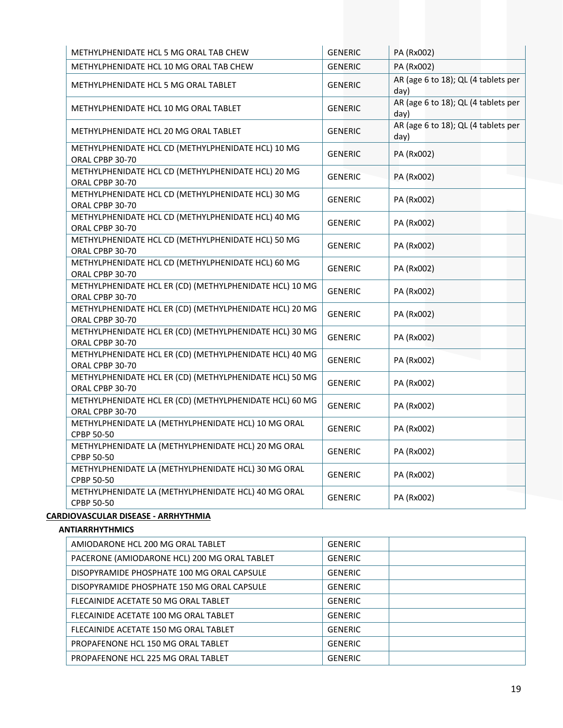| | | |
|---|---|---|
| METHYLPHENIDATE HCL 5 MG ORAL TAB CHEW | GENERIC | PA (Rx002) |
| METHYLPHENIDATE HCL 10 MG ORAL TAB CHEW | GENERIC | PA (Rx002) |
| METHYLPHENIDATE HCL 5 MG ORAL TABLET | GENERIC | AR (age 6 to 18); QL (4 tablets per day) |
| METHYLPHENIDATE HCL 10 MG ORAL TABLET | GENERIC | AR (age 6 to 18); QL (4 tablets per day) |
| METHYLPHENIDATE HCL 20 MG ORAL TABLET | GENERIC | AR (age 6 to 18); QL (4 tablets per day) |
| METHYLPHENIDATE HCL CD (METHYLPHENIDATE HCL) 10 MG ORAL CPBP 30-70 | GENERIC | PA (Rx002) |
| METHYLPHENIDATE HCL CD (METHYLPHENIDATE HCL) 20 MG ORAL CPBP 30-70 | GENERIC | PA (Rx002) |
| METHYLPHENIDATE HCL CD (METHYLPHENIDATE HCL) 30 MG ORAL CPBP 30-70 | GENERIC | PA (Rx002) |
| METHYLPHENIDATE HCL CD (METHYLPHENIDATE HCL) 40 MG ORAL CPBP 30-70 | GENERIC | PA (Rx002) |
| METHYLPHENIDATE HCL CD (METHYLPHENIDATE HCL) 50 MG ORAL CPBP 30-70 | GENERIC | PA (Rx002) |
| METHYLPHENIDATE HCL CD (METHYLPHENIDATE HCL) 60 MG ORAL CPBP 30-70 | GENERIC | PA (Rx002) |
| METHYLPHENIDATE HCL ER (CD) (METHYLPHENIDATE HCL) 10 MG ORAL CPBP 30-70 | GENERIC | PA (Rx002) |
| METHYLPHENIDATE HCL ER (CD) (METHYLPHENIDATE HCL) 20 MG ORAL CPBP 30-70 | GENERIC | PA (Rx002) |
| METHYLPHENIDATE HCL ER (CD) (METHYLPHENIDATE HCL) 30 MG ORAL CPBP 30-70 | GENERIC | PA (Rx002) |
| METHYLPHENIDATE HCL ER (CD) (METHYLPHENIDATE HCL) 40 MG ORAL CPBP 30-70 | GENERIC | PA (Rx002) |
| METHYLPHENIDATE HCL ER (CD) (METHYLPHENIDATE HCL) 50 MG ORAL CPBP 30-70 | GENERIC | PA (Rx002) |
| METHYLPHENIDATE HCL ER (CD) (METHYLPHENIDATE HCL) 60 MG ORAL CPBP 30-70 | GENERIC | PA (Rx002) |
| METHYLPHENIDATE LA (METHYLPHENIDATE HCL) 10 MG ORAL CPBP 50-50 | GENERIC | PA (Rx002) |
| METHYLPHENIDATE LA (METHYLPHENIDATE HCL) 20 MG ORAL CPBP 50-50 | GENERIC | PA (Rx002) |
| METHYLPHENIDATE LA (METHYLPHENIDATE HCL) 30 MG ORAL CPBP 50-50 | GENERIC | PA (Rx002) |
| METHYLPHENIDATE LA (METHYLPHENIDATE HCL) 40 MG ORAL CPBP 50-50 | GENERIC | PA (Rx002) |

**CARDIOVASCULAR DISEASE - ARRHYTHMIA**

**ANTIARRHYTHMICS**

| | | |
|---|---|---|
| AMIODARONE HCL 200 MG ORAL TABLET | GENERIC | |
| PACERONE (AMIODARONE HCL) 200 MG ORAL TABLET | GENERIC | |
| DISOPYRAMIDE PHOSPHATE 100 MG ORAL CAPSULE | GENERIC | |
| DISOPYRAMIDE PHOSPHATE 150 MG ORAL CAPSULE | GENERIC | |
| FLECAINIDE ACETATE 50 MG ORAL TABLET | GENERIC | |
| FLECAINIDE ACETATE 100 MG ORAL TABLET | GENERIC | |
| FLECAINIDE ACETATE 150 MG ORAL TABLET | GENERIC | |
| PROPAFENONE HCL 150 MG ORAL TABLET | GENERIC | |
| PROPAFENONE HCL 225 MG ORAL TABLET | GENERIC | |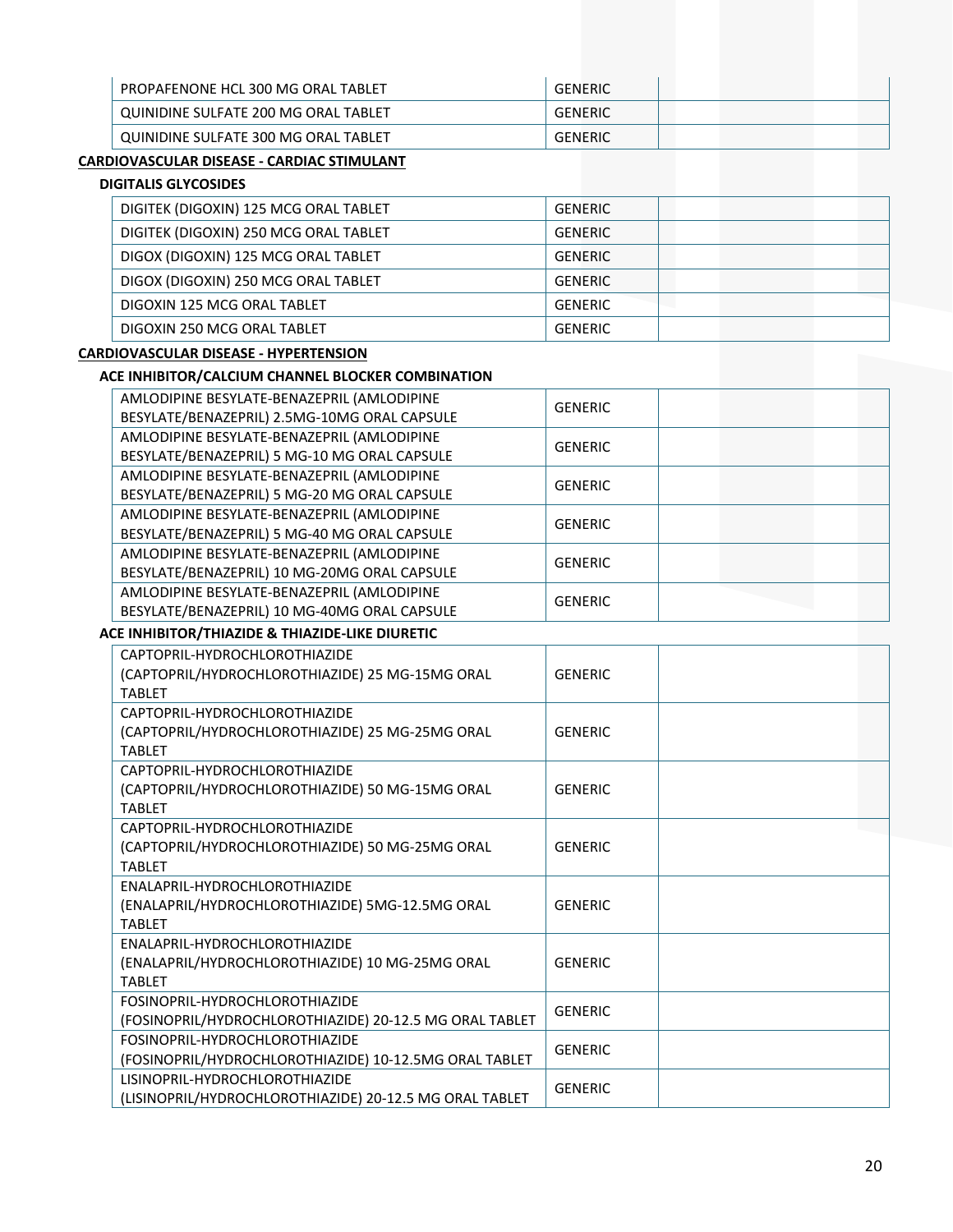| | | |
|---|---|---|
| PROPAFENONE HCL 300 MG ORAL TABLET | GENERIC | |
| QUINIDINE SULFATE 200 MG ORAL TABLET | GENERIC | |
| QUINIDINE SULFATE 300 MG ORAL TABLET | GENERIC | |

**CARDIOVASCULAR DISEASE - CARDIAC STIMULANT**

**DIGITALIS GLYCOSIDES**

| | | |
|---|---|---|
| DIGITEK (DIGOXIN) 125 MCG ORAL TABLET | GENERIC | |
| DIGITEK (DIGOXIN) 250 MCG ORAL TABLET | GENERIC | |
| DIGOX (DIGOXIN) 125 MCG ORAL TABLET | GENERIC | |
| DIGOX (DIGOXIN) 250 MCG ORAL TABLET | GENERIC | |
| DIGOXIN 125 MCG ORAL TABLET | GENERIC | |
| DIGOXIN 250 MCG ORAL TABLET | GENERIC | |

**CARDIOVASCULAR DISEASE - HYPERTENSION**

**ACE INHIBITOR/CALCIUM CHANNEL BLOCKER COMBINATION**

| | | |
|---|---|---|
| AMLODIPINE BESYLATE-BENAZEPRIL (AMLODIPINE BESYLATE/BENAZEPRIL) 2.5MG-10MG ORAL CAPSULE | GENERIC | |
| AMLODIPINE BESYLATE-BENAZEPRIL (AMLODIPINE BESYLATE/BENAZEPRIL) 5 MG-10 MG ORAL CAPSULE | GENERIC | |
| AMLODIPINE BESYLATE-BENAZEPRIL (AMLODIPINE BESYLATE/BENAZEPRIL) 5 MG-20 MG ORAL CAPSULE | GENERIC | |
| AMLODIPINE BESYLATE-BENAZEPRIL (AMLODIPINE BESYLATE/BENAZEPRIL) 5 MG-40 MG ORAL CAPSULE | GENERIC | |
| AMLODIPINE BESYLATE-BENAZEPRIL (AMLODIPINE BESYLATE/BENAZEPRIL) 10 MG-20MG ORAL CAPSULE | GENERIC | |
| AMLODIPINE BESYLATE-BENAZEPRIL (AMLODIPINE BESYLATE/BENAZEPRIL) 10 MG-40MG ORAL CAPSULE | GENERIC | |

**ACE INHIBITOR/THIAZIDE & THIAZIDE-LIKE DIURETIC**

| | | |
|---|---|---|
| CAPTOPRIL-HYDROCHLOROTHIAZIDE (CAPTOPRIL/HYDROCHLOROTHIAZIDE) 25 MG-15MG ORAL TABLET | GENERIC | |
| CAPTOPRIL-HYDROCHLOROTHIAZIDE (CAPTOPRIL/HYDROCHLOROTHIAZIDE) 25 MG-25MG ORAL TABLET | GENERIC | |
| CAPTOPRIL-HYDROCHLOROTHIAZIDE (CAPTOPRIL/HYDROCHLOROTHIAZIDE) 50 MG-15MG ORAL TABLET | GENERIC | |
| CAPTOPRIL-HYDROCHLOROTHIAZIDE (CAPTOPRIL/HYDROCHLOROTHIAZIDE) 50 MG-25MG ORAL TABLET | GENERIC | |
| ENALAPRIL-HYDROCHLOROTHIAZIDE (ENALAPRIL/HYDROCHLOROTHIAZIDE) 5MG-12.5MG ORAL TABLET | GENERIC | |
| ENALAPRIL-HYDROCHLOROTHIAZIDE (ENALAPRIL/HYDROCHLOROTHIAZIDE) 10 MG-25MG ORAL TABLET | GENERIC | |
| FOSINOPRIL-HYDROCHLOROTHIAZIDE (FOSINOPRIL/HYDROCHLOROTHIAZIDE) 20-12.5 MG ORAL TABLET | GENERIC | |
| FOSINOPRIL-HYDROCHLOROTHIAZIDE (FOSINOPRIL/HYDROCHLOROTHIAZIDE) 10-12.5MG ORAL TABLET | GENERIC | |
| LISINOPRIL-HYDROCHLOROTHIAZIDE (LISINOPRIL/HYDROCHLOROTHIAZIDE) 20-12.5 MG ORAL TABLET | GENERIC | |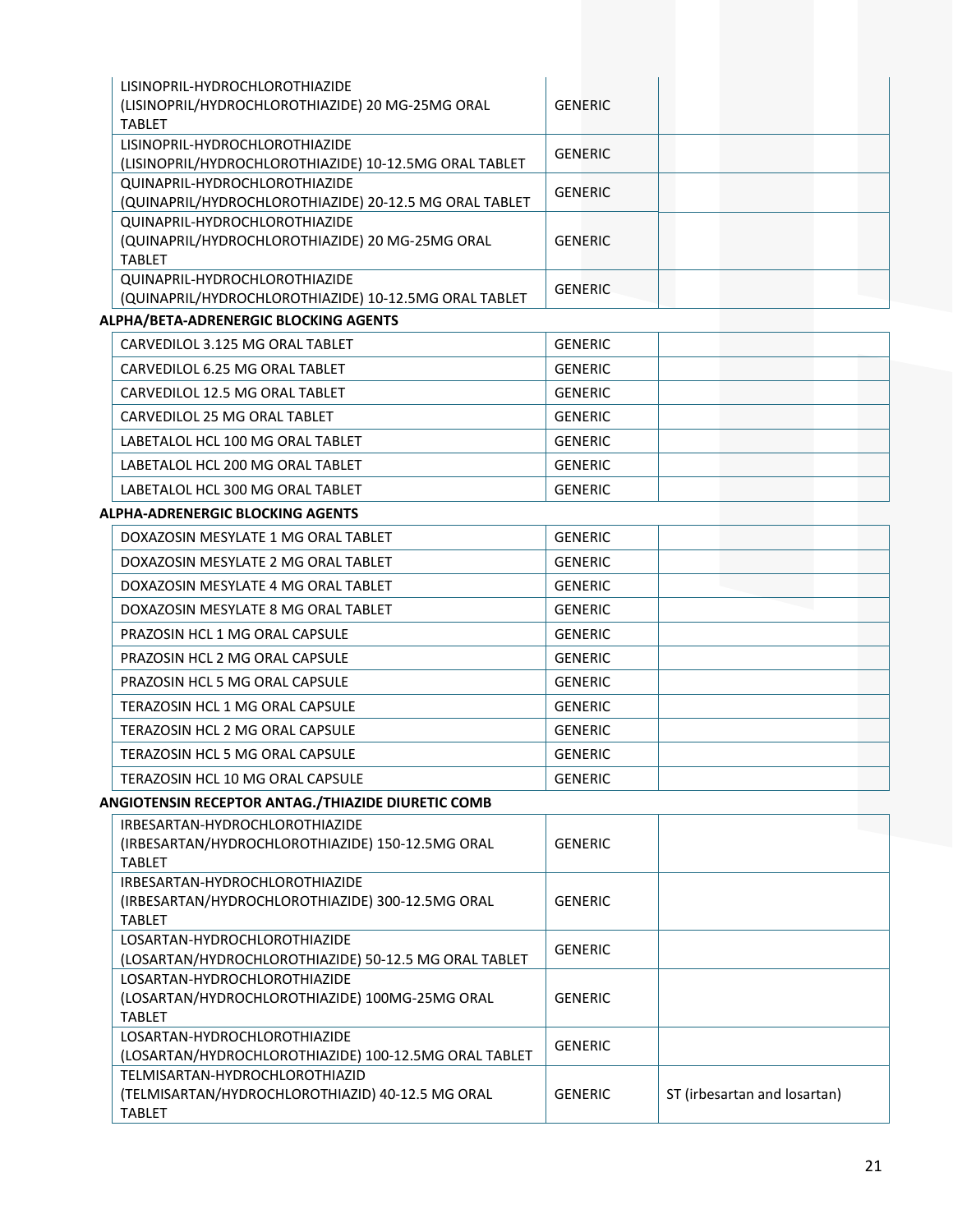| | | |
|---|---|---|
| LISINOPRIL-HYDROCHLOROTHIAZIDE (LISINOPRIL/HYDROCHLOROTHIAZIDE) 20 MG-25MG ORAL TABLET | GENERIC | |
| LISINOPRIL-HYDROCHLOROTHIAZIDE (LISINOPRIL/HYDROCHLOROTHIAZIDE) 10-12.5MG ORAL TABLET | GENERIC | |
| QUINAPRIL-HYDROCHLOROTHIAZIDE (QUINAPRIL/HYDROCHLOROTHIAZIDE) 20-12.5 MG ORAL TABLET | GENERIC | |
| QUINAPRIL-HYDROCHLOROTHIAZIDE (QUINAPRIL/HYDROCHLOROTHIAZIDE) 20 MG-25MG ORAL TABLET | GENERIC | |
| QUINAPRIL-HYDROCHLOROTHIAZIDE (QUINAPRIL/HYDROCHLOROTHIAZIDE) 10-12.5MG ORAL TABLET | GENERIC | |

**ALPHA/BETA-ADRENERGIC BLOCKING AGENTS**

| | | |
|---|---|---|
| CARVEDILOL 3.125 MG ORAL TABLET | GENERIC | |
| CARVEDILOL 6.25 MG ORAL TABLET | GENERIC | |
| CARVEDILOL 12.5 MG ORAL TABLET | GENERIC | |
| CARVEDILOL 25 MG ORAL TABLET | GENERIC | |
| LABETALOL HCL 100 MG ORAL TABLET | GENERIC | |
| LABETALOL HCL 200 MG ORAL TABLET | GENERIC | |
| LABETALOL HCL 300 MG ORAL TABLET | GENERIC | |

**ALPHA-ADRENERGIC BLOCKING AGENTS**

| | | |
|---|---|---|
| DOXAZOSIN MESYLATE 1 MG ORAL TABLET | GENERIC | |
| DOXAZOSIN MESYLATE 2 MG ORAL TABLET | GENERIC | |
| DOXAZOSIN MESYLATE 4 MG ORAL TABLET | GENERIC | |
| DOXAZOSIN MESYLATE 8 MG ORAL TABLET | GENERIC | |
| PRAZOSIN HCL 1 MG ORAL CAPSULE | GENERIC | |
| PRAZOSIN HCL 2 MG ORAL CAPSULE | GENERIC | |
| PRAZOSIN HCL 5 MG ORAL CAPSULE | GENERIC | |
| TERAZOSIN HCL 1 MG ORAL CAPSULE | GENERIC | |
| TERAZOSIN HCL 2 MG ORAL CAPSULE | GENERIC | |
| TERAZOSIN HCL 5 MG ORAL CAPSULE | GENERIC | |
| TERAZOSIN HCL 10 MG ORAL CAPSULE | GENERIC | |

**ANGIOTENSIN RECEPTOR ANTAG./THIAZIDE DIURETIC COMB**

| | | |
|---|---|---|
| IRBESARTAN-HYDROCHLOROTHIAZIDE (IRBESARTAN/HYDROCHLOROTHIAZIDE) 150-12.5MG ORAL TABLET | GENERIC | |
| IRBESARTAN-HYDROCHLOROTHIAZIDE (IRBESARTAN/HYDROCHLOROTHIAZIDE) 300-12.5MG ORAL TABLET | GENERIC | |
| LOSARTAN-HYDROCHLOROTHIAZIDE (LOSARTAN/HYDROCHLOROTHIAZIDE) 50-12.5 MG ORAL TABLET | GENERIC | |
| LOSARTAN-HYDROCHLOROTHIAZIDE (LOSARTAN/HYDROCHLOROTHIAZIDE) 100MG-25MG ORAL TABLET | GENERIC | |
| LOSARTAN-HYDROCHLOROTHIAZIDE (LOSARTAN/HYDROCHLOROTHIAZIDE) 100-12.5MG ORAL TABLET | GENERIC | |
| TELMISARTAN-HYDROCHLOROTHIAZID (TELMISARTAN/HYDROCHLOROTHIAZID) 40-12.5 MG ORAL TABLET | GENERIC | ST (irbesartan and losartan) |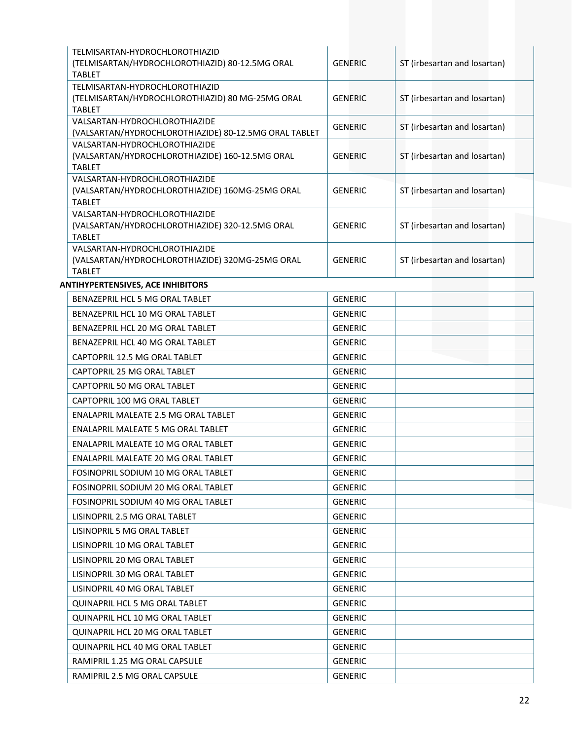| | | |
|---|---|---|
| TELMISARTAN-HYDROCHLOROTHIAZID (TELMISARTAN/HYDROCHLOROTHIAZID) 80-12.5MG ORAL TABLET | GENERIC | ST (irbesartan and losartan) |
| TELMISARTAN-HYDROCHLOROTHIAZID (TELMISARTAN/HYDROCHLOROTHIAZID) 80 MG-25MG ORAL TABLET | GENERIC | ST (irbesartan and losartan) |
| VALSARTAN-HYDROCHLOROTHIAZIDE (VALSARTAN/HYDROCHLOROTHIAZIDE) 80-12.5MG ORAL TABLET | GENERIC | ST (irbesartan and losartan) |
| VALSARTAN-HYDROCHLOROTHIAZIDE (VALSARTAN/HYDROCHLOROTHIAZIDE) 160-12.5MG ORAL TABLET | GENERIC | ST (irbesartan and losartan) |
| VALSARTAN-HYDROCHLOROTHIAZIDE (VALSARTAN/HYDROCHLOROTHIAZIDE) 160MG-25MG ORAL TABLET | GENERIC | ST (irbesartan and losartan) |
| VALSARTAN-HYDROCHLOROTHIAZIDE (VALSARTAN/HYDROCHLOROTHIAZIDE) 320-12.5MG ORAL TABLET | GENERIC | ST (irbesartan and losartan) |
| VALSARTAN-HYDROCHLOROTHIAZIDE (VALSARTAN/HYDROCHLOROTHIAZIDE) 320MG-25MG ORAL TABLET | GENERIC | ST (irbesartan and losartan) |

**ANTIHYPERTENSIVES, ACE INHIBITORS**

| | | |
|---|---|---|
| BENAZEPRIL HCL 5 MG ORAL TABLET | GENERIC | |
| BENAZEPRIL HCL 10 MG ORAL TABLET | GENERIC | |
| BENAZEPRIL HCL 20 MG ORAL TABLET | GENERIC | |
| BENAZEPRIL HCL 40 MG ORAL TABLET | GENERIC | |
| CAPTOPRIL 12.5 MG ORAL TABLET | GENERIC | |
| CAPTOPRIL 25 MG ORAL TABLET | GENERIC | |
| CAPTOPRIL 50 MG ORAL TABLET | GENERIC | |
| CAPTOPRIL 100 MG ORAL TABLET | GENERIC | |
| ENALAPRIL MALEATE 2.5 MG ORAL TABLET | GENERIC | |
| ENALAPRIL MALEATE 5 MG ORAL TABLET | GENERIC | |
| ENALAPRIL MALEATE 10 MG ORAL TABLET | GENERIC | |
| ENALAPRIL MALEATE 20 MG ORAL TABLET | GENERIC | |
| FOSINOPRIL SODIUM 10 MG ORAL TABLET | GENERIC | |
| FOSINOPRIL SODIUM 20 MG ORAL TABLET | GENERIC | |
| FOSINOPRIL SODIUM 40 MG ORAL TABLET | GENERIC | |
| LISINOPRIL 2.5 MG ORAL TABLET | GENERIC | |
| LISINOPRIL 5 MG ORAL TABLET | GENERIC | |
| LISINOPRIL 10 MG ORAL TABLET | GENERIC | |
| LISINOPRIL 20 MG ORAL TABLET | GENERIC | |
| LISINOPRIL 30 MG ORAL TABLET | GENERIC | |
| LISINOPRIL 40 MG ORAL TABLET | GENERIC | |
| QUINAPRIL HCL 5 MG ORAL TABLET | GENERIC | |
| QUINAPRIL HCL 10 MG ORAL TABLET | GENERIC | |
| QUINAPRIL HCL 20 MG ORAL TABLET | GENERIC | |
| QUINAPRIL HCL 40 MG ORAL TABLET | GENERIC | |
| RAMIPRIL 1.25 MG ORAL CAPSULE | GENERIC | |
| RAMIPRIL 2.5 MG ORAL CAPSULE | GENERIC | |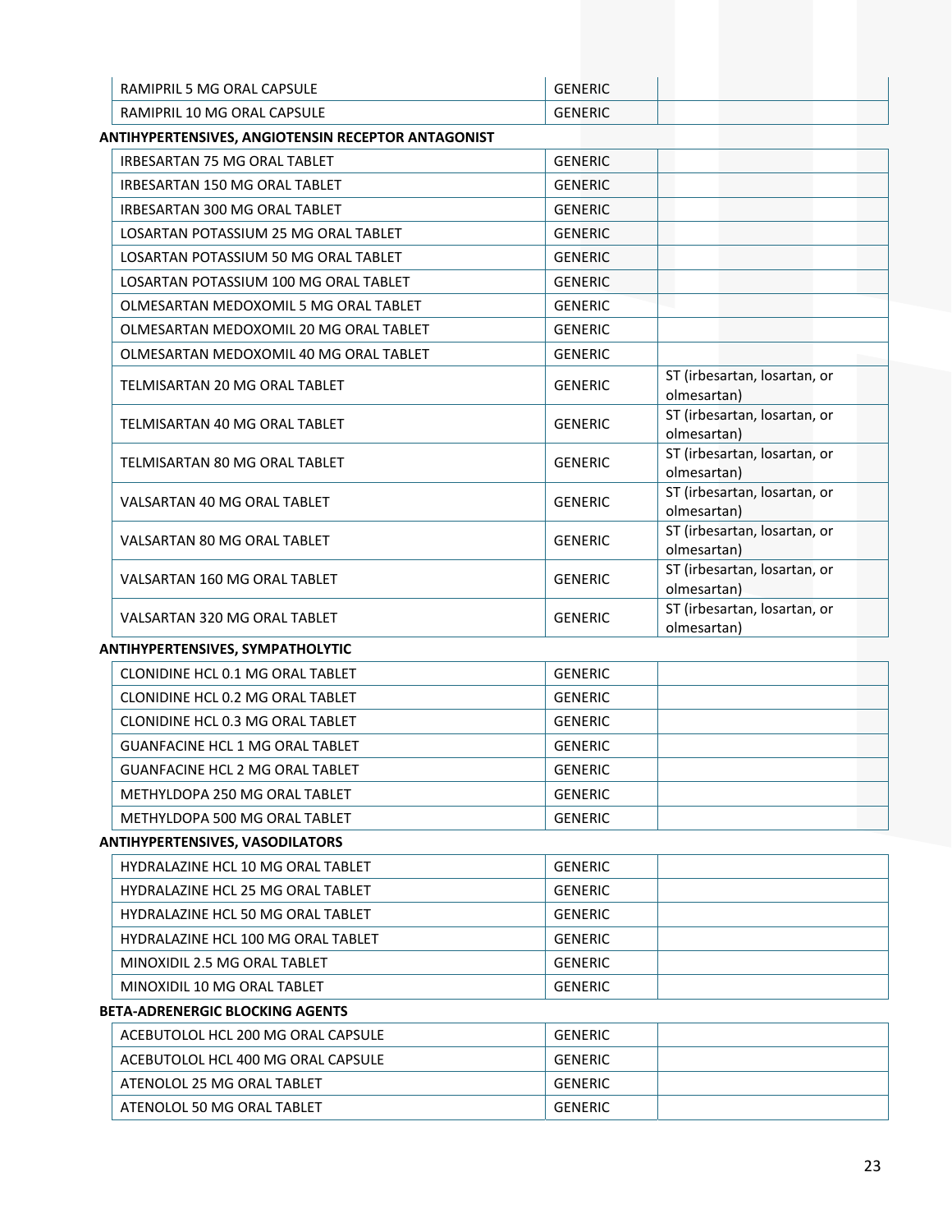| | | |
|---|---|---|
| RAMIPRIL 5 MG ORAL CAPSULE | GENERIC | |
| RAMIPRIL 10 MG ORAL CAPSULE | GENERIC | |

**ANTIHYPERTENSIVES, ANGIOTENSIN RECEPTOR ANTAGONIST**

| | | |
|---|---|---|
| IRBESARTAN 75 MG ORAL TABLET | GENERIC | |
| IRBESARTAN 150 MG ORAL TABLET | GENERIC | |
| IRBESARTAN 300 MG ORAL TABLET | GENERIC | |
| LOSARTAN POTASSIUM 25 MG ORAL TABLET | GENERIC | |
| LOSARTAN POTASSIUM 50 MG ORAL TABLET | GENERIC | |
| LOSARTAN POTASSIUM 100 MG ORAL TABLET | GENERIC | |
| OLMESARTAN MEDOXOMIL 5 MG ORAL TABLET | GENERIC | |
| OLMESARTAN MEDOXOMIL 20 MG ORAL TABLET | GENERIC | |
| OLMESARTAN MEDOXOMIL 40 MG ORAL TABLET | GENERIC | |
| TELMISARTAN 20 MG ORAL TABLET | GENERIC | ST (irbesartan, losartan, or olmesartan) |
| TELMISARTAN 40 MG ORAL TABLET | GENERIC | ST (irbesartan, losartan, or olmesartan) |
| TELMISARTAN 80 MG ORAL TABLET | GENERIC | ST (irbesartan, losartan, or olmesartan) |
| VALSARTAN 40 MG ORAL TABLET | GENERIC | ST (irbesartan, losartan, or olmesartan) |
| VALSARTAN 80 MG ORAL TABLET | GENERIC | ST (irbesartan, losartan, or olmesartan) |
| VALSARTAN 160 MG ORAL TABLET | GENERIC | ST (irbesartan, losartan, or olmesartan) |
| VALSARTAN 320 MG ORAL TABLET | GENERIC | ST (irbesartan, losartan, or olmesartan) |

**ANTIHYPERTENSIVES, SYMPATHOLYTIC**

| | | |
|---|---|---|
| CLONIDINE HCL 0.1 MG ORAL TABLET | GENERIC | |
| CLONIDINE HCL 0.2 MG ORAL TABLET | GENERIC | |
| CLONIDINE HCL 0.3 MG ORAL TABLET | GENERIC | |
| GUANFACINE HCL 1 MG ORAL TABLET | GENERIC | |
| GUANFACINE HCL 2 MG ORAL TABLET | GENERIC | |
| METHYLDOPA 250 MG ORAL TABLET | GENERIC | |
| METHYLDOPA 500 MG ORAL TABLET | GENERIC | |

**ANTIHYPERTENSIVES, VASODILATORS**

| | | |
|---|---|---|
| HYDRALAZINE HCL 10 MG ORAL TABLET | GENERIC | |
| HYDRALAZINE HCL 25 MG ORAL TABLET | GENERIC | |
| HYDRALAZINE HCL 50 MG ORAL TABLET | GENERIC | |
| HYDRALAZINE HCL 100 MG ORAL TABLET | GENERIC | |
| MINOXIDIL 2.5 MG ORAL TABLET | GENERIC | |
| MINOXIDIL 10 MG ORAL TABLET | GENERIC | |

**BETA-ADRENERGIC BLOCKING AGENTS**

| | | |
|---|---|---|
| ACEBUTOLOL HCL 200 MG ORAL CAPSULE | GENERIC | |
| ACEBUTOLOL HCL 400 MG ORAL CAPSULE | GENERIC | |
| ATENOLOL 25 MG ORAL TABLET | GENERIC | |
| ATENOLOL 50 MG ORAL TABLET | GENERIC | |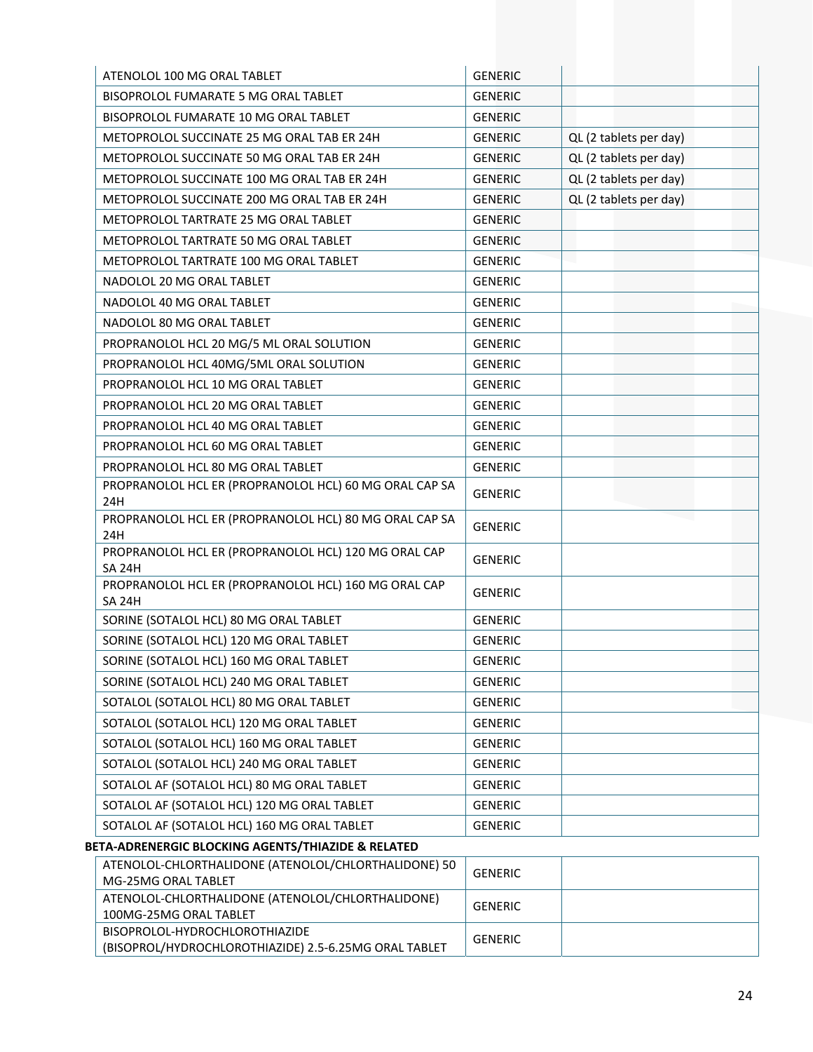| | | |
|---|---|---|
| ATENOLOL 100 MG ORAL TABLET | GENERIC | |
| BISOPROLOL FUMARATE 5 MG ORAL TABLET | GENERIC | |
| BISOPROLOL FUMARATE 10 MG ORAL TABLET | GENERIC | |
| METOPROLOL SUCCINATE 25 MG ORAL TAB ER 24H | GENERIC | QL (2 tablets per day) |
| METOPROLOL SUCCINATE 50 MG ORAL TAB ER 24H | GENERIC | QL (2 tablets per day) |
| METOPROLOL SUCCINATE 100 MG ORAL TAB ER 24H | GENERIC | QL (2 tablets per day) |
| METOPROLOL SUCCINATE 200 MG ORAL TAB ER 24H | GENERIC | QL (2 tablets per day) |
| METOPROLOL TARTRATE 25 MG ORAL TABLET | GENERIC | |
| METOPROLOL TARTRATE 50 MG ORAL TABLET | GENERIC | |
| METOPROLOL TARTRATE 100 MG ORAL TABLET | GENERIC | |
| NADOLOL 20 MG ORAL TABLET | GENERIC | |
| NADOLOL 40 MG ORAL TABLET | GENERIC | |
| NADOLOL 80 MG ORAL TABLET | GENERIC | |
| PROPRANOLOL HCL 20 MG/5 ML ORAL SOLUTION | GENERIC | |
| PROPRANOLOL HCL 40MG/5ML ORAL SOLUTION | GENERIC | |
| PROPRANOLOL HCL 10 MG ORAL TABLET | GENERIC | |
| PROPRANOLOL HCL 20 MG ORAL TABLET | GENERIC | |
| PROPRANOLOL HCL 40 MG ORAL TABLET | GENERIC | |
| PROPRANOLOL HCL 60 MG ORAL TABLET | GENERIC | |
| PROPRANOLOL HCL 80 MG ORAL TABLET | GENERIC | |
| PROPRANOLOL HCL ER (PROPRANOLOL HCL) 60 MG ORAL CAP SA 24H | GENERIC | |
| PROPRANOLOL HCL ER (PROPRANOLOL HCL) 80 MG ORAL CAP SA 24H | GENERIC | |
| PROPRANOLOL HCL ER (PROPRANOLOL HCL) 120 MG ORAL CAP SA 24H | GENERIC | |
| PROPRANOLOL HCL ER (PROPRANOLOL HCL) 160 MG ORAL CAP SA 24H | GENERIC | |
| SORINE (SOTALOL HCL) 80 MG ORAL TABLET | GENERIC | |
| SORINE (SOTALOL HCL) 120 MG ORAL TABLET | GENERIC | |
| SORINE (SOTALOL HCL) 160 MG ORAL TABLET | GENERIC | |
| SORINE (SOTALOL HCL) 240 MG ORAL TABLET | GENERIC | |
| SOTALOL (SOTALOL HCL) 80 MG ORAL TABLET | GENERIC | |
| SOTALOL (SOTALOL HCL) 120 MG ORAL TABLET | GENERIC | |
| SOTALOL (SOTALOL HCL) 160 MG ORAL TABLET | GENERIC | |
| SOTALOL (SOTALOL HCL) 240 MG ORAL TABLET | GENERIC | |
| SOTALOL AF (SOTALOL HCL) 80 MG ORAL TABLET | GENERIC | |
| SOTALOL AF (SOTALOL HCL) 120 MG ORAL TABLET | GENERIC | |
| SOTALOL AF (SOTALOL HCL) 160 MG ORAL TABLET | GENERIC | |

**BETA-ADRENERGIC BLOCKING AGENTS/THIAZIDE & RELATED**

| | | |
|---|---|---|
| ATENOLOL-CHLORTHALIDONE (ATENOLOL/CHLORTHALIDONE) 50 MG-25MG ORAL TABLET | GENERIC | |
| ATENOLOL-CHLORTHALIDONE (ATENOLOL/CHLORTHALIDONE) 100MG-25MG ORAL TABLET | GENERIC | |
| BISOPROLOL-HYDROCHLOROTHIAZIDE (BISOPROL/HYDROCHLOROTHIAZIDE) 2.5-6.25MG ORAL TABLET | GENERIC | |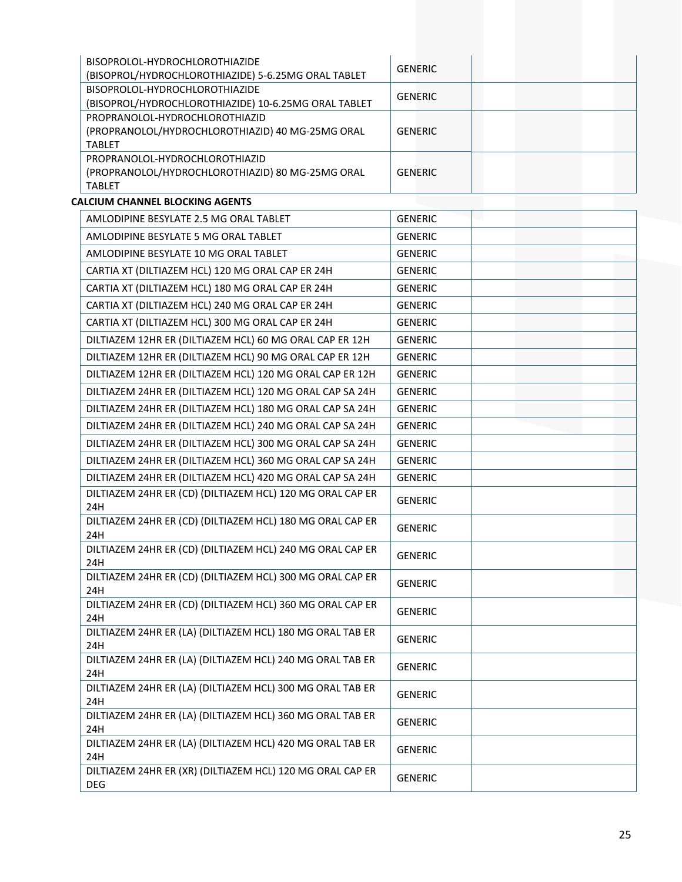| | | |
|---|---|---|
| BISOPROLOL-HYDROCHLOROTHIAZIDE (BISOPROL/HYDROCHLOROTHIAZIDE) 5-6.25MG ORAL TABLET | GENERIC | |
| BISOPROLOL-HYDROCHLOROTHIAZIDE (BISOPROL/HYDROCHLOROTHIAZIDE) 10-6.25MG ORAL TABLET | GENERIC | |
| PROPRANOLOL-HYDROCHLOROTHIAZID (PROPRANOLOL/HYDROCHLOROTHIAZID) 40 MG-25MG ORAL TABLET | GENERIC | |
| PROPRANOLOL-HYDROCHLOROTHIAZID (PROPRANOLOL/HYDROCHLOROTHIAZID) 80 MG-25MG ORAL TABLET | GENERIC | |

**CALCIUM CHANNEL BLOCKING AGENTS**

| | | |
|---|---|---|
| AMLODIPINE BESYLATE 2.5 MG ORAL TABLET | GENERIC | |
| AMLODIPINE BESYLATE 5 MG ORAL TABLET | GENERIC | |
| AMLODIPINE BESYLATE 10 MG ORAL TABLET | GENERIC | |
| CARTIA XT (DILTIAZEM HCL) 120 MG ORAL CAP ER 24H | GENERIC | |
| CARTIA XT (DILTIAZEM HCL) 180 MG ORAL CAP ER 24H | GENERIC | |
| CARTIA XT (DILTIAZEM HCL) 240 MG ORAL CAP ER 24H | GENERIC | |
| CARTIA XT (DILTIAZEM HCL) 300 MG ORAL CAP ER 24H | GENERIC | |
| DILTIAZEM 12HR ER (DILTIAZEM HCL) 60 MG ORAL CAP ER 12H | GENERIC | |
| DILTIAZEM 12HR ER (DILTIAZEM HCL) 90 MG ORAL CAP ER 12H | GENERIC | |
| DILTIAZEM 12HR ER (DILTIAZEM HCL) 120 MG ORAL CAP ER 12H | GENERIC | |
| DILTIAZEM 24HR ER (DILTIAZEM HCL) 120 MG ORAL CAP SA 24H | GENERIC | |
| DILTIAZEM 24HR ER (DILTIAZEM HCL) 180 MG ORAL CAP SA 24H | GENERIC | |
| DILTIAZEM 24HR ER (DILTIAZEM HCL) 240 MG ORAL CAP SA 24H | GENERIC | |
| DILTIAZEM 24HR ER (DILTIAZEM HCL) 300 MG ORAL CAP SA 24H | GENERIC | |
| DILTIAZEM 24HR ER (DILTIAZEM HCL) 360 MG ORAL CAP SA 24H | GENERIC | |
| DILTIAZEM 24HR ER (DILTIAZEM HCL) 420 MG ORAL CAP SA 24H | GENERIC | |
| DILTIAZEM 24HR ER (CD) (DILTIAZEM HCL) 120 MG ORAL CAP ER 24H | GENERIC | |
| DILTIAZEM 24HR ER (CD) (DILTIAZEM HCL) 180 MG ORAL CAP ER 24H | GENERIC | |
| DILTIAZEM 24HR ER (CD) (DILTIAZEM HCL) 240 MG ORAL CAP ER 24H | GENERIC | |
| DILTIAZEM 24HR ER (CD) (DILTIAZEM HCL) 300 MG ORAL CAP ER 24H | GENERIC | |
| DILTIAZEM 24HR ER (CD) (DILTIAZEM HCL) 360 MG ORAL CAP ER 24H | GENERIC | |
| DILTIAZEM 24HR ER (LA) (DILTIAZEM HCL) 180 MG ORAL TAB ER 24H | GENERIC | |
| DILTIAZEM 24HR ER (LA) (DILTIAZEM HCL) 240 MG ORAL TAB ER 24H | GENERIC | |
| DILTIAZEM 24HR ER (LA) (DILTIAZEM HCL) 300 MG ORAL TAB ER 24H | GENERIC | |
| DILTIAZEM 24HR ER (LA) (DILTIAZEM HCL) 360 MG ORAL TAB ER 24H | GENERIC | |
| DILTIAZEM 24HR ER (LA) (DILTIAZEM HCL) 420 MG ORAL TAB ER 24H | GENERIC | |
| DILTIAZEM 24HR ER (XR) (DILTIAZEM HCL) 120 MG ORAL CAP ER DEG | GENERIC | |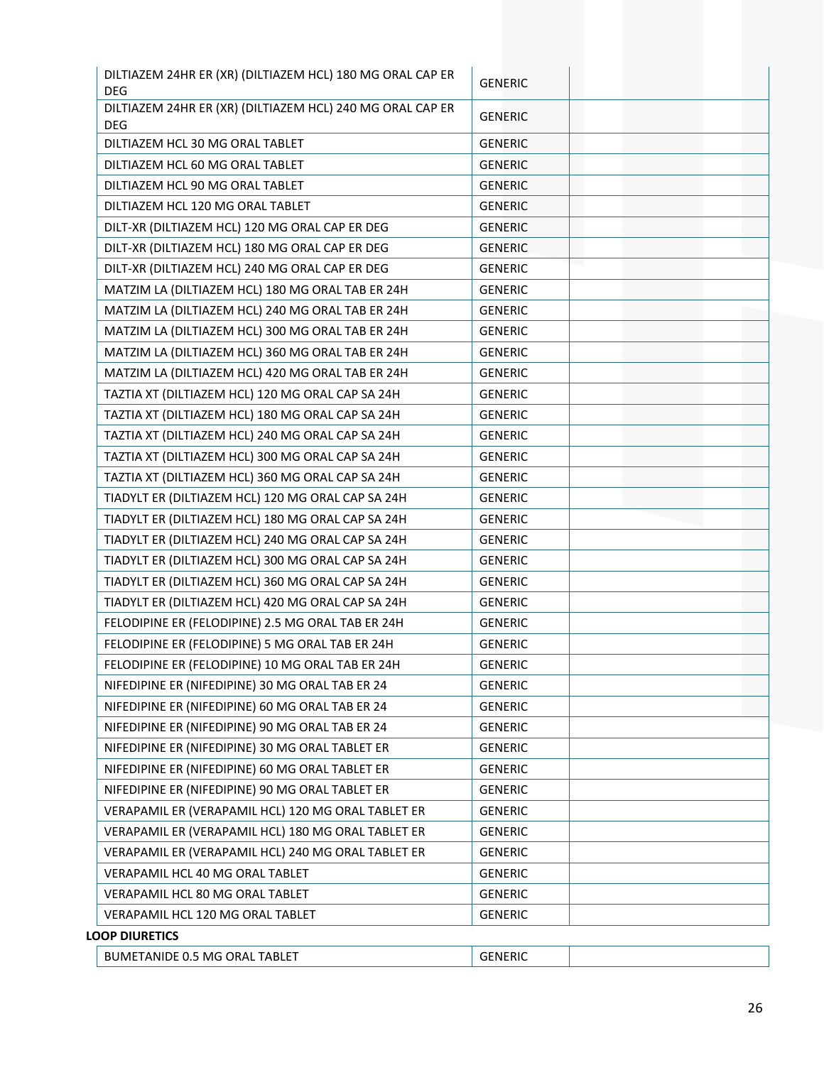| | | |
|---|---|---|
| DILTIAZEM 24HR ER (XR) (DILTIAZEM HCL) 180 MG ORAL CAP ER DEG | GENERIC | |
| DILTIAZEM 24HR ER (XR) (DILTIAZEM HCL) 240 MG ORAL CAP ER DEG | GENERIC | |
| DILTIAZEM HCL 30 MG ORAL TABLET | GENERIC | |
| DILTIAZEM HCL 60 MG ORAL TABLET | GENERIC | |
| DILTIAZEM HCL 90 MG ORAL TABLET | GENERIC | |
| DILTIAZEM HCL 120 MG ORAL TABLET | GENERIC | |
| DILT-XR (DILTIAZEM HCL) 120 MG ORAL CAP ER DEG | GENERIC | |
| DILT-XR (DILTIAZEM HCL) 180 MG ORAL CAP ER DEG | GENERIC | |
| DILT-XR (DILTIAZEM HCL) 240 MG ORAL CAP ER DEG | GENERIC | |
| MATZIM LA (DILTIAZEM HCL) 180 MG ORAL TAB ER 24H | GENERIC | |
| MATZIM LA (DILTIAZEM HCL) 240 MG ORAL TAB ER 24H | GENERIC | |
| MATZIM LA (DILTIAZEM HCL) 300 MG ORAL TAB ER 24H | GENERIC | |
| MATZIM LA (DILTIAZEM HCL) 360 MG ORAL TAB ER 24H | GENERIC | |
| MATZIM LA (DILTIAZEM HCL) 420 MG ORAL TAB ER 24H | GENERIC | |
| TAZTIA XT (DILTIAZEM HCL) 120 MG ORAL CAP SA 24H | GENERIC | |
| TAZTIA XT (DILTIAZEM HCL) 180 MG ORAL CAP SA 24H | GENERIC | |
| TAZTIA XT (DILTIAZEM HCL) 240 MG ORAL CAP SA 24H | GENERIC | |
| TAZTIA XT (DILTIAZEM HCL) 300 MG ORAL CAP SA 24H | GENERIC | |
| TAZTIA XT (DILTIAZEM HCL) 360 MG ORAL CAP SA 24H | GENERIC | |
| TIADYLT ER (DILTIAZEM HCL) 120 MG ORAL CAP SA 24H | GENERIC | |
| TIADYLT ER (DILTIAZEM HCL) 180 MG ORAL CAP SA 24H | GENERIC | |
| TIADYLT ER (DILTIAZEM HCL) 240 MG ORAL CAP SA 24H | GENERIC | |
| TIADYLT ER (DILTIAZEM HCL) 300 MG ORAL CAP SA 24H | GENERIC | |
| TIADYLT ER (DILTIAZEM HCL) 360 MG ORAL CAP SA 24H | GENERIC | |
| TIADYLT ER (DILTIAZEM HCL) 420 MG ORAL CAP SA 24H | GENERIC | |
| FELODIPINE ER (FELODIPINE) 2.5 MG ORAL TAB ER 24H | GENERIC | |
| FELODIPINE ER (FELODIPINE) 5 MG ORAL TAB ER 24H | GENERIC | |
| FELODIPINE ER (FELODIPINE) 10 MG ORAL TAB ER 24H | GENERIC | |
| NIFEDIPINE ER (NIFEDIPINE) 30 MG ORAL TAB ER 24 | GENERIC | |
| NIFEDIPINE ER (NIFEDIPINE) 60 MG ORAL TAB ER 24 | GENERIC | |
| NIFEDIPINE ER (NIFEDIPINE) 90 MG ORAL TAB ER 24 | GENERIC | |
| NIFEDIPINE ER (NIFEDIPINE) 30 MG ORAL TABLET ER | GENERIC | |
| NIFEDIPINE ER (NIFEDIPINE) 60 MG ORAL TABLET ER | GENERIC | |
| NIFEDIPINE ER (NIFEDIPINE) 90 MG ORAL TABLET ER | GENERIC | |
| VERAPAMIL ER (VERAPAMIL HCL) 120 MG ORAL TABLET ER | GENERIC | |
| VERAPAMIL ER (VERAPAMIL HCL) 180 MG ORAL TABLET ER | GENERIC | |
| VERAPAMIL ER (VERAPAMIL HCL) 240 MG ORAL TABLET ER | GENERIC | |
| VERAPAMIL HCL 40 MG ORAL TABLET | GENERIC | |
| VERAPAMIL HCL 80 MG ORAL TABLET | GENERIC | |
| VERAPAMIL HCL 120 MG ORAL TABLET | GENERIC | |

**LOOP DIURETICS**

| | | |
|---|---|---|
| BUMETANIDE 0.5 MG ORAL TABLET | GENERIC | |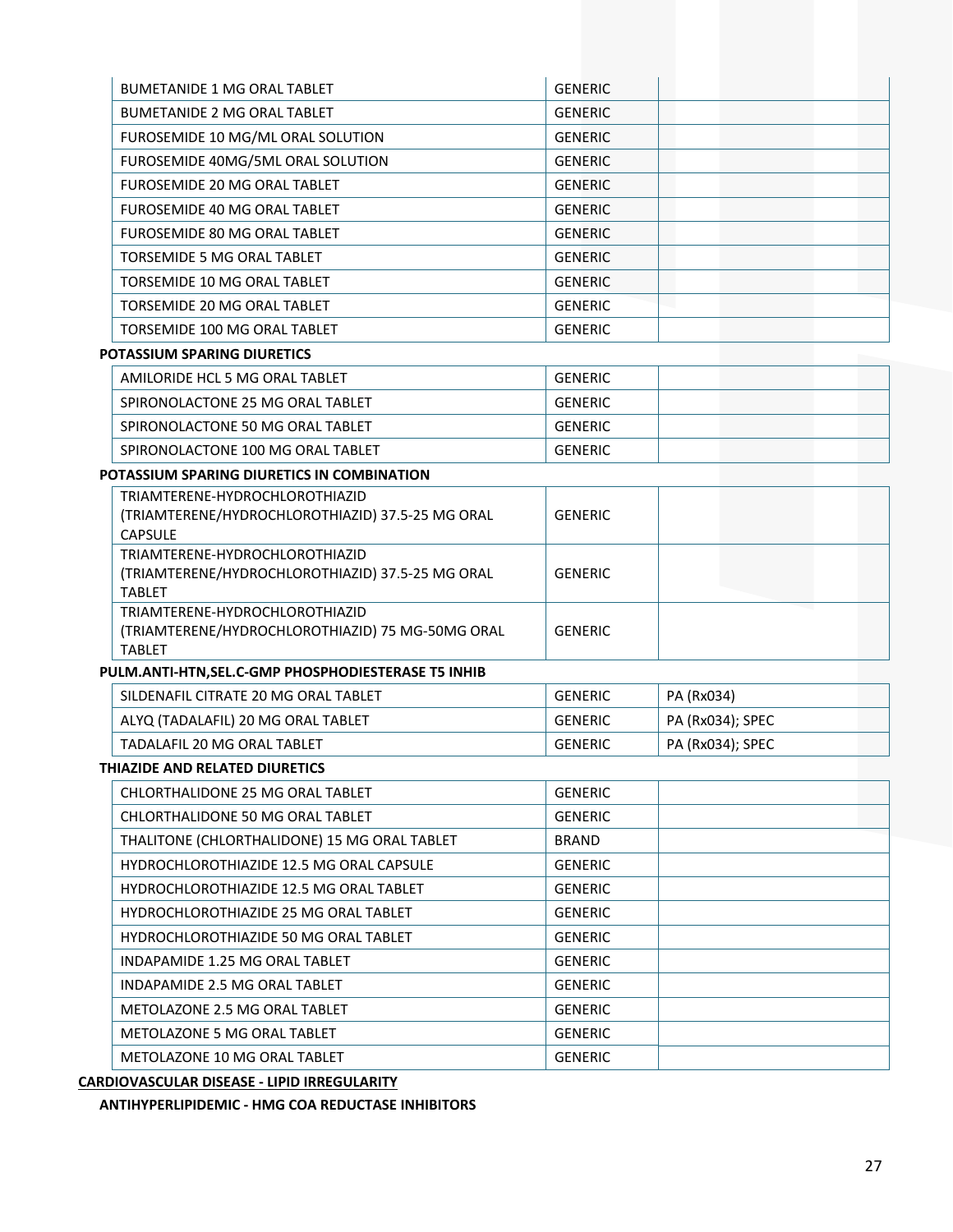| | | |
|---|---|---|
| BUMETANIDE 1 MG ORAL TABLET | GENERIC | |
| BUMETANIDE 2 MG ORAL TABLET | GENERIC | |
| FUROSEMIDE 10 MG/ML ORAL SOLUTION | GENERIC | |
| FUROSEMIDE 40MG/5ML ORAL SOLUTION | GENERIC | |
| FUROSEMIDE 20 MG ORAL TABLET | GENERIC | |
| FUROSEMIDE 40 MG ORAL TABLET | GENERIC | |
| FUROSEMIDE 80 MG ORAL TABLET | GENERIC | |
| TORSEMIDE 5 MG ORAL TABLET | GENERIC | |
| TORSEMIDE 10 MG ORAL TABLET | GENERIC | |
| TORSEMIDE 20 MG ORAL TABLET | GENERIC | |
| TORSEMIDE 100 MG ORAL TABLET | GENERIC | |

**POTASSIUM SPARING DIURETICS**

| | | |
|---|---|---|
| AMILORIDE HCL 5 MG ORAL TABLET | GENERIC | |
| SPIRONOLACTONE 25 MG ORAL TABLET | GENERIC | |
| SPIRONOLACTONE 50 MG ORAL TABLET | GENERIC | |
| SPIRONOLACTONE 100 MG ORAL TABLET | GENERIC | |

**POTASSIUM SPARING DIURETICS IN COMBINATION**

| | | |
|---|---|---|
| TRIAMTERENE-HYDROCHLOROTHIAZID (TRIAMTERENE/HYDROCHLOROTHIAZID) 37.5-25 MG ORAL CAPSULE | GENERIC | |
| TRIAMTERENE-HYDROCHLOROTHIAZID (TRIAMTERENE/HYDROCHLOROTHIAZID) 37.5-25 MG ORAL TABLET | GENERIC | |
| TRIAMTERENE-HYDROCHLOROTHIAZID (TRIAMTERENE/HYDROCHLOROTHIAZID) 75 MG-50MG ORAL TABLET | GENERIC | |

**PULM.ANTI-HTN,SEL.C-GMP PHOSPHODIESTERASE T5 INHIB**

| | | |
|---|---|---|
| SILDENAFIL CITRATE 20 MG ORAL TABLET | GENERIC | PA (Rx034) |
| ALYQ (TADALAFIL) 20 MG ORAL TABLET | GENERIC | PA (Rx034); SPEC |
| TADALAFIL 20 MG ORAL TABLET | GENERIC | PA (Rx034); SPEC |

**THIAZIDE AND RELATED DIURETICS**

| | | |
|---|---|---|
| CHLORTHALIDONE 25 MG ORAL TABLET | GENERIC | |
| CHLORTHALIDONE 50 MG ORAL TABLET | GENERIC | |
| THALITONE (CHLORTHALIDONE) 15 MG ORAL TABLET | BRAND | |
| HYDROCHLOROTHIAZIDE 12.5 MG ORAL CAPSULE | GENERIC | |
| HYDROCHLOROTHIAZIDE 12.5 MG ORAL TABLET | GENERIC | |
| HYDROCHLOROTHIAZIDE 25 MG ORAL TABLET | GENERIC | |
| HYDROCHLOROTHIAZIDE 50 MG ORAL TABLET | GENERIC | |
| INDAPAMIDE 1.25 MG ORAL TABLET | GENERIC | |
| INDAPAMIDE 2.5 MG ORAL TABLET | GENERIC | |
| METOLAZONE 2.5 MG ORAL TABLET | GENERIC | |
| METOLAZONE 5 MG ORAL TABLET | GENERIC | |
| METOLAZONE 10 MG ORAL TABLET | GENERIC | |

**CARDIOVASCULAR DISEASE - LIPID IRREGULARITY**

**ANTIHYPERLIPIDEMIC - HMG COA REDUCTASE INHIBITORS**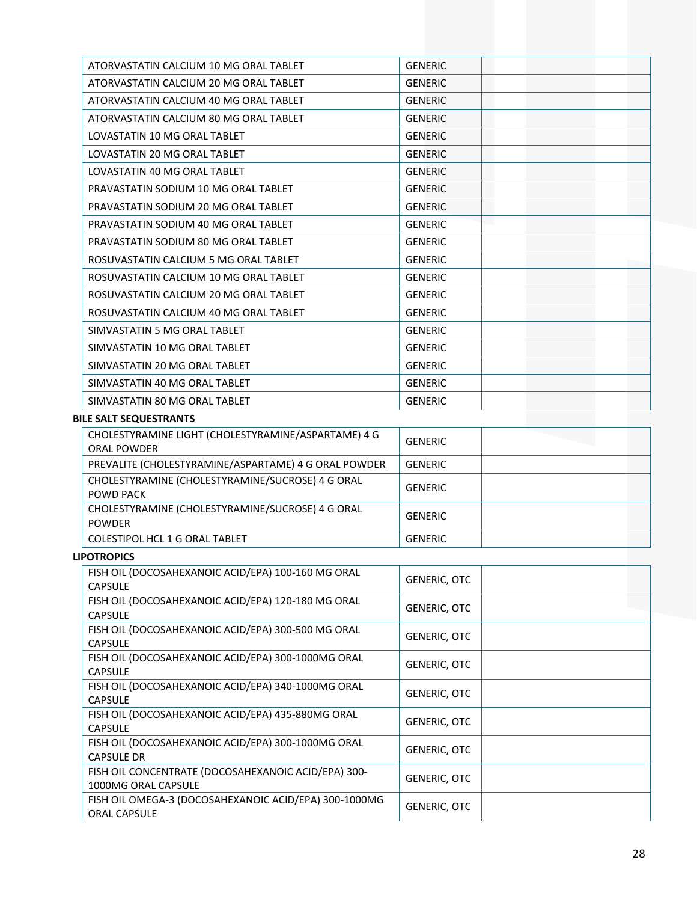| | | |
|---|---|---|
| ATORVASTATIN CALCIUM 10 MG ORAL TABLET | GENERIC | |
| ATORVASTATIN CALCIUM 20 MG ORAL TABLET | GENERIC | |
| ATORVASTATIN CALCIUM 40 MG ORAL TABLET | GENERIC | |
| ATORVASTATIN CALCIUM 80 MG ORAL TABLET | GENERIC | |
| LOVASTATIN 10 MG ORAL TABLET | GENERIC | |
| LOVASTATIN 20 MG ORAL TABLET | GENERIC | |
| LOVASTATIN 40 MG ORAL TABLET | GENERIC | |
| PRAVASTATIN SODIUM 10 MG ORAL TABLET | GENERIC | |
| PRAVASTATIN SODIUM 20 MG ORAL TABLET | GENERIC | |
| PRAVASTATIN SODIUM 40 MG ORAL TABLET | GENERIC | |
| PRAVASTATIN SODIUM 80 MG ORAL TABLET | GENERIC | |
| ROSUVASTATIN CALCIUM 5 MG ORAL TABLET | GENERIC | |
| ROSUVASTATIN CALCIUM 10 MG ORAL TABLET | GENERIC | |
| ROSUVASTATIN CALCIUM 20 MG ORAL TABLET | GENERIC | |
| ROSUVASTATIN CALCIUM 40 MG ORAL TABLET | GENERIC | |
| SIMVASTATIN 5 MG ORAL TABLET | GENERIC | |
| SIMVASTATIN 10 MG ORAL TABLET | GENERIC | |
| SIMVASTATIN 20 MG ORAL TABLET | GENERIC | |
| SIMVASTATIN 40 MG ORAL TABLET | GENERIC | |
| SIMVASTATIN 80 MG ORAL TABLET | GENERIC | |

**BILE SALT SEQUESTRANTS**

| | | |
|---|---|---|
| CHOLESTYRAMINE LIGHT (CHOLESTYRAMINE/ASPARTAME) 4 G ORAL POWDER | GENERIC | |
| PREVALITE (CHOLESTYRAMINE/ASPARTAME) 4 G ORAL POWDER | GENERIC | |
| CHOLESTYRAMINE (CHOLESTYRAMINE/SUCROSE) 4 G ORAL POWD PACK | GENERIC | |
| CHOLESTYRAMINE (CHOLESTYRAMINE/SUCROSE) 4 G ORAL POWDER | GENERIC | |
| COLESTIPOL HCL 1 G ORAL TABLET | GENERIC | |

**LIPOTROPICS**

| | | |
|---|---|---|
| FISH OIL (DOCOSAHEXANOIC ACID/EPA) 100-160 MG ORAL CAPSULE | GENERIC, OTC | |
| FISH OIL (DOCOSAHEXANOIC ACID/EPA) 120-180 MG ORAL CAPSULE | GENERIC, OTC | |
| FISH OIL (DOCOSAHEXANOIC ACID/EPA) 300-500 MG ORAL CAPSULE | GENERIC, OTC | |
| FISH OIL (DOCOSAHEXANOIC ACID/EPA) 300-1000MG ORAL CAPSULE | GENERIC, OTC | |
| FISH OIL (DOCOSAHEXANOIC ACID/EPA) 340-1000MG ORAL CAPSULE | GENERIC, OTC | |
| FISH OIL (DOCOSAHEXANOIC ACID/EPA) 435-880MG ORAL CAPSULE | GENERIC, OTC | |
| FISH OIL (DOCOSAHEXANOIC ACID/EPA) 300-1000MG ORAL CAPSULE DR | GENERIC, OTC | |
| FISH OIL CONCENTRATE (DOCOSAHEXANOIC ACID/EPA) 300-1000MG ORAL CAPSULE | GENERIC, OTC | |
| FISH OIL OMEGA-3 (DOCOSAHEXANOIC ACID/EPA) 300-1000MG ORAL CAPSULE | GENERIC, OTC | |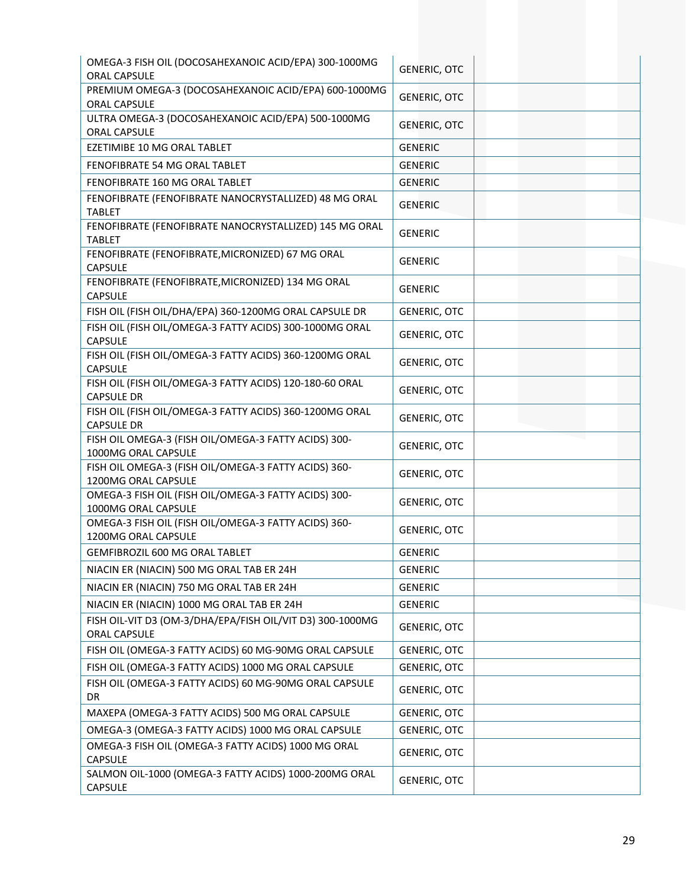| | | |
|---|---|---|
| OMEGA-3 FISH OIL (DOCOSAHEXANOIC ACID/EPA) 300-1000MG ORAL CAPSULE | GENERIC, OTC | |
| PREMIUM OMEGA-3 (DOCOSAHEXANOIC ACID/EPA) 600-1000MG ORAL CAPSULE | GENERIC, OTC | |
| ULTRA OMEGA-3 (DOCOSAHEXANOIC ACID/EPA) 500-1000MG ORAL CAPSULE | GENERIC, OTC | |
| EZETIMIBE 10 MG ORAL TABLET | GENERIC | |
| FENOFIBRATE 54 MG ORAL TABLET | GENERIC | |
| FENOFIBRATE 160 MG ORAL TABLET | GENERIC | |
| FENOFIBRATE (FENOFIBRATE NANOCRYSTALLIZED) 48 MG ORAL TABLET | GENERIC | |
| FENOFIBRATE (FENOFIBRATE NANOCRYSTALLIZED) 145 MG ORAL TABLET | GENERIC | |
| FENOFIBRATE (FENOFIBRATE,MICRONIZED) 67 MG ORAL CAPSULE | GENERIC | |
| FENOFIBRATE (FENOFIBRATE,MICRONIZED) 134 MG ORAL CAPSULE | GENERIC | |
| FISH OIL (FISH OIL/DHA/EPA) 360-1200MG ORAL CAPSULE DR | GENERIC, OTC | |
| FISH OIL (FISH OIL/OMEGA-3 FATTY ACIDS) 300-1000MG ORAL CAPSULE | GENERIC, OTC | |
| FISH OIL (FISH OIL/OMEGA-3 FATTY ACIDS) 360-1200MG ORAL CAPSULE | GENERIC, OTC | |
| FISH OIL (FISH OIL/OMEGA-3 FATTY ACIDS) 120-180-60 ORAL CAPSULE DR | GENERIC, OTC | |
| FISH OIL (FISH OIL/OMEGA-3 FATTY ACIDS) 360-1200MG ORAL CAPSULE DR | GENERIC, OTC | |
| FISH OIL OMEGA-3 (FISH OIL/OMEGA-3 FATTY ACIDS) 300-1000MG ORAL CAPSULE | GENERIC, OTC | |
| FISH OIL OMEGA-3 (FISH OIL/OMEGA-3 FATTY ACIDS) 360-1200MG ORAL CAPSULE | GENERIC, OTC | |
| OMEGA-3 FISH OIL (FISH OIL/OMEGA-3 FATTY ACIDS) 300-1000MG ORAL CAPSULE | GENERIC, OTC | |
| OMEGA-3 FISH OIL (FISH OIL/OMEGA-3 FATTY ACIDS) 360-1200MG ORAL CAPSULE | GENERIC, OTC | |
| GEMFIBROZIL 600 MG ORAL TABLET | GENERIC | |
| NIACIN ER (NIACIN) 500 MG ORAL TAB ER 24H | GENERIC | |
| NIACIN ER (NIACIN) 750 MG ORAL TAB ER 24H | GENERIC | |
| NIACIN ER (NIACIN) 1000 MG ORAL TAB ER 24H | GENERIC | |
| FISH OIL-VIT D3 (OM-3/DHA/EPA/FISH OIL/VIT D3) 300-1000MG ORAL CAPSULE | GENERIC, OTC | |
| FISH OIL (OMEGA-3 FATTY ACIDS) 60 MG-90MG ORAL CAPSULE | GENERIC, OTC | |
| FISH OIL (OMEGA-3 FATTY ACIDS) 1000 MG ORAL CAPSULE | GENERIC, OTC | |
| FISH OIL (OMEGA-3 FATTY ACIDS) 60 MG-90MG ORAL CAPSULE DR | GENERIC, OTC | |
| MAXEPA (OMEGA-3 FATTY ACIDS) 500 MG ORAL CAPSULE | GENERIC, OTC | |
| OMEGA-3 (OMEGA-3 FATTY ACIDS) 1000 MG ORAL CAPSULE | GENERIC, OTC | |
| OMEGA-3 FISH OIL (OMEGA-3 FATTY ACIDS) 1000 MG ORAL CAPSULE | GENERIC, OTC | |
| SALMON OIL-1000 (OMEGA-3 FATTY ACIDS) 1000-200MG ORAL CAPSULE | GENERIC, OTC | |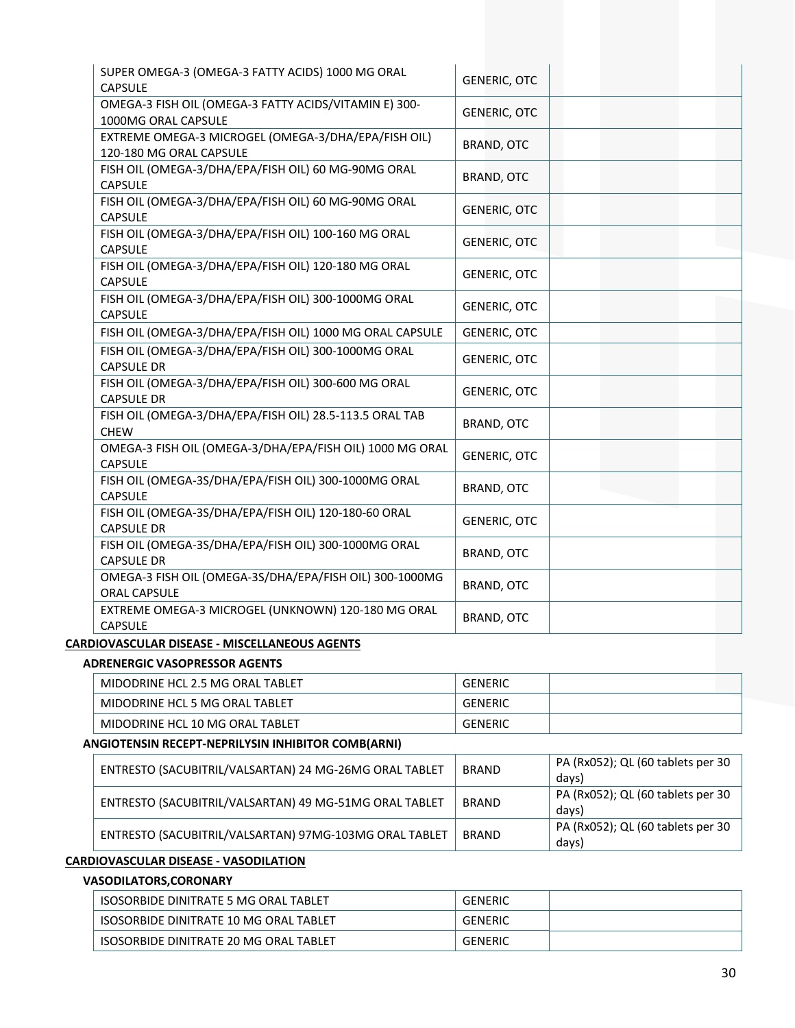| | | |
|---|---|---|
| SUPER OMEGA-3 (OMEGA-3 FATTY ACIDS) 1000 MG ORAL CAPSULE | GENERIC, OTC | |
| OMEGA-3 FISH OIL (OMEGA-3 FATTY ACIDS/VITAMIN E) 300-1000MG ORAL CAPSULE | GENERIC, OTC | |
| EXTREME OMEGA-3 MICROGEL (OMEGA-3/DHA/EPA/FISH OIL) 120-180 MG ORAL CAPSULE | BRAND, OTC | |
| FISH OIL (OMEGA-3/DHA/EPA/FISH OIL) 60 MG-90MG ORAL CAPSULE | BRAND, OTC | |
| FISH OIL (OMEGA-3/DHA/EPA/FISH OIL) 60 MG-90MG ORAL CAPSULE | GENERIC, OTC | |
| FISH OIL (OMEGA-3/DHA/EPA/FISH OIL) 100-160 MG ORAL CAPSULE | GENERIC, OTC | |
| FISH OIL (OMEGA-3/DHA/EPA/FISH OIL) 120-180 MG ORAL CAPSULE | GENERIC, OTC | |
| FISH OIL (OMEGA-3/DHA/EPA/FISH OIL) 300-1000MG ORAL CAPSULE | GENERIC, OTC | |
| FISH OIL (OMEGA-3/DHA/EPA/FISH OIL) 1000 MG ORAL CAPSULE | GENERIC, OTC | |
| FISH OIL (OMEGA-3/DHA/EPA/FISH OIL) 300-1000MG ORAL CAPSULE DR | GENERIC, OTC | |
| FISH OIL (OMEGA-3/DHA/EPA/FISH OIL) 300-600 MG ORAL CAPSULE DR | GENERIC, OTC | |
| FISH OIL (OMEGA-3/DHA/EPA/FISH OIL) 28.5-113.5 ORAL TAB CHEW | BRAND, OTC | |
| OMEGA-3 FISH OIL (OMEGA-3/DHA/EPA/FISH OIL) 1000 MG ORAL CAPSULE | GENERIC, OTC | |
| FISH OIL (OMEGA-3S/DHA/EPA/FISH OIL) 300-1000MG ORAL CAPSULE | BRAND, OTC | |
| FISH OIL (OMEGA-3S/DHA/EPA/FISH OIL) 120-180-60 ORAL CAPSULE DR | GENERIC, OTC | |
| FISH OIL (OMEGA-3S/DHA/EPA/FISH OIL) 300-1000MG ORAL CAPSULE DR | BRAND, OTC | |
| OMEGA-3 FISH OIL (OMEGA-3S/DHA/EPA/FISH OIL) 300-1000MG ORAL CAPSULE | BRAND, OTC | |
| EXTREME OMEGA-3 MICROGEL (UNKNOWN) 120-180 MG ORAL CAPSULE | BRAND, OTC | |

**CARDIOVASCULAR DISEASE - MISCELLANEOUS AGENTS**

**ADRENERGIC VASOPRESSOR AGENTS**

| | | |
|---|---|---|
| MIDODRINE HCL 2.5 MG ORAL TABLET | GENERIC | |
| MIDODRINE HCL 5 MG ORAL TABLET | GENERIC | |
| MIDODRINE HCL 10 MG ORAL TABLET | GENERIC | |

**ANGIOTENSIN RECEPT-NEPRILYSIN INHIBITOR COMB(ARNI)**

| | | |
|---|---|---|
| ENTRESTO (SACUBITRIL/VALSARTAN) 24 MG-26MG ORAL TABLET | BRAND | PA (Rx052); QL (60 tablets per 30 days) |
| ENTRESTO (SACUBITRIL/VALSARTAN) 49 MG-51MG ORAL TABLET | BRAND | PA (Rx052); QL (60 tablets per 30 days) |
| ENTRESTO (SACUBITRIL/VALSARTAN) 97MG-103MG ORAL TABLET | BRAND | PA (Rx052); QL (60 tablets per 30 days) |

**CARDIOVASCULAR DISEASE - VASODILATION**

**VASODILATORS,CORONARY**

| | | |
|---|---|---|
| ISOSORBIDE DINITRATE 5 MG ORAL TABLET | GENERIC | |
| ISOSORBIDE DINITRATE 10 MG ORAL TABLET | GENERIC | |
| ISOSORBIDE DINITRATE 20 MG ORAL TABLET | GENERIC | |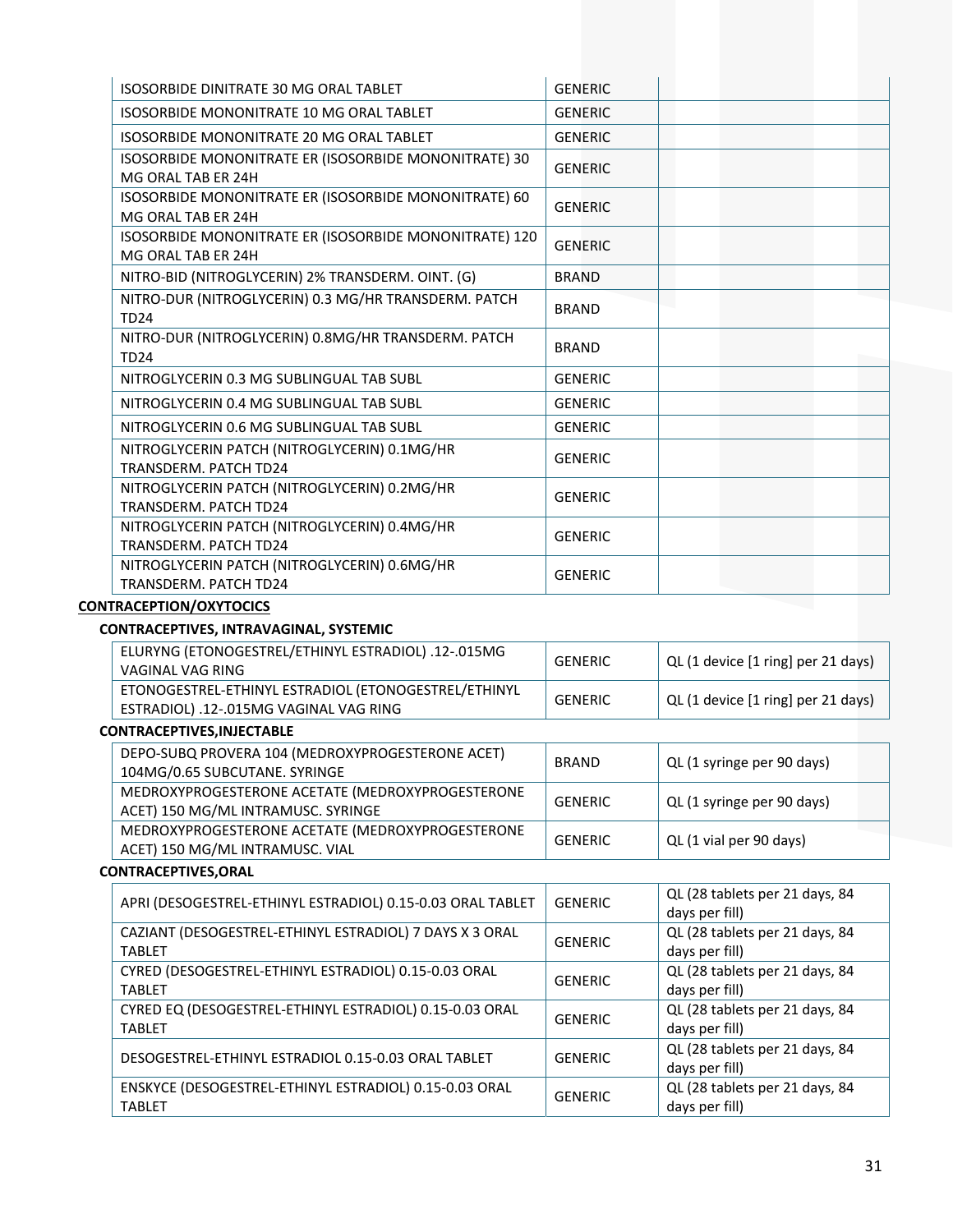| | | |
|---|---|---|
| ISOSORBIDE DINITRATE 30 MG ORAL TABLET | GENERIC | |
| ISOSORBIDE MONONITRATE 10 MG ORAL TABLET | GENERIC | |
| ISOSORBIDE MONONITRATE 20 MG ORAL TABLET | GENERIC | |
| ISOSORBIDE MONONITRATE ER (ISOSORBIDE MONONITRATE) 30 MG ORAL TAB ER 24H | GENERIC | |
| ISOSORBIDE MONONITRATE ER (ISOSORBIDE MONONITRATE) 60 MG ORAL TAB ER 24H | GENERIC | |
| ISOSORBIDE MONONITRATE ER (ISOSORBIDE MONONITRATE) 120 MG ORAL TAB ER 24H | GENERIC | |
| NITRO-BID (NITROGLYCERIN) 2% TRANSDERM. OINT. (G) | BRAND | |
| NITRO-DUR (NITROGLYCERIN) 0.3 MG/HR TRANSDERM. PATCH TD24 | BRAND | |
| NITRO-DUR (NITROGLYCERIN) 0.8MG/HR TRANSDERM. PATCH TD24 | BRAND | |
| NITROGLYCERIN 0.3 MG SUBLINGUAL TAB SUBL | GENERIC | |
| NITROGLYCERIN 0.4 MG SUBLINGUAL TAB SUBL | GENERIC | |
| NITROGLYCERIN 0.6 MG SUBLINGUAL TAB SUBL | GENERIC | |
| NITROGLYCERIN PATCH (NITROGLYCERIN) 0.1MG/HR TRANSDERM. PATCH TD24 | GENERIC | |
| NITROGLYCERIN PATCH (NITROGLYCERIN) 0.2MG/HR TRANSDERM. PATCH TD24 | GENERIC | |
| NITROGLYCERIN PATCH (NITROGLYCERIN) 0.4MG/HR TRANSDERM. PATCH TD24 | GENERIC | |
| NITROGLYCERIN PATCH (NITROGLYCERIN) 0.6MG/HR TRANSDERM. PATCH TD24 | GENERIC | |

## CONTRACEPTION/OXYTOCICS

### CONTRACEPTIVES, INTRAVAGINAL, SYSTEMIC

| | | |
|---|---|---|
| ELURYNG (ETONOGESTREL/ETHINYL ESTRADIOL) .12-.015MG VAGINAL VAG RING | GENERIC | QL (1 device [1 ring] per 21 days) |
| ETONOGESTREL-ETHINYL ESTRADIOL (ETONOGESTREL/ETHINYL ESTRADIOL) .12-.015MG VAGINAL VAG RING | GENERIC | QL (1 device [1 ring] per 21 days) |

### CONTRACEPTIVES,INJECTABLE

| | | |
|---|---|---|
| DEPO-SUBQ PROVERA 104 (MEDROXYPROGESTERONE ACET) 104MG/0.65 SUBCUTANE. SYRINGE | BRAND | QL (1 syringe per 90 days) |
| MEDROXYPROGESTERONE ACETATE (MEDROXYPROGESTERONE ACET) 150 MG/ML INTRAMUSC. SYRINGE | GENERIC | QL (1 syringe per 90 days) |
| MEDROXYPROGESTERONE ACETATE (MEDROXYPROGESTERONE ACET) 150 MG/ML INTRAMUSC. VIAL | GENERIC | QL (1 vial per 90 days) |

### CONTRACEPTIVES,ORAL

| | | |
|---|---|---|
| APRI (DESOGESTREL-ETHINYL ESTRADIOL) 0.15-0.03 ORAL TABLET | GENERIC | QL (28 tablets per 21 days, 84 days per fill) |
| CAZIANT (DESOGESTREL-ETHINYL ESTRADIOL) 7 DAYS X 3 ORAL TABLET | GENERIC | QL (28 tablets per 21 days, 84 days per fill) |
| CYRED (DESOGESTREL-ETHINYL ESTRADIOL) 0.15-0.03 ORAL TABLET | GENERIC | QL (28 tablets per 21 days, 84 days per fill) |
| CYRED EQ (DESOGESTREL-ETHINYL ESTRADIOL) 0.15-0.03 ORAL TABLET | GENERIC | QL (28 tablets per 21 days, 84 days per fill) |
| DESOGESTREL-ETHINYL ESTRADIOL 0.15-0.03 ORAL TABLET | GENERIC | QL (28 tablets per 21 days, 84 days per fill) |
| ENSKYCE (DESOGESTREL-ETHINYL ESTRADIOL) 0.15-0.03 ORAL TABLET | GENERIC | QL (28 tablets per 21 days, 84 days per fill) |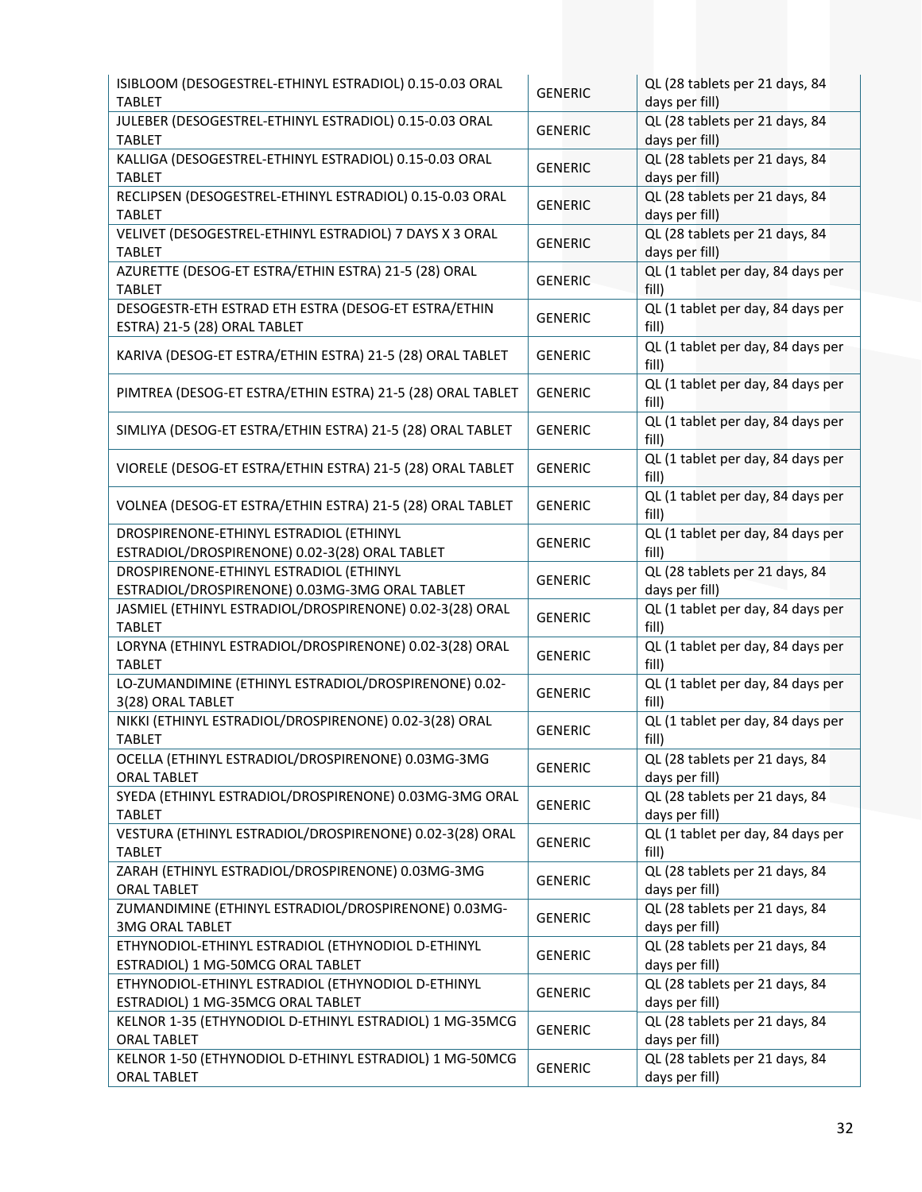| | | |
|---|---|---|
| ISIBLOOM (DESOGESTREL-ETHINYL ESTRADIOL) 0.15-0.03 ORAL TABLET | GENERIC | QL (28 tablets per 21 days, 84 days per fill) |
| JULEBER (DESOGESTREL-ETHINYL ESTRADIOL) 0.15-0.03 ORAL TABLET | GENERIC | QL (28 tablets per 21 days, 84 days per fill) |
| KALLIGA (DESOGESTREL-ETHINYL ESTRADIOL) 0.15-0.03 ORAL TABLET | GENERIC | QL (28 tablets per 21 days, 84 days per fill) |
| RECLIPSEN (DESOGESTREL-ETHINYL ESTRADIOL) 0.15-0.03 ORAL TABLET | GENERIC | QL (28 tablets per 21 days, 84 days per fill) |
| VELIVET (DESOGESTREL-ETHINYL ESTRADIOL) 7 DAYS X 3 ORAL TABLET | GENERIC | QL (28 tablets per 21 days, 84 days per fill) |
| AZURETTE (DESOG-ET ESTRA/ETHIN ESTRA) 21-5 (28) ORAL TABLET | GENERIC | QL (1 tablet per day, 84 days per fill) |
| DESOGESTR-ETH ESTRAD ETH ESTRA (DESOG-ET ESTRA/ETHIN ESTRA) 21-5 (28) ORAL TABLET | GENERIC | QL (1 tablet per day, 84 days per fill) |
| KARIVA (DESOG-ET ESTRA/ETHIN ESTRA) 21-5 (28) ORAL TABLET | GENERIC | QL (1 tablet per day, 84 days per fill) |
| PIMTREA (DESOG-ET ESTRA/ETHIN ESTRA) 21-5 (28) ORAL TABLET | GENERIC | QL (1 tablet per day, 84 days per fill) |
| SIMLIYA (DESOG-ET ESTRA/ETHIN ESTRA) 21-5 (28) ORAL TABLET | GENERIC | QL (1 tablet per day, 84 days per fill) |
| VIORELE (DESOG-ET ESTRA/ETHIN ESTRA) 21-5 (28) ORAL TABLET | GENERIC | QL (1 tablet per day, 84 days per fill) |
| VOLNEA (DESOG-ET ESTRA/ETHIN ESTRA) 21-5 (28) ORAL TABLET | GENERIC | QL (1 tablet per day, 84 days per fill) |
| DROSPIRENONE-ETHINYL ESTRADIOL (ETHINYL ESTRADIOL/DROSPIRENONE) 0.02-3(28) ORAL TABLET | GENERIC | QL (1 tablet per day, 84 days per fill) |
| DROSPIRENONE-ETHINYL ESTRADIOL (ETHINYL ESTRADIOL/DROSPIRENONE) 0.03MG-3MG ORAL TABLET | GENERIC | QL (28 tablets per 21 days, 84 days per fill) |
| JASMIEL (ETHINYL ESTRADIOL/DROSPIRENONE) 0.02-3(28) ORAL TABLET | GENERIC | QL (1 tablet per day, 84 days per fill) |
| LORYNA (ETHINYL ESTRADIOL/DROSPIRENONE) 0.02-3(28) ORAL TABLET | GENERIC | QL (1 tablet per day, 84 days per fill) |
| LO-ZUMANDIMINE (ETHINYL ESTRADIOL/DROSPIRENONE) 0.02-3(28) ORAL TABLET | GENERIC | QL (1 tablet per day, 84 days per fill) |
| NIKKI (ETHINYL ESTRADIOL/DROSPIRENONE) 0.02-3(28) ORAL TABLET | GENERIC | QL (1 tablet per day, 84 days per fill) |
| OCELLA (ETHINYL ESTRADIOL/DROSPIRENONE) 0.03MG-3MG ORAL TABLET | GENERIC | QL (28 tablets per 21 days, 84 days per fill) |
| SYEDA (ETHINYL ESTRADIOL/DROSPIRENONE) 0.03MG-3MG ORAL TABLET | GENERIC | QL (28 tablets per 21 days, 84 days per fill) |
| VESTURA (ETHINYL ESTRADIOL/DROSPIRENONE) 0.02-3(28) ORAL TABLET | GENERIC | QL (1 tablet per day, 84 days per fill) |
| ZARAH (ETHINYL ESTRADIOL/DROSPIRENONE) 0.03MG-3MG ORAL TABLET | GENERIC | QL (28 tablets per 21 days, 84 days per fill) |
| ZUMANDIMINE (ETHINYL ESTRADIOL/DROSPIRENONE) 0.03MG-3MG ORAL TABLET | GENERIC | QL (28 tablets per 21 days, 84 days per fill) |
| ETHYNODIOL-ETHINYL ESTRADIOL (ETHYNODIOL D-ETHINYL ESTRADIOL) 1 MG-50MCG ORAL TABLET | GENERIC | QL (28 tablets per 21 days, 84 days per fill) |
| ETHYNODIOL-ETHINYL ESTRADIOL (ETHYNODIOL D-ETHINYL ESTRADIOL) 1 MG-35MCG ORAL TABLET | GENERIC | QL (28 tablets per 21 days, 84 days per fill) |
| KELNOR 1-35 (ETHYNODIOL D-ETHINYL ESTRADIOL) 1 MG-35MCG ORAL TABLET | GENERIC | QL (28 tablets per 21 days, 84 days per fill) |
| KELNOR 1-50 (ETHYNODIOL D-ETHINYL ESTRADIOL) 1 MG-50MCG ORAL TABLET | GENERIC | QL (28 tablets per 21 days, 84 days per fill) |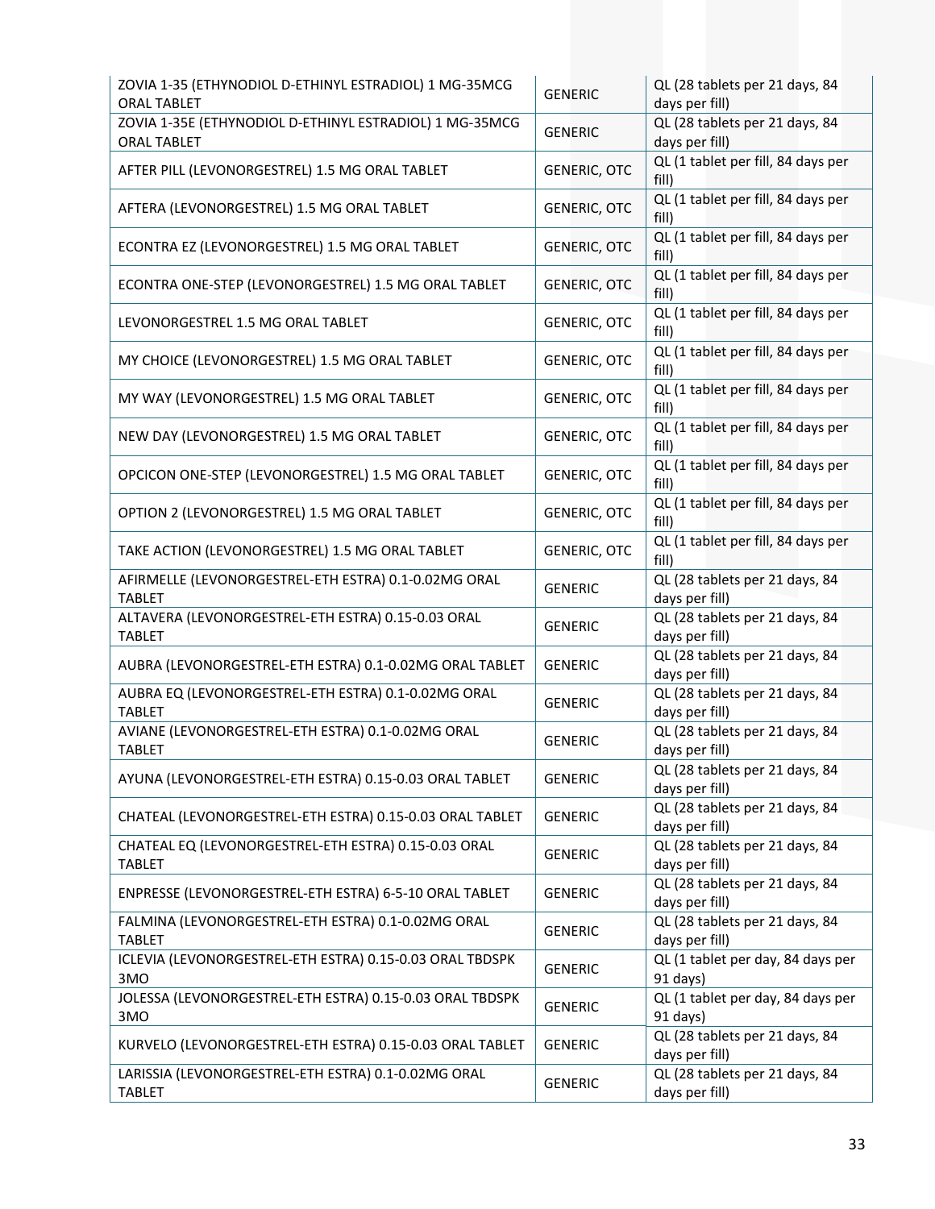| | | |
|---|---|---|
| ZOVIA 1-35 (ETHYNODIOL D-ETHINYL ESTRADIOL) 1 MG-35MCG ORAL TABLET | GENERIC | QL (28 tablets per 21 days, 84 days per fill) |
| ZOVIA 1-35E (ETHYNODIOL D-ETHINYL ESTRADIOL) 1 MG-35MCG ORAL TABLET | GENERIC | QL (28 tablets per 21 days, 84 days per fill) |
| AFTER PILL (LEVONORGESTREL) 1.5 MG ORAL TABLET | GENERIC, OTC | QL (1 tablet per fill, 84 days per fill) |
| AFTERA (LEVONORGESTREL) 1.5 MG ORAL TABLET | GENERIC, OTC | QL (1 tablet per fill, 84 days per fill) |
| ECONTRA EZ (LEVONORGESTREL) 1.5 MG ORAL TABLET | GENERIC, OTC | QL (1 tablet per fill, 84 days per fill) |
| ECONTRA ONE-STEP (LEVONORGESTREL) 1.5 MG ORAL TABLET | GENERIC, OTC | QL (1 tablet per fill, 84 days per fill) |
| LEVONORGESTREL 1.5 MG ORAL TABLET | GENERIC, OTC | QL (1 tablet per fill, 84 days per fill) |
| MY CHOICE (LEVONORGESTREL) 1.5 MG ORAL TABLET | GENERIC, OTC | QL (1 tablet per fill, 84 days per fill) |
| MY WAY (LEVONORGESTREL) 1.5 MG ORAL TABLET | GENERIC, OTC | QL (1 tablet per fill, 84 days per fill) |
| NEW DAY (LEVONORGESTREL) 1.5 MG ORAL TABLET | GENERIC, OTC | QL (1 tablet per fill, 84 days per fill) |
| OPCICON ONE-STEP (LEVONORGESTREL) 1.5 MG ORAL TABLET | GENERIC, OTC | QL (1 tablet per fill, 84 days per fill) |
| OPTION 2 (LEVONORGESTREL) 1.5 MG ORAL TABLET | GENERIC, OTC | QL (1 tablet per fill, 84 days per fill) |
| TAKE ACTION (LEVONORGESTREL) 1.5 MG ORAL TABLET | GENERIC, OTC | QL (1 tablet per fill, 84 days per fill) |
| AFIRMELLE (LEVONORGESTREL-ETH ESTRA) 0.1-0.02MG ORAL TABLET | GENERIC | QL (28 tablets per 21 days, 84 days per fill) |
| ALTAVERA (LEVONORGESTREL-ETH ESTRA) 0.15-0.03 ORAL TABLET | GENERIC | QL (28 tablets per 21 days, 84 days per fill) |
| AUBRA (LEVONORGESTREL-ETH ESTRA) 0.1-0.02MG ORAL TABLET | GENERIC | QL (28 tablets per 21 days, 84 days per fill) |
| AUBRA EQ (LEVONORGESTREL-ETH ESTRA) 0.1-0.02MG ORAL TABLET | GENERIC | QL (28 tablets per 21 days, 84 days per fill) |
| AVIANE (LEVONORGESTREL-ETH ESTRA) 0.1-0.02MG ORAL TABLET | GENERIC | QL (28 tablets per 21 days, 84 days per fill) |
| AYUNA (LEVONORGESTREL-ETH ESTRA) 0.15-0.03 ORAL TABLET | GENERIC | QL (28 tablets per 21 days, 84 days per fill) |
| CHATEAL (LEVONORGESTREL-ETH ESTRA) 0.15-0.03 ORAL TABLET | GENERIC | QL (28 tablets per 21 days, 84 days per fill) |
| CHATEAL EQ (LEVONORGESTREL-ETH ESTRA) 0.15-0.03 ORAL TABLET | GENERIC | QL (28 tablets per 21 days, 84 days per fill) |
| ENPRESSE (LEVONORGESTREL-ETH ESTRA) 6-5-10 ORAL TABLET | GENERIC | QL (28 tablets per 21 days, 84 days per fill) |
| FALMINA (LEVONORGESTREL-ETH ESTRA) 0.1-0.02MG ORAL TABLET | GENERIC | QL (28 tablets per 21 days, 84 days per fill) |
| ICLEVIA (LEVONORGESTREL-ETH ESTRA) 0.15-0.03 ORAL TBDSPK 3MO | GENERIC | QL (1 tablet per day, 84 days per 91 days) |
| JOLESSA (LEVONORGESTREL-ETH ESTRA) 0.15-0.03 ORAL TBDSPK 3MO | GENERIC | QL (1 tablet per day, 84 days per 91 days) |
| KURVELO (LEVONORGESTREL-ETH ESTRA) 0.15-0.03 ORAL TABLET | GENERIC | QL (28 tablets per 21 days, 84 days per fill) |
| LARISSIA (LEVONORGESTREL-ETH ESTRA) 0.1-0.02MG ORAL TABLET | GENERIC | QL (28 tablets per 21 days, 84 days per fill) |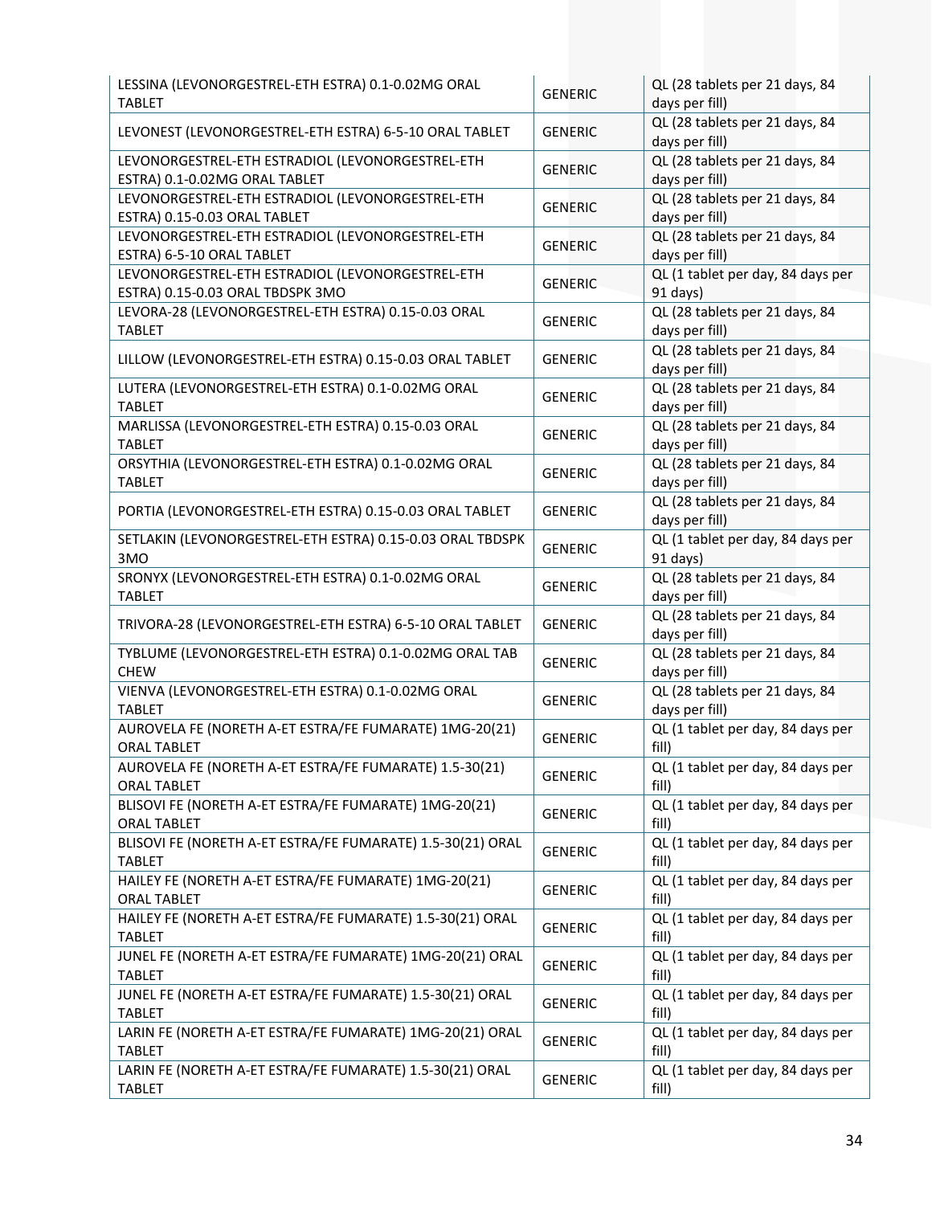| | | |
|---|---|---|
| LESSINA (LEVONORGESTREL-ETH ESTRA) 0.1-0.02MG ORAL TABLET | GENERIC | QL (28 tablets per 21 days, 84 days per fill) |
| LEVONEST (LEVONORGESTREL-ETH ESTRA) 6-5-10 ORAL TABLET | GENERIC | QL (28 tablets per 21 days, 84 days per fill) |
| LEVONORGESTREL-ETH ESTRADIOL (LEVONORGESTREL-ETH ESTRA) 0.1-0.02MG ORAL TABLET | GENERIC | QL (28 tablets per 21 days, 84 days per fill) |
| LEVONORGESTREL-ETH ESTRADIOL (LEVONORGESTREL-ETH ESTRA) 0.15-0.03 ORAL TABLET | GENERIC | QL (28 tablets per 21 days, 84 days per fill) |
| LEVONORGESTREL-ETH ESTRADIOL (LEVONORGESTREL-ETH ESTRA) 6-5-10 ORAL TABLET | GENERIC | QL (28 tablets per 21 days, 84 days per fill) |
| LEVONORGESTREL-ETH ESTRADIOL (LEVONORGESTREL-ETH ESTRA) 0.15-0.03 ORAL TBDSPK 3MO | GENERIC | QL (1 tablet per day, 84 days per 91 days) |
| LEVORA-28 (LEVONORGESTREL-ETH ESTRA) 0.15-0.03 ORAL TABLET | GENERIC | QL (28 tablets per 21 days, 84 days per fill) |
| LILLOW (LEVONORGESTREL-ETH ESTRA) 0.15-0.03 ORAL TABLET | GENERIC | QL (28 tablets per 21 days, 84 days per fill) |
| LUTERA (LEVONORGESTREL-ETH ESTRA) 0.1-0.02MG ORAL TABLET | GENERIC | QL (28 tablets per 21 days, 84 days per fill) |
| MARLISSA (LEVONORGESTREL-ETH ESTRA) 0.15-0.03 ORAL TABLET | GENERIC | QL (28 tablets per 21 days, 84 days per fill) |
| ORSYTHIA (LEVONORGESTREL-ETH ESTRA) 0.1-0.02MG ORAL TABLET | GENERIC | QL (28 tablets per 21 days, 84 days per fill) |
| PORTIA (LEVONORGESTREL-ETH ESTRA) 0.15-0.03 ORAL TABLET | GENERIC | QL (28 tablets per 21 days, 84 days per fill) |
| SETLAKIN (LEVONORGESTREL-ETH ESTRA) 0.15-0.03 ORAL TBDSPK 3MO | GENERIC | QL (1 tablet per day, 84 days per 91 days) |
| SRONYX (LEVONORGESTREL-ETH ESTRA) 0.1-0.02MG ORAL TABLET | GENERIC | QL (28 tablets per 21 days, 84 days per fill) |
| TRIVORA-28 (LEVONORGESTREL-ETH ESTRA) 6-5-10 ORAL TABLET | GENERIC | QL (28 tablets per 21 days, 84 days per fill) |
| TYBLUME (LEVONORGESTREL-ETH ESTRA) 0.1-0.02MG ORAL TAB CHEW | GENERIC | QL (28 tablets per 21 days, 84 days per fill) |
| VIENVA (LEVONORGESTREL-ETH ESTRA) 0.1-0.02MG ORAL TABLET | GENERIC | QL (28 tablets per 21 days, 84 days per fill) |
| AUROVELA FE (NORETH A-ET ESTRA/FE FUMARATE) 1MG-20(21) ORAL TABLET | GENERIC | QL (1 tablet per day, 84 days per fill) |
| AUROVELA FE (NORETH A-ET ESTRA/FE FUMARATE) 1.5-30(21) ORAL TABLET | GENERIC | QL (1 tablet per day, 84 days per fill) |
| BLISOVI FE (NORETH A-ET ESTRA/FE FUMARATE) 1MG-20(21) ORAL TABLET | GENERIC | QL (1 tablet per day, 84 days per fill) |
| BLISOVI FE (NORETH A-ET ESTRA/FE FUMARATE) 1.5-30(21) ORAL TABLET | GENERIC | QL (1 tablet per day, 84 days per fill) |
| HAILEY FE (NORETH A-ET ESTRA/FE FUMARATE) 1MG-20(21) ORAL TABLET | GENERIC | QL (1 tablet per day, 84 days per fill) |
| HAILEY FE (NORETH A-ET ESTRA/FE FUMARATE) 1.5-30(21) ORAL TABLET | GENERIC | QL (1 tablet per day, 84 days per fill) |
| JUNEL FE (NORETH A-ET ESTRA/FE FUMARATE) 1MG-20(21) ORAL TABLET | GENERIC | QL (1 tablet per day, 84 days per fill) |
| JUNEL FE (NORETH A-ET ESTRA/FE FUMARATE) 1.5-30(21) ORAL TABLET | GENERIC | QL (1 tablet per day, 84 days per fill) |
| LARIN FE (NORETH A-ET ESTRA/FE FUMARATE) 1MG-20(21) ORAL TABLET | GENERIC | QL (1 tablet per day, 84 days per fill) |
| LARIN FE (NORETH A-ET ESTRA/FE FUMARATE) 1.5-30(21) ORAL TABLET | GENERIC | QL (1 tablet per day, 84 days per fill) |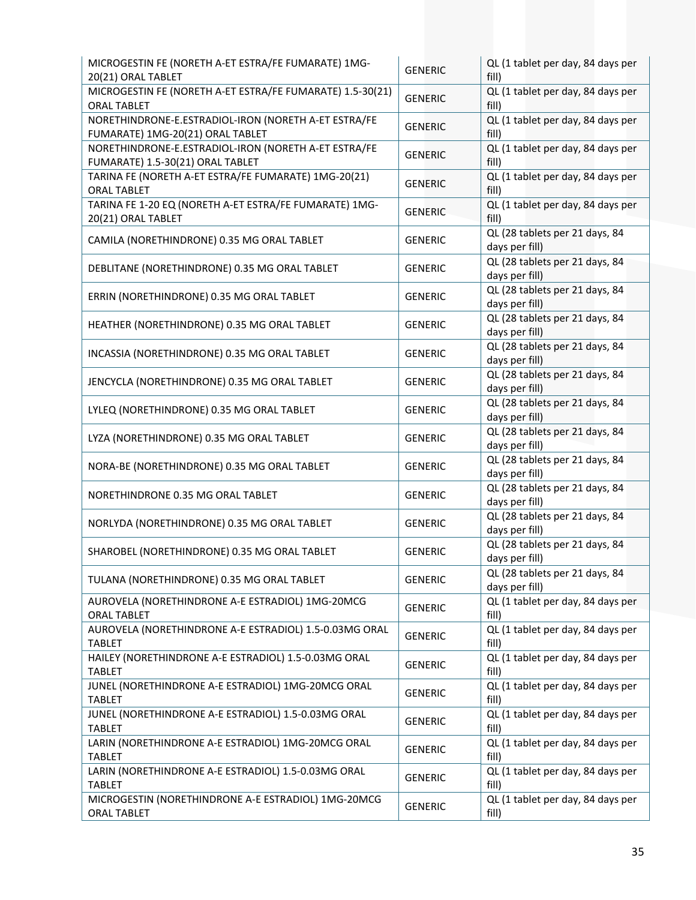| | | |
|---|---|---|
| MICROGESTIN FE (NORETH A-ET ESTRA/FE FUMARATE) 1MG-20(21) ORAL TABLET | GENERIC | QL (1 tablet per day, 84 days per fill) |
| MICROGESTIN FE (NORETH A-ET ESTRA/FE FUMARATE) 1.5-30(21) ORAL TABLET | GENERIC | QL (1 tablet per day, 84 days per fill) |
| NORETHINDRONE-E.ESTRADIOL-IRON (NORETH A-ET ESTRA/FE FUMARATE) 1MG-20(21) ORAL TABLET | GENERIC | QL (1 tablet per day, 84 days per fill) |
| NORETHINDRONE-E.ESTRADIOL-IRON (NORETH A-ET ESTRA/FE FUMARATE) 1.5-30(21) ORAL TABLET | GENERIC | QL (1 tablet per day, 84 days per fill) |
| TARINA FE (NORETH A-ET ESTRA/FE FUMARATE) 1MG-20(21) ORAL TABLET | GENERIC | QL (1 tablet per day, 84 days per fill) |
| TARINA FE 1-20 EQ (NORETH A-ET ESTRA/FE FUMARATE) 1MG-20(21) ORAL TABLET | GENERIC | QL (1 tablet per day, 84 days per fill) |
| CAMILA (NORETHINDRONE) 0.35 MG ORAL TABLET | GENERIC | QL (28 tablets per 21 days, 84 days per fill) |
| DEBLITANE (NORETHINDRONE) 0.35 MG ORAL TABLET | GENERIC | QL (28 tablets per 21 days, 84 days per fill) |
| ERRIN (NORETHINDRONE) 0.35 MG ORAL TABLET | GENERIC | QL (28 tablets per 21 days, 84 days per fill) |
| HEATHER (NORETHINDRONE) 0.35 MG ORAL TABLET | GENERIC | QL (28 tablets per 21 days, 84 days per fill) |
| INCASSIA (NORETHINDRONE) 0.35 MG ORAL TABLET | GENERIC | QL (28 tablets per 21 days, 84 days per fill) |
| JENCYCLA (NORETHINDRONE) 0.35 MG ORAL TABLET | GENERIC | QL (28 tablets per 21 days, 84 days per fill) |
| LYLEQ (NORETHINDRONE) 0.35 MG ORAL TABLET | GENERIC | QL (28 tablets per 21 days, 84 days per fill) |
| LYZA (NORETHINDRONE) 0.35 MG ORAL TABLET | GENERIC | QL (28 tablets per 21 days, 84 days per fill) |
| NORA-BE (NORETHINDRONE) 0.35 MG ORAL TABLET | GENERIC | QL (28 tablets per 21 days, 84 days per fill) |
| NORETHINDRONE 0.35 MG ORAL TABLET | GENERIC | QL (28 tablets per 21 days, 84 days per fill) |
| NORLYDA (NORETHINDRONE) 0.35 MG ORAL TABLET | GENERIC | QL (28 tablets per 21 days, 84 days per fill) |
| SHAROBEL (NORETHINDRONE) 0.35 MG ORAL TABLET | GENERIC | QL (28 tablets per 21 days, 84 days per fill) |
| TULANA (NORETHINDRONE) 0.35 MG ORAL TABLET | GENERIC | QL (28 tablets per 21 days, 84 days per fill) |
| AUROVELA (NORETHINDRONE A-E ESTRADIOL) 1MG-20MCG ORAL TABLET | GENERIC | QL (1 tablet per day, 84 days per fill) |
| AUROVELA (NORETHINDRONE A-E ESTRADIOL) 1.5-0.03MG ORAL TABLET | GENERIC | QL (1 tablet per day, 84 days per fill) |
| HAILEY (NORETHINDRONE A-E ESTRADIOL) 1.5-0.03MG ORAL TABLET | GENERIC | QL (1 tablet per day, 84 days per fill) |
| JUNEL (NORETHINDRONE A-E ESTRADIOL) 1MG-20MCG ORAL TABLET | GENERIC | QL (1 tablet per day, 84 days per fill) |
| JUNEL (NORETHINDRONE A-E ESTRADIOL) 1.5-0.03MG ORAL TABLET | GENERIC | QL (1 tablet per day, 84 days per fill) |
| LARIN (NORETHINDRONE A-E ESTRADIOL) 1MG-20MCG ORAL TABLET | GENERIC | QL (1 tablet per day, 84 days per fill) |
| LARIN (NORETHINDRONE A-E ESTRADIOL) 1.5-0.03MG ORAL TABLET | GENERIC | QL (1 tablet per day, 84 days per fill) |
| MICROGESTIN (NORETHINDRONE A-E ESTRADIOL) 1MG-20MCG ORAL TABLET | GENERIC | QL (1 tablet per day, 84 days per fill) |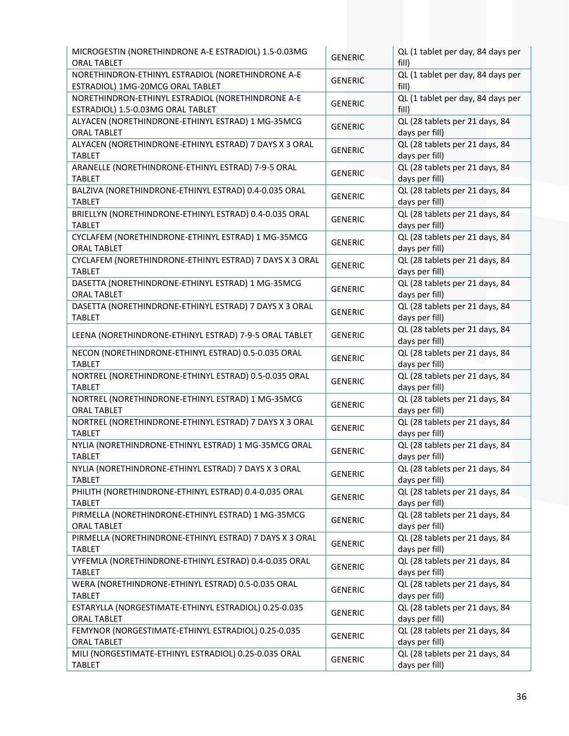| | | |
|---|---|---|
| MICROGESTIN (NORETHINDRONE A-E ESTRADIOL) 1.5-0.03MG ORAL TABLET | GENERIC | QL (1 tablet per day, 84 days per fill) |
| NORETHINDRON-ETHINYL ESTRADIOL (NORETHINDRONE A-E ESTRADIOL) 1MG-20MCG ORAL TABLET | GENERIC | QL (1 tablet per day, 84 days per fill) |
| NORETHINDRON-ETHINYL ESTRADIOL (NORETHINDRONE A-E ESTRADIOL) 1.5-0.03MG ORAL TABLET | GENERIC | QL (1 tablet per day, 84 days per fill) |
| ALYACEN (NORETHINDRONE-ETHINYL ESTRAD) 1 MG-35MCG ORAL TABLET | GENERIC | QL (28 tablets per 21 days, 84 days per fill) |
| ALYACEN (NORETHINDRONE-ETHINYL ESTRAD) 7 DAYS X 3 ORAL TABLET | GENERIC | QL (28 tablets per 21 days, 84 days per fill) |
| ARANELLE (NORETHINDRONE-ETHINYL ESTRAD) 7-9-5 ORAL TABLET | GENERIC | QL (28 tablets per 21 days, 84 days per fill) |
| BALZIVA (NORETHINDRONE-ETHINYL ESTRAD) 0.4-0.035 ORAL TABLET | GENERIC | QL (28 tablets per 21 days, 84 days per fill) |
| BRIELLYN (NORETHINDRONE-ETHINYL ESTRAD) 0.4-0.035 ORAL TABLET | GENERIC | QL (28 tablets per 21 days, 84 days per fill) |
| CYCLAFEM (NORETHINDRONE-ETHINYL ESTRAD) 1 MG-35MCG ORAL TABLET | GENERIC | QL (28 tablets per 21 days, 84 days per fill) |
| CYCLAFEM (NORETHINDRONE-ETHINYL ESTRAD) 7 DAYS X 3 ORAL TABLET | GENERIC | QL (28 tablets per 21 days, 84 days per fill) |
| DASETTA (NORETHINDRONE-ETHINYL ESTRAD) 1 MG-35MCG ORAL TABLET | GENERIC | QL (28 tablets per 21 days, 84 days per fill) |
| DASETTA (NORETHINDRONE-ETHINYL ESTRAD) 7 DAYS X 3 ORAL TABLET | GENERIC | QL (28 tablets per 21 days, 84 days per fill) |
| LEENA (NORETHINDRONE-ETHINYL ESTRAD) 7-9-5 ORAL TABLET | GENERIC | QL (28 tablets per 21 days, 84 days per fill) |
| NECON (NORETHINDRONE-ETHINYL ESTRAD) 0.5-0.035 ORAL TABLET | GENERIC | QL (28 tablets per 21 days, 84 days per fill) |
| NORTREL (NORETHINDRONE-ETHINYL ESTRAD) 0.5-0.035 ORAL TABLET | GENERIC | QL (28 tablets per 21 days, 84 days per fill) |
| NORTREL (NORETHINDRONE-ETHINYL ESTRAD) 1 MG-35MCG ORAL TABLET | GENERIC | QL (28 tablets per 21 days, 84 days per fill) |
| NORTREL (NORETHINDRONE-ETHINYL ESTRAD) 7 DAYS X 3 ORAL TABLET | GENERIC | QL (28 tablets per 21 days, 84 days per fill) |
| NYLIA (NORETHINDRONE-ETHINYL ESTRAD) 1 MG-35MCG ORAL TABLET | GENERIC | QL (28 tablets per 21 days, 84 days per fill) |
| NYLIA (NORETHINDRONE-ETHINYL ESTRAD) 7 DAYS X 3 ORAL TABLET | GENERIC | QL (28 tablets per 21 days, 84 days per fill) |
| PHILITH (NORETHINDRONE-ETHINYL ESTRAD) 0.4-0.035 ORAL TABLET | GENERIC | QL (28 tablets per 21 days, 84 days per fill) |
| PIRMELLA (NORETHINDRONE-ETHINYL ESTRAD) 1 MG-35MCG ORAL TABLET | GENERIC | QL (28 tablets per 21 days, 84 days per fill) |
| PIRMELLA (NORETHINDRONE-ETHINYL ESTRAD) 7 DAYS X 3 ORAL TABLET | GENERIC | QL (28 tablets per 21 days, 84 days per fill) |
| VYFEMLA (NORETHINDRONE-ETHINYL ESTRAD) 0.4-0.035 ORAL TABLET | GENERIC | QL (28 tablets per 21 days, 84 days per fill) |
| WERA (NORETHINDRONE-ETHINYL ESTRAD) 0.5-0.035 ORAL TABLET | GENERIC | QL (28 tablets per 21 days, 84 days per fill) |
| ESTARYLLA (NORGESTIMATE-ETHINYL ESTRADIOL) 0.25-0.035 ORAL TABLET | GENERIC | QL (28 tablets per 21 days, 84 days per fill) |
| FEMYNOR (NORGESTIMATE-ETHINYL ESTRADIOL) 0.25-0.035 ORAL TABLET | GENERIC | QL (28 tablets per 21 days, 84 days per fill) |
| MILI (NORGESTIMATE-ETHINYL ESTRADIOL) 0.25-0.035 ORAL TABLET | GENERIC | QL (28 tablets per 21 days, 84 days per fill) |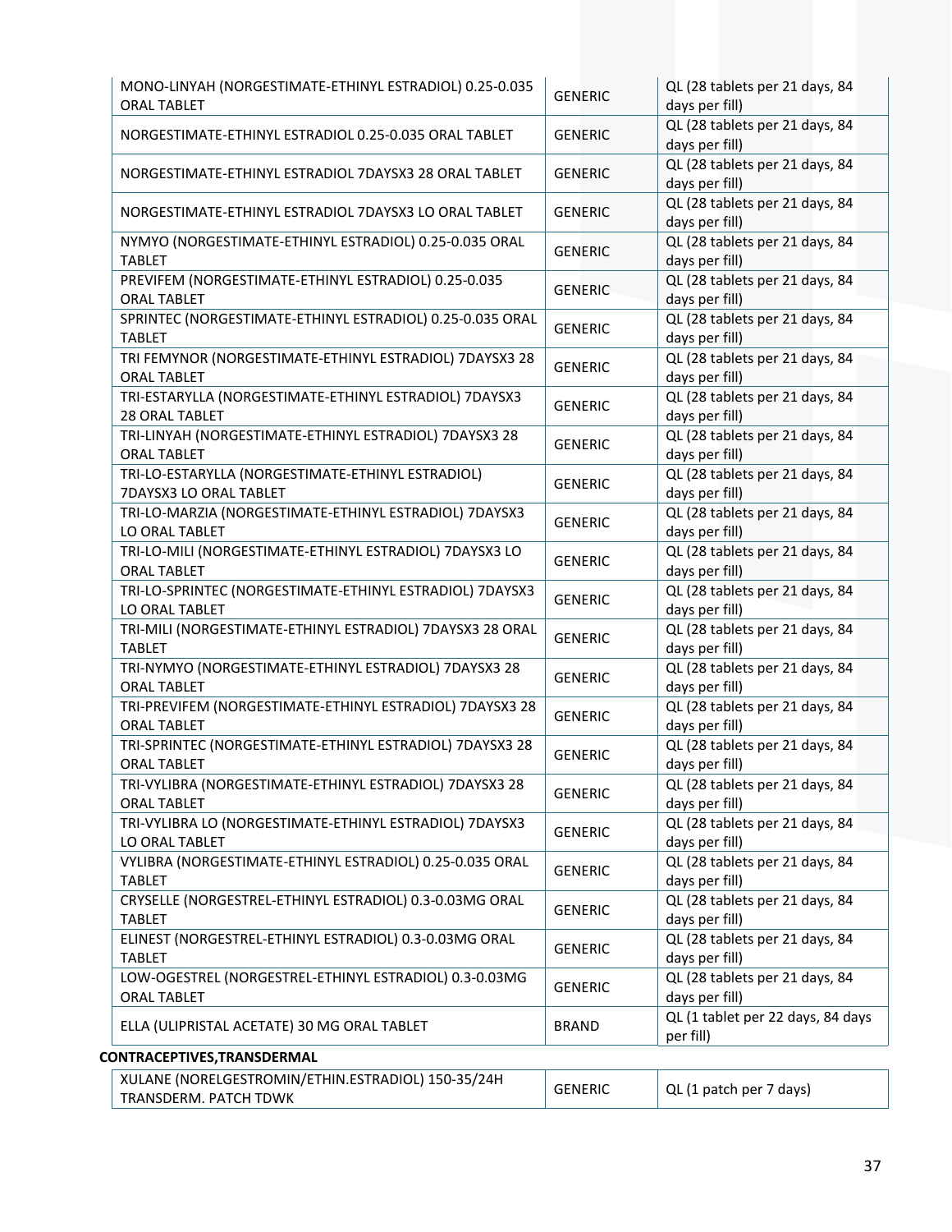| | | |
|---|---|---|
| MONO-LINYAH (NORGESTIMATE-ETHINYL ESTRADIOL) 0.25-0.035 ORAL TABLET | GENERIC | QL (28 tablets per 21 days, 84 days per fill) |
| NORGESTIMATE-ETHINYL ESTRADIOL 0.25-0.035 ORAL TABLET | GENERIC | QL (28 tablets per 21 days, 84 days per fill) |
| NORGESTIMATE-ETHINYL ESTRADIOL 7DAYSX3 28 ORAL TABLET | GENERIC | QL (28 tablets per 21 days, 84 days per fill) |
| NORGESTIMATE-ETHINYL ESTRADIOL 7DAYSX3 LO ORAL TABLET | GENERIC | QL (28 tablets per 21 days, 84 days per fill) |
| NYMYO (NORGESTIMATE-ETHINYL ESTRADIOL) 0.25-0.035 ORAL TABLET | GENERIC | QL (28 tablets per 21 days, 84 days per fill) |
| PREVIFEM (NORGESTIMATE-ETHINYL ESTRADIOL) 0.25-0.035 ORAL TABLET | GENERIC | QL (28 tablets per 21 days, 84 days per fill) |
| SPRINTEC (NORGESTIMATE-ETHINYL ESTRADIOL) 0.25-0.035 ORAL TABLET | GENERIC | QL (28 tablets per 21 days, 84 days per fill) |
| TRI FEMYNOR (NORGESTIMATE-ETHINYL ESTRADIOL) 7DAYSX3 28 ORAL TABLET | GENERIC | QL (28 tablets per 21 days, 84 days per fill) |
| TRI-ESTARYLLA (NORGESTIMATE-ETHINYL ESTRADIOL) 7DAYSX3 28 ORAL TABLET | GENERIC | QL (28 tablets per 21 days, 84 days per fill) |
| TRI-LINYAH (NORGESTIMATE-ETHINYL ESTRADIOL) 7DAYSX3 28 ORAL TABLET | GENERIC | QL (28 tablets per 21 days, 84 days per fill) |
| TRI-LO-ESTARYLLA (NORGESTIMATE-ETHINYL ESTRADIOL) 7DAYSX3 LO ORAL TABLET | GENERIC | QL (28 tablets per 21 days, 84 days per fill) |
| TRI-LO-MARZIA (NORGESTIMATE-ETHINYL ESTRADIOL) 7DAYSX3 LO ORAL TABLET | GENERIC | QL (28 tablets per 21 days, 84 days per fill) |
| TRI-LO-MILI (NORGESTIMATE-ETHINYL ESTRADIOL) 7DAYSX3 LO ORAL TABLET | GENERIC | QL (28 tablets per 21 days, 84 days per fill) |
| TRI-LO-SPRINTEC (NORGESTIMATE-ETHINYL ESTRADIOL) 7DAYSX3 LO ORAL TABLET | GENERIC | QL (28 tablets per 21 days, 84 days per fill) |
| TRI-MILI (NORGESTIMATE-ETHINYL ESTRADIOL) 7DAYSX3 28 ORAL TABLET | GENERIC | QL (28 tablets per 21 days, 84 days per fill) |
| TRI-NYMYO (NORGESTIMATE-ETHINYL ESTRADIOL) 7DAYSX3 28 ORAL TABLET | GENERIC | QL (28 tablets per 21 days, 84 days per fill) |
| TRI-PREVIFEM (NORGESTIMATE-ETHINYL ESTRADIOL) 7DAYSX3 28 ORAL TABLET | GENERIC | QL (28 tablets per 21 days, 84 days per fill) |
| TRI-SPRINTEC (NORGESTIMATE-ETHINYL ESTRADIOL) 7DAYSX3 28 ORAL TABLET | GENERIC | QL (28 tablets per 21 days, 84 days per fill) |
| TRI-VYLIBRA (NORGESTIMATE-ETHINYL ESTRADIOL) 7DAYSX3 28 ORAL TABLET | GENERIC | QL (28 tablets per 21 days, 84 days per fill) |
| TRI-VYLIBRA LO (NORGESTIMATE-ETHINYL ESTRADIOL) 7DAYSX3 LO ORAL TABLET | GENERIC | QL (28 tablets per 21 days, 84 days per fill) |
| VYLIBRA (NORGESTIMATE-ETHINYL ESTRADIOL) 0.25-0.035 ORAL TABLET | GENERIC | QL (28 tablets per 21 days, 84 days per fill) |
| CRYSELLE (NORGESTREL-ETHINYL ESTRADIOL) 0.3-0.03MG ORAL TABLET | GENERIC | QL (28 tablets per 21 days, 84 days per fill) |
| ELINEST (NORGESTREL-ETHINYL ESTRADIOL) 0.3-0.03MG ORAL TABLET | GENERIC | QL (28 tablets per 21 days, 84 days per fill) |
| LOW-OGESTREL (NORGESTREL-ETHINYL ESTRADIOL) 0.3-0.03MG ORAL TABLET | GENERIC | QL (28 tablets per 21 days, 84 days per fill) |
| ELLA (ULIPRISTAL ACETATE) 30 MG ORAL TABLET | BRAND | QL (1 tablet per 22 days, 84 days per fill) |

**CONTRACEPTIVES,TRANSDERMAL**

| | | |
|---|---|---|
| XULANE (NORELGESTROMIN/ETHIN.ESTRADIOL) 150-35/24H TRANSDERM. PATCH TDWK | GENERIC | QL (1 patch per 7 days) |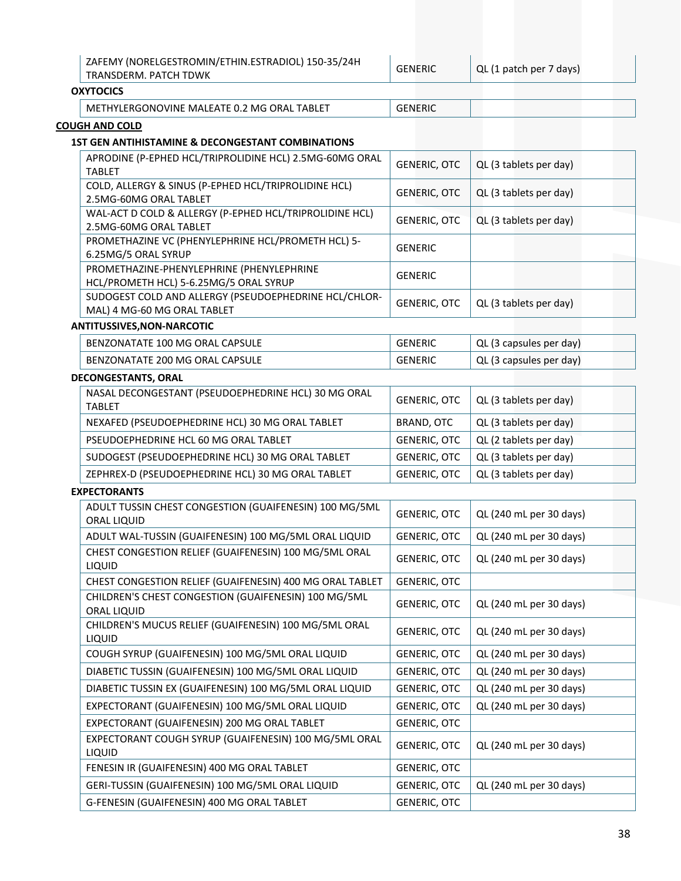| | | |
|---|---|---|
| ZAFEMY (NORELGESTROMIN/ETHIN.ESTRADIOL) 150-35/24H TRANSDERM. PATCH TDWK | GENERIC | QL (1 patch per 7 days) |

### OXYTOCICS

| | | |
|---|---|---|
| METHYLERGONOVINE MALEATE 0.2 MG ORAL TABLET | GENERIC | |

## COUGH AND COLD

### 1ST GEN ANTIHISTAMINE & DECONGESTANT COMBINATIONS

| | | |
|---|---|---|
| APRODINE (P-EPHED HCL/TRIPROLIDINE HCL) 2.5MG-60MG ORAL TABLET | GENERIC, OTC | QL (3 tablets per day) |
| COLD, ALLERGY & SINUS (P-EPHED HCL/TRIPROLIDINE HCL) 2.5MG-60MG ORAL TABLET | GENERIC, OTC | QL (3 tablets per day) |
| WAL-ACT D COLD & ALLERGY (P-EPHED HCL/TRIPROLIDINE HCL) 2.5MG-60MG ORAL TABLET | GENERIC, OTC | QL (3 tablets per day) |
| PROMETHAZINE VC (PHENYLEPHRINE HCL/PROMETH HCL) 5-6.25MG/5 ORAL SYRUP | GENERIC | |
| PROMETHAZINE-PHENYLEPHRINE (PHENYLEPHRINE HCL/PROMETH HCL) 5-6.25MG/5 ORAL SYRUP | GENERIC | |
| SUDOGEST COLD AND ALLERGY (PSEUDOEPHEDRINE HCL/CHLOR-MAL) 4 MG-60 MG ORAL TABLET | GENERIC, OTC | QL (3 tablets per day) |

### ANTITUSSIVES,NON-NARCOTIC

| | | |
|---|---|---|
| BENZONATATE 100 MG ORAL CAPSULE | GENERIC | QL (3 capsules per day) |
| BENZONATATE 200 MG ORAL CAPSULE | GENERIC | QL (3 capsules per day) |

### DECONGESTANTS, ORAL

| | | |
|---|---|---|
| NASAL DECONGESTANT (PSEUDOEPHEDRINE HCL) 30 MG ORAL TABLET | GENERIC, OTC | QL (3 tablets per day) |
| NEXAFED (PSEUDOEPHEDRINE HCL) 30 MG ORAL TABLET | BRAND, OTC | QL (3 tablets per day) |
| PSEUDOEPHEDRINE HCL 60 MG ORAL TABLET | GENERIC, OTC | QL (2 tablets per day) |
| SUDOGEST (PSEUDOEPHEDRINE HCL) 30 MG ORAL TABLET | GENERIC, OTC | QL (3 tablets per day) |
| ZEPHREX-D (PSEUDOEPHEDRINE HCL) 30 MG ORAL TABLET | GENERIC, OTC | QL (3 tablets per day) |

### EXPECTORANTS

| | | |
|---|---|---|
| ADULT TUSSIN CHEST CONGESTION (GUAIFENESIN) 100 MG/5ML ORAL LIQUID | GENERIC, OTC | QL (240 mL per 30 days) |
| ADULT WAL-TUSSIN (GUAIFENESIN) 100 MG/5ML ORAL LIQUID | GENERIC, OTC | QL (240 mL per 30 days) |
| CHEST CONGESTION RELIEF (GUAIFENESIN) 100 MG/5ML ORAL LIQUID | GENERIC, OTC | QL (240 mL per 30 days) |
| CHEST CONGESTION RELIEF (GUAIFENESIN) 400 MG ORAL TABLET | GENERIC, OTC | |
| CHILDREN'S CHEST CONGESTION (GUAIFENESIN) 100 MG/5ML ORAL LIQUID | GENERIC, OTC | QL (240 mL per 30 days) |
| CHILDREN'S MUCUS RELIEF (GUAIFENESIN) 100 MG/5ML ORAL LIQUID | GENERIC, OTC | QL (240 mL per 30 days) |
| COUGH SYRUP (GUAIFENESIN) 100 MG/5ML ORAL LIQUID | GENERIC, OTC | QL (240 mL per 30 days) |
| DIABETIC TUSSIN (GUAIFENESIN) 100 MG/5ML ORAL LIQUID | GENERIC, OTC | QL (240 mL per 30 days) |
| DIABETIC TUSSIN EX (GUAIFENESIN) 100 MG/5ML ORAL LIQUID | GENERIC, OTC | QL (240 mL per 30 days) |
| EXPECTORANT (GUAIFENESIN) 100 MG/5ML ORAL LIQUID | GENERIC, OTC | QL (240 mL per 30 days) |
| EXPECTORANT (GUAIFENESIN) 200 MG ORAL TABLET | GENERIC, OTC | |
| EXPECTORANT COUGH SYRUP (GUAIFENESIN) 100 MG/5ML ORAL LIQUID | GENERIC, OTC | QL (240 mL per 30 days) |
| FENESIN IR (GUAIFENESIN) 400 MG ORAL TABLET | GENERIC, OTC | |
| GERI-TUSSIN (GUAIFENESIN) 100 MG/5ML ORAL LIQUID | GENERIC, OTC | QL (240 mL per 30 days) |
| G-FENESIN (GUAIFENESIN) 400 MG ORAL TABLET | GENERIC, OTC | |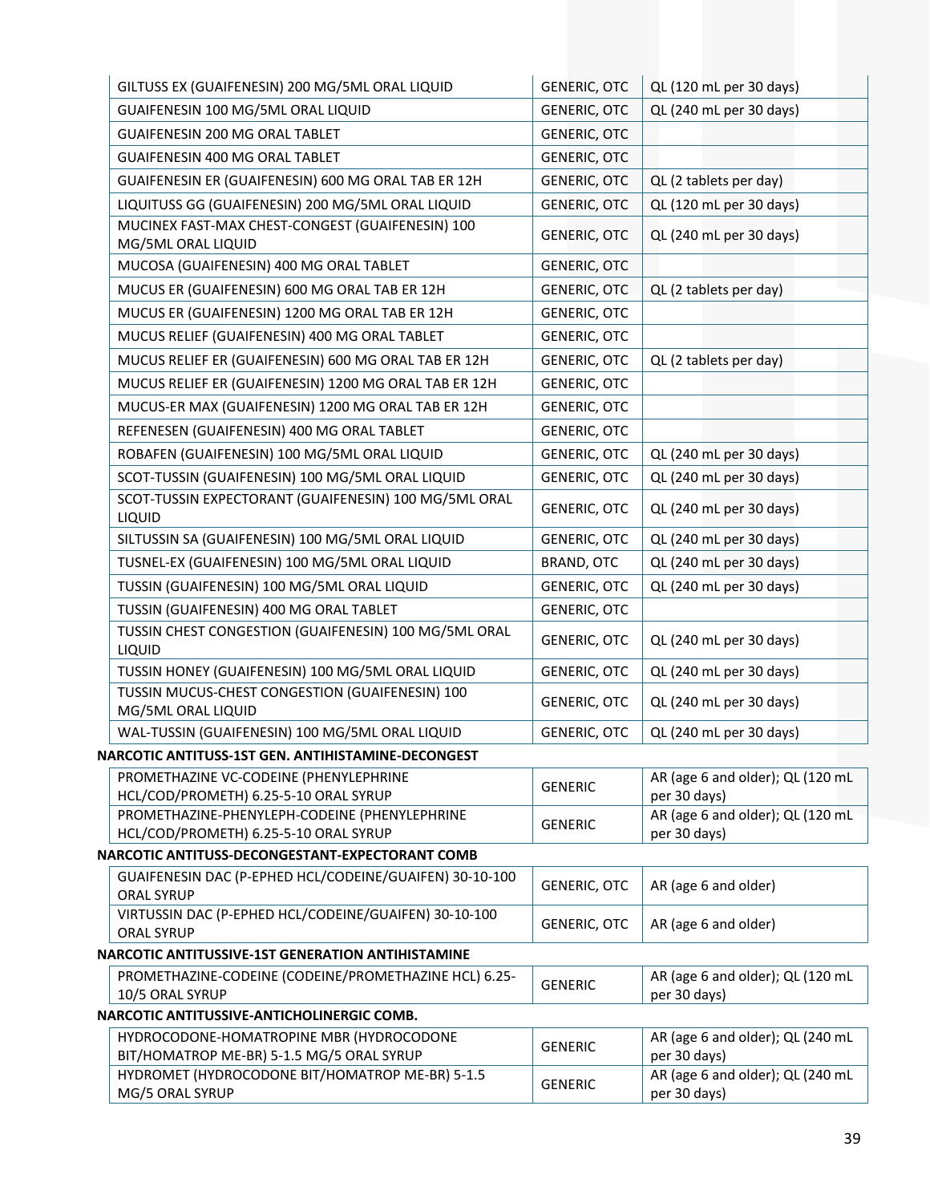| | | |
|---|---|---|
| GILTUSS EX (GUAIFENESIN) 200 MG/5ML ORAL LIQUID | GENERIC, OTC | QL (120 mL per 30 days) |
| GUAIFENESIN 100 MG/5ML ORAL LIQUID | GENERIC, OTC | QL (240 mL per 30 days) |
| GUAIFENESIN 200 MG ORAL TABLET | GENERIC, OTC | |
| GUAIFENESIN 400 MG ORAL TABLET | GENERIC, OTC | |
| GUAIFENESIN ER (GUAIFENESIN) 600 MG ORAL TAB ER 12H | GENERIC, OTC | QL (2 tablets per day) |
| LIQUITUSS GG (GUAIFENESIN) 200 MG/5ML ORAL LIQUID | GENERIC, OTC | QL (120 mL per 30 days) |
| MUCINEX FAST-MAX CHEST-CONGEST (GUAIFENESIN) 100 MG/5ML ORAL LIQUID | GENERIC, OTC | QL (240 mL per 30 days) |
| MUCOSA (GUAIFENESIN) 400 MG ORAL TABLET | GENERIC, OTC | |
| MUCUS ER (GUAIFENESIN) 600 MG ORAL TAB ER 12H | GENERIC, OTC | QL (2 tablets per day) |
| MUCUS ER (GUAIFENESIN) 1200 MG ORAL TAB ER 12H | GENERIC, OTC | |
| MUCUS RELIEF (GUAIFENESIN) 400 MG ORAL TABLET | GENERIC, OTC | |
| MUCUS RELIEF ER (GUAIFENESIN) 600 MG ORAL TAB ER 12H | GENERIC, OTC | QL (2 tablets per day) |
| MUCUS RELIEF ER (GUAIFENESIN) 1200 MG ORAL TAB ER 12H | GENERIC, OTC | |
| MUCUS-ER MAX (GUAIFENESIN) 1200 MG ORAL TAB ER 12H | GENERIC, OTC | |
| REFENESEN (GUAIFENESIN) 400 MG ORAL TABLET | GENERIC, OTC | |
| ROBAFEN (GUAIFENESIN) 100 MG/5ML ORAL LIQUID | GENERIC, OTC | QL (240 mL per 30 days) |
| SCOT-TUSSIN (GUAIFENESIN) 100 MG/5ML ORAL LIQUID | GENERIC, OTC | QL (240 mL per 30 days) |
| SCOT-TUSSIN EXPECTORANT (GUAIFENESIN) 100 MG/5ML ORAL LIQUID | GENERIC, OTC | QL (240 mL per 30 days) |
| SILTUSSIN SA (GUAIFENESIN) 100 MG/5ML ORAL LIQUID | GENERIC, OTC | QL (240 mL per 30 days) |
| TUSNEL-EX (GUAIFENESIN) 100 MG/5ML ORAL LIQUID | BRAND, OTC | QL (240 mL per 30 days) |
| TUSSIN (GUAIFENESIN) 100 MG/5ML ORAL LIQUID | GENERIC, OTC | QL (240 mL per 30 days) |
| TUSSIN (GUAIFENESIN) 400 MG ORAL TABLET | GENERIC, OTC | |
| TUSSIN CHEST CONGESTION (GUAIFENESIN) 100 MG/5ML ORAL LIQUID | GENERIC, OTC | QL (240 mL per 30 days) |
| TUSSIN HONEY (GUAIFENESIN) 100 MG/5ML ORAL LIQUID | GENERIC, OTC | QL (240 mL per 30 days) |
| TUSSIN MUCUS-CHEST CONGESTION (GUAIFENESIN) 100 MG/5ML ORAL LIQUID | GENERIC, OTC | QL (240 mL per 30 days) |
| WAL-TUSSIN (GUAIFENESIN) 100 MG/5ML ORAL LIQUID | GENERIC, OTC | QL (240 mL per 30 days) |

**NARCOTIC ANTITUSS-1ST GEN. ANTIHISTAMINE-DECONGEST**

| | | |
|---|---|---|
| PROMETHAZINE VC-CODEINE (PHENYLEPHRINE HCL/COD/PROMETH) 6.25-5-10 ORAL SYRUP | GENERIC | AR (age 6 and older); QL (120 mL per 30 days) |
| PROMETHAZINE-PHENYLEPH-CODEINE (PHENYLEPHRINE HCL/COD/PROMETH) 6.25-5-10 ORAL SYRUP | GENERIC | AR (age 6 and older); QL (120 mL per 30 days) |

**NARCOTIC ANTITUSS-DECONGESTANT-EXPECTORANT COMB**

| | | |
|---|---|---|
| GUAIFENESIN DAC (P-EPHED HCL/CODEINE/GUAIFEN) 30-10-100 ORAL SYRUP | GENERIC, OTC | AR (age 6 and older) |
| VIRTUSSIN DAC (P-EPHED HCL/CODEINE/GUAIFEN) 30-10-100 ORAL SYRUP | GENERIC, OTC | AR (age 6 and older) |

**NARCOTIC ANTITUSSIVE-1ST GENERATION ANTIHISTAMINE**

| | | |
|---|---|---|
| PROMETHAZINE-CODEINE (CODEINE/PROMETHAZINE HCL) 6.25-10/5 ORAL SYRUP | GENERIC | AR (age 6 and older); QL (120 mL per 30 days) |

**NARCOTIC ANTITUSSIVE-ANTICHOLINERGIC COMB.**

| | | |
|---|---|---|
| HYDROCODONE-HOMATROPINE MBR (HYDROCODONE BIT/HOMATROP ME-BR) 5-1.5 MG/5 ORAL SYRUP | GENERIC | AR (age 6 and older); QL (240 mL per 30 days) |
| HYDROMET (HYDROCODONE BIT/HOMATROP ME-BR) 5-1.5 MG/5 ORAL SYRUP | GENERIC | AR (age 6 and older); QL (240 mL per 30 days) |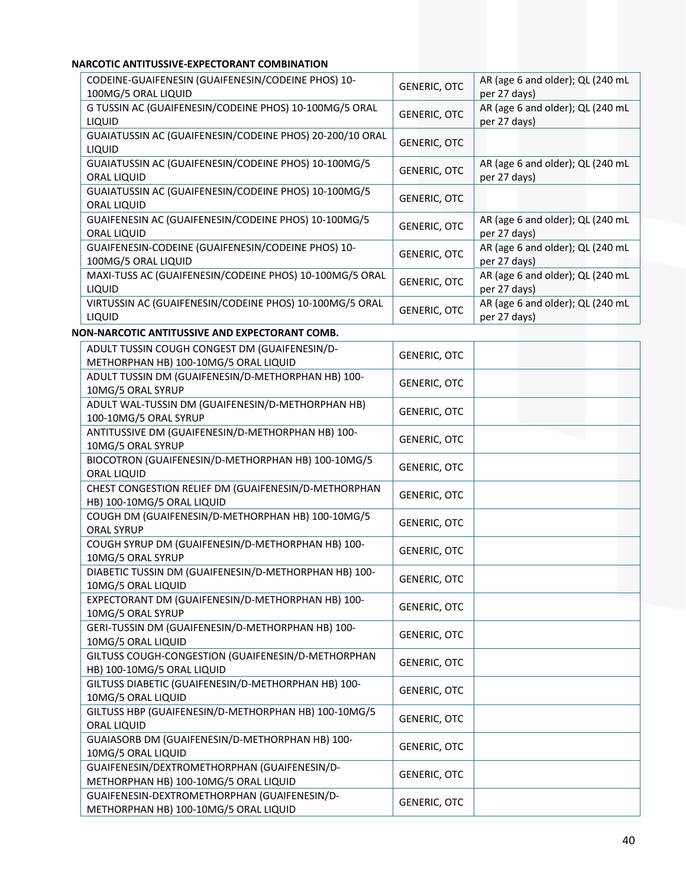**NARCOTIC ANTITUSSIVE-EXPECTORANT COMBINATION**

| | | |
|---|---|---|
| CODEINE-GUAIFENESIN (GUAIFENESIN/CODEINE PHOS) 10-100MG/5 ORAL LIQUID | GENERIC, OTC | AR (age 6 and older); QL (240 mL per 27 days) |
| G TUSSIN AC (GUAIFENESIN/CODEINE PHOS) 10-100MG/5 ORAL LIQUID | GENERIC, OTC | AR (age 6 and older); QL (240 mL per 27 days) |
| GUAIATUSSIN AC (GUAIFENESIN/CODEINE PHOS) 20-200/10 ORAL LIQUID | GENERIC, OTC | |
| GUAIATUSSIN AC (GUAIFENESIN/CODEINE PHOS) 10-100MG/5 ORAL LIQUID | GENERIC, OTC | AR (age 6 and older); QL (240 mL per 27 days) |
| GUAIATUSSIN AC (GUAIFENESIN/CODEINE PHOS) 10-100MG/5 ORAL LIQUID | GENERIC, OTC | |
| GUAIFENESIN AC (GUAIFENESIN/CODEINE PHOS) 10-100MG/5 ORAL LIQUID | GENERIC, OTC | AR (age 6 and older); QL (240 mL per 27 days) |
| GUAIFENESIN-CODEINE (GUAIFENESIN/CODEINE PHOS) 10-100MG/5 ORAL LIQUID | GENERIC, OTC | AR (age 6 and older); QL (240 mL per 27 days) |
| MAXI-TUSS AC (GUAIFENESIN/CODEINE PHOS) 10-100MG/5 ORAL LIQUID | GENERIC, OTC | AR (age 6 and older); QL (240 mL per 27 days) |
| VIRTUSSIN AC (GUAIFENESIN/CODEINE PHOS) 10-100MG/5 ORAL LIQUID | GENERIC, OTC | AR (age 6 and older); QL (240 mL per 27 days) |

**NON-NARCOTIC ANTITUSSIVE AND EXPECTORANT COMB.**

| | | |
|---|---|---|
| ADULT TUSSIN COUGH CONGEST DM (GUAIFENESIN/D-METHORPHAN HB) 100-10MG/5 ORAL LIQUID | GENERIC, OTC | |
| ADULT TUSSIN DM (GUAIFENESIN/D-METHORPHAN HB) 100-10MG/5 ORAL SYRUP | GENERIC, OTC | |
| ADULT WAL-TUSSIN DM (GUAIFENESIN/D-METHORPHAN HB) 100-10MG/5 ORAL SYRUP | GENERIC, OTC | |
| ANTITUSSIVE DM (GUAIFENESIN/D-METHORPHAN HB) 100-10MG/5 ORAL SYRUP | GENERIC, OTC | |
| BIOCOTRON (GUAIFENESIN/D-METHORPHAN HB) 100-10MG/5 ORAL LIQUID | GENERIC, OTC | |
| CHEST CONGESTION RELIEF DM (GUAIFENESIN/D-METHORPHAN HB) 100-10MG/5 ORAL LIQUID | GENERIC, OTC | |
| COUGH DM (GUAIFENESIN/D-METHORPHAN HB) 100-10MG/5 ORAL SYRUP | GENERIC, OTC | |
| COUGH SYRUP DM (GUAIFENESIN/D-METHORPHAN HB) 100-10MG/5 ORAL SYRUP | GENERIC, OTC | |
| DIABETIC TUSSIN DM (GUAIFENESIN/D-METHORPHAN HB) 100-10MG/5 ORAL LIQUID | GENERIC, OTC | |
| EXPECTORANT DM (GUAIFENESIN/D-METHORPHAN HB) 100-10MG/5 ORAL SYRUP | GENERIC, OTC | |
| GERI-TUSSIN DM (GUAIFENESIN/D-METHORPHAN HB) 100-10MG/5 ORAL LIQUID | GENERIC, OTC | |
| GILTUSS COUGH-CONGESTION (GUAIFENESIN/D-METHORPHAN HB) 100-10MG/5 ORAL LIQUID | GENERIC, OTC | |
| GILTUSS DIABETIC (GUAIFENESIN/D-METHORPHAN HB) 100-10MG/5 ORAL LIQUID | GENERIC, OTC | |
| GILTUSS HBP (GUAIFENESIN/D-METHORPHAN HB) 100-10MG/5 ORAL LIQUID | GENERIC, OTC | |
| GUAIASORB DM (GUAIFENESIN/D-METHORPHAN HB) 100-10MG/5 ORAL LIQUID | GENERIC, OTC | |
| GUAIFENESIN/DEXTROMETHORPHAN (GUAIFENESIN/D-METHORPHAN HB) 100-10MG/5 ORAL LIQUID | GENERIC, OTC | |
| GUAIFENESIN-DEXTROMETHORPHAN (GUAIFENESIN/D-METHORPHAN HB) 100-10MG/5 ORAL LIQUID | GENERIC, OTC | |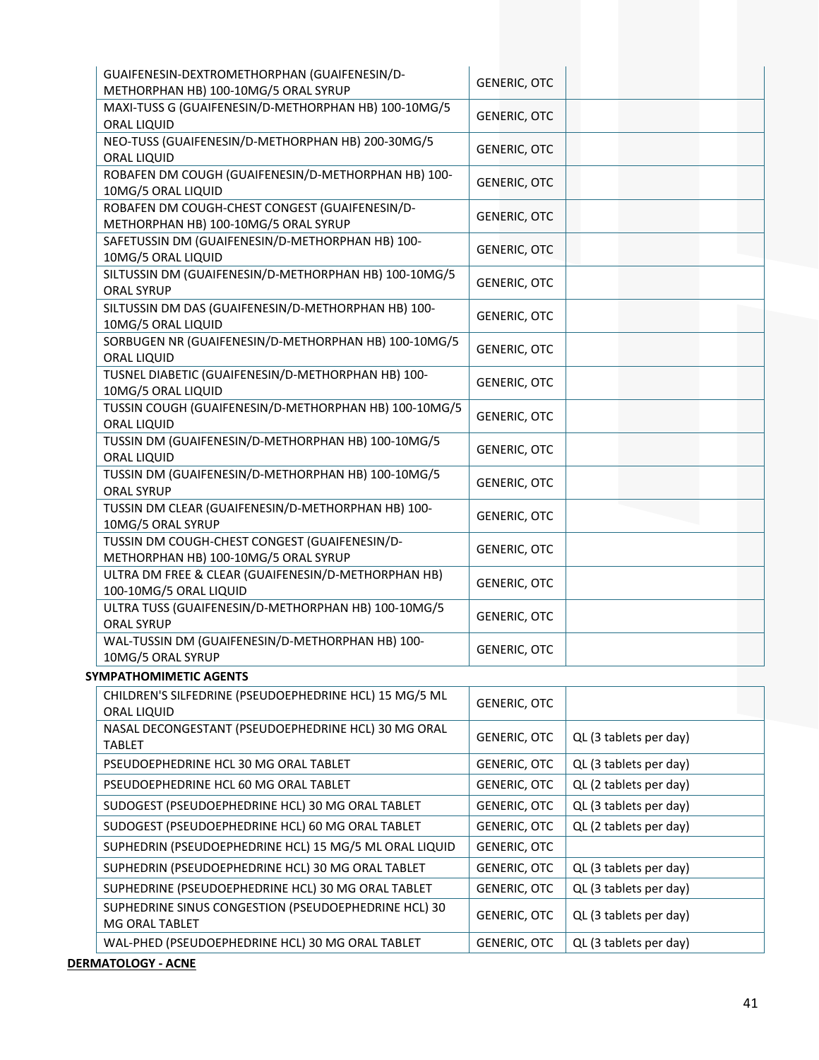| | | |
|---|---|---|
| GUAIFENESIN-DEXTROMETHORPHAN (GUAIFENESIN/D-METHORPHAN HB) 100-10MG/5 ORAL SYRUP | GENERIC, OTC | |
| MAXI-TUSS G (GUAIFENESIN/D-METHORPHAN HB) 100-10MG/5 ORAL LIQUID | GENERIC, OTC | |
| NEO-TUSS (GUAIFENESIN/D-METHORPHAN HB) 200-30MG/5 ORAL LIQUID | GENERIC, OTC | |
| ROBAFEN DM COUGH (GUAIFENESIN/D-METHORPHAN HB) 100-10MG/5 ORAL LIQUID | GENERIC, OTC | |
| ROBAFEN DM COUGH-CHEST CONGEST (GUAIFENESIN/D-METHORPHAN HB) 100-10MG/5 ORAL SYRUP | GENERIC, OTC | |
| SAFETUSSIN DM (GUAIFENESIN/D-METHORPHAN HB) 100-10MG/5 ORAL LIQUID | GENERIC, OTC | |
| SILTUSSIN DM (GUAIFENESIN/D-METHORPHAN HB) 100-10MG/5 ORAL SYRUP | GENERIC, OTC | |
| SILTUSSIN DM DAS (GUAIFENESIN/D-METHORPHAN HB) 100-10MG/5 ORAL LIQUID | GENERIC, OTC | |
| SORBUGEN NR (GUAIFENESIN/D-METHORPHAN HB) 100-10MG/5 ORAL LIQUID | GENERIC, OTC | |
| TUSNEL DIABETIC (GUAIFENESIN/D-METHORPHAN HB) 100-10MG/5 ORAL LIQUID | GENERIC, OTC | |
| TUSSIN COUGH (GUAIFENESIN/D-METHORPHAN HB) 100-10MG/5 ORAL LIQUID | GENERIC, OTC | |
| TUSSIN DM (GUAIFENESIN/D-METHORPHAN HB) 100-10MG/5 ORAL LIQUID | GENERIC, OTC | |
| TUSSIN DM (GUAIFENESIN/D-METHORPHAN HB) 100-10MG/5 ORAL SYRUP | GENERIC, OTC | |
| TUSSIN DM CLEAR (GUAIFENESIN/D-METHORPHAN HB) 100-10MG/5 ORAL SYRUP | GENERIC, OTC | |
| TUSSIN DM COUGH-CHEST CONGEST (GUAIFENESIN/D-METHORPHAN HB) 100-10MG/5 ORAL SYRUP | GENERIC, OTC | |
| ULTRA DM FREE & CLEAR (GUAIFENESIN/D-METHORPHAN HB) 100-10MG/5 ORAL LIQUID | GENERIC, OTC | |
| ULTRA TUSS (GUAIFENESIN/D-METHORPHAN HB) 100-10MG/5 ORAL SYRUP | GENERIC, OTC | |
| WAL-TUSSIN DM (GUAIFENESIN/D-METHORPHAN HB) 100-10MG/5 ORAL SYRUP | GENERIC, OTC | |

**SYMPATHOMIMETIC AGENTS**

| | | |
|---|---|---|
| CHILDREN'S SILFEDRINE (PSEUDOEPHEDRINE HCL) 15 MG/5 ML ORAL LIQUID | GENERIC, OTC | |
| NASAL DECONGESTANT (PSEUDOEPHEDRINE HCL) 30 MG ORAL TABLET | GENERIC, OTC | QL (3 tablets per day) |
| PSEUDOEPHEDRINE HCL 30 MG ORAL TABLET | GENERIC, OTC | QL (3 tablets per day) |
| PSEUDOEPHEDRINE HCL 60 MG ORAL TABLET | GENERIC, OTC | QL (2 tablets per day) |
| SUDOGEST (PSEUDOEPHEDRINE HCL) 30 MG ORAL TABLET | GENERIC, OTC | QL (3 tablets per day) |
| SUDOGEST (PSEUDOEPHEDRINE HCL) 60 MG ORAL TABLET | GENERIC, OTC | QL (2 tablets per day) |
| SUPHEDRIN (PSEUDOEPHEDRINE HCL) 15 MG/5 ML ORAL LIQUID | GENERIC, OTC | |
| SUPHEDRIN (PSEUDOEPHEDRINE HCL) 30 MG ORAL TABLET | GENERIC, OTC | QL (3 tablets per day) |
| SUPHEDRINE (PSEUDOEPHEDRINE HCL) 30 MG ORAL TABLET | GENERIC, OTC | QL (3 tablets per day) |
| SUPHEDRINE SINUS CONGESTION (PSEUDOEPHEDRINE HCL) 30 MG ORAL TABLET | GENERIC, OTC | QL (3 tablets per day) |
| WAL-PHED (PSEUDOEPHEDRINE HCL) 30 MG ORAL TABLET | GENERIC, OTC | QL (3 tablets per day) |

**DERMATOLOGY - ACNE**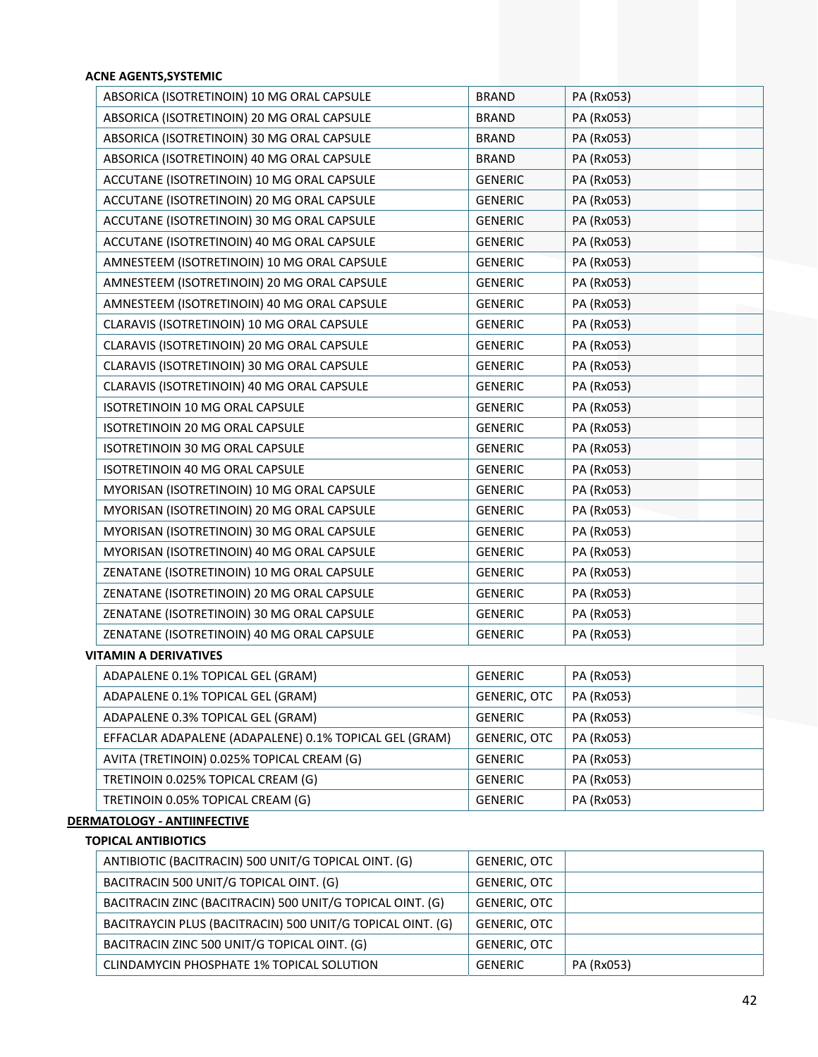### ACNE AGENTS,SYSTEMIC

| | | |
|---|---|---|
| ABSORICA (ISOTRETINOIN) 10 MG ORAL CAPSULE | BRAND | PA (Rx053) |
| ABSORICA (ISOTRETINOIN) 20 MG ORAL CAPSULE | BRAND | PA (Rx053) |
| ABSORICA (ISOTRETINOIN) 30 MG ORAL CAPSULE | BRAND | PA (Rx053) |
| ABSORICA (ISOTRETINOIN) 40 MG ORAL CAPSULE | BRAND | PA (Rx053) |
| ACCUTANE (ISOTRETINOIN) 10 MG ORAL CAPSULE | GENERIC | PA (Rx053) |
| ACCUTANE (ISOTRETINOIN) 20 MG ORAL CAPSULE | GENERIC | PA (Rx053) |
| ACCUTANE (ISOTRETINOIN) 30 MG ORAL CAPSULE | GENERIC | PA (Rx053) |
| ACCUTANE (ISOTRETINOIN) 40 MG ORAL CAPSULE | GENERIC | PA (Rx053) |
| AMNESTEEM (ISOTRETINOIN) 10 MG ORAL CAPSULE | GENERIC | PA (Rx053) |
| AMNESTEEM (ISOTRETINOIN) 20 MG ORAL CAPSULE | GENERIC | PA (Rx053) |
| AMNESTEEM (ISOTRETINOIN) 40 MG ORAL CAPSULE | GENERIC | PA (Rx053) |
| CLARAVIS (ISOTRETINOIN) 10 MG ORAL CAPSULE | GENERIC | PA (Rx053) |
| CLARAVIS (ISOTRETINOIN) 20 MG ORAL CAPSULE | GENERIC | PA (Rx053) |
| CLARAVIS (ISOTRETINOIN) 30 MG ORAL CAPSULE | GENERIC | PA (Rx053) |
| CLARAVIS (ISOTRETINOIN) 40 MG ORAL CAPSULE | GENERIC | PA (Rx053) |
| ISOTRETINOIN 10 MG ORAL CAPSULE | GENERIC | PA (Rx053) |
| ISOTRETINOIN 20 MG ORAL CAPSULE | GENERIC | PA (Rx053) |
| ISOTRETINOIN 30 MG ORAL CAPSULE | GENERIC | PA (Rx053) |
| ISOTRETINOIN 40 MG ORAL CAPSULE | GENERIC | PA (Rx053) |
| MYORISAN (ISOTRETINOIN) 10 MG ORAL CAPSULE | GENERIC | PA (Rx053) |
| MYORISAN (ISOTRETINOIN) 20 MG ORAL CAPSULE | GENERIC | PA (Rx053) |
| MYORISAN (ISOTRETINOIN) 30 MG ORAL CAPSULE | GENERIC | PA (Rx053) |
| MYORISAN (ISOTRETINOIN) 40 MG ORAL CAPSULE | GENERIC | PA (Rx053) |
| ZENATANE (ISOTRETINOIN) 10 MG ORAL CAPSULE | GENERIC | PA (Rx053) |
| ZENATANE (ISOTRETINOIN) 20 MG ORAL CAPSULE | GENERIC | PA (Rx053) |
| ZENATANE (ISOTRETINOIN) 30 MG ORAL CAPSULE | GENERIC | PA (Rx053) |
| ZENATANE (ISOTRETINOIN) 40 MG ORAL CAPSULE | GENERIC | PA (Rx053) |

### VITAMIN A DERIVATIVES

| | | |
|---|---|---|
| ADAPALENE 0.1% TOPICAL GEL (GRAM) | GENERIC | PA (Rx053) |
| ADAPALENE 0.1% TOPICAL GEL (GRAM) | GENERIC, OTC | PA (Rx053) |
| ADAPALENE 0.3% TOPICAL GEL (GRAM) | GENERIC | PA (Rx053) |
| EFFACLAR ADAPALENE (ADAPALENE) 0.1% TOPICAL GEL (GRAM) | GENERIC, OTC | PA (Rx053) |
| AVITA (TRETINOIN) 0.025% TOPICAL CREAM (G) | GENERIC | PA (Rx053) |
| TRETINOIN 0.025% TOPICAL CREAM (G) | GENERIC | PA (Rx053) |
| TRETINOIN 0.05% TOPICAL CREAM (G) | GENERIC | PA (Rx053) |

## DERMATOLOGY - ANTIINFECTIVE

### TOPICAL ANTIBIOTICS

| | | |
|---|---|---|
| ANTIBIOTIC (BACITRACIN) 500 UNIT/G TOPICAL OINT. (G) | GENERIC, OTC | |
| BACITRACIN 500 UNIT/G TOPICAL OINT. (G) | GENERIC, OTC | |
| BACITRACIN ZINC (BACITRACIN) 500 UNIT/G TOPICAL OINT. (G) | GENERIC, OTC | |
| BACITRAYCIN PLUS (BACITRACIN) 500 UNIT/G TOPICAL OINT. (G) | GENERIC, OTC | |
| BACITRACIN ZINC 500 UNIT/G TOPICAL OINT. (G) | GENERIC, OTC | |
| CLINDAMYCIN PHOSPHATE 1% TOPICAL SOLUTION | GENERIC | PA (Rx053) |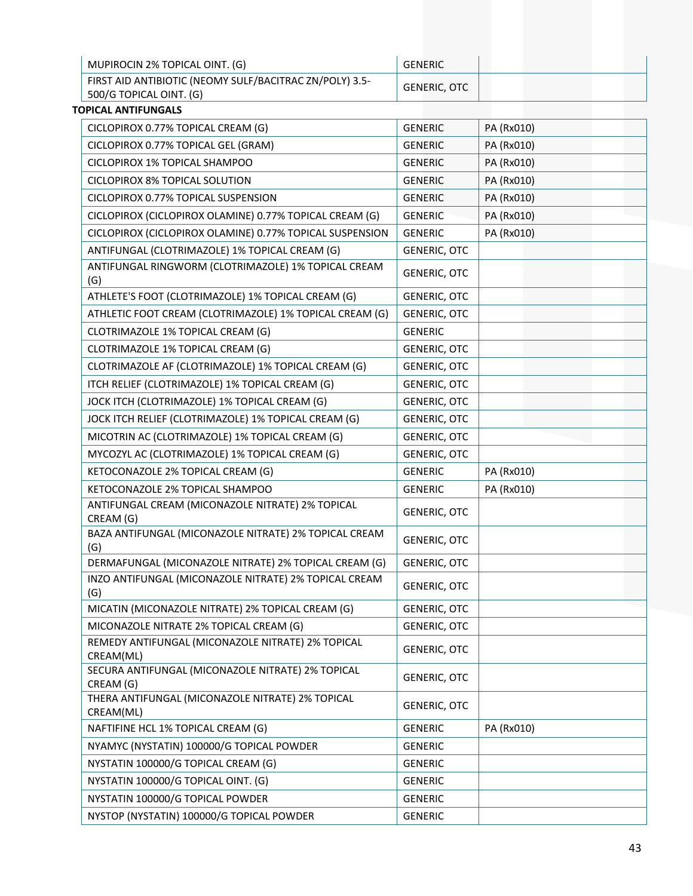| | | |
|---|---|---|
| MUPIROCIN 2% TOPICAL OINT. (G) | GENERIC | |
| FIRST AID ANTIBIOTIC (NEOMY SULF/BACITRAC ZN/POLY) 3.5-500/G TOPICAL OINT. (G) | GENERIC, OTC | |

**TOPICAL ANTIFUNGALS**

| | | |
|---|---|---|
| CICLOPIROX 0.77% TOPICAL CREAM (G) | GENERIC | PA (Rx010) |
| CICLOPIROX 0.77% TOPICAL GEL (GRAM) | GENERIC | PA (Rx010) |
| CICLOPIROX 1% TOPICAL SHAMPOO | GENERIC | PA (Rx010) |
| CICLOPIROX 8% TOPICAL SOLUTION | GENERIC | PA (Rx010) |
| CICLOPIROX 0.77% TOPICAL SUSPENSION | GENERIC | PA (Rx010) |
| CICLOPIROX (CICLOPIROX OLAMINE) 0.77% TOPICAL CREAM (G) | GENERIC | PA (Rx010) |
| CICLOPIROX (CICLOPIROX OLAMINE) 0.77% TOPICAL SUSPENSION | GENERIC | PA (Rx010) |
| ANTIFUNGAL (CLOTRIMAZOLE) 1% TOPICAL CREAM (G) | GENERIC, OTC | |
| ANTIFUNGAL RINGWORM (CLOTRIMAZOLE) 1% TOPICAL CREAM (G) | GENERIC, OTC | |
| ATHLETE'S FOOT (CLOTRIMAZOLE) 1% TOPICAL CREAM (G) | GENERIC, OTC | |
| ATHLETIC FOOT CREAM (CLOTRIMAZOLE) 1% TOPICAL CREAM (G) | GENERIC, OTC | |
| CLOTRIMAZOLE 1% TOPICAL CREAM (G) | GENERIC | |
| CLOTRIMAZOLE 1% TOPICAL CREAM (G) | GENERIC, OTC | |
| CLOTRIMAZOLE AF (CLOTRIMAZOLE) 1% TOPICAL CREAM (G) | GENERIC, OTC | |
| ITCH RELIEF (CLOTRIMAZOLE) 1% TOPICAL CREAM (G) | GENERIC, OTC | |
| JOCK ITCH (CLOTRIMAZOLE) 1% TOPICAL CREAM (G) | GENERIC, OTC | |
| JOCK ITCH RELIEF (CLOTRIMAZOLE) 1% TOPICAL CREAM (G) | GENERIC, OTC | |
| MICOTRIN AC (CLOTRIMAZOLE) 1% TOPICAL CREAM (G) | GENERIC, OTC | |
| MYCOZYL AC (CLOTRIMAZOLE) 1% TOPICAL CREAM (G) | GENERIC, OTC | |
| KETOCONAZOLE 2% TOPICAL CREAM (G) | GENERIC | PA (Rx010) |
| KETOCONAZOLE 2% TOPICAL SHAMPOO | GENERIC | PA (Rx010) |
| ANTIFUNGAL CREAM (MICONAZOLE NITRATE) 2% TOPICAL CREAM (G) | GENERIC, OTC | |
| BAZA ANTIFUNGAL (MICONAZOLE NITRATE) 2% TOPICAL CREAM (G) | GENERIC, OTC | |
| DERMAFUNGAL (MICONAZOLE NITRATE) 2% TOPICAL CREAM (G) | GENERIC, OTC | |
| INZO ANTIFUNGAL (MICONAZOLE NITRATE) 2% TOPICAL CREAM (G) | GENERIC, OTC | |
| MICATIN (MICONAZOLE NITRATE) 2% TOPICAL CREAM (G) | GENERIC, OTC | |
| MICONAZOLE NITRATE 2% TOPICAL CREAM (G) | GENERIC, OTC | |
| REMEDY ANTIFUNGAL (MICONAZOLE NITRATE) 2% TOPICAL CREAM(ML) | GENERIC, OTC | |
| SECURA ANTIFUNGAL (MICONAZOLE NITRATE) 2% TOPICAL CREAM (G) | GENERIC, OTC | |
| THERA ANTIFUNGAL (MICONAZOLE NITRATE) 2% TOPICAL CREAM(ML) | GENERIC, OTC | |
| NAFTIFINE HCL 1% TOPICAL CREAM (G) | GENERIC | PA (Rx010) |
| NYAMYC (NYSTATIN) 100000/G TOPICAL POWDER | GENERIC | |
| NYSTATIN 100000/G TOPICAL CREAM (G) | GENERIC | |
| NYSTATIN 100000/G TOPICAL OINT. (G) | GENERIC | |
| NYSTATIN 100000/G TOPICAL POWDER | GENERIC | |
| NYSTOP (NYSTATIN) 100000/G TOPICAL POWDER | GENERIC | |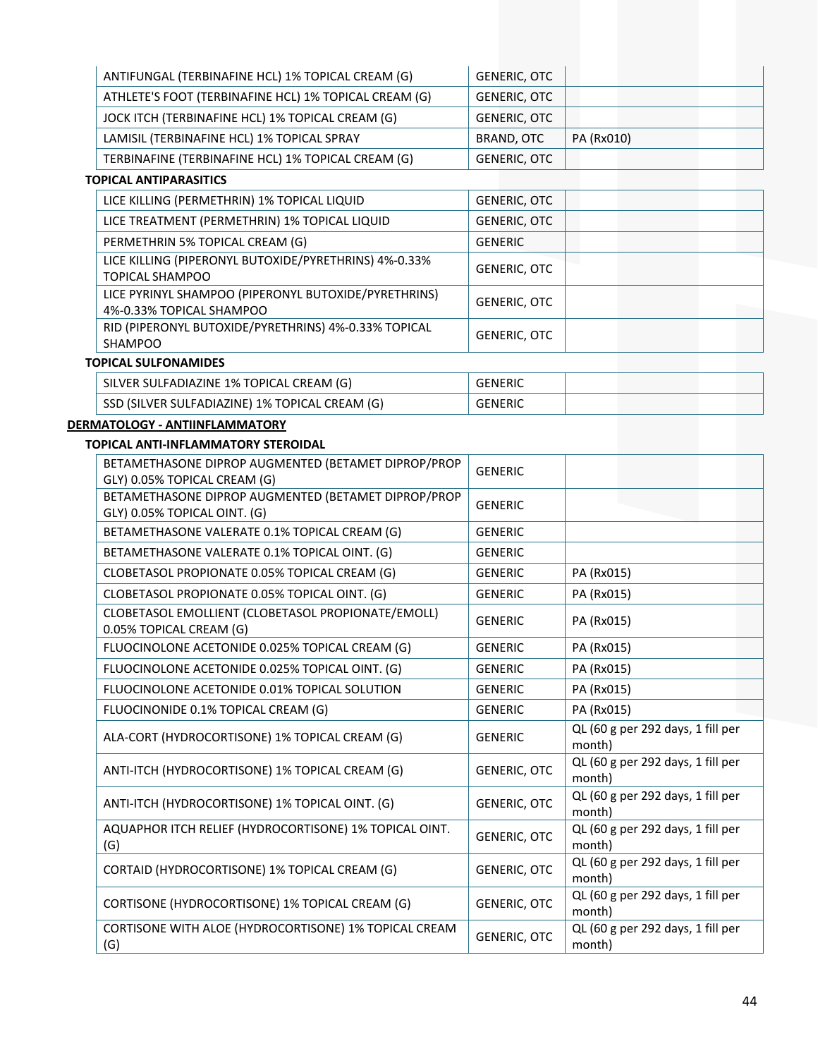| | | |
|---|---|---|
| ANTIFUNGAL (TERBINAFINE HCL) 1% TOPICAL CREAM (G) | GENERIC, OTC | |
| ATHLETE'S FOOT (TERBINAFINE HCL) 1% TOPICAL CREAM (G) | GENERIC, OTC | |
| JOCK ITCH (TERBINAFINE HCL) 1% TOPICAL CREAM (G) | GENERIC, OTC | |
| LAMISIL (TERBINAFINE HCL) 1% TOPICAL SPRAY | BRAND, OTC | PA (Rx010) |
| TERBINAFINE (TERBINAFINE HCL) 1% TOPICAL CREAM (G) | GENERIC, OTC | |

**TOPICAL ANTIPARASITICS**

| | | |
|---|---|---|
| LICE KILLING (PERMETHRIN) 1% TOPICAL LIQUID | GENERIC, OTC | |
| LICE TREATMENT (PERMETHRIN) 1% TOPICAL LIQUID | GENERIC, OTC | |
| PERMETHRIN 5% TOPICAL CREAM (G) | GENERIC | |
| LICE KILLING (PIPERONYL BUTOXIDE/PYRETHRINS) 4%-0.33% TOPICAL SHAMPOO | GENERIC, OTC | |
| LICE PYRINYL SHAMPOO (PIPERONYL BUTOXIDE/PYRETHRINS) 4%-0.33% TOPICAL SHAMPOO | GENERIC, OTC | |
| RID (PIPERONYL BUTOXIDE/PYRETHRINS) 4%-0.33% TOPICAL SHAMPOO | GENERIC, OTC | |

**TOPICAL SULFONAMIDES**

| | | |
|---|---|---|
| SILVER SULFADIAZINE 1% TOPICAL CREAM (G) | GENERIC | |
| SSD (SILVER SULFADIAZINE) 1% TOPICAL CREAM (G) | GENERIC | |

**DERMATOLOGY - ANTIINFLAMMATORY**

**TOPICAL ANTI-INFLAMMATORY STEROIDAL**

| | | |
|---|---|---|
| BETAMETHASONE DIPROP AUGMENTED (BETAMET DIPROP/PROP GLY) 0.05% TOPICAL CREAM (G) | GENERIC | |
| BETAMETHASONE DIPROP AUGMENTED (BETAMET DIPROP/PROP GLY) 0.05% TOPICAL OINT. (G) | GENERIC | |
| BETAMETHASONE VALERATE 0.1% TOPICAL CREAM (G) | GENERIC | |
| BETAMETHASONE VALERATE 0.1% TOPICAL OINT. (G) | GENERIC | |
| CLOBETASOL PROPIONATE 0.05% TOPICAL CREAM (G) | GENERIC | PA (Rx015) |
| CLOBETASOL PROPIONATE 0.05% TOPICAL OINT. (G) | GENERIC | PA (Rx015) |
| CLOBETASOL EMOLLIENT (CLOBETASOL PROPIONATE/EMOLL) 0.05% TOPICAL CREAM (G) | GENERIC | PA (Rx015) |
| FLUOCINOLONE ACETONIDE 0.025% TOPICAL CREAM (G) | GENERIC | PA (Rx015) |
| FLUOCINOLONE ACETONIDE 0.025% TOPICAL OINT. (G) | GENERIC | PA (Rx015) |
| FLUOCINOLONE ACETONIDE 0.01% TOPICAL SOLUTION | GENERIC | PA (Rx015) |
| FLUOCINONIDE 0.1% TOPICAL CREAM (G) | GENERIC | PA (Rx015) |
| ALA-CORT (HYDROCORTISONE) 1% TOPICAL CREAM (G) | GENERIC | QL (60 g per 292 days, 1 fill per month) |
| ANTI-ITCH (HYDROCORTISONE) 1% TOPICAL CREAM (G) | GENERIC, OTC | QL (60 g per 292 days, 1 fill per month) |
| ANTI-ITCH (HYDROCORTISONE) 1% TOPICAL OINT. (G) | GENERIC, OTC | QL (60 g per 292 days, 1 fill per month) |
| AQUAPHOR ITCH RELIEF (HYDROCORTISONE) 1% TOPICAL OINT. (G) | GENERIC, OTC | QL (60 g per 292 days, 1 fill per month) |
| CORTAID (HYDROCORTISONE) 1% TOPICAL CREAM (G) | GENERIC, OTC | QL (60 g per 292 days, 1 fill per month) |
| CORTISONE (HYDROCORTISONE) 1% TOPICAL CREAM (G) | GENERIC, OTC | QL (60 g per 292 days, 1 fill per month) |
| CORTISONE WITH ALOE (HYDROCORTISONE) 1% TOPICAL CREAM (G) | GENERIC, OTC | QL (60 g per 292 days, 1 fill per month) |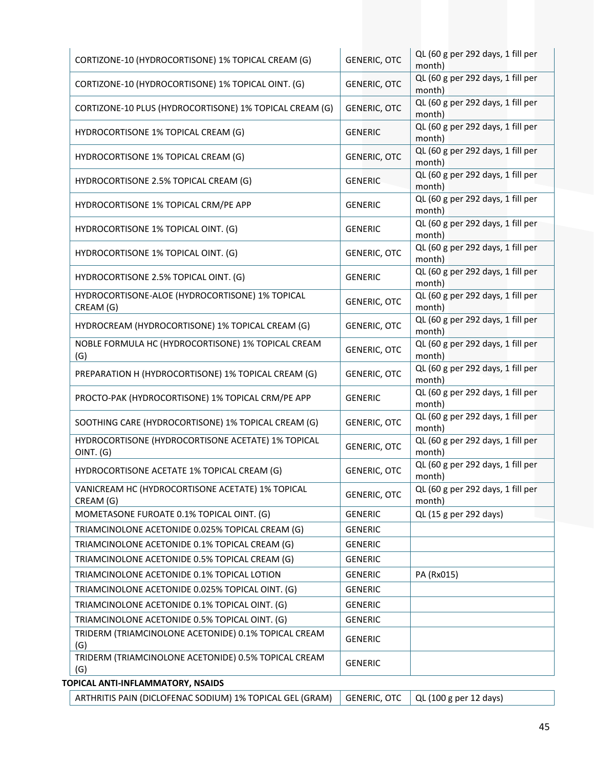| | | |
|---|---|---|
| CORTIZONE-10 (HYDROCORTISONE) 1% TOPICAL CREAM (G) | GENERIC, OTC | QL (60 g per 292 days, 1 fill per month) |
| CORTIZONE-10 (HYDROCORTISONE) 1% TOPICAL OINT. (G) | GENERIC, OTC | QL (60 g per 292 days, 1 fill per month) |
| CORTIZONE-10 PLUS (HYDROCORTISONE) 1% TOPICAL CREAM (G) | GENERIC, OTC | QL (60 g per 292 days, 1 fill per month) |
| HYDROCORTISONE 1% TOPICAL CREAM (G) | GENERIC | QL (60 g per 292 days, 1 fill per month) |
| HYDROCORTISONE 1% TOPICAL CREAM (G) | GENERIC, OTC | QL (60 g per 292 days, 1 fill per month) |
| HYDROCORTISONE 2.5% TOPICAL CREAM (G) | GENERIC | QL (60 g per 292 days, 1 fill per month) |
| HYDROCORTISONE 1% TOPICAL CRM/PE APP | GENERIC | QL (60 g per 292 days, 1 fill per month) |
| HYDROCORTISONE 1% TOPICAL OINT. (G) | GENERIC | QL (60 g per 292 days, 1 fill per month) |
| HYDROCORTISONE 1% TOPICAL OINT. (G) | GENERIC, OTC | QL (60 g per 292 days, 1 fill per month) |
| HYDROCORTISONE 2.5% TOPICAL OINT. (G) | GENERIC | QL (60 g per 292 days, 1 fill per month) |
| HYDROCORTISONE-ALOE (HYDROCORTISONE) 1% TOPICAL CREAM (G) | GENERIC, OTC | QL (60 g per 292 days, 1 fill per month) |
| HYDROCREAM (HYDROCORTISONE) 1% TOPICAL CREAM (G) | GENERIC, OTC | QL (60 g per 292 days, 1 fill per month) |
| NOBLE FORMULA HC (HYDROCORTISONE) 1% TOPICAL CREAM (G) | GENERIC, OTC | QL (60 g per 292 days, 1 fill per month) |
| PREPARATION H (HYDROCORTISONE) 1% TOPICAL CREAM (G) | GENERIC, OTC | QL (60 g per 292 days, 1 fill per month) |
| PROCTO-PAK (HYDROCORTISONE) 1% TOPICAL CRM/PE APP | GENERIC | QL (60 g per 292 days, 1 fill per month) |
| SOOTHING CARE (HYDROCORTISONE) 1% TOPICAL CREAM (G) | GENERIC, OTC | QL (60 g per 292 days, 1 fill per month) |
| HYDROCORTISONE (HYDROCORTISONE ACETATE) 1% TOPICAL OINT. (G) | GENERIC, OTC | QL (60 g per 292 days, 1 fill per month) |
| HYDROCORTISONE ACETATE 1% TOPICAL CREAM (G) | GENERIC, OTC | QL (60 g per 292 days, 1 fill per month) |
| VANICREAM HC (HYDROCORTISONE ACETATE) 1% TOPICAL CREAM (G) | GENERIC, OTC | QL (60 g per 292 days, 1 fill per month) |
| MOMETASONE FUROATE 0.1% TOPICAL OINT. (G) | GENERIC | QL (15 g per 292 days) |
| TRIAMCINOLONE ACETONIDE 0.025% TOPICAL CREAM (G) | GENERIC | |
| TRIAMCINOLONE ACETONIDE 0.1% TOPICAL CREAM (G) | GENERIC | |
| TRIAMCINOLONE ACETONIDE 0.5% TOPICAL CREAM (G) | GENERIC | |
| TRIAMCINOLONE ACETONIDE 0.1% TOPICAL LOTION | GENERIC | PA (Rx015) |
| TRIAMCINOLONE ACETONIDE 0.025% TOPICAL OINT. (G) | GENERIC | |
| TRIAMCINOLONE ACETONIDE 0.1% TOPICAL OINT. (G) | GENERIC | |
| TRIAMCINOLONE ACETONIDE 0.5% TOPICAL OINT. (G) | GENERIC | |
| TRIDERM (TRIAMCINOLONE ACETONIDE) 0.1% TOPICAL CREAM (G) | GENERIC | |
| TRIDERM (TRIAMCINOLONE ACETONIDE) 0.5% TOPICAL CREAM (G) | GENERIC | |

**TOPICAL ANTI-INFLAMMATORY, NSAIDS**

| | | |
|---|---|---|
| ARTHRITIS PAIN (DICLOFENAC SODIUM) 1% TOPICAL GEL (GRAM) | GENERIC, OTC | QL (100 g per 12 days) |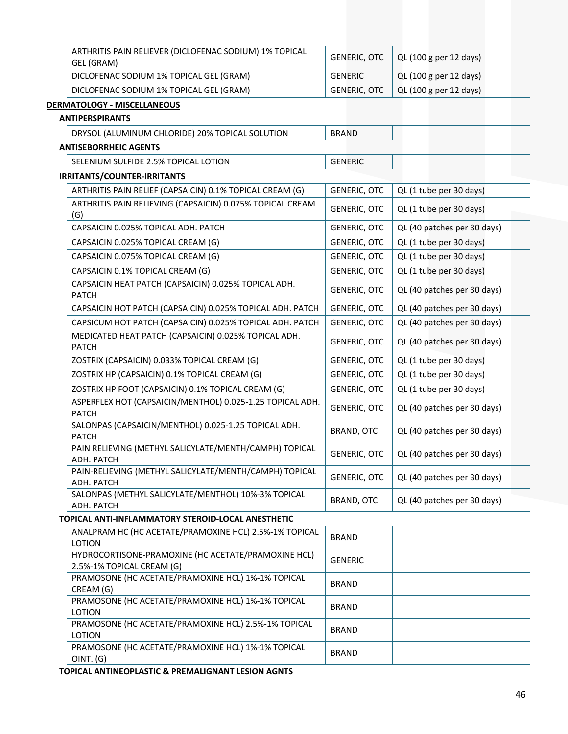| | | |
|---|---|---|
| ARTHRITIS PAIN RELIEVER (DICLOFENAC SODIUM) 1% TOPICAL GEL (GRAM) | GENERIC, OTC | QL (100 g per 12 days) |
| DICLOFENAC SODIUM 1% TOPICAL GEL (GRAM) | GENERIC | QL (100 g per 12 days) |
| DICLOFENAC SODIUM 1% TOPICAL GEL (GRAM) | GENERIC, OTC | QL (100 g per 12 days) |

## DERMATOLOGY - MISCELLANEOUS

### ANTIPERSPIRANTS

| | | |
|---|---|---|
| DRYSOL (ALUMINUM CHLORIDE) 20% TOPICAL SOLUTION | BRAND | |

### ANTISEBORRHEIC AGENTS

| | | |
|---|---|---|
| SELENIUM SULFIDE 2.5% TOPICAL LOTION | GENERIC | |

### IRRITANTS/COUNTER-IRRITANTS

| | | |
|---|---|---|
| ARTHRITIS PAIN RELIEF (CAPSAICIN) 0.1% TOPICAL CREAM (G) | GENERIC, OTC | QL (1 tube per 30 days) |
| ARTHRITIS PAIN RELIEVING (CAPSAICIN) 0.075% TOPICAL CREAM (G) | GENERIC, OTC | QL (1 tube per 30 days) |
| CAPSAICIN 0.025% TOPICAL ADH. PATCH | GENERIC, OTC | QL (40 patches per 30 days) |
| CAPSAICIN 0.025% TOPICAL CREAM (G) | GENERIC, OTC | QL (1 tube per 30 days) |
| CAPSAICIN 0.075% TOPICAL CREAM (G) | GENERIC, OTC | QL (1 tube per 30 days) |
| CAPSAICIN 0.1% TOPICAL CREAM (G) | GENERIC, OTC | QL (1 tube per 30 days) |
| CAPSAICIN HEAT PATCH (CAPSAICIN) 0.025% TOPICAL ADH. PATCH | GENERIC, OTC | QL (40 patches per 30 days) |
| CAPSAICIN HOT PATCH (CAPSAICIN) 0.025% TOPICAL ADH. PATCH | GENERIC, OTC | QL (40 patches per 30 days) |
| CAPSICUM HOT PATCH (CAPSAICIN) 0.025% TOPICAL ADH. PATCH | GENERIC, OTC | QL (40 patches per 30 days) |
| MEDICATED HEAT PATCH (CAPSAICIN) 0.025% TOPICAL ADH. PATCH | GENERIC, OTC | QL (40 patches per 30 days) |
| ZOSTRIX (CAPSAICIN) 0.033% TOPICAL CREAM (G) | GENERIC, OTC | QL (1 tube per 30 days) |
| ZOSTRIX HP (CAPSAICIN) 0.1% TOPICAL CREAM (G) | GENERIC, OTC | QL (1 tube per 30 days) |
| ZOSTRIX HP FOOT (CAPSAICIN) 0.1% TOPICAL CREAM (G) | GENERIC, OTC | QL (1 tube per 30 days) |
| ASPERFLEX HOT (CAPSAICIN/MENTHOL) 0.025-1.25 TOPICAL ADH. PATCH | GENERIC, OTC | QL (40 patches per 30 days) |
| SALONPAS (CAPSAICIN/MENTHOL) 0.025-1.25 TOPICAL ADH. PATCH | BRAND, OTC | QL (40 patches per 30 days) |
| PAIN RELIEVING (METHYL SALICYLATE/MENTH/CAMPH) TOPICAL ADH. PATCH | GENERIC, OTC | QL (40 patches per 30 days) |
| PAIN-RELIEVING (METHYL SALICYLATE/MENTH/CAMPH) TOPICAL ADH. PATCH | GENERIC, OTC | QL (40 patches per 30 days) |
| SALONPAS (METHYL SALICYLATE/MENTHOL) 10%-3% TOPICAL ADH. PATCH | BRAND, OTC | QL (40 patches per 30 days) |

### TOPICAL ANTI-INFLAMMATORY STEROID-LOCAL ANESTHETIC

| | | |
|---|---|---|
| ANALPRAM HC (HC ACETATE/PRAMOXINE HCL) 2.5%-1% TOPICAL LOTION | BRAND | |
| HYDROCORTISONE-PRAMOXINE (HC ACETATE/PRAMOXINE HCL) 2.5%-1% TOPICAL CREAM (G) | GENERIC | |
| PRAMOSONE (HC ACETATE/PRAMOXINE HCL) 1%-1% TOPICAL CREAM (G) | BRAND | |
| PRAMOSONE (HC ACETATE/PRAMOXINE HCL) 1%-1% TOPICAL LOTION | BRAND | |
| PRAMOSONE (HC ACETATE/PRAMOXINE HCL) 2.5%-1% TOPICAL LOTION | BRAND | |
| PRAMOSONE (HC ACETATE/PRAMOXINE HCL) 1%-1% TOPICAL OINT. (G) | BRAND | |

### TOPICAL ANTINEOPLASTIC & PREMALIGNANT LESION AGNTS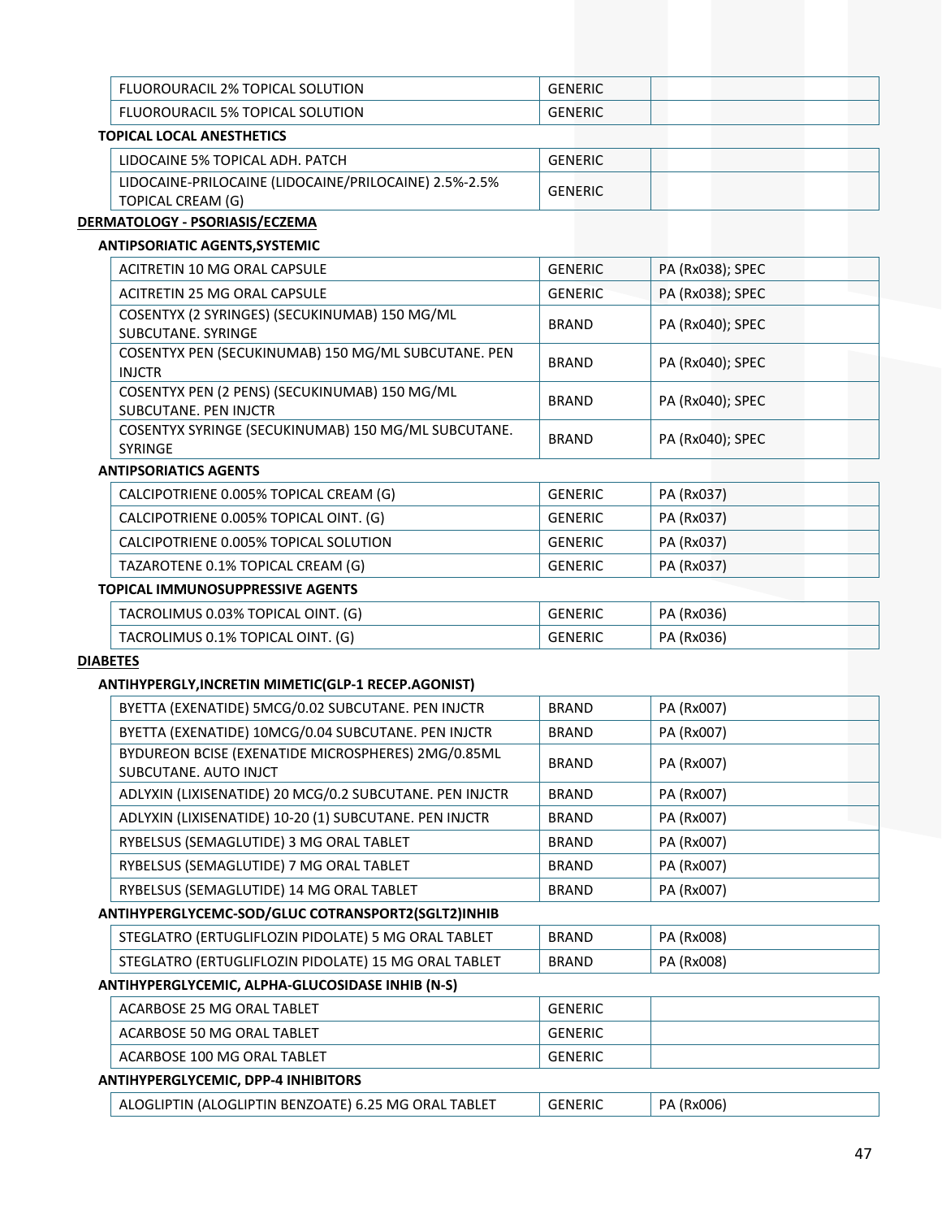| | | |
|---|---|---|
| FLUOROURACIL 2% TOPICAL SOLUTION | GENERIC | |
| FLUOROURACIL 5% TOPICAL SOLUTION | GENERIC | |

**TOPICAL LOCAL ANESTHETICS**

| | | |
|---|---|---|
| LIDOCAINE 5% TOPICAL ADH. PATCH | GENERIC | |
| LIDOCAINE-PRILOCAINE (LIDOCAINE/PRILOCAINE) 2.5%-2.5% TOPICAL CREAM (G) | GENERIC | |

## DERMATOLOGY - PSORIASIS/ECZEMA

**ANTIPSORIATIC AGENTS,SYSTEMIC**

| | | |
|---|---|---|
| ACITRETIN 10 MG ORAL CAPSULE | GENERIC | PA (Rx038); SPEC |
| ACITRETIN 25 MG ORAL CAPSULE | GENERIC | PA (Rx038); SPEC |
| COSENTYX (2 SYRINGES) (SECUKINUMAB) 150 MG/ML SUBCUTANE. SYRINGE | BRAND | PA (Rx040); SPEC |
| COSENTYX PEN (SECUKINUMAB) 150 MG/ML SUBCUTANE. PEN INJCTR | BRAND | PA (Rx040); SPEC |
| COSENTYX PEN (2 PENS) (SECUKINUMAB) 150 MG/ML SUBCUTANE. PEN INJCTR | BRAND | PA (Rx040); SPEC |
| COSENTYX SYRINGE (SECUKINUMAB) 150 MG/ML SUBCUTANE. SYRINGE | BRAND | PA (Rx040); SPEC |

**ANTIPSORIATICS AGENTS**

| | | |
|---|---|---|
| CALCIPOTRIENE 0.005% TOPICAL CREAM (G) | GENERIC | PA (Rx037) |
| CALCIPOTRIENE 0.005% TOPICAL OINT. (G) | GENERIC | PA (Rx037) |
| CALCIPOTRIENE 0.005% TOPICAL SOLUTION | GENERIC | PA (Rx037) |
| TAZAROTENE 0.1% TOPICAL CREAM (G) | GENERIC | PA (Rx037) |

**TOPICAL IMMUNOSUPPRESSIVE AGENTS**

| | | |
|---|---|---|
| TACROLIMUS 0.03% TOPICAL OINT. (G) | GENERIC | PA (Rx036) |
| TACROLIMUS 0.1% TOPICAL OINT. (G) | GENERIC | PA (Rx036) |

## DIABETES

**ANTIHYPERGLY,INCRETIN MIMETIC(GLP-1 RECEP.AGONIST)**

| | | |
|---|---|---|
| BYETTA (EXENATIDE) 5MCG/0.02 SUBCUTANE. PEN INJCTR | BRAND | PA (Rx007) |
| BYETTA (EXENATIDE) 10MCG/0.04 SUBCUTANE. PEN INJCTR | BRAND | PA (Rx007) |
| BYDUREON BCISE (EXENATIDE MICROSPHERES) 2MG/0.85ML SUBCUTANE. AUTO INJCT | BRAND | PA (Rx007) |
| ADLYXIN (LIXISENATIDE) 20 MCG/0.2 SUBCUTANE. PEN INJCTR | BRAND | PA (Rx007) |
| ADLYXIN (LIXISENATIDE) 10-20 (1) SUBCUTANE. PEN INJCTR | BRAND | PA (Rx007) |
| RYBELSUS (SEMAGLUTIDE) 3 MG ORAL TABLET | BRAND | PA (Rx007) |
| RYBELSUS (SEMAGLUTIDE) 7 MG ORAL TABLET | BRAND | PA (Rx007) |
| RYBELSUS (SEMAGLUTIDE) 14 MG ORAL TABLET | BRAND | PA (Rx007) |

**ANTIHYPERGLYCEMC-SOD/GLUC COTRANSPORT2(SGLT2)INHIB**

| | | |
|---|---|---|
| STEGLATRO (ERTUGLIFLOZIN PIDOLATE) 5 MG ORAL TABLET | BRAND | PA (Rx008) |
| STEGLATRO (ERTUGLIFLOZIN PIDOLATE) 15 MG ORAL TABLET | BRAND | PA (Rx008) |

**ANTIHYPERGLYCEMIC, ALPHA-GLUCOSIDASE INHIB (N-S)**

| | | |
|---|---|---|
| ACARBOSE 25 MG ORAL TABLET | GENERIC | |
| ACARBOSE 50 MG ORAL TABLET | GENERIC | |
| ACARBOSE 100 MG ORAL TABLET | GENERIC | |

**ANTIHYPERGLYCEMIC, DPP-4 INHIBITORS**

| | | |
|---|---|---|
| ALOGLIPTIN (ALOGLIPTIN BENZOATE) 6.25 MG ORAL TABLET | GENERIC | PA (Rx006) |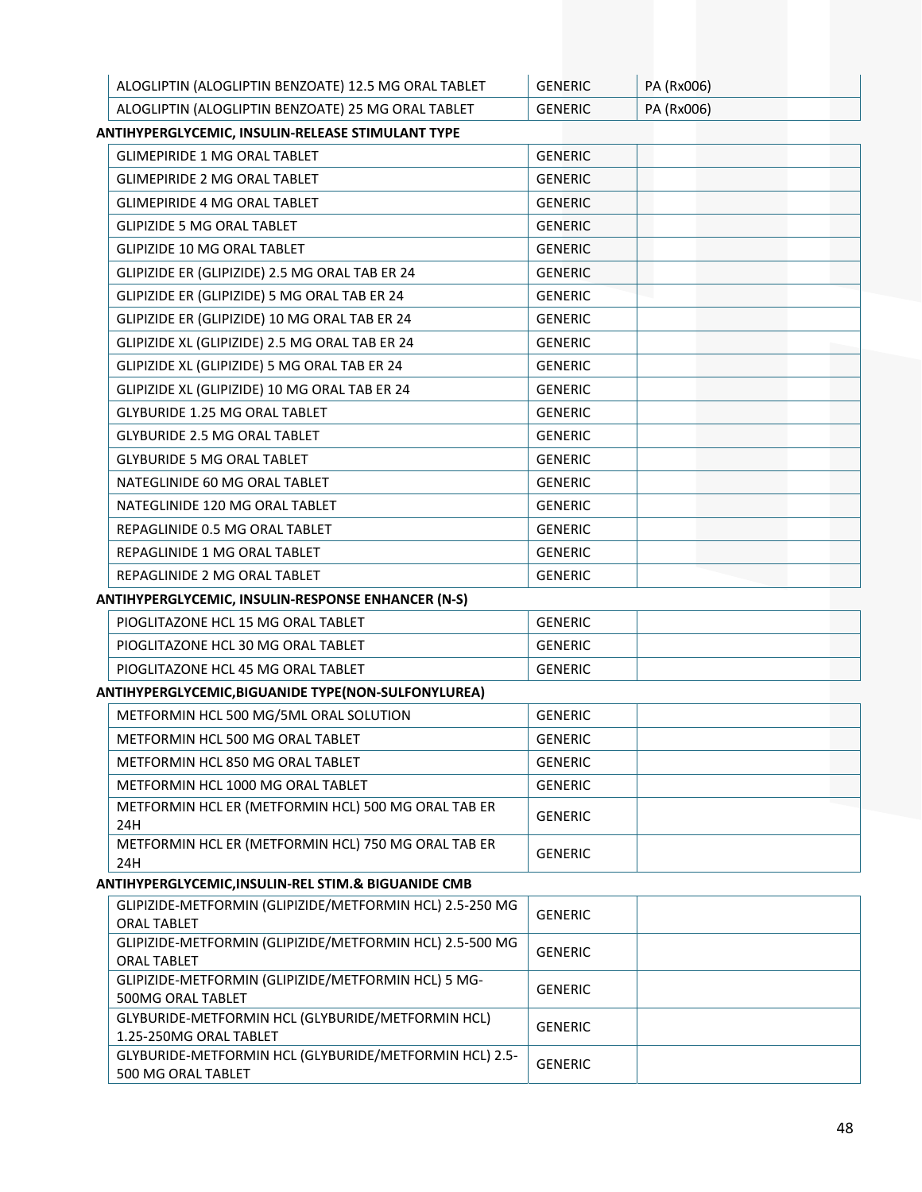| | | |
|---|---|---|
| ALOGLIPTIN (ALOGLIPTIN BENZOATE) 12.5 MG ORAL TABLET | GENERIC | PA (Rx006) |
| ALOGLIPTIN (ALOGLIPTIN BENZOATE) 25 MG ORAL TABLET | GENERIC | PA (Rx006) |

**ANTIHYPERGLYCEMIC, INSULIN-RELEASE STIMULANT TYPE**

| | | |
|---|---|---|
| GLIMEPIRIDE 1 MG ORAL TABLET | GENERIC | |
| GLIMEPIRIDE 2 MG ORAL TABLET | GENERIC | |
| GLIMEPIRIDE 4 MG ORAL TABLET | GENERIC | |
| GLIPIZIDE 5 MG ORAL TABLET | GENERIC | |
| GLIPIZIDE 10 MG ORAL TABLET | GENERIC | |
| GLIPIZIDE ER (GLIPIZIDE) 2.5 MG ORAL TAB ER 24 | GENERIC | |
| GLIPIZIDE ER (GLIPIZIDE) 5 MG ORAL TAB ER 24 | GENERIC | |
| GLIPIZIDE ER (GLIPIZIDE) 10 MG ORAL TAB ER 24 | GENERIC | |
| GLIPIZIDE XL (GLIPIZIDE) 2.5 MG ORAL TAB ER 24 | GENERIC | |
| GLIPIZIDE XL (GLIPIZIDE) 5 MG ORAL TAB ER 24 | GENERIC | |
| GLIPIZIDE XL (GLIPIZIDE) 10 MG ORAL TAB ER 24 | GENERIC | |
| GLYBURIDE 1.25 MG ORAL TABLET | GENERIC | |
| GLYBURIDE 2.5 MG ORAL TABLET | GENERIC | |
| GLYBURIDE 5 MG ORAL TABLET | GENERIC | |
| NATEGLINIDE 60 MG ORAL TABLET | GENERIC | |
| NATEGLINIDE 120 MG ORAL TABLET | GENERIC | |
| REPAGLINIDE 0.5 MG ORAL TABLET | GENERIC | |
| REPAGLINIDE 1 MG ORAL TABLET | GENERIC | |
| REPAGLINIDE 2 MG ORAL TABLET | GENERIC | |

**ANTIHYPERGLYCEMIC, INSULIN-RESPONSE ENHANCER (N-S)**

| | | |
|---|---|---|
| PIOGLITAZONE HCL 15 MG ORAL TABLET | GENERIC | |
| PIOGLITAZONE HCL 30 MG ORAL TABLET | GENERIC | |
| PIOGLITAZONE HCL 45 MG ORAL TABLET | GENERIC | |

**ANTIHYPERGLYCEMIC,BIGUANIDE TYPE(NON-SULFONYLUREA)**

| | | |
|---|---|---|
| METFORMIN HCL 500 MG/5ML ORAL SOLUTION | GENERIC | |
| METFORMIN HCL 500 MG ORAL TABLET | GENERIC | |
| METFORMIN HCL 850 MG ORAL TABLET | GENERIC | |
| METFORMIN HCL 1000 MG ORAL TABLET | GENERIC | |
| METFORMIN HCL ER (METFORMIN HCL) 500 MG ORAL TAB ER 24H | GENERIC | |
| METFORMIN HCL ER (METFORMIN HCL) 750 MG ORAL TAB ER 24H | GENERIC | |

**ANTIHYPERGLYCEMIC,INSULIN-REL STIM.& BIGUANIDE CMB**

| | | |
|---|---|---|
| GLIPIZIDE-METFORMIN (GLIPIZIDE/METFORMIN HCL) 2.5-250 MG ORAL TABLET | GENERIC | |
| GLIPIZIDE-METFORMIN (GLIPIZIDE/METFORMIN HCL) 2.5-500 MG ORAL TABLET | GENERIC | |
| GLIPIZIDE-METFORMIN (GLIPIZIDE/METFORMIN HCL) 5 MG-500MG ORAL TABLET | GENERIC | |
| GLYBURIDE-METFORMIN HCL (GLYBURIDE/METFORMIN HCL) 1.25-250MG ORAL TABLET | GENERIC | |
| GLYBURIDE-METFORMIN HCL (GLYBURIDE/METFORMIN HCL) 2.5-500 MG ORAL TABLET | GENERIC | |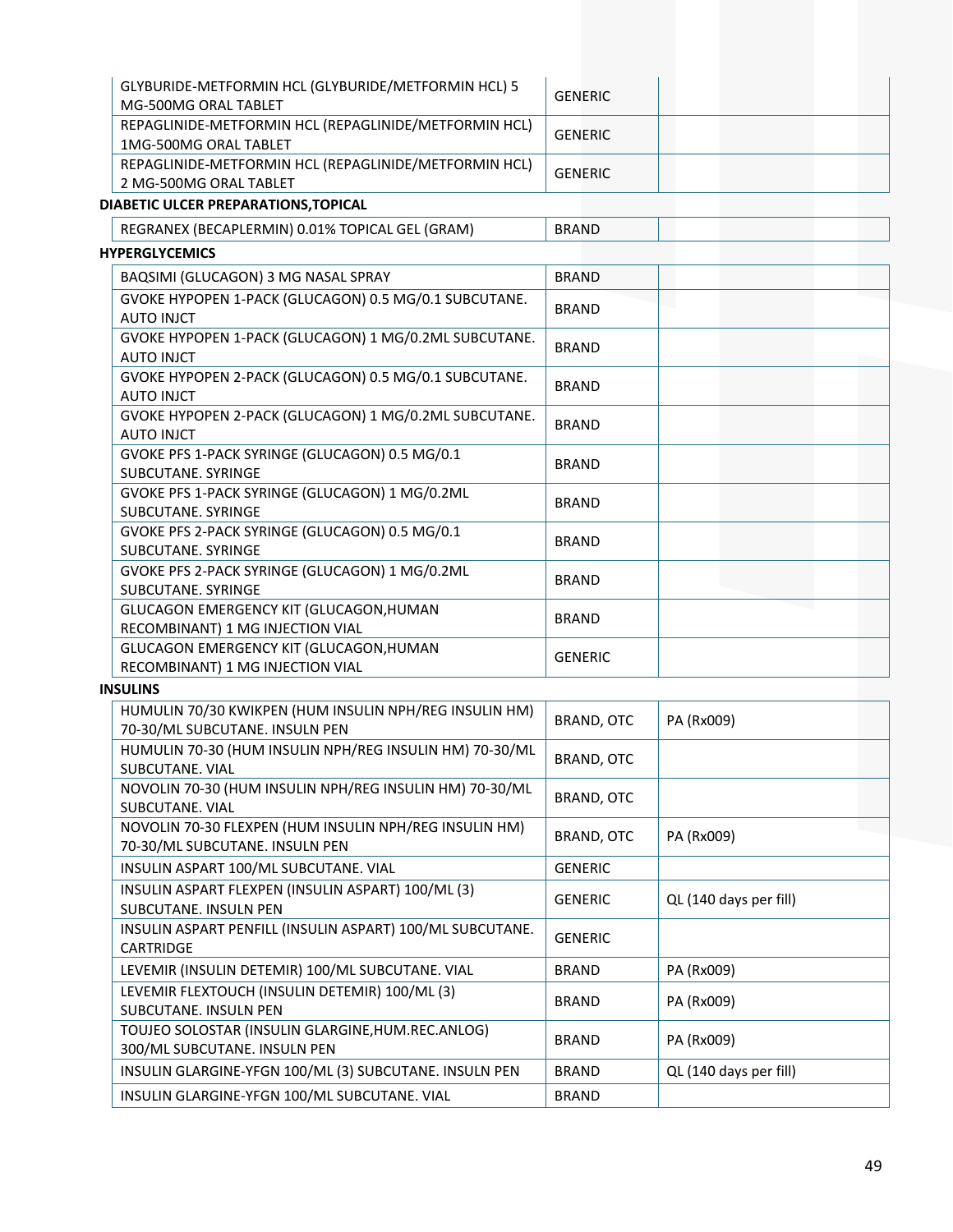| | | |
|---|---|---|
| GLYBURIDE-METFORMIN HCL (GLYBURIDE/METFORMIN HCL) 5 MG-500MG ORAL TABLET | GENERIC | |
| REPAGLINIDE-METFORMIN HCL (REPAGLINIDE/METFORMIN HCL) 1MG-500MG ORAL TABLET | GENERIC | |
| REPAGLINIDE-METFORMIN HCL (REPAGLINIDE/METFORMIN HCL) 2 MG-500MG ORAL TABLET | GENERIC | |

**DIABETIC ULCER PREPARATIONS,TOPICAL**

| | | |
|---|---|---|
| REGRANEX (BECAPLERMIN) 0.01% TOPICAL GEL (GRAM) | BRAND | |

**HYPERGLYCEMICS**

| | | |
|---|---|---|
| BAQSIMI (GLUCAGON) 3 MG NASAL SPRAY | BRAND | |
| GVOKE HYPOPEN 1-PACK (GLUCAGON) 0.5 MG/0.1 SUBCUTANE. AUTO INJCT | BRAND | |
| GVOKE HYPOPEN 1-PACK (GLUCAGON) 1 MG/0.2ML SUBCUTANE. AUTO INJCT | BRAND | |
| GVOKE HYPOPEN 2-PACK (GLUCAGON) 0.5 MG/0.1 SUBCUTANE. AUTO INJCT | BRAND | |
| GVOKE HYPOPEN 2-PACK (GLUCAGON) 1 MG/0.2ML SUBCUTANE. AUTO INJCT | BRAND | |
| GVOKE PFS 1-PACK SYRINGE (GLUCAGON) 0.5 MG/0.1 SUBCUTANE. SYRINGE | BRAND | |
| GVOKE PFS 1-PACK SYRINGE (GLUCAGON) 1 MG/0.2ML SUBCUTANE. SYRINGE | BRAND | |
| GVOKE PFS 2-PACK SYRINGE (GLUCAGON) 0.5 MG/0.1 SUBCUTANE. SYRINGE | BRAND | |
| GVOKE PFS 2-PACK SYRINGE (GLUCAGON) 1 MG/0.2ML SUBCUTANE. SYRINGE | BRAND | |
| GLUCAGON EMERGENCY KIT (GLUCAGON,HUMAN RECOMBINANT) 1 MG INJECTION VIAL | BRAND | |
| GLUCAGON EMERGENCY KIT (GLUCAGON,HUMAN RECOMBINANT) 1 MG INJECTION VIAL | GENERIC | |

**INSULINS**

| | | |
|---|---|---|
| HUMULIN 70/30 KWIKPEN (HUM INSULIN NPH/REG INSULIN HM) 70-30/ML SUBCUTANE. INSULN PEN | BRAND, OTC | PA (Rx009) |
| HUMULIN 70-30 (HUM INSULIN NPH/REG INSULIN HM) 70-30/ML SUBCUTANE. VIAL | BRAND, OTC | |
| NOVOLIN 70-30 (HUM INSULIN NPH/REG INSULIN HM) 70-30/ML SUBCUTANE. VIAL | BRAND, OTC | |
| NOVOLIN 70-30 FLEXPEN (HUM INSULIN NPH/REG INSULIN HM) 70-30/ML SUBCUTANE. INSULN PEN | BRAND, OTC | PA (Rx009) |
| INSULIN ASPART 100/ML SUBCUTANE. VIAL | GENERIC | |
| INSULIN ASPART FLEXPEN (INSULIN ASPART) 100/ML (3) SUBCUTANE. INSULN PEN | GENERIC | QL (140 days per fill) |
| INSULIN ASPART PENFILL (INSULIN ASPART) 100/ML SUBCUTANE. CARTRIDGE | GENERIC | |
| LEVEMIR (INSULIN DETEMIR) 100/ML SUBCUTANE. VIAL | BRAND | PA (Rx009) |
| LEVEMIR FLEXTOUCH (INSULIN DETEMIR) 100/ML (3) SUBCUTANE. INSULN PEN | BRAND | PA (Rx009) |
| TOUJEO SOLOSTAR (INSULIN GLARGINE,HUM.REC.ANLOG) 300/ML SUBCUTANE. INSULN PEN | BRAND | PA (Rx009) |
| INSULIN GLARGINE-YFGN 100/ML (3) SUBCUTANE. INSULN PEN | BRAND | QL (140 days per fill) |
| INSULIN GLARGINE-YFGN 100/ML SUBCUTANE. VIAL | BRAND | |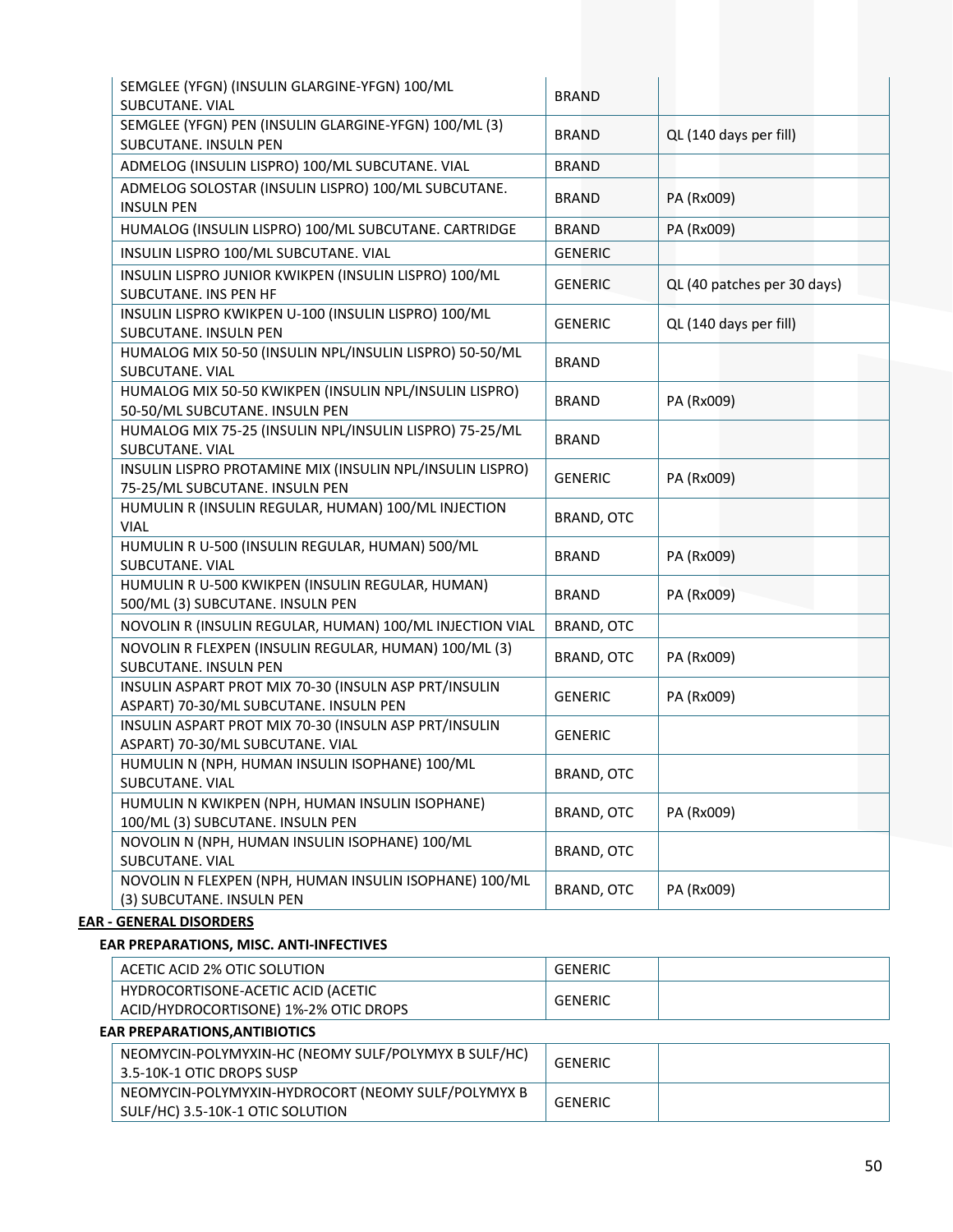| | | |
|---|---|---|
| SEMGLEE (YFGN) (INSULIN GLARGINE-YFGN) 100/ML SUBCUTANE. VIAL | BRAND | |
| SEMGLEE (YFGN) PEN (INSULIN GLARGINE-YFGN) 100/ML (3) SUBCUTANE. INSULN PEN | BRAND | QL (140 days per fill) |
| ADMELOG (INSULIN LISPRO) 100/ML SUBCUTANE. VIAL | BRAND | |
| ADMELOG SOLOSTAR (INSULIN LISPRO) 100/ML SUBCUTANE. INSULN PEN | BRAND | PA (Rx009) |
| HUMALOG (INSULIN LISPRO) 100/ML SUBCUTANE. CARTRIDGE | BRAND | PA (Rx009) |
| INSULIN LISPRO 100/ML SUBCUTANE. VIAL | GENERIC | |
| INSULIN LISPRO JUNIOR KWIKPEN (INSULIN LISPRO) 100/ML SUBCUTANE. INS PEN HF | GENERIC | QL (40 patches per 30 days) |
| INSULIN LISPRO KWIKPEN U-100 (INSULIN LISPRO) 100/ML SUBCUTANE. INSULN PEN | GENERIC | QL (140 days per fill) |
| HUMALOG MIX 50-50 (INSULIN NPL/INSULIN LISPRO) 50-50/ML SUBCUTANE. VIAL | BRAND | |
| HUMALOG MIX 50-50 KWIKPEN (INSULIN NPL/INSULIN LISPRO) 50-50/ML SUBCUTANE. INSULN PEN | BRAND | PA (Rx009) |
| HUMALOG MIX 75-25 (INSULIN NPL/INSULIN LISPRO) 75-25/ML SUBCUTANE. VIAL | BRAND | |
| INSULIN LISPRO PROTAMINE MIX (INSULIN NPL/INSULIN LISPRO) 75-25/ML SUBCUTANE. INSULN PEN | GENERIC | PA (Rx009) |
| HUMULIN R (INSULIN REGULAR, HUMAN) 100/ML INJECTION VIAL | BRAND, OTC | |
| HUMULIN R U-500 (INSULIN REGULAR, HUMAN) 500/ML SUBCUTANE. VIAL | BRAND | PA (Rx009) |
| HUMULIN R U-500 KWIKPEN (INSULIN REGULAR, HUMAN) 500/ML (3) SUBCUTANE. INSULN PEN | BRAND | PA (Rx009) |
| NOVOLIN R (INSULIN REGULAR, HUMAN) 100/ML INJECTION VIAL | BRAND, OTC | |
| NOVOLIN R FLEXPEN (INSULIN REGULAR, HUMAN) 100/ML (3) SUBCUTANE. INSULN PEN | BRAND, OTC | PA (Rx009) |
| INSULIN ASPART PROT MIX 70-30 (INSULN ASP PRT/INSULIN ASPART) 70-30/ML SUBCUTANE. INSULN PEN | GENERIC | PA (Rx009) |
| INSULIN ASPART PROT MIX 70-30 (INSULN ASP PRT/INSULIN ASPART) 70-30/ML SUBCUTANE. VIAL | GENERIC | |
| HUMULIN N (NPH, HUMAN INSULIN ISOPHANE) 100/ML SUBCUTANE. VIAL | BRAND, OTC | |
| HUMULIN N KWIKPEN (NPH, HUMAN INSULIN ISOPHANE) 100/ML (3) SUBCUTANE. INSULN PEN | BRAND, OTC | PA (Rx009) |
| NOVOLIN N (NPH, HUMAN INSULIN ISOPHANE) 100/ML SUBCUTANE. VIAL | BRAND, OTC | |
| NOVOLIN N FLEXPEN (NPH, HUMAN INSULIN ISOPHANE) 100/ML (3) SUBCUTANE. INSULN PEN | BRAND, OTC | PA (Rx009) |

## EAR - GENERAL DISORDERS

### EAR PREPARATIONS, MISC. ANTI-INFECTIVES

| | | |
|---|---|---|
| ACETIC ACID 2% OTIC SOLUTION | GENERIC | |
| HYDROCORTISONE-ACETIC ACID (ACETIC ACID/HYDROCORTISONE) 1%-2% OTIC DROPS | GENERIC | |

### EAR PREPARATIONS,ANTIBIOTICS

| | | |
|---|---|---|
| NEOMYCIN-POLYMYXIN-HC (NEOMY SULF/POLYMYX B SULF/HC) 3.5-10K-1 OTIC DROPS SUSP | GENERIC | |
| NEOMYCIN-POLYMYXIN-HYDROCORT (NEOMY SULF/POLYMYX B SULF/HC) 3.5-10K-1 OTIC SOLUTION | GENERIC | |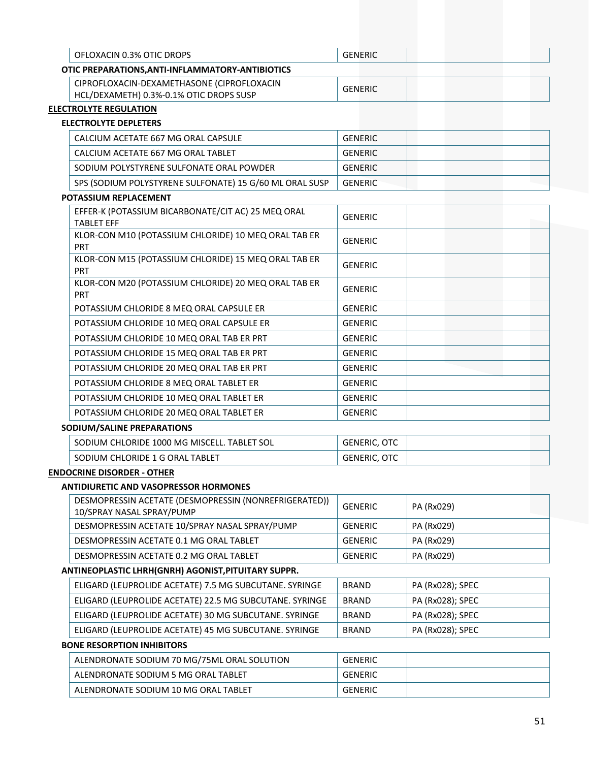| | | |
|---|---|---|
| OFLOXACIN 0.3% OTIC DROPS | GENERIC | |

**OTIC PREPARATIONS,ANTI-INFLAMMATORY-ANTIBIOTICS**

| | | |
|---|---|---|
| CIPROFLOXACIN-DEXAMETHASONE (CIPROFLOXACIN HCL/DEXAMETH) 0.3%-0.1% OTIC DROPS SUSP | GENERIC | |

## ELECTROLYTE REGULATION

### ELECTROLYTE DEPLETERS

| | | |
|---|---|---|
| CALCIUM ACETATE 667 MG ORAL CAPSULE | GENERIC | |
| CALCIUM ACETATE 667 MG ORAL TABLET | GENERIC | |
| SODIUM POLYSTYRENE SULFONATE ORAL POWDER | GENERIC | |
| SPS (SODIUM POLYSTYRENE SULFONATE) 15 G/60 ML ORAL SUSP | GENERIC | |

### POTASSIUM REPLACEMENT

| | | |
|---|---|---|
| EFFER-K (POTASSIUM BICARBONATE/CIT AC) 25 MEQ ORAL TABLET EFF | GENERIC | |
| KLOR-CON M10 (POTASSIUM CHLORIDE) 10 MEQ ORAL TAB ER PRT | GENERIC | |
| KLOR-CON M15 (POTASSIUM CHLORIDE) 15 MEQ ORAL TAB ER PRT | GENERIC | |
| KLOR-CON M20 (POTASSIUM CHLORIDE) 20 MEQ ORAL TAB ER PRT | GENERIC | |
| POTASSIUM CHLORIDE 8 MEQ ORAL CAPSULE ER | GENERIC | |
| POTASSIUM CHLORIDE 10 MEQ ORAL CAPSULE ER | GENERIC | |
| POTASSIUM CHLORIDE 10 MEQ ORAL TAB ER PRT | GENERIC | |
| POTASSIUM CHLORIDE 15 MEQ ORAL TAB ER PRT | GENERIC | |
| POTASSIUM CHLORIDE 20 MEQ ORAL TAB ER PRT | GENERIC | |
| POTASSIUM CHLORIDE 8 MEQ ORAL TABLET ER | GENERIC | |
| POTASSIUM CHLORIDE 10 MEQ ORAL TABLET ER | GENERIC | |
| POTASSIUM CHLORIDE 20 MEQ ORAL TABLET ER | GENERIC | |

### SODIUM/SALINE PREPARATIONS

| | | |
|---|---|---|
| SODIUM CHLORIDE 1000 MG MISCELL. TABLET SOL | GENERIC, OTC | |
| SODIUM CHLORIDE 1 G ORAL TABLET | GENERIC, OTC | |

## ENDOCRINE DISORDER - OTHER

### ANTIDIURETIC AND VASOPRESSOR HORMONES

| | | |
|---|---|---|
| DESMOPRESSIN ACETATE (DESMOPRESSIN (NONREFRIGERATED)) 10/SPRAY NASAL SPRAY/PUMP | GENERIC | PA (Rx029) |
| DESMOPRESSIN ACETATE 10/SPRAY NASAL SPRAY/PUMP | GENERIC | PA (Rx029) |
| DESMOPRESSIN ACETATE 0.1 MG ORAL TABLET | GENERIC | PA (Rx029) |
| DESMOPRESSIN ACETATE 0.2 MG ORAL TABLET | GENERIC | PA (Rx029) |

### ANTINEOPLASTIC LHRH(GNRH) AGONIST,PITUITARY SUPPR.

| | | |
|---|---|---|
| ELIGARD (LEUPROLIDE ACETATE) 7.5 MG SUBCUTANE. SYRINGE | BRAND | PA (Rx028); SPEC |
| ELIGARD (LEUPROLIDE ACETATE) 22.5 MG SUBCUTANE. SYRINGE | BRAND | PA (Rx028); SPEC |
| ELIGARD (LEUPROLIDE ACETATE) 30 MG SUBCUTANE. SYRINGE | BRAND | PA (Rx028); SPEC |
| ELIGARD (LEUPROLIDE ACETATE) 45 MG SUBCUTANE. SYRINGE | BRAND | PA (Rx028); SPEC |

### BONE RESORPTION INHIBITORS

| | | |
|---|---|---|
| ALENDRONATE SODIUM 70 MG/75ML ORAL SOLUTION | GENERIC | |
| ALENDRONATE SODIUM 5 MG ORAL TABLET | GENERIC | |
| ALENDRONATE SODIUM 10 MG ORAL TABLET | GENERIC | |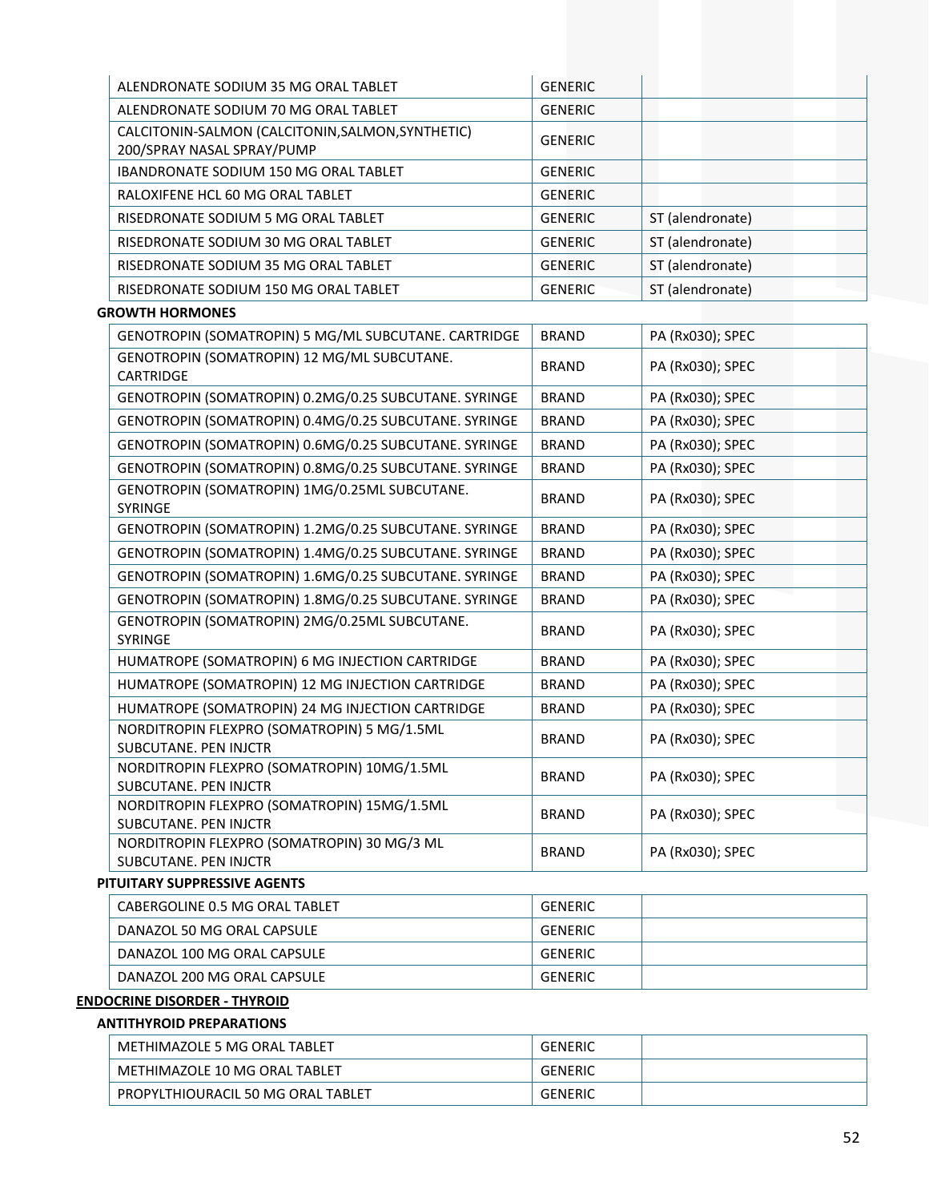| | | |
|---|---|---|
| ALENDRONATE SODIUM 35 MG ORAL TABLET | GENERIC | |
| ALENDRONATE SODIUM 70 MG ORAL TABLET | GENERIC | |
| CALCITONIN-SALMON (CALCITONIN,SALMON,SYNTHETIC) 200/SPRAY NASAL SPRAY/PUMP | GENERIC | |
| IBANDRONATE SODIUM 150 MG ORAL TABLET | GENERIC | |
| RALOXIFENE HCL 60 MG ORAL TABLET | GENERIC | |
| RISEDRONATE SODIUM 5 MG ORAL TABLET | GENERIC | ST (alendronate) |
| RISEDRONATE SODIUM 30 MG ORAL TABLET | GENERIC | ST (alendronate) |
| RISEDRONATE SODIUM 35 MG ORAL TABLET | GENERIC | ST (alendronate) |
| RISEDRONATE SODIUM 150 MG ORAL TABLET | GENERIC | ST (alendronate) |

**GROWTH HORMONES**

| | | |
|---|---|---|
| GENOTROPIN (SOMATROPIN) 5 MG/ML SUBCUTANE. CARTRIDGE | BRAND | PA (Rx030); SPEC |
| GENOTROPIN (SOMATROPIN) 12 MG/ML SUBCUTANE. CARTRIDGE | BRAND | PA (Rx030); SPEC |
| GENOTROPIN (SOMATROPIN) 0.2MG/0.25 SUBCUTANE. SYRINGE | BRAND | PA (Rx030); SPEC |
| GENOTROPIN (SOMATROPIN) 0.4MG/0.25 SUBCUTANE. SYRINGE | BRAND | PA (Rx030); SPEC |
| GENOTROPIN (SOMATROPIN) 0.6MG/0.25 SUBCUTANE. SYRINGE | BRAND | PA (Rx030); SPEC |
| GENOTROPIN (SOMATROPIN) 0.8MG/0.25 SUBCUTANE. SYRINGE | BRAND | PA (Rx030); SPEC |
| GENOTROPIN (SOMATROPIN) 1MG/0.25ML SUBCUTANE. SYRINGE | BRAND | PA (Rx030); SPEC |
| GENOTROPIN (SOMATROPIN) 1.2MG/0.25 SUBCUTANE. SYRINGE | BRAND | PA (Rx030); SPEC |
| GENOTROPIN (SOMATROPIN) 1.4MG/0.25 SUBCUTANE. SYRINGE | BRAND | PA (Rx030); SPEC |
| GENOTROPIN (SOMATROPIN) 1.6MG/0.25 SUBCUTANE. SYRINGE | BRAND | PA (Rx030); SPEC |
| GENOTROPIN (SOMATROPIN) 1.8MG/0.25 SUBCUTANE. SYRINGE | BRAND | PA (Rx030); SPEC |
| GENOTROPIN (SOMATROPIN) 2MG/0.25ML SUBCUTANE. SYRINGE | BRAND | PA (Rx030); SPEC |
| HUMATROPE (SOMATROPIN) 6 MG INJECTION CARTRIDGE | BRAND | PA (Rx030); SPEC |
| HUMATROPE (SOMATROPIN) 12 MG INJECTION CARTRIDGE | BRAND | PA (Rx030); SPEC |
| HUMATROPE (SOMATROPIN) 24 MG INJECTION CARTRIDGE | BRAND | PA (Rx030); SPEC |
| NORDITROPIN FLEXPRO (SOMATROPIN) 5 MG/1.5ML SUBCUTANE. PEN INJCTR | BRAND | PA (Rx030); SPEC |
| NORDITROPIN FLEXPRO (SOMATROPIN) 10MG/1.5ML SUBCUTANE. PEN INJCTR | BRAND | PA (Rx030); SPEC |
| NORDITROPIN FLEXPRO (SOMATROPIN) 15MG/1.5ML SUBCUTANE. PEN INJCTR | BRAND | PA (Rx030); SPEC |
| NORDITROPIN FLEXPRO (SOMATROPIN) 30 MG/3 ML SUBCUTANE. PEN INJCTR | BRAND | PA (Rx030); SPEC |

**PITUITARY SUPPRESSIVE AGENTS**

| | | |
|---|---|---|
| CABERGOLINE 0.5 MG ORAL TABLET | GENERIC | |
| DANAZOL 50 MG ORAL CAPSULE | GENERIC | |
| DANAZOL 100 MG ORAL CAPSULE | GENERIC | |
| DANAZOL 200 MG ORAL CAPSULE | GENERIC | |

**ENDOCRINE DISORDER - THYROID**

**ANTITHYROID PREPARATIONS**

| | | |
|---|---|---|
| METHIMAZOLE 5 MG ORAL TABLET | GENERIC | |
| METHIMAZOLE 10 MG ORAL TABLET | GENERIC | |
| PROPYLTHIOURACIL 50 MG ORAL TABLET | GENERIC | |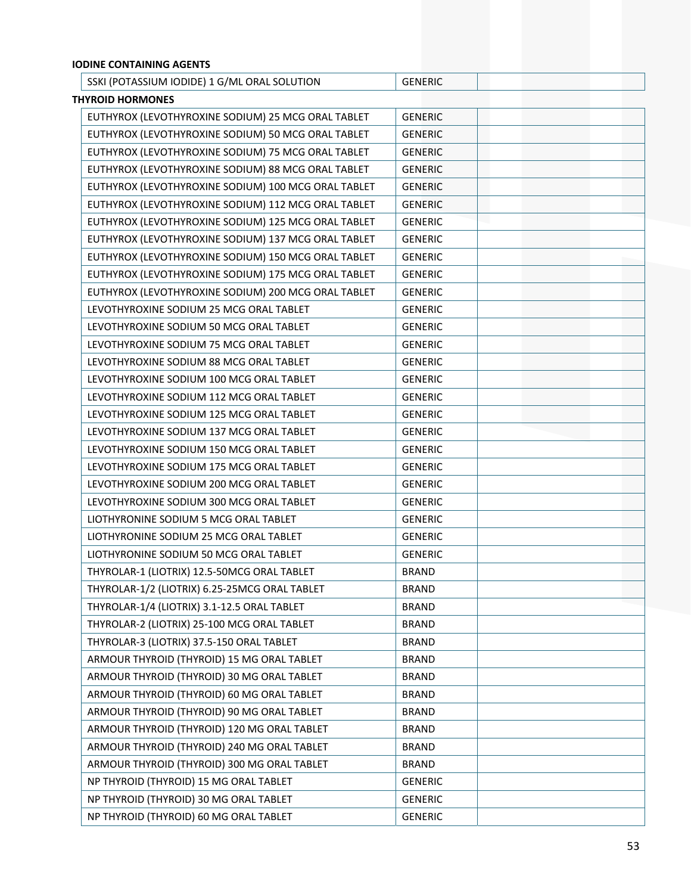**IODINE CONTAINING AGENTS**

| | | |
|---|---|---|
| SSKI (POTASSIUM IODIDE) 1 G/ML ORAL SOLUTION | GENERIC | |

**THYROID HORMONES**

| | | |
|---|---|---|
| EUTHYROX (LEVOTHYROXINE SODIUM) 25 MCG ORAL TABLET | GENERIC | |
| EUTHYROX (LEVOTHYROXINE SODIUM) 50 MCG ORAL TABLET | GENERIC | |
| EUTHYROX (LEVOTHYROXINE SODIUM) 75 MCG ORAL TABLET | GENERIC | |
| EUTHYROX (LEVOTHYROXINE SODIUM) 88 MCG ORAL TABLET | GENERIC | |
| EUTHYROX (LEVOTHYROXINE SODIUM) 100 MCG ORAL TABLET | GENERIC | |
| EUTHYROX (LEVOTHYROXINE SODIUM) 112 MCG ORAL TABLET | GENERIC | |
| EUTHYROX (LEVOTHYROXINE SODIUM) 125 MCG ORAL TABLET | GENERIC | |
| EUTHYROX (LEVOTHYROXINE SODIUM) 137 MCG ORAL TABLET | GENERIC | |
| EUTHYROX (LEVOTHYROXINE SODIUM) 150 MCG ORAL TABLET | GENERIC | |
| EUTHYROX (LEVOTHYROXINE SODIUM) 175 MCG ORAL TABLET | GENERIC | |
| EUTHYROX (LEVOTHYROXINE SODIUM) 200 MCG ORAL TABLET | GENERIC | |
| LEVOTHYROXINE SODIUM 25 MCG ORAL TABLET | GENERIC | |
| LEVOTHYROXINE SODIUM 50 MCG ORAL TABLET | GENERIC | |
| LEVOTHYROXINE SODIUM 75 MCG ORAL TABLET | GENERIC | |
| LEVOTHYROXINE SODIUM 88 MCG ORAL TABLET | GENERIC | |
| LEVOTHYROXINE SODIUM 100 MCG ORAL TABLET | GENERIC | |
| LEVOTHYROXINE SODIUM 112 MCG ORAL TABLET | GENERIC | |
| LEVOTHYROXINE SODIUM 125 MCG ORAL TABLET | GENERIC | |
| LEVOTHYROXINE SODIUM 137 MCG ORAL TABLET | GENERIC | |
| LEVOTHYROXINE SODIUM 150 MCG ORAL TABLET | GENERIC | |
| LEVOTHYROXINE SODIUM 175 MCG ORAL TABLET | GENERIC | |
| LEVOTHYROXINE SODIUM 200 MCG ORAL TABLET | GENERIC | |
| LEVOTHYROXINE SODIUM 300 MCG ORAL TABLET | GENERIC | |
| LIOTHYRONINE SODIUM 5 MCG ORAL TABLET | GENERIC | |
| LIOTHYRONINE SODIUM 25 MCG ORAL TABLET | GENERIC | |
| LIOTHYRONINE SODIUM 50 MCG ORAL TABLET | GENERIC | |
| THYROLAR-1 (LIOTRIX) 12.5-50MCG ORAL TABLET | BRAND | |
| THYROLAR-1/2 (LIOTRIX) 6.25-25MCG ORAL TABLET | BRAND | |
| THYROLAR-1/4 (LIOTRIX) 3.1-12.5 ORAL TABLET | BRAND | |
| THYROLAR-2 (LIOTRIX) 25-100 MCG ORAL TABLET | BRAND | |
| THYROLAR-3 (LIOTRIX) 37.5-150 ORAL TABLET | BRAND | |
| ARMOUR THYROID (THYROID) 15 MG ORAL TABLET | BRAND | |
| ARMOUR THYROID (THYROID) 30 MG ORAL TABLET | BRAND | |
| ARMOUR THYROID (THYROID) 60 MG ORAL TABLET | BRAND | |
| ARMOUR THYROID (THYROID) 90 MG ORAL TABLET | BRAND | |
| ARMOUR THYROID (THYROID) 120 MG ORAL TABLET | BRAND | |
| ARMOUR THYROID (THYROID) 240 MG ORAL TABLET | BRAND | |
| ARMOUR THYROID (THYROID) 300 MG ORAL TABLET | BRAND | |
| NP THYROID (THYROID) 15 MG ORAL TABLET | GENERIC | |
| NP THYROID (THYROID) 30 MG ORAL TABLET | GENERIC | |
| NP THYROID (THYROID) 60 MG ORAL TABLET | GENERIC | |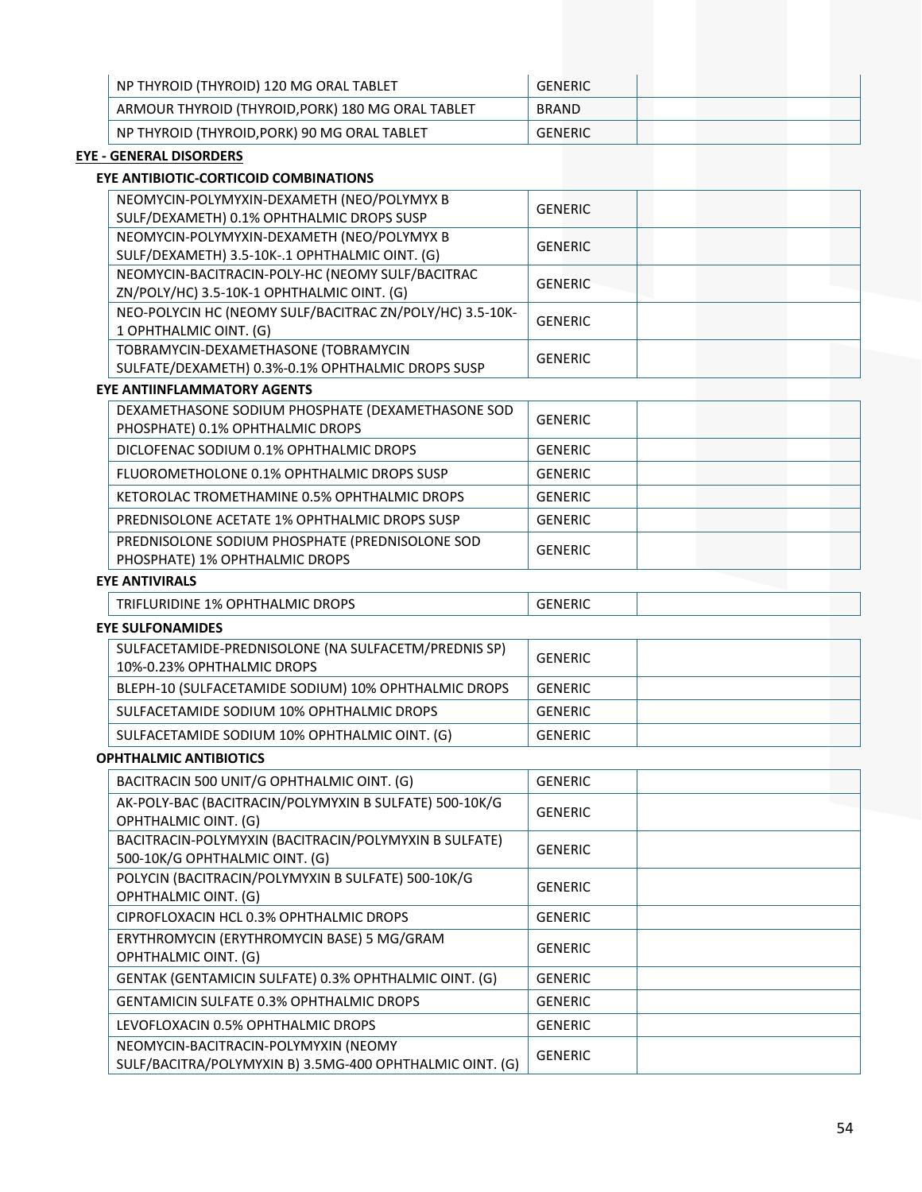| | | |
|---|---|---|
| NP THYROID (THYROID) 120 MG ORAL TABLET | GENERIC | |
| ARMOUR THYROID (THYROID,PORK) 180 MG ORAL TABLET | BRAND | |
| NP THYROID (THYROID,PORK) 90 MG ORAL TABLET | GENERIC | |

## EYE - GENERAL DISORDERS

### EYE ANTIBIOTIC-CORTICOID COMBINATIONS

| | | |
|---|---|---|
| NEOMYCIN-POLYMYXIN-DEXAMETH (NEO/POLYMYX B SULF/DEXAMETH) 0.1% OPHTHALMIC DROPS SUSP | GENERIC | |
| NEOMYCIN-POLYMYXIN-DEXAMETH (NEO/POLYMYX B SULF/DEXAMETH) 3.5-10K-.1 OPHTHALMIC OINT. (G) | GENERIC | |
| NEOMYCIN-BACITRACIN-POLY-HC (NEOMY SULF/BACITRAC ZN/POLY/HC) 3.5-10K-1 OPHTHALMIC OINT. (G) | GENERIC | |
| NEO-POLYCIN HC (NEOMY SULF/BACITRAC ZN/POLY/HC) 3.5-10K-1 OPHTHALMIC OINT. (G) | GENERIC | |
| TOBRAMYCIN-DEXAMETHASONE (TOBRAMYCIN SULFATE/DEXAMETH) 0.3%-0.1% OPHTHALMIC DROPS SUSP | GENERIC | |

### EYE ANTIINFLAMMATORY AGENTS

| | | |
|---|---|---|
| DEXAMETHASONE SODIUM PHOSPHATE (DEXAMETHASONE SOD PHOSPHATE) 0.1% OPHTHALMIC DROPS | GENERIC | |
| DICLOFENAC SODIUM 0.1% OPHTHALMIC DROPS | GENERIC | |
| FLUOROMETHOLONE 0.1% OPHTHALMIC DROPS SUSP | GENERIC | |
| KETOROLAC TROMETHAMINE 0.5% OPHTHALMIC DROPS | GENERIC | |
| PREDNISOLONE ACETATE 1% OPHTHALMIC DROPS SUSP | GENERIC | |
| PREDNISOLONE SODIUM PHOSPHATE (PREDNISOLONE SOD PHOSPHATE) 1% OPHTHALMIC DROPS | GENERIC | |

### EYE ANTIVIRALS

| | | |
|---|---|---|
| TRIFLURIDINE 1% OPHTHALMIC DROPS | GENERIC | |

### EYE SULFONAMIDES

| | | |
|---|---|---|
| SULFACETAMIDE-PREDNISOLONE (NA SULFACETM/PREDNIS SP) 10%-0.23% OPHTHALMIC DROPS | GENERIC | |
| BLEPH-10 (SULFACETAMIDE SODIUM) 10% OPHTHALMIC DROPS | GENERIC | |
| SULFACETAMIDE SODIUM 10% OPHTHALMIC DROPS | GENERIC | |
| SULFACETAMIDE SODIUM 10% OPHTHALMIC OINT. (G) | GENERIC | |

### OPHTHALMIC ANTIBIOTICS

| | | |
|---|---|---|
| BACITRACIN 500 UNIT/G OPHTHALMIC OINT. (G) | GENERIC | |
| AK-POLY-BAC (BACITRACIN/POLYMYXIN B SULFATE) 500-10K/G OPHTHALMIC OINT. (G) | GENERIC | |
| BACITRACIN-POLYMYXIN (BACITRACIN/POLYMYXIN B SULFATE) 500-10K/G OPHTHALMIC OINT. (G) | GENERIC | |
| POLYCIN (BACITRACIN/POLYMYXIN B SULFATE) 500-10K/G OPHTHALMIC OINT. (G) | GENERIC | |
| CIPROFLOXACIN HCL 0.3% OPHTHALMIC DROPS | GENERIC | |
| ERYTHROMYCIN (ERYTHROMYCIN BASE) 5 MG/GRAM OPHTHALMIC OINT. (G) | GENERIC | |
| GENTAK (GENTAMICIN SULFATE) 0.3% OPHTHALMIC OINT. (G) | GENERIC | |
| GENTAMICIN SULFATE 0.3% OPHTHALMIC DROPS | GENERIC | |
| LEVOFLOXACIN 0.5% OPHTHALMIC DROPS | GENERIC | |
| NEOMYCIN-BACITRACIN-POLYMYXIN (NEOMY SULF/BACITRA/POLYMYXIN B) 3.5MG-400 OPHTHALMIC OINT. (G) | GENERIC | |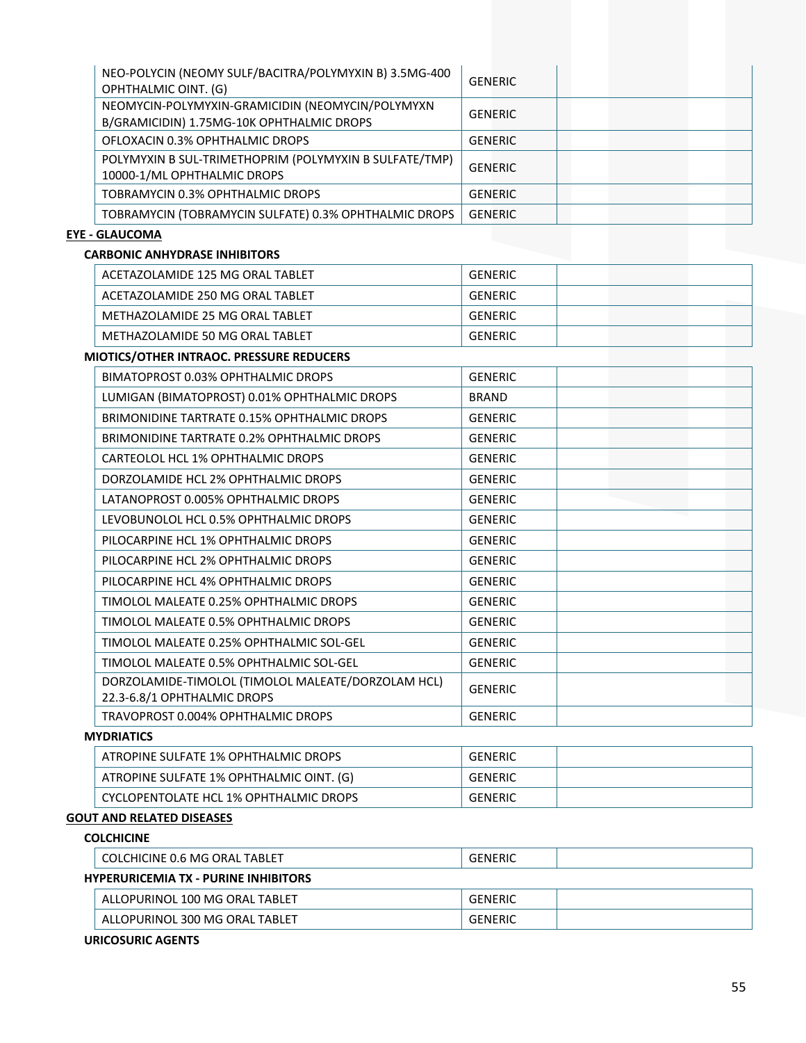| | | |
|---|---|---|
| NEO-POLYCIN (NEOMY SULF/BACITRA/POLYMYXIN B) 3.5MG-400 OPHTHALMIC OINT. (G) | GENERIC | |
| NEOMYCIN-POLYMYXIN-GRAMICIDIN (NEOMYCIN/POLYMYXN B/GRAMICIDIN) 1.75MG-10K OPHTHALMIC DROPS | GENERIC | |
| OFLOXACIN 0.3% OPHTHALMIC DROPS | GENERIC | |
| POLYMYXIN B SUL-TRIMETHOPRIM (POLYMYXIN B SULFATE/TMP) 10000-1/ML OPHTHALMIC DROPS | GENERIC | |
| TOBRAMYCIN 0.3% OPHTHALMIC DROPS | GENERIC | |
| TOBRAMYCIN (TOBRAMYCIN SULFATE) 0.3% OPHTHALMIC DROPS | GENERIC | |

## EYE - GLAUCOMA

### CARBONIC ANHYDRASE INHIBITORS

| | | |
|---|---|---|
| ACETAZOLAMIDE 125 MG ORAL TABLET | GENERIC | |
| ACETAZOLAMIDE 250 MG ORAL TABLET | GENERIC | |
| METHAZOLAMIDE 25 MG ORAL TABLET | GENERIC | |
| METHAZOLAMIDE 50 MG ORAL TABLET | GENERIC | |

### MIOTICS/OTHER INTRAOC. PRESSURE REDUCERS

| | | |
|---|---|---|
| BIMATOPROST 0.03% OPHTHALMIC DROPS | GENERIC | |
| LUMIGAN (BIMATOPROST) 0.01% OPHTHALMIC DROPS | BRAND | |
| BRIMONIDINE TARTRATE 0.15% OPHTHALMIC DROPS | GENERIC | |
| BRIMONIDINE TARTRATE 0.2% OPHTHALMIC DROPS | GENERIC | |
| CARTEOLOL HCL 1% OPHTHALMIC DROPS | GENERIC | |
| DORZOLAMIDE HCL 2% OPHTHALMIC DROPS | GENERIC | |
| LATANOPROST 0.005% OPHTHALMIC DROPS | GENERIC | |
| LEVOBUNOLOL HCL 0.5% OPHTHALMIC DROPS | GENERIC | |
| PILOCARPINE HCL 1% OPHTHALMIC DROPS | GENERIC | |
| PILOCARPINE HCL 2% OPHTHALMIC DROPS | GENERIC | |
| PILOCARPINE HCL 4% OPHTHALMIC DROPS | GENERIC | |
| TIMOLOL MALEATE 0.25% OPHTHALMIC DROPS | GENERIC | |
| TIMOLOL MALEATE 0.5% OPHTHALMIC DROPS | GENERIC | |
| TIMOLOL MALEATE 0.25% OPHTHALMIC SOL-GEL | GENERIC | |
| TIMOLOL MALEATE 0.5% OPHTHALMIC SOL-GEL | GENERIC | |
| DORZOLAMIDE-TIMOLOL (TIMOLOL MALEATE/DORZOLAM HCL) 22.3-6.8/1 OPHTHALMIC DROPS | GENERIC | |
| TRAVOPROST 0.004% OPHTHALMIC DROPS | GENERIC | |

### MYDRIATICS

| | | |
|---|---|---|
| ATROPINE SULFATE 1% OPHTHALMIC DROPS | GENERIC | |
| ATROPINE SULFATE 1% OPHTHALMIC OINT. (G) | GENERIC | |
| CYCLOPENTOLATE HCL 1% OPHTHALMIC DROPS | GENERIC | |

## GOUT AND RELATED DISEASES

### COLCHICINE

| | | |
|---|---|---|
| COLCHICINE 0.6 MG ORAL TABLET | GENERIC | |

### HYPERURICEMIA TX - PURINE INHIBITORS

| | | |
|---|---|---|
| ALLOPURINOL 100 MG ORAL TABLET | GENERIC | |
| ALLOPURINOL 300 MG ORAL TABLET | GENERIC | |

### URICOSURIC AGENTS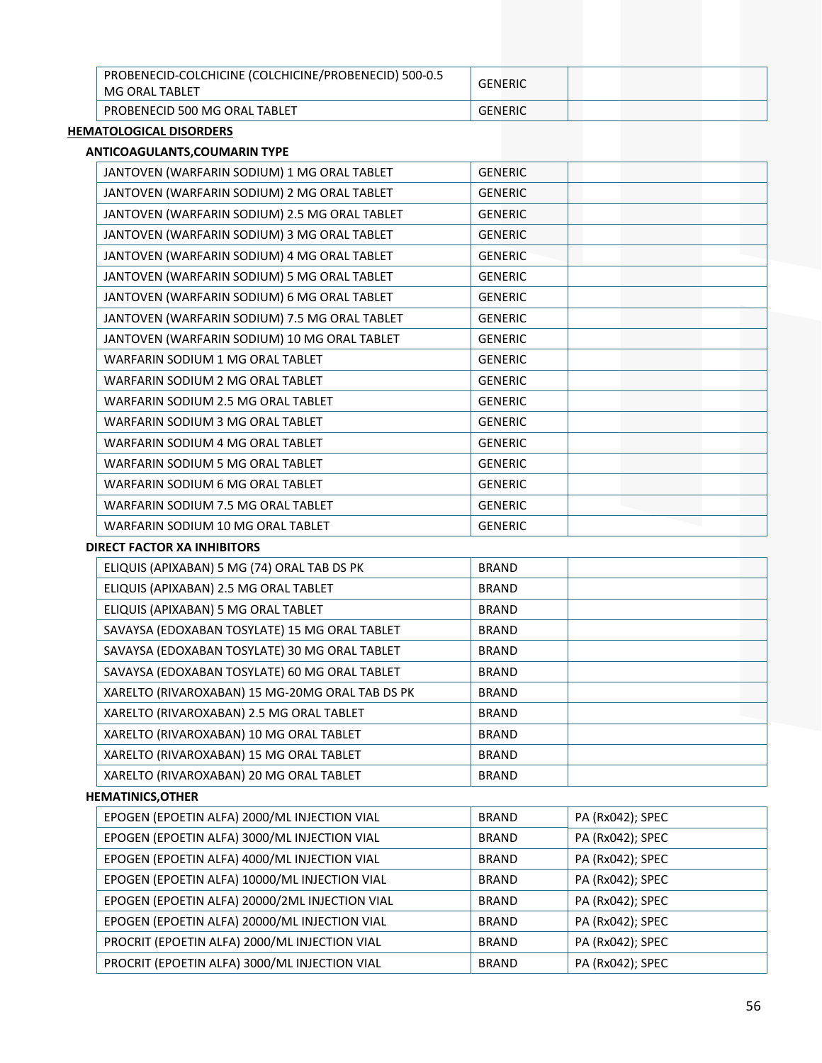| | | |
|---|---|---|
| PROBENECID-COLCHICINE (COLCHICINE/PROBENECID) 500-0.5 MG ORAL TABLET | GENERIC | |
| PROBENECID 500 MG ORAL TABLET | GENERIC | |

**HEMATOLOGICAL DISORDERS**

**ANTICOAGULANTS,COUMARIN TYPE**

| | | |
|---|---|---|
| JANTOVEN (WARFARIN SODIUM) 1 MG ORAL TABLET | GENERIC | |
| JANTOVEN (WARFARIN SODIUM) 2 MG ORAL TABLET | GENERIC | |
| JANTOVEN (WARFARIN SODIUM) 2.5 MG ORAL TABLET | GENERIC | |
| JANTOVEN (WARFARIN SODIUM) 3 MG ORAL TABLET | GENERIC | |
| JANTOVEN (WARFARIN SODIUM) 4 MG ORAL TABLET | GENERIC | |
| JANTOVEN (WARFARIN SODIUM) 5 MG ORAL TABLET | GENERIC | |
| JANTOVEN (WARFARIN SODIUM) 6 MG ORAL TABLET | GENERIC | |
| JANTOVEN (WARFARIN SODIUM) 7.5 MG ORAL TABLET | GENERIC | |
| JANTOVEN (WARFARIN SODIUM) 10 MG ORAL TABLET | GENERIC | |
| WARFARIN SODIUM 1 MG ORAL TABLET | GENERIC | |
| WARFARIN SODIUM 2 MG ORAL TABLET | GENERIC | |
| WARFARIN SODIUM 2.5 MG ORAL TABLET | GENERIC | |
| WARFARIN SODIUM 3 MG ORAL TABLET | GENERIC | |
| WARFARIN SODIUM 4 MG ORAL TABLET | GENERIC | |
| WARFARIN SODIUM 5 MG ORAL TABLET | GENERIC | |
| WARFARIN SODIUM 6 MG ORAL TABLET | GENERIC | |
| WARFARIN SODIUM 7.5 MG ORAL TABLET | GENERIC | |
| WARFARIN SODIUM 10 MG ORAL TABLET | GENERIC | |

**DIRECT FACTOR XA INHIBITORS**

| | | |
|---|---|---|
| ELIQUIS (APIXABAN) 5 MG (74) ORAL TAB DS PK | BRAND | |
| ELIQUIS (APIXABAN) 2.5 MG ORAL TABLET | BRAND | |
| ELIQUIS (APIXABAN) 5 MG ORAL TABLET | BRAND | |
| SAVAYSA (EDOXABAN TOSYLATE) 15 MG ORAL TABLET | BRAND | |
| SAVAYSA (EDOXABAN TOSYLATE) 30 MG ORAL TABLET | BRAND | |
| SAVAYSA (EDOXABAN TOSYLATE) 60 MG ORAL TABLET | BRAND | |
| XARELTO (RIVAROXABAN) 15 MG-20MG ORAL TAB DS PK | BRAND | |
| XARELTO (RIVAROXABAN) 2.5 MG ORAL TABLET | BRAND | |
| XARELTO (RIVAROXABAN) 10 MG ORAL TABLET | BRAND | |
| XARELTO (RIVAROXABAN) 15 MG ORAL TABLET | BRAND | |
| XARELTO (RIVAROXABAN) 20 MG ORAL TABLET | BRAND | |

**HEMATINICS,OTHER**

| | | |
|---|---|---|
| EPOGEN (EPOETIN ALFA) 2000/ML INJECTION VIAL | BRAND | PA (Rx042); SPEC |
| EPOGEN (EPOETIN ALFA) 3000/ML INJECTION VIAL | BRAND | PA (Rx042); SPEC |
| EPOGEN (EPOETIN ALFA) 4000/ML INJECTION VIAL | BRAND | PA (Rx042); SPEC |
| EPOGEN (EPOETIN ALFA) 10000/ML INJECTION VIAL | BRAND | PA (Rx042); SPEC |
| EPOGEN (EPOETIN ALFA) 20000/2ML INJECTION VIAL | BRAND | PA (Rx042); SPEC |
| EPOGEN (EPOETIN ALFA) 20000/ML INJECTION VIAL | BRAND | PA (Rx042); SPEC |
| PROCRIT (EPOETIN ALFA) 2000/ML INJECTION VIAL | BRAND | PA (Rx042); SPEC |
| PROCRIT (EPOETIN ALFA) 3000/ML INJECTION VIAL | BRAND | PA (Rx042); SPEC |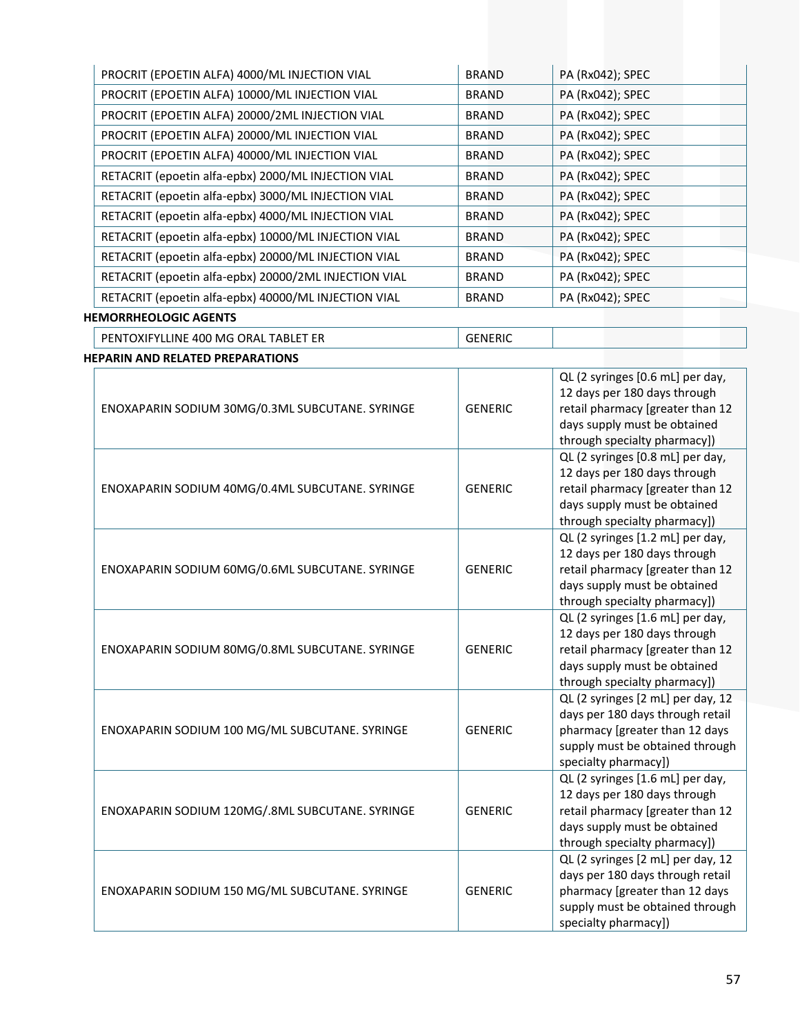| | | |
|---|---|---|
| PROCRIT (EPOETIN ALFA) 4000/ML INJECTION VIAL | BRAND | PA (Rx042); SPEC |
| PROCRIT (EPOETIN ALFA) 10000/ML INJECTION VIAL | BRAND | PA (Rx042); SPEC |
| PROCRIT (EPOETIN ALFA) 20000/2ML INJECTION VIAL | BRAND | PA (Rx042); SPEC |
| PROCRIT (EPOETIN ALFA) 20000/ML INJECTION VIAL | BRAND | PA (Rx042); SPEC |
| PROCRIT (EPOETIN ALFA) 40000/ML INJECTION VIAL | BRAND | PA (Rx042); SPEC |
| RETACRIT (epoetin alfa-epbx) 2000/ML INJECTION VIAL | BRAND | PA (Rx042); SPEC |
| RETACRIT (epoetin alfa-epbx) 3000/ML INJECTION VIAL | BRAND | PA (Rx042); SPEC |
| RETACRIT (epoetin alfa-epbx) 4000/ML INJECTION VIAL | BRAND | PA (Rx042); SPEC |
| RETACRIT (epoetin alfa-epbx) 10000/ML INJECTION VIAL | BRAND | PA (Rx042); SPEC |
| RETACRIT (epoetin alfa-epbx) 20000/ML INJECTION VIAL | BRAND | PA (Rx042); SPEC |
| RETACRIT (epoetin alfa-epbx) 20000/2ML INJECTION VIAL | BRAND | PA (Rx042); SPEC |
| RETACRIT (epoetin alfa-epbx) 40000/ML INJECTION VIAL | BRAND | PA (Rx042); SPEC |

**HEMORRHEOLOGIC AGENTS**

| | | |
|---|---|---|
| PENTOXIFYLLINE 400 MG ORAL TABLET ER | GENERIC | |

**HEPARIN AND RELATED PREPARATIONS**

| | | |
|---|---|---|
| ENOXAPARIN SODIUM 30MG/0.3ML SUBCUTANE. SYRINGE | GENERIC | QL (2 syringes [0.6 mL] per day, 12 days per 180 days through retail pharmacy [greater than 12 days supply must be obtained through specialty pharmacy]) |
| ENOXAPARIN SODIUM 40MG/0.4ML SUBCUTANE. SYRINGE | GENERIC | QL (2 syringes [0.8 mL] per day, 12 days per 180 days through retail pharmacy [greater than 12 days supply must be obtained through specialty pharmacy]) |
| ENOXAPARIN SODIUM 60MG/0.6ML SUBCUTANE. SYRINGE | GENERIC | QL (2 syringes [1.2 mL] per day, 12 days per 180 days through retail pharmacy [greater than 12 days supply must be obtained through specialty pharmacy]) |
| ENOXAPARIN SODIUM 80MG/0.8ML SUBCUTANE. SYRINGE | GENERIC | QL (2 syringes [1.6 mL] per day, 12 days per 180 days through retail pharmacy [greater than 12 days supply must be obtained through specialty pharmacy]) |
| ENOXAPARIN SODIUM 100 MG/ML SUBCUTANE. SYRINGE | GENERIC | QL (2 syringes [2 mL] per day, 12 days per 180 days through retail pharmacy [greater than 12 days supply must be obtained through specialty pharmacy]) |
| ENOXAPARIN SODIUM 120MG/.8ML SUBCUTANE. SYRINGE | GENERIC | QL (2 syringes [1.6 mL] per day, 12 days per 180 days through retail pharmacy [greater than 12 days supply must be obtained through specialty pharmacy]) |
| ENOXAPARIN SODIUM 150 MG/ML SUBCUTANE. SYRINGE | GENERIC | QL (2 syringes [2 mL] per day, 12 days per 180 days through retail pharmacy [greater than 12 days supply must be obtained through specialty pharmacy]) |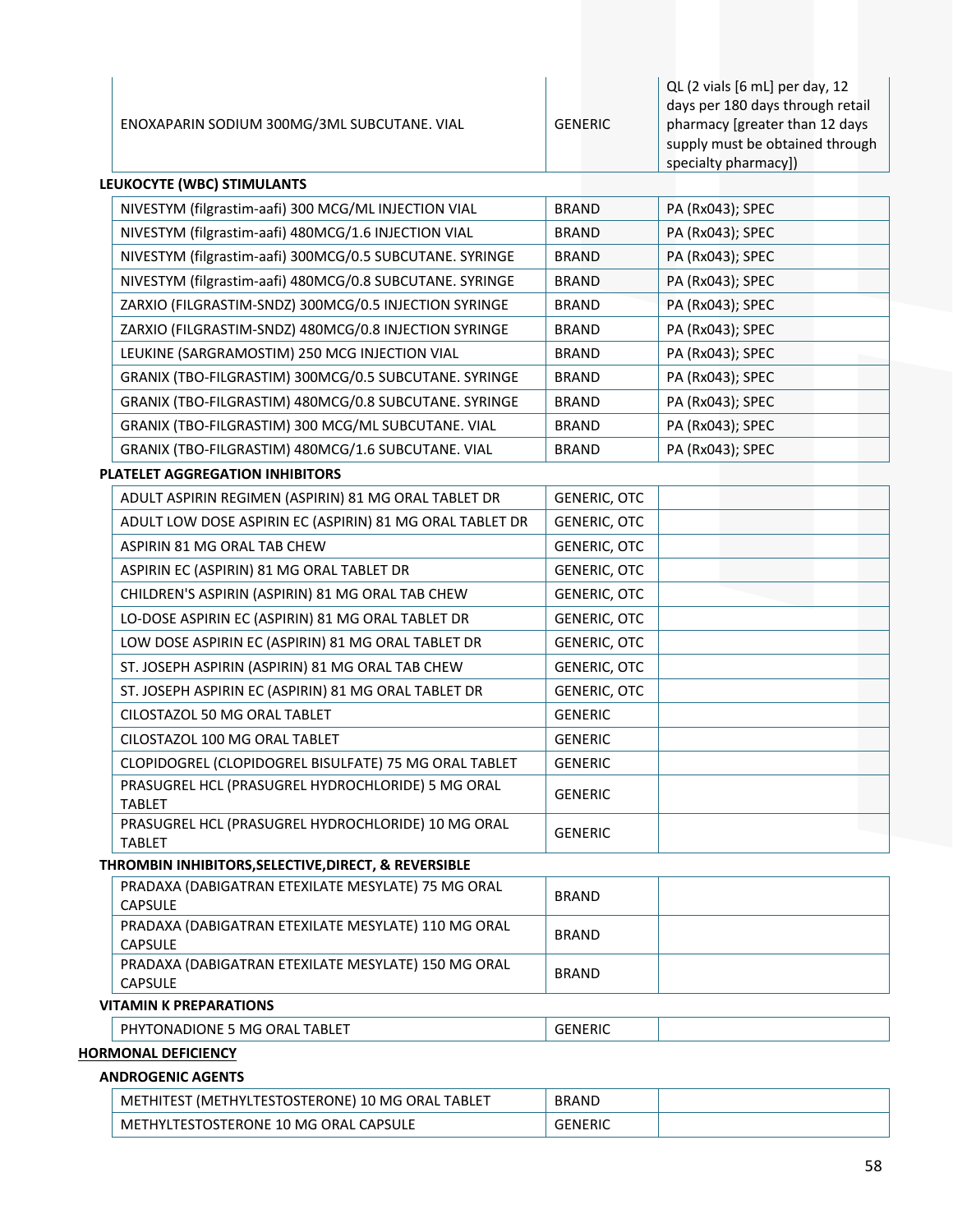| | | |
|---|---|---|
| ENOXAPARIN SODIUM 300MG/3ML SUBCUTANE. VIAL | GENERIC | QL (2 vials [6 mL] per day, 12 days per 180 days through retail pharmacy [greater than 12 days supply must be obtained through specialty pharmacy]) |

**LEUKOCYTE (WBC) STIMULANTS**

| | | |
|---|---|---|
| NIVESTYM (filgrastim-aafi) 300 MCG/ML INJECTION VIAL | BRAND | PA (Rx043); SPEC |
| NIVESTYM (filgrastim-aafi) 480MCG/1.6 INJECTION VIAL | BRAND | PA (Rx043); SPEC |
| NIVESTYM (filgrastim-aafi) 300MCG/0.5 SUBCUTANE. SYRINGE | BRAND | PA (Rx043); SPEC |
| NIVESTYM (filgrastim-aafi) 480MCG/0.8 SUBCUTANE. SYRINGE | BRAND | PA (Rx043); SPEC |
| ZARXIO (FILGRASTIM-SNDZ) 300MCG/0.5 INJECTION SYRINGE | BRAND | PA (Rx043); SPEC |
| ZARXIO (FILGRASTIM-SNDZ) 480MCG/0.8 INJECTION SYRINGE | BRAND | PA (Rx043); SPEC |
| LEUKINE (SARGRAMOSTIM) 250 MCG INJECTION VIAL | BRAND | PA (Rx043); SPEC |
| GRANIX (TBO-FILGRASTIM) 300MCG/0.5 SUBCUTANE. SYRINGE | BRAND | PA (Rx043); SPEC |
| GRANIX (TBO-FILGRASTIM) 480MCG/0.8 SUBCUTANE. SYRINGE | BRAND | PA (Rx043); SPEC |
| GRANIX (TBO-FILGRASTIM) 300 MCG/ML SUBCUTANE. VIAL | BRAND | PA (Rx043); SPEC |
| GRANIX (TBO-FILGRASTIM) 480MCG/1.6 SUBCUTANE. VIAL | BRAND | PA (Rx043); SPEC |

**PLATELET AGGREGATION INHIBITORS**

| | | |
|---|---|---|
| ADULT ASPIRIN REGIMEN (ASPIRIN) 81 MG ORAL TABLET DR | GENERIC, OTC | |
| ADULT LOW DOSE ASPIRIN EC (ASPIRIN) 81 MG ORAL TABLET DR | GENERIC, OTC | |
| ASPIRIN 81 MG ORAL TAB CHEW | GENERIC, OTC | |
| ASPIRIN EC (ASPIRIN) 81 MG ORAL TABLET DR | GENERIC, OTC | |
| CHILDREN'S ASPIRIN (ASPIRIN) 81 MG ORAL TAB CHEW | GENERIC, OTC | |
| LO-DOSE ASPIRIN EC (ASPIRIN) 81 MG ORAL TABLET DR | GENERIC, OTC | |
| LOW DOSE ASPIRIN EC (ASPIRIN) 81 MG ORAL TABLET DR | GENERIC, OTC | |
| ST. JOSEPH ASPIRIN (ASPIRIN) 81 MG ORAL TAB CHEW | GENERIC, OTC | |
| ST. JOSEPH ASPIRIN EC (ASPIRIN) 81 MG ORAL TABLET DR | GENERIC, OTC | |
| CILOSTAZOL 50 MG ORAL TABLET | GENERIC | |
| CILOSTAZOL 100 MG ORAL TABLET | GENERIC | |
| CLOPIDOGREL (CLOPIDOGREL BISULFATE) 75 MG ORAL TABLET | GENERIC | |
| PRASUGREL HCL (PRASUGREL HYDROCHLORIDE) 5 MG ORAL TABLET | GENERIC | |
| PRASUGREL HCL (PRASUGREL HYDROCHLORIDE) 10 MG ORAL TABLET | GENERIC | |

**THROMBIN INHIBITORS,SELECTIVE,DIRECT, & REVERSIBLE**

| | | |
|---|---|---|
| PRADAXA (DABIGATRAN ETEXILATE MESYLATE) 75 MG ORAL CAPSULE | BRAND | |
| PRADAXA (DABIGATRAN ETEXILATE MESYLATE) 110 MG ORAL CAPSULE | BRAND | |
| PRADAXA (DABIGATRAN ETEXILATE MESYLATE) 150 MG ORAL CAPSULE | BRAND | |

**VITAMIN K PREPARATIONS**

| | | |
|---|---|---|
| PHYTONADIONE 5 MG ORAL TABLET | GENERIC | |

## HORMONAL DEFICIENCY

**ANDROGENIC AGENTS**

| | | |
|---|---|---|
| METHITEST (METHYLTESTOSTERONE) 10 MG ORAL TABLET | BRAND | |
| METHYLTESTOSTERONE 10 MG ORAL CAPSULE | GENERIC | |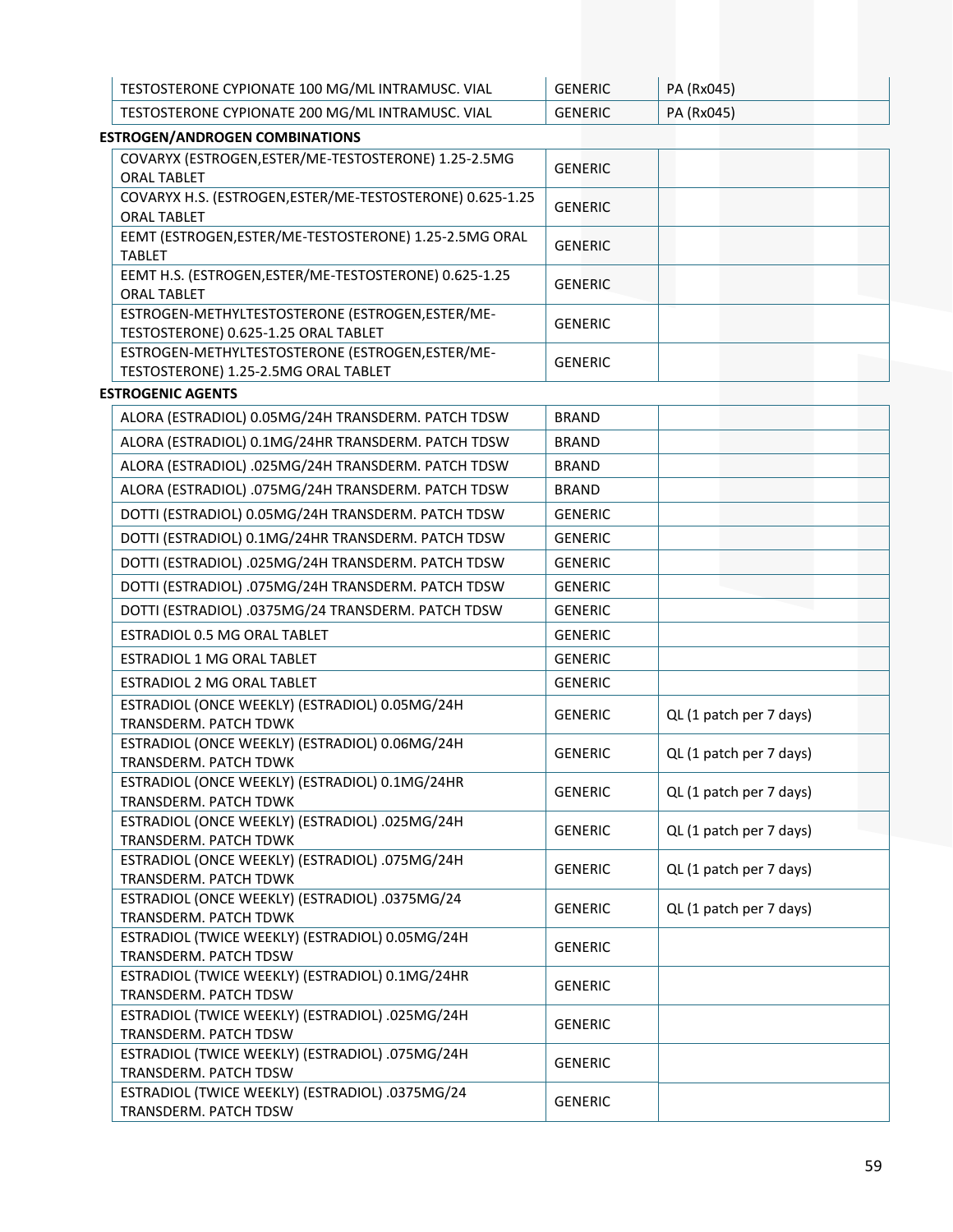| | | |
|---|---|---|
| TESTOSTERONE CYPIONATE 100 MG/ML INTRAMUSC. VIAL | GENERIC | PA (Rx045) |
| TESTOSTERONE CYPIONATE 200 MG/ML INTRAMUSC. VIAL | GENERIC | PA (Rx045) |

**ESTROGEN/ANDROGEN COMBINATIONS**

| | | |
|---|---|---|
| COVARYX (ESTROGEN,ESTER/ME-TESTOSTERONE) 1.25-2.5MG ORAL TABLET | GENERIC | |
| COVARYX H.S. (ESTROGEN,ESTER/ME-TESTOSTERONE) 0.625-1.25 ORAL TABLET | GENERIC | |
| EEMT (ESTROGEN,ESTER/ME-TESTOSTERONE) 1.25-2.5MG ORAL TABLET | GENERIC | |
| EEMT H.S. (ESTROGEN,ESTER/ME-TESTOSTERONE) 0.625-1.25 ORAL TABLET | GENERIC | |
| ESTROGEN-METHYLTESTOSTERONE (ESTROGEN,ESTER/ME-TESTOSTERONE) 0.625-1.25 ORAL TABLET | GENERIC | |
| ESTROGEN-METHYLTESTOSTERONE (ESTROGEN,ESTER/ME-TESTOSTERONE) 1.25-2.5MG ORAL TABLET | GENERIC | |

**ESTROGENIC AGENTS**

| | | |
|---|---|---|
| ALORA (ESTRADIOL) 0.05MG/24H TRANSDERM. PATCH TDSW | BRAND | |
| ALORA (ESTRADIOL) 0.1MG/24HR TRANSDERM. PATCH TDSW | BRAND | |
| ALORA (ESTRADIOL) .025MG/24H TRANSDERM. PATCH TDSW | BRAND | |
| ALORA (ESTRADIOL) .075MG/24H TRANSDERM. PATCH TDSW | BRAND | |
| DOTTI (ESTRADIOL) 0.05MG/24H TRANSDERM. PATCH TDSW | GENERIC | |
| DOTTI (ESTRADIOL) 0.1MG/24HR TRANSDERM. PATCH TDSW | GENERIC | |
| DOTTI (ESTRADIOL) .025MG/24H TRANSDERM. PATCH TDSW | GENERIC | |
| DOTTI (ESTRADIOL) .075MG/24H TRANSDERM. PATCH TDSW | GENERIC | |
| DOTTI (ESTRADIOL) .0375MG/24 TRANSDERM. PATCH TDSW | GENERIC | |
| ESTRADIOL 0.5 MG ORAL TABLET | GENERIC | |
| ESTRADIOL 1 MG ORAL TABLET | GENERIC | |
| ESTRADIOL 2 MG ORAL TABLET | GENERIC | |
| ESTRADIOL (ONCE WEEKLY) (ESTRADIOL) 0.05MG/24H TRANSDERM. PATCH TDWK | GENERIC | QL (1 patch per 7 days) |
| ESTRADIOL (ONCE WEEKLY) (ESTRADIOL) 0.06MG/24H TRANSDERM. PATCH TDWK | GENERIC | QL (1 patch per 7 days) |
| ESTRADIOL (ONCE WEEKLY) (ESTRADIOL) 0.1MG/24HR TRANSDERM. PATCH TDWK | GENERIC | QL (1 patch per 7 days) |
| ESTRADIOL (ONCE WEEKLY) (ESTRADIOL) .025MG/24H TRANSDERM. PATCH TDWK | GENERIC | QL (1 patch per 7 days) |
| ESTRADIOL (ONCE WEEKLY) (ESTRADIOL) .075MG/24H TRANSDERM. PATCH TDWK | GENERIC | QL (1 patch per 7 days) |
| ESTRADIOL (ONCE WEEKLY) (ESTRADIOL) .0375MG/24 TRANSDERM. PATCH TDWK | GENERIC | QL (1 patch per 7 days) |
| ESTRADIOL (TWICE WEEKLY) (ESTRADIOL) 0.05MG/24H TRANSDERM. PATCH TDSW | GENERIC | |
| ESTRADIOL (TWICE WEEKLY) (ESTRADIOL) 0.1MG/24HR TRANSDERM. PATCH TDSW | GENERIC | |
| ESTRADIOL (TWICE WEEKLY) (ESTRADIOL) .025MG/24H TRANSDERM. PATCH TDSW | GENERIC | |
| ESTRADIOL (TWICE WEEKLY) (ESTRADIOL) .075MG/24H TRANSDERM. PATCH TDSW | GENERIC | |
| ESTRADIOL (TWICE WEEKLY) (ESTRADIOL) .0375MG/24 TRANSDERM. PATCH TDSW | GENERIC | |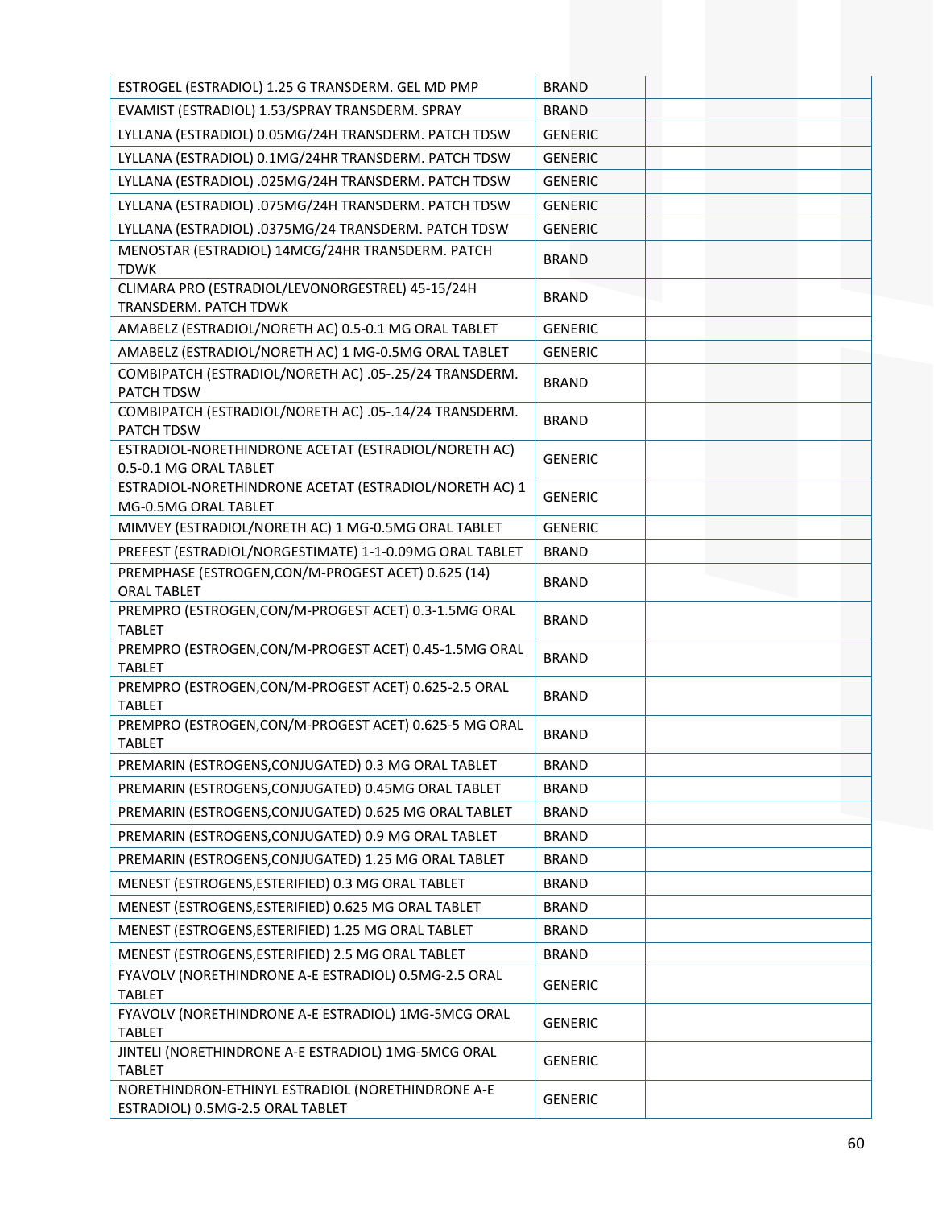| | | |
|---|---|---|
| ESTROGEL (ESTRADIOL) 1.25 G TRANSDERM. GEL MD PMP | BRAND | |
| EVAMIST (ESTRADIOL) 1.53/SPRAY TRANSDERM. SPRAY | BRAND | |
| LYLLANA (ESTRADIOL) 0.05MG/24H TRANSDERM. PATCH TDSW | GENERIC | |
| LYLLANA (ESTRADIOL) 0.1MG/24HR TRANSDERM. PATCH TDSW | GENERIC | |
| LYLLANA (ESTRADIOL) .025MG/24H TRANSDERM. PATCH TDSW | GENERIC | |
| LYLLANA (ESTRADIOL) .075MG/24H TRANSDERM. PATCH TDSW | GENERIC | |
| LYLLANA (ESTRADIOL) .0375MG/24 TRANSDERM. PATCH TDSW | GENERIC | |
| MENOSTAR (ESTRADIOL) 14MCG/24HR TRANSDERM. PATCH TDWK | BRAND | |
| CLIMARA PRO (ESTRADIOL/LEVONORGESTREL) 45-15/24H TRANSDERM. PATCH TDWK | BRAND | |
| AMABELZ (ESTRADIOL/NORETH AC) 0.5-0.1 MG ORAL TABLET | GENERIC | |
| AMABELZ (ESTRADIOL/NORETH AC) 1 MG-0.5MG ORAL TABLET | GENERIC | |
| COMBIPATCH (ESTRADIOL/NORETH AC) .05-.25/24 TRANSDERM. PATCH TDSW | BRAND | |
| COMBIPATCH (ESTRADIOL/NORETH AC) .05-.14/24 TRANSDERM. PATCH TDSW | BRAND | |
| ESTRADIOL-NORETHINDRONE ACETAT (ESTRADIOL/NORETH AC) 0.5-0.1 MG ORAL TABLET | GENERIC | |
| ESTRADIOL-NORETHINDRONE ACETAT (ESTRADIOL/NORETH AC) 1 MG-0.5MG ORAL TABLET | GENERIC | |
| MIMVEY (ESTRADIOL/NORETH AC) 1 MG-0.5MG ORAL TABLET | GENERIC | |
| PREFEST (ESTRADIOL/NORGESTIMATE) 1-1-0.09MG ORAL TABLET | BRAND | |
| PREMPHASE (ESTROGEN,CON/M-PROGEST ACET) 0.625 (14) ORAL TABLET | BRAND | |
| PREMPRO (ESTROGEN,CON/M-PROGEST ACET) 0.3-1.5MG ORAL TABLET | BRAND | |
| PREMPRO (ESTROGEN,CON/M-PROGEST ACET) 0.45-1.5MG ORAL TABLET | BRAND | |
| PREMPRO (ESTROGEN,CON/M-PROGEST ACET) 0.625-2.5 ORAL TABLET | BRAND | |
| PREMPRO (ESTROGEN,CON/M-PROGEST ACET) 0.625-5 MG ORAL TABLET | BRAND | |
| PREMARIN (ESTROGENS,CONJUGATED) 0.3 MG ORAL TABLET | BRAND | |
| PREMARIN (ESTROGENS,CONJUGATED) 0.45MG ORAL TABLET | BRAND | |
| PREMARIN (ESTROGENS,CONJUGATED) 0.625 MG ORAL TABLET | BRAND | |
| PREMARIN (ESTROGENS,CONJUGATED) 0.9 MG ORAL TABLET | BRAND | |
| PREMARIN (ESTROGENS,CONJUGATED) 1.25 MG ORAL TABLET | BRAND | |
| MENEST (ESTROGENS,ESTERIFIED) 0.3 MG ORAL TABLET | BRAND | |
| MENEST (ESTROGENS,ESTERIFIED) 0.625 MG ORAL TABLET | BRAND | |
| MENEST (ESTROGENS,ESTERIFIED) 1.25 MG ORAL TABLET | BRAND | |
| MENEST (ESTROGENS,ESTERIFIED) 2.5 MG ORAL TABLET | BRAND | |
| FYAVOLV (NORETHINDRONE A-E ESTRADIOL) 0.5MG-2.5 ORAL TABLET | GENERIC | |
| FYAVOLV (NORETHINDRONE A-E ESTRADIOL) 1MG-5MCG ORAL TABLET | GENERIC | |
| JINTELI (NORETHINDRONE A-E ESTRADIOL) 1MG-5MCG ORAL TABLET | GENERIC | |
| NORETHINDRON-ETHINYL ESTRADIOL (NORETHINDRONE A-E ESTRADIOL) 0.5MG-2.5 ORAL TABLET | GENERIC | |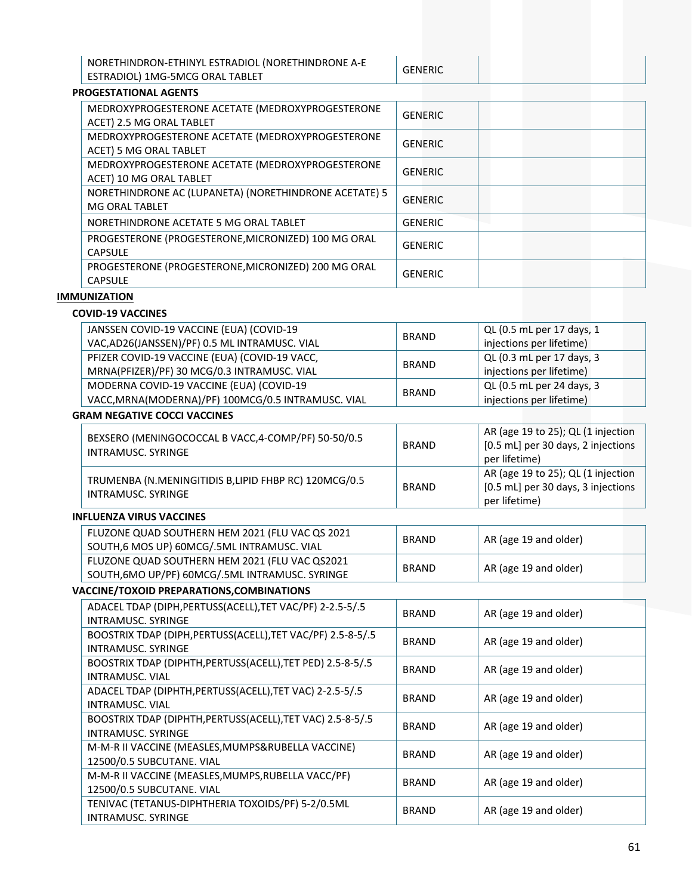| | | |
|---|---|---|
| NORETHINDRON-ETHINYL ESTRADIOL (NORETHINDRONE A-E ESTRADIOL) 1MG-5MCG ORAL TABLET | GENERIC | |

**PROGESTATIONAL AGENTS**

| | | |
|---|---|---|
| MEDROXYPROGESTERONE ACETATE (MEDROXYPROGESTERONE ACET) 2.5 MG ORAL TABLET | GENERIC | |
| MEDROXYPROGESTERONE ACETATE (MEDROXYPROGESTERONE ACET) 5 MG ORAL TABLET | GENERIC | |
| MEDROXYPROGESTERONE ACETATE (MEDROXYPROGESTERONE ACET) 10 MG ORAL TABLET | GENERIC | |
| NORETHINDRONE AC (LUPANETA) (NORETHINDRONE ACETATE) 5 MG ORAL TABLET | GENERIC | |
| NORETHINDRONE ACETATE 5 MG ORAL TABLET | GENERIC | |
| PROGESTERONE (PROGESTERONE,MICRONIZED) 100 MG ORAL CAPSULE | GENERIC | |
| PROGESTERONE (PROGESTERONE,MICRONIZED) 200 MG ORAL CAPSULE | GENERIC | |

## IMMUNIZATION

**COVID-19 VACCINES**

| | | |
|---|---|---|
| JANSSEN COVID-19 VACCINE (EUA) (COVID-19 VAC,AD26(JANSSEN)/PF) 0.5 ML INTRAMUSC. VIAL | BRAND | QL (0.5 mL per 17 days, 1 injections per lifetime) |
| PFIZER COVID-19 VACCINE (EUA) (COVID-19 VACC, MRNA(PFIZER)/PF) 30 MCG/0.3 INTRAMUSC. VIAL | BRAND | QL (0.3 mL per 17 days, 3 injections per lifetime) |
| MODERNA COVID-19 VACCINE (EUA) (COVID-19 VACC,MRNA(MODERNA)/PF) 100MCG/0.5 INTRAMUSC. VIAL | BRAND | QL (0.5 mL per 24 days, 3 injections per lifetime) |

**GRAM NEGATIVE COCCI VACCINES**

| | | |
|---|---|---|
| BEXSERO (MENINGOCOCCAL B VACC,4-COMP/PF) 50-50/0.5 INTRAMUSC. SYRINGE | BRAND | AR (age 19 to 25); QL (1 injection [0.5 mL] per 30 days, 2 injections per lifetime) |
| TRUMENBA (N.MENINGITIDIS B,LIPID FHBP RC) 120MCG/0.5 INTRAMUSC. SYRINGE | BRAND | AR (age 19 to 25); QL (1 injection [0.5 mL] per 30 days, 3 injections per lifetime) |

**INFLUENZA VIRUS VACCINES**

| | | |
|---|---|---|
| FLUZONE QUAD SOUTHERN HEM 2021 (FLU VAC QS 2021 SOUTH,6 MOS UP) 60MCG/.5ML INTRAMUSC. VIAL | BRAND | AR (age 19 and older) |
| FLUZONE QUAD SOUTHERN HEM 2021 (FLU VAC QS2021 SOUTH,6MO UP/PF) 60MCG/.5ML INTRAMUSC. SYRINGE | BRAND | AR (age 19 and older) |

**VACCINE/TOXOID PREPARATIONS,COMBINATIONS**

| | | |
|---|---|---|
| ADACEL TDAP (DIPH,PERTUSS(ACELL),TET VAC/PF) 2-2.5-5/.5 INTRAMUSC. SYRINGE | BRAND | AR (age 19 and older) |
| BOOSTRIX TDAP (DIPH,PERTUSS(ACELL),TET VAC/PF) 2.5-8-5/.5 INTRAMUSC. SYRINGE | BRAND | AR (age 19 and older) |
| BOOSTRIX TDAP (DIPHTH,PERTUSS(ACELL),TET PED) 2.5-8-5/.5 INTRAMUSC. VIAL | BRAND | AR (age 19 and older) |
| ADACEL TDAP (DIPHTH,PERTUSS(ACELL),TET VAC) 2-2.5-5/.5 INTRAMUSC. VIAL | BRAND | AR (age 19 and older) |
| BOOSTRIX TDAP (DIPHTH,PERTUSS(ACELL),TET VAC) 2.5-8-5/.5 INTRAMUSC. SYRINGE | BRAND | AR (age 19 and older) |
| M-M-R II VACCINE (MEASLES,MUMPS&RUBELLA VACCINE) 12500/0.5 SUBCUTANE. VIAL | BRAND | AR (age 19 and older) |
| M-M-R II VACCINE (MEASLES,MUMPS,RUBELLA VACC/PF) 12500/0.5 SUBCUTANE. VIAL | BRAND | AR (age 19 and older) |
| TENIVAC (TETANUS-DIPHTHERIA TOXOIDS/PF) 5-2/0.5ML INTRAMUSC. SYRINGE | BRAND | AR (age 19 and older) |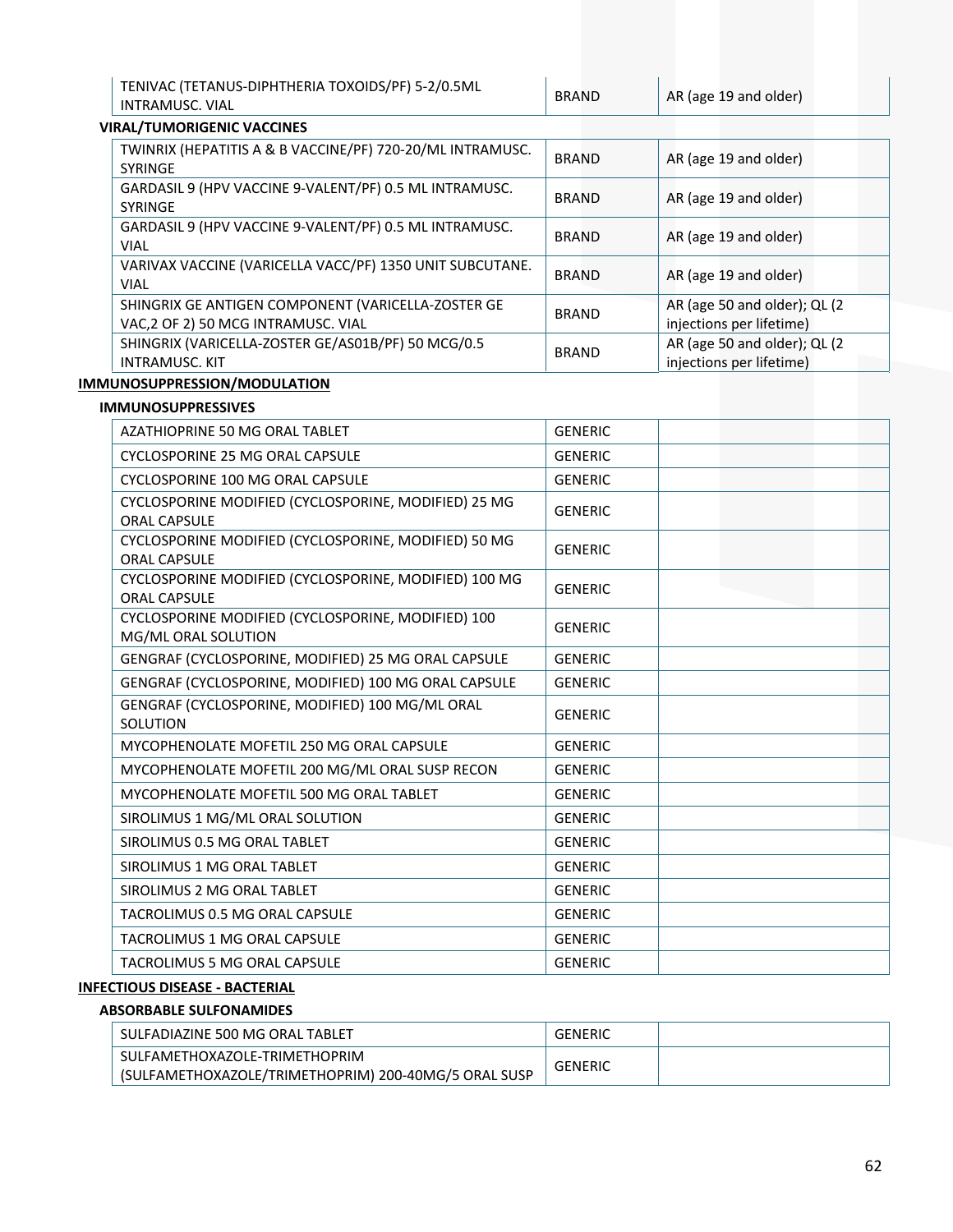| | | |
|---|---|---|
| TENIVAC (TETANUS-DIPHTHERIA TOXOIDS/PF) 5-2/0.5ML INTRAMUSC. VIAL | BRAND | AR (age 19 and older) |

**VIRAL/TUMORIGENIC VACCINES**

| | | |
|---|---|---|
| TWINRIX (HEPATITIS A & B VACCINE/PF) 720-20/ML INTRAMUSC. SYRINGE | BRAND | AR (age 19 and older) |
| GARDASIL 9 (HPV VACCINE 9-VALENT/PF) 0.5 ML INTRAMUSC. SYRINGE | BRAND | AR (age 19 and older) |
| GARDASIL 9 (HPV VACCINE 9-VALENT/PF) 0.5 ML INTRAMUSC. VIAL | BRAND | AR (age 19 and older) |
| VARIVAX VACCINE (VARICELLA VACC/PF) 1350 UNIT SUBCUTANE. VIAL | BRAND | AR (age 19 and older) |
| SHINGRIX GE ANTIGEN COMPONENT (VARICELLA-ZOSTER GE VAC,2 OF 2) 50 MCG INTRAMUSC. VIAL | BRAND | AR (age 50 and older); QL (2 injections per lifetime) |
| SHINGRIX (VARICELLA-ZOSTER GE/AS01B/PF) 50 MCG/0.5 INTRAMUSC. KIT | BRAND | AR (age 50 and older); QL (2 injections per lifetime) |

## IMMUNOSUPPRESSION/MODULATION

**IMMUNOSUPPRESSIVES**

| | | |
|---|---|---|
| AZATHIOPRINE 50 MG ORAL TABLET | GENERIC | |
| CYCLOSPORINE 25 MG ORAL CAPSULE | GENERIC | |
| CYCLOSPORINE 100 MG ORAL CAPSULE | GENERIC | |
| CYCLOSPORINE MODIFIED (CYCLOSPORINE, MODIFIED) 25 MG ORAL CAPSULE | GENERIC | |
| CYCLOSPORINE MODIFIED (CYCLOSPORINE, MODIFIED) 50 MG ORAL CAPSULE | GENERIC | |
| CYCLOSPORINE MODIFIED (CYCLOSPORINE, MODIFIED) 100 MG ORAL CAPSULE | GENERIC | |
| CYCLOSPORINE MODIFIED (CYCLOSPORINE, MODIFIED) 100 MG/ML ORAL SOLUTION | GENERIC | |
| GENGRAF (CYCLOSPORINE, MODIFIED) 25 MG ORAL CAPSULE | GENERIC | |
| GENGRAF (CYCLOSPORINE, MODIFIED) 100 MG ORAL CAPSULE | GENERIC | |
| GENGRAF (CYCLOSPORINE, MODIFIED) 100 MG/ML ORAL SOLUTION | GENERIC | |
| MYCOPHENOLATE MOFETIL 250 MG ORAL CAPSULE | GENERIC | |
| MYCOPHENOLATE MOFETIL 200 MG/ML ORAL SUSP RECON | GENERIC | |
| MYCOPHENOLATE MOFETIL 500 MG ORAL TABLET | GENERIC | |
| SIROLIMUS 1 MG/ML ORAL SOLUTION | GENERIC | |
| SIROLIMUS 0.5 MG ORAL TABLET | GENERIC | |
| SIROLIMUS 1 MG ORAL TABLET | GENERIC | |
| SIROLIMUS 2 MG ORAL TABLET | GENERIC | |
| TACROLIMUS 0.5 MG ORAL CAPSULE | GENERIC | |
| TACROLIMUS 1 MG ORAL CAPSULE | GENERIC | |
| TACROLIMUS 5 MG ORAL CAPSULE | GENERIC | |

## INFECTIOUS DISEASE - BACTERIAL

**ABSORBABLE SULFONAMIDES**

| | | |
|---|---|---|
| SULFADIAZINE 500 MG ORAL TABLET | GENERIC | |
| SULFAMETHOXAZOLE-TRIMETHOPRIM (SULFAMETHOXAZOLE/TRIMETHOPRIM) 200-40MG/5 ORAL SUSP | GENERIC | |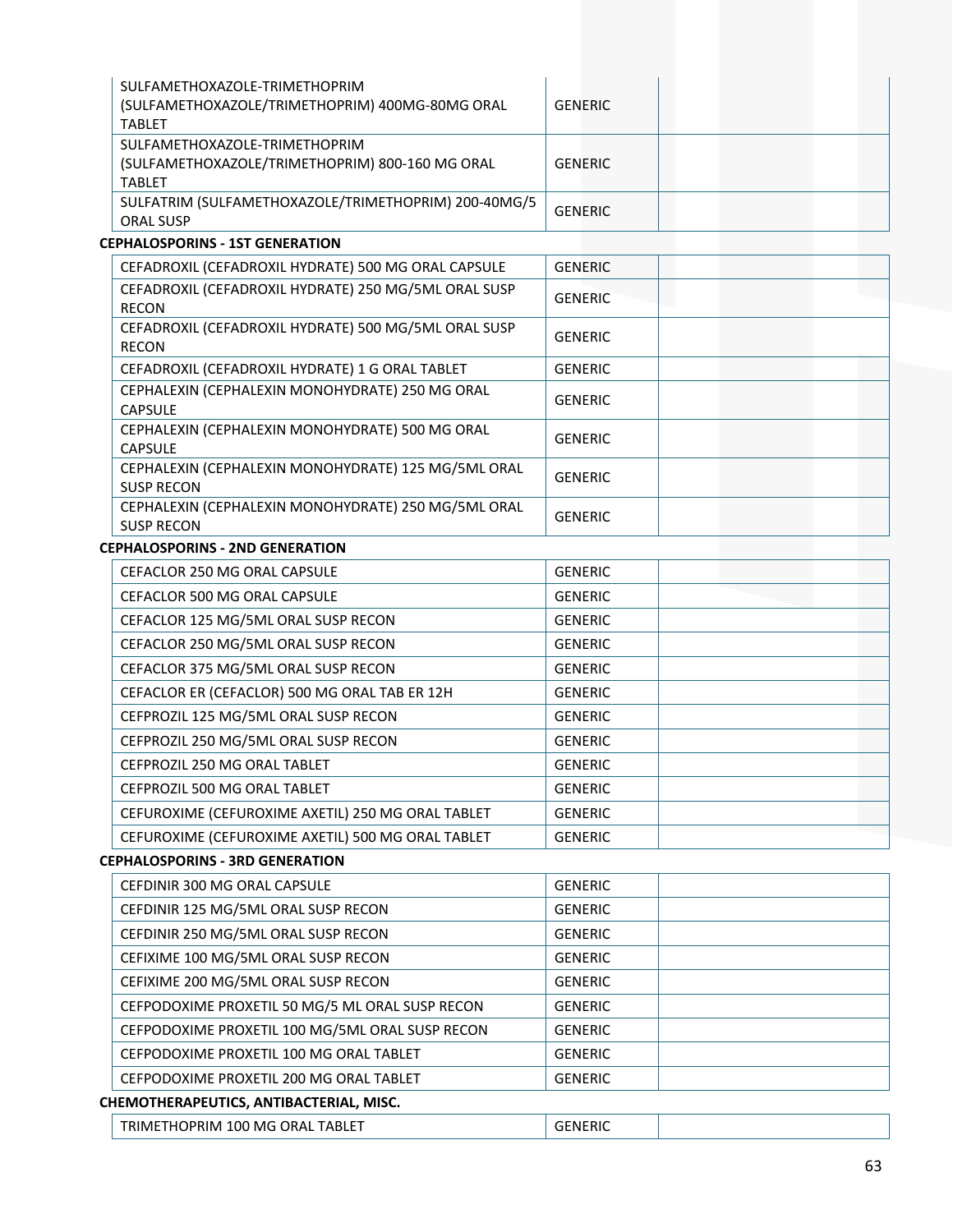| | | |
|---|---|---|
| SULFAMETHOXAZOLE-TRIMETHOPRIM (SULFAMETHOXAZOLE/TRIMETHOPRIM) 400MG-80MG ORAL TABLET | GENERIC | |
| SULFAMETHOXAZOLE-TRIMETHOPRIM (SULFAMETHOXAZOLE/TRIMETHOPRIM) 800-160 MG ORAL TABLET | GENERIC | |
| SULFATRIM (SULFAMETHOXAZOLE/TRIMETHOPRIM) 200-40MG/5 ORAL SUSP | GENERIC | |

**CEPHALOSPORINS - 1ST GENERATION**

| | | |
|---|---|---|
| CEFADROXIL (CEFADROXIL HYDRATE) 500 MG ORAL CAPSULE | GENERIC | |
| CEFADROXIL (CEFADROXIL HYDRATE) 250 MG/5ML ORAL SUSP RECON | GENERIC | |
| CEFADROXIL (CEFADROXIL HYDRATE) 500 MG/5ML ORAL SUSP RECON | GENERIC | |
| CEFADROXIL (CEFADROXIL HYDRATE) 1 G ORAL TABLET | GENERIC | |
| CEPHALEXIN (CEPHALEXIN MONOHYDRATE) 250 MG ORAL CAPSULE | GENERIC | |
| CEPHALEXIN (CEPHALEXIN MONOHYDRATE) 500 MG ORAL CAPSULE | GENERIC | |
| CEPHALEXIN (CEPHALEXIN MONOHYDRATE) 125 MG/5ML ORAL SUSP RECON | GENERIC | |
| CEPHALEXIN (CEPHALEXIN MONOHYDRATE) 250 MG/5ML ORAL SUSP RECON | GENERIC | |

**CEPHALOSPORINS - 2ND GENERATION**

| | | |
|---|---|---|
| CEFACLOR 250 MG ORAL CAPSULE | GENERIC | |
| CEFACLOR 500 MG ORAL CAPSULE | GENERIC | |
| CEFACLOR 125 MG/5ML ORAL SUSP RECON | GENERIC | |
| CEFACLOR 250 MG/5ML ORAL SUSP RECON | GENERIC | |
| CEFACLOR 375 MG/5ML ORAL SUSP RECON | GENERIC | |
| CEFACLOR ER (CEFACLOR) 500 MG ORAL TAB ER 12H | GENERIC | |
| CEFPROZIL 125 MG/5ML ORAL SUSP RECON | GENERIC | |
| CEFPROZIL 250 MG/5ML ORAL SUSP RECON | GENERIC | |
| CEFPROZIL 250 MG ORAL TABLET | GENERIC | |
| CEFPROZIL 500 MG ORAL TABLET | GENERIC | |
| CEFUROXIME (CEFUROXIME AXETIL) 250 MG ORAL TABLET | GENERIC | |
| CEFUROXIME (CEFUROXIME AXETIL) 500 MG ORAL TABLET | GENERIC | |

**CEPHALOSPORINS - 3RD GENERATION**

| | | |
|---|---|---|
| CEFDINIR 300 MG ORAL CAPSULE | GENERIC | |
| CEFDINIR 125 MG/5ML ORAL SUSP RECON | GENERIC | |
| CEFDINIR 250 MG/5ML ORAL SUSP RECON | GENERIC | |
| CEFIXIME 100 MG/5ML ORAL SUSP RECON | GENERIC | |
| CEFIXIME 200 MG/5ML ORAL SUSP RECON | GENERIC | |
| CEFPODOXIME PROXETIL 50 MG/5 ML ORAL SUSP RECON | GENERIC | |
| CEFPODOXIME PROXETIL 100 MG/5ML ORAL SUSP RECON | GENERIC | |
| CEFPODOXIME PROXETIL 100 MG ORAL TABLET | GENERIC | |
| CEFPODOXIME PROXETIL 200 MG ORAL TABLET | GENERIC | |

**CHEMOTHERAPEUTICS, ANTIBACTERIAL, MISC.**

| | | |
|---|---|---|
| TRIMETHOPRIM 100 MG ORAL TABLET | GENERIC | |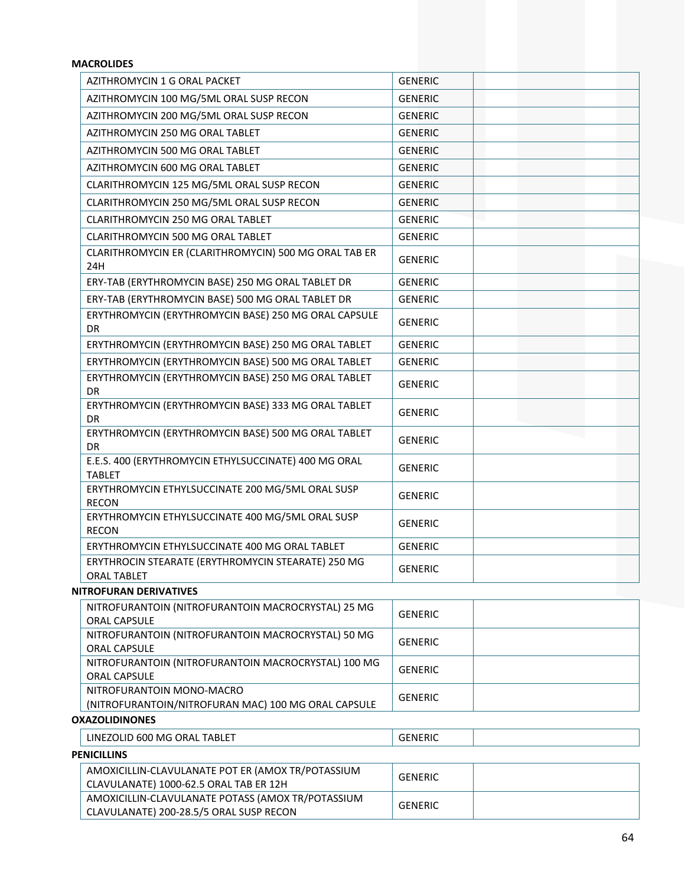**MACROLIDES**

| | | |
|---|---|---|
| AZITHROMYCIN 1 G ORAL PACKET | GENERIC | |
| AZITHROMYCIN 100 MG/5ML ORAL SUSP RECON | GENERIC | |
| AZITHROMYCIN 200 MG/5ML ORAL SUSP RECON | GENERIC | |
| AZITHROMYCIN 250 MG ORAL TABLET | GENERIC | |
| AZITHROMYCIN 500 MG ORAL TABLET | GENERIC | |
| AZITHROMYCIN 600 MG ORAL TABLET | GENERIC | |
| CLARITHROMYCIN 125 MG/5ML ORAL SUSP RECON | GENERIC | |
| CLARITHROMYCIN 250 MG/5ML ORAL SUSP RECON | GENERIC | |
| CLARITHROMYCIN 250 MG ORAL TABLET | GENERIC | |
| CLARITHROMYCIN 500 MG ORAL TABLET | GENERIC | |
| CLARITHROMYCIN ER (CLARITHROMYCIN) 500 MG ORAL TAB ER 24H | GENERIC | |
| ERY-TAB (ERYTHROMYCIN BASE) 250 MG ORAL TABLET DR | GENERIC | |
| ERY-TAB (ERYTHROMYCIN BASE) 500 MG ORAL TABLET DR | GENERIC | |
| ERYTHROMYCIN (ERYTHROMYCIN BASE) 250 MG ORAL CAPSULE DR | GENERIC | |
| ERYTHROMYCIN (ERYTHROMYCIN BASE) 250 MG ORAL TABLET | GENERIC | |
| ERYTHROMYCIN (ERYTHROMYCIN BASE) 500 MG ORAL TABLET | GENERIC | |
| ERYTHROMYCIN (ERYTHROMYCIN BASE) 250 MG ORAL TABLET DR | GENERIC | |
| ERYTHROMYCIN (ERYTHROMYCIN BASE) 333 MG ORAL TABLET DR | GENERIC | |
| ERYTHROMYCIN (ERYTHROMYCIN BASE) 500 MG ORAL TABLET DR | GENERIC | |
| E.E.S. 400 (ERYTHROMYCIN ETHYLSUCCINATE) 400 MG ORAL TABLET | GENERIC | |
| ERYTHROMYCIN ETHYLSUCCINATE 200 MG/5ML ORAL SUSP RECON | GENERIC | |
| ERYTHROMYCIN ETHYLSUCCINATE 400 MG/5ML ORAL SUSP RECON | GENERIC | |
| ERYTHROMYCIN ETHYLSUCCINATE 400 MG ORAL TABLET | GENERIC | |
| ERYTHROCIN STEARATE (ERYTHROMYCIN STEARATE) 250 MG ORAL TABLET | GENERIC | |

**NITROFURAN DERIVATIVES**

| | | |
|---|---|---|
| NITROFURANTOIN (NITROFURANTOIN MACROCRYSTAL) 25 MG ORAL CAPSULE | GENERIC | |
| NITROFURANTOIN (NITROFURANTOIN MACROCRYSTAL) 50 MG ORAL CAPSULE | GENERIC | |
| NITROFURANTOIN (NITROFURANTOIN MACROCRYSTAL) 100 MG ORAL CAPSULE | GENERIC | |
| NITROFURANTOIN MONO-MACRO (NITROFURANTOIN/NITROFURAN MAC) 100 MG ORAL CAPSULE | GENERIC | |

**OXAZOLIDINONES**

| | | |
|---|---|---|
| LINEZOLID 600 MG ORAL TABLET | GENERIC | |

**PENICILLINS**

| | | |
|---|---|---|
| AMOXICILLIN-CLAVULANATE POT ER (AMOX TR/POTASSIUM CLAVULANATE) 1000-62.5 ORAL TAB ER 12H | GENERIC | |
| AMOXICILLIN-CLAVULANATE POTASS (AMOX TR/POTASSIUM CLAVULANATE) 200-28.5/5 ORAL SUSP RECON | GENERIC | |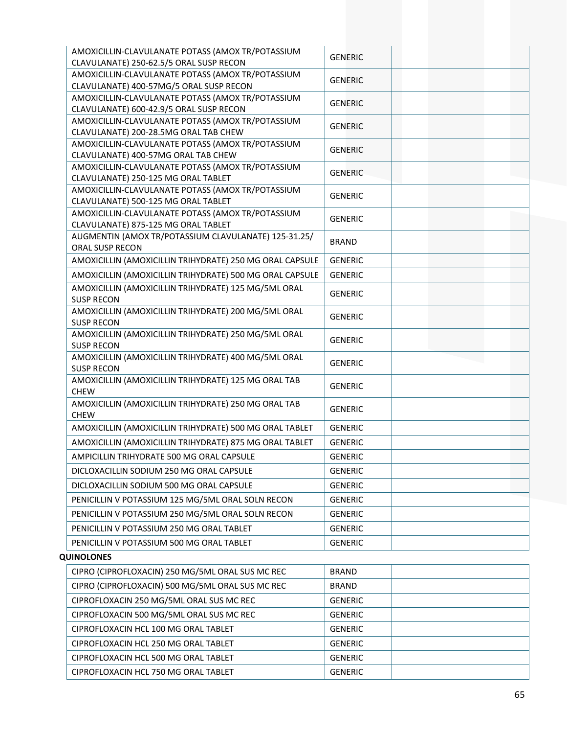| | | |
|---|---|---|
| AMOXICILLIN-CLAVULANATE POTASS (AMOX TR/POTASSIUM CLAVULANATE) 250-62.5/5 ORAL SUSP RECON | GENERIC | |
| AMOXICILLIN-CLAVULANATE POTASS (AMOX TR/POTASSIUM CLAVULANATE) 400-57MG/5 ORAL SUSP RECON | GENERIC | |
| AMOXICILLIN-CLAVULANATE POTASS (AMOX TR/POTASSIUM CLAVULANATE) 600-42.9/5 ORAL SUSP RECON | GENERIC | |
| AMOXICILLIN-CLAVULANATE POTASS (AMOX TR/POTASSIUM CLAVULANATE) 200-28.5MG ORAL TAB CHEW | GENERIC | |
| AMOXICILLIN-CLAVULANATE POTASS (AMOX TR/POTASSIUM CLAVULANATE) 400-57MG ORAL TAB CHEW | GENERIC | |
| AMOXICILLIN-CLAVULANATE POTASS (AMOX TR/POTASSIUM CLAVULANATE) 250-125 MG ORAL TABLET | GENERIC | |
| AMOXICILLIN-CLAVULANATE POTASS (AMOX TR/POTASSIUM CLAVULANATE) 500-125 MG ORAL TABLET | GENERIC | |
| AMOXICILLIN-CLAVULANATE POTASS (AMOX TR/POTASSIUM CLAVULANATE) 875-125 MG ORAL TABLET | GENERIC | |
| AUGMENTIN (AMOX TR/POTASSIUM CLAVULANATE) 125-31.25/ ORAL SUSP RECON | BRAND | |
| AMOXICILLIN (AMOXICILLIN TRIHYDRATE) 250 MG ORAL CAPSULE | GENERIC | |
| AMOXICILLIN (AMOXICILLIN TRIHYDRATE) 500 MG ORAL CAPSULE | GENERIC | |
| AMOXICILLIN (AMOXICILLIN TRIHYDRATE) 125 MG/5ML ORAL SUSP RECON | GENERIC | |
| AMOXICILLIN (AMOXICILLIN TRIHYDRATE) 200 MG/5ML ORAL SUSP RECON | GENERIC | |
| AMOXICILLIN (AMOXICILLIN TRIHYDRATE) 250 MG/5ML ORAL SUSP RECON | GENERIC | |
| AMOXICILLIN (AMOXICILLIN TRIHYDRATE) 400 MG/5ML ORAL SUSP RECON | GENERIC | |
| AMOXICILLIN (AMOXICILLIN TRIHYDRATE) 125 MG ORAL TAB CHEW | GENERIC | |
| AMOXICILLIN (AMOXICILLIN TRIHYDRATE) 250 MG ORAL TAB CHEW | GENERIC | |
| AMOXICILLIN (AMOXICILLIN TRIHYDRATE) 500 MG ORAL TABLET | GENERIC | |
| AMOXICILLIN (AMOXICILLIN TRIHYDRATE) 875 MG ORAL TABLET | GENERIC | |
| AMPICILLIN TRIHYDRATE 500 MG ORAL CAPSULE | GENERIC | |
| DICLOXACILLIN SODIUM 250 MG ORAL CAPSULE | GENERIC | |
| DICLOXACILLIN SODIUM 500 MG ORAL CAPSULE | GENERIC | |
| PENICILLIN V POTASSIUM 125 MG/5ML ORAL SOLN RECON | GENERIC | |
| PENICILLIN V POTASSIUM 250 MG/5ML ORAL SOLN RECON | GENERIC | |
| PENICILLIN V POTASSIUM 250 MG ORAL TABLET | GENERIC | |
| PENICILLIN V POTASSIUM 500 MG ORAL TABLET | GENERIC | |

**QUINOLONES**

| | | |
|---|---|---|
| CIPRO (CIPROFLOXACIN) 250 MG/5ML ORAL SUS MC REC | BRAND | |
| CIPRO (CIPROFLOXACIN) 500 MG/5ML ORAL SUS MC REC | BRAND | |
| CIPROFLOXACIN 250 MG/5ML ORAL SUS MC REC | GENERIC | |
| CIPROFLOXACIN 500 MG/5ML ORAL SUS MC REC | GENERIC | |
| CIPROFLOXACIN HCL 100 MG ORAL TABLET | GENERIC | |
| CIPROFLOXACIN HCL 250 MG ORAL TABLET | GENERIC | |
| CIPROFLOXACIN HCL 500 MG ORAL TABLET | GENERIC | |
| CIPROFLOXACIN HCL 750 MG ORAL TABLET | GENERIC | |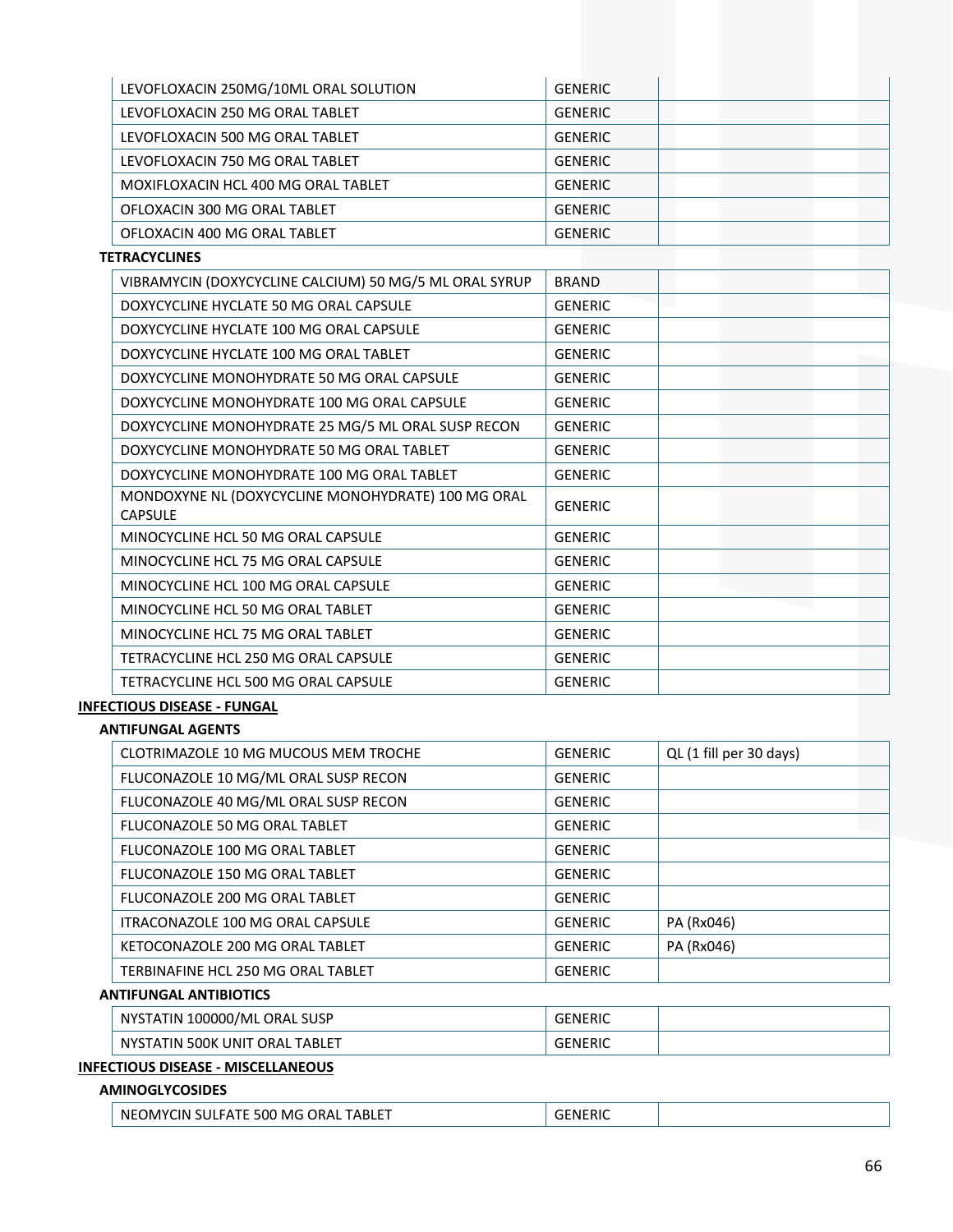| | | |
|---|---|---|
| LEVOFLOXACIN 250MG/10ML ORAL SOLUTION | GENERIC | |
| LEVOFLOXACIN 250 MG ORAL TABLET | GENERIC | |
| LEVOFLOXACIN 500 MG ORAL TABLET | GENERIC | |
| LEVOFLOXACIN 750 MG ORAL TABLET | GENERIC | |
| MOXIFLOXACIN HCL 400 MG ORAL TABLET | GENERIC | |
| OFLOXACIN 300 MG ORAL TABLET | GENERIC | |
| OFLOXACIN 400 MG ORAL TABLET | GENERIC | |

**TETRACYCLINES**

| | | |
|---|---|---|
| VIBRAMYCIN (DOXYCYCLINE CALCIUM) 50 MG/5 ML ORAL SYRUP | BRAND | |
| DOXYCYCLINE HYCLATE 50 MG ORAL CAPSULE | GENERIC | |
| DOXYCYCLINE HYCLATE 100 MG ORAL CAPSULE | GENERIC | |
| DOXYCYCLINE HYCLATE 100 MG ORAL TABLET | GENERIC | |
| DOXYCYCLINE MONOHYDRATE 50 MG ORAL CAPSULE | GENERIC | |
| DOXYCYCLINE MONOHYDRATE 100 MG ORAL CAPSULE | GENERIC | |
| DOXYCYCLINE MONOHYDRATE 25 MG/5 ML ORAL SUSP RECON | GENERIC | |
| DOXYCYCLINE MONOHYDRATE 50 MG ORAL TABLET | GENERIC | |
| DOXYCYCLINE MONOHYDRATE 100 MG ORAL TABLET | GENERIC | |
| MONDOXYNE NL (DOXYCYCLINE MONOHYDRATE) 100 MG ORAL CAPSULE | GENERIC | |
| MINOCYCLINE HCL 50 MG ORAL CAPSULE | GENERIC | |
| MINOCYCLINE HCL 75 MG ORAL CAPSULE | GENERIC | |
| MINOCYCLINE HCL 100 MG ORAL CAPSULE | GENERIC | |
| MINOCYCLINE HCL 50 MG ORAL TABLET | GENERIC | |
| MINOCYCLINE HCL 75 MG ORAL TABLET | GENERIC | |
| TETRACYCLINE HCL 250 MG ORAL CAPSULE | GENERIC | |
| TETRACYCLINE HCL 500 MG ORAL CAPSULE | GENERIC | |

## INFECTIOUS DISEASE - FUNGAL

**ANTIFUNGAL AGENTS**

| | | |
|---|---|---|
| CLOTRIMAZOLE 10 MG MUCOUS MEM TROCHE | GENERIC | QL (1 fill per 30 days) |
| FLUCONAZOLE 10 MG/ML ORAL SUSP RECON | GENERIC | |
| FLUCONAZOLE 40 MG/ML ORAL SUSP RECON | GENERIC | |
| FLUCONAZOLE 50 MG ORAL TABLET | GENERIC | |
| FLUCONAZOLE 100 MG ORAL TABLET | GENERIC | |
| FLUCONAZOLE 150 MG ORAL TABLET | GENERIC | |
| FLUCONAZOLE 200 MG ORAL TABLET | GENERIC | |
| ITRACONAZOLE 100 MG ORAL CAPSULE | GENERIC | PA (Rx046) |
| KETOCONAZOLE 200 MG ORAL TABLET | GENERIC | PA (Rx046) |
| TERBINAFINE HCL 250 MG ORAL TABLET | GENERIC | |

**ANTIFUNGAL ANTIBIOTICS**

| | | |
|---|---|---|
| NYSTATIN 100000/ML ORAL SUSP | GENERIC | |
| NYSTATIN 500K UNIT ORAL TABLET | GENERIC | |

## INFECTIOUS DISEASE - MISCELLANEOUS

**AMINOGLYCOSIDES**

| | | |
|---|---|---|
| NEOMYCIN SULFATE 500 MG ORAL TABLET | GENERIC | |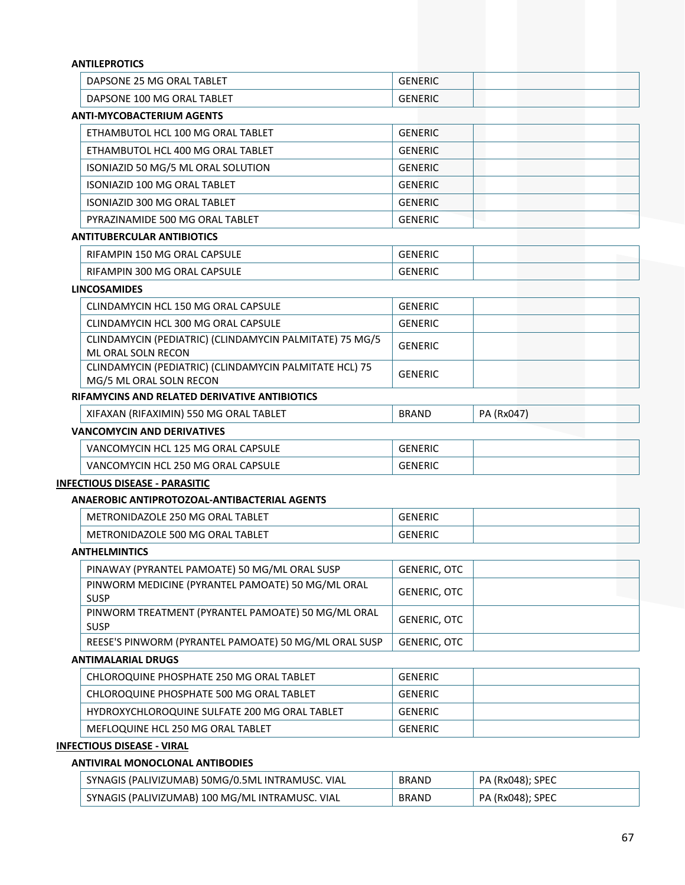#### ANTILEPROTICS

| | | |
|---|---|---|
| DAPSONE 25 MG ORAL TABLET | GENERIC | |
| DAPSONE 100 MG ORAL TABLET | GENERIC | |

#### ANTI-MYCOBACTERIUM AGENTS

| | | |
|---|---|---|
| ETHAMBUTOL HCL 100 MG ORAL TABLET | GENERIC | |
| ETHAMBUTOL HCL 400 MG ORAL TABLET | GENERIC | |
| ISONIAZID 50 MG/5 ML ORAL SOLUTION | GENERIC | |
| ISONIAZID 100 MG ORAL TABLET | GENERIC | |
| ISONIAZID 300 MG ORAL TABLET | GENERIC | |
| PYRAZINAMIDE 500 MG ORAL TABLET | GENERIC | |

#### ANTITUBERCULAR ANTIBIOTICS

| | | |
|---|---|---|
| RIFAMPIN 150 MG ORAL CAPSULE | GENERIC | |
| RIFAMPIN 300 MG ORAL CAPSULE | GENERIC | |

#### LINCOSAMIDES

| | | |
|---|---|---|
| CLINDAMYCIN HCL 150 MG ORAL CAPSULE | GENERIC | |
| CLINDAMYCIN HCL 300 MG ORAL CAPSULE | GENERIC | |
| CLINDAMYCIN (PEDIATRIC) (CLINDAMYCIN PALMITATE) 75 MG/5 ML ORAL SOLN RECON | GENERIC | |
| CLINDAMYCIN (PEDIATRIC) (CLINDAMYCIN PALMITATE HCL) 75 MG/5 ML ORAL SOLN RECON | GENERIC | |

#### RIFAMYCINS AND RELATED DERIVATIVE ANTIBIOTICS

| | | |
|---|---|---|
| XIFAXAN (RIFAXIMIN) 550 MG ORAL TABLET | BRAND | PA (Rx047) |

#### VANCOMYCIN AND DERIVATIVES

| | | |
|---|---|---|
| VANCOMYCIN HCL 125 MG ORAL CAPSULE | GENERIC | |
| VANCOMYCIN HCL 250 MG ORAL CAPSULE | GENERIC | |

### INFECTIOUS DISEASE - PARASITIC

#### ANAEROBIC ANTIPROTOZOAL-ANTIBACTERIAL AGENTS

| | | |
|---|---|---|
| METRONIDAZOLE 250 MG ORAL TABLET | GENERIC | |
| METRONIDAZOLE 500 MG ORAL TABLET | GENERIC | |

#### ANTHELMINTICS

| | | |
|---|---|---|
| PINAWAY (PYRANTEL PAMOATE) 50 MG/ML ORAL SUSP | GENERIC, OTC | |
| PINWORM MEDICINE (PYRANTEL PAMOATE) 50 MG/ML ORAL SUSP | GENERIC, OTC | |
| PINWORM TREATMENT (PYRANTEL PAMOATE) 50 MG/ML ORAL SUSP | GENERIC, OTC | |
| REESE'S PINWORM (PYRANTEL PAMOATE) 50 MG/ML ORAL SUSP | GENERIC, OTC | |

#### ANTIMALARIAL DRUGS

| | | |
|---|---|---|
| CHLOROQUINE PHOSPHATE 250 MG ORAL TABLET | GENERIC | |
| CHLOROQUINE PHOSPHATE 500 MG ORAL TABLET | GENERIC | |
| HYDROXYCHLOROQUINE SULFATE 200 MG ORAL TABLET | GENERIC | |
| MEFLOQUINE HCL 250 MG ORAL TABLET | GENERIC | |

### INFECTIOUS DISEASE - VIRAL

#### ANTIVIRAL MONOCLONAL ANTIBODIES

| | | |
|---|---|---|
| SYNAGIS (PALIVIZUMAB) 50MG/0.5ML INTRAMUSC. VIAL | BRAND | PA (Rx048); SPEC |
| SYNAGIS (PALIVIZUMAB) 100 MG/ML INTRAMUSC. VIAL | BRAND | PA (Rx048); SPEC |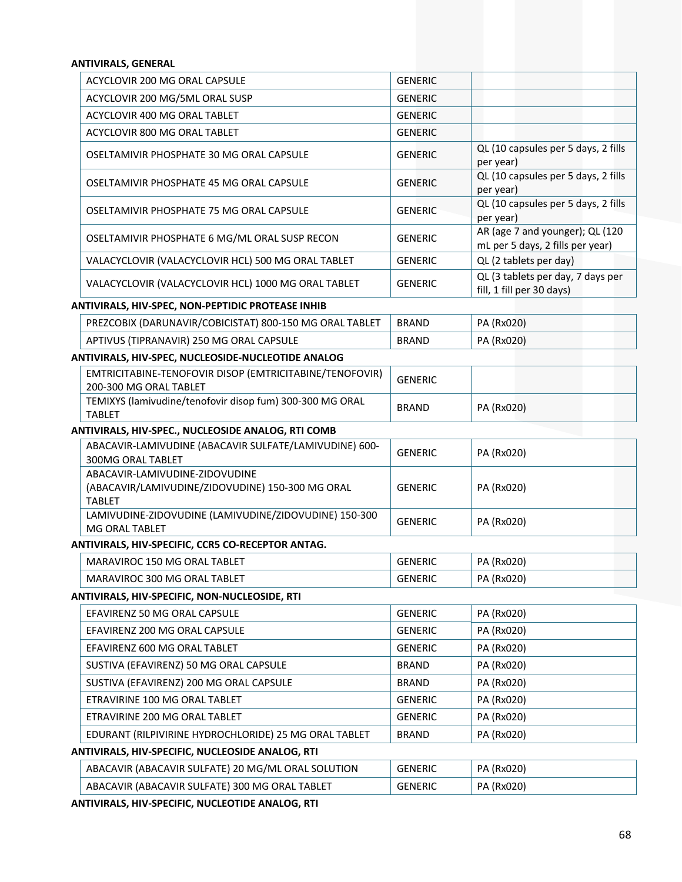**ANTIVIRALS, GENERAL**

| | | |
|---|---|---|
| ACYCLOVIR 200 MG ORAL CAPSULE | GENERIC | |
| ACYCLOVIR 200 MG/5ML ORAL SUSP | GENERIC | |
| ACYCLOVIR 400 MG ORAL TABLET | GENERIC | |
| ACYCLOVIR 800 MG ORAL TABLET | GENERIC | |
| OSELTAMIVIR PHOSPHATE 30 MG ORAL CAPSULE | GENERIC | QL (10 capsules per 5 days, 2 fills per year) |
| OSELTAMIVIR PHOSPHATE 45 MG ORAL CAPSULE | GENERIC | QL (10 capsules per 5 days, 2 fills per year) |
| OSELTAMIVIR PHOSPHATE 75 MG ORAL CAPSULE | GENERIC | QL (10 capsules per 5 days, 2 fills per year) |
| OSELTAMIVIR PHOSPHATE 6 MG/ML ORAL SUSP RECON | GENERIC | AR (age 7 and younger); QL (120 mL per 5 days, 2 fills per year) |
| VALACYCLOVIR (VALACYCLOVIR HCL) 500 MG ORAL TABLET | GENERIC | QL (2 tablets per day) |
| VALACYCLOVIR (VALACYCLOVIR HCL) 1000 MG ORAL TABLET | GENERIC | QL (3 tablets per day, 7 days per fill, 1 fill per 30 days) |

**ANTIVIRALS, HIV-SPEC, NON-PEPTIDIC PROTEASE INHIB**

| | | |
|---|---|---|
| PREZCOBIX (DARUNAVIR/COBICISTAT) 800-150 MG ORAL TABLET | BRAND | PA (Rx020) |
| APTIVUS (TIPRANAVIR) 250 MG ORAL CAPSULE | BRAND | PA (Rx020) |

**ANTIVIRALS, HIV-SPEC, NUCLEOSIDE-NUCLEOTIDE ANALOG**

| | | |
|---|---|---|
| EMTRICITABINE-TENOFOVIR DISOP (EMTRICITABINE/TENOFOVIR) 200-300 MG ORAL TABLET | GENERIC | |
| TEMIXYS (lamivudine/tenofovir disop fum) 300-300 MG ORAL TABLET | BRAND | PA (Rx020) |

**ANTIVIRALS, HIV-SPEC., NUCLEOSIDE ANALOG, RTI COMB**

| | | |
|---|---|---|
| ABACAVIR-LAMIVUDINE (ABACAVIR SULFATE/LAMIVUDINE) 600-300MG ORAL TABLET | GENERIC | PA (Rx020) |
| ABACAVIR-LAMIVUDINE-ZIDOVUDINE (ABACAVIR/LAMIVUDINE/ZIDOVUDINE) 150-300 MG ORAL TABLET | GENERIC | PA (Rx020) |
| LAMIVUDINE-ZIDOVUDINE (LAMIVUDINE/ZIDOVUDINE) 150-300 MG ORAL TABLET | GENERIC | PA (Rx020) |

**ANTIVIRALS, HIV-SPECIFIC, CCR5 CO-RECEPTOR ANTAG.**

| | | |
|---|---|---|
| MARAVIROC 150 MG ORAL TABLET | GENERIC | PA (Rx020) |
| MARAVIROC 300 MG ORAL TABLET | GENERIC | PA (Rx020) |

**ANTIVIRALS, HIV-SPECIFIC, NON-NUCLEOSIDE, RTI**

| | | |
|---|---|---|
| EFAVIRENZ 50 MG ORAL CAPSULE | GENERIC | PA (Rx020) |
| EFAVIRENZ 200 MG ORAL CAPSULE | GENERIC | PA (Rx020) |
| EFAVIRENZ 600 MG ORAL TABLET | GENERIC | PA (Rx020) |
| SUSTIVA (EFAVIRENZ) 50 MG ORAL CAPSULE | BRAND | PA (Rx020) |
| SUSTIVA (EFAVIRENZ) 200 MG ORAL CAPSULE | BRAND | PA (Rx020) |
| ETRAVIRINE 100 MG ORAL TABLET | GENERIC | PA (Rx020) |
| ETRAVIRINE 200 MG ORAL TABLET | GENERIC | PA (Rx020) |
| EDURANT (RILPIVIRINE HYDROCHLORIDE) 25 MG ORAL TABLET | BRAND | PA (Rx020) |

**ANTIVIRALS, HIV-SPECIFIC, NUCLEOSIDE ANALOG, RTI**

| | | |
|---|---|---|
| ABACAVIR (ABACAVIR SULFATE) 20 MG/ML ORAL SOLUTION | GENERIC | PA (Rx020) |
| ABACAVIR (ABACAVIR SULFATE) 300 MG ORAL TABLET | GENERIC | PA (Rx020) |

**ANTIVIRALS, HIV-SPECIFIC, NUCLEOTIDE ANALOG, RTI**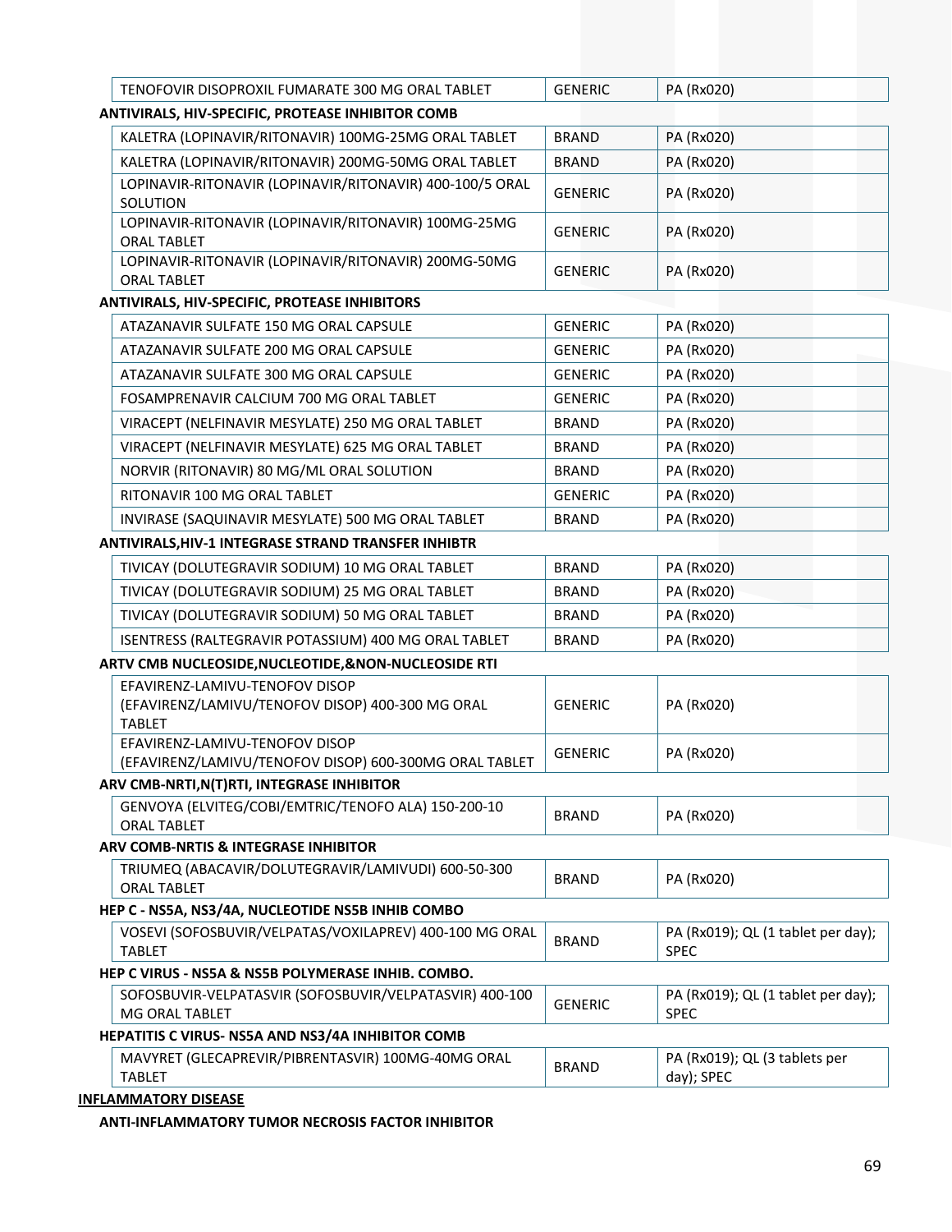| | | |
|---|---|---|
| TENOFOVIR DISOPROXIL FUMARATE 300 MG ORAL TABLET | GENERIC | PA (Rx020) |

**ANTIVIRALS, HIV-SPECIFIC, PROTEASE INHIBITOR COMB**

| | | |
|---|---|---|
| KALETRA (LOPINAVIR/RITONAVIR) 100MG-25MG ORAL TABLET | BRAND | PA (Rx020) |
| KALETRA (LOPINAVIR/RITONAVIR) 200MG-50MG ORAL TABLET | BRAND | PA (Rx020) |
| LOPINAVIR-RITONAVIR (LOPINAVIR/RITONAVIR) 400-100/5 ORAL SOLUTION | GENERIC | PA (Rx020) |
| LOPINAVIR-RITONAVIR (LOPINAVIR/RITONAVIR) 100MG-25MG ORAL TABLET | GENERIC | PA (Rx020) |
| LOPINAVIR-RITONAVIR (LOPINAVIR/RITONAVIR) 200MG-50MG ORAL TABLET | GENERIC | PA (Rx020) |

**ANTIVIRALS, HIV-SPECIFIC, PROTEASE INHIBITORS**

| | | |
|---|---|---|
| ATAZANAVIR SULFATE 150 MG ORAL CAPSULE | GENERIC | PA (Rx020) |
| ATAZANAVIR SULFATE 200 MG ORAL CAPSULE | GENERIC | PA (Rx020) |
| ATAZANAVIR SULFATE 300 MG ORAL CAPSULE | GENERIC | PA (Rx020) |
| FOSAMPRENAVIR CALCIUM 700 MG ORAL TABLET | GENERIC | PA (Rx020) |
| VIRACEPT (NELFINAVIR MESYLATE) 250 MG ORAL TABLET | BRAND | PA (Rx020) |
| VIRACEPT (NELFINAVIR MESYLATE) 625 MG ORAL TABLET | BRAND | PA (Rx020) |
| NORVIR (RITONAVIR) 80 MG/ML ORAL SOLUTION | BRAND | PA (Rx020) |
| RITONAVIR 100 MG ORAL TABLET | GENERIC | PA (Rx020) |
| INVIRASE (SAQUINAVIR MESYLATE) 500 MG ORAL TABLET | BRAND | PA (Rx020) |

**ANTIVIRALS,HIV-1 INTEGRASE STRAND TRANSFER INHIBTR**

| | | |
|---|---|---|
| TIVICAY (DOLUTEGRAVIR SODIUM) 10 MG ORAL TABLET | BRAND | PA (Rx020) |
| TIVICAY (DOLUTEGRAVIR SODIUM) 25 MG ORAL TABLET | BRAND | PA (Rx020) |
| TIVICAY (DOLUTEGRAVIR SODIUM) 50 MG ORAL TABLET | BRAND | PA (Rx020) |
| ISENTRESS (RALTEGRAVIR POTASSIUM) 400 MG ORAL TABLET | BRAND | PA (Rx020) |

**ARTV CMB NUCLEOSIDE,NUCLEOTIDE,&NON-NUCLEOSIDE RTI**

| | | |
|---|---|---|
| EFAVIRENZ-LAMIVU-TENOFOV DISOP (EFAVIRENZ/LAMIVU/TENOFOV DISOP) 400-300 MG ORAL TABLET | GENERIC | PA (Rx020) |
| EFAVIRENZ-LAMIVU-TENOFOV DISOP (EFAVIRENZ/LAMIVU/TENOFOV DISOP) 600-300MG ORAL TABLET | GENERIC | PA (Rx020) |

**ARV CMB-NRTI,N(T)RTI, INTEGRASE INHIBITOR**

| | | |
|---|---|---|
| GENVOYA (ELVITEG/COBI/EMTRIC/TENOFO ALA) 150-200-10 ORAL TABLET | BRAND | PA (Rx020) |

**ARV COMB-NRTIS & INTEGRASE INHIBITOR**

| | | |
|---|---|---|
| TRIUMEQ (ABACAVIR/DOLUTEGRAVIR/LAMIVUDI) 600-50-300 ORAL TABLET | BRAND | PA (Rx020) |

**HEP C - NS5A, NS3/4A, NUCLEOTIDE NS5B INHIB COMBO**

| | | |
|---|---|---|
| VOSEVI (SOFOSBUVIR/VELPATAS/VOXILAPREV) 400-100 MG ORAL TABLET | BRAND | PA (Rx019); QL (1 tablet per day); SPEC |

**HEP C VIRUS - NS5A & NS5B POLYMERASE INHIB. COMBO.**

| | | |
|---|---|---|
| SOFOSBUVIR-VELPATASVIR (SOFOSBUVIR/VELPATASVIR) 400-100 MG ORAL TABLET | GENERIC | PA (Rx019); QL (1 tablet per day); SPEC |

**HEPATITIS C VIRUS- NS5A AND NS3/4A INHIBITOR COMB**

| | | |
|---|---|---|
| MAVYRET (GLECAPREVIR/PIBRENTASVIR) 100MG-40MG ORAL TABLET | BRAND | PA (Rx019); QL (3 tablets per day); SPEC |

## INFLAMMATORY DISEASE

**ANTI-INFLAMMATORY TUMOR NECROSIS FACTOR INHIBITOR**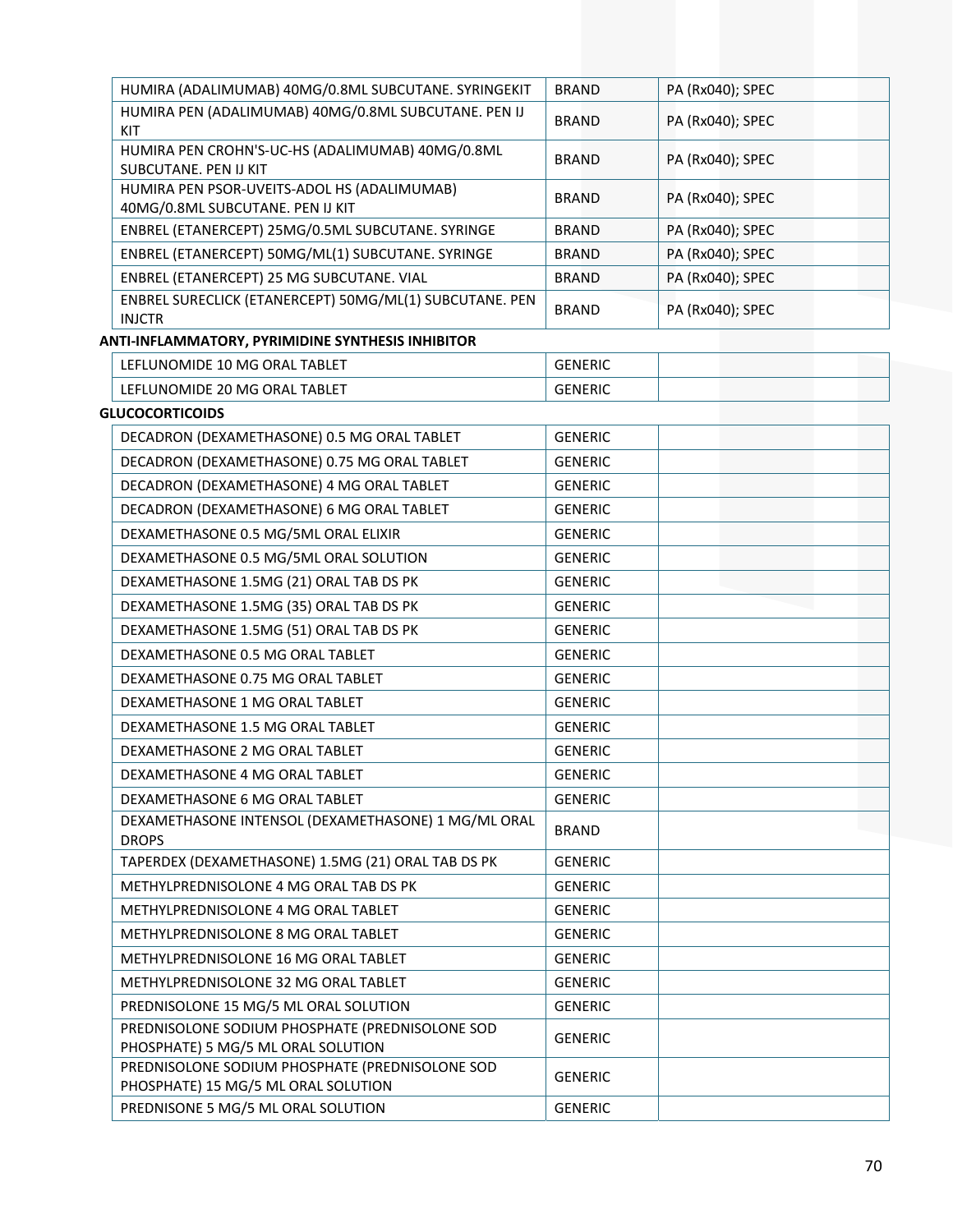| | | |
|---|---|---|
| HUMIRA (ADALIMUMAB) 40MG/0.8ML SUBCUTANE. SYRINGEKIT | BRAND | PA (Rx040); SPEC |
| HUMIRA PEN (ADALIMUMAB) 40MG/0.8ML SUBCUTANE. PEN IJ KIT | BRAND | PA (Rx040); SPEC |
| HUMIRA PEN CROHN'S-UC-HS (ADALIMUMAB) 40MG/0.8ML SUBCUTANE. PEN IJ KIT | BRAND | PA (Rx040); SPEC |
| HUMIRA PEN PSOR-UVEITS-ADOL HS (ADALIMUMAB) 40MG/0.8ML SUBCUTANE. PEN IJ KIT | BRAND | PA (Rx040); SPEC |
| ENBREL (ETANERCEPT) 25MG/0.5ML SUBCUTANE. SYRINGE | BRAND | PA (Rx040); SPEC |
| ENBREL (ETANERCEPT) 50MG/ML(1) SUBCUTANE. SYRINGE | BRAND | PA (Rx040); SPEC |
| ENBREL (ETANERCEPT) 25 MG SUBCUTANE. VIAL | BRAND | PA (Rx040); SPEC |
| ENBREL SURECLICK (ETANERCEPT) 50MG/ML(1) SUBCUTANE. PEN INJCTR | BRAND | PA (Rx040); SPEC |

**ANTI-INFLAMMATORY, PYRIMIDINE SYNTHESIS INHIBITOR**

| | | |
|---|---|---|
| LEFLUNOMIDE 10 MG ORAL TABLET | GENERIC | |
| LEFLUNOMIDE 20 MG ORAL TABLET | GENERIC | |

**GLUCOCORTICOIDS**

| | | |
|---|---|---|
| DECADRON (DEXAMETHASONE) 0.5 MG ORAL TABLET | GENERIC | |
| DECADRON (DEXAMETHASONE) 0.75 MG ORAL TABLET | GENERIC | |
| DECADRON (DEXAMETHASONE) 4 MG ORAL TABLET | GENERIC | |
| DECADRON (DEXAMETHASONE) 6 MG ORAL TABLET | GENERIC | |
| DEXAMETHASONE 0.5 MG/5ML ORAL ELIXIR | GENERIC | |
| DEXAMETHASONE 0.5 MG/5ML ORAL SOLUTION | GENERIC | |
| DEXAMETHASONE 1.5MG (21) ORAL TAB DS PK | GENERIC | |
| DEXAMETHASONE 1.5MG (35) ORAL TAB DS PK | GENERIC | |
| DEXAMETHASONE 1.5MG (51) ORAL TAB DS PK | GENERIC | |
| DEXAMETHASONE 0.5 MG ORAL TABLET | GENERIC | |
| DEXAMETHASONE 0.75 MG ORAL TABLET | GENERIC | |
| DEXAMETHASONE 1 MG ORAL TABLET | GENERIC | |
| DEXAMETHASONE 1.5 MG ORAL TABLET | GENERIC | |
| DEXAMETHASONE 2 MG ORAL TABLET | GENERIC | |
| DEXAMETHASONE 4 MG ORAL TABLET | GENERIC | |
| DEXAMETHASONE 6 MG ORAL TABLET | GENERIC | |
| DEXAMETHASONE INTENSOL (DEXAMETHASONE) 1 MG/ML ORAL DROPS | BRAND | |
| TAPERDEX (DEXAMETHASONE) 1.5MG (21) ORAL TAB DS PK | GENERIC | |
| METHYLPREDNISOLONE 4 MG ORAL TAB DS PK | GENERIC | |
| METHYLPREDNISOLONE 4 MG ORAL TABLET | GENERIC | |
| METHYLPREDNISOLONE 8 MG ORAL TABLET | GENERIC | |
| METHYLPREDNISOLONE 16 MG ORAL TABLET | GENERIC | |
| METHYLPREDNISOLONE 32 MG ORAL TABLET | GENERIC | |
| PREDNISOLONE 15 MG/5 ML ORAL SOLUTION | GENERIC | |
| PREDNISOLONE SODIUM PHOSPHATE (PREDNISOLONE SOD PHOSPHATE) 5 MG/5 ML ORAL SOLUTION | GENERIC | |
| PREDNISOLONE SODIUM PHOSPHATE (PREDNISOLONE SOD PHOSPHATE) 15 MG/5 ML ORAL SOLUTION | GENERIC | |
| PREDNISONE 5 MG/5 ML ORAL SOLUTION | GENERIC | |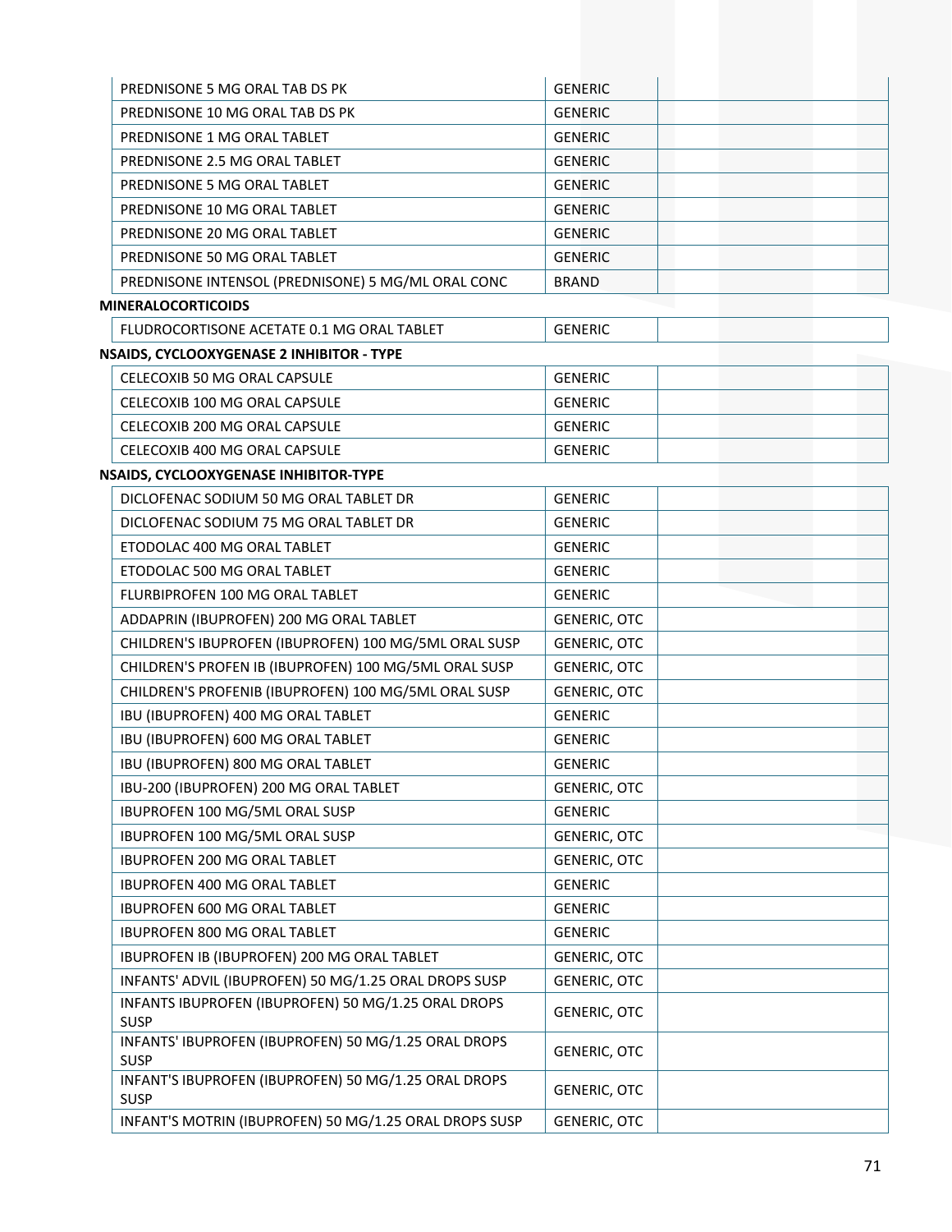| | | |
|---|---|---|
| PREDNISONE 5 MG ORAL TAB DS PK | GENERIC | |
| PREDNISONE 10 MG ORAL TAB DS PK | GENERIC | |
| PREDNISONE 1 MG ORAL TABLET | GENERIC | |
| PREDNISONE 2.5 MG ORAL TABLET | GENERIC | |
| PREDNISONE 5 MG ORAL TABLET | GENERIC | |
| PREDNISONE 10 MG ORAL TABLET | GENERIC | |
| PREDNISONE 20 MG ORAL TABLET | GENERIC | |
| PREDNISONE 50 MG ORAL TABLET | GENERIC | |
| PREDNISONE INTENSOL (PREDNISONE) 5 MG/ML ORAL CONC | BRAND | |

**MINERALOCORTICOIDS**

| | | |
|---|---|---|
| FLUDROCORTISONE ACETATE 0.1 MG ORAL TABLET | GENERIC | |

**NSAIDS, CYCLOOXYGENASE 2 INHIBITOR - TYPE**

| | | |
|---|---|---|
| CELECOXIB 50 MG ORAL CAPSULE | GENERIC | |
| CELECOXIB 100 MG ORAL CAPSULE | GENERIC | |
| CELECOXIB 200 MG ORAL CAPSULE | GENERIC | |
| CELECOXIB 400 MG ORAL CAPSULE | GENERIC | |

**NSAIDS, CYCLOOXYGENASE INHIBITOR-TYPE**

| | | |
|---|---|---|
| DICLOFENAC SODIUM 50 MG ORAL TABLET DR | GENERIC | |
| DICLOFENAC SODIUM 75 MG ORAL TABLET DR | GENERIC | |
| ETODOLAC 400 MG ORAL TABLET | GENERIC | |
| ETODOLAC 500 MG ORAL TABLET | GENERIC | |
| FLURBIPROFEN 100 MG ORAL TABLET | GENERIC | |
| ADDAPRIN (IBUPROFEN) 200 MG ORAL TABLET | GENERIC, OTC | |
| CHILDREN'S IBUPROFEN (IBUPROFEN) 100 MG/5ML ORAL SUSP | GENERIC, OTC | |
| CHILDREN'S PROFEN IB (IBUPROFEN) 100 MG/5ML ORAL SUSP | GENERIC, OTC | |
| CHILDREN'S PROFENIB (IBUPROFEN) 100 MG/5ML ORAL SUSP | GENERIC, OTC | |
| IBU (IBUPROFEN) 400 MG ORAL TABLET | GENERIC | |
| IBU (IBUPROFEN) 600 MG ORAL TABLET | GENERIC | |
| IBU (IBUPROFEN) 800 MG ORAL TABLET | GENERIC | |
| IBU-200 (IBUPROFEN) 200 MG ORAL TABLET | GENERIC, OTC | |
| IBUPROFEN 100 MG/5ML ORAL SUSP | GENERIC | |
| IBUPROFEN 100 MG/5ML ORAL SUSP | GENERIC, OTC | |
| IBUPROFEN 200 MG ORAL TABLET | GENERIC, OTC | |
| IBUPROFEN 400 MG ORAL TABLET | GENERIC | |
| IBUPROFEN 600 MG ORAL TABLET | GENERIC | |
| IBUPROFEN 800 MG ORAL TABLET | GENERIC | |
| IBUPROFEN IB (IBUPROFEN) 200 MG ORAL TABLET | GENERIC, OTC | |
| INFANTS' ADVIL (IBUPROFEN) 50 MG/1.25 ORAL DROPS SUSP | GENERIC, OTC | |
| INFANTS IBUPROFEN (IBUPROFEN) 50 MG/1.25 ORAL DROPS SUSP | GENERIC, OTC | |
| INFANTS' IBUPROFEN (IBUPROFEN) 50 MG/1.25 ORAL DROPS SUSP | GENERIC, OTC | |
| INFANT'S IBUPROFEN (IBUPROFEN) 50 MG/1.25 ORAL DROPS SUSP | GENERIC, OTC | |
| INFANT'S MOTRIN (IBUPROFEN) 50 MG/1.25 ORAL DROPS SUSP | GENERIC, OTC | |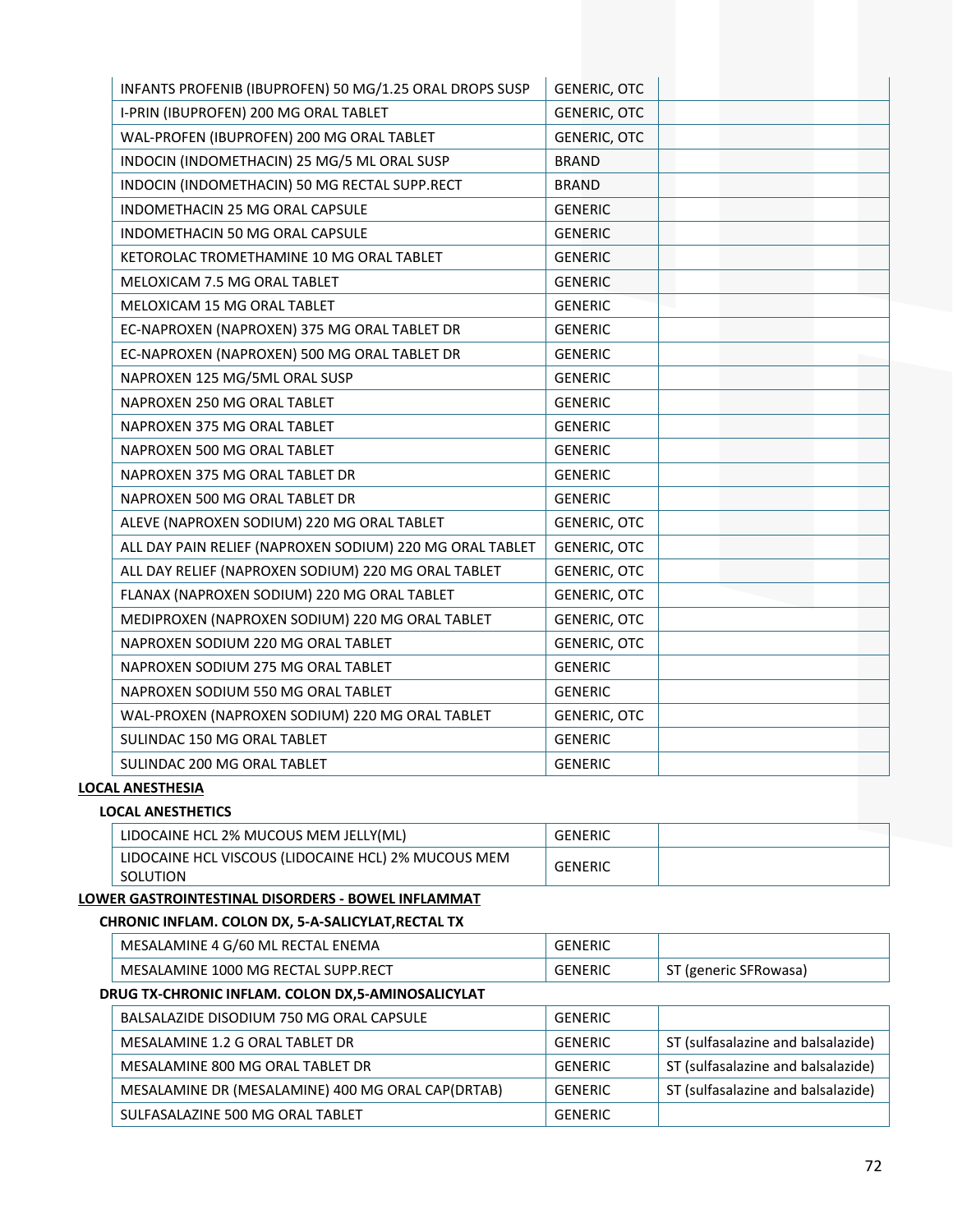| | | |
|---|---|---|
| INFANTS PROFENIB (IBUPROFEN) 50 MG/1.25 ORAL DROPS SUSP | GENERIC, OTC | |
| I-PRIN (IBUPROFEN) 200 MG ORAL TABLET | GENERIC, OTC | |
| WAL-PROFEN (IBUPROFEN) 200 MG ORAL TABLET | GENERIC, OTC | |
| INDOCIN (INDOMETHACIN) 25 MG/5 ML ORAL SUSP | BRAND | |
| INDOCIN (INDOMETHACIN) 50 MG RECTAL SUPP.RECT | BRAND | |
| INDOMETHACIN 25 MG ORAL CAPSULE | GENERIC | |
| INDOMETHACIN 50 MG ORAL CAPSULE | GENERIC | |
| KETOROLAC TROMETHAMINE 10 MG ORAL TABLET | GENERIC | |
| MELOXICAM 7.5 MG ORAL TABLET | GENERIC | |
| MELOXICAM 15 MG ORAL TABLET | GENERIC | |
| EC-NAPROXEN (NAPROXEN) 375 MG ORAL TABLET DR | GENERIC | |
| EC-NAPROXEN (NAPROXEN) 500 MG ORAL TABLET DR | GENERIC | |
| NAPROXEN 125 MG/5ML ORAL SUSP | GENERIC | |
| NAPROXEN 250 MG ORAL TABLET | GENERIC | |
| NAPROXEN 375 MG ORAL TABLET | GENERIC | |
| NAPROXEN 500 MG ORAL TABLET | GENERIC | |
| NAPROXEN 375 MG ORAL TABLET DR | GENERIC | |
| NAPROXEN 500 MG ORAL TABLET DR | GENERIC | |
| ALEVE (NAPROXEN SODIUM) 220 MG ORAL TABLET | GENERIC, OTC | |
| ALL DAY PAIN RELIEF (NAPROXEN SODIUM) 220 MG ORAL TABLET | GENERIC, OTC | |
| ALL DAY RELIEF (NAPROXEN SODIUM) 220 MG ORAL TABLET | GENERIC, OTC | |
| FLANAX (NAPROXEN SODIUM) 220 MG ORAL TABLET | GENERIC, OTC | |
| MEDIPROXEN (NAPROXEN SODIUM) 220 MG ORAL TABLET | GENERIC, OTC | |
| NAPROXEN SODIUM 220 MG ORAL TABLET | GENERIC, OTC | |
| NAPROXEN SODIUM 275 MG ORAL TABLET | GENERIC | |
| NAPROXEN SODIUM 550 MG ORAL TABLET | GENERIC | |
| WAL-PROXEN (NAPROXEN SODIUM) 220 MG ORAL TABLET | GENERIC, OTC | |
| SULINDAC 150 MG ORAL TABLET | GENERIC | |
| SULINDAC 200 MG ORAL TABLET | GENERIC | |

**LOCAL ANESTHESIA**

**LOCAL ANESTHETICS**

| | | |
|---|---|---|
| LIDOCAINE HCL 2% MUCOUS MEM JELLY(ML) | GENERIC | |
| LIDOCAINE HCL VISCOUS (LIDOCAINE HCL) 2% MUCOUS MEM SOLUTION | GENERIC | |

**LOWER GASTROINTESTINAL DISORDERS - BOWEL INFLAMMAT**

**CHRONIC INFLAM. COLON DX, 5-A-SALICYLAT,RECTAL TX**

| | | |
|---|---|---|
| MESALAMINE 4 G/60 ML RECTAL ENEMA | GENERIC | |
| MESALAMINE 1000 MG RECTAL SUPP.RECT | GENERIC | ST (generic SFRowasa) |

**DRUG TX-CHRONIC INFLAM. COLON DX,5-AMINOSALICYLAT**

| | | |
|---|---|---|
| BALSALAZIDE DISODIUM 750 MG ORAL CAPSULE | GENERIC | |
| MESALAMINE 1.2 G ORAL TABLET DR | GENERIC | ST (sulfasalazine and balsalazide) |
| MESALAMINE 800 MG ORAL TABLET DR | GENERIC | ST (sulfasalazine and balsalazide) |
| MESALAMINE DR (MESALAMINE) 400 MG ORAL CAP(DRTAB) | GENERIC | ST (sulfasalazine and balsalazide) |
| SULFASALAZINE 500 MG ORAL TABLET | GENERIC | |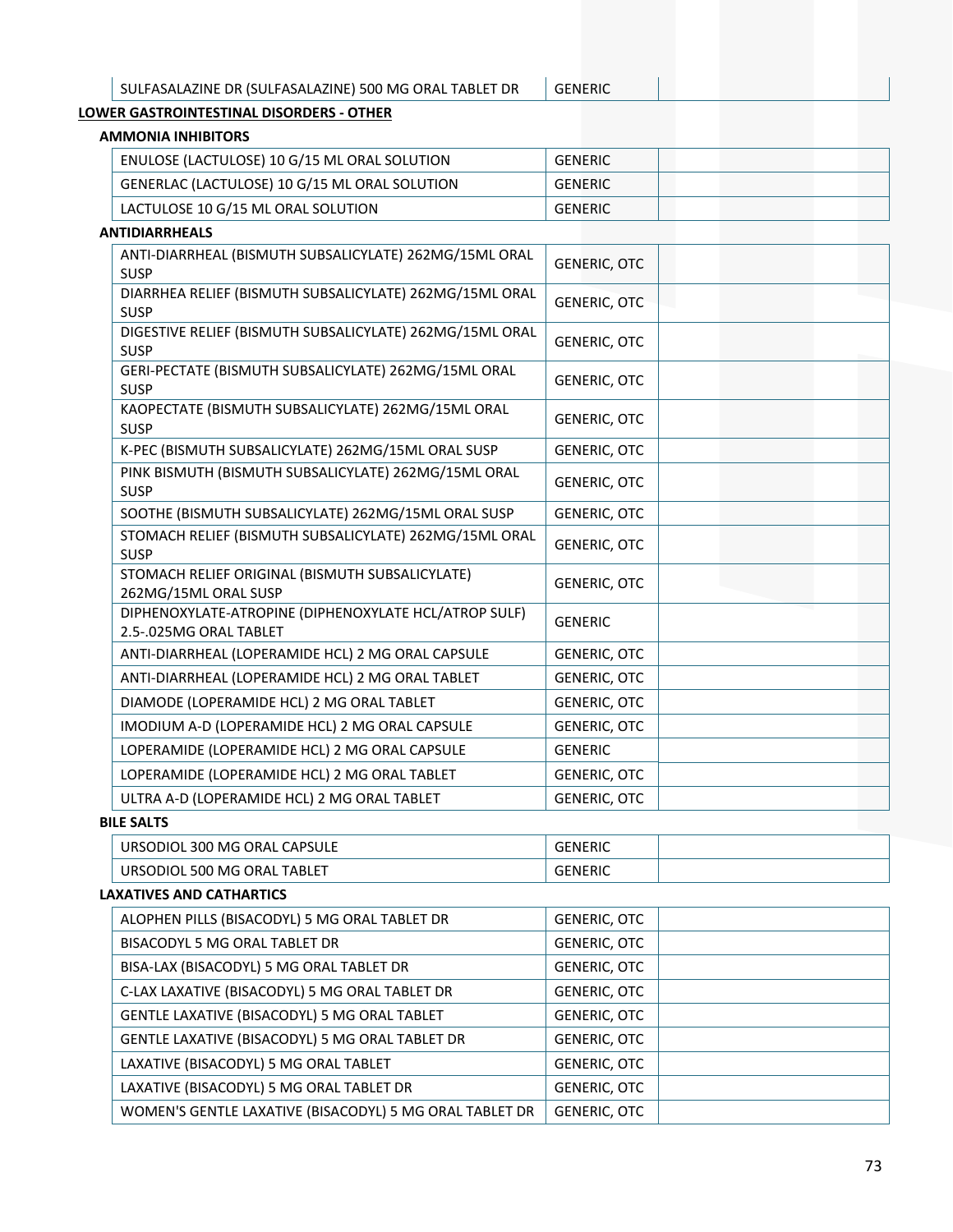| | | |
|---|---|---|
| SULFASALAZINE DR (SULFASALAZINE) 500 MG ORAL TABLET DR | GENERIC | |

**LOWER GASTROINTESTINAL DISORDERS - OTHER**

**AMMONIA INHIBITORS**

| | | |
|---|---|---|
| ENULOSE (LACTULOSE) 10 G/15 ML ORAL SOLUTION | GENERIC | |
| GENERLAC (LACTULOSE) 10 G/15 ML ORAL SOLUTION | GENERIC | |
| LACTULOSE 10 G/15 ML ORAL SOLUTION | GENERIC | |

**ANTIDIARRHEALS**

| | | |
|---|---|---|
| ANTI-DIARRHEAL (BISMUTH SUBSALICYLATE) 262MG/15ML ORAL SUSP | GENERIC, OTC | |
| DIARRHEA RELIEF (BISMUTH SUBSALICYLATE) 262MG/15ML ORAL SUSP | GENERIC, OTC | |
| DIGESTIVE RELIEF (BISMUTH SUBSALICYLATE) 262MG/15ML ORAL SUSP | GENERIC, OTC | |
| GERI-PECTATE (BISMUTH SUBSALICYLATE) 262MG/15ML ORAL SUSP | GENERIC, OTC | |
| KAOPECTATE (BISMUTH SUBSALICYLATE) 262MG/15ML ORAL SUSP | GENERIC, OTC | |
| K-PEC (BISMUTH SUBSALICYLATE) 262MG/15ML ORAL SUSP | GENERIC, OTC | |
| PINK BISMUTH (BISMUTH SUBSALICYLATE) 262MG/15ML ORAL SUSP | GENERIC, OTC | |
| SOOTHE (BISMUTH SUBSALICYLATE) 262MG/15ML ORAL SUSP | GENERIC, OTC | |
| STOMACH RELIEF (BISMUTH SUBSALICYLATE) 262MG/15ML ORAL SUSP | GENERIC, OTC | |
| STOMACH RELIEF ORIGINAL (BISMUTH SUBSALICYLATE) 262MG/15ML ORAL SUSP | GENERIC, OTC | |
| DIPHENOXYLATE-ATROPINE (DIPHENOXYLATE HCL/ATROP SULF) 2.5-.025MG ORAL TABLET | GENERIC | |
| ANTI-DIARRHEAL (LOPERAMIDE HCL) 2 MG ORAL CAPSULE | GENERIC, OTC | |
| ANTI-DIARRHEAL (LOPERAMIDE HCL) 2 MG ORAL TABLET | GENERIC, OTC | |
| DIAMODE (LOPERAMIDE HCL) 2 MG ORAL TABLET | GENERIC, OTC | |
| IMODIUM A-D (LOPERAMIDE HCL) 2 MG ORAL CAPSULE | GENERIC, OTC | |
| LOPERAMIDE (LOPERAMIDE HCL) 2 MG ORAL CAPSULE | GENERIC | |
| LOPERAMIDE (LOPERAMIDE HCL) 2 MG ORAL TABLET | GENERIC, OTC | |
| ULTRA A-D (LOPERAMIDE HCL) 2 MG ORAL TABLET | GENERIC, OTC | |

**BILE SALTS**

| | | |
|---|---|---|
| URSODIOL 300 MG ORAL CAPSULE | GENERIC | |
| URSODIOL 500 MG ORAL TABLET | GENERIC | |

**LAXATIVES AND CATHARTICS**

| | | |
|---|---|---|
| ALOPHEN PILLS (BISACODYL) 5 MG ORAL TABLET DR | GENERIC, OTC | |
| BISACODYL 5 MG ORAL TABLET DR | GENERIC, OTC | |
| BISA-LAX (BISACODYL) 5 MG ORAL TABLET DR | GENERIC, OTC | |
| C-LAX LAXATIVE (BISACODYL) 5 MG ORAL TABLET DR | GENERIC, OTC | |
| GENTLE LAXATIVE (BISACODYL) 5 MG ORAL TABLET | GENERIC, OTC | |
| GENTLE LAXATIVE (BISACODYL) 5 MG ORAL TABLET DR | GENERIC, OTC | |
| LAXATIVE (BISACODYL) 5 MG ORAL TABLET | GENERIC, OTC | |
| LAXATIVE (BISACODYL) 5 MG ORAL TABLET DR | GENERIC, OTC | |
| WOMEN'S GENTLE LAXATIVE (BISACODYL) 5 MG ORAL TABLET DR | GENERIC, OTC | |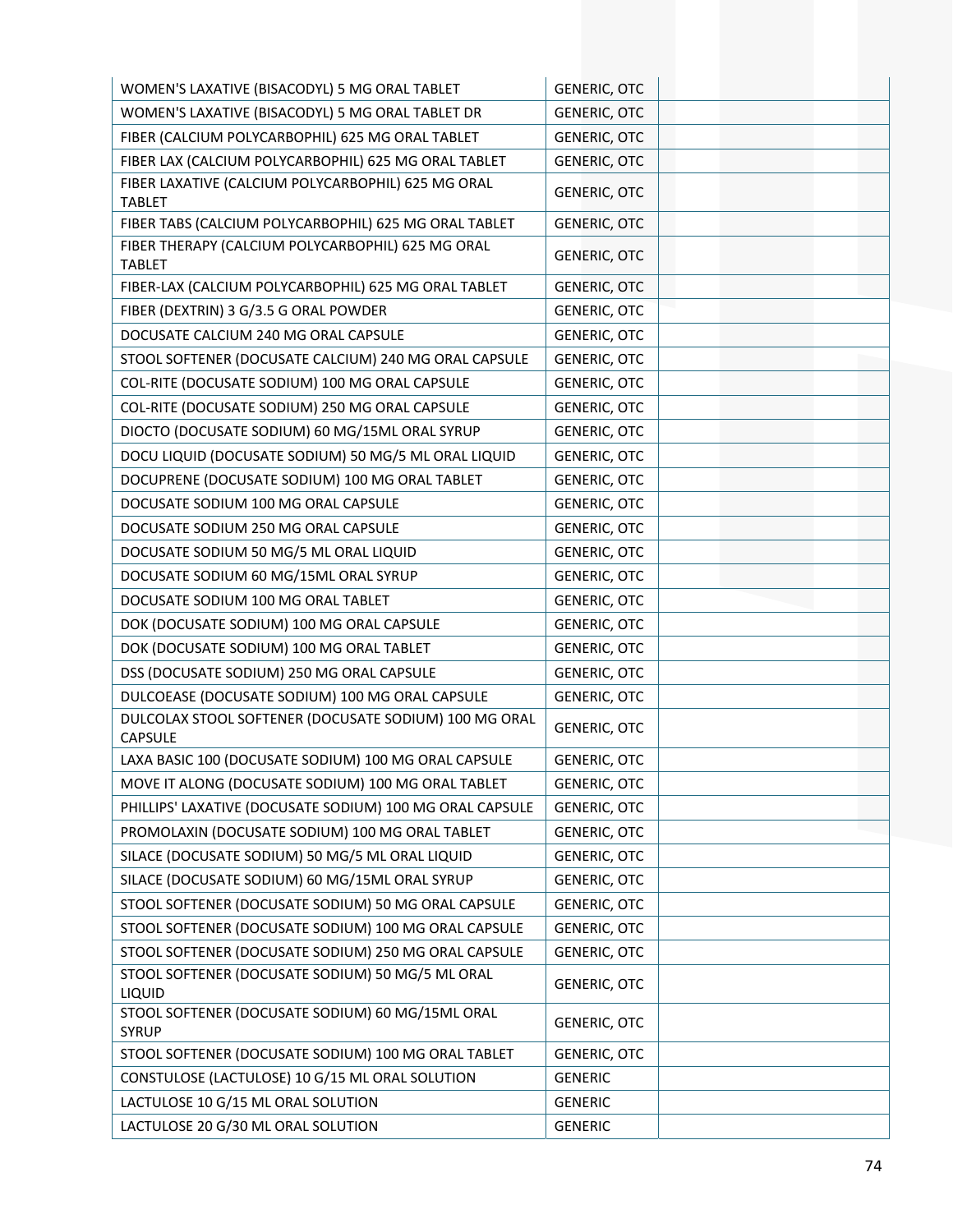| | | |
|---|---|---|
| WOMEN'S LAXATIVE (BISACODYL) 5 MG ORAL TABLET | GENERIC, OTC | |
| WOMEN'S LAXATIVE (BISACODYL) 5 MG ORAL TABLET DR | GENERIC, OTC | |
| FIBER (CALCIUM POLYCARBOPHIL) 625 MG ORAL TABLET | GENERIC, OTC | |
| FIBER LAX (CALCIUM POLYCARBOPHIL) 625 MG ORAL TABLET | GENERIC, OTC | |
| FIBER LAXATIVE (CALCIUM POLYCARBOPHIL) 625 MG ORAL TABLET | GENERIC, OTC | |
| FIBER TABS (CALCIUM POLYCARBOPHIL) 625 MG ORAL TABLET | GENERIC, OTC | |
| FIBER THERAPY (CALCIUM POLYCARBOPHIL) 625 MG ORAL TABLET | GENERIC, OTC | |
| FIBER-LAX (CALCIUM POLYCARBOPHIL) 625 MG ORAL TABLET | GENERIC, OTC | |
| FIBER (DEXTRIN) 3 G/3.5 G ORAL POWDER | GENERIC, OTC | |
| DOCUSATE CALCIUM 240 MG ORAL CAPSULE | GENERIC, OTC | |
| STOOL SOFTENER (DOCUSATE CALCIUM) 240 MG ORAL CAPSULE | GENERIC, OTC | |
| COL-RITE (DOCUSATE SODIUM) 100 MG ORAL CAPSULE | GENERIC, OTC | |
| COL-RITE (DOCUSATE SODIUM) 250 MG ORAL CAPSULE | GENERIC, OTC | |
| DIOCTO (DOCUSATE SODIUM) 60 MG/15ML ORAL SYRUP | GENERIC, OTC | |
| DOCU LIQUID (DOCUSATE SODIUM) 50 MG/5 ML ORAL LIQUID | GENERIC, OTC | |
| DOCUPRENE (DOCUSATE SODIUM) 100 MG ORAL TABLET | GENERIC, OTC | |
| DOCUSATE SODIUM 100 MG ORAL CAPSULE | GENERIC, OTC | |
| DOCUSATE SODIUM 250 MG ORAL CAPSULE | GENERIC, OTC | |
| DOCUSATE SODIUM 50 MG/5 ML ORAL LIQUID | GENERIC, OTC | |
| DOCUSATE SODIUM 60 MG/15ML ORAL SYRUP | GENERIC, OTC | |
| DOCUSATE SODIUM 100 MG ORAL TABLET | GENERIC, OTC | |
| DOK (DOCUSATE SODIUM) 100 MG ORAL CAPSULE | GENERIC, OTC | |
| DOK (DOCUSATE SODIUM) 100 MG ORAL TABLET | GENERIC, OTC | |
| DSS (DOCUSATE SODIUM) 250 MG ORAL CAPSULE | GENERIC, OTC | |
| DULCOEASE (DOCUSATE SODIUM) 100 MG ORAL CAPSULE | GENERIC, OTC | |
| DULCOLAX STOOL SOFTENER (DOCUSATE SODIUM) 100 MG ORAL CAPSULE | GENERIC, OTC | |
| LAXA BASIC 100 (DOCUSATE SODIUM) 100 MG ORAL CAPSULE | GENERIC, OTC | |
| MOVE IT ALONG (DOCUSATE SODIUM) 100 MG ORAL TABLET | GENERIC, OTC | |
| PHILLIPS' LAXATIVE (DOCUSATE SODIUM) 100 MG ORAL CAPSULE | GENERIC, OTC | |
| PROMOLAXIN (DOCUSATE SODIUM) 100 MG ORAL TABLET | GENERIC, OTC | |
| SILACE (DOCUSATE SODIUM) 50 MG/5 ML ORAL LIQUID | GENERIC, OTC | |
| SILACE (DOCUSATE SODIUM) 60 MG/15ML ORAL SYRUP | GENERIC, OTC | |
| STOOL SOFTENER (DOCUSATE SODIUM) 50 MG ORAL CAPSULE | GENERIC, OTC | |
| STOOL SOFTENER (DOCUSATE SODIUM) 100 MG ORAL CAPSULE | GENERIC, OTC | |
| STOOL SOFTENER (DOCUSATE SODIUM) 250 MG ORAL CAPSULE | GENERIC, OTC | |
| STOOL SOFTENER (DOCUSATE SODIUM) 50 MG/5 ML ORAL LIQUID | GENERIC, OTC | |
| STOOL SOFTENER (DOCUSATE SODIUM) 60 MG/15ML ORAL SYRUP | GENERIC, OTC | |
| STOOL SOFTENER (DOCUSATE SODIUM) 100 MG ORAL TABLET | GENERIC, OTC | |
| CONSTULOSE (LACTULOSE) 10 G/15 ML ORAL SOLUTION | GENERIC | |
| LACTULOSE 10 G/15 ML ORAL SOLUTION | GENERIC | |
| LACTULOSE 20 G/30 ML ORAL SOLUTION | GENERIC | |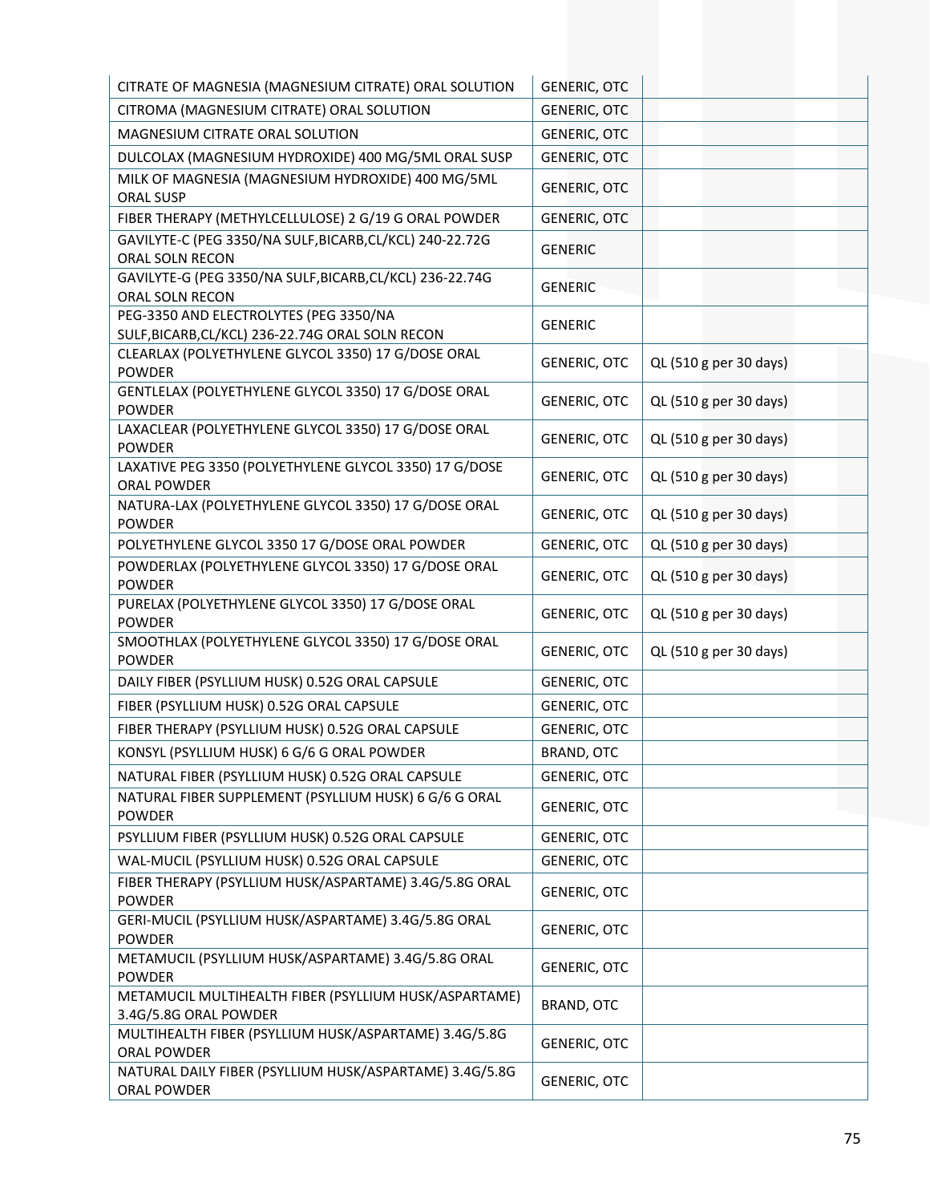| | | |
|---|---|---|
| CITRATE OF MAGNESIA (MAGNESIUM CITRATE) ORAL SOLUTION | GENERIC, OTC | |
| CITROMA (MAGNESIUM CITRATE) ORAL SOLUTION | GENERIC, OTC | |
| MAGNESIUM CITRATE ORAL SOLUTION | GENERIC, OTC | |
| DULCOLAX (MAGNESIUM HYDROXIDE) 400 MG/5ML ORAL SUSP | GENERIC, OTC | |
| MILK OF MAGNESIA (MAGNESIUM HYDROXIDE) 400 MG/5ML ORAL SUSP | GENERIC, OTC | |
| FIBER THERAPY (METHYLCELLULOSE) 2 G/19 G ORAL POWDER | GENERIC, OTC | |
| GAVILYTE-C (PEG 3350/NA SULF,BICARB,CL/KCL) 240-22.72G ORAL SOLN RECON | GENERIC | |
| GAVILYTE-G (PEG 3350/NA SULF,BICARB,CL/KCL) 236-22.74G ORAL SOLN RECON | GENERIC | |
| PEG-3350 AND ELECTROLYTES (PEG 3350/NA SULF,BICARB,CL/KCL) 236-22.74G ORAL SOLN RECON | GENERIC | |
| CLEARLAX (POLYETHYLENE GLYCOL 3350) 17 G/DOSE ORAL POWDER | GENERIC, OTC | QL (510 g per 30 days) |
| GENTLELAX (POLYETHYLENE GLYCOL 3350) 17 G/DOSE ORAL POWDER | GENERIC, OTC | QL (510 g per 30 days) |
| LAXACLEAR (POLYETHYLENE GLYCOL 3350) 17 G/DOSE ORAL POWDER | GENERIC, OTC | QL (510 g per 30 days) |
| LAXATIVE PEG 3350 (POLYETHYLENE GLYCOL 3350) 17 G/DOSE ORAL POWDER | GENERIC, OTC | QL (510 g per 30 days) |
| NATURA-LAX (POLYETHYLENE GLYCOL 3350) 17 G/DOSE ORAL POWDER | GENERIC, OTC | QL (510 g per 30 days) |
| POLYETHYLENE GLYCOL 3350 17 G/DOSE ORAL POWDER | GENERIC, OTC | QL (510 g per 30 days) |
| POWDERLAX (POLYETHYLENE GLYCOL 3350) 17 G/DOSE ORAL POWDER | GENERIC, OTC | QL (510 g per 30 days) |
| PURELAX (POLYETHYLENE GLYCOL 3350) 17 G/DOSE ORAL POWDER | GENERIC, OTC | QL (510 g per 30 days) |
| SMOOTHLAX (POLYETHYLENE GLYCOL 3350) 17 G/DOSE ORAL POWDER | GENERIC, OTC | QL (510 g per 30 days) |
| DAILY FIBER (PSYLLIUM HUSK) 0.52G ORAL CAPSULE | GENERIC, OTC | |
| FIBER (PSYLLIUM HUSK) 0.52G ORAL CAPSULE | GENERIC, OTC | |
| FIBER THERAPY (PSYLLIUM HUSK) 0.52G ORAL CAPSULE | GENERIC, OTC | |
| KONSYL (PSYLLIUM HUSK) 6 G/6 G ORAL POWDER | BRAND, OTC | |
| NATURAL FIBER (PSYLLIUM HUSK) 0.52G ORAL CAPSULE | GENERIC, OTC | |
| NATURAL FIBER SUPPLEMENT (PSYLLIUM HUSK) 6 G/6 G ORAL POWDER | GENERIC, OTC | |
| PSYLLIUM FIBER (PSYLLIUM HUSK) 0.52G ORAL CAPSULE | GENERIC, OTC | |
| WAL-MUCIL (PSYLLIUM HUSK) 0.52G ORAL CAPSULE | GENERIC, OTC | |
| FIBER THERAPY (PSYLLIUM HUSK/ASPARTAME) 3.4G/5.8G ORAL POWDER | GENERIC, OTC | |
| GERI-MUCIL (PSYLLIUM HUSK/ASPARTAME) 3.4G/5.8G ORAL POWDER | GENERIC, OTC | |
| METAMUCIL (PSYLLIUM HUSK/ASPARTAME) 3.4G/5.8G ORAL POWDER | GENERIC, OTC | |
| METAMUCIL MULTIHEALTH FIBER (PSYLLIUM HUSK/ASPARTAME) 3.4G/5.8G ORAL POWDER | BRAND, OTC | |
| MULTIHEALTH FIBER (PSYLLIUM HUSK/ASPARTAME) 3.4G/5.8G ORAL POWDER | GENERIC, OTC | |
| NATURAL DAILY FIBER (PSYLLIUM HUSK/ASPARTAME) 3.4G/5.8G ORAL POWDER | GENERIC, OTC | |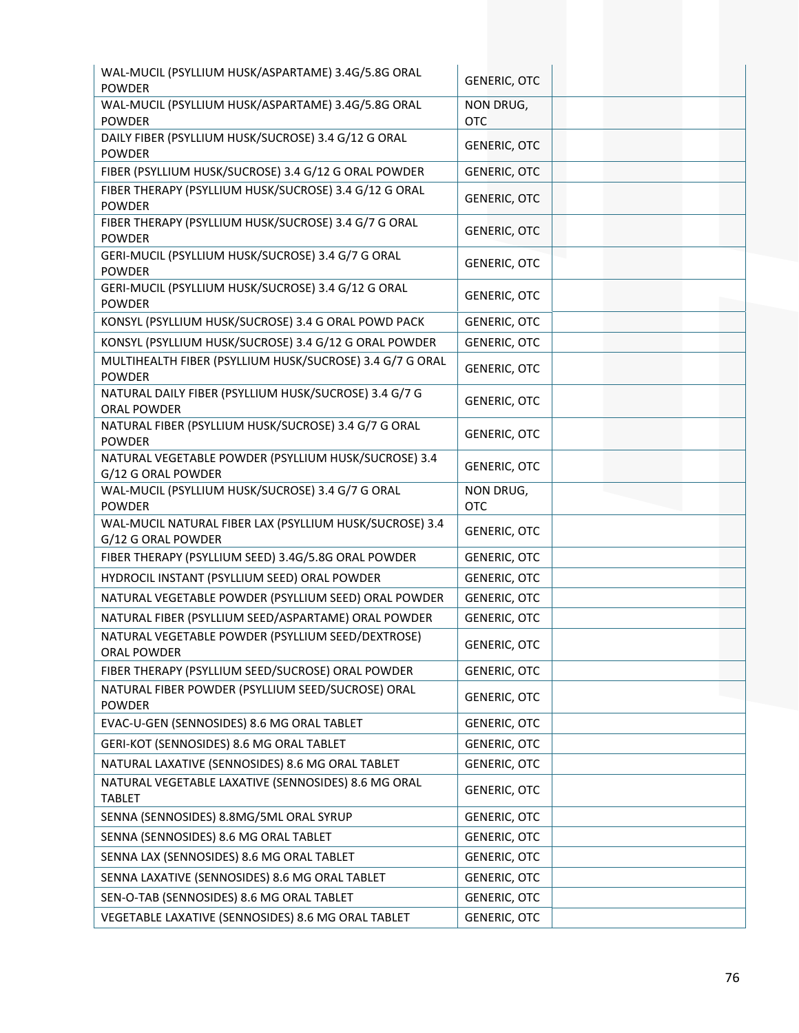| | | |
|---|---|---|
| WAL-MUCIL (PSYLLIUM HUSK/ASPARTAME) 3.4G/5.8G ORAL POWDER | GENERIC, OTC | |
| WAL-MUCIL (PSYLLIUM HUSK/ASPARTAME) 3.4G/5.8G ORAL POWDER | NON DRUG, OTC | |
| DAILY FIBER (PSYLLIUM HUSK/SUCROSE) 3.4 G/12 G ORAL POWDER | GENERIC, OTC | |
| FIBER (PSYLLIUM HUSK/SUCROSE) 3.4 G/12 G ORAL POWDER | GENERIC, OTC | |
| FIBER THERAPY (PSYLLIUM HUSK/SUCROSE) 3.4 G/12 G ORAL POWDER | GENERIC, OTC | |
| FIBER THERAPY (PSYLLIUM HUSK/SUCROSE) 3.4 G/7 G ORAL POWDER | GENERIC, OTC | |
| GERI-MUCIL (PSYLLIUM HUSK/SUCROSE) 3.4 G/7 G ORAL POWDER | GENERIC, OTC | |
| GERI-MUCIL (PSYLLIUM HUSK/SUCROSE) 3.4 G/12 G ORAL POWDER | GENERIC, OTC | |
| KONSYL (PSYLLIUM HUSK/SUCROSE) 3.4 G ORAL POWD PACK | GENERIC, OTC | |
| KONSYL (PSYLLIUM HUSK/SUCROSE) 3.4 G/12 G ORAL POWDER | GENERIC, OTC | |
| MULTIHEALTH FIBER (PSYLLIUM HUSK/SUCROSE) 3.4 G/7 G ORAL POWDER | GENERIC, OTC | |
| NATURAL DAILY FIBER (PSYLLIUM HUSK/SUCROSE) 3.4 G/7 G ORAL POWDER | GENERIC, OTC | |
| NATURAL FIBER (PSYLLIUM HUSK/SUCROSE) 3.4 G/7 G ORAL POWDER | GENERIC, OTC | |
| NATURAL VEGETABLE POWDER (PSYLLIUM HUSK/SUCROSE) 3.4 G/12 G ORAL POWDER | GENERIC, OTC | |
| WAL-MUCIL (PSYLLIUM HUSK/SUCROSE) 3.4 G/7 G ORAL POWDER | NON DRUG, OTC | |
| WAL-MUCIL NATURAL FIBER LAX (PSYLLIUM HUSK/SUCROSE) 3.4 G/12 G ORAL POWDER | GENERIC, OTC | |
| FIBER THERAPY (PSYLLIUM SEED) 3.4G/5.8G ORAL POWDER | GENERIC, OTC | |
| HYDROCIL INSTANT (PSYLLIUM SEED) ORAL POWDER | GENERIC, OTC | |
| NATURAL VEGETABLE POWDER (PSYLLIUM SEED) ORAL POWDER | GENERIC, OTC | |
| NATURAL FIBER (PSYLLIUM SEED/ASPARTAME) ORAL POWDER | GENERIC, OTC | |
| NATURAL VEGETABLE POWDER (PSYLLIUM SEED/DEXTROSE) ORAL POWDER | GENERIC, OTC | |
| FIBER THERAPY (PSYLLIUM SEED/SUCROSE) ORAL POWDER | GENERIC, OTC | |
| NATURAL FIBER POWDER (PSYLLIUM SEED/SUCROSE) ORAL POWDER | GENERIC, OTC | |
| EVAC-U-GEN (SENNOSIDES) 8.6 MG ORAL TABLET | GENERIC, OTC | |
| GERI-KOT (SENNOSIDES) 8.6 MG ORAL TABLET | GENERIC, OTC | |
| NATURAL LAXATIVE (SENNOSIDES) 8.6 MG ORAL TABLET | GENERIC, OTC | |
| NATURAL VEGETABLE LAXATIVE (SENNOSIDES) 8.6 MG ORAL TABLET | GENERIC, OTC | |
| SENNA (SENNOSIDES) 8.8MG/5ML ORAL SYRUP | GENERIC, OTC | |
| SENNA (SENNOSIDES) 8.6 MG ORAL TABLET | GENERIC, OTC | |
| SENNA LAX (SENNOSIDES) 8.6 MG ORAL TABLET | GENERIC, OTC | |
| SENNA LAXATIVE (SENNOSIDES) 8.6 MG ORAL TABLET | GENERIC, OTC | |
| SEN-O-TAB (SENNOSIDES) 8.6 MG ORAL TABLET | GENERIC, OTC | |
| VEGETABLE LAXATIVE (SENNOSIDES) 8.6 MG ORAL TABLET | GENERIC, OTC | |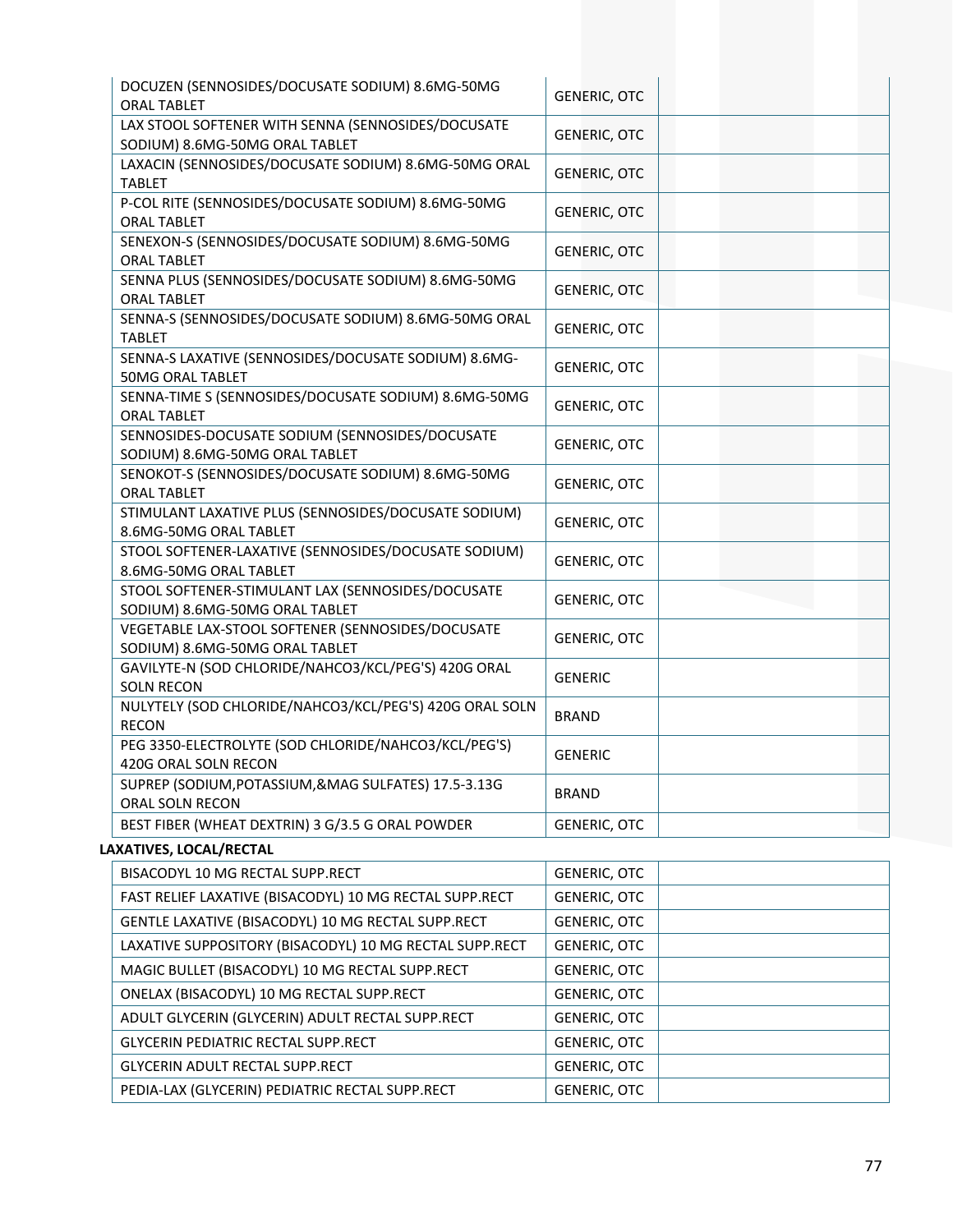| | | |
|---|---|---|
| DOCUZEN (SENNOSIDES/DOCUSATE SODIUM) 8.6MG-50MG ORAL TABLET | GENERIC, OTC | |
| LAX STOOL SOFTENER WITH SENNA (SENNOSIDES/DOCUSATE SODIUM) 8.6MG-50MG ORAL TABLET | GENERIC, OTC | |
| LAXACIN (SENNOSIDES/DOCUSATE SODIUM) 8.6MG-50MG ORAL TABLET | GENERIC, OTC | |
| P-COL RITE (SENNOSIDES/DOCUSATE SODIUM) 8.6MG-50MG ORAL TABLET | GENERIC, OTC | |
| SENEXON-S (SENNOSIDES/DOCUSATE SODIUM) 8.6MG-50MG ORAL TABLET | GENERIC, OTC | |
| SENNA PLUS (SENNOSIDES/DOCUSATE SODIUM) 8.6MG-50MG ORAL TABLET | GENERIC, OTC | |
| SENNA-S (SENNOSIDES/DOCUSATE SODIUM) 8.6MG-50MG ORAL TABLET | GENERIC, OTC | |
| SENNA-S LAXATIVE (SENNOSIDES/DOCUSATE SODIUM) 8.6MG-50MG ORAL TABLET | GENERIC, OTC | |
| SENNA-TIME S (SENNOSIDES/DOCUSATE SODIUM) 8.6MG-50MG ORAL TABLET | GENERIC, OTC | |
| SENNOSIDES-DOCUSATE SODIUM (SENNOSIDES/DOCUSATE SODIUM) 8.6MG-50MG ORAL TABLET | GENERIC, OTC | |
| SENOKOT-S (SENNOSIDES/DOCUSATE SODIUM) 8.6MG-50MG ORAL TABLET | GENERIC, OTC | |
| STIMULANT LAXATIVE PLUS (SENNOSIDES/DOCUSATE SODIUM) 8.6MG-50MG ORAL TABLET | GENERIC, OTC | |
| STOOL SOFTENER-LAXATIVE (SENNOSIDES/DOCUSATE SODIUM) 8.6MG-50MG ORAL TABLET | GENERIC, OTC | |
| STOOL SOFTENER-STIMULANT LAX (SENNOSIDES/DOCUSATE SODIUM) 8.6MG-50MG ORAL TABLET | GENERIC, OTC | |
| VEGETABLE LAX-STOOL SOFTENER (SENNOSIDES/DOCUSATE SODIUM) 8.6MG-50MG ORAL TABLET | GENERIC, OTC | |
| GAVILYTE-N (SOD CHLORIDE/NAHCO3/KCL/PEG'S) 420G ORAL SOLN RECON | GENERIC | |
| NULYTELY (SOD CHLORIDE/NAHCO3/KCL/PEG'S) 420G ORAL SOLN RECON | BRAND | |
| PEG 3350-ELECTROLYTE (SOD CHLORIDE/NAHCO3/KCL/PEG'S) 420G ORAL SOLN RECON | GENERIC | |
| SUPREP (SODIUM,POTASSIUM,&MAG SULFATES) 17.5-3.13G ORAL SOLN RECON | BRAND | |
| BEST FIBER (WHEAT DEXTRIN) 3 G/3.5 G ORAL POWDER | GENERIC, OTC | |

**LAXATIVES, LOCAL/RECTAL**

| | | |
|---|---|---|
| BISACODYL 10 MG RECTAL SUPP.RECT | GENERIC, OTC | |
| FAST RELIEF LAXATIVE (BISACODYL) 10 MG RECTAL SUPP.RECT | GENERIC, OTC | |
| GENTLE LAXATIVE (BISACODYL) 10 MG RECTAL SUPP.RECT | GENERIC, OTC | |
| LAXATIVE SUPPOSITORY (BISACODYL) 10 MG RECTAL SUPP.RECT | GENERIC, OTC | |
| MAGIC BULLET (BISACODYL) 10 MG RECTAL SUPP.RECT | GENERIC, OTC | |
| ONELAX (BISACODYL) 10 MG RECTAL SUPP.RECT | GENERIC, OTC | |
| ADULT GLYCERIN (GLYCERIN) ADULT RECTAL SUPP.RECT | GENERIC, OTC | |
| GLYCERIN PEDIATRIC RECTAL SUPP.RECT | GENERIC, OTC | |
| GLYCERIN ADULT RECTAL SUPP.RECT | GENERIC, OTC | |
| PEDIA-LAX (GLYCERIN) PEDIATRIC RECTAL SUPP.RECT | GENERIC, OTC | |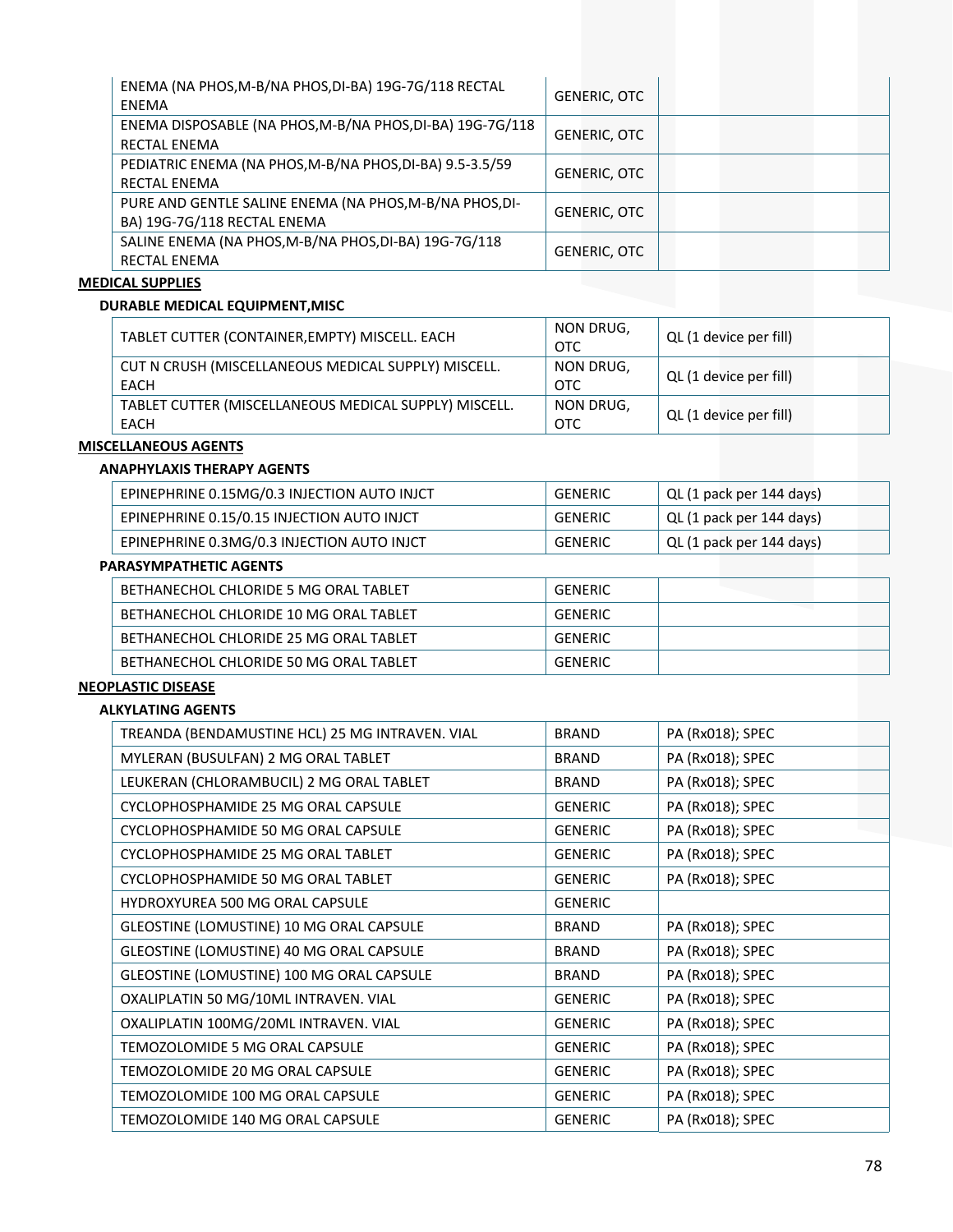| | | |
|---|---|---|
| ENEMA (NA PHOS,M-B/NA PHOS,DI-BA) 19G-7G/118 RECTAL ENEMA | GENERIC, OTC | |
| ENEMA DISPOSABLE (NA PHOS,M-B/NA PHOS,DI-BA) 19G-7G/118 RECTAL ENEMA | GENERIC, OTC | |
| PEDIATRIC ENEMA (NA PHOS,M-B/NA PHOS,DI-BA) 9.5-3.5/59 RECTAL ENEMA | GENERIC, OTC | |
| PURE AND GENTLE SALINE ENEMA (NA PHOS,M-B/NA PHOS,DI-BA) 19G-7G/118 RECTAL ENEMA | GENERIC, OTC | |
| SALINE ENEMA (NA PHOS,M-B/NA PHOS,DI-BA) 19G-7G/118 RECTAL ENEMA | GENERIC, OTC | |

## MEDICAL SUPPLIES

### DURABLE MEDICAL EQUIPMENT,MISC

| | | |
|---|---|---|
| TABLET CUTTER (CONTAINER,EMPTY) MISCELL. EACH | NON DRUG, OTC | QL (1 device per fill) |
| CUT N CRUSH (MISCELLANEOUS MEDICAL SUPPLY) MISCELL. EACH | NON DRUG, OTC | QL (1 device per fill) |
| TABLET CUTTER (MISCELLANEOUS MEDICAL SUPPLY) MISCELL. EACH | NON DRUG, OTC | QL (1 device per fill) |

## MISCELLANEOUS AGENTS

### ANAPHYLAXIS THERAPY AGENTS

| | | |
|---|---|---|
| EPINEPHRINE 0.15MG/0.3 INJECTION AUTO INJCT | GENERIC | QL (1 pack per 144 days) |
| EPINEPHRINE 0.15/0.15 INJECTION AUTO INJCT | GENERIC | QL (1 pack per 144 days) |
| EPINEPHRINE 0.3MG/0.3 INJECTION AUTO INJCT | GENERIC | QL (1 pack per 144 days) |

### PARASYMPATHETIC AGENTS

| | | |
|---|---|---|
| BETHANECHOL CHLORIDE 5 MG ORAL TABLET | GENERIC | |
| BETHANECHOL CHLORIDE 10 MG ORAL TABLET | GENERIC | |
| BETHANECHOL CHLORIDE 25 MG ORAL TABLET | GENERIC | |
| BETHANECHOL CHLORIDE 50 MG ORAL TABLET | GENERIC | |

## NEOPLASTIC DISEASE

### ALKYLATING AGENTS

| | | |
|---|---|---|
| TREANDA (BENDAMUSTINE HCL) 25 MG INTRAVEN. VIAL | BRAND | PA (Rx018); SPEC |
| MYLERAN (BUSULFAN) 2 MG ORAL TABLET | BRAND | PA (Rx018); SPEC |
| LEUKERAN (CHLORAMBUCIL) 2 MG ORAL TABLET | BRAND | PA (Rx018); SPEC |
| CYCLOPHOSPHAMIDE 25 MG ORAL CAPSULE | GENERIC | PA (Rx018); SPEC |
| CYCLOPHOSPHAMIDE 50 MG ORAL CAPSULE | GENERIC | PA (Rx018); SPEC |
| CYCLOPHOSPHAMIDE 25 MG ORAL TABLET | GENERIC | PA (Rx018); SPEC |
| CYCLOPHOSPHAMIDE 50 MG ORAL TABLET | GENERIC | PA (Rx018); SPEC |
| HYDROXYUREA 500 MG ORAL CAPSULE | GENERIC | |
| GLEOSTINE (LOMUSTINE) 10 MG ORAL CAPSULE | BRAND | PA (Rx018); SPEC |
| GLEOSTINE (LOMUSTINE) 40 MG ORAL CAPSULE | BRAND | PA (Rx018); SPEC |
| GLEOSTINE (LOMUSTINE) 100 MG ORAL CAPSULE | BRAND | PA (Rx018); SPEC |
| OXALIPLATIN 50 MG/10ML INTRAVEN. VIAL | GENERIC | PA (Rx018); SPEC |
| OXALIPLATIN 100MG/20ML INTRAVEN. VIAL | GENERIC | PA (Rx018); SPEC |
| TEMOZOLOMIDE 5 MG ORAL CAPSULE | GENERIC | PA (Rx018); SPEC |
| TEMOZOLOMIDE 20 MG ORAL CAPSULE | GENERIC | PA (Rx018); SPEC |
| TEMOZOLOMIDE 100 MG ORAL CAPSULE | GENERIC | PA (Rx018); SPEC |
| TEMOZOLOMIDE 140 MG ORAL CAPSULE | GENERIC | PA (Rx018); SPEC |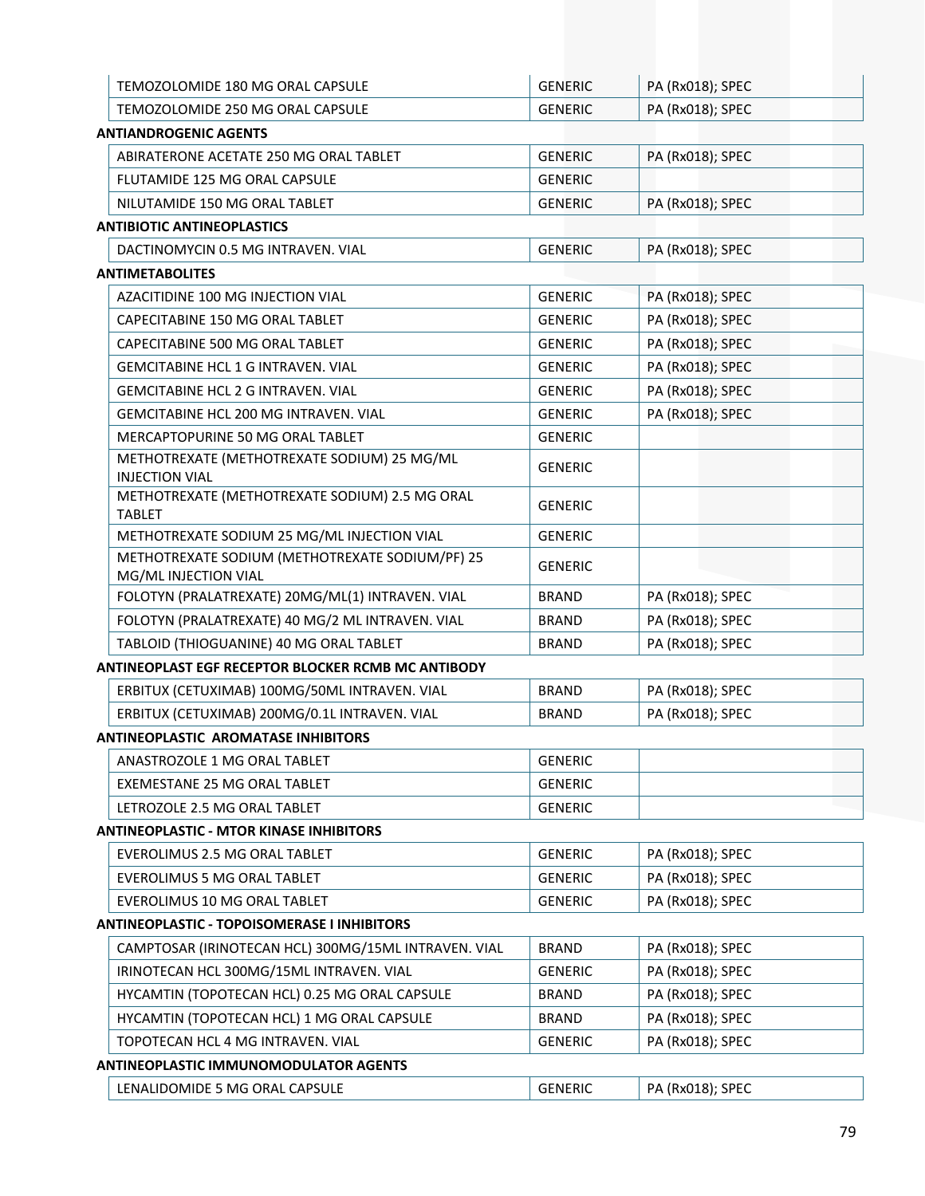| | | |
|---|---|---|
| TEMOZOLOMIDE 180 MG ORAL CAPSULE | GENERIC | PA (Rx018); SPEC |
| TEMOZOLOMIDE 250 MG ORAL CAPSULE | GENERIC | PA (Rx018); SPEC |

**ANTIANDROGENIC AGENTS**

| | | |
|---|---|---|
| ABIRATERONE ACETATE 250 MG ORAL TABLET | GENERIC | PA (Rx018); SPEC |
| FLUTAMIDE 125 MG ORAL CAPSULE | GENERIC | |
| NILUTAMIDE 150 MG ORAL TABLET | GENERIC | PA (Rx018); SPEC |

**ANTIBIOTIC ANTINEOPLASTICS**

| | | |
|---|---|---|
| DACTINOMYCIN 0.5 MG INTRAVEN. VIAL | GENERIC | PA (Rx018); SPEC |

**ANTIMETABOLITES**

| | | |
|---|---|---|
| AZACITIDINE 100 MG INJECTION VIAL | GENERIC | PA (Rx018); SPEC |
| CAPECITABINE 150 MG ORAL TABLET | GENERIC | PA (Rx018); SPEC |
| CAPECITABINE 500 MG ORAL TABLET | GENERIC | PA (Rx018); SPEC |
| GEMCITABINE HCL 1 G INTRAVEN. VIAL | GENERIC | PA (Rx018); SPEC |
| GEMCITABINE HCL 2 G INTRAVEN. VIAL | GENERIC | PA (Rx018); SPEC |
| GEMCITABINE HCL 200 MG INTRAVEN. VIAL | GENERIC | PA (Rx018); SPEC |
| MERCAPTOPURINE 50 MG ORAL TABLET | GENERIC | |
| METHOTREXATE (METHOTREXATE SODIUM) 25 MG/ML INJECTION VIAL | GENERIC | |
| METHOTREXATE (METHOTREXATE SODIUM) 2.5 MG ORAL TABLET | GENERIC | |
| METHOTREXATE SODIUM 25 MG/ML INJECTION VIAL | GENERIC | |
| METHOTREXATE SODIUM (METHOTREXATE SODIUM/PF) 25 MG/ML INJECTION VIAL | GENERIC | |
| FOLOTYN (PRALATREXATE) 20MG/ML(1) INTRAVEN. VIAL | BRAND | PA (Rx018); SPEC |
| FOLOTYN (PRALATREXATE) 40 MG/2 ML INTRAVEN. VIAL | BRAND | PA (Rx018); SPEC |
| TABLOID (THIOGUANINE) 40 MG ORAL TABLET | BRAND | PA (Rx018); SPEC |

**ANTINEOPLAST EGF RECEPTOR BLOCKER RCMB MC ANTIBODY**

| | | |
|---|---|---|
| ERBITUX (CETUXIMAB) 100MG/50ML INTRAVEN. VIAL | BRAND | PA (Rx018); SPEC |
| ERBITUX (CETUXIMAB) 200MG/0.1L INTRAVEN. VIAL | BRAND | PA (Rx018); SPEC |

**ANTINEOPLASTIC AROMATASE INHIBITORS**

| | | |
|---|---|---|
| ANASTROZOLE 1 MG ORAL TABLET | GENERIC | |
| EXEMESTANE 25 MG ORAL TABLET | GENERIC | |
| LETROZOLE 2.5 MG ORAL TABLET | GENERIC | |

**ANTINEOPLASTIC - MTOR KINASE INHIBITORS**

| | | |
|---|---|---|
| EVEROLIMUS 2.5 MG ORAL TABLET | GENERIC | PA (Rx018); SPEC |
| EVEROLIMUS 5 MG ORAL TABLET | GENERIC | PA (Rx018); SPEC |
| EVEROLIMUS 10 MG ORAL TABLET | GENERIC | PA (Rx018); SPEC |

**ANTINEOPLASTIC - TOPOISOMERASE I INHIBITORS**

| | | |
|---|---|---|
| CAMPTOSAR (IRINOTECAN HCL) 300MG/15ML INTRAVEN. VIAL | BRAND | PA (Rx018); SPEC |
| IRINOTECAN HCL 300MG/15ML INTRAVEN. VIAL | GENERIC | PA (Rx018); SPEC |
| HYCAMTIN (TOPOTECAN HCL) 0.25 MG ORAL CAPSULE | BRAND | PA (Rx018); SPEC |
| HYCAMTIN (TOPOTECAN HCL) 1 MG ORAL CAPSULE | BRAND | PA (Rx018); SPEC |
| TOPOTECAN HCL 4 MG INTRAVEN. VIAL | GENERIC | PA (Rx018); SPEC |

**ANTINEOPLASTIC IMMUNOMODULATOR AGENTS**

| | | |
|---|---|---|
| LENALIDOMIDE 5 MG ORAL CAPSULE | GENERIC | PA (Rx018); SPEC |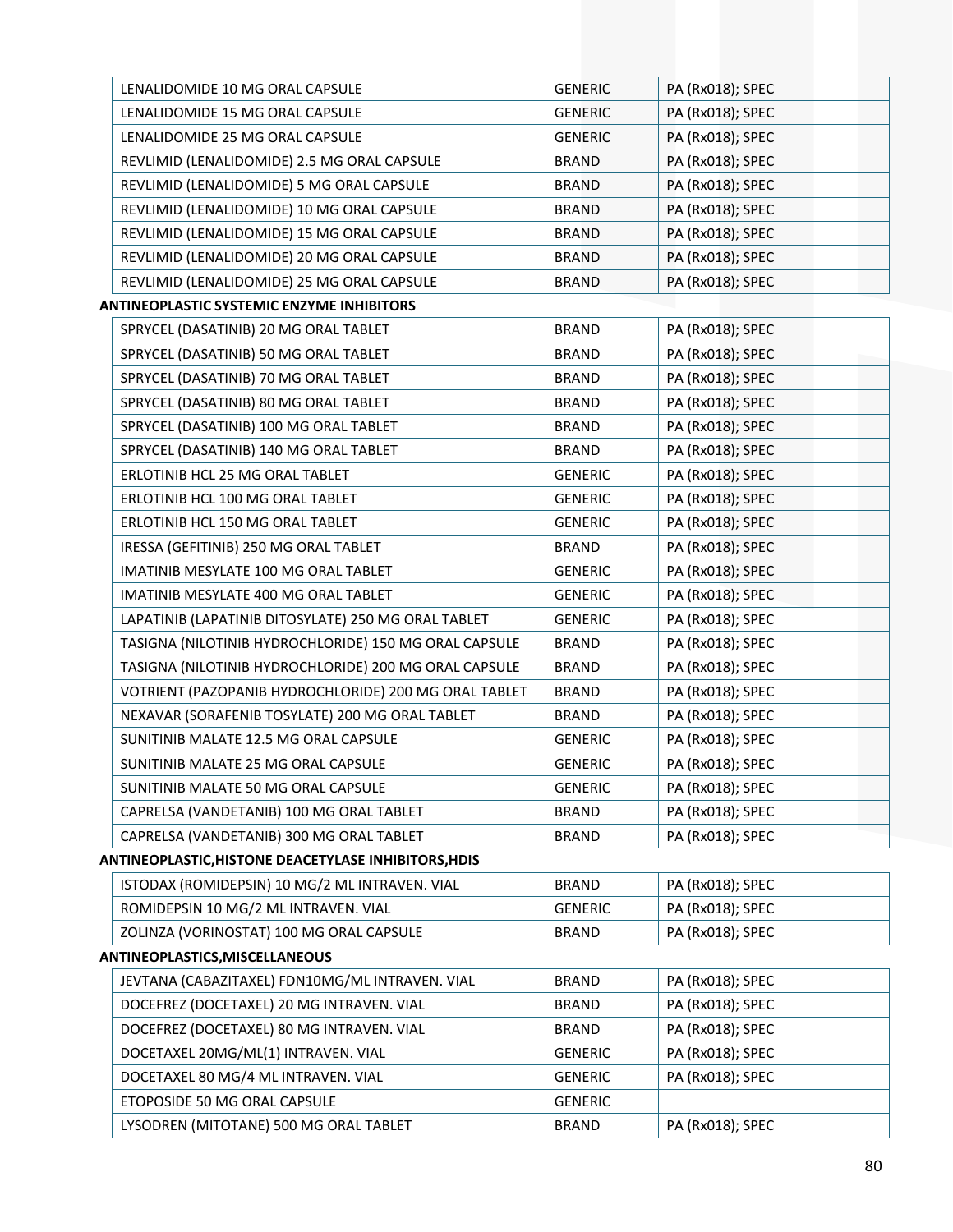| | | |
|---|---|---|
| LENALIDOMIDE 10 MG ORAL CAPSULE | GENERIC | PA (Rx018); SPEC |
| LENALIDOMIDE 15 MG ORAL CAPSULE | GENERIC | PA (Rx018); SPEC |
| LENALIDOMIDE 25 MG ORAL CAPSULE | GENERIC | PA (Rx018); SPEC |
| REVLIMID (LENALIDOMIDE) 2.5 MG ORAL CAPSULE | BRAND | PA (Rx018); SPEC |
| REVLIMID (LENALIDOMIDE) 5 MG ORAL CAPSULE | BRAND | PA (Rx018); SPEC |
| REVLIMID (LENALIDOMIDE) 10 MG ORAL CAPSULE | BRAND | PA (Rx018); SPEC |
| REVLIMID (LENALIDOMIDE) 15 MG ORAL CAPSULE | BRAND | PA (Rx018); SPEC |
| REVLIMID (LENALIDOMIDE) 20 MG ORAL CAPSULE | BRAND | PA (Rx018); SPEC |
| REVLIMID (LENALIDOMIDE) 25 MG ORAL CAPSULE | BRAND | PA (Rx018); SPEC |

**ANTINEOPLASTIC SYSTEMIC ENZYME INHIBITORS**

| | | |
|---|---|---|
| SPRYCEL (DASATINIB) 20 MG ORAL TABLET | BRAND | PA (Rx018); SPEC |
| SPRYCEL (DASATINIB) 50 MG ORAL TABLET | BRAND | PA (Rx018); SPEC |
| SPRYCEL (DASATINIB) 70 MG ORAL TABLET | BRAND | PA (Rx018); SPEC |
| SPRYCEL (DASATINIB) 80 MG ORAL TABLET | BRAND | PA (Rx018); SPEC |
| SPRYCEL (DASATINIB) 100 MG ORAL TABLET | BRAND | PA (Rx018); SPEC |
| SPRYCEL (DASATINIB) 140 MG ORAL TABLET | BRAND | PA (Rx018); SPEC |
| ERLOTINIB HCL 25 MG ORAL TABLET | GENERIC | PA (Rx018); SPEC |
| ERLOTINIB HCL 100 MG ORAL TABLET | GENERIC | PA (Rx018); SPEC |
| ERLOTINIB HCL 150 MG ORAL TABLET | GENERIC | PA (Rx018); SPEC |
| IRESSA (GEFITINIB) 250 MG ORAL TABLET | BRAND | PA (Rx018); SPEC |
| IMATINIB MESYLATE 100 MG ORAL TABLET | GENERIC | PA (Rx018); SPEC |
| IMATINIB MESYLATE 400 MG ORAL TABLET | GENERIC | PA (Rx018); SPEC |
| LAPATINIB (LAPATINIB DITOSYLATE) 250 MG ORAL TABLET | GENERIC | PA (Rx018); SPEC |
| TASIGNA (NILOTINIB HYDROCHLORIDE) 150 MG ORAL CAPSULE | BRAND | PA (Rx018); SPEC |
| TASIGNA (NILOTINIB HYDROCHLORIDE) 200 MG ORAL CAPSULE | BRAND | PA (Rx018); SPEC |
| VOTRIENT (PAZOPANIB HYDROCHLORIDE) 200 MG ORAL TABLET | BRAND | PA (Rx018); SPEC |
| NEXAVAR (SORAFENIB TOSYLATE) 200 MG ORAL TABLET | BRAND | PA (Rx018); SPEC |
| SUNITINIB MALATE 12.5 MG ORAL CAPSULE | GENERIC | PA (Rx018); SPEC |
| SUNITINIB MALATE 25 MG ORAL CAPSULE | GENERIC | PA (Rx018); SPEC |
| SUNITINIB MALATE 50 MG ORAL CAPSULE | GENERIC | PA (Rx018); SPEC |
| CAPRELSA (VANDETANIB) 100 MG ORAL TABLET | BRAND | PA (Rx018); SPEC |
| CAPRELSA (VANDETANIB) 300 MG ORAL TABLET | BRAND | PA (Rx018); SPEC |

**ANTINEOPLASTIC,HISTONE DEACETYLASE INHIBITORS,HDIS**

| | | |
|---|---|---|
| ISTODAX (ROMIDEPSIN) 10 MG/2 ML INTRAVEN. VIAL | BRAND | PA (Rx018); SPEC |
| ROMIDEPSIN 10 MG/2 ML INTRAVEN. VIAL | GENERIC | PA (Rx018); SPEC |
| ZOLINZA (VORINOSTAT) 100 MG ORAL CAPSULE | BRAND | PA (Rx018); SPEC |

**ANTINEOPLASTICS,MISCELLANEOUS**

| | | |
|---|---|---|
| JEVTANA (CABAZITAXEL) FDN10MG/ML INTRAVEN. VIAL | BRAND | PA (Rx018); SPEC |
| DOCEFREZ (DOCETAXEL) 20 MG INTRAVEN. VIAL | BRAND | PA (Rx018); SPEC |
| DOCEFREZ (DOCETAXEL) 80 MG INTRAVEN. VIAL | BRAND | PA (Rx018); SPEC |
| DOCETAXEL 20MG/ML(1) INTRAVEN. VIAL | GENERIC | PA (Rx018); SPEC |
| DOCETAXEL 80 MG/4 ML INTRAVEN. VIAL | GENERIC | PA (Rx018); SPEC |
| ETOPOSIDE 50 MG ORAL CAPSULE | GENERIC | |
| LYSODREN (MITOTANE) 500 MG ORAL TABLET | BRAND | PA (Rx018); SPEC |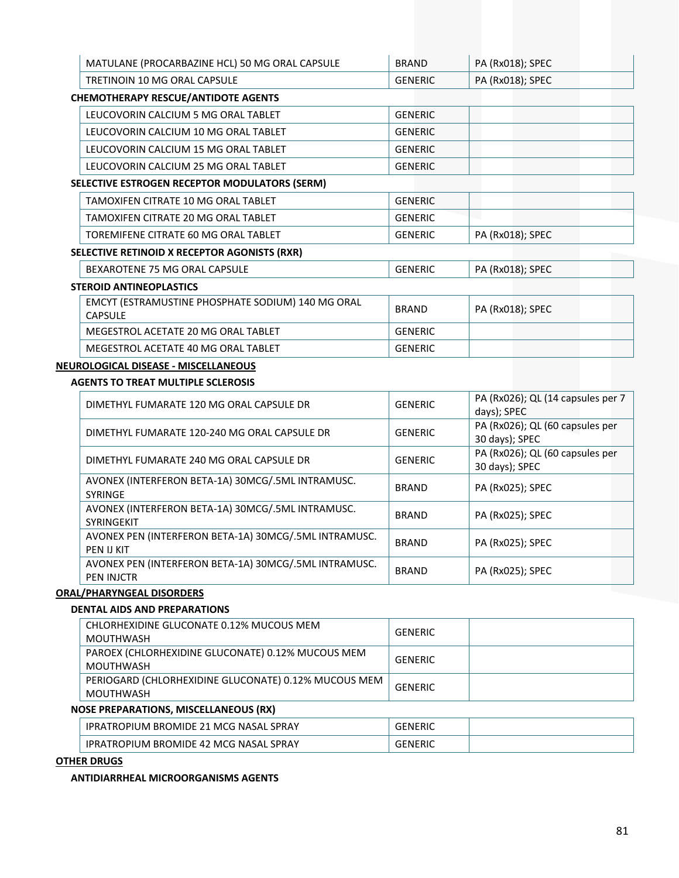| | | |
|---|---|---|
| MATULANE (PROCARBAZINE HCL) 50 MG ORAL CAPSULE | BRAND | PA (Rx018); SPEC |
| TRETINOIN 10 MG ORAL CAPSULE | GENERIC | PA (Rx018); SPEC |

### CHEMOTHERAPY RESCUE/ANTIDOTE AGENTS

| | | |
|---|---|---|
| LEUCOVORIN CALCIUM 5 MG ORAL TABLET | GENERIC | |
| LEUCOVORIN CALCIUM 10 MG ORAL TABLET | GENERIC | |
| LEUCOVORIN CALCIUM 15 MG ORAL TABLET | GENERIC | |
| LEUCOVORIN CALCIUM 25 MG ORAL TABLET | GENERIC | |

### SELECTIVE ESTROGEN RECEPTOR MODULATORS (SERM)

| | | |
|---|---|---|
| TAMOXIFEN CITRATE 10 MG ORAL TABLET | GENERIC | |
| TAMOXIFEN CITRATE 20 MG ORAL TABLET | GENERIC | |
| TOREMIFENE CITRATE 60 MG ORAL TABLET | GENERIC | PA (Rx018); SPEC |

### SELECTIVE RETINOID X RECEPTOR AGONISTS (RXR)

| | | |
|---|---|---|
| BEXAROTENE 75 MG ORAL CAPSULE | GENERIC | PA (Rx018); SPEC |

### STEROID ANTINEOPLASTICS

| | | |
|---|---|---|
| EMCYT (ESTRAMUSTINE PHOSPHATE SODIUM) 140 MG ORAL CAPSULE | BRAND | PA (Rx018); SPEC |
| MEGESTROL ACETATE 20 MG ORAL TABLET | GENERIC | |
| MEGESTROL ACETATE 40 MG ORAL TABLET | GENERIC | |

## NEUROLOGICAL DISEASE - MISCELLANEOUS

### AGENTS TO TREAT MULTIPLE SCLEROSIS

| | | |
|---|---|---|
| DIMETHYL FUMARATE 120 MG ORAL CAPSULE DR | GENERIC | PA (Rx026); QL (14 capsules per 7 days); SPEC |
| DIMETHYL FUMARATE 120-240 MG ORAL CAPSULE DR | GENERIC | PA (Rx026); QL (60 capsules per 30 days); SPEC |
| DIMETHYL FUMARATE 240 MG ORAL CAPSULE DR | GENERIC | PA (Rx026); QL (60 capsules per 30 days); SPEC |
| AVONEX (INTERFERON BETA-1A) 30MCG/.5ML INTRAMUSC. SYRINGE | BRAND | PA (Rx025); SPEC |
| AVONEX (INTERFERON BETA-1A) 30MCG/.5ML INTRAMUSC. SYRINGEKIT | BRAND | PA (Rx025); SPEC |
| AVONEX PEN (INTERFERON BETA-1A) 30MCG/.5ML INTRAMUSC. PEN IJ KIT | BRAND | PA (Rx025); SPEC |
| AVONEX PEN (INTERFERON BETA-1A) 30MCG/.5ML INTRAMUSC. PEN INJCTR | BRAND | PA (Rx025); SPEC |

## ORAL/PHARYNGEAL DISORDERS

### DENTAL AIDS AND PREPARATIONS

| | | |
|---|---|---|
| CHLORHEXIDINE GLUCONATE 0.12% MUCOUS MEM MOUTHWASH | GENERIC | |
| PAROEX (CHLORHEXIDINE GLUCONATE) 0.12% MUCOUS MEM MOUTHWASH | GENERIC | |
| PERIOGARD (CHLORHEXIDINE GLUCONATE) 0.12% MUCOUS MEM MOUTHWASH | GENERIC | |

### NOSE PREPARATIONS, MISCELLANEOUS (RX)

| | | |
|---|---|---|
| IPRATROPIUM BROMIDE 21 MCG NASAL SPRAY | GENERIC | |
| IPRATROPIUM BROMIDE 42 MCG NASAL SPRAY | GENERIC | |

## OTHER DRUGS

### ANTIDIARRHEAL MICROORGANISMS AGENTS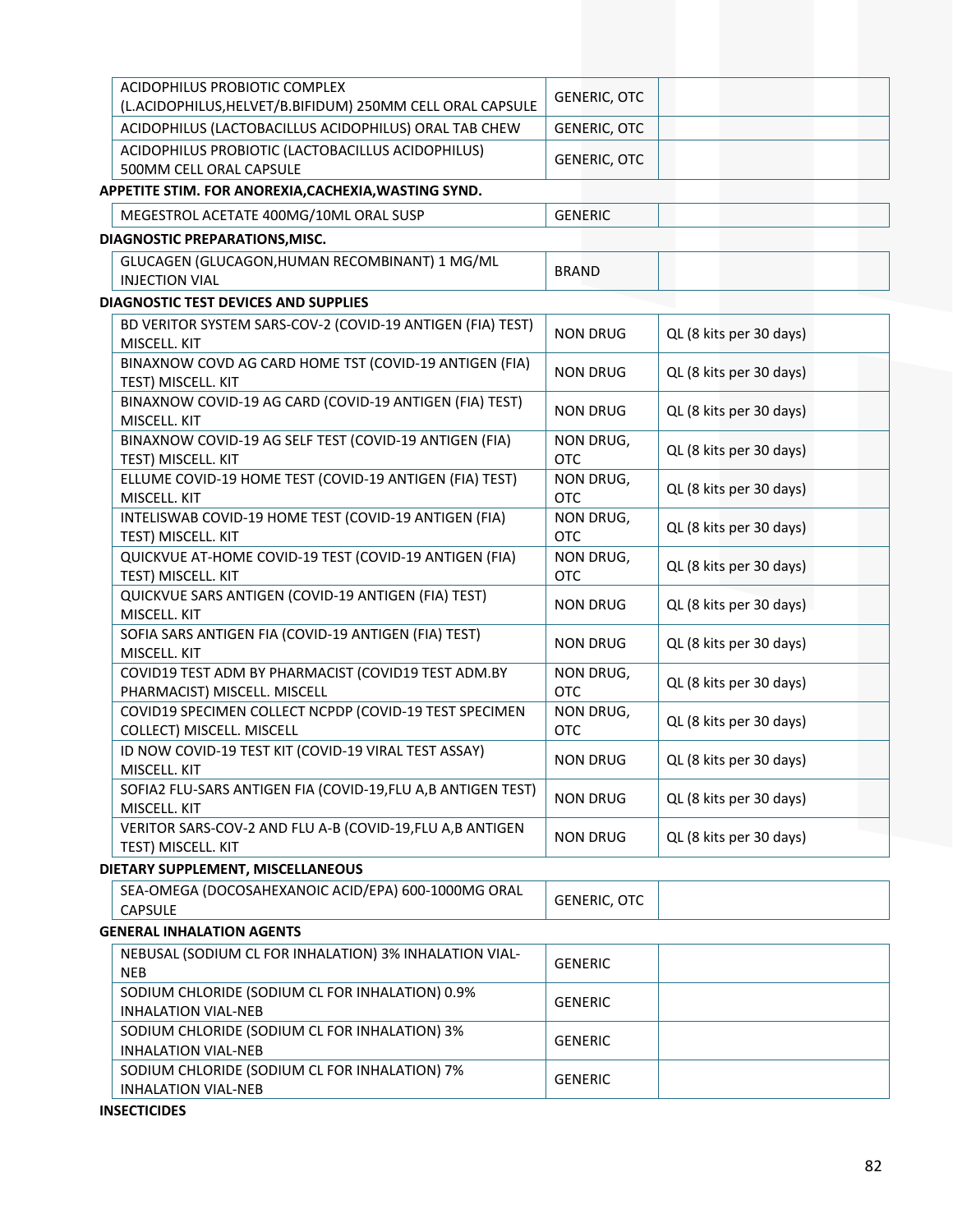| | | |
|---|---|---|
| ACIDOPHILUS PROBIOTIC COMPLEX (L.ACIDOPHILUS,HELVET/B.BIFIDUM) 250MM CELL ORAL CAPSULE | GENERIC, OTC | |
| ACIDOPHILUS (LACTOBACILLUS ACIDOPHILUS) ORAL TAB CHEW | GENERIC, OTC | |
| ACIDOPHILUS PROBIOTIC (LACTOBACILLUS ACIDOPHILUS) 500MM CELL ORAL CAPSULE | GENERIC, OTC | |

**APPETITE STIM. FOR ANOREXIA,CACHEXIA,WASTING SYND.**

| | | |
|---|---|---|
| MEGESTROL ACETATE 400MG/10ML ORAL SUSP | GENERIC | |

**DIAGNOSTIC PREPARATIONS,MISC.**

| | | |
|---|---|---|
| GLUCAGEN (GLUCAGON,HUMAN RECOMBINANT) 1 MG/ML INJECTION VIAL | BRAND | |

**DIAGNOSTIC TEST DEVICES AND SUPPLIES**

| | | |
|---|---|---|
| BD VERITOR SYSTEM SARS-COV-2 (COVID-19 ANTIGEN (FIA) TEST) MISCELL. KIT | NON DRUG | QL (8 kits per 30 days) |
| BINAXNOW COVD AG CARD HOME TST (COVID-19 ANTIGEN (FIA) TEST) MISCELL. KIT | NON DRUG | QL (8 kits per 30 days) |
| BINAXNOW COVID-19 AG CARD (COVID-19 ANTIGEN (FIA) TEST) MISCELL. KIT | NON DRUG | QL (8 kits per 30 days) |
| BINAXNOW COVID-19 AG SELF TEST (COVID-19 ANTIGEN (FIA) TEST) MISCELL. KIT | NON DRUG, OTC | QL (8 kits per 30 days) |
| ELLUME COVID-19 HOME TEST (COVID-19 ANTIGEN (FIA) TEST) MISCELL. KIT | NON DRUG, OTC | QL (8 kits per 30 days) |
| INTELISWAB COVID-19 HOME TEST (COVID-19 ANTIGEN (FIA) TEST) MISCELL. KIT | NON DRUG, OTC | QL (8 kits per 30 days) |
| QUICKVUE AT-HOME COVID-19 TEST (COVID-19 ANTIGEN (FIA) TEST) MISCELL. KIT | NON DRUG, OTC | QL (8 kits per 30 days) |
| QUICKVUE SARS ANTIGEN (COVID-19 ANTIGEN (FIA) TEST) MISCELL. KIT | NON DRUG | QL (8 kits per 30 days) |
| SOFIA SARS ANTIGEN FIA (COVID-19 ANTIGEN (FIA) TEST) MISCELL. KIT | NON DRUG | QL (8 kits per 30 days) |
| COVID19 TEST ADM BY PHARMACIST (COVID19 TEST ADM.BY PHARMACIST) MISCELL. MISCELL | NON DRUG, OTC | QL (8 kits per 30 days) |
| COVID19 SPECIMEN COLLECT NCPDP (COVID-19 TEST SPECIMEN COLLECT) MISCELL. MISCELL | NON DRUG, OTC | QL (8 kits per 30 days) |
| ID NOW COVID-19 TEST KIT (COVID-19 VIRAL TEST ASSAY) MISCELL. KIT | NON DRUG | QL (8 kits per 30 days) |
| SOFIA2 FLU-SARS ANTIGEN FIA (COVID-19,FLU A,B ANTIGEN TEST) MISCELL. KIT | NON DRUG | QL (8 kits per 30 days) |
| VERITOR SARS-COV-2 AND FLU A-B (COVID-19,FLU A,B ANTIGEN TEST) MISCELL. KIT | NON DRUG | QL (8 kits per 30 days) |

**DIETARY SUPPLEMENT, MISCELLANEOUS**

| | | |
|---|---|---|
| SEA-OMEGA (DOCOSAHEXANOIC ACID/EPA) 600-1000MG ORAL CAPSULE | GENERIC, OTC | |

**GENERAL INHALATION AGENTS**

| | | |
|---|---|---|
| NEBUSAL (SODIUM CL FOR INHALATION) 3% INHALATION VIAL-NEB | GENERIC | |
| SODIUM CHLORIDE (SODIUM CL FOR INHALATION) 0.9% INHALATION VIAL-NEB | GENERIC | |
| SODIUM CHLORIDE (SODIUM CL FOR INHALATION) 3% INHALATION VIAL-NEB | GENERIC | |
| SODIUM CHLORIDE (SODIUM CL FOR INHALATION) 7% INHALATION VIAL-NEB | GENERIC | |

**INSECTICIDES**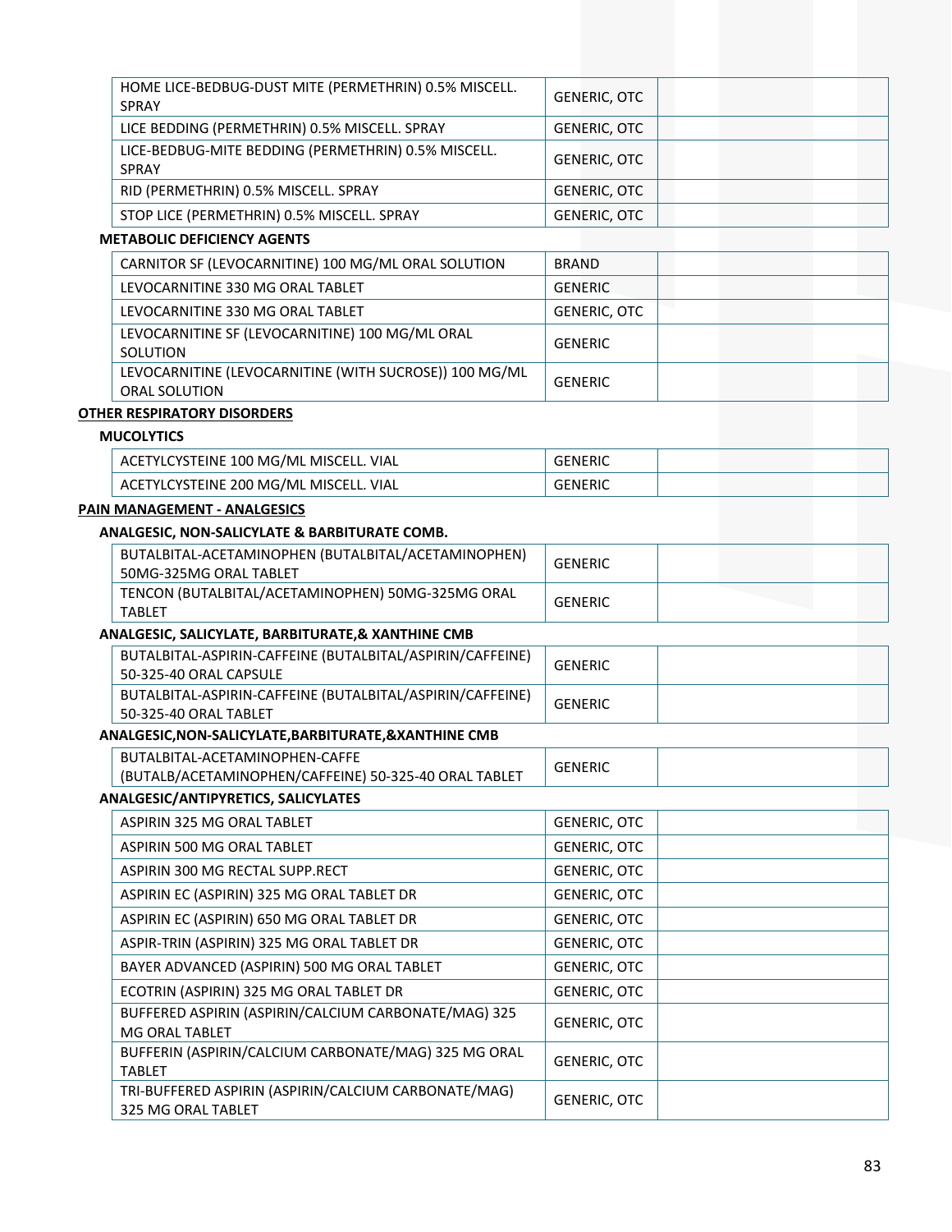| | | |
|---|---|---|
| HOME LICE-BEDBUG-DUST MITE (PERMETHRIN) 0.5% MISCELL. SPRAY | GENERIC, OTC | |
| LICE BEDDING (PERMETHRIN) 0.5% MISCELL. SPRAY | GENERIC, OTC | |
| LICE-BEDBUG-MITE BEDDING (PERMETHRIN) 0.5% MISCELL. SPRAY | GENERIC, OTC | |
| RID (PERMETHRIN) 0.5% MISCELL. SPRAY | GENERIC, OTC | |
| STOP LICE (PERMETHRIN) 0.5% MISCELL. SPRAY | GENERIC, OTC | |

**METABOLIC DEFICIENCY AGENTS**

| | | |
|---|---|---|
| CARNITOR SF (LEVOCARNITINE) 100 MG/ML ORAL SOLUTION | BRAND | |
| LEVOCARNITINE 330 MG ORAL TABLET | GENERIC | |
| LEVOCARNITINE 330 MG ORAL TABLET | GENERIC, OTC | |
| LEVOCARNITINE SF (LEVOCARNITINE) 100 MG/ML ORAL SOLUTION | GENERIC | |
| LEVOCARNITINE (LEVOCARNITINE (WITH SUCROSE)) 100 MG/ML ORAL SOLUTION | GENERIC | |

## OTHER RESPIRATORY DISORDERS

**MUCOLYTICS**

| | | |
|---|---|---|
| ACETYLCYSTEINE 100 MG/ML MISCELL. VIAL | GENERIC | |
| ACETYLCYSTEINE 200 MG/ML MISCELL. VIAL | GENERIC | |

## PAIN MANAGEMENT - ANALGESICS

**ANALGESIC, NON-SALICYLATE & BARBITURATE COMB.**

| | | |
|---|---|---|
| BUTALBITAL-ACETAMINOPHEN (BUTALBITAL/ACETAMINOPHEN) 50MG-325MG ORAL TABLET | GENERIC | |
| TENCON (BUTALBITAL/ACETAMINOPHEN) 50MG-325MG ORAL TABLET | GENERIC | |

**ANALGESIC, SALICYLATE, BARBITURATE,& XANTHINE CMB**

| | | |
|---|---|---|
| BUTALBITAL-ASPIRIN-CAFFEINE (BUTALBITAL/ASPIRIN/CAFFEINE) 50-325-40 ORAL CAPSULE | GENERIC | |
| BUTALBITAL-ASPIRIN-CAFFEINE (BUTALBITAL/ASPIRIN/CAFFEINE) 50-325-40 ORAL TABLET | GENERIC | |

**ANALGESIC,NON-SALICYLATE,BARBITURATE,&XANTHINE CMB**

| | | |
|---|---|---|
| BUTALBITAL-ACETAMINOPHEN-CAFFE (BUTALB/ACETAMINOPHEN/CAFFEINE) 50-325-40 ORAL TABLET | GENERIC | |

**ANALGESIC/ANTIPYRETICS, SALICYLATES**

| | | |
|---|---|---|
| ASPIRIN 325 MG ORAL TABLET | GENERIC, OTC | |
| ASPIRIN 500 MG ORAL TABLET | GENERIC, OTC | |
| ASPIRIN 300 MG RECTAL SUPP.RECT | GENERIC, OTC | |
| ASPIRIN EC (ASPIRIN) 325 MG ORAL TABLET DR | GENERIC, OTC | |
| ASPIRIN EC (ASPIRIN) 650 MG ORAL TABLET DR | GENERIC, OTC | |
| ASPIR-TRIN (ASPIRIN) 325 MG ORAL TABLET DR | GENERIC, OTC | |
| BAYER ADVANCED (ASPIRIN) 500 MG ORAL TABLET | GENERIC, OTC | |
| ECOTRIN (ASPIRIN) 325 MG ORAL TABLET DR | GENERIC, OTC | |
| BUFFERED ASPIRIN (ASPIRIN/CALCIUM CARBONATE/MAG) 325 MG ORAL TABLET | GENERIC, OTC | |
| BUFFERIN (ASPIRIN/CALCIUM CARBONATE/MAG) 325 MG ORAL TABLET | GENERIC, OTC | |
| TRI-BUFFERED ASPIRIN (ASPIRIN/CALCIUM CARBONATE/MAG) 325 MG ORAL TABLET | GENERIC, OTC | |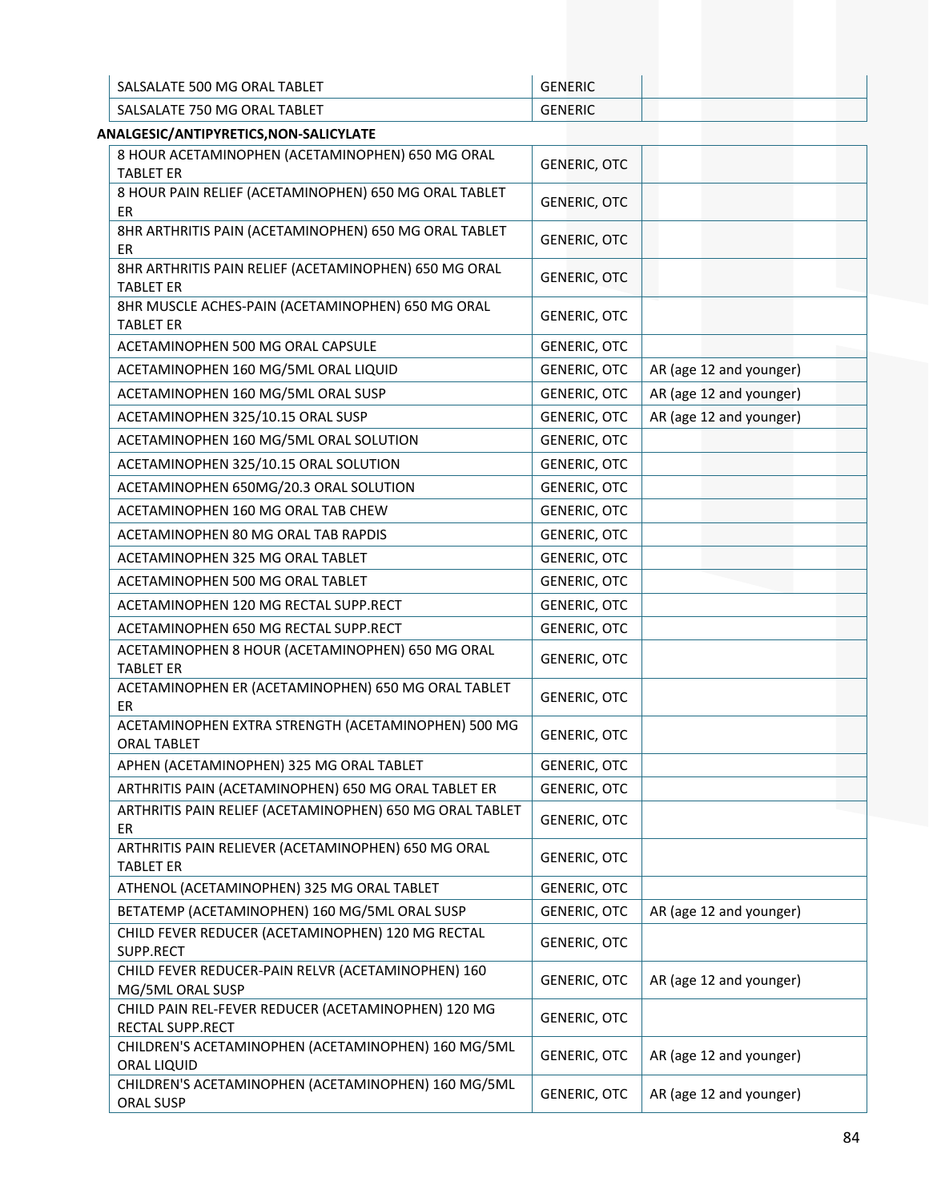| | | |
|---|---|---|
| SALSALATE 500 MG ORAL TABLET | GENERIC | |
| SALSALATE 750 MG ORAL TABLET | GENERIC | |

**ANALGESIC/ANTIPYRETICS,NON-SALICYLATE**

| | | |
|---|---|---|
| 8 HOUR ACETAMINOPHEN (ACETAMINOPHEN) 650 MG ORAL TABLET ER | GENERIC, OTC | |
| 8 HOUR PAIN RELIEF (ACETAMINOPHEN) 650 MG ORAL TABLET ER | GENERIC, OTC | |
| 8HR ARTHRITIS PAIN (ACETAMINOPHEN) 650 MG ORAL TABLET ER | GENERIC, OTC | |
| 8HR ARTHRITIS PAIN RELIEF (ACETAMINOPHEN) 650 MG ORAL TABLET ER | GENERIC, OTC | |
| 8HR MUSCLE ACHES-PAIN (ACETAMINOPHEN) 650 MG ORAL TABLET ER | GENERIC, OTC | |
| ACETAMINOPHEN 500 MG ORAL CAPSULE | GENERIC, OTC | |
| ACETAMINOPHEN 160 MG/5ML ORAL LIQUID | GENERIC, OTC | AR (age 12 and younger) |
| ACETAMINOPHEN 160 MG/5ML ORAL SUSP | GENERIC, OTC | AR (age 12 and younger) |
| ACETAMINOPHEN 325/10.15 ORAL SUSP | GENERIC, OTC | AR (age 12 and younger) |
| ACETAMINOPHEN 160 MG/5ML ORAL SOLUTION | GENERIC, OTC | |
| ACETAMINOPHEN 325/10.15 ORAL SOLUTION | GENERIC, OTC | |
| ACETAMINOPHEN 650MG/20.3 ORAL SOLUTION | GENERIC, OTC | |
| ACETAMINOPHEN 160 MG ORAL TAB CHEW | GENERIC, OTC | |
| ACETAMINOPHEN 80 MG ORAL TAB RAPDIS | GENERIC, OTC | |
| ACETAMINOPHEN 325 MG ORAL TABLET | GENERIC, OTC | |
| ACETAMINOPHEN 500 MG ORAL TABLET | GENERIC, OTC | |
| ACETAMINOPHEN 120 MG RECTAL SUPP.RECT | GENERIC, OTC | |
| ACETAMINOPHEN 650 MG RECTAL SUPP.RECT | GENERIC, OTC | |
| ACETAMINOPHEN 8 HOUR (ACETAMINOPHEN) 650 MG ORAL TABLET ER | GENERIC, OTC | |
| ACETAMINOPHEN ER (ACETAMINOPHEN) 650 MG ORAL TABLET ER | GENERIC, OTC | |
| ACETAMINOPHEN EXTRA STRENGTH (ACETAMINOPHEN) 500 MG ORAL TABLET | GENERIC, OTC | |
| APHEN (ACETAMINOPHEN) 325 MG ORAL TABLET | GENERIC, OTC | |
| ARTHRITIS PAIN (ACETAMINOPHEN) 650 MG ORAL TABLET ER | GENERIC, OTC | |
| ARTHRITIS PAIN RELIEF (ACETAMINOPHEN) 650 MG ORAL TABLET ER | GENERIC, OTC | |
| ARTHRITIS PAIN RELIEVER (ACETAMINOPHEN) 650 MG ORAL TABLET ER | GENERIC, OTC | |
| ATHENOL (ACETAMINOPHEN) 325 MG ORAL TABLET | GENERIC, OTC | |
| BETATEMP (ACETAMINOPHEN) 160 MG/5ML ORAL SUSP | GENERIC, OTC | AR (age 12 and younger) |
| CHILD FEVER REDUCER (ACETAMINOPHEN) 120 MG RECTAL SUPP.RECT | GENERIC, OTC | |
| CHILD FEVER REDUCER-PAIN RELVR (ACETAMINOPHEN) 160 MG/5ML ORAL SUSP | GENERIC, OTC | AR (age 12 and younger) |
| CHILD PAIN REL-FEVER REDUCER (ACETAMINOPHEN) 120 MG RECTAL SUPP.RECT | GENERIC, OTC | |
| CHILDREN'S ACETAMINOPHEN (ACETAMINOPHEN) 160 MG/5ML ORAL LIQUID | GENERIC, OTC | AR (age 12 and younger) |
| CHILDREN'S ACETAMINOPHEN (ACETAMINOPHEN) 160 MG/5ML ORAL SUSP | GENERIC, OTC | AR (age 12 and younger) |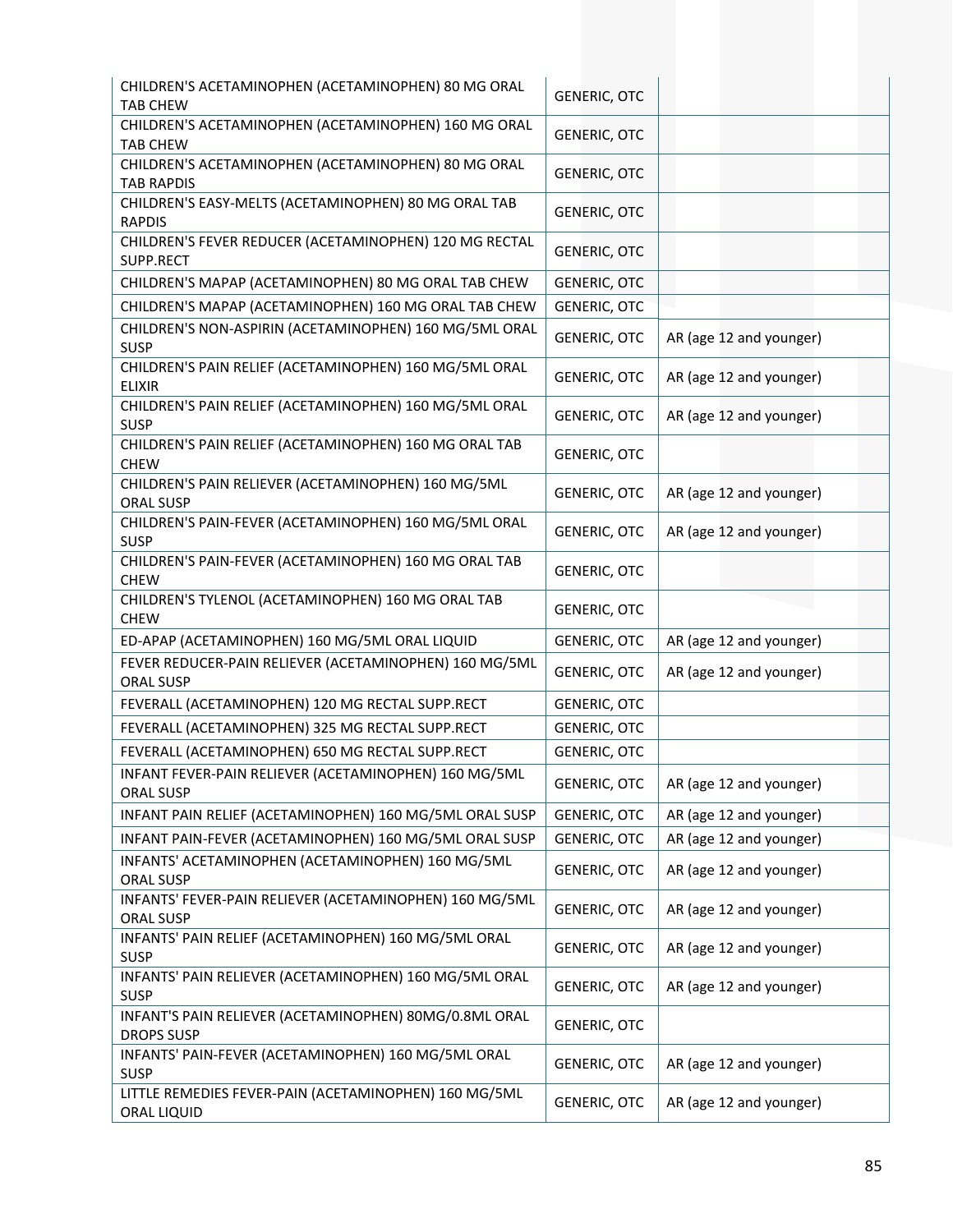| | | |
|---|---|---|
| CHILDREN'S ACETAMINOPHEN (ACETAMINOPHEN) 80 MG ORAL TAB CHEW | GENERIC, OTC | |
| CHILDREN'S ACETAMINOPHEN (ACETAMINOPHEN) 160 MG ORAL TAB CHEW | GENERIC, OTC | |
| CHILDREN'S ACETAMINOPHEN (ACETAMINOPHEN) 80 MG ORAL TAB RAPDIS | GENERIC, OTC | |
| CHILDREN'S EASY-MELTS (ACETAMINOPHEN) 80 MG ORAL TAB RAPDIS | GENERIC, OTC | |
| CHILDREN'S FEVER REDUCER (ACETAMINOPHEN) 120 MG RECTAL SUPP.RECT | GENERIC, OTC | |
| CHILDREN'S MAPAP (ACETAMINOPHEN) 80 MG ORAL TAB CHEW | GENERIC, OTC | |
| CHILDREN'S MAPAP (ACETAMINOPHEN) 160 MG ORAL TAB CHEW | GENERIC, OTC | |
| CHILDREN'S NON-ASPIRIN (ACETAMINOPHEN) 160 MG/5ML ORAL SUSP | GENERIC, OTC | AR (age 12 and younger) |
| CHILDREN'S PAIN RELIEF (ACETAMINOPHEN) 160 MG/5ML ORAL ELIXIR | GENERIC, OTC | AR (age 12 and younger) |
| CHILDREN'S PAIN RELIEF (ACETAMINOPHEN) 160 MG/5ML ORAL SUSP | GENERIC, OTC | AR (age 12 and younger) |
| CHILDREN'S PAIN RELIEF (ACETAMINOPHEN) 160 MG ORAL TAB CHEW | GENERIC, OTC | |
| CHILDREN'S PAIN RELIEVER (ACETAMINOPHEN) 160 MG/5ML ORAL SUSP | GENERIC, OTC | AR (age 12 and younger) |
| CHILDREN'S PAIN-FEVER (ACETAMINOPHEN) 160 MG/5ML ORAL SUSP | GENERIC, OTC | AR (age 12 and younger) |
| CHILDREN'S PAIN-FEVER (ACETAMINOPHEN) 160 MG ORAL TAB CHEW | GENERIC, OTC | |
| CHILDREN'S TYLENOL (ACETAMINOPHEN) 160 MG ORAL TAB CHEW | GENERIC, OTC | |
| ED-APAP (ACETAMINOPHEN) 160 MG/5ML ORAL LIQUID | GENERIC, OTC | AR (age 12 and younger) |
| FEVER REDUCER-PAIN RELIEVER (ACETAMINOPHEN) 160 MG/5ML ORAL SUSP | GENERIC, OTC | AR (age 12 and younger) |
| FEVERALL (ACETAMINOPHEN) 120 MG RECTAL SUPP.RECT | GENERIC, OTC | |
| FEVERALL (ACETAMINOPHEN) 325 MG RECTAL SUPP.RECT | GENERIC, OTC | |
| FEVERALL (ACETAMINOPHEN) 650 MG RECTAL SUPP.RECT | GENERIC, OTC | |
| INFANT FEVER-PAIN RELIEVER (ACETAMINOPHEN) 160 MG/5ML ORAL SUSP | GENERIC, OTC | AR (age 12 and younger) |
| INFANT PAIN RELIEF (ACETAMINOPHEN) 160 MG/5ML ORAL SUSP | GENERIC, OTC | AR (age 12 and younger) |
| INFANT PAIN-FEVER (ACETAMINOPHEN) 160 MG/5ML ORAL SUSP | GENERIC, OTC | AR (age 12 and younger) |
| INFANTS' ACETAMINOPHEN (ACETAMINOPHEN) 160 MG/5ML ORAL SUSP | GENERIC, OTC | AR (age 12 and younger) |
| INFANTS' FEVER-PAIN RELIEVER (ACETAMINOPHEN) 160 MG/5ML ORAL SUSP | GENERIC, OTC | AR (age 12 and younger) |
| INFANTS' PAIN RELIEF (ACETAMINOPHEN) 160 MG/5ML ORAL SUSP | GENERIC, OTC | AR (age 12 and younger) |
| INFANTS' PAIN RELIEVER (ACETAMINOPHEN) 160 MG/5ML ORAL SUSP | GENERIC, OTC | AR (age 12 and younger) |
| INFANT'S PAIN RELIEVER (ACETAMINOPHEN) 80MG/0.8ML ORAL DROPS SUSP | GENERIC, OTC | |
| INFANTS' PAIN-FEVER (ACETAMINOPHEN) 160 MG/5ML ORAL SUSP | GENERIC, OTC | AR (age 12 and younger) |
| LITTLE REMEDIES FEVER-PAIN (ACETAMINOPHEN) 160 MG/5ML ORAL LIQUID | GENERIC, OTC | AR (age 12 and younger) |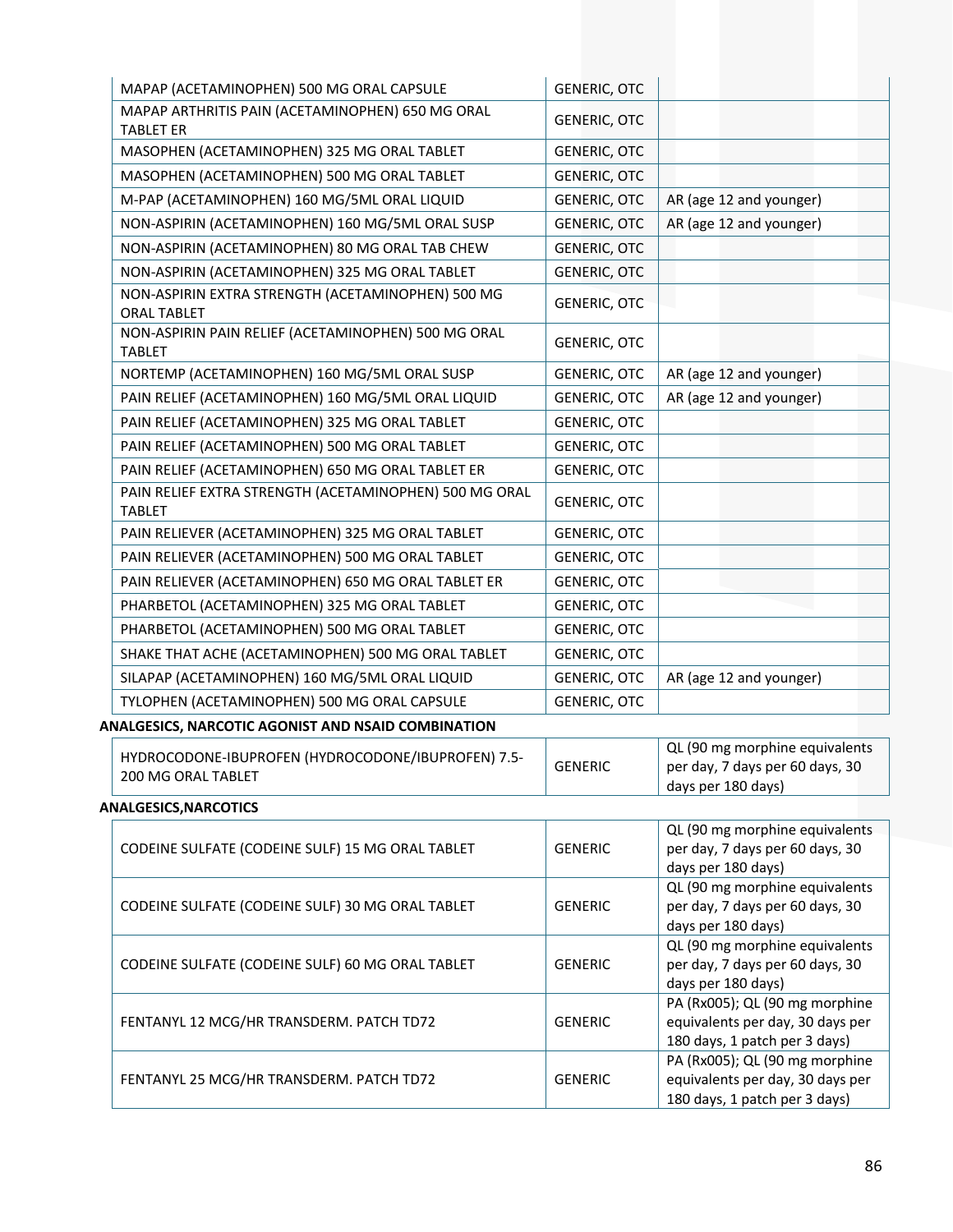| | | |
|---|---|---|
| MAPAP (ACETAMINOPHEN) 500 MG ORAL CAPSULE | GENERIC, OTC | |
| MAPAP ARTHRITIS PAIN (ACETAMINOPHEN) 650 MG ORAL TABLET ER | GENERIC, OTC | |
| MASOPHEN (ACETAMINOPHEN) 325 MG ORAL TABLET | GENERIC, OTC | |
| MASOPHEN (ACETAMINOPHEN) 500 MG ORAL TABLET | GENERIC, OTC | |
| M-PAP (ACETAMINOPHEN) 160 MG/5ML ORAL LIQUID | GENERIC, OTC | AR (age 12 and younger) |
| NON-ASPIRIN (ACETAMINOPHEN) 160 MG/5ML ORAL SUSP | GENERIC, OTC | AR (age 12 and younger) |
| NON-ASPIRIN (ACETAMINOPHEN) 80 MG ORAL TAB CHEW | GENERIC, OTC | |
| NON-ASPIRIN (ACETAMINOPHEN) 325 MG ORAL TABLET | GENERIC, OTC | |
| NON-ASPIRIN EXTRA STRENGTH (ACETAMINOPHEN) 500 MG ORAL TABLET | GENERIC, OTC | |
| NON-ASPIRIN PAIN RELIEF (ACETAMINOPHEN) 500 MG ORAL TABLET | GENERIC, OTC | |
| NORTEMP (ACETAMINOPHEN) 160 MG/5ML ORAL SUSP | GENERIC, OTC | AR (age 12 and younger) |
| PAIN RELIEF (ACETAMINOPHEN) 160 MG/5ML ORAL LIQUID | GENERIC, OTC | AR (age 12 and younger) |
| PAIN RELIEF (ACETAMINOPHEN) 325 MG ORAL TABLET | GENERIC, OTC | |
| PAIN RELIEF (ACETAMINOPHEN) 500 MG ORAL TABLET | GENERIC, OTC | |
| PAIN RELIEF (ACETAMINOPHEN) 650 MG ORAL TABLET ER | GENERIC, OTC | |
| PAIN RELIEF EXTRA STRENGTH (ACETAMINOPHEN) 500 MG ORAL TABLET | GENERIC, OTC | |
| PAIN RELIEVER (ACETAMINOPHEN) 325 MG ORAL TABLET | GENERIC, OTC | |
| PAIN RELIEVER (ACETAMINOPHEN) 500 MG ORAL TABLET | GENERIC, OTC | |
| PAIN RELIEVER (ACETAMINOPHEN) 650 MG ORAL TABLET ER | GENERIC, OTC | |
| PHARBETOL (ACETAMINOPHEN) 325 MG ORAL TABLET | GENERIC, OTC | |
| PHARBETOL (ACETAMINOPHEN) 500 MG ORAL TABLET | GENERIC, OTC | |
| SHAKE THAT ACHE (ACETAMINOPHEN) 500 MG ORAL TABLET | GENERIC, OTC | |
| SILAPAP (ACETAMINOPHEN) 160 MG/5ML ORAL LIQUID | GENERIC, OTC | AR (age 12 and younger) |
| TYLOPHEN (ACETAMINOPHEN) 500 MG ORAL CAPSULE | GENERIC, OTC | |

**ANALGESICS, NARCOTIC AGONIST AND NSAID COMBINATION**

| | | |
|---|---|---|
| HYDROCODONE-IBUPROFEN (HYDROCODONE/IBUPROFEN) 7.5-200 MG ORAL TABLET | GENERIC | QL (90 mg morphine equivalents per day, 7 days per 60 days, 30 days per 180 days) |

**ANALGESICS,NARCOTICS**

| | | |
|---|---|---|
| CODEINE SULFATE (CODEINE SULF) 15 MG ORAL TABLET | GENERIC | QL (90 mg morphine equivalents per day, 7 days per 60 days, 30 days per 180 days) |
| CODEINE SULFATE (CODEINE SULF) 30 MG ORAL TABLET | GENERIC | QL (90 mg morphine equivalents per day, 7 days per 60 days, 30 days per 180 days) |
| CODEINE SULFATE (CODEINE SULF) 60 MG ORAL TABLET | GENERIC | QL (90 mg morphine equivalents per day, 7 days per 60 days, 30 days per 180 days) |
| FENTANYL 12 MCG/HR TRANSDERM. PATCH TD72 | GENERIC | PA (Rx005); QL (90 mg morphine equivalents per day, 30 days per 180 days, 1 patch per 3 days) |
| FENTANYL 25 MCG/HR TRANSDERM. PATCH TD72 | GENERIC | PA (Rx005); QL (90 mg morphine equivalents per day, 30 days per 180 days, 1 patch per 3 days) |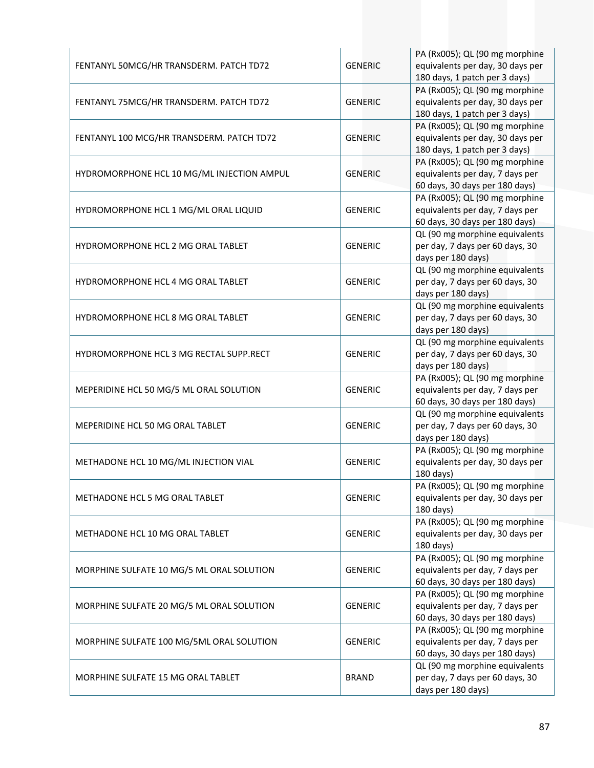| FENTANYL 50MCG/HR TRANSDERM. PATCH TD72 | GENERIC | PA (Rx005); QL (90 mg morphine equivalents per day, 30 days per 180 days, 1 patch per 3 days) |
|---|---|---|
| FENTANYL 75MCG/HR TRANSDERM. PATCH TD72 | GENERIC | PA (Rx005); QL (90 mg morphine equivalents per day, 30 days per 180 days, 1 patch per 3 days) |
| FENTANYL 100 MCG/HR TRANSDERM. PATCH TD72 | GENERIC | PA (Rx005); QL (90 mg morphine equivalents per day, 30 days per 180 days, 1 patch per 3 days) |
| HYDROMORPHONE HCL 10 MG/ML INJECTION AMPUL | GENERIC | PA (Rx005); QL (90 mg morphine equivalents per day, 7 days per 60 days, 30 days per 180 days) |
| HYDROMORPHONE HCL 1 MG/ML ORAL LIQUID | GENERIC | PA (Rx005); QL (90 mg morphine equivalents per day, 7 days per 60 days, 30 days per 180 days) |
| HYDROMORPHONE HCL 2 MG ORAL TABLET | GENERIC | QL (90 mg morphine equivalents per day, 7 days per 60 days, 30 days per 180 days) |
| HYDROMORPHONE HCL 4 MG ORAL TABLET | GENERIC | QL (90 mg morphine equivalents per day, 7 days per 60 days, 30 days per 180 days) |
| HYDROMORPHONE HCL 8 MG ORAL TABLET | GENERIC | QL (90 mg morphine equivalents per day, 7 days per 60 days, 30 days per 180 days) |
| HYDROMORPHONE HCL 3 MG RECTAL SUPP.RECT | GENERIC | QL (90 mg morphine equivalents per day, 7 days per 60 days, 30 days per 180 days) |
| MEPERIDINE HCL 50 MG/5 ML ORAL SOLUTION | GENERIC | PA (Rx005); QL (90 mg morphine equivalents per day, 7 days per 60 days, 30 days per 180 days) |
| MEPERIDINE HCL 50 MG ORAL TABLET | GENERIC | QL (90 mg morphine equivalents per day, 7 days per 60 days, 30 days per 180 days) |
| METHADONE HCL 10 MG/ML INJECTION VIAL | GENERIC | PA (Rx005); QL (90 mg morphine equivalents per day, 30 days per 180 days) |
| METHADONE HCL 5 MG ORAL TABLET | GENERIC | PA (Rx005); QL (90 mg morphine equivalents per day, 30 days per 180 days) |
| METHADONE HCL 10 MG ORAL TABLET | GENERIC | PA (Rx005); QL (90 mg morphine equivalents per day, 30 days per 180 days) |
| MORPHINE SULFATE 10 MG/5 ML ORAL SOLUTION | GENERIC | PA (Rx005); QL (90 mg morphine equivalents per day, 7 days per 60 days, 30 days per 180 days) |
| MORPHINE SULFATE 20 MG/5 ML ORAL SOLUTION | GENERIC | PA (Rx005); QL (90 mg morphine equivalents per day, 7 days per 60 days, 30 days per 180 days) |
| MORPHINE SULFATE 100 MG/5ML ORAL SOLUTION | GENERIC | PA (Rx005); QL (90 mg morphine equivalents per day, 7 days per 60 days, 30 days per 180 days) |
| MORPHINE SULFATE 15 MG ORAL TABLET | BRAND | QL (90 mg morphine equivalents per day, 7 days per 60 days, 30 days per 180 days) |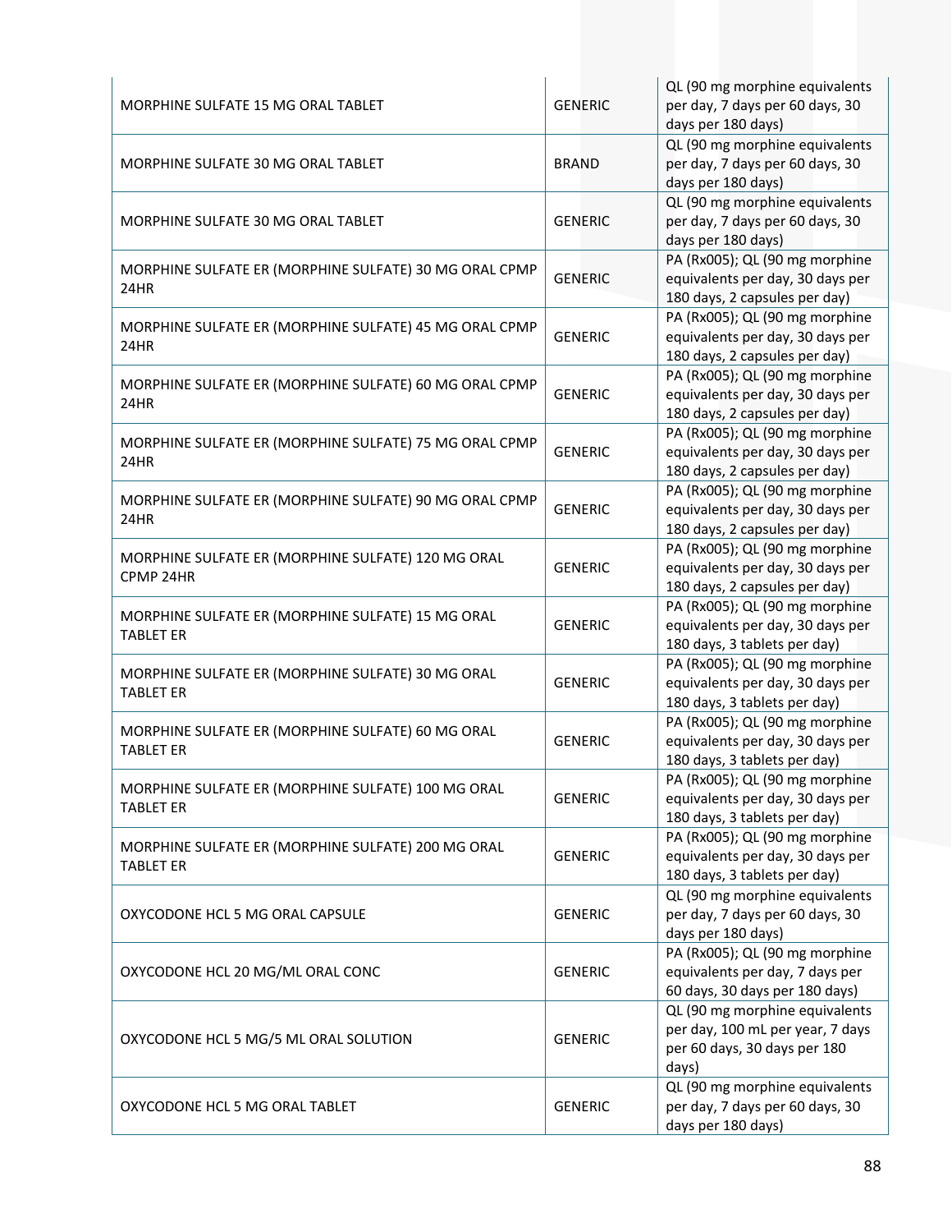| | | |
|---|---|---|
| MORPHINE SULFATE 15 MG ORAL TABLET | GENERIC | QL (90 mg morphine equivalents per day, 7 days per 60 days, 30 days per 180 days) |
| MORPHINE SULFATE 30 MG ORAL TABLET | BRAND | QL (90 mg morphine equivalents per day, 7 days per 60 days, 30 days per 180 days) |
| MORPHINE SULFATE 30 MG ORAL TABLET | GENERIC | QL (90 mg morphine equivalents per day, 7 days per 60 days, 30 days per 180 days) |
| MORPHINE SULFATE ER (MORPHINE SULFATE) 30 MG ORAL CPMP 24HR | GENERIC | PA (Rx005); QL (90 mg morphine equivalents per day, 30 days per 180 days, 2 capsules per day) |
| MORPHINE SULFATE ER (MORPHINE SULFATE) 45 MG ORAL CPMP 24HR | GENERIC | PA (Rx005); QL (90 mg morphine equivalents per day, 30 days per 180 days, 2 capsules per day) |
| MORPHINE SULFATE ER (MORPHINE SULFATE) 60 MG ORAL CPMP 24HR | GENERIC | PA (Rx005); QL (90 mg morphine equivalents per day, 30 days per 180 days, 2 capsules per day) |
| MORPHINE SULFATE ER (MORPHINE SULFATE) 75 MG ORAL CPMP 24HR | GENERIC | PA (Rx005); QL (90 mg morphine equivalents per day, 30 days per 180 days, 2 capsules per day) |
| MORPHINE SULFATE ER (MORPHINE SULFATE) 90 MG ORAL CPMP 24HR | GENERIC | PA (Rx005); QL (90 mg morphine equivalents per day, 30 days per 180 days, 2 capsules per day) |
| MORPHINE SULFATE ER (MORPHINE SULFATE) 120 MG ORAL CPMP 24HR | GENERIC | PA (Rx005); QL (90 mg morphine equivalents per day, 30 days per 180 days, 2 capsules per day) |
| MORPHINE SULFATE ER (MORPHINE SULFATE) 15 MG ORAL TABLET ER | GENERIC | PA (Rx005); QL (90 mg morphine equivalents per day, 30 days per 180 days, 3 tablets per day) |
| MORPHINE SULFATE ER (MORPHINE SULFATE) 30 MG ORAL TABLET ER | GENERIC | PA (Rx005); QL (90 mg morphine equivalents per day, 30 days per 180 days, 3 tablets per day) |
| MORPHINE SULFATE ER (MORPHINE SULFATE) 60 MG ORAL TABLET ER | GENERIC | PA (Rx005); QL (90 mg morphine equivalents per day, 30 days per 180 days, 3 tablets per day) |
| MORPHINE SULFATE ER (MORPHINE SULFATE) 100 MG ORAL TABLET ER | GENERIC | PA (Rx005); QL (90 mg morphine equivalents per day, 30 days per 180 days, 3 tablets per day) |
| MORPHINE SULFATE ER (MORPHINE SULFATE) 200 MG ORAL TABLET ER | GENERIC | PA (Rx005); QL (90 mg morphine equivalents per day, 30 days per 180 days, 3 tablets per day) |
| OXYCODONE HCL 5 MG ORAL CAPSULE | GENERIC | QL (90 mg morphine equivalents per day, 7 days per 60 days, 30 days per 180 days) |
| OXYCODONE HCL 20 MG/ML ORAL CONC | GENERIC | PA (Rx005); QL (90 mg morphine equivalents per day, 7 days per 60 days, 30 days per 180 days) |
| OXYCODONE HCL 5 MG/5 ML ORAL SOLUTION | GENERIC | QL (90 mg morphine equivalents per day, 100 mL per year, 7 days per 60 days, 30 days per 180 days) |
| OXYCODONE HCL 5 MG ORAL TABLET | GENERIC | QL (90 mg morphine equivalents per day, 7 days per 60 days, 30 days per 180 days) |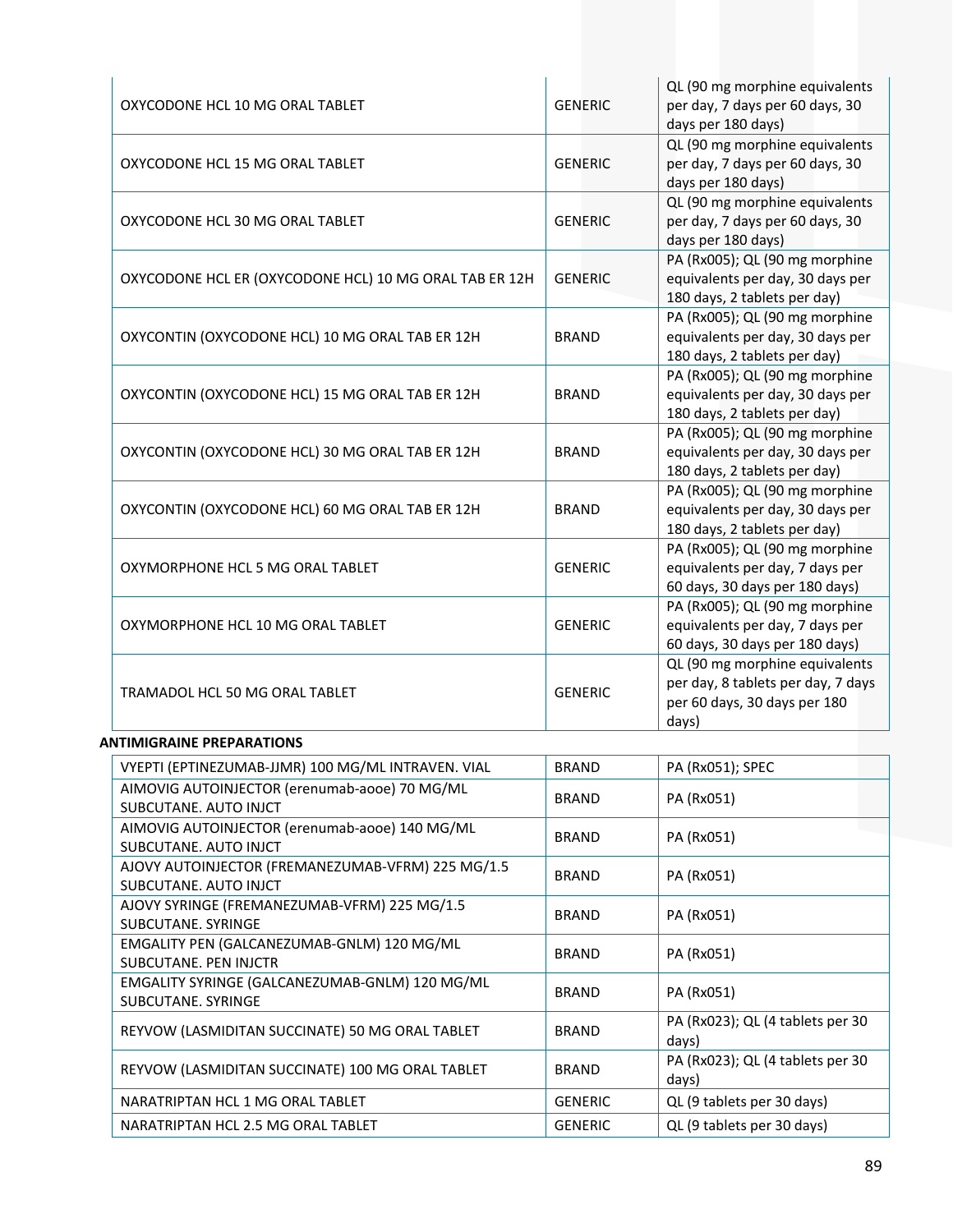| | | |
|---|---|---|
| OXYCODONE HCL 10 MG ORAL TABLET | GENERIC | QL (90 mg morphine equivalents per day, 7 days per 60 days, 30 days per 180 days) |
| OXYCODONE HCL 15 MG ORAL TABLET | GENERIC | QL (90 mg morphine equivalents per day, 7 days per 60 days, 30 days per 180 days) |
| OXYCODONE HCL 30 MG ORAL TABLET | GENERIC | QL (90 mg morphine equivalents per day, 7 days per 60 days, 30 days per 180 days) |
| OXYCODONE HCL ER (OXYCODONE HCL) 10 MG ORAL TAB ER 12H | GENERIC | PA (Rx005); QL (90 mg morphine equivalents per day, 30 days per 180 days, 2 tablets per day) |
| OXYCONTIN (OXYCODONE HCL) 10 MG ORAL TAB ER 12H | BRAND | PA (Rx005); QL (90 mg morphine equivalents per day, 30 days per 180 days, 2 tablets per day) |
| OXYCONTIN (OXYCODONE HCL) 15 MG ORAL TAB ER 12H | BRAND | PA (Rx005); QL (90 mg morphine equivalents per day, 30 days per 180 days, 2 tablets per day) |
| OXYCONTIN (OXYCODONE HCL) 30 MG ORAL TAB ER 12H | BRAND | PA (Rx005); QL (90 mg morphine equivalents per day, 30 days per 180 days, 2 tablets per day) |
| OXYCONTIN (OXYCODONE HCL) 60 MG ORAL TAB ER 12H | BRAND | PA (Rx005); QL (90 mg morphine equivalents per day, 30 days per 180 days, 2 tablets per day) |
| OXYMORPHONE HCL 5 MG ORAL TABLET | GENERIC | PA (Rx005); QL (90 mg morphine equivalents per day, 7 days per 60 days, 30 days per 180 days) |
| OXYMORPHONE HCL 10 MG ORAL TABLET | GENERIC | PA (Rx005); QL (90 mg morphine equivalents per day, 7 days per 60 days, 30 days per 180 days) |
| TRAMADOL HCL 50 MG ORAL TABLET | GENERIC | QL (90 mg morphine equivalents per day, 8 tablets per day, 7 days per 60 days, 30 days per 180 days) |

**ANTIMIGRAINE PREPARATIONS**

| | | |
|---|---|---|
| VYEPTI (EPTINEZUMAB-JJMR) 100 MG/ML INTRAVEN. VIAL | BRAND | PA (Rx051); SPEC |
| AIMOVIG AUTOINJECTOR (erenumab-aooe) 70 MG/ML SUBCUTANE. AUTO INJCT | BRAND | PA (Rx051) |
| AIMOVIG AUTOINJECTOR (erenumab-aooe) 140 MG/ML SUBCUTANE. AUTO INJCT | BRAND | PA (Rx051) |
| AJOVY AUTOINJECTOR (FREMANEZUMAB-VFRM) 225 MG/1.5 SUBCUTANE. AUTO INJCT | BRAND | PA (Rx051) |
| AJOVY SYRINGE (FREMANEZUMAB-VFRM) 225 MG/1.5 SUBCUTANE. SYRINGE | BRAND | PA (Rx051) |
| EMGALITY PEN (GALCANEZUMAB-GNLM) 120 MG/ML SUBCUTANE. PEN INJCTR | BRAND | PA (Rx051) |
| EMGALITY SYRINGE (GALCANEZUMAB-GNLM) 120 MG/ML SUBCUTANE. SYRINGE | BRAND | PA (Rx051) |
| REYVOW (LASMIDITAN SUCCINATE) 50 MG ORAL TABLET | BRAND | PA (Rx023); QL (4 tablets per 30 days) |
| REYVOW (LASMIDITAN SUCCINATE) 100 MG ORAL TABLET | BRAND | PA (Rx023); QL (4 tablets per 30 days) |
| NARATRIPTAN HCL 1 MG ORAL TABLET | GENERIC | QL (9 tablets per 30 days) |
| NARATRIPTAN HCL 2.5 MG ORAL TABLET | GENERIC | QL (9 tablets per 30 days) |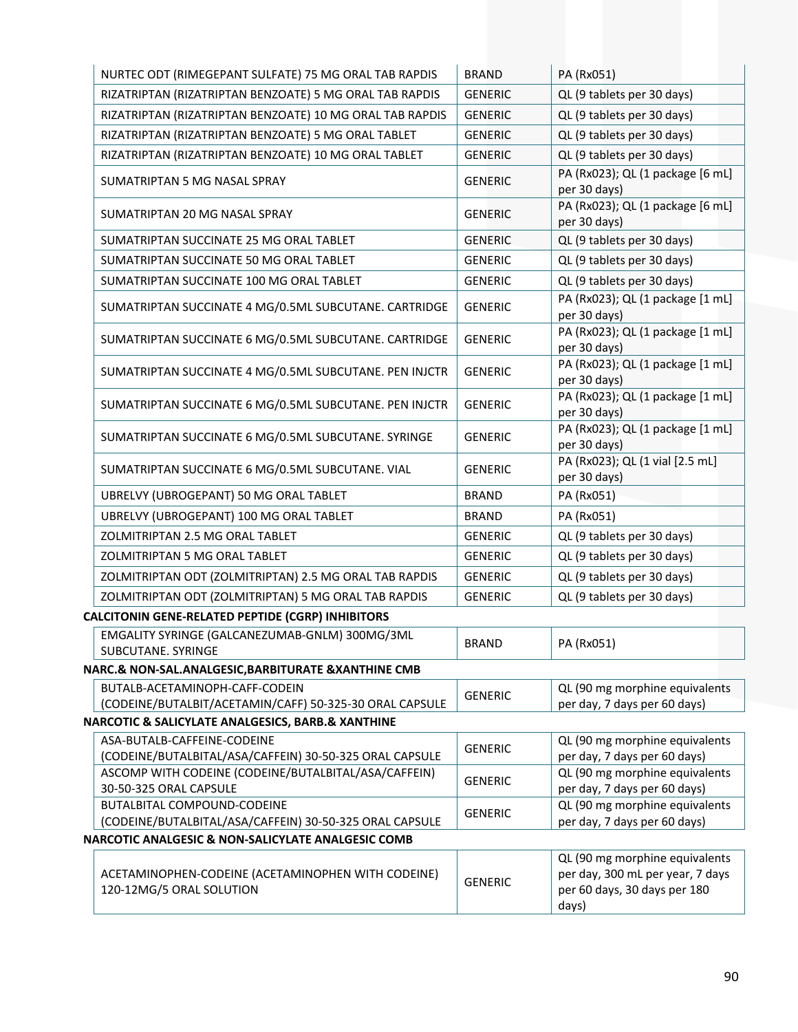| | | |
|---|---|---|
| NURTEC ODT (RIMEGEPANT SULFATE) 75 MG ORAL TAB RAPDIS | BRAND | PA (Rx051) |
| RIZATRIPTAN (RIZATRIPTAN BENZOATE) 5 MG ORAL TAB RAPDIS | GENERIC | QL (9 tablets per 30 days) |
| RIZATRIPTAN (RIZATRIPTAN BENZOATE) 10 MG ORAL TAB RAPDIS | GENERIC | QL (9 tablets per 30 days) |
| RIZATRIPTAN (RIZATRIPTAN BENZOATE) 5 MG ORAL TABLET | GENERIC | QL (9 tablets per 30 days) |
| RIZATRIPTAN (RIZATRIPTAN BENZOATE) 10 MG ORAL TABLET | GENERIC | QL (9 tablets per 30 days) |
| SUMATRIPTAN 5 MG NASAL SPRAY | GENERIC | PA (Rx023); QL (1 package [6 mL] per 30 days) |
| SUMATRIPTAN 20 MG NASAL SPRAY | GENERIC | PA (Rx023); QL (1 package [6 mL] per 30 days) |
| SUMATRIPTAN SUCCINATE 25 MG ORAL TABLET | GENERIC | QL (9 tablets per 30 days) |
| SUMATRIPTAN SUCCINATE 50 MG ORAL TABLET | GENERIC | QL (9 tablets per 30 days) |
| SUMATRIPTAN SUCCINATE 100 MG ORAL TABLET | GENERIC | QL (9 tablets per 30 days) |
| SUMATRIPTAN SUCCINATE 4 MG/0.5ML SUBCUTANE. CARTRIDGE | GENERIC | PA (Rx023); QL (1 package [1 mL] per 30 days) |
| SUMATRIPTAN SUCCINATE 6 MG/0.5ML SUBCUTANE. CARTRIDGE | GENERIC | PA (Rx023); QL (1 package [1 mL] per 30 days) |
| SUMATRIPTAN SUCCINATE 4 MG/0.5ML SUBCUTANE. PEN INJCTR | GENERIC | PA (Rx023); QL (1 package [1 mL] per 30 days) |
| SUMATRIPTAN SUCCINATE 6 MG/0.5ML SUBCUTANE. PEN INJCTR | GENERIC | PA (Rx023); QL (1 package [1 mL] per 30 days) |
| SUMATRIPTAN SUCCINATE 6 MG/0.5ML SUBCUTANE. SYRINGE | GENERIC | PA (Rx023); QL (1 package [1 mL] per 30 days) |
| SUMATRIPTAN SUCCINATE 6 MG/0.5ML SUBCUTANE. VIAL | GENERIC | PA (Rx023); QL (1 vial [2.5 mL] per 30 days) |
| UBRELVY (UBROGEPANT) 50 MG ORAL TABLET | BRAND | PA (Rx051) |
| UBRELVY (UBROGEPANT) 100 MG ORAL TABLET | BRAND | PA (Rx051) |
| ZOLMITRIPTAN 2.5 MG ORAL TABLET | GENERIC | QL (9 tablets per 30 days) |
| ZOLMITRIPTAN 5 MG ORAL TABLET | GENERIC | QL (9 tablets per 30 days) |
| ZOLMITRIPTAN ODT (ZOLMITRIPTAN) 2.5 MG ORAL TAB RAPDIS | GENERIC | QL (9 tablets per 30 days) |
| ZOLMITRIPTAN ODT (ZOLMITRIPTAN) 5 MG ORAL TAB RAPDIS | GENERIC | QL (9 tablets per 30 days) |

**CALCITONIN GENE-RELATED PEPTIDE (CGRP) INHIBITORS**

| | | |
|---|---|---|
| EMGALITY SYRINGE (GALCANEZUMAB-GNLM) 300MG/3ML SUBCUTANE. SYRINGE | BRAND | PA (Rx051) |

**NARC.& NON-SAL.ANALGESIC,BARBITURATE &XANTHINE CMB**

| | | |
|---|---|---|
| BUTALB-ACETAMINOPH-CAFF-CODEIN (CODEINE/BUTALBIT/ACETAMIN/CAFF) 50-325-30 ORAL CAPSULE | GENERIC | QL (90 mg morphine equivalents per day, 7 days per 60 days) |

**NARCOTIC & SALICYLATE ANALGESICS, BARB.& XANTHINE**

| | | |
|---|---|---|
| ASA-BUTALB-CAFFEINE-CODEINE (CODEINE/BUTALBITAL/ASA/CAFFEIN) 30-50-325 ORAL CAPSULE | GENERIC | QL (90 mg morphine equivalents per day, 7 days per 60 days) |
| ASCOMP WITH CODEINE (CODEINE/BUTALBITAL/ASA/CAFFEIN) 30-50-325 ORAL CAPSULE | GENERIC | QL (90 mg morphine equivalents per day, 7 days per 60 days) |
| BUTALBITAL COMPOUND-CODEINE (CODEINE/BUTALBITAL/ASA/CAFFEIN) 30-50-325 ORAL CAPSULE | GENERIC | QL (90 mg morphine equivalents per day, 7 days per 60 days) |

**NARCOTIC ANALGESIC & NON-SALICYLATE ANALGESIC COMB**

| | | |
|---|---|---|
| ACETAMINOPHEN-CODEINE (ACETAMINOPHEN WITH CODEINE) 120-12MG/5 ORAL SOLUTION | GENERIC | QL (90 mg morphine equivalents per day, 300 mL per year, 7 days per 60 days, 30 days per 180 days) |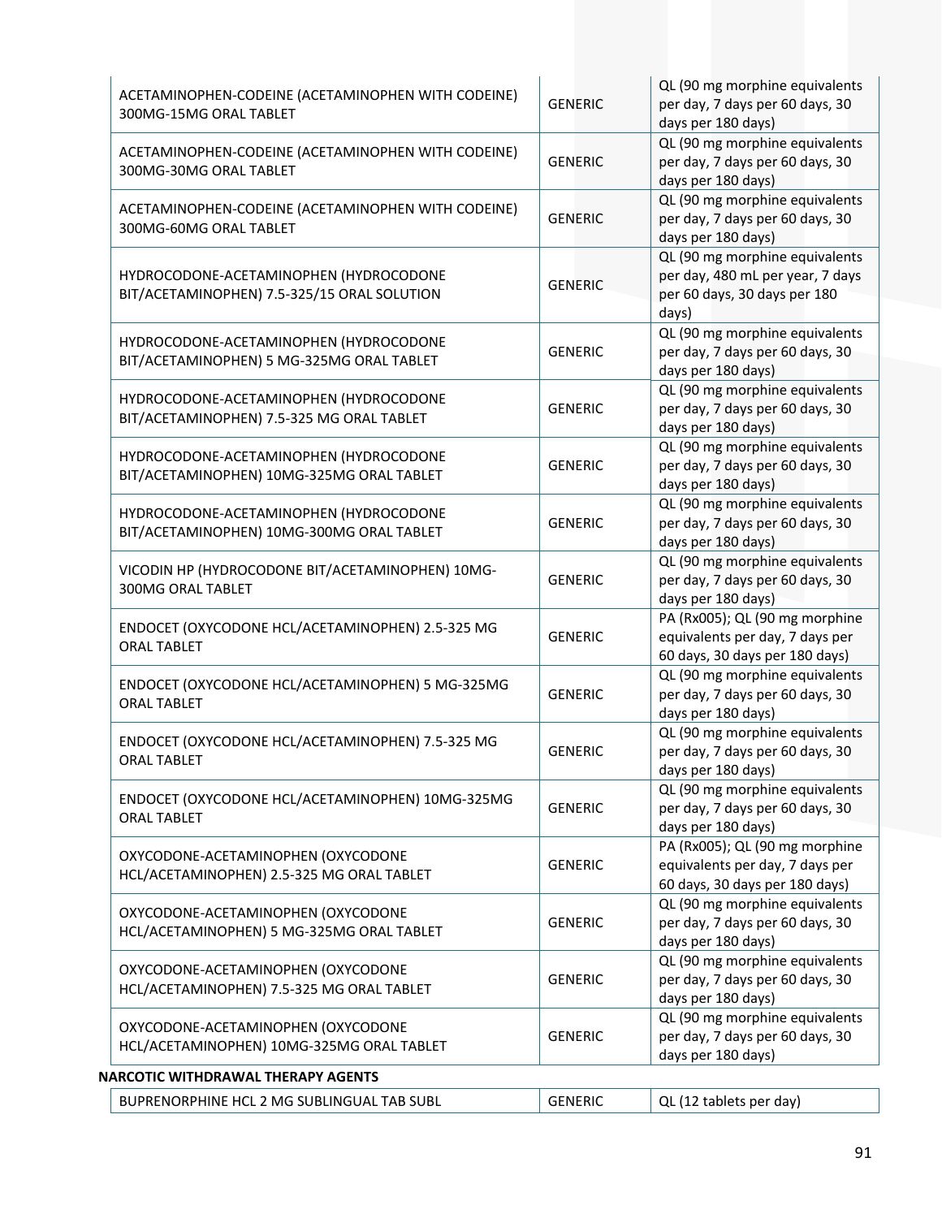| | | |
|---|---|---|
| ACETAMINOPHEN-CODEINE (ACETAMINOPHEN WITH CODEINE) 300MG-15MG ORAL TABLET | GENERIC | QL (90 mg morphine equivalents per day, 7 days per 60 days, 30 days per 180 days) |
| ACETAMINOPHEN-CODEINE (ACETAMINOPHEN WITH CODEINE) 300MG-30MG ORAL TABLET | GENERIC | QL (90 mg morphine equivalents per day, 7 days per 60 days, 30 days per 180 days) |
| ACETAMINOPHEN-CODEINE (ACETAMINOPHEN WITH CODEINE) 300MG-60MG ORAL TABLET | GENERIC | QL (90 mg morphine equivalents per day, 7 days per 60 days, 30 days per 180 days) |
| HYDROCODONE-ACETAMINOPHEN (HYDROCODONE BIT/ACETAMINOPHEN) 7.5-325/15 ORAL SOLUTION | GENERIC | QL (90 mg morphine equivalents per day, 480 mL per year, 7 days per 60 days, 30 days per 180 days) |
| HYDROCODONE-ACETAMINOPHEN (HYDROCODONE BIT/ACETAMINOPHEN) 5 MG-325MG ORAL TABLET | GENERIC | QL (90 mg morphine equivalents per day, 7 days per 60 days, 30 days per 180 days) |
| HYDROCODONE-ACETAMINOPHEN (HYDROCODONE BIT/ACETAMINOPHEN) 7.5-325 MG ORAL TABLET | GENERIC | QL (90 mg morphine equivalents per day, 7 days per 60 days, 30 days per 180 days) |
| HYDROCODONE-ACETAMINOPHEN (HYDROCODONE BIT/ACETAMINOPHEN) 10MG-325MG ORAL TABLET | GENERIC | QL (90 mg morphine equivalents per day, 7 days per 60 days, 30 days per 180 days) |
| HYDROCODONE-ACETAMINOPHEN (HYDROCODONE BIT/ACETAMINOPHEN) 10MG-300MG ORAL TABLET | GENERIC | QL (90 mg morphine equivalents per day, 7 days per 60 days, 30 days per 180 days) |
| VICODIN HP (HYDROCODONE BIT/ACETAMINOPHEN) 10MG-300MG ORAL TABLET | GENERIC | QL (90 mg morphine equivalents per day, 7 days per 60 days, 30 days per 180 days) |
| ENDOCET (OXYCODONE HCL/ACETAMINOPHEN) 2.5-325 MG ORAL TABLET | GENERIC | PA (Rx005); QL (90 mg morphine equivalents per day, 7 days per 60 days, 30 days per 180 days) |
| ENDOCET (OXYCODONE HCL/ACETAMINOPHEN) 5 MG-325MG ORAL TABLET | GENERIC | QL (90 mg morphine equivalents per day, 7 days per 60 days, 30 days per 180 days) |
| ENDOCET (OXYCODONE HCL/ACETAMINOPHEN) 7.5-325 MG ORAL TABLET | GENERIC | QL (90 mg morphine equivalents per day, 7 days per 60 days, 30 days per 180 days) |
| ENDOCET (OXYCODONE HCL/ACETAMINOPHEN) 10MG-325MG ORAL TABLET | GENERIC | QL (90 mg morphine equivalents per day, 7 days per 60 days, 30 days per 180 days) |
| OXYCODONE-ACETAMINOPHEN (OXYCODONE HCL/ACETAMINOPHEN) 2.5-325 MG ORAL TABLET | GENERIC | PA (Rx005); QL (90 mg morphine equivalents per day, 7 days per 60 days, 30 days per 180 days) |
| OXYCODONE-ACETAMINOPHEN (OXYCODONE HCL/ACETAMINOPHEN) 5 MG-325MG ORAL TABLET | GENERIC | QL (90 mg morphine equivalents per day, 7 days per 60 days, 30 days per 180 days) |
| OXYCODONE-ACETAMINOPHEN (OXYCODONE HCL/ACETAMINOPHEN) 7.5-325 MG ORAL TABLET | GENERIC | QL (90 mg morphine equivalents per day, 7 days per 60 days, 30 days per 180 days) |
| OXYCODONE-ACETAMINOPHEN (OXYCODONE HCL/ACETAMINOPHEN) 10MG-325MG ORAL TABLET | GENERIC | QL (90 mg morphine equivalents per day, 7 days per 60 days, 30 days per 180 days) |

**NARCOTIC WITHDRAWAL THERAPY AGENTS**

| | | |
|---|---|---|
| BUPRENORPHINE HCL 2 MG SUBLINGUAL TAB SUBL | GENERIC | QL (12 tablets per day) |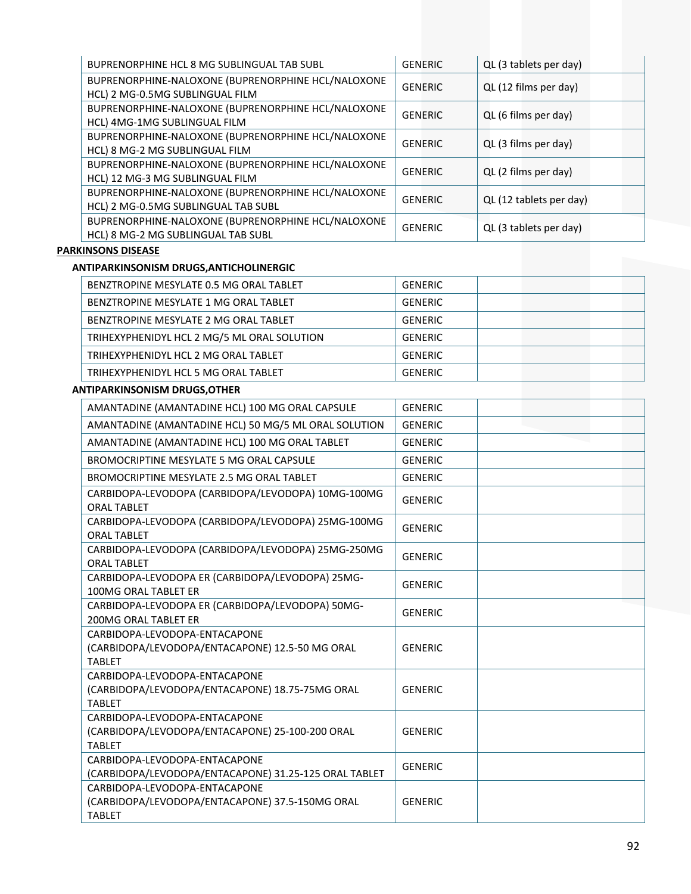| | | |
|---|---|---|
| BUPRENORPHINE HCL 8 MG SUBLINGUAL TAB SUBL | GENERIC | QL (3 tablets per day) |
| BUPRENORPHINE-NALOXONE (BUPRENORPHINE HCL/NALOXONE HCL) 2 MG-0.5MG SUBLINGUAL FILM | GENERIC | QL (12 films per day) |
| BUPRENORPHINE-NALOXONE (BUPRENORPHINE HCL/NALOXONE HCL) 4MG-1MG SUBLINGUAL FILM | GENERIC | QL (6 films per day) |
| BUPRENORPHINE-NALOXONE (BUPRENORPHINE HCL/NALOXONE HCL) 8 MG-2 MG SUBLINGUAL FILM | GENERIC | QL (3 films per day) |
| BUPRENORPHINE-NALOXONE (BUPRENORPHINE HCL/NALOXONE HCL) 12 MG-3 MG SUBLINGUAL FILM | GENERIC | QL (2 films per day) |
| BUPRENORPHINE-NALOXONE (BUPRENORPHINE HCL/NALOXONE HCL) 2 MG-0.5MG SUBLINGUAL TAB SUBL | GENERIC | QL (12 tablets per day) |
| BUPRENORPHINE-NALOXONE (BUPRENORPHINE HCL/NALOXONE HCL) 8 MG-2 MG SUBLINGUAL TAB SUBL | GENERIC | QL (3 tablets per day) |

**PARKINSONS DISEASE**

**ANTIPARKINSONISM DRUGS,ANTICHOLINERGIC**

| | | |
|---|---|---|
| BENZTROPINE MESYLATE 0.5 MG ORAL TABLET | GENERIC | |
| BENZTROPINE MESYLATE 1 MG ORAL TABLET | GENERIC | |
| BENZTROPINE MESYLATE 2 MG ORAL TABLET | GENERIC | |
| TRIHEXYPHENIDYL HCL 2 MG/5 ML ORAL SOLUTION | GENERIC | |
| TRIHEXYPHENIDYL HCL 2 MG ORAL TABLET | GENERIC | |
| TRIHEXYPHENIDYL HCL 5 MG ORAL TABLET | GENERIC | |

**ANTIPARKINSONISM DRUGS,OTHER**

| | | |
|---|---|---|
| AMANTADINE (AMANTADINE HCL) 100 MG ORAL CAPSULE | GENERIC | |
| AMANTADINE (AMANTADINE HCL) 50 MG/5 ML ORAL SOLUTION | GENERIC | |
| AMANTADINE (AMANTADINE HCL) 100 MG ORAL TABLET | GENERIC | |
| BROMOCRIPTINE MESYLATE 5 MG ORAL CAPSULE | GENERIC | |
| BROMOCRIPTINE MESYLATE 2.5 MG ORAL TABLET | GENERIC | |
| CARBIDOPA-LEVODOPA (CARBIDOPA/LEVODOPA) 10MG-100MG ORAL TABLET | GENERIC | |
| CARBIDOPA-LEVODOPA (CARBIDOPA/LEVODOPA) 25MG-100MG ORAL TABLET | GENERIC | |
| CARBIDOPA-LEVODOPA (CARBIDOPA/LEVODOPA) 25MG-250MG ORAL TABLET | GENERIC | |
| CARBIDOPA-LEVODOPA ER (CARBIDOPA/LEVODOPA) 25MG-100MG ORAL TABLET ER | GENERIC | |
| CARBIDOPA-LEVODOPA ER (CARBIDOPA/LEVODOPA) 50MG-200MG ORAL TABLET ER | GENERIC | |
| CARBIDOPA-LEVODOPA-ENTACAPONE (CARBIDOPA/LEVODOPA/ENTACAPONE) 12.5-50 MG ORAL TABLET | GENERIC | |
| CARBIDOPA-LEVODOPA-ENTACAPONE (CARBIDOPA/LEVODOPA/ENTACAPONE) 18.75-75MG ORAL TABLET | GENERIC | |
| CARBIDOPA-LEVODOPA-ENTACAPONE (CARBIDOPA/LEVODOPA/ENTACAPONE) 25-100-200 ORAL TABLET | GENERIC | |
| CARBIDOPA-LEVODOPA-ENTACAPONE (CARBIDOPA/LEVODOPA/ENTACAPONE) 31.25-125 ORAL TABLET | GENERIC | |
| CARBIDOPA-LEVODOPA-ENTACAPONE (CARBIDOPA/LEVODOPA/ENTACAPONE) 37.5-150MG ORAL TABLET | GENERIC | |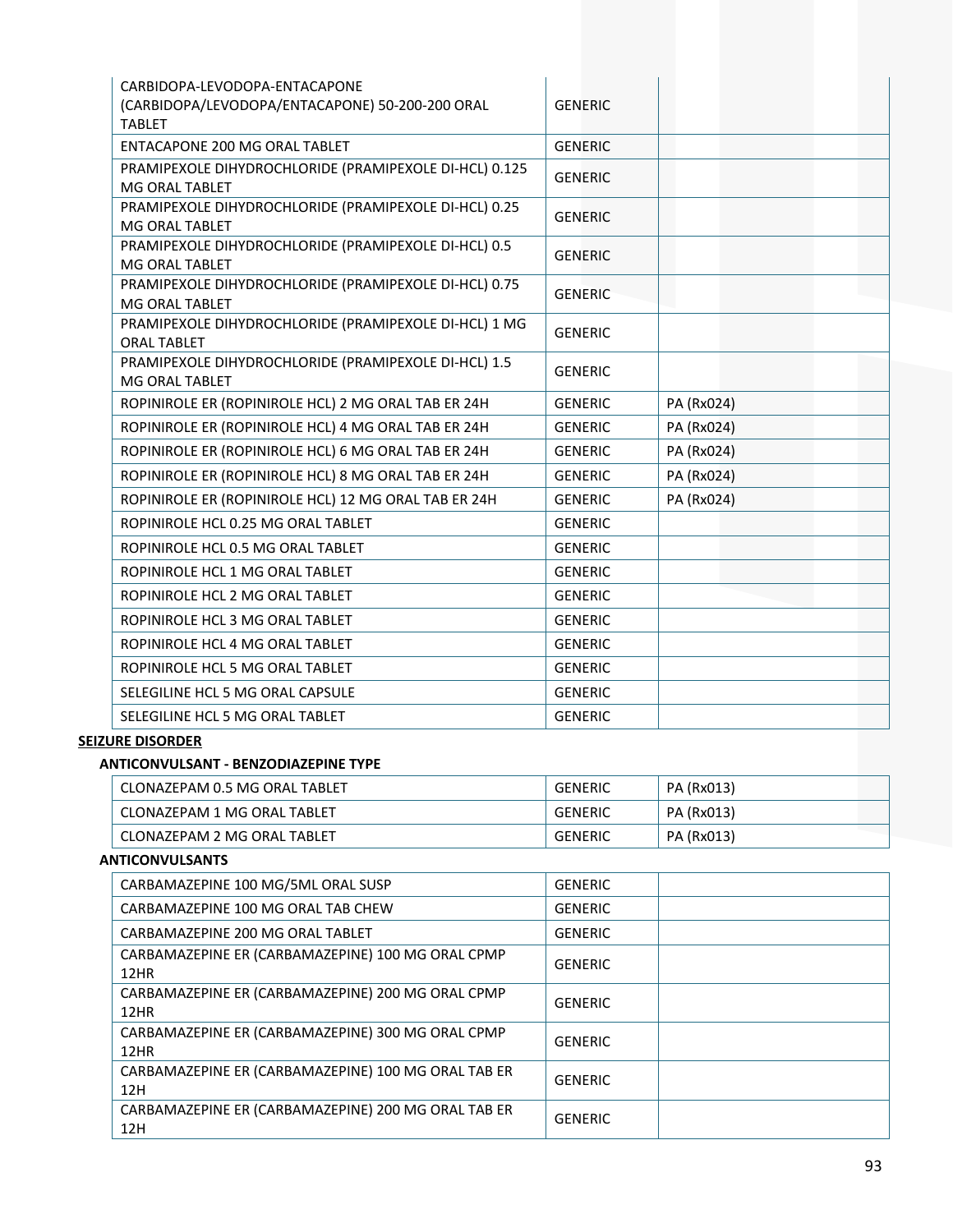| | | |
|---|---|---|
| CARBIDOPA-LEVODOPA-ENTACAPONE (CARBIDOPA/LEVODOPA/ENTACAPONE) 50-200-200 ORAL TABLET | GENERIC | |
| ENTACAPONE 200 MG ORAL TABLET | GENERIC | |
| PRAMIPEXOLE DIHYDROCHLORIDE (PRAMIPEXOLE DI-HCL) 0.125 MG ORAL TABLET | GENERIC | |
| PRAMIPEXOLE DIHYDROCHLORIDE (PRAMIPEXOLE DI-HCL) 0.25 MG ORAL TABLET | GENERIC | |
| PRAMIPEXOLE DIHYDROCHLORIDE (PRAMIPEXOLE DI-HCL) 0.5 MG ORAL TABLET | GENERIC | |
| PRAMIPEXOLE DIHYDROCHLORIDE (PRAMIPEXOLE DI-HCL) 0.75 MG ORAL TABLET | GENERIC | |
| PRAMIPEXOLE DIHYDROCHLORIDE (PRAMIPEXOLE DI-HCL) 1 MG ORAL TABLET | GENERIC | |
| PRAMIPEXOLE DIHYDROCHLORIDE (PRAMIPEXOLE DI-HCL) 1.5 MG ORAL TABLET | GENERIC | |
| ROPINIROLE ER (ROPINIROLE HCL) 2 MG ORAL TAB ER 24H | GENERIC | PA (Rx024) |
| ROPINIROLE ER (ROPINIROLE HCL) 4 MG ORAL TAB ER 24H | GENERIC | PA (Rx024) |
| ROPINIROLE ER (ROPINIROLE HCL) 6 MG ORAL TAB ER 24H | GENERIC | PA (Rx024) |
| ROPINIROLE ER (ROPINIROLE HCL) 8 MG ORAL TAB ER 24H | GENERIC | PA (Rx024) |
| ROPINIROLE ER (ROPINIROLE HCL) 12 MG ORAL TAB ER 24H | GENERIC | PA (Rx024) |
| ROPINIROLE HCL 0.25 MG ORAL TABLET | GENERIC | |
| ROPINIROLE HCL 0.5 MG ORAL TABLET | GENERIC | |
| ROPINIROLE HCL 1 MG ORAL TABLET | GENERIC | |
| ROPINIROLE HCL 2 MG ORAL TABLET | GENERIC | |
| ROPINIROLE HCL 3 MG ORAL TABLET | GENERIC | |
| ROPINIROLE HCL 4 MG ORAL TABLET | GENERIC | |
| ROPINIROLE HCL 5 MG ORAL TABLET | GENERIC | |
| SELEGILINE HCL 5 MG ORAL CAPSULE | GENERIC | |
| SELEGILINE HCL 5 MG ORAL TABLET | GENERIC | |

## SEIZURE DISORDER

### ANTICONVULSANT - BENZODIAZEPINE TYPE

| | | |
|---|---|---|
| CLONAZEPAM 0.5 MG ORAL TABLET | GENERIC | PA (Rx013) |
| CLONAZEPAM 1 MG ORAL TABLET | GENERIC | PA (Rx013) |
| CLONAZEPAM 2 MG ORAL TABLET | GENERIC | PA (Rx013) |

### ANTICONVULSANTS

| | | |
|---|---|---|
| CARBAMAZEPINE 100 MG/5ML ORAL SUSP | GENERIC | |
| CARBAMAZEPINE 100 MG ORAL TAB CHEW | GENERIC | |
| CARBAMAZEPINE 200 MG ORAL TABLET | GENERIC | |
| CARBAMAZEPINE ER (CARBAMAZEPINE) 100 MG ORAL CPMP 12HR | GENERIC | |
| CARBAMAZEPINE ER (CARBAMAZEPINE) 200 MG ORAL CPMP 12HR | GENERIC | |
| CARBAMAZEPINE ER (CARBAMAZEPINE) 300 MG ORAL CPMP 12HR | GENERIC | |
| CARBAMAZEPINE ER (CARBAMAZEPINE) 100 MG ORAL TAB ER 12H | GENERIC | |
| CARBAMAZEPINE ER (CARBAMAZEPINE) 200 MG ORAL TAB ER 12H | GENERIC | |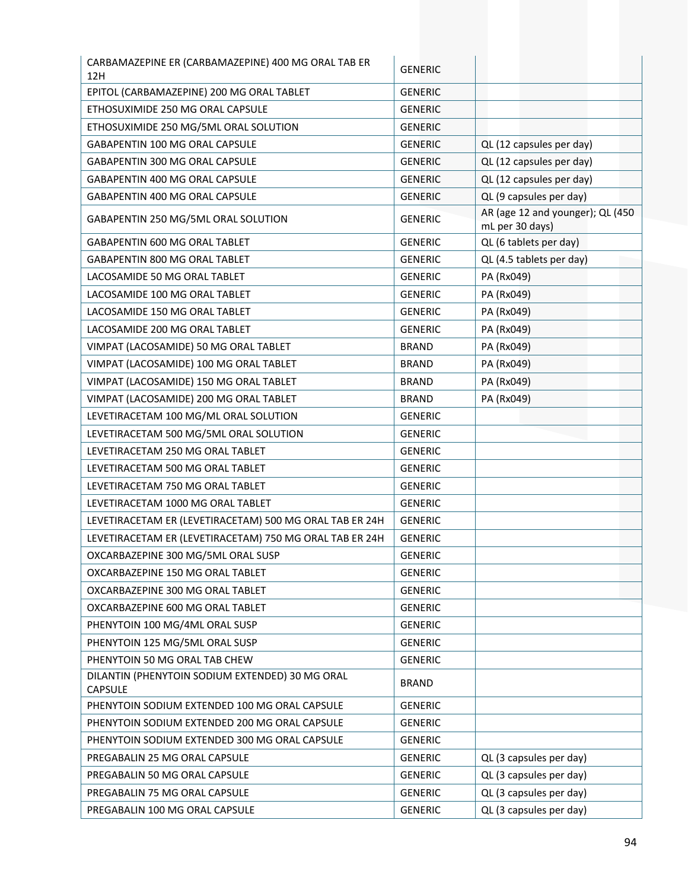| | | |
|---|---|---|
| CARBAMAZEPINE ER (CARBAMAZEPINE) 400 MG ORAL TAB ER 12H | GENERIC | |
| EPITOL (CARBAMAZEPINE) 200 MG ORAL TABLET | GENERIC | |
| ETHOSUXIMIDE 250 MG ORAL CAPSULE | GENERIC | |
| ETHOSUXIMIDE 250 MG/5ML ORAL SOLUTION | GENERIC | |
| GABAPENTIN 100 MG ORAL CAPSULE | GENERIC | QL (12 capsules per day) |
| GABAPENTIN 300 MG ORAL CAPSULE | GENERIC | QL (12 capsules per day) |
| GABAPENTIN 400 MG ORAL CAPSULE | GENERIC | QL (12 capsules per day) |
| GABAPENTIN 400 MG ORAL CAPSULE | GENERIC | QL (9 capsules per day) |
| GABAPENTIN 250 MG/5ML ORAL SOLUTION | GENERIC | AR (age 12 and younger); QL (450 mL per 30 days) |
| GABAPENTIN 600 MG ORAL TABLET | GENERIC | QL (6 tablets per day) |
| GABAPENTIN 800 MG ORAL TABLET | GENERIC | QL (4.5 tablets per day) |
| LACOSAMIDE 50 MG ORAL TABLET | GENERIC | PA (Rx049) |
| LACOSAMIDE 100 MG ORAL TABLET | GENERIC | PA (Rx049) |
| LACOSAMIDE 150 MG ORAL TABLET | GENERIC | PA (Rx049) |
| LACOSAMIDE 200 MG ORAL TABLET | GENERIC | PA (Rx049) |
| VIMPAT (LACOSAMIDE) 50 MG ORAL TABLET | BRAND | PA (Rx049) |
| VIMPAT (LACOSAMIDE) 100 MG ORAL TABLET | BRAND | PA (Rx049) |
| VIMPAT (LACOSAMIDE) 150 MG ORAL TABLET | BRAND | PA (Rx049) |
| VIMPAT (LACOSAMIDE) 200 MG ORAL TABLET | BRAND | PA (Rx049) |
| LEVETIRACETAM 100 MG/ML ORAL SOLUTION | GENERIC | |
| LEVETIRACETAM 500 MG/5ML ORAL SOLUTION | GENERIC | |
| LEVETIRACETAM 250 MG ORAL TABLET | GENERIC | |
| LEVETIRACETAM 500 MG ORAL TABLET | GENERIC | |
| LEVETIRACETAM 750 MG ORAL TABLET | GENERIC | |
| LEVETIRACETAM 1000 MG ORAL TABLET | GENERIC | |
| LEVETIRACETAM ER (LEVETIRACETAM) 500 MG ORAL TAB ER 24H | GENERIC | |
| LEVETIRACETAM ER (LEVETIRACETAM) 750 MG ORAL TAB ER 24H | GENERIC | |
| OXCARBAZEPINE 300 MG/5ML ORAL SUSP | GENERIC | |
| OXCARBAZEPINE 150 MG ORAL TABLET | GENERIC | |
| OXCARBAZEPINE 300 MG ORAL TABLET | GENERIC | |
| OXCARBAZEPINE 600 MG ORAL TABLET | GENERIC | |
| PHENYTOIN 100 MG/4ML ORAL SUSP | GENERIC | |
| PHENYTOIN 125 MG/5ML ORAL SUSP | GENERIC | |
| PHENYTOIN 50 MG ORAL TAB CHEW | GENERIC | |
| DILANTIN (PHENYTOIN SODIUM EXTENDED) 30 MG ORAL CAPSULE | BRAND | |
| PHENYTOIN SODIUM EXTENDED 100 MG ORAL CAPSULE | GENERIC | |
| PHENYTOIN SODIUM EXTENDED 200 MG ORAL CAPSULE | GENERIC | |
| PHENYTOIN SODIUM EXTENDED 300 MG ORAL CAPSULE | GENERIC | |
| PREGABALIN 25 MG ORAL CAPSULE | GENERIC | QL (3 capsules per day) |
| PREGABALIN 50 MG ORAL CAPSULE | GENERIC | QL (3 capsules per day) |
| PREGABALIN 75 MG ORAL CAPSULE | GENERIC | QL (3 capsules per day) |
| PREGABALIN 100 MG ORAL CAPSULE | GENERIC | QL (3 capsules per day) |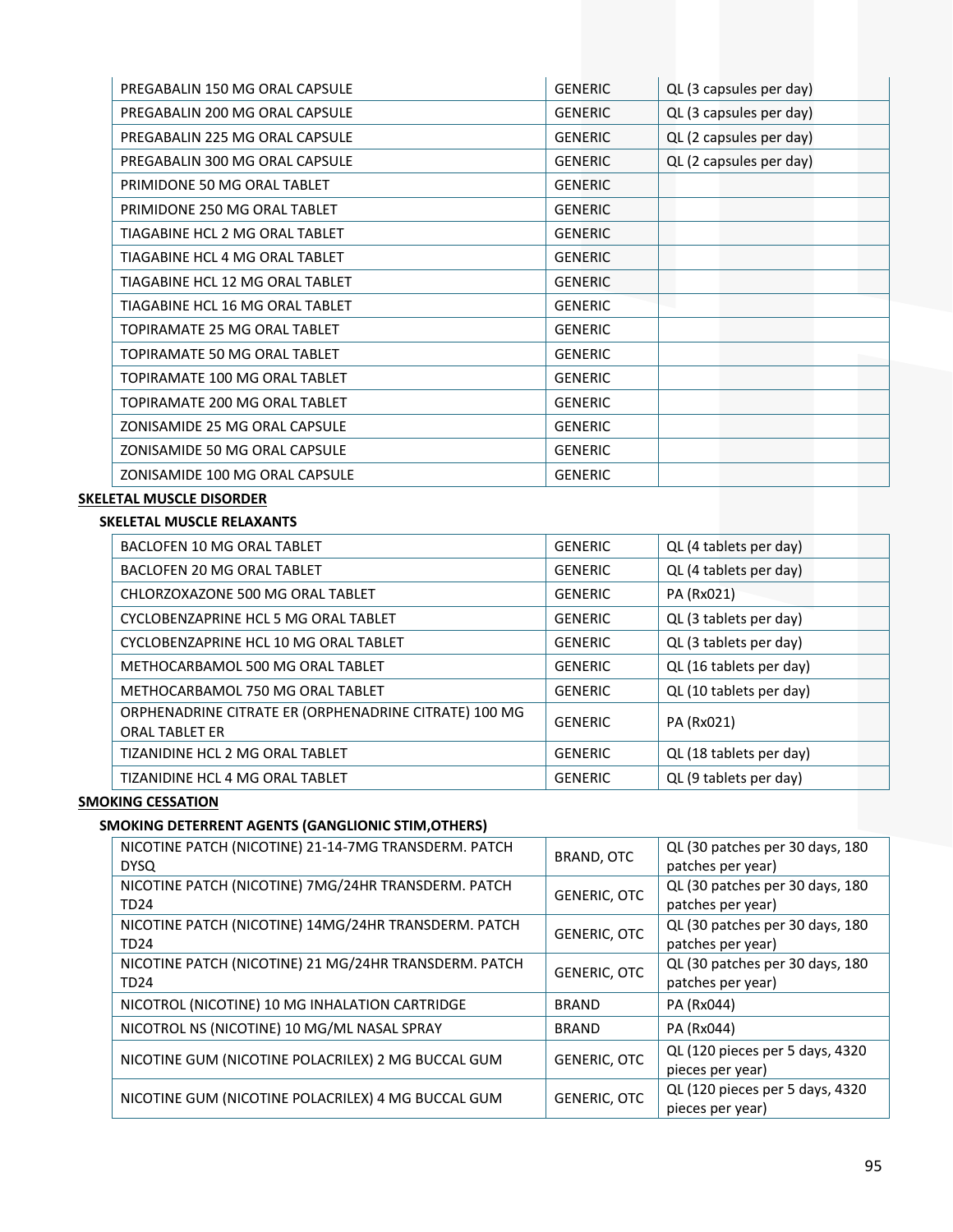| | | |
|---|---|---|
| PREGABALIN 150 MG ORAL CAPSULE | GENERIC | QL (3 capsules per day) |
| PREGABALIN 200 MG ORAL CAPSULE | GENERIC | QL (3 capsules per day) |
| PREGABALIN 225 MG ORAL CAPSULE | GENERIC | QL (2 capsules per day) |
| PREGABALIN 300 MG ORAL CAPSULE | GENERIC | QL (2 capsules per day) |
| PRIMIDONE 50 MG ORAL TABLET | GENERIC | |
| PRIMIDONE 250 MG ORAL TABLET | GENERIC | |
| TIAGABINE HCL 2 MG ORAL TABLET | GENERIC | |
| TIAGABINE HCL 4 MG ORAL TABLET | GENERIC | |
| TIAGABINE HCL 12 MG ORAL TABLET | GENERIC | |
| TIAGABINE HCL 16 MG ORAL TABLET | GENERIC | |
| TOPIRAMATE 25 MG ORAL TABLET | GENERIC | |
| TOPIRAMATE 50 MG ORAL TABLET | GENERIC | |
| TOPIRAMATE 100 MG ORAL TABLET | GENERIC | |
| TOPIRAMATE 200 MG ORAL TABLET | GENERIC | |
| ZONISAMIDE 25 MG ORAL CAPSULE | GENERIC | |
| ZONISAMIDE 50 MG ORAL CAPSULE | GENERIC | |
| ZONISAMIDE 100 MG ORAL CAPSULE | GENERIC | |

## SKELETAL MUSCLE DISORDER

### SKELETAL MUSCLE RELAXANTS

| | | |
|---|---|---|
| BACLOFEN 10 MG ORAL TABLET | GENERIC | QL (4 tablets per day) |
| BACLOFEN 20 MG ORAL TABLET | GENERIC | QL (4 tablets per day) |
| CHLORZOXAZONE 500 MG ORAL TABLET | GENERIC | PA (Rx021) |
| CYCLOBENZAPRINE HCL 5 MG ORAL TABLET | GENERIC | QL (3 tablets per day) |
| CYCLOBENZAPRINE HCL 10 MG ORAL TABLET | GENERIC | QL (3 tablets per day) |
| METHOCARBAMOL 500 MG ORAL TABLET | GENERIC | QL (16 tablets per day) |
| METHOCARBAMOL 750 MG ORAL TABLET | GENERIC | QL (10 tablets per day) |
| ORPHENADRINE CITRATE ER (ORPHENADRINE CITRATE) 100 MG ORAL TABLET ER | GENERIC | PA (Rx021) |
| TIZANIDINE HCL 2 MG ORAL TABLET | GENERIC | QL (18 tablets per day) |
| TIZANIDINE HCL 4 MG ORAL TABLET | GENERIC | QL (9 tablets per day) |

## SMOKING CESSATION

### SMOKING DETERRENT AGENTS (GANGLIONIC STIM,OTHERS)

| | | |
|---|---|---|
| NICOTINE PATCH (NICOTINE) 21-14-7MG TRANSDERM. PATCH DYSQ | BRAND, OTC | QL (30 patches per 30 days, 180 patches per year) |
| NICOTINE PATCH (NICOTINE) 7MG/24HR TRANSDERM. PATCH TD24 | GENERIC, OTC | QL (30 patches per 30 days, 180 patches per year) |
| NICOTINE PATCH (NICOTINE) 14MG/24HR TRANSDERM. PATCH TD24 | GENERIC, OTC | QL (30 patches per 30 days, 180 patches per year) |
| NICOTINE PATCH (NICOTINE) 21 MG/24HR TRANSDERM. PATCH TD24 | GENERIC, OTC | QL (30 patches per 30 days, 180 patches per year) |
| NICOTROL (NICOTINE) 10 MG INHALATION CARTRIDGE | BRAND | PA (Rx044) |
| NICOTROL NS (NICOTINE) 10 MG/ML NASAL SPRAY | BRAND | PA (Rx044) |
| NICOTINE GUM (NICOTINE POLACRILEX) 2 MG BUCCAL GUM | GENERIC, OTC | QL (120 pieces per 5 days, 4320 pieces per year) |
| NICOTINE GUM (NICOTINE POLACRILEX) 4 MG BUCCAL GUM | GENERIC, OTC | QL (120 pieces per 5 days, 4320 pieces per year) |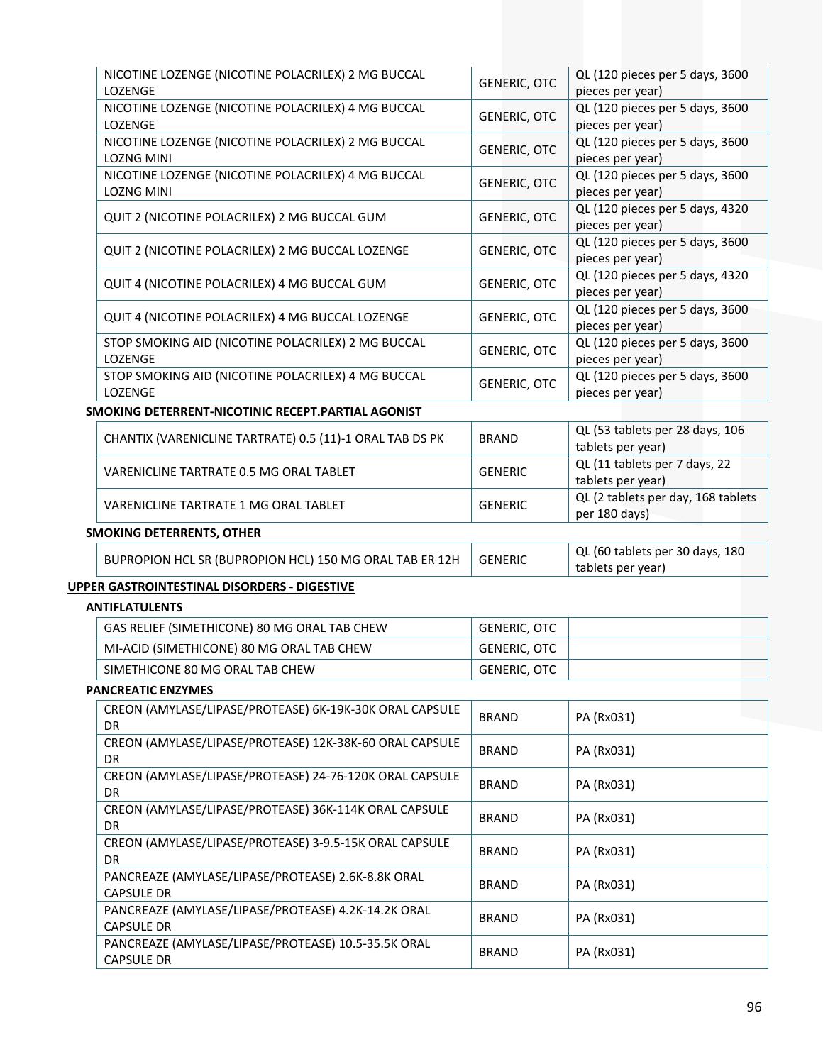| | | |
|---|---|---|
| NICOTINE LOZENGE (NICOTINE POLACRILEX) 2 MG BUCCAL LOZENGE | GENERIC, OTC | QL (120 pieces per 5 days, 3600 pieces per year) |
| NICOTINE LOZENGE (NICOTINE POLACRILEX) 4 MG BUCCAL LOZENGE | GENERIC, OTC | QL (120 pieces per 5 days, 3600 pieces per year) |
| NICOTINE LOZENGE (NICOTINE POLACRILEX) 2 MG BUCCAL LOZNG MINI | GENERIC, OTC | QL (120 pieces per 5 days, 3600 pieces per year) |
| NICOTINE LOZENGE (NICOTINE POLACRILEX) 4 MG BUCCAL LOZNG MINI | GENERIC, OTC | QL (120 pieces per 5 days, 3600 pieces per year) |
| QUIT 2 (NICOTINE POLACRILEX) 2 MG BUCCAL GUM | GENERIC, OTC | QL (120 pieces per 5 days, 4320 pieces per year) |
| QUIT 2 (NICOTINE POLACRILEX) 2 MG BUCCAL LOZENGE | GENERIC, OTC | QL (120 pieces per 5 days, 3600 pieces per year) |
| QUIT 4 (NICOTINE POLACRILEX) 4 MG BUCCAL GUM | GENERIC, OTC | QL (120 pieces per 5 days, 4320 pieces per year) |
| QUIT 4 (NICOTINE POLACRILEX) 4 MG BUCCAL LOZENGE | GENERIC, OTC | QL (120 pieces per 5 days, 3600 pieces per year) |
| STOP SMOKING AID (NICOTINE POLACRILEX) 2 MG BUCCAL LOZENGE | GENERIC, OTC | QL (120 pieces per 5 days, 3600 pieces per year) |
| STOP SMOKING AID (NICOTINE POLACRILEX) 4 MG BUCCAL LOZENGE | GENERIC, OTC | QL (120 pieces per 5 days, 3600 pieces per year) |

**SMOKING DETERRENT-NICOTINIC RECEPT.PARTIAL AGONIST**

| | | |
|---|---|---|
| CHANTIX (VARENICLINE TARTRATE) 0.5 (11)-1 ORAL TAB DS PK | BRAND | QL (53 tablets per 28 days, 106 tablets per year) |
| VARENICLINE TARTRATE 0.5 MG ORAL TABLET | GENERIC | QL (11 tablets per 7 days, 22 tablets per year) |
| VARENICLINE TARTRATE 1 MG ORAL TABLET | GENERIC | QL (2 tablets per day, 168 tablets per 180 days) |

**SMOKING DETERRENTS, OTHER**

| | | |
|---|---|---|
| BUPROPION HCL SR (BUPROPION HCL) 150 MG ORAL TAB ER 12H | GENERIC | QL (60 tablets per 30 days, 180 tablets per year) |

## UPPER GASTROINTESTINAL DISORDERS - DIGESTIVE

**ANTIFLATULENTS**

| | | |
|---|---|---|
| GAS RELIEF (SIMETHICONE) 80 MG ORAL TAB CHEW | GENERIC, OTC | |
| MI-ACID (SIMETHICONE) 80 MG ORAL TAB CHEW | GENERIC, OTC | |
| SIMETHICONE 80 MG ORAL TAB CHEW | GENERIC, OTC | |

**PANCREATIC ENZYMES**

| | | |
|---|---|---|
| CREON (AMYLASE/LIPASE/PROTEASE) 6K-19K-30K ORAL CAPSULE DR | BRAND | PA (Rx031) |
| CREON (AMYLASE/LIPASE/PROTEASE) 12K-38K-60 ORAL CAPSULE DR | BRAND | PA (Rx031) |
| CREON (AMYLASE/LIPASE/PROTEASE) 24-76-120K ORAL CAPSULE DR | BRAND | PA (Rx031) |
| CREON (AMYLASE/LIPASE/PROTEASE) 36K-114K ORAL CAPSULE DR | BRAND | PA (Rx031) |
| CREON (AMYLASE/LIPASE/PROTEASE) 3-9.5-15K ORAL CAPSULE DR | BRAND | PA (Rx031) |
| PANCREAZE (AMYLASE/LIPASE/PROTEASE) 2.6K-8.8K ORAL CAPSULE DR | BRAND | PA (Rx031) |
| PANCREAZE (AMYLASE/LIPASE/PROTEASE) 4.2K-14.2K ORAL CAPSULE DR | BRAND | PA (Rx031) |
| PANCREAZE (AMYLASE/LIPASE/PROTEASE) 10.5-35.5K ORAL CAPSULE DR | BRAND | PA (Rx031) |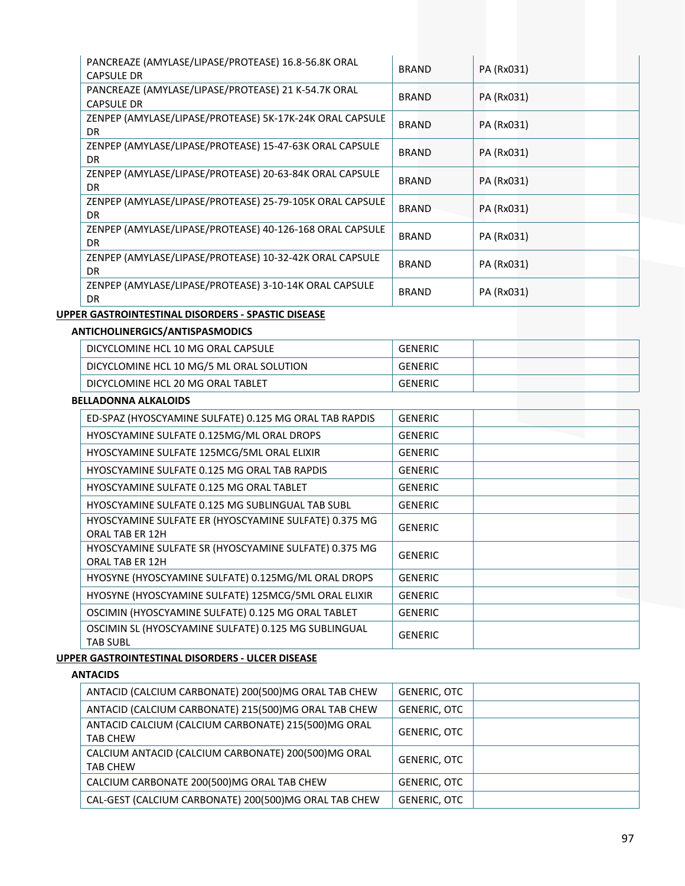| | | |
|---|---|---|
| PANCREAZE (AMYLASE/LIPASE/PROTEASE) 16.8-56.8K ORAL CAPSULE DR | BRAND | PA (Rx031) |
| PANCREAZE (AMYLASE/LIPASE/PROTEASE) 21 K-54.7K ORAL CAPSULE DR | BRAND | PA (Rx031) |
| ZENPEP (AMYLASE/LIPASE/PROTEASE) 5K-17K-24K ORAL CAPSULE DR | BRAND | PA (Rx031) |
| ZENPEP (AMYLASE/LIPASE/PROTEASE) 15-47-63K ORAL CAPSULE DR | BRAND | PA (Rx031) |
| ZENPEP (AMYLASE/LIPASE/PROTEASE) 20-63-84K ORAL CAPSULE DR | BRAND | PA (Rx031) |
| ZENPEP (AMYLASE/LIPASE/PROTEASE) 25-79-105K ORAL CAPSULE DR | BRAND | PA (Rx031) |
| ZENPEP (AMYLASE/LIPASE/PROTEASE) 40-126-168 ORAL CAPSULE DR | BRAND | PA (Rx031) |
| ZENPEP (AMYLASE/LIPASE/PROTEASE) 10-32-42K ORAL CAPSULE DR | BRAND | PA (Rx031) |
| ZENPEP (AMYLASE/LIPASE/PROTEASE) 3-10-14K ORAL CAPSULE DR | BRAND | PA (Rx031) |

**UPPER GASTROINTESTINAL DISORDERS - SPASTIC DISEASE**

**ANTICHOLINERGICS/ANTISPASMODICS**

| | | |
|---|---|---|
| DICYCLOMINE HCL 10 MG ORAL CAPSULE | GENERIC | |
| DICYCLOMINE HCL 10 MG/5 ML ORAL SOLUTION | GENERIC | |
| DICYCLOMINE HCL 20 MG ORAL TABLET | GENERIC | |

**BELLADONNA ALKALOIDS**

| | | |
|---|---|---|
| ED-SPAZ (HYOSCYAMINE SULFATE) 0.125 MG ORAL TAB RAPDIS | GENERIC | |
| HYOSCYAMINE SULFATE 0.125MG/ML ORAL DROPS | GENERIC | |
| HYOSCYAMINE SULFATE 125MCG/5ML ORAL ELIXIR | GENERIC | |
| HYOSCYAMINE SULFATE 0.125 MG ORAL TAB RAPDIS | GENERIC | |
| HYOSCYAMINE SULFATE 0.125 MG ORAL TABLET | GENERIC | |
| HYOSCYAMINE SULFATE 0.125 MG SUBLINGUAL TAB SUBL | GENERIC | |
| HYOSCYAMINE SULFATE ER (HYOSCYAMINE SULFATE) 0.375 MG ORAL TAB ER 12H | GENERIC | |
| HYOSCYAMINE SULFATE SR (HYOSCYAMINE SULFATE) 0.375 MG ORAL TAB ER 12H | GENERIC | |
| HYOSYNE (HYOSCYAMINE SULFATE) 0.125MG/ML ORAL DROPS | GENERIC | |
| HYOSYNE (HYOSCYAMINE SULFATE) 125MCG/5ML ORAL ELIXIR | GENERIC | |
| OSCIMIN (HYOSCYAMINE SULFATE) 0.125 MG ORAL TABLET | GENERIC | |
| OSCIMIN SL (HYOSCYAMINE SULFATE) 0.125 MG SUBLINGUAL TAB SUBL | GENERIC | |

**UPPER GASTROINTESTINAL DISORDERS - ULCER DISEASE**

**ANTACIDS**

| | | |
|---|---|---|
| ANTACID (CALCIUM CARBONATE) 200(500)MG ORAL TAB CHEW | GENERIC, OTC | |
| ANTACID (CALCIUM CARBONATE) 215(500)MG ORAL TAB CHEW | GENERIC, OTC | |
| ANTACID CALCIUM (CALCIUM CARBONATE) 215(500)MG ORAL TAB CHEW | GENERIC, OTC | |
| CALCIUM ANTACID (CALCIUM CARBONATE) 200(500)MG ORAL TAB CHEW | GENERIC, OTC | |
| CALCIUM CARBONATE 200(500)MG ORAL TAB CHEW | GENERIC, OTC | |
| CAL-GEST (CALCIUM CARBONATE) 200(500)MG ORAL TAB CHEW | GENERIC, OTC | |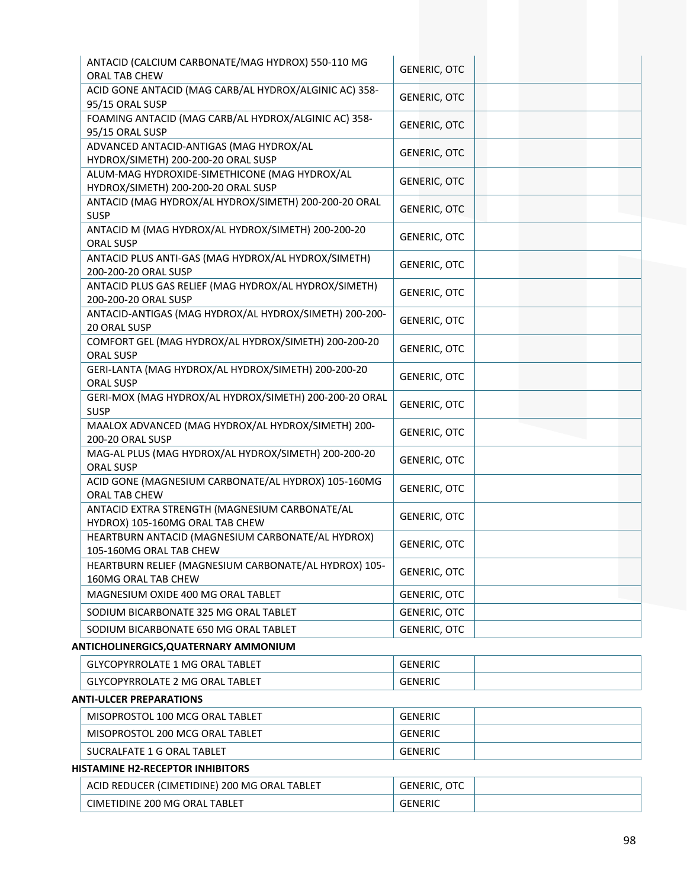| | | |
|---|---|---|
| ANTACID (CALCIUM CARBONATE/MAG HYDROX) 550-110 MG ORAL TAB CHEW | GENERIC, OTC | |
| ACID GONE ANTACID (MAG CARB/AL HYDROX/ALGINIC AC) 358-95/15 ORAL SUSP | GENERIC, OTC | |
| FOAMING ANTACID (MAG CARB/AL HYDROX/ALGINIC AC) 358-95/15 ORAL SUSP | GENERIC, OTC | |
| ADVANCED ANTACID-ANTIGAS (MAG HYDROX/AL HYDROX/SIMETH) 200-200-20 ORAL SUSP | GENERIC, OTC | |
| ALUM-MAG HYDROXIDE-SIMETHICONE (MAG HYDROX/AL HYDROX/SIMETH) 200-200-20 ORAL SUSP | GENERIC, OTC | |
| ANTACID (MAG HYDROX/AL HYDROX/SIMETH) 200-200-20 ORAL SUSP | GENERIC, OTC | |
| ANTACID M (MAG HYDROX/AL HYDROX/SIMETH) 200-200-20 ORAL SUSP | GENERIC, OTC | |
| ANTACID PLUS ANTI-GAS (MAG HYDROX/AL HYDROX/SIMETH) 200-200-20 ORAL SUSP | GENERIC, OTC | |
| ANTACID PLUS GAS RELIEF (MAG HYDROX/AL HYDROX/SIMETH) 200-200-20 ORAL SUSP | GENERIC, OTC | |
| ANTACID-ANTIGAS (MAG HYDROX/AL HYDROX/SIMETH) 200-200-20 ORAL SUSP | GENERIC, OTC | |
| COMFORT GEL (MAG HYDROX/AL HYDROX/SIMETH) 200-200-20 ORAL SUSP | GENERIC, OTC | |
| GERI-LANTA (MAG HYDROX/AL HYDROX/SIMETH) 200-200-20 ORAL SUSP | GENERIC, OTC | |
| GERI-MOX (MAG HYDROX/AL HYDROX/SIMETH) 200-200-20 ORAL SUSP | GENERIC, OTC | |
| MAALOX ADVANCED (MAG HYDROX/AL HYDROX/SIMETH) 200-200-20 ORAL SUSP | GENERIC, OTC | |
| MAG-AL PLUS (MAG HYDROX/AL HYDROX/SIMETH) 200-200-20 ORAL SUSP | GENERIC, OTC | |
| ACID GONE (MAGNESIUM CARBONATE/AL HYDROX) 105-160MG ORAL TAB CHEW | GENERIC, OTC | |
| ANTACID EXTRA STRENGTH (MAGNESIUM CARBONATE/AL HYDROX) 105-160MG ORAL TAB CHEW | GENERIC, OTC | |
| HEARTBURN ANTACID (MAGNESIUM CARBONATE/AL HYDROX) 105-160MG ORAL TAB CHEW | GENERIC, OTC | |
| HEARTBURN RELIEF (MAGNESIUM CARBONATE/AL HYDROX) 105-160MG ORAL TAB CHEW | GENERIC, OTC | |
| MAGNESIUM OXIDE 400 MG ORAL TABLET | GENERIC, OTC | |
| SODIUM BICARBONATE 325 MG ORAL TABLET | GENERIC, OTC | |
| SODIUM BICARBONATE 650 MG ORAL TABLET | GENERIC, OTC | |

**ANTICHOLINERGICS,QUATERNARY AMMONIUM**

| | | |
|---|---|---|
| GLYCOPYRROLATE 1 MG ORAL TABLET | GENERIC | |
| GLYCOPYRROLATE 2 MG ORAL TABLET | GENERIC | |

**ANTI-ULCER PREPARATIONS**

| | | |
|---|---|---|
| MISOPROSTOL 100 MCG ORAL TABLET | GENERIC | |
| MISOPROSTOL 200 MCG ORAL TABLET | GENERIC | |
| SUCRALFATE 1 G ORAL TABLET | GENERIC | |

**HISTAMINE H2-RECEPTOR INHIBITORS**

| | | |
|---|---|---|
| ACID REDUCER (CIMETIDINE) 200 MG ORAL TABLET | GENERIC, OTC | |
| CIMETIDINE 200 MG ORAL TABLET | GENERIC | |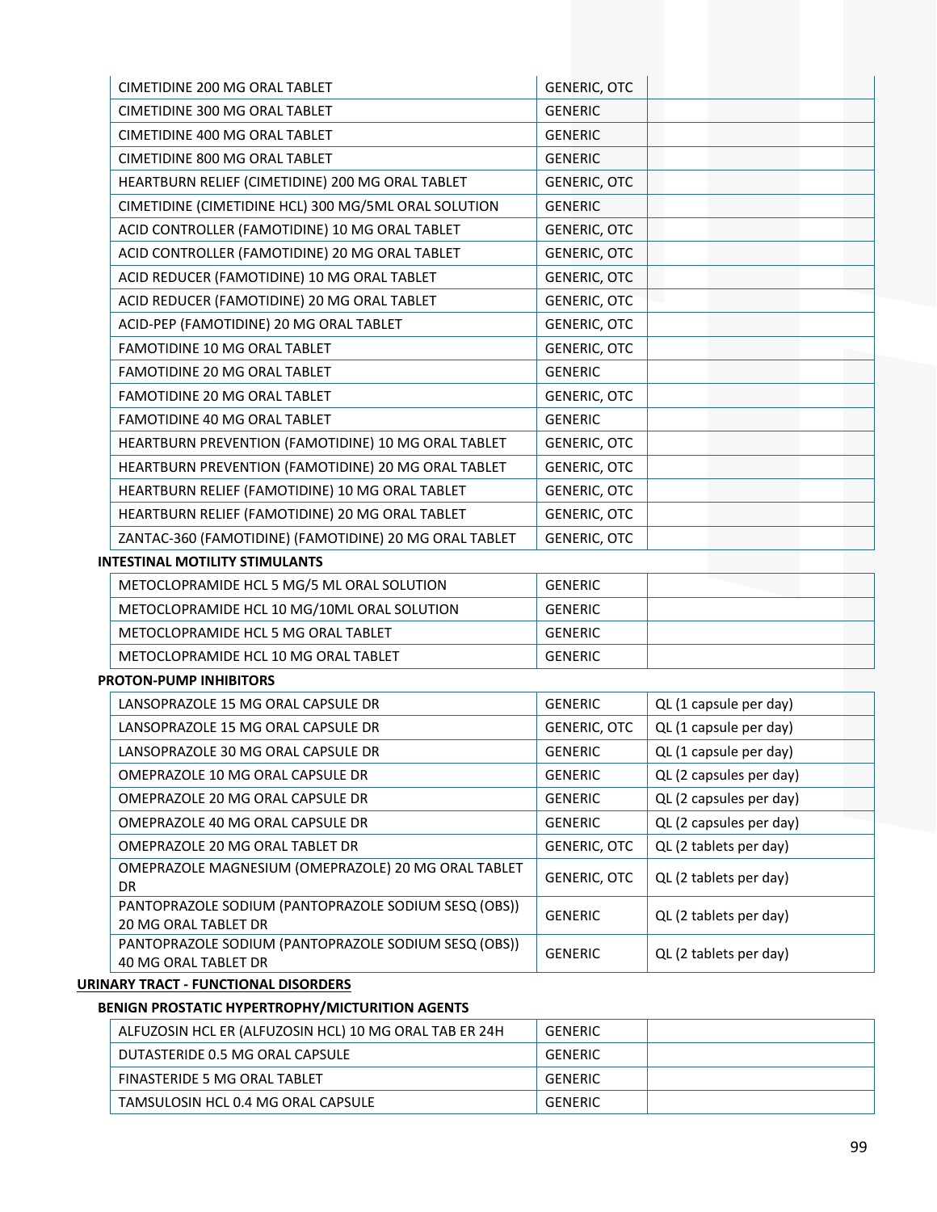| | | |
|---|---|---|
| CIMETIDINE 200 MG ORAL TABLET | GENERIC, OTC | |
| CIMETIDINE 300 MG ORAL TABLET | GENERIC | |
| CIMETIDINE 400 MG ORAL TABLET | GENERIC | |
| CIMETIDINE 800 MG ORAL TABLET | GENERIC | |
| HEARTBURN RELIEF (CIMETIDINE) 200 MG ORAL TABLET | GENERIC, OTC | |
| CIMETIDINE (CIMETIDINE HCL) 300 MG/5ML ORAL SOLUTION | GENERIC | |
| ACID CONTROLLER (FAMOTIDINE) 10 MG ORAL TABLET | GENERIC, OTC | |
| ACID CONTROLLER (FAMOTIDINE) 20 MG ORAL TABLET | GENERIC, OTC | |
| ACID REDUCER (FAMOTIDINE) 10 MG ORAL TABLET | GENERIC, OTC | |
| ACID REDUCER (FAMOTIDINE) 20 MG ORAL TABLET | GENERIC, OTC | |
| ACID-PEP (FAMOTIDINE) 20 MG ORAL TABLET | GENERIC, OTC | |
| FAMOTIDINE 10 MG ORAL TABLET | GENERIC, OTC | |
| FAMOTIDINE 20 MG ORAL TABLET | GENERIC | |
| FAMOTIDINE 20 MG ORAL TABLET | GENERIC, OTC | |
| FAMOTIDINE 40 MG ORAL TABLET | GENERIC | |
| HEARTBURN PREVENTION (FAMOTIDINE) 10 MG ORAL TABLET | GENERIC, OTC | |
| HEARTBURN PREVENTION (FAMOTIDINE) 20 MG ORAL TABLET | GENERIC, OTC | |
| HEARTBURN RELIEF (FAMOTIDINE) 10 MG ORAL TABLET | GENERIC, OTC | |
| HEARTBURN RELIEF (FAMOTIDINE) 20 MG ORAL TABLET | GENERIC, OTC | |
| ZANTAC-360 (FAMOTIDINE) (FAMOTIDINE) 20 MG ORAL TABLET | GENERIC, OTC | |

**INTESTINAL MOTILITY STIMULANTS**

| | | |
|---|---|---|
| METOCLOPRAMIDE HCL 5 MG/5 ML ORAL SOLUTION | GENERIC | |
| METOCLOPRAMIDE HCL 10 MG/10ML ORAL SOLUTION | GENERIC | |
| METOCLOPRAMIDE HCL 5 MG ORAL TABLET | GENERIC | |
| METOCLOPRAMIDE HCL 10 MG ORAL TABLET | GENERIC | |

**PROTON-PUMP INHIBITORS**

| | | |
|---|---|---|
| LANSOPRAZOLE 15 MG ORAL CAPSULE DR | GENERIC | QL (1 capsule per day) |
| LANSOPRAZOLE 15 MG ORAL CAPSULE DR | GENERIC, OTC | QL (1 capsule per day) |
| LANSOPRAZOLE 30 MG ORAL CAPSULE DR | GENERIC | QL (1 capsule per day) |
| OMEPRAZOLE 10 MG ORAL CAPSULE DR | GENERIC | QL (2 capsules per day) |
| OMEPRAZOLE 20 MG ORAL CAPSULE DR | GENERIC | QL (2 capsules per day) |
| OMEPRAZOLE 40 MG ORAL CAPSULE DR | GENERIC | QL (2 capsules per day) |
| OMEPRAZOLE 20 MG ORAL TABLET DR | GENERIC, OTC | QL (2 tablets per day) |
| OMEPRAZOLE MAGNESIUM (OMEPRAZOLE) 20 MG ORAL TABLET DR | GENERIC, OTC | QL (2 tablets per day) |
| PANTOPRAZOLE SODIUM (PANTOPRAZOLE SODIUM SESQ (OBS)) 20 MG ORAL TABLET DR | GENERIC | QL (2 tablets per day) |
| PANTOPRAZOLE SODIUM (PANTOPRAZOLE SODIUM SESQ (OBS)) 40 MG ORAL TABLET DR | GENERIC | QL (2 tablets per day) |

**URINARY TRACT - FUNCTIONAL DISORDERS**

**BENIGN PROSTATIC HYPERTROPHY/MICTURITION AGENTS**

| | | |
|---|---|---|
| ALFUZOSIN HCL ER (ALFUZOSIN HCL) 10 MG ORAL TAB ER 24H | GENERIC | |
| DUTASTERIDE 0.5 MG ORAL CAPSULE | GENERIC | |
| FINASTERIDE 5 MG ORAL TABLET | GENERIC | |
| TAMSULOSIN HCL 0.4 MG ORAL CAPSULE | GENERIC | |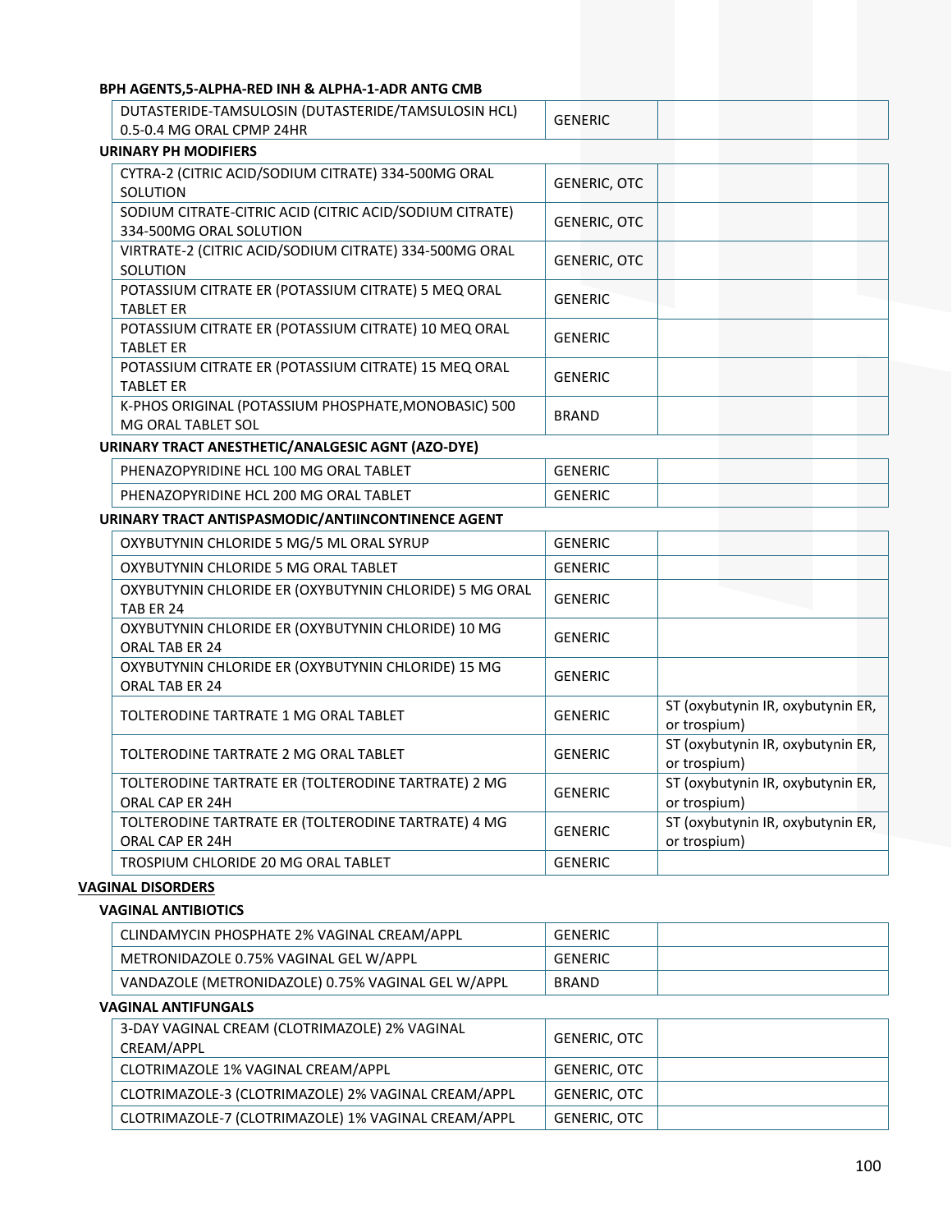#### BPH AGENTS,5-ALPHA-RED INH & ALPHA-1-ADR ANTG CMB

| | | |
|---|---|---|
| DUTASTERIDE-TAMSULOSIN (DUTASTERIDE/TAMSULOSIN HCL) 0.5-0.4 MG ORAL CPMP 24HR | GENERIC | |

#### URINARY PH MODIFIERS

| | | |
|---|---|---|
| CYTRA-2 (CITRIC ACID/SODIUM CITRATE) 334-500MG ORAL SOLUTION | GENERIC, OTC | |
| SODIUM CITRATE-CITRIC ACID (CITRIC ACID/SODIUM CITRATE) 334-500MG ORAL SOLUTION | GENERIC, OTC | |
| VIRTRATE-2 (CITRIC ACID/SODIUM CITRATE) 334-500MG ORAL SOLUTION | GENERIC, OTC | |
| POTASSIUM CITRATE ER (POTASSIUM CITRATE) 5 MEQ ORAL TABLET ER | GENERIC | |
| POTASSIUM CITRATE ER (POTASSIUM CITRATE) 10 MEQ ORAL TABLET ER | GENERIC | |
| POTASSIUM CITRATE ER (POTASSIUM CITRATE) 15 MEQ ORAL TABLET ER | GENERIC | |
| K-PHOS ORIGINAL (POTASSIUM PHOSPHATE,MONOBASIC) 500 MG ORAL TABLET SOL | BRAND | |

#### URINARY TRACT ANESTHETIC/ANALGESIC AGNT (AZO-DYE)

| | | |
|---|---|---|
| PHENAZOPYRIDINE HCL 100 MG ORAL TABLET | GENERIC | |
| PHENAZOPYRIDINE HCL 200 MG ORAL TABLET | GENERIC | |

#### URINARY TRACT ANTISPASMODIC/ANTIINCONTINENCE AGENT

| | | |
|---|---|---|
| OXYBUTYNIN CHLORIDE 5 MG/5 ML ORAL SYRUP | GENERIC | |
| OXYBUTYNIN CHLORIDE 5 MG ORAL TABLET | GENERIC | |
| OXYBUTYNIN CHLORIDE ER (OXYBUTYNIN CHLORIDE) 5 MG ORAL TAB ER 24 | GENERIC | |
| OXYBUTYNIN CHLORIDE ER (OXYBUTYNIN CHLORIDE) 10 MG ORAL TAB ER 24 | GENERIC | |
| OXYBUTYNIN CHLORIDE ER (OXYBUTYNIN CHLORIDE) 15 MG ORAL TAB ER 24 | GENERIC | |
| TOLTERODINE TARTRATE 1 MG ORAL TABLET | GENERIC | ST (oxybutynin IR, oxybutynin ER, or trospium) |
| TOLTERODINE TARTRATE 2 MG ORAL TABLET | GENERIC | ST (oxybutynin IR, oxybutynin ER, or trospium) |
| TOLTERODINE TARTRATE ER (TOLTERODINE TARTRATE) 2 MG ORAL CAP ER 24H | GENERIC | ST (oxybutynin IR, oxybutynin ER, or trospium) |
| TOLTERODINE TARTRATE ER (TOLTERODINE TARTRATE) 4 MG ORAL CAP ER 24H | GENERIC | ST (oxybutynin IR, oxybutynin ER, or trospium) |
| TROSPIUM CHLORIDE 20 MG ORAL TABLET | GENERIC | |

### VAGINAL DISORDERS

#### VAGINAL ANTIBIOTICS

| | | |
|---|---|---|
| CLINDAMYCIN PHOSPHATE 2% VAGINAL CREAM/APPL | GENERIC | |
| METRONIDAZOLE 0.75% VAGINAL GEL W/APPL | GENERIC | |
| VANDAZOLE (METRONIDAZOLE) 0.75% VAGINAL GEL W/APPL | BRAND | |

#### VAGINAL ANTIFUNGALS

| | | |
|---|---|---|
| 3-DAY VAGINAL CREAM (CLOTRIMAZOLE) 2% VAGINAL CREAM/APPL | GENERIC, OTC | |
| CLOTRIMAZOLE 1% VAGINAL CREAM/APPL | GENERIC, OTC | |
| CLOTRIMAZOLE-3 (CLOTRIMAZOLE) 2% VAGINAL CREAM/APPL | GENERIC, OTC | |
| CLOTRIMAZOLE-7 (CLOTRIMAZOLE) 1% VAGINAL CREAM/APPL | GENERIC, OTC | |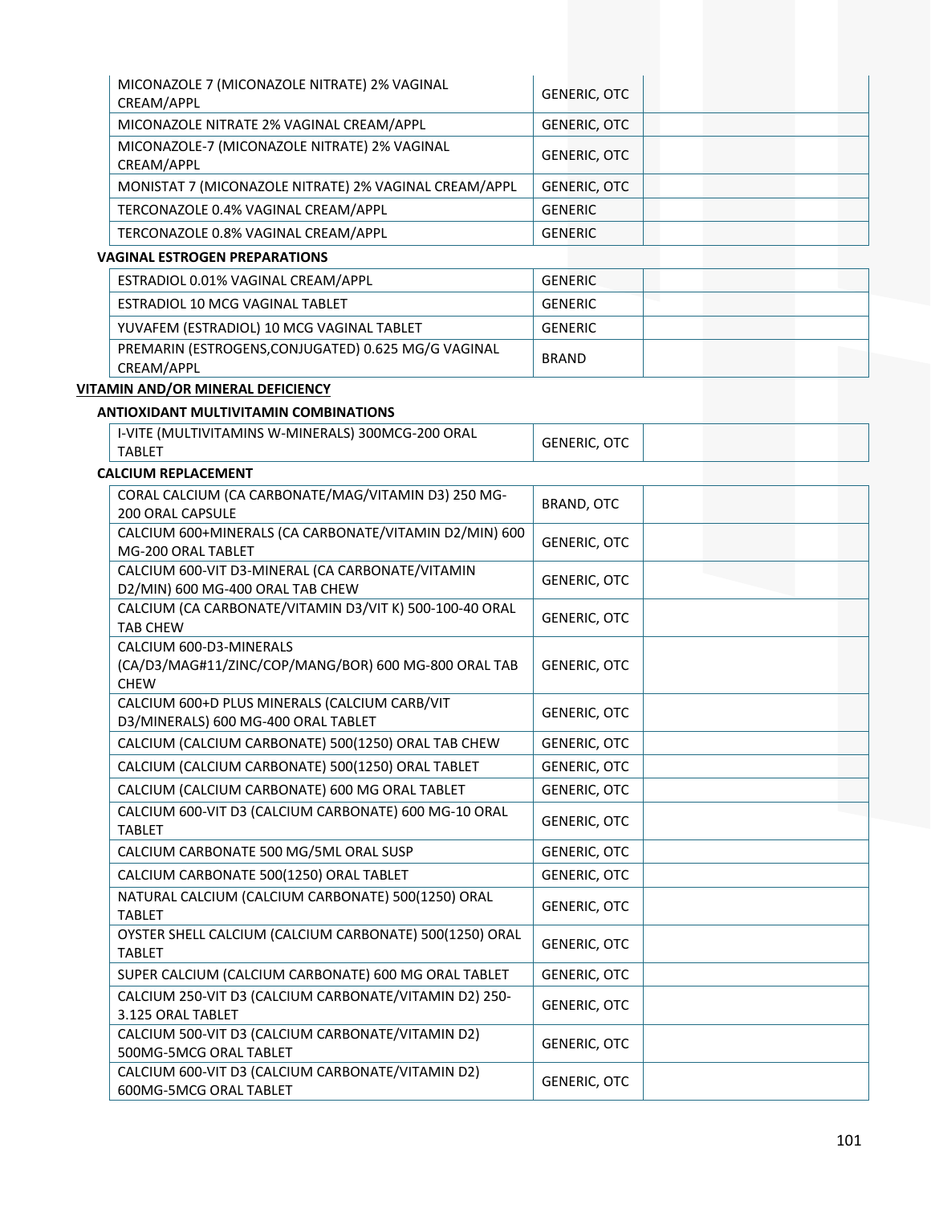| | | |
|---|---|---|
| MICONAZOLE 7 (MICONAZOLE NITRATE) 2% VAGINAL CREAM/APPL | GENERIC, OTC | |
| MICONAZOLE NITRATE 2% VAGINAL CREAM/APPL | GENERIC, OTC | |
| MICONAZOLE-7 (MICONAZOLE NITRATE) 2% VAGINAL CREAM/APPL | GENERIC, OTC | |
| MONISTAT 7 (MICONAZOLE NITRATE) 2% VAGINAL CREAM/APPL | GENERIC, OTC | |
| TERCONAZOLE 0.4% VAGINAL CREAM/APPL | GENERIC | |
| TERCONAZOLE 0.8% VAGINAL CREAM/APPL | GENERIC | |

**VAGINAL ESTROGEN PREPARATIONS**

| | | |
|---|---|---|
| ESTRADIOL 0.01% VAGINAL CREAM/APPL | GENERIC | |
| ESTRADIOL 10 MCG VAGINAL TABLET | GENERIC | |
| YUVAFEM (ESTRADIOL) 10 MCG VAGINAL TABLET | GENERIC | |
| PREMARIN (ESTROGENS,CONJUGATED) 0.625 MG/G VAGINAL CREAM/APPL | BRAND | |

**VITAMIN AND/OR MINERAL DEFICIENCY**

**ANTIOXIDANT MULTIVITAMIN COMBINATIONS**

| | | |
|---|---|---|
| I-VITE (MULTIVITAMINS W-MINERALS) 300MCG-200 ORAL TABLET | GENERIC, OTC | |

**CALCIUM REPLACEMENT**

| | | |
|---|---|---|
| CORAL CALCIUM (CA CARBONATE/MAG/VITAMIN D3) 250 MG-200 ORAL CAPSULE | BRAND, OTC | |
| CALCIUM 600+MINERALS (CA CARBONATE/VITAMIN D2/MIN) 600 MG-200 ORAL TABLET | GENERIC, OTC | |
| CALCIUM 600-VIT D3-MINERAL (CA CARBONATE/VITAMIN D2/MIN) 600 MG-400 ORAL TAB CHEW | GENERIC, OTC | |
| CALCIUM (CA CARBONATE/VITAMIN D3/VIT K) 500-100-40 ORAL TAB CHEW | GENERIC, OTC | |
| CALCIUM 600-D3-MINERALS (CA/D3/MAG#11/ZINC/COP/MANG/BOR) 600 MG-800 ORAL TAB CHEW | GENERIC, OTC | |
| CALCIUM 600+D PLUS MINERALS (CALCIUM CARB/VIT D3/MINERALS) 600 MG-400 ORAL TABLET | GENERIC, OTC | |
| CALCIUM (CALCIUM CARBONATE) 500(1250) ORAL TAB CHEW | GENERIC, OTC | |
| CALCIUM (CALCIUM CARBONATE) 500(1250) ORAL TABLET | GENERIC, OTC | |
| CALCIUM (CALCIUM CARBONATE) 600 MG ORAL TABLET | GENERIC, OTC | |
| CALCIUM 600-VIT D3 (CALCIUM CARBONATE) 600 MG-10 ORAL TABLET | GENERIC, OTC | |
| CALCIUM CARBONATE 500 MG/5ML ORAL SUSP | GENERIC, OTC | |
| CALCIUM CARBONATE 500(1250) ORAL TABLET | GENERIC, OTC | |
| NATURAL CALCIUM (CALCIUM CARBONATE) 500(1250) ORAL TABLET | GENERIC, OTC | |
| OYSTER SHELL CALCIUM (CALCIUM CARBONATE) 500(1250) ORAL TABLET | GENERIC, OTC | |
| SUPER CALCIUM (CALCIUM CARBONATE) 600 MG ORAL TABLET | GENERIC, OTC | |
| CALCIUM 250-VIT D3 (CALCIUM CARBONATE/VITAMIN D2) 250-3.125 ORAL TABLET | GENERIC, OTC | |
| CALCIUM 500-VIT D3 (CALCIUM CARBONATE/VITAMIN D2) 500MG-5MCG ORAL TABLET | GENERIC, OTC | |
| CALCIUM 600-VIT D3 (CALCIUM CARBONATE/VITAMIN D2) 600MG-5MCG ORAL TABLET | GENERIC, OTC | |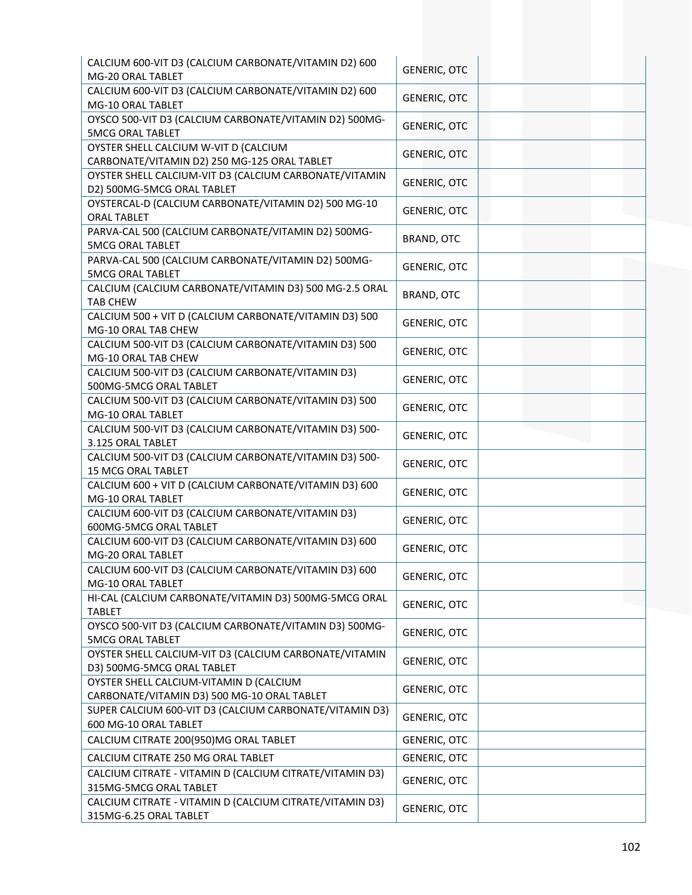| | | |
|---|---|---|
| CALCIUM 600-VIT D3 (CALCIUM CARBONATE/VITAMIN D2) 600 MG-20 ORAL TABLET | GENERIC, OTC | |
| CALCIUM 600-VIT D3 (CALCIUM CARBONATE/VITAMIN D2) 600 MG-10 ORAL TABLET | GENERIC, OTC | |
| OYSCO 500-VIT D3 (CALCIUM CARBONATE/VITAMIN D2) 500MG-5MCG ORAL TABLET | GENERIC, OTC | |
| OYSTER SHELL CALCIUM W-VIT D (CALCIUM CARBONATE/VITAMIN D2) 250 MG-125 ORAL TABLET | GENERIC, OTC | |
| OYSTER SHELL CALCIUM-VIT D3 (CALCIUM CARBONATE/VITAMIN D2) 500MG-5MCG ORAL TABLET | GENERIC, OTC | |
| OYSTERCAL-D (CALCIUM CARBONATE/VITAMIN D2) 500 MG-10 ORAL TABLET | GENERIC, OTC | |
| PARVA-CAL 500 (CALCIUM CARBONATE/VITAMIN D2) 500MG-5MCG ORAL TABLET | BRAND, OTC | |
| PARVA-CAL 500 (CALCIUM CARBONATE/VITAMIN D2) 500MG-5MCG ORAL TABLET | GENERIC, OTC | |
| CALCIUM (CALCIUM CARBONATE/VITAMIN D3) 500 MG-2.5 ORAL TAB CHEW | BRAND, OTC | |
| CALCIUM 500 + VIT D (CALCIUM CARBONATE/VITAMIN D3) 500 MG-10 ORAL TAB CHEW | GENERIC, OTC | |
| CALCIUM 500-VIT D3 (CALCIUM CARBONATE/VITAMIN D3) 500 MG-10 ORAL TAB CHEW | GENERIC, OTC | |
| CALCIUM 500-VIT D3 (CALCIUM CARBONATE/VITAMIN D3) 500MG-5MCG ORAL TABLET | GENERIC, OTC | |
| CALCIUM 500-VIT D3 (CALCIUM CARBONATE/VITAMIN D3) 500 MG-10 ORAL TABLET | GENERIC, OTC | |
| CALCIUM 500-VIT D3 (CALCIUM CARBONATE/VITAMIN D3) 500-3.125 ORAL TABLET | GENERIC, OTC | |
| CALCIUM 500-VIT D3 (CALCIUM CARBONATE/VITAMIN D3) 500-15 MCG ORAL TABLET | GENERIC, OTC | |
| CALCIUM 600 + VIT D (CALCIUM CARBONATE/VITAMIN D3) 600 MG-10 ORAL TABLET | GENERIC, OTC | |
| CALCIUM 600-VIT D3 (CALCIUM CARBONATE/VITAMIN D3) 600MG-5MCG ORAL TABLET | GENERIC, OTC | |
| CALCIUM 600-VIT D3 (CALCIUM CARBONATE/VITAMIN D3) 600 MG-20 ORAL TABLET | GENERIC, OTC | |
| CALCIUM 600-VIT D3 (CALCIUM CARBONATE/VITAMIN D3) 600 MG-10 ORAL TABLET | GENERIC, OTC | |
| HI-CAL (CALCIUM CARBONATE/VITAMIN D3) 500MG-5MCG ORAL TABLET | GENERIC, OTC | |
| OYSCO 500-VIT D3 (CALCIUM CARBONATE/VITAMIN D3) 500MG-5MCG ORAL TABLET | GENERIC, OTC | |
| OYSTER SHELL CALCIUM-VIT D3 (CALCIUM CARBONATE/VITAMIN D3) 500MG-5MCG ORAL TABLET | GENERIC, OTC | |
| OYSTER SHELL CALCIUM-VITAMIN D (CALCIUM CARBONATE/VITAMIN D3) 500 MG-10 ORAL TABLET | GENERIC, OTC | |
| SUPER CALCIUM 600-VIT D3 (CALCIUM CARBONATE/VITAMIN D3) 600 MG-10 ORAL TABLET | GENERIC, OTC | |
| CALCIUM CITRATE 200(950)MG ORAL TABLET | GENERIC, OTC | |
| CALCIUM CITRATE 250 MG ORAL TABLET | GENERIC, OTC | |
| CALCIUM CITRATE - VITAMIN D (CALCIUM CITRATE/VITAMIN D3) 315MG-5MCG ORAL TABLET | GENERIC, OTC | |
| CALCIUM CITRATE - VITAMIN D (CALCIUM CITRATE/VITAMIN D3) 315MG-6.25 ORAL TABLET | GENERIC, OTC | |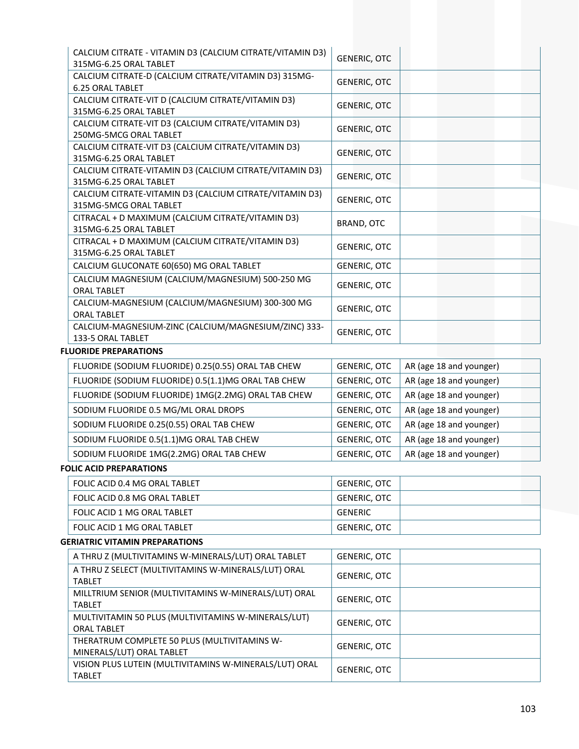| | | |
|---|---|---|
| CALCIUM CITRATE - VITAMIN D3 (CALCIUM CITRATE/VITAMIN D3) 315MG-6.25 ORAL TABLET | GENERIC, OTC | |
| CALCIUM CITRATE-D (CALCIUM CITRATE/VITAMIN D3) 315MG-6.25 ORAL TABLET | GENERIC, OTC | |
| CALCIUM CITRATE-VIT D (CALCIUM CITRATE/VITAMIN D3) 315MG-6.25 ORAL TABLET | GENERIC, OTC | |
| CALCIUM CITRATE-VIT D3 (CALCIUM CITRATE/VITAMIN D3) 250MG-5MCG ORAL TABLET | GENERIC, OTC | |
| CALCIUM CITRATE-VIT D3 (CALCIUM CITRATE/VITAMIN D3) 315MG-6.25 ORAL TABLET | GENERIC, OTC | |
| CALCIUM CITRATE-VITAMIN D3 (CALCIUM CITRATE/VITAMIN D3) 315MG-6.25 ORAL TABLET | GENERIC, OTC | |
| CALCIUM CITRATE-VITAMIN D3 (CALCIUM CITRATE/VITAMIN D3) 315MG-5MCG ORAL TABLET | GENERIC, OTC | |
| CITRACAL + D MAXIMUM (CALCIUM CITRATE/VITAMIN D3) 315MG-6.25 ORAL TABLET | BRAND, OTC | |
| CITRACAL + D MAXIMUM (CALCIUM CITRATE/VITAMIN D3) 315MG-6.25 ORAL TABLET | GENERIC, OTC | |
| CALCIUM GLUCONATE 60(650) MG ORAL TABLET | GENERIC, OTC | |
| CALCIUM MAGNESIUM (CALCIUM/MAGNESIUM) 500-250 MG ORAL TABLET | GENERIC, OTC | |
| CALCIUM-MAGNESIUM (CALCIUM/MAGNESIUM) 300-300 MG ORAL TABLET | GENERIC, OTC | |
| CALCIUM-MAGNESIUM-ZINC (CALCIUM/MAGNESIUM/ZINC) 333-133-5 ORAL TABLET | GENERIC, OTC | |

**FLUORIDE PREPARATIONS**

| | | |
|---|---|---|
| FLUORIDE (SODIUM FLUORIDE) 0.25(0.55) ORAL TAB CHEW | GENERIC, OTC | AR (age 18 and younger) |
| FLUORIDE (SODIUM FLUORIDE) 0.5(1.1)MG ORAL TAB CHEW | GENERIC, OTC | AR (age 18 and younger) |
| FLUORIDE (SODIUM FLUORIDE) 1MG(2.2MG) ORAL TAB CHEW | GENERIC, OTC | AR (age 18 and younger) |
| SODIUM FLUORIDE 0.5 MG/ML ORAL DROPS | GENERIC, OTC | AR (age 18 and younger) |
| SODIUM FLUORIDE 0.25(0.55) ORAL TAB CHEW | GENERIC, OTC | AR (age 18 and younger) |
| SODIUM FLUORIDE 0.5(1.1)MG ORAL TAB CHEW | GENERIC, OTC | AR (age 18 and younger) |
| SODIUM FLUORIDE 1MG(2.2MG) ORAL TAB CHEW | GENERIC, OTC | AR (age 18 and younger) |

**FOLIC ACID PREPARATIONS**

| | | |
|---|---|---|
| FOLIC ACID 0.4 MG ORAL TABLET | GENERIC, OTC | |
| FOLIC ACID 0.8 MG ORAL TABLET | GENERIC, OTC | |
| FOLIC ACID 1 MG ORAL TABLET | GENERIC | |
| FOLIC ACID 1 MG ORAL TABLET | GENERIC, OTC | |

**GERIATRIC VITAMIN PREPARATIONS**

| | | |
|---|---|---|
| A THRU Z (MULTIVITAMINS W-MINERALS/LUT) ORAL TABLET | GENERIC, OTC | |
| A THRU Z SELECT (MULTIVITAMINS W-MINERALS/LUT) ORAL TABLET | GENERIC, OTC | |
| MILLTRIUM SENIOR (MULTIVITAMINS W-MINERALS/LUT) ORAL TABLET | GENERIC, OTC | |
| MULTIVITAMIN 50 PLUS (MULTIVITAMINS W-MINERALS/LUT) ORAL TABLET | GENERIC, OTC | |
| THERATRUM COMPLETE 50 PLUS (MULTIVITAMINS W-MINERALS/LUT) ORAL TABLET | GENERIC, OTC | |
| VISION PLUS LUTEIN (MULTIVITAMINS W-MINERALS/LUT) ORAL TABLET | GENERIC, OTC | |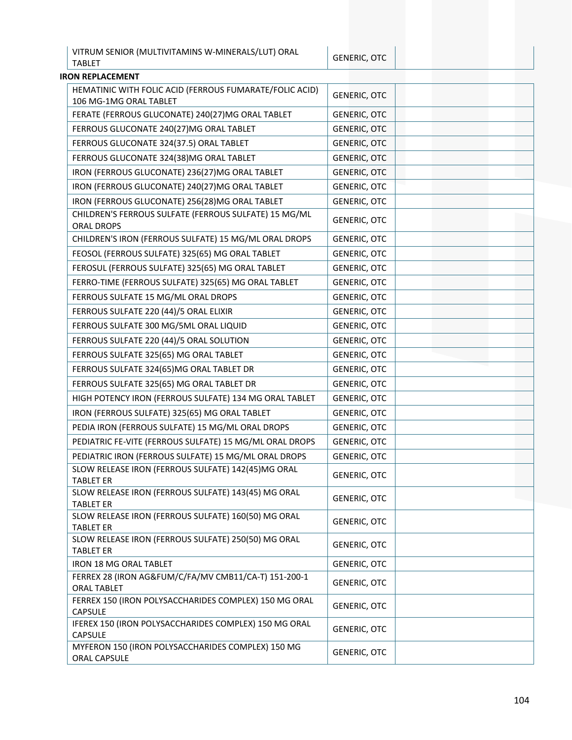| | | |
|---|---|---|
| VITRUM SENIOR (MULTIVITAMINS W-MINERALS/LUT) ORAL TABLET | GENERIC, OTC | |

**IRON REPLACEMENT**

| | | |
|---|---|---|
| HEMATINIC WITH FOLIC ACID (FERROUS FUMARATE/FOLIC ACID) 106 MG-1MG ORAL TABLET | GENERIC, OTC | |
| FERATE (FERROUS GLUCONATE) 240(27)MG ORAL TABLET | GENERIC, OTC | |
| FERROUS GLUCONATE 240(27)MG ORAL TABLET | GENERIC, OTC | |
| FERROUS GLUCONATE 324(37.5) ORAL TABLET | GENERIC, OTC | |
| FERROUS GLUCONATE 324(38)MG ORAL TABLET | GENERIC, OTC | |
| IRON (FERROUS GLUCONATE) 236(27)MG ORAL TABLET | GENERIC, OTC | |
| IRON (FERROUS GLUCONATE) 240(27)MG ORAL TABLET | GENERIC, OTC | |
| IRON (FERROUS GLUCONATE) 256(28)MG ORAL TABLET | GENERIC, OTC | |
| CHILDREN'S FERROUS SULFATE (FERROUS SULFATE) 15 MG/ML ORAL DROPS | GENERIC, OTC | |
| CHILDREN'S IRON (FERROUS SULFATE) 15 MG/ML ORAL DROPS | GENERIC, OTC | |
| FEOSOL (FERROUS SULFATE) 325(65) MG ORAL TABLET | GENERIC, OTC | |
| FEROSUL (FERROUS SULFATE) 325(65) MG ORAL TABLET | GENERIC, OTC | |
| FERRO-TIME (FERROUS SULFATE) 325(65) MG ORAL TABLET | GENERIC, OTC | |
| FERROUS SULFATE 15 MG/ML ORAL DROPS | GENERIC, OTC | |
| FERROUS SULFATE 220 (44)/5 ORAL ELIXIR | GENERIC, OTC | |
| FERROUS SULFATE 300 MG/5ML ORAL LIQUID | GENERIC, OTC | |
| FERROUS SULFATE 220 (44)/5 ORAL SOLUTION | GENERIC, OTC | |
| FERROUS SULFATE 325(65) MG ORAL TABLET | GENERIC, OTC | |
| FERROUS SULFATE 324(65)MG ORAL TABLET DR | GENERIC, OTC | |
| FERROUS SULFATE 325(65) MG ORAL TABLET DR | GENERIC, OTC | |
| HIGH POTENCY IRON (FERROUS SULFATE) 134 MG ORAL TABLET | GENERIC, OTC | |
| IRON (FERROUS SULFATE) 325(65) MG ORAL TABLET | GENERIC, OTC | |
| PEDIA IRON (FERROUS SULFATE) 15 MG/ML ORAL DROPS | GENERIC, OTC | |
| PEDIATRIC FE-VITE (FERROUS SULFATE) 15 MG/ML ORAL DROPS | GENERIC, OTC | |
| PEDIATRIC IRON (FERROUS SULFATE) 15 MG/ML ORAL DROPS | GENERIC, OTC | |
| SLOW RELEASE IRON (FERROUS SULFATE) 142(45)MG ORAL TABLET ER | GENERIC, OTC | |
| SLOW RELEASE IRON (FERROUS SULFATE) 143(45) MG ORAL TABLET ER | GENERIC, OTC | |
| SLOW RELEASE IRON (FERROUS SULFATE) 160(50) MG ORAL TABLET ER | GENERIC, OTC | |
| SLOW RELEASE IRON (FERROUS SULFATE) 250(50) MG ORAL TABLET ER | GENERIC, OTC | |
| IRON 18 MG ORAL TABLET | GENERIC, OTC | |
| FERREX 28 (IRON AG&FUM/C/FA/MV CMB11/CA-T) 151-200-1 ORAL TABLET | GENERIC, OTC | |
| FERREX 150 (IRON POLYSACCHARIDES COMPLEX) 150 MG ORAL CAPSULE | GENERIC, OTC | |
| IFEREX 150 (IRON POLYSACCHARIDES COMPLEX) 150 MG ORAL CAPSULE | GENERIC, OTC | |
| MYFERON 150 (IRON POLYSACCHARIDES COMPLEX) 150 MG ORAL CAPSULE | GENERIC, OTC | |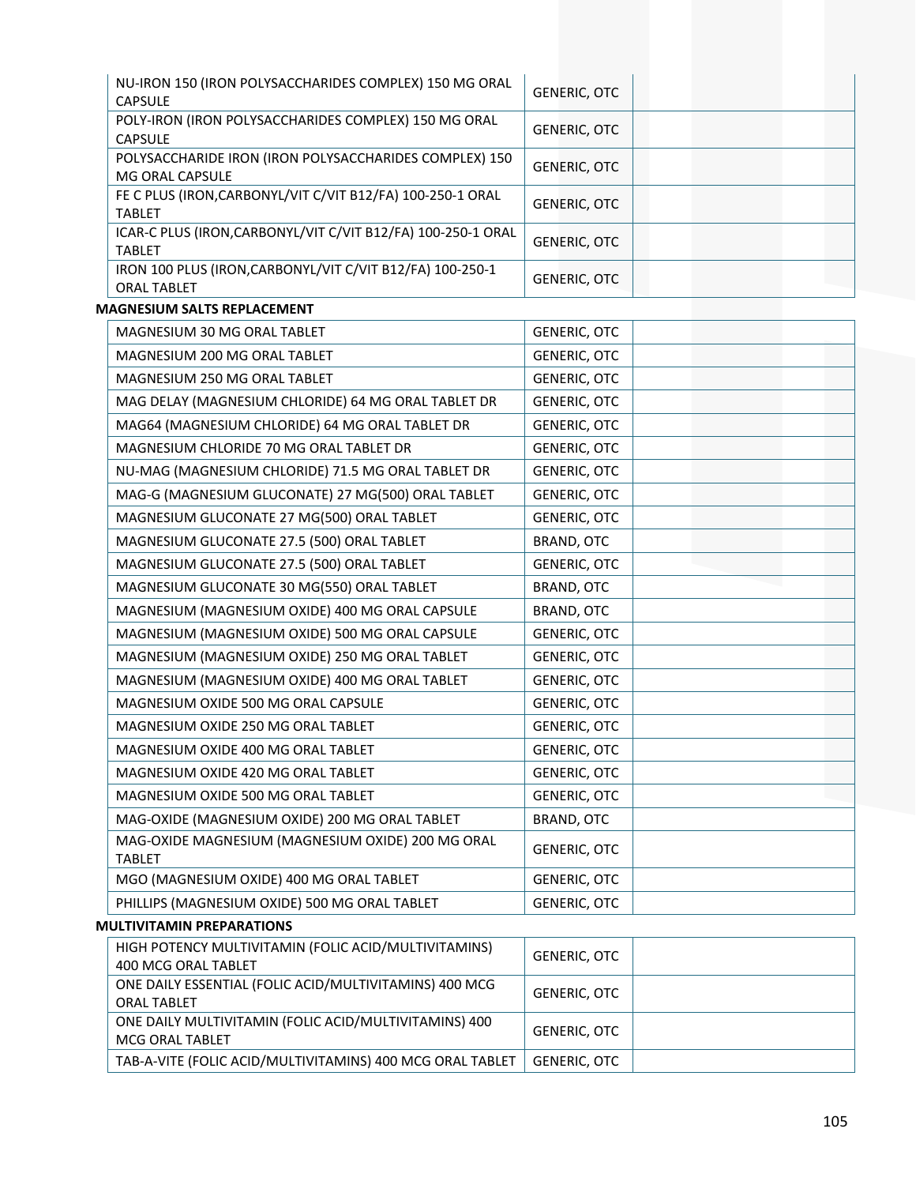| | | |
|---|---|---|
| NU-IRON 150 (IRON POLYSACCHARIDES COMPLEX) 150 MG ORAL CAPSULE | GENERIC, OTC | |
| POLY-IRON (IRON POLYSACCHARIDES COMPLEX) 150 MG ORAL CAPSULE | GENERIC, OTC | |
| POLYSACCHARIDE IRON (IRON POLYSACCHARIDES COMPLEX) 150 MG ORAL CAPSULE | GENERIC, OTC | |
| FE C PLUS (IRON,CARBONYL/VIT C/VIT B12/FA) 100-250-1 ORAL TABLET | GENERIC, OTC | |
| ICAR-C PLUS (IRON,CARBONYL/VIT C/VIT B12/FA) 100-250-1 ORAL TABLET | GENERIC, OTC | |
| IRON 100 PLUS (IRON,CARBONYL/VIT C/VIT B12/FA) 100-250-1 ORAL TABLET | GENERIC, OTC | |

**MAGNESIUM SALTS REPLACEMENT**

| | | |
|---|---|---|
| MAGNESIUM 30 MG ORAL TABLET | GENERIC, OTC | |
| MAGNESIUM 200 MG ORAL TABLET | GENERIC, OTC | |
| MAGNESIUM 250 MG ORAL TABLET | GENERIC, OTC | |
| MAG DELAY (MAGNESIUM CHLORIDE) 64 MG ORAL TABLET DR | GENERIC, OTC | |
| MAG64 (MAGNESIUM CHLORIDE) 64 MG ORAL TABLET DR | GENERIC, OTC | |
| MAGNESIUM CHLORIDE 70 MG ORAL TABLET DR | GENERIC, OTC | |
| NU-MAG (MAGNESIUM CHLORIDE) 71.5 MG ORAL TABLET DR | GENERIC, OTC | |
| MAG-G (MAGNESIUM GLUCONATE) 27 MG(500) ORAL TABLET | GENERIC, OTC | |
| MAGNESIUM GLUCONATE 27 MG(500) ORAL TABLET | GENERIC, OTC | |
| MAGNESIUM GLUCONATE 27.5 (500) ORAL TABLET | BRAND, OTC | |
| MAGNESIUM GLUCONATE 27.5 (500) ORAL TABLET | GENERIC, OTC | |
| MAGNESIUM GLUCONATE 30 MG(550) ORAL TABLET | BRAND, OTC | |
| MAGNESIUM (MAGNESIUM OXIDE) 400 MG ORAL CAPSULE | BRAND, OTC | |
| MAGNESIUM (MAGNESIUM OXIDE) 500 MG ORAL CAPSULE | GENERIC, OTC | |
| MAGNESIUM (MAGNESIUM OXIDE) 250 MG ORAL TABLET | GENERIC, OTC | |
| MAGNESIUM (MAGNESIUM OXIDE) 400 MG ORAL TABLET | GENERIC, OTC | |
| MAGNESIUM OXIDE 500 MG ORAL CAPSULE | GENERIC, OTC | |
| MAGNESIUM OXIDE 250 MG ORAL TABLET | GENERIC, OTC | |
| MAGNESIUM OXIDE 400 MG ORAL TABLET | GENERIC, OTC | |
| MAGNESIUM OXIDE 420 MG ORAL TABLET | GENERIC, OTC | |
| MAGNESIUM OXIDE 500 MG ORAL TABLET | GENERIC, OTC | |
| MAG-OXIDE (MAGNESIUM OXIDE) 200 MG ORAL TABLET | BRAND, OTC | |
| MAG-OXIDE MAGNESIUM (MAGNESIUM OXIDE) 200 MG ORAL TABLET | GENERIC, OTC | |
| MGO (MAGNESIUM OXIDE) 400 MG ORAL TABLET | GENERIC, OTC | |
| PHILLIPS (MAGNESIUM OXIDE) 500 MG ORAL TABLET | GENERIC, OTC | |

**MULTIVITAMIN PREPARATIONS**

| | | |
|---|---|---|
| HIGH POTENCY MULTIVITAMIN (FOLIC ACID/MULTIVITAMINS) 400 MCG ORAL TABLET | GENERIC, OTC | |
| ONE DAILY ESSENTIAL (FOLIC ACID/MULTIVITAMINS) 400 MCG ORAL TABLET | GENERIC, OTC | |
| ONE DAILY MULTIVITAMIN (FOLIC ACID/MULTIVITAMINS) 400 MCG ORAL TABLET | GENERIC, OTC | |
| TAB-A-VITE (FOLIC ACID/MULTIVITAMINS) 400 MCG ORAL TABLET | GENERIC, OTC | |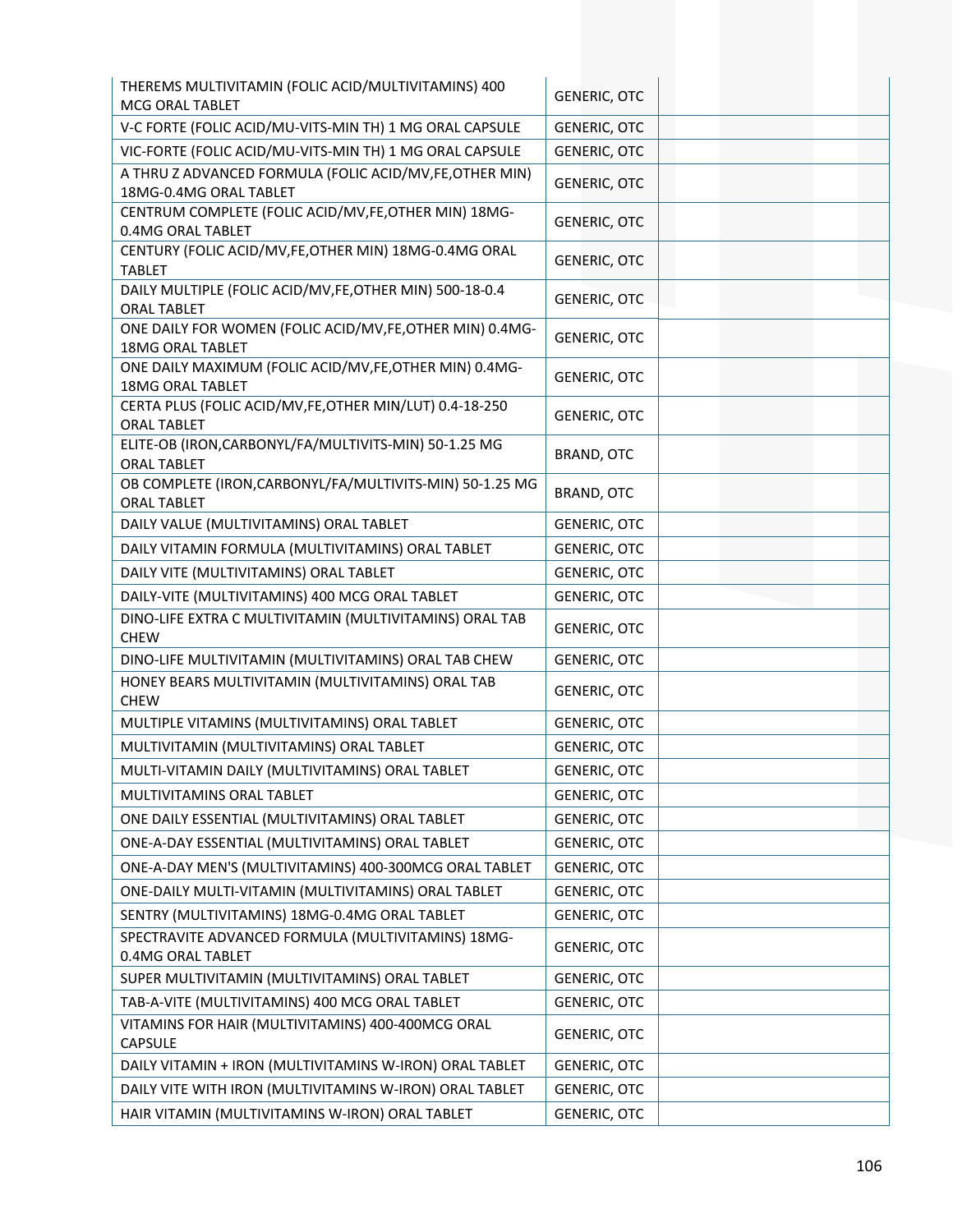| | | |
|---|---|---|
| THEREMS MULTIVITAMIN (FOLIC ACID/MULTIVITAMINS) 400 MCG ORAL TABLET | GENERIC, OTC | |
| V-C FORTE (FOLIC ACID/MU-VITS-MIN TH) 1 MG ORAL CAPSULE | GENERIC, OTC | |
| VIC-FORTE (FOLIC ACID/MU-VITS-MIN TH) 1 MG ORAL CAPSULE | GENERIC, OTC | |
| A THRU Z ADVANCED FORMULA (FOLIC ACID/MV,FE,OTHER MIN) 18MG-0.4MG ORAL TABLET | GENERIC, OTC | |
| CENTRUM COMPLETE (FOLIC ACID/MV,FE,OTHER MIN) 18MG-0.4MG ORAL TABLET | GENERIC, OTC | |
| CENTURY (FOLIC ACID/MV,FE,OTHER MIN) 18MG-0.4MG ORAL TABLET | GENERIC, OTC | |
| DAILY MULTIPLE (FOLIC ACID/MV,FE,OTHER MIN) 500-18-0.4 ORAL TABLET | GENERIC, OTC | |
| ONE DAILY FOR WOMEN (FOLIC ACID/MV,FE,OTHER MIN) 0.4MG-18MG ORAL TABLET | GENERIC, OTC | |
| ONE DAILY MAXIMUM (FOLIC ACID/MV,FE,OTHER MIN) 0.4MG-18MG ORAL TABLET | GENERIC, OTC | |
| CERTA PLUS (FOLIC ACID/MV,FE,OTHER MIN/LUT) 0.4-18-250 ORAL TABLET | GENERIC, OTC | |
| ELITE-OB (IRON,CARBONYL/FA/MULTIVITS-MIN) 50-1.25 MG ORAL TABLET | BRAND, OTC | |
| OB COMPLETE (IRON,CARBONYL/FA/MULTIVITS-MIN) 50-1.25 MG ORAL TABLET | BRAND, OTC | |
| DAILY VALUE (MULTIVITAMINS) ORAL TABLET | GENERIC, OTC | |
| DAILY VITAMIN FORMULA (MULTIVITAMINS) ORAL TABLET | GENERIC, OTC | |
| DAILY VITE (MULTIVITAMINS) ORAL TABLET | GENERIC, OTC | |
| DAILY-VITE (MULTIVITAMINS) 400 MCG ORAL TABLET | GENERIC, OTC | |
| DINO-LIFE EXTRA C MULTIVITAMIN (MULTIVITAMINS) ORAL TAB CHEW | GENERIC, OTC | |
| DINO-LIFE MULTIVITAMIN (MULTIVITAMINS) ORAL TAB CHEW | GENERIC, OTC | |
| HONEY BEARS MULTIVITAMIN (MULTIVITAMINS) ORAL TAB CHEW | GENERIC, OTC | |
| MULTIPLE VITAMINS (MULTIVITAMINS) ORAL TABLET | GENERIC, OTC | |
| MULTIVITAMIN (MULTIVITAMINS) ORAL TABLET | GENERIC, OTC | |
| MULTI-VITAMIN DAILY (MULTIVITAMINS) ORAL TABLET | GENERIC, OTC | |
| MULTIVITAMINS ORAL TABLET | GENERIC, OTC | |
| ONE DAILY ESSENTIAL (MULTIVITAMINS) ORAL TABLET | GENERIC, OTC | |
| ONE-A-DAY ESSENTIAL (MULTIVITAMINS) ORAL TABLET | GENERIC, OTC | |
| ONE-A-DAY MEN'S (MULTIVITAMINS) 400-300MCG ORAL TABLET | GENERIC, OTC | |
| ONE-DAILY MULTI-VITAMIN (MULTIVITAMINS) ORAL TABLET | GENERIC, OTC | |
| SENTRY (MULTIVITAMINS) 18MG-0.4MG ORAL TABLET | GENERIC, OTC | |
| SPECTRAVITE ADVANCED FORMULA (MULTIVITAMINS) 18MG-0.4MG ORAL TABLET | GENERIC, OTC | |
| SUPER MULTIVITAMIN (MULTIVITAMINS) ORAL TABLET | GENERIC, OTC | |
| TAB-A-VITE (MULTIVITAMINS) 400 MCG ORAL TABLET | GENERIC, OTC | |
| VITAMINS FOR HAIR (MULTIVITAMINS) 400-400MCG ORAL CAPSULE | GENERIC, OTC | |
| DAILY VITAMIN + IRON (MULTIVITAMINS W-IRON) ORAL TABLET | GENERIC, OTC | |
| DAILY VITE WITH IRON (MULTIVITAMINS W-IRON) ORAL TABLET | GENERIC, OTC | |
| HAIR VITAMIN (MULTIVITAMINS W-IRON) ORAL TABLET | GENERIC, OTC | |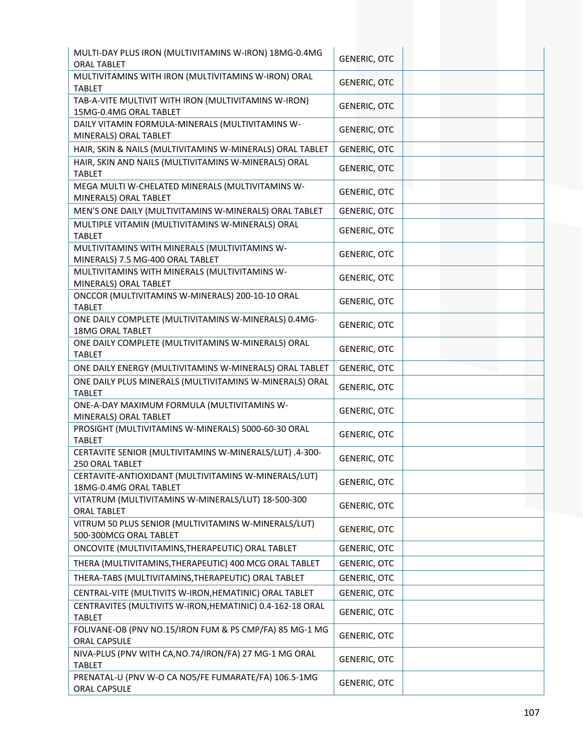| | | |
|---|---|---|
| MULTI-DAY PLUS IRON (MULTIVITAMINS W-IRON) 18MG-0.4MG ORAL TABLET | GENERIC, OTC | |
| MULTIVITAMINS WITH IRON (MULTIVITAMINS W-IRON) ORAL TABLET | GENERIC, OTC | |
| TAB-A-VITE MULTIVIT WITH IRON (MULTIVITAMINS W-IRON) 15MG-0.4MG ORAL TABLET | GENERIC, OTC | |
| DAILY VITAMIN FORMULA-MINERALS (MULTIVITAMINS W-MINERALS) ORAL TABLET | GENERIC, OTC | |
| HAIR, SKIN & NAILS (MULTIVITAMINS W-MINERALS) ORAL TABLET | GENERIC, OTC | |
| HAIR, SKIN AND NAILS (MULTIVITAMINS W-MINERALS) ORAL TABLET | GENERIC, OTC | |
| MEGA MULTI W-CHELATED MINERALS (MULTIVITAMINS W-MINERALS) ORAL TABLET | GENERIC, OTC | |
| MEN'S ONE DAILY (MULTIVITAMINS W-MINERALS) ORAL TABLET | GENERIC, OTC | |
| MULTIPLE VITAMIN (MULTIVITAMINS W-MINERALS) ORAL TABLET | GENERIC, OTC | |
| MULTIVITAMINS WITH MINERALS (MULTIVITAMINS W-MINERALS) 7.5 MG-400 ORAL TABLET | GENERIC, OTC | |
| MULTIVITAMINS WITH MINERALS (MULTIVITAMINS W-MINERALS) ORAL TABLET | GENERIC, OTC | |
| ONCCOR (MULTIVITAMINS W-MINERALS) 200-10-10 ORAL TABLET | GENERIC, OTC | |
| ONE DAILY COMPLETE (MULTIVITAMINS W-MINERALS) 0.4MG-18MG ORAL TABLET | GENERIC, OTC | |
| ONE DAILY COMPLETE (MULTIVITAMINS W-MINERALS) ORAL TABLET | GENERIC, OTC | |
| ONE DAILY ENERGY (MULTIVITAMINS W-MINERALS) ORAL TABLET | GENERIC, OTC | |
| ONE DAILY PLUS MINERALS (MULTIVITAMINS W-MINERALS) ORAL TABLET | GENERIC, OTC | |
| ONE-A-DAY MAXIMUM FORMULA (MULTIVITAMINS W-MINERALS) ORAL TABLET | GENERIC, OTC | |
| PROSIGHT (MULTIVITAMINS W-MINERALS) 5000-60-30 ORAL TABLET | GENERIC, OTC | |
| CERTAVITE SENIOR (MULTIVITAMINS W-MINERALS/LUT) .4-300-250 ORAL TABLET | GENERIC, OTC | |
| CERTAVITE-ANTIOXIDANT (MULTIVITAMINS W-MINERALS/LUT) 18MG-0.4MG ORAL TABLET | GENERIC, OTC | |
| VITATRUM (MULTIVITAMINS W-MINERALS/LUT) 18-500-300 ORAL TABLET | GENERIC, OTC | |
| VITRUM 50 PLUS SENIOR (MULTIVITAMINS W-MINERALS/LUT) 500-300MCG ORAL TABLET | GENERIC, OTC | |
| ONCOVITE (MULTIVITAMINS,THERAPEUTIC) ORAL TABLET | GENERIC, OTC | |
| THERA (MULTIVITAMINS,THERAPEUTIC) 400 MCG ORAL TABLET | GENERIC, OTC | |
| THERA-TABS (MULTIVITAMINS,THERAPEUTIC) ORAL TABLET | GENERIC, OTC | |
| CENTRAL-VITE (MULTIVITS W-IRON,HEMATINIC) ORAL TABLET | GENERIC, OTC | |
| CENTRAVITES (MULTIVITS W-IRON,HEMATINIC) 0.4-162-18 ORAL TABLET | GENERIC, OTC | |
| FOLIVANE-OB (PNV NO.15/IRON FUM & PS CMP/FA) 85 MG-1 MG ORAL CAPSULE | GENERIC, OTC | |
| NIVA-PLUS (PNV WITH CA,NO.74/IRON/FA) 27 MG-1 MG ORAL TABLET | GENERIC, OTC | |
| PRENATAL-U (PNV W-O CA NO5/FE FUMARATE/FA) 106.5-1MG ORAL CAPSULE | GENERIC, OTC | |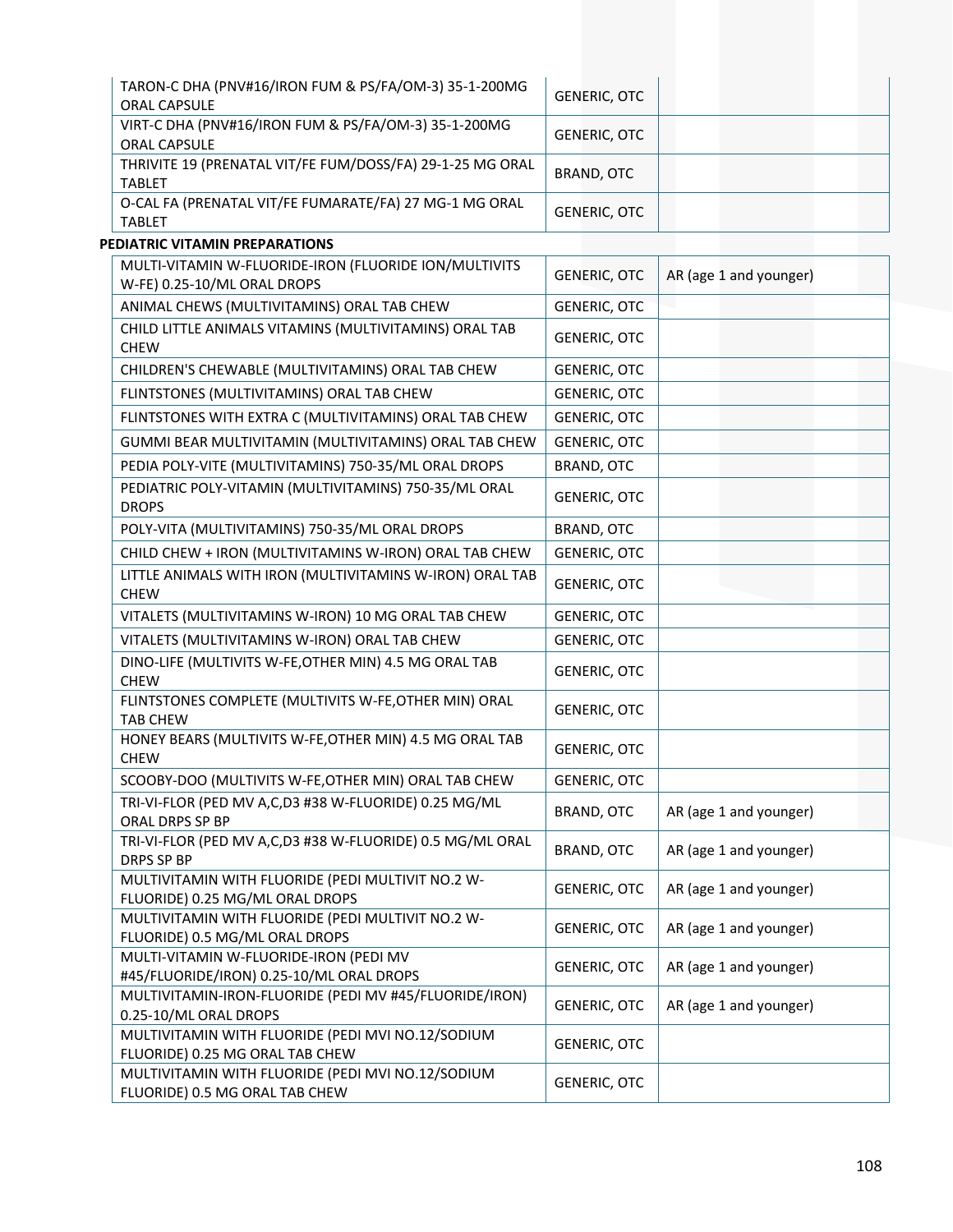| | | |
|---|---|---|
| TARON-C DHA (PNV#16/IRON FUM & PS/FA/OM-3) 35-1-200MG ORAL CAPSULE | GENERIC, OTC | |
| VIRT-C DHA (PNV#16/IRON FUM & PS/FA/OM-3) 35-1-200MG ORAL CAPSULE | GENERIC, OTC | |
| THRIVITE 19 (PRENATAL VIT/FE FUM/DOSS/FA) 29-1-25 MG ORAL TABLET | BRAND, OTC | |
| O-CAL FA (PRENATAL VIT/FE FUMARATE/FA) 27 MG-1 MG ORAL TABLET | GENERIC, OTC | |

**PEDIATRIC VITAMIN PREPARATIONS**

| | | |
|---|---|---|
| MULTI-VITAMIN W-FLUORIDE-IRON (FLUORIDE ION/MULTIVITS W-FE) 0.25-10/ML ORAL DROPS | GENERIC, OTC | AR (age 1 and younger) |
| ANIMAL CHEWS (MULTIVITAMINS) ORAL TAB CHEW | GENERIC, OTC | |
| CHILD LITTLE ANIMALS VITAMINS (MULTIVITAMINS) ORAL TAB CHEW | GENERIC, OTC | |
| CHILDREN'S CHEWABLE (MULTIVITAMINS) ORAL TAB CHEW | GENERIC, OTC | |
| FLINTSTONES (MULTIVITAMINS) ORAL TAB CHEW | GENERIC, OTC | |
| FLINTSTONES WITH EXTRA C (MULTIVITAMINS) ORAL TAB CHEW | GENERIC, OTC | |
| GUMMI BEAR MULTIVITAMIN (MULTIVITAMINS) ORAL TAB CHEW | GENERIC, OTC | |
| PEDIA POLY-VITE (MULTIVITAMINS) 750-35/ML ORAL DROPS | BRAND, OTC | |
| PEDIATRIC POLY-VITAMIN (MULTIVITAMINS) 750-35/ML ORAL DROPS | GENERIC, OTC | |
| POLY-VITA (MULTIVITAMINS) 750-35/ML ORAL DROPS | BRAND, OTC | |
| CHILD CHEW + IRON (MULTIVITAMINS W-IRON) ORAL TAB CHEW | GENERIC, OTC | |
| LITTLE ANIMALS WITH IRON (MULTIVITAMINS W-IRON) ORAL TAB CHEW | GENERIC, OTC | |
| VITALETS (MULTIVITAMINS W-IRON) 10 MG ORAL TAB CHEW | GENERIC, OTC | |
| VITALETS (MULTIVITAMINS W-IRON) ORAL TAB CHEW | GENERIC, OTC | |
| DINO-LIFE (MULTIVITS W-FE,OTHER MIN) 4.5 MG ORAL TAB CHEW | GENERIC, OTC | |
| FLINTSTONES COMPLETE (MULTIVITS W-FE,OTHER MIN) ORAL TAB CHEW | GENERIC, OTC | |
| HONEY BEARS (MULTIVITS W-FE,OTHER MIN) 4.5 MG ORAL TAB CHEW | GENERIC, OTC | |
| SCOOBY-DOO (MULTIVITS W-FE,OTHER MIN) ORAL TAB CHEW | GENERIC, OTC | |
| TRI-VI-FLOR (PED MV A,C,D3 #38 W-FLUORIDE) 0.25 MG/ML ORAL DRPS SP BP | BRAND, OTC | AR (age 1 and younger) |
| TRI-VI-FLOR (PED MV A,C,D3 #38 W-FLUORIDE) 0.5 MG/ML ORAL DRPS SP BP | BRAND, OTC | AR (age 1 and younger) |
| MULTIVITAMIN WITH FLUORIDE (PEDI MULTIVIT NO.2 W-FLUORIDE) 0.25 MG/ML ORAL DROPS | GENERIC, OTC | AR (age 1 and younger) |
| MULTIVITAMIN WITH FLUORIDE (PEDI MULTIVIT NO.2 W-FLUORIDE) 0.5 MG/ML ORAL DROPS | GENERIC, OTC | AR (age 1 and younger) |
| MULTI-VITAMIN W-FLUORIDE-IRON (PEDI MV #45/FLUORIDE/IRON) 0.25-10/ML ORAL DROPS | GENERIC, OTC | AR (age 1 and younger) |
| MULTIVITAMIN-IRON-FLUORIDE (PEDI MV #45/FLUORIDE/IRON) 0.25-10/ML ORAL DROPS | GENERIC, OTC | AR (age 1 and younger) |
| MULTIVITAMIN WITH FLUORIDE (PEDI MVI NO.12/SODIUM FLUORIDE) 0.25 MG ORAL TAB CHEW | GENERIC, OTC | |
| MULTIVITAMIN WITH FLUORIDE (PEDI MVI NO.12/SODIUM FLUORIDE) 0.5 MG ORAL TAB CHEW | GENERIC, OTC | |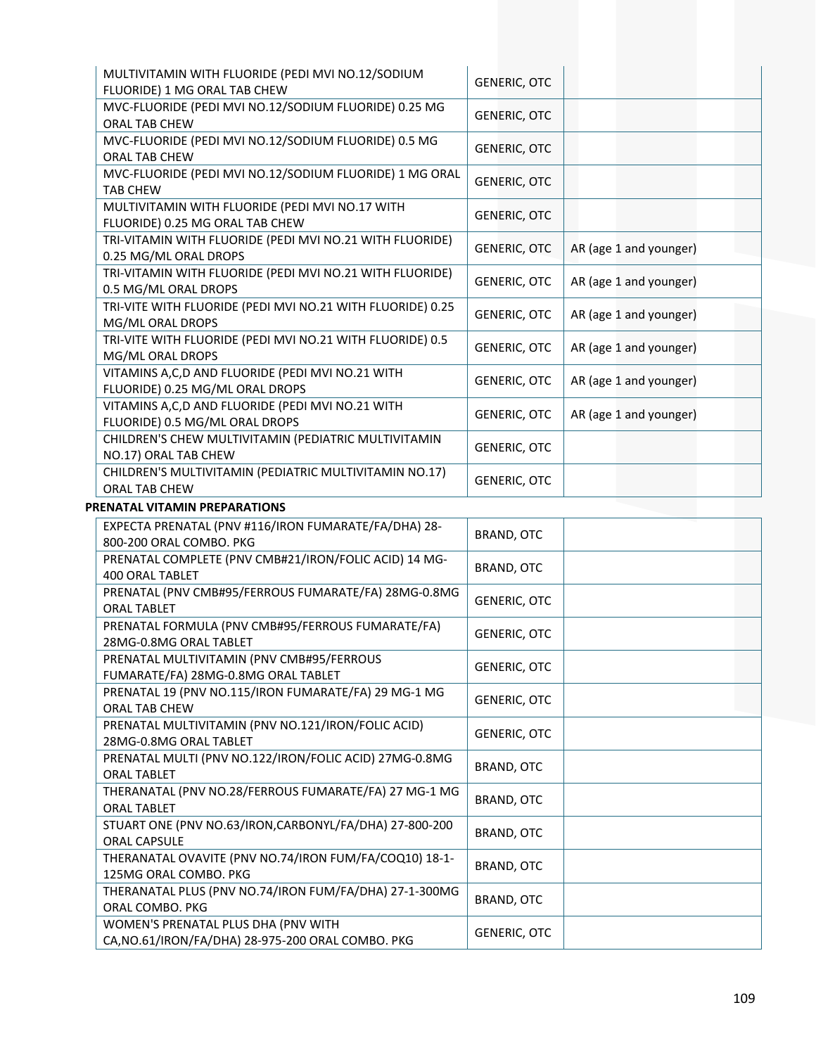| | | |
|---|---|---|
| MULTIVITAMIN WITH FLUORIDE (PEDI MVI NO.12/SODIUM FLUORIDE) 1 MG ORAL TAB CHEW | GENERIC, OTC | |
| MVC-FLUORIDE (PEDI MVI NO.12/SODIUM FLUORIDE) 0.25 MG ORAL TAB CHEW | GENERIC, OTC | |
| MVC-FLUORIDE (PEDI MVI NO.12/SODIUM FLUORIDE) 0.5 MG ORAL TAB CHEW | GENERIC, OTC | |
| MVC-FLUORIDE (PEDI MVI NO.12/SODIUM FLUORIDE) 1 MG ORAL TAB CHEW | GENERIC, OTC | |
| MULTIVITAMIN WITH FLUORIDE (PEDI MVI NO.17 WITH FLUORIDE) 0.25 MG ORAL TAB CHEW | GENERIC, OTC | |
| TRI-VITAMIN WITH FLUORIDE (PEDI MVI NO.21 WITH FLUORIDE) 0.25 MG/ML ORAL DROPS | GENERIC, OTC | AR (age 1 and younger) |
| TRI-VITAMIN WITH FLUORIDE (PEDI MVI NO.21 WITH FLUORIDE) 0.5 MG/ML ORAL DROPS | GENERIC, OTC | AR (age 1 and younger) |
| TRI-VITE WITH FLUORIDE (PEDI MVI NO.21 WITH FLUORIDE) 0.25 MG/ML ORAL DROPS | GENERIC, OTC | AR (age 1 and younger) |
| TRI-VITE WITH FLUORIDE (PEDI MVI NO.21 WITH FLUORIDE) 0.5 MG/ML ORAL DROPS | GENERIC, OTC | AR (age 1 and younger) |
| VITAMINS A,C,D AND FLUORIDE (PEDI MVI NO.21 WITH FLUORIDE) 0.25 MG/ML ORAL DROPS | GENERIC, OTC | AR (age 1 and younger) |
| VITAMINS A,C,D AND FLUORIDE (PEDI MVI NO.21 WITH FLUORIDE) 0.5 MG/ML ORAL DROPS | GENERIC, OTC | AR (age 1 and younger) |
| CHILDREN'S CHEW MULTIVITAMIN (PEDIATRIC MULTIVITAMIN NO.17) ORAL TAB CHEW | GENERIC, OTC | |
| CHILDREN'S MULTIVITAMIN (PEDIATRIC MULTIVITAMIN NO.17) ORAL TAB CHEW | GENERIC, OTC | |

**PRENATAL VITAMIN PREPARATIONS**

| | | |
|---|---|---|
| EXPECTA PRENATAL (PNV #116/IRON FUMARATE/FA/DHA) 28-800-200 ORAL COMBO. PKG | BRAND, OTC | |
| PRENATAL COMPLETE (PNV CMB#21/IRON/FOLIC ACID) 14 MG-400 ORAL TABLET | BRAND, OTC | |
| PRENATAL (PNV CMB#95/FERROUS FUMARATE/FA) 28MG-0.8MG ORAL TABLET | GENERIC, OTC | |
| PRENATAL FORMULA (PNV CMB#95/FERROUS FUMARATE/FA) 28MG-0.8MG ORAL TABLET | GENERIC, OTC | |
| PRENATAL MULTIVITAMIN (PNV CMB#95/FERROUS FUMARATE/FA) 28MG-0.8MG ORAL TABLET | GENERIC, OTC | |
| PRENATAL 19 (PNV NO.115/IRON FUMARATE/FA) 29 MG-1 MG ORAL TAB CHEW | GENERIC, OTC | |
| PRENATAL MULTIVITAMIN (PNV NO.121/IRON/FOLIC ACID) 28MG-0.8MG ORAL TABLET | GENERIC, OTC | |
| PRENATAL MULTI (PNV NO.122/IRON/FOLIC ACID) 27MG-0.8MG ORAL TABLET | BRAND, OTC | |
| THERANATAL (PNV NO.28/FERROUS FUMARATE/FA) 27 MG-1 MG ORAL TABLET | BRAND, OTC | |
| STUART ONE (PNV NO.63/IRON,CARBONYL/FA/DHA) 27-800-200 ORAL CAPSULE | BRAND, OTC | |
| THERANATAL OVAVITE (PNV NO.74/IRON FUM/FA/COQ10) 18-1-125MG ORAL COMBO. PKG | BRAND, OTC | |
| THERANATAL PLUS (PNV NO.74/IRON FUM/FA/DHA) 27-1-300MG ORAL COMBO. PKG | BRAND, OTC | |
| WOMEN'S PRENATAL PLUS DHA (PNV WITH CA,NO.61/IRON/FA/DHA) 28-975-200 ORAL COMBO. PKG | GENERIC, OTC | |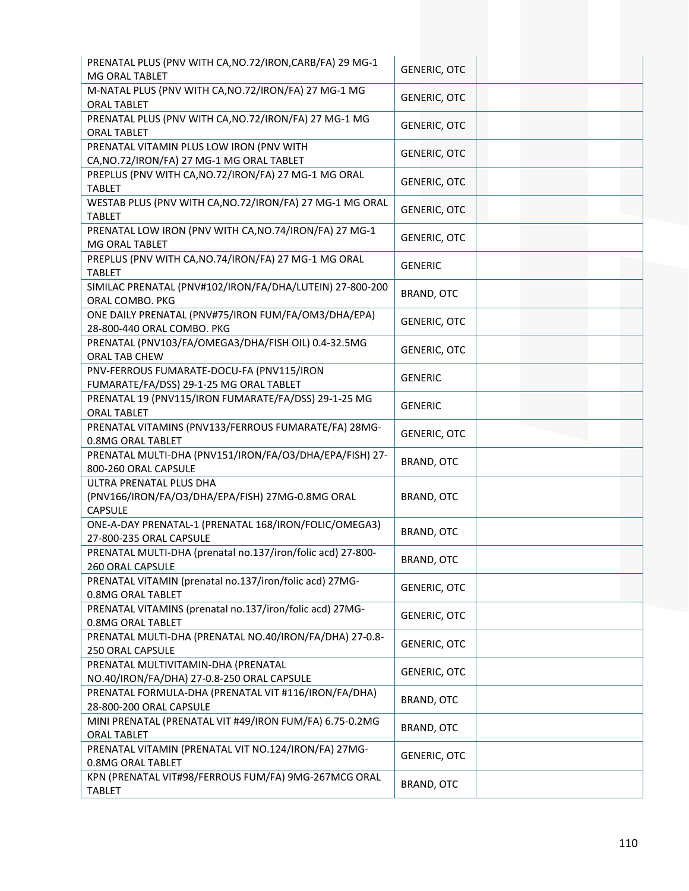| | | |
|---|---|---|
| PRENATAL PLUS (PNV WITH CA,NO.72/IRON,CARB/FA) 29 MG-1 MG ORAL TABLET | GENERIC, OTC | |
| M-NATAL PLUS (PNV WITH CA,NO.72/IRON/FA) 27 MG-1 MG ORAL TABLET | GENERIC, OTC | |
| PRENATAL PLUS (PNV WITH CA,NO.72/IRON/FA) 27 MG-1 MG ORAL TABLET | GENERIC, OTC | |
| PRENATAL VITAMIN PLUS LOW IRON (PNV WITH CA,NO.72/IRON/FA) 27 MG-1 MG ORAL TABLET | GENERIC, OTC | |
| PREPLUS (PNV WITH CA,NO.72/IRON/FA) 27 MG-1 MG ORAL TABLET | GENERIC, OTC | |
| WESTAB PLUS (PNV WITH CA,NO.72/IRON/FA) 27 MG-1 MG ORAL TABLET | GENERIC, OTC | |
| PRENATAL LOW IRON (PNV WITH CA,NO.74/IRON/FA) 27 MG-1 MG ORAL TABLET | GENERIC, OTC | |
| PREPLUS (PNV WITH CA,NO.74/IRON/FA) 27 MG-1 MG ORAL TABLET | GENERIC | |
| SIMILAC PRENATAL (PNV#102/IRON/FA/DHA/LUTEIN) 27-800-200 ORAL COMBO. PKG | BRAND, OTC | |
| ONE DAILY PRENATAL (PNV#75/IRON FUM/FA/OM3/DHA/EPA) 28-800-440 ORAL COMBO. PKG | GENERIC, OTC | |
| PRENATAL (PNV103/FA/OMEGA3/DHA/FISH OIL) 0.4-32.5MG ORAL TAB CHEW | GENERIC, OTC | |
| PNV-FERROUS FUMARATE-DOCU-FA (PNV115/IRON FUMARATE/FA/DSS) 29-1-25 MG ORAL TABLET | GENERIC | |
| PRENATAL 19 (PNV115/IRON FUMARATE/FA/DSS) 29-1-25 MG ORAL TABLET | GENERIC | |
| PRENATAL VITAMINS (PNV133/FERROUS FUMARATE/FA) 28MG-0.8MG ORAL TABLET | GENERIC, OTC | |
| PRENATAL MULTI-DHA (PNV151/IRON/FA/O3/DHA/EPA/FISH) 27-800-260 ORAL CAPSULE | BRAND, OTC | |
| ULTRA PRENATAL PLUS DHA (PNV166/IRON/FA/O3/DHA/EPA/FISH) 27MG-0.8MG ORAL CAPSULE | BRAND, OTC | |
| ONE-A-DAY PRENATAL-1 (PRENATAL 168/IRON/FOLIC/OMEGA3) 27-800-235 ORAL CAPSULE | BRAND, OTC | |
| PRENATAL MULTI-DHA (prenatal no.137/iron/folic acd) 27-800-260 ORAL CAPSULE | BRAND, OTC | |
| PRENATAL VITAMIN (prenatal no.137/iron/folic acd) 27MG-0.8MG ORAL TABLET | GENERIC, OTC | |
| PRENATAL VITAMINS (prenatal no.137/iron/folic acd) 27MG-0.8MG ORAL TABLET | GENERIC, OTC | |
| PRENATAL MULTI-DHA (PRENATAL NO.40/IRON/FA/DHA) 27-0.8-250 ORAL CAPSULE | GENERIC, OTC | |
| PRENATAL MULTIVITAMIN-DHA (PRENATAL NO.40/IRON/FA/DHA) 27-0.8-250 ORAL CAPSULE | GENERIC, OTC | |
| PRENATAL FORMULA-DHA (PRENATAL VIT #116/IRON/FA/DHA) 28-800-200 ORAL CAPSULE | BRAND, OTC | |
| MINI PRENATAL (PRENATAL VIT #49/IRON FUM/FA) 6.75-0.2MG ORAL TABLET | BRAND, OTC | |
| PRENATAL VITAMIN (PRENATAL VIT NO.124/IRON/FA) 27MG-0.8MG ORAL TABLET | GENERIC, OTC | |
| KPN (PRENATAL VIT#98/FERROUS FUM/FA) 9MG-267MCG ORAL TABLET | BRAND, OTC | |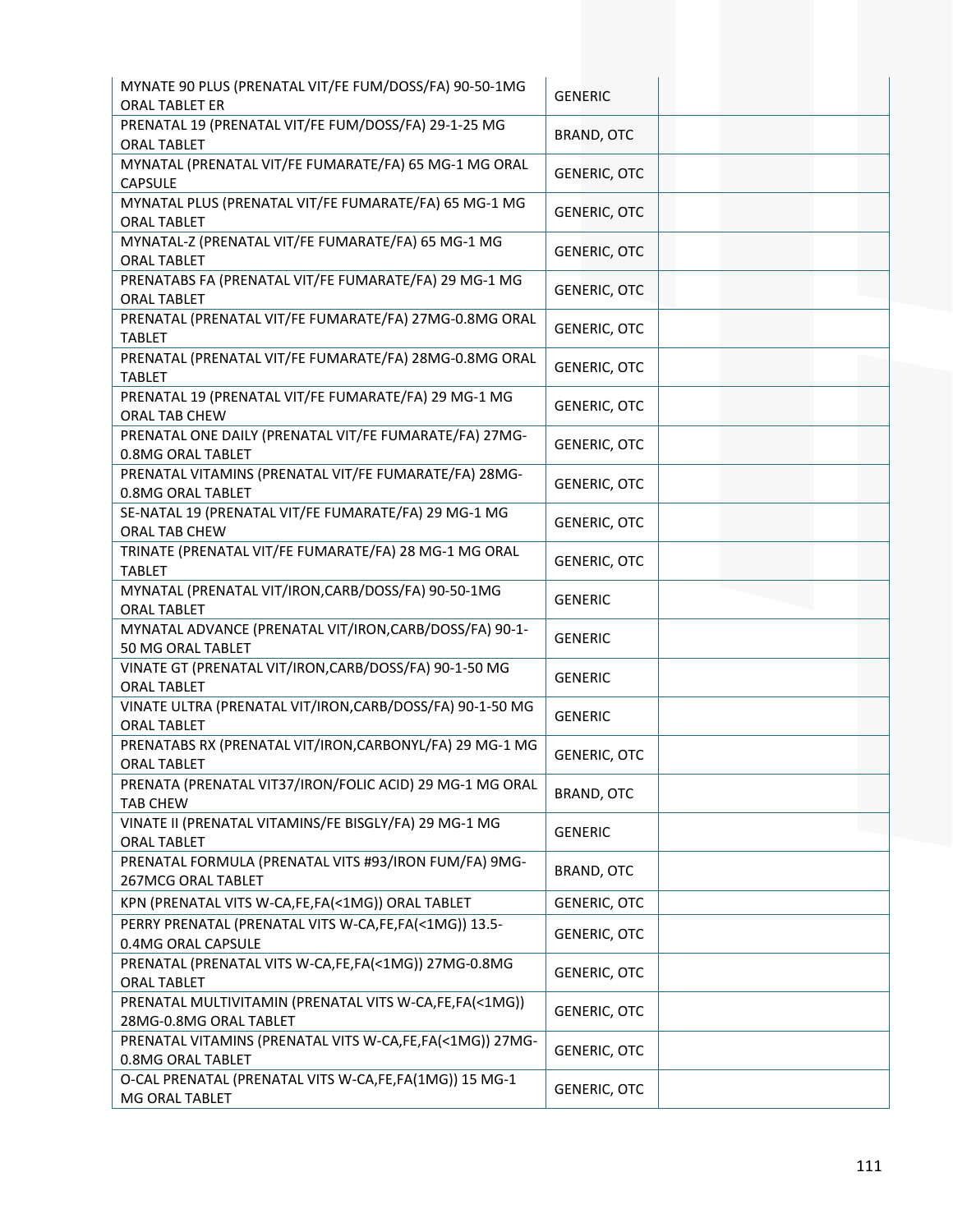| | | |
|---|---|---|
| MYNATE 90 PLUS (PRENATAL VIT/FE FUM/DOSS/FA) 90-50-1MG ORAL TABLET ER | GENERIC | |
| PRENATAL 19 (PRENATAL VIT/FE FUM/DOSS/FA) 29-1-25 MG ORAL TABLET | BRAND, OTC | |
| MYNATAL (PRENATAL VIT/FE FUMARATE/FA) 65 MG-1 MG ORAL CAPSULE | GENERIC, OTC | |
| MYNATAL PLUS (PRENATAL VIT/FE FUMARATE/FA) 65 MG-1 MG ORAL TABLET | GENERIC, OTC | |
| MYNATAL-Z (PRENATAL VIT/FE FUMARATE/FA) 65 MG-1 MG ORAL TABLET | GENERIC, OTC | |
| PRENATABS FA (PRENATAL VIT/FE FUMARATE/FA) 29 MG-1 MG ORAL TABLET | GENERIC, OTC | |
| PRENATAL (PRENATAL VIT/FE FUMARATE/FA) 27MG-0.8MG ORAL TABLET | GENERIC, OTC | |
| PRENATAL (PRENATAL VIT/FE FUMARATE/FA) 28MG-0.8MG ORAL TABLET | GENERIC, OTC | |
| PRENATAL 19 (PRENATAL VIT/FE FUMARATE/FA) 29 MG-1 MG ORAL TAB CHEW | GENERIC, OTC | |
| PRENATAL ONE DAILY (PRENATAL VIT/FE FUMARATE/FA) 27MG-0.8MG ORAL TABLET | GENERIC, OTC | |
| PRENATAL VITAMINS (PRENATAL VIT/FE FUMARATE/FA) 28MG-0.8MG ORAL TABLET | GENERIC, OTC | |
| SE-NATAL 19 (PRENATAL VIT/FE FUMARATE/FA) 29 MG-1 MG ORAL TAB CHEW | GENERIC, OTC | |
| TRINATE (PRENATAL VIT/FE FUMARATE/FA) 28 MG-1 MG ORAL TABLET | GENERIC, OTC | |
| MYNATAL (PRENATAL VIT/IRON,CARB/DOSS/FA) 90-50-1MG ORAL TABLET | GENERIC | |
| MYNATAL ADVANCE (PRENATAL VIT/IRON,CARB/DOSS/FA) 90-1-50 MG ORAL TABLET | GENERIC | |
| VINATE GT (PRENATAL VIT/IRON,CARB/DOSS/FA) 90-1-50 MG ORAL TABLET | GENERIC | |
| VINATE ULTRA (PRENATAL VIT/IRON,CARB/DOSS/FA) 90-1-50 MG ORAL TABLET | GENERIC | |
| PRENATABS RX (PRENATAL VIT/IRON,CARBONYL/FA) 29 MG-1 MG ORAL TABLET | GENERIC, OTC | |
| PRENATA (PRENATAL VIT37/IRON/FOLIC ACID) 29 MG-1 MG ORAL TAB CHEW | BRAND, OTC | |
| VINATE II (PRENATAL VITAMINS/FE BISGLY/FA) 29 MG-1 MG ORAL TABLET | GENERIC | |
| PRENATAL FORMULA (PRENATAL VITS #93/IRON FUM/FA) 9MG-267MCG ORAL TABLET | BRAND, OTC | |
| KPN (PRENATAL VITS W-CA,FE,FA(<1MG)) ORAL TABLET | GENERIC, OTC | |
| PERRY PRENATAL (PRENATAL VITS W-CA,FE,FA(<1MG)) 13.5-0.4MG ORAL CAPSULE | GENERIC, OTC | |
| PRENATAL (PRENATAL VITS W-CA,FE,FA(<1MG)) 27MG-0.8MG ORAL TABLET | GENERIC, OTC | |
| PRENATAL MULTIVITAMIN (PRENATAL VITS W-CA,FE,FA(<1MG)) 28MG-0.8MG ORAL TABLET | GENERIC, OTC | |
| PRENATAL VITAMINS (PRENATAL VITS W-CA,FE,FA(<1MG)) 27MG-0.8MG ORAL TABLET | GENERIC, OTC | |
| O-CAL PRENATAL (PRENATAL VITS W-CA,FE,FA(1MG)) 15 MG-1 MG ORAL TABLET | GENERIC, OTC | |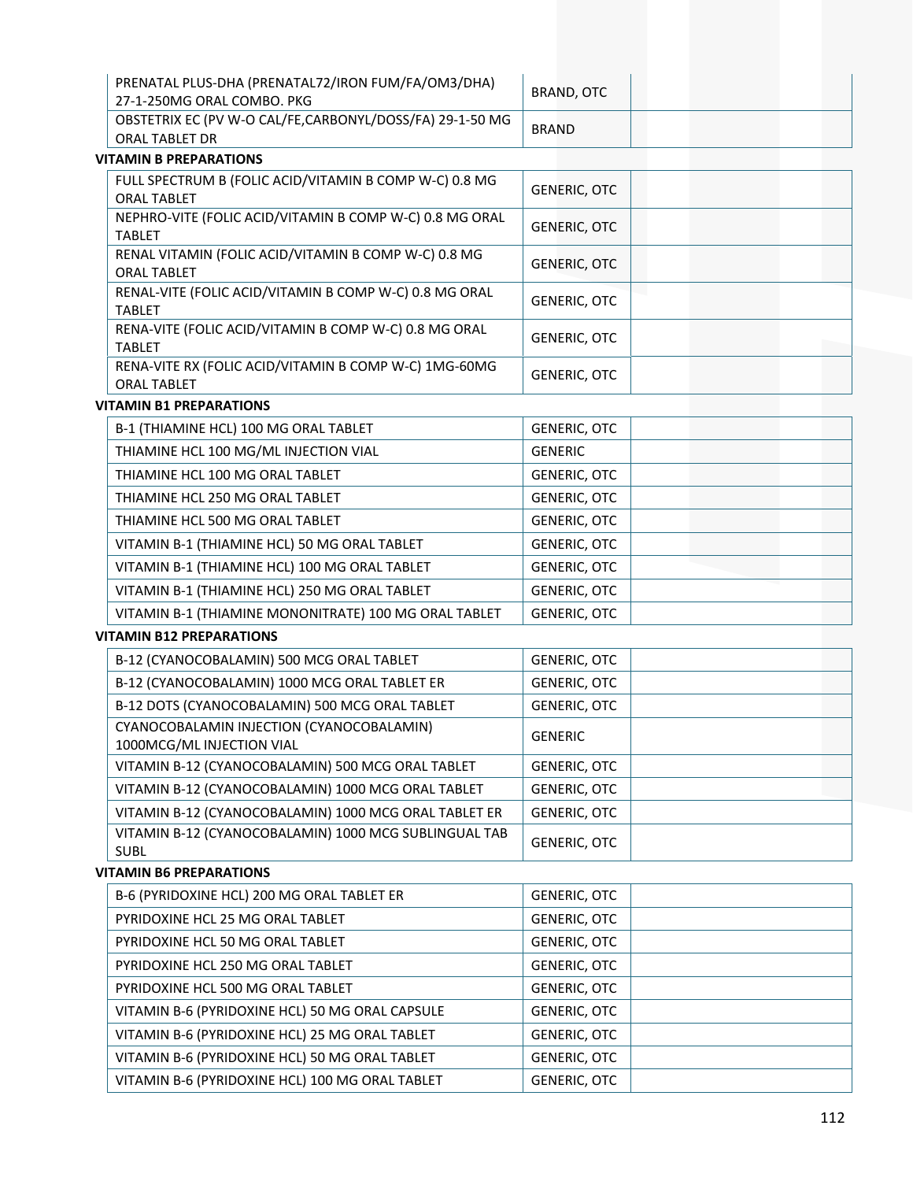| | | |
|---|---|---|
| PRENATAL PLUS-DHA (PRENATAL72/IRON FUM/FA/OM3/DHA) 27-1-250MG ORAL COMBO. PKG | BRAND, OTC | |
| OBSTETRIX EC (PV W-O CAL/FE,CARBONYL/DOSS/FA) 29-1-50 MG ORAL TABLET DR | BRAND | |

**VITAMIN B PREPARATIONS**

| | | |
|---|---|---|
| FULL SPECTRUM B (FOLIC ACID/VITAMIN B COMP W-C) 0.8 MG ORAL TABLET | GENERIC, OTC | |
| NEPHRO-VITE (FOLIC ACID/VITAMIN B COMP W-C) 0.8 MG ORAL TABLET | GENERIC, OTC | |
| RENAL VITAMIN (FOLIC ACID/VITAMIN B COMP W-C) 0.8 MG ORAL TABLET | GENERIC, OTC | |
| RENAL-VITE (FOLIC ACID/VITAMIN B COMP W-C) 0.8 MG ORAL TABLET | GENERIC, OTC | |
| RENA-VITE (FOLIC ACID/VITAMIN B COMP W-C) 0.8 MG ORAL TABLET | GENERIC, OTC | |
| RENA-VITE RX (FOLIC ACID/VITAMIN B COMP W-C) 1MG-60MG ORAL TABLET | GENERIC, OTC | |

**VITAMIN B1 PREPARATIONS**

| | | |
|---|---|---|
| B-1 (THIAMINE HCL) 100 MG ORAL TABLET | GENERIC, OTC | |
| THIAMINE HCL 100 MG/ML INJECTION VIAL | GENERIC | |
| THIAMINE HCL 100 MG ORAL TABLET | GENERIC, OTC | |
| THIAMINE HCL 250 MG ORAL TABLET | GENERIC, OTC | |
| THIAMINE HCL 500 MG ORAL TABLET | GENERIC, OTC | |
| VITAMIN B-1 (THIAMINE HCL) 50 MG ORAL TABLET | GENERIC, OTC | |
| VITAMIN B-1 (THIAMINE HCL) 100 MG ORAL TABLET | GENERIC, OTC | |
| VITAMIN B-1 (THIAMINE HCL) 250 MG ORAL TABLET | GENERIC, OTC | |
| VITAMIN B-1 (THIAMINE MONONITRATE) 100 MG ORAL TABLET | GENERIC, OTC | |

**VITAMIN B12 PREPARATIONS**

| | | |
|---|---|---|
| B-12 (CYANOCOBALAMIN) 500 MCG ORAL TABLET | GENERIC, OTC | |
| B-12 (CYANOCOBALAMIN) 1000 MCG ORAL TABLET ER | GENERIC, OTC | |
| B-12 DOTS (CYANOCOBALAMIN) 500 MCG ORAL TABLET | GENERIC, OTC | |
| CYANOCOBALAMIN INJECTION (CYANOCOBALAMIN) 1000MCG/ML INJECTION VIAL | GENERIC | |
| VITAMIN B-12 (CYANOCOBALAMIN) 500 MCG ORAL TABLET | GENERIC, OTC | |
| VITAMIN B-12 (CYANOCOBALAMIN) 1000 MCG ORAL TABLET | GENERIC, OTC | |
| VITAMIN B-12 (CYANOCOBALAMIN) 1000 MCG ORAL TABLET ER | GENERIC, OTC | |
| VITAMIN B-12 (CYANOCOBALAMIN) 1000 MCG SUBLINGUAL TAB SUBL | GENERIC, OTC | |

**VITAMIN B6 PREPARATIONS**

| | | |
|---|---|---|
| B-6 (PYRIDOXINE HCL) 200 MG ORAL TABLET ER | GENERIC, OTC | |
| PYRIDOXINE HCL 25 MG ORAL TABLET | GENERIC, OTC | |
| PYRIDOXINE HCL 50 MG ORAL TABLET | GENERIC, OTC | |
| PYRIDOXINE HCL 250 MG ORAL TABLET | GENERIC, OTC | |
| PYRIDOXINE HCL 500 MG ORAL TABLET | GENERIC, OTC | |
| VITAMIN B-6 (PYRIDOXINE HCL) 50 MG ORAL CAPSULE | GENERIC, OTC | |
| VITAMIN B-6 (PYRIDOXINE HCL) 25 MG ORAL TABLET | GENERIC, OTC | |
| VITAMIN B-6 (PYRIDOXINE HCL) 50 MG ORAL TABLET | GENERIC, OTC | |
| VITAMIN B-6 (PYRIDOXINE HCL) 100 MG ORAL TABLET | GENERIC, OTC | |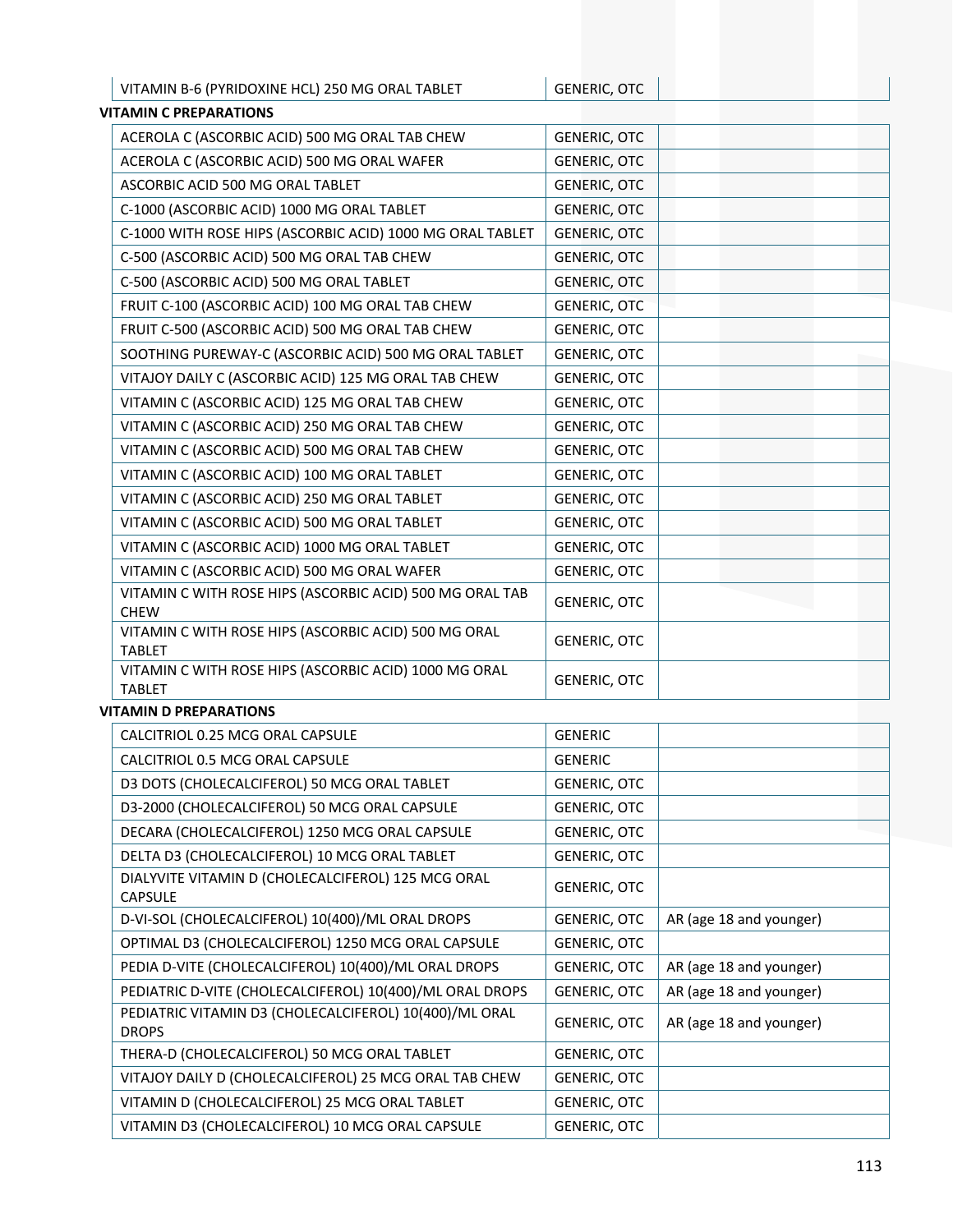| | | |
|---|---|---|
| VITAMIN B-6 (PYRIDOXINE HCL) 250 MG ORAL TABLET | GENERIC, OTC | |

**VITAMIN C PREPARATIONS**

| | | |
|---|---|---|
| ACEROLA C (ASCORBIC ACID) 500 MG ORAL TAB CHEW | GENERIC, OTC | |
| ACEROLA C (ASCORBIC ACID) 500 MG ORAL WAFER | GENERIC, OTC | |
| ASCORBIC ACID 500 MG ORAL TABLET | GENERIC, OTC | |
| C-1000 (ASCORBIC ACID) 1000 MG ORAL TABLET | GENERIC, OTC | |
| C-1000 WITH ROSE HIPS (ASCORBIC ACID) 1000 MG ORAL TABLET | GENERIC, OTC | |
| C-500 (ASCORBIC ACID) 500 MG ORAL TAB CHEW | GENERIC, OTC | |
| C-500 (ASCORBIC ACID) 500 MG ORAL TABLET | GENERIC, OTC | |
| FRUIT C-100 (ASCORBIC ACID) 100 MG ORAL TAB CHEW | GENERIC, OTC | |
| FRUIT C-500 (ASCORBIC ACID) 500 MG ORAL TAB CHEW | GENERIC, OTC | |
| SOOTHING PUREWAY-C (ASCORBIC ACID) 500 MG ORAL TABLET | GENERIC, OTC | |
| VITAJOY DAILY C (ASCORBIC ACID) 125 MG ORAL TAB CHEW | GENERIC, OTC | |
| VITAMIN C (ASCORBIC ACID) 125 MG ORAL TAB CHEW | GENERIC, OTC | |
| VITAMIN C (ASCORBIC ACID) 250 MG ORAL TAB CHEW | GENERIC, OTC | |
| VITAMIN C (ASCORBIC ACID) 500 MG ORAL TAB CHEW | GENERIC, OTC | |
| VITAMIN C (ASCORBIC ACID) 100 MG ORAL TABLET | GENERIC, OTC | |
| VITAMIN C (ASCORBIC ACID) 250 MG ORAL TABLET | GENERIC, OTC | |
| VITAMIN C (ASCORBIC ACID) 500 MG ORAL TABLET | GENERIC, OTC | |
| VITAMIN C (ASCORBIC ACID) 1000 MG ORAL TABLET | GENERIC, OTC | |
| VITAMIN C (ASCORBIC ACID) 500 MG ORAL WAFER | GENERIC, OTC | |
| VITAMIN C WITH ROSE HIPS (ASCORBIC ACID) 500 MG ORAL TAB CHEW | GENERIC, OTC | |
| VITAMIN C WITH ROSE HIPS (ASCORBIC ACID) 500 MG ORAL TABLET | GENERIC, OTC | |
| VITAMIN C WITH ROSE HIPS (ASCORBIC ACID) 1000 MG ORAL TABLET | GENERIC, OTC | |

**VITAMIN D PREPARATIONS**

| | | |
|---|---|---|
| CALCITRIOL 0.25 MCG ORAL CAPSULE | GENERIC | |
| CALCITRIOL 0.5 MCG ORAL CAPSULE | GENERIC | |
| D3 DOTS (CHOLECALCIFEROL) 50 MCG ORAL TABLET | GENERIC, OTC | |
| D3-2000 (CHOLECALCIFEROL) 50 MCG ORAL CAPSULE | GENERIC, OTC | |
| DECARA (CHOLECALCIFEROL) 1250 MCG ORAL CAPSULE | GENERIC, OTC | |
| DELTA D3 (CHOLECALCIFEROL) 10 MCG ORAL TABLET | GENERIC, OTC | |
| DIALYVITE VITAMIN D (CHOLECALCIFEROL) 125 MCG ORAL CAPSULE | GENERIC, OTC | |
| D-VI-SOL (CHOLECALCIFEROL) 10(400)/ML ORAL DROPS | GENERIC, OTC | AR (age 18 and younger) |
| OPTIMAL D3 (CHOLECALCIFEROL) 1250 MCG ORAL CAPSULE | GENERIC, OTC | |
| PEDIA D-VITE (CHOLECALCIFEROL) 10(400)/ML ORAL DROPS | GENERIC, OTC | AR (age 18 and younger) |
| PEDIATRIC D-VITE (CHOLECALCIFEROL) 10(400)/ML ORAL DROPS | GENERIC, OTC | AR (age 18 and younger) |
| PEDIATRIC VITAMIN D3 (CHOLECALCIFEROL) 10(400)/ML ORAL DROPS | GENERIC, OTC | AR (age 18 and younger) |
| THERA-D (CHOLECALCIFEROL) 50 MCG ORAL TABLET | GENERIC, OTC | |
| VITAJOY DAILY D (CHOLECALCIFEROL) 25 MCG ORAL TAB CHEW | GENERIC, OTC | |
| VITAMIN D (CHOLECALCIFEROL) 25 MCG ORAL TABLET | GENERIC, OTC | |
| VITAMIN D3 (CHOLECALCIFEROL) 10 MCG ORAL CAPSULE | GENERIC, OTC | |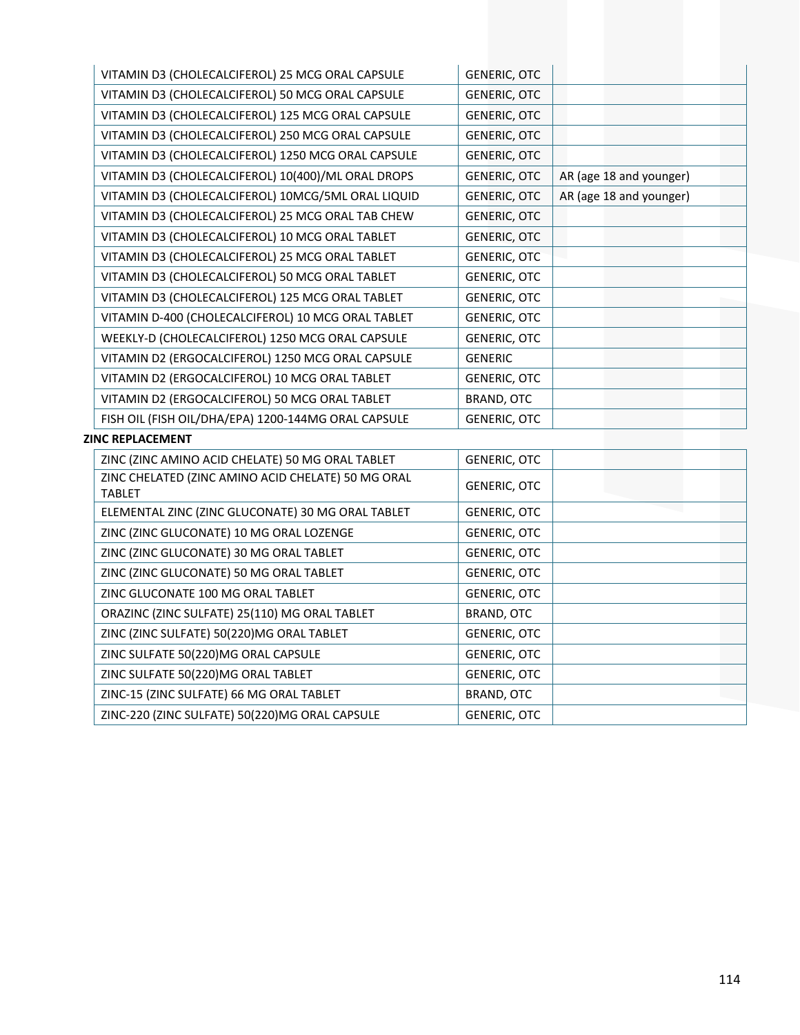| | | |
|---|---|---|
| VITAMIN D3 (CHOLECALCIFEROL) 25 MCG ORAL CAPSULE | GENERIC, OTC | |
| VITAMIN D3 (CHOLECALCIFEROL) 50 MCG ORAL CAPSULE | GENERIC, OTC | |
| VITAMIN D3 (CHOLECALCIFEROL) 125 MCG ORAL CAPSULE | GENERIC, OTC | |
| VITAMIN D3 (CHOLECALCIFEROL) 250 MCG ORAL CAPSULE | GENERIC, OTC | |
| VITAMIN D3 (CHOLECALCIFEROL) 1250 MCG ORAL CAPSULE | GENERIC, OTC | |
| VITAMIN D3 (CHOLECALCIFEROL) 10(400)/ML ORAL DROPS | GENERIC, OTC | AR (age 18 and younger) |
| VITAMIN D3 (CHOLECALCIFEROL) 10MCG/5ML ORAL LIQUID | GENERIC, OTC | AR (age 18 and younger) |
| VITAMIN D3 (CHOLECALCIFEROL) 25 MCG ORAL TAB CHEW | GENERIC, OTC | |
| VITAMIN D3 (CHOLECALCIFEROL) 10 MCG ORAL TABLET | GENERIC, OTC | |
| VITAMIN D3 (CHOLECALCIFEROL) 25 MCG ORAL TABLET | GENERIC, OTC | |
| VITAMIN D3 (CHOLECALCIFEROL) 50 MCG ORAL TABLET | GENERIC, OTC | |
| VITAMIN D3 (CHOLECALCIFEROL) 125 MCG ORAL TABLET | GENERIC, OTC | |
| VITAMIN D-400 (CHOLECALCIFEROL) 10 MCG ORAL TABLET | GENERIC, OTC | |
| WEEKLY-D (CHOLECALCIFEROL) 1250 MCG ORAL CAPSULE | GENERIC, OTC | |
| VITAMIN D2 (ERGOCALCIFEROL) 1250 MCG ORAL CAPSULE | GENERIC | |
| VITAMIN D2 (ERGOCALCIFEROL) 10 MCG ORAL TABLET | GENERIC, OTC | |
| VITAMIN D2 (ERGOCALCIFEROL) 50 MCG ORAL TABLET | BRAND, OTC | |
| FISH OIL (FISH OIL/DHA/EPA) 1200-144MG ORAL CAPSULE | GENERIC, OTC | |

**ZINC REPLACEMENT**

| | | |
|---|---|---|
| ZINC (ZINC AMINO ACID CHELATE) 50 MG ORAL TABLET | GENERIC, OTC | |
| ZINC CHELATED (ZINC AMINO ACID CHELATE) 50 MG ORAL TABLET | GENERIC, OTC | |
| ELEMENTAL ZINC (ZINC GLUCONATE) 30 MG ORAL TABLET | GENERIC, OTC | |
| ZINC (ZINC GLUCONATE) 10 MG ORAL LOZENGE | GENERIC, OTC | |
| ZINC (ZINC GLUCONATE) 30 MG ORAL TABLET | GENERIC, OTC | |
| ZINC (ZINC GLUCONATE) 50 MG ORAL TABLET | GENERIC, OTC | |
| ZINC GLUCONATE 100 MG ORAL TABLET | GENERIC, OTC | |
| ORAZINC (ZINC SULFATE) 25(110) MG ORAL TABLET | BRAND, OTC | |
| ZINC (ZINC SULFATE) 50(220)MG ORAL TABLET | GENERIC, OTC | |
| ZINC SULFATE 50(220)MG ORAL CAPSULE | GENERIC, OTC | |
| ZINC SULFATE 50(220)MG ORAL TABLET | GENERIC, OTC | |
| ZINC-15 (ZINC SULFATE) 66 MG ORAL TABLET | BRAND, OTC | |
| ZINC-220 (ZINC SULFATE) 50(220)MG ORAL CAPSULE | GENERIC, OTC | |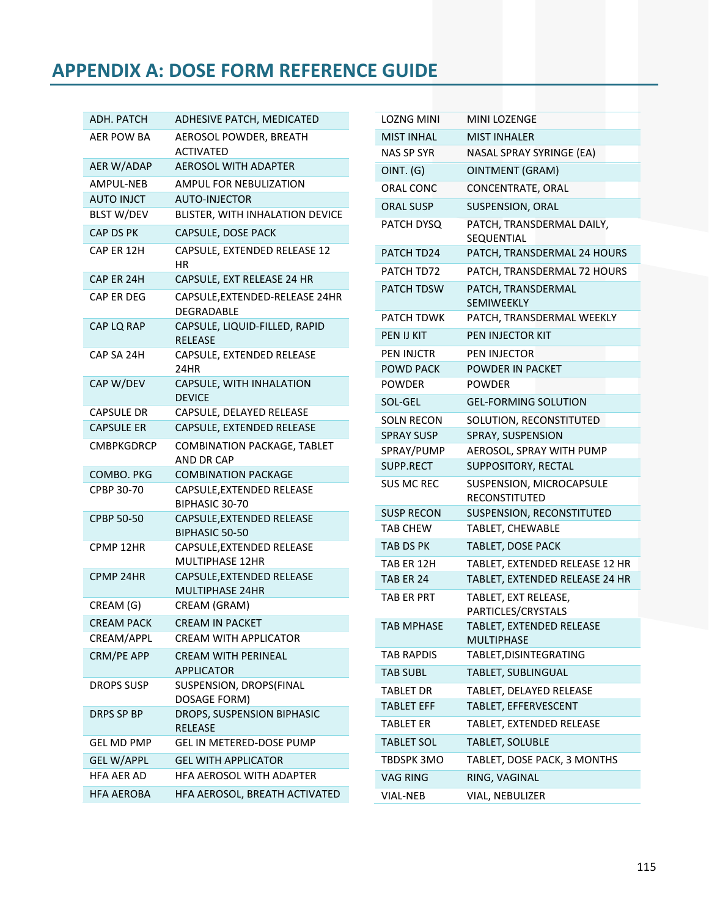# APPENDIX A: DOSE FORM REFERENCE GUIDE

| Abbreviation | Dose Form |
|---|---|
| ADH. PATCH | ADHESIVE PATCH, MEDICATED |
| AER POW BA | AEROSOL POWDER, BREATH ACTIVATED |
| AER W/ADAP | AEROSOL WITH ADAPTER |
| AMPUL-NEB | AMPUL FOR NEBULIZATION |
| AUTO INJCT | AUTO-INJECTOR |
| BLST W/DEV | BLISTER, WITH INHALATION DEVICE |
| CAP DS PK | CAPSULE, DOSE PACK |
| CAP ER 12H | CAPSULE, EXTENDED RELEASE 12 HR |
| CAP ER 24H | CAPSULE, EXT RELEASE 24 HR |
| CAP ER DEG | CAPSULE,EXTENDED-RELEASE 24HR DEGRADABLE |
| CAP LQ RAP | CAPSULE, LIQUID-FILLED, RAPID RELEASE |
| CAP SA 24H | CAPSULE, EXTENDED RELEASE 24HR |
| CAP W/DEV | CAPSULE, WITH INHALATION DEVICE |
| CAPSULE DR | CAPSULE, DELAYED RELEASE |
| CAPSULE ER | CAPSULE, EXTENDED RELEASE |
| CMBPKGDRCP | COMBINATION PACKAGE, TABLET AND DR CAP |
| COMBO. PKG | COMBINATION PACKAGE |
| CPBP 30-70 | CAPSULE,EXTENDED RELEASE BIPHASIC 30-70 |
| CPBP 50-50 | CAPSULE,EXTENDED RELEASE BIPHASIC 50-50 |
| CPMP 12HR | CAPSULE,EXTENDED RELEASE MULTIPHASE 12HR |
| CPMP 24HR | CAPSULE,EXTENDED RELEASE MULTIPHASE 24HR |
| CREAM (G) | CREAM (GRAM) |
| CREAM PACK | CREAM IN PACKET |
| CREAM/APPL | CREAM WITH APPLICATOR |
| CRM/PE APP | CREAM WITH PERINEAL APPLICATOR |
| DROPS SUSP | SUSPENSION, DROPS(FINAL DOSAGE FORM) |
| DRPS SP BP | DROPS, SUSPENSION BIPHASIC RELEASE |
| GEL MD PMP | GEL IN METERED-DOSE PUMP |
| GEL W/APPL | GEL WITH APPLICATOR |
| HFA AER AD | HFA AEROSOL WITH ADAPTER |
| HFA AEROBA | HFA AEROSOL, BREATH ACTIVATED |
| LOZNG MINI | MINI LOZENGE |
| MIST INHAL | MIST INHALER |
| NAS SP SYR | NASAL SPRAY SYRINGE (EA) |
| OINT. (G) | OINTMENT (GRAM) |
| ORAL CONC | CONCENTRATE, ORAL |
| ORAL SUSP | SUSPENSION, ORAL |
| PATCH DYSQ | PATCH, TRANSDERMAL DAILY, SEQUENTIAL |
| PATCH TD24 | PATCH, TRANSDERMAL 24 HOURS |
| PATCH TD72 | PATCH, TRANSDERMAL 72 HOURS |
| PATCH TDSW | PATCH, TRANSDERMAL SEMIWEEKLY |
| PATCH TDWK | PATCH, TRANSDERMAL WEEKLY |
| PEN IJ KIT | PEN INJECTOR KIT |
| PEN INJCTR | PEN INJECTOR |
| POWD PACK | POWDER IN PACKET |
| POWDER | POWDER |
| SOL-GEL | GEL-FORMING SOLUTION |
| SOLN RECON | SOLUTION, RECONSTITUTED |
| SPRAY SUSP | SPRAY, SUSPENSION |
| SPRAY/PUMP | AEROSOL, SPRAY WITH PUMP |
| SUPP.RECT | SUPPOSITORY, RECTAL |
| SUS MC REC | SUSPENSION, MICROCAPSULE RECONSTITUTED |
| SUSP RECON | SUSPENSION, RECONSTITUTED |
| TAB CHEW | TABLET, CHEWABLE |
| TAB DS PK | TABLET, DOSE PACK |
| TAB ER 12H | TABLET, EXTENDED RELEASE 12 HR |
| TAB ER 24 | TABLET, EXTENDED RELEASE 24 HR |
| TAB ER PRT | TABLET, EXT RELEASE, PARTICLES/CRYSTALS |
| TAB MPHASE | TABLET, EXTENDED RELEASE MULTIPHASE |
| TAB RAPDIS | TABLET,DISINTEGRATING |
| TAB SUBL | TABLET, SUBLINGUAL |
| TABLET DR | TABLET, DELAYED RELEASE |
| TABLET EFF | TABLET, EFFERVESCENT |
| TABLET ER | TABLET, EXTENDED RELEASE |
| TABLET SOL | TABLET, SOLUBLE |
| TBDSPK 3MO | TABLET, DOSE PACK, 3 MONTHS |
| VAG RING | RING, VAGINAL |
| VIAL-NEB | VIAL, NEBULIZER |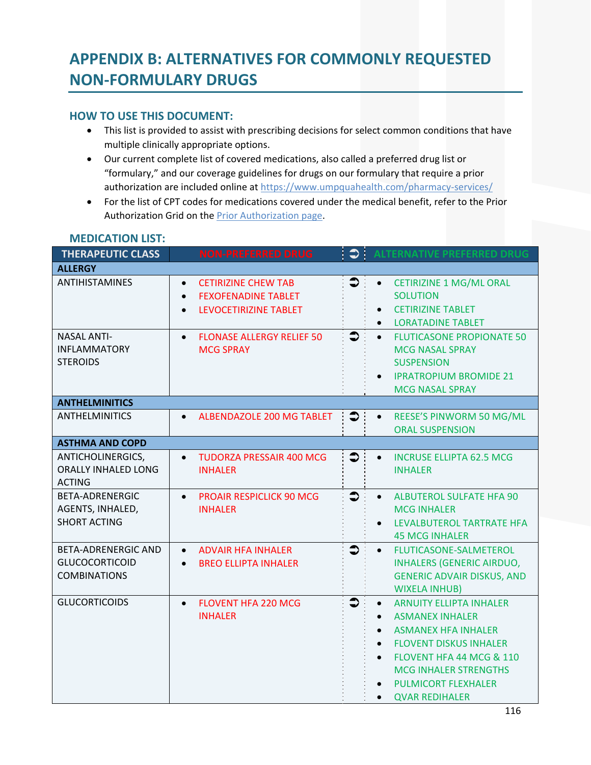# APPENDIX B: ALTERNATIVES FOR COMMONLY REQUESTED NON-FORMULARY DRUGS

## HOW TO USE THIS DOCUMENT:

- This list is provided to assist with prescribing decisions for select common conditions that have multiple clinically appropriate options.
- Our current complete list of covered medications, also called a preferred drug list or "formulary," and our coverage guidelines for drugs on our formulary that require a prior authorization are included online at https://www.umpquahealth.com/pharmacy-services/
- For the list of CPT codes for medications covered under the medical benefit, refer to the Prior Authorization Grid on the Prior Authorization page.

## MEDICATION LIST:

| THERAPEUTIC CLASS | NON-PREFERRED DRUG | ➲ | ALTERNATIVE PREFERRED DRUG |
|---|---|---|---|
| **ALLERGY** | | | |
| ANTIHISTAMINES | • CETIRIZINE CHEW TAB<br>• FEXOFENADINE TABLET<br>• LEVOCETIRIZINE TABLET | ➲ | • CETIRIZINE 1 MG/ML ORAL SOLUTION<br>• CETIRIZINE TABLET<br>• LORATADINE TABLET |
| NASAL ANTI-INFLAMMATORY STEROIDS | • FLONASE ALLERGY RELIEF 50 MCG SPRAY | ➲ | • FLUTICASONE PROPIONATE 50 MCG NASAL SPRAY SUSPENSION<br>• IPRATROPIUM BROMIDE 21 MCG NASAL SPRAY |
| **ANTHELMINITICS** | | | |
| ANTHELMINITICS | • ALBENDAZOLE 200 MG TABLET | ➲ | • REESE'S PINWORM 50 MG/ML ORAL SUSPENSION |
| **ASTHMA AND COPD** | | | |
| ANTICHOLINERGICS, ORALLY INHALED LONG ACTING | • TUDORZA PRESSAIR 400 MCG INHALER | ➲ | • INCRUSE ELLIPTA 62.5 MCG INHALER |
| BETA-ADRENERGIC AGENTS, INHALED, SHORT ACTING | • PROAIR RESPICLICK 90 MCG INHALER | ➲ | • ALBUTEROL SULFATE HFA 90 MCG INHALER<br>• LEVALBUTEROL TARTRATE HFA 45 MCG INHALER |
| BETA-ADRENERGIC AND GLUCOCORTICOID COMBINATIONS | • ADVAIR HFA INHALER<br>• BREO ELLIPTA INHALER | ➲ | • FLUTICASONE-SALMETEROL INHALERS (GENERIC AIRDUO, GENERIC ADVAIR DISKUS, AND WIXELA INHUB) |
| GLUCORTICOIDS | • FLOVENT HFA 220 MCG INHALER | ➲ | • ARNUITY ELLIPTA INHALER<br>• ASMANEX INHALER<br>• ASMANEX HFA INHALER<br>• FLOVENT DISKUS INHALER<br>• FLOVENT HFA 44 MCG & 110 MCG INHALER STRENGTHS<br>• PULMICORT FLEXHALER<br>• QVAR REDIHALER |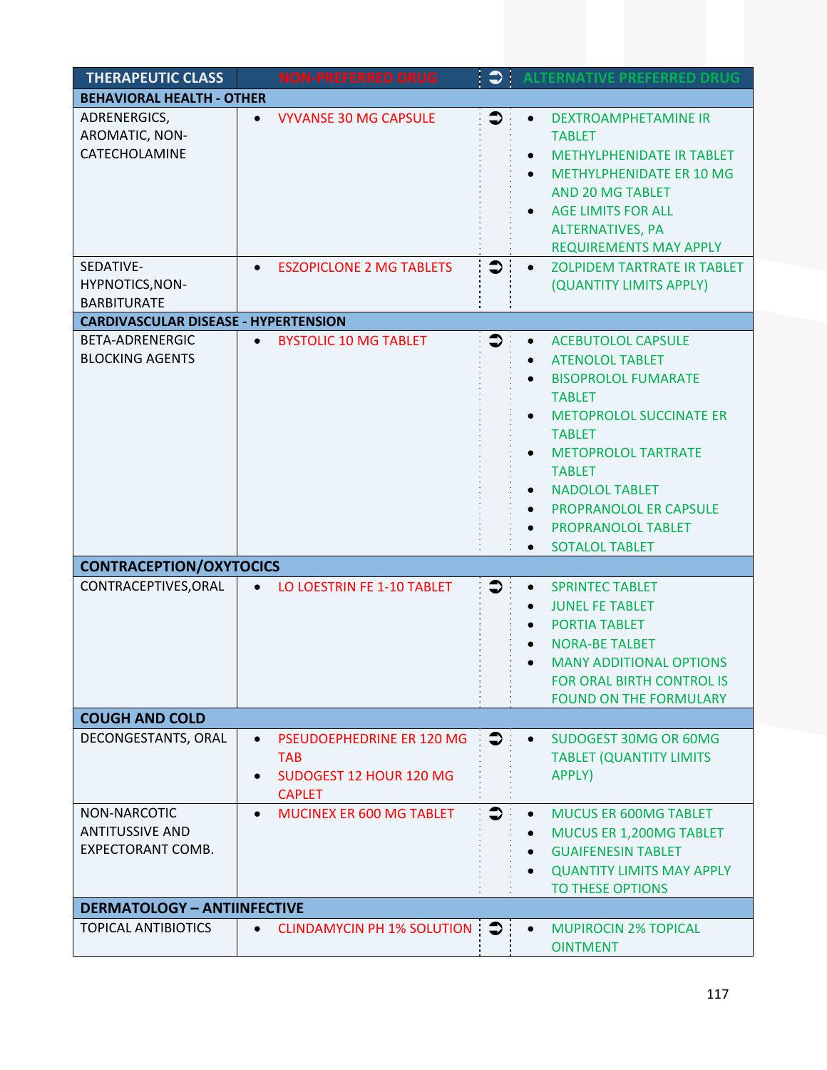| THERAPEUTIC CLASS | NON-PREFERRED DRUG | ➲ | ALTERNATIVE PREFERRED DRUG |
|---|---|---|---|
| **BEHAVIORAL HEALTH - OTHER** | | | |
| ADRENERGICS, AROMATIC, NON-CATECHOLAMINE | • VYVANSE 30 MG CAPSULE | ➲ | • DEXTROAMPHETAMINE IR TABLET<br>• METHYLPHENIDATE IR TABLET<br>• METHYLPHENIDATE ER 10 MG AND 20 MG TABLET<br>• AGE LIMITS FOR ALL ALTERNATIVES, PA REQUIREMENTS MAY APPLY |
| SEDATIVE-HYPNOTICS,NON-BARBITURATE | • ESZOPICLONE 2 MG TABLETS | ➲ | • ZOLPIDEM TARTRATE IR TABLET (QUANTITY LIMITS APPLY) |
| **CARDIVASCULAR DISEASE - HYPERTENSION** | | | |
| BETA-ADRENERGIC BLOCKING AGENTS | • BYSTOLIC 10 MG TABLET | ➲ | • ACEBUTOLOL CAPSULE<br>• ATENOLOL TABLET<br>• BISOPROLOL FUMARATE TABLET<br>• METOPROLOL SUCCINATE ER TABLET<br>• METOPROLOL TARTRATE TABLET<br>• NADOLOL TABLET<br>• PROPRANOLOL ER CAPSULE<br>• PROPRANOLOL TABLET<br>• SOTALOL TABLET |
| **CONTRACEPTION/OXYTOCICS** | | | |
| CONTRACEPTIVES,ORAL | • LO LOESTRIN FE 1-10 TABLET | ➲ | • SPRINTEC TABLET<br>• JUNEL FE TABLET<br>• PORTIA TABLET<br>• NORA-BE TALBET<br>• MANY ADDITIONAL OPTIONS FOR ORAL BIRTH CONTROL IS FOUND ON THE FORMULARY |
| **COUGH AND COLD** | | | |
| DECONGESTANTS, ORAL | • PSEUDOEPHEDRINE ER 120 MG TAB<br>• SUDOGEST 12 HOUR 120 MG CAPLET | ➲ | • SUDOGEST 30MG OR 60MG TABLET (QUANTITY LIMITS APPLY) |
| NON-NARCOTIC ANTITUSSIVE AND EXPECTORANT COMB. | • MUCINEX ER 600 MG TABLET | ➲ | • MUCUS ER 600MG TABLET<br>• MUCUS ER 1,200MG TABLET<br>• GUAIFENESIN TABLET<br>• QUANTITY LIMITS MAY APPLY TO THESE OPTIONS |
| **DERMATOLOGY – ANTIINFECTIVE** | | | |
| TOPICAL ANTIBIOTICS | • CLINDAMYCIN PH 1% SOLUTION | ➲ | • MUPIROCIN 2% TOPICAL OINTMENT |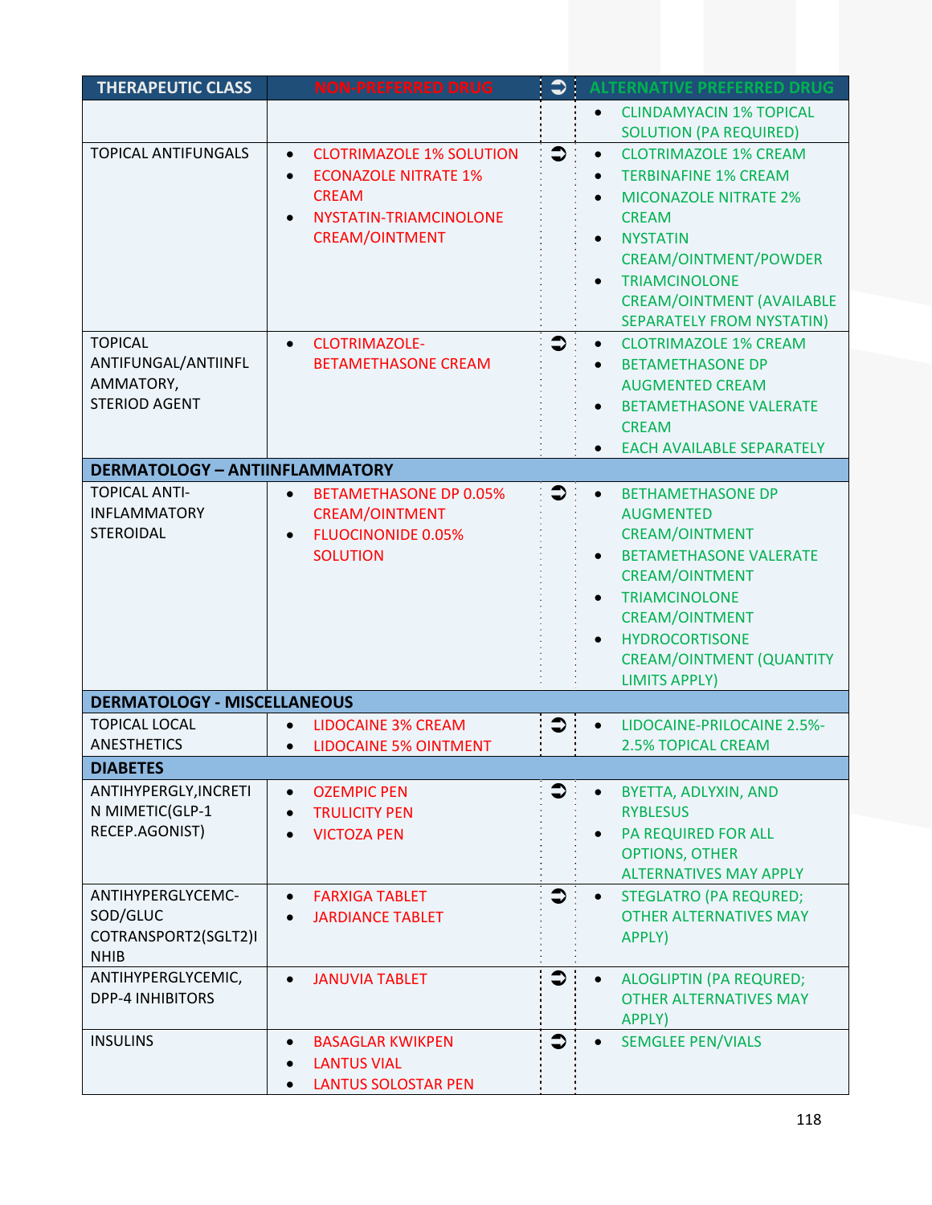| THERAPEUTIC CLASS | NON-PREFERRED DRUG | ➲ | ALTERNATIVE PREFERRED DRUG |
|---|---|---|---|
| | | | • CLINDAMYACIN 1% TOPICAL SOLUTION (PA REQUIRED) |
| TOPICAL ANTIFUNGALS | • CLOTRIMAZOLE 1% SOLUTION<br>• ECONAZOLE NITRATE 1% CREAM<br>• NYSTATIN-TRIAMCINOLONE CREAM/OINTMENT | ➲ | • CLOTRIMAZOLE 1% CREAM<br>• TERBINAFINE 1% CREAM<br>• MICONAZOLE NITRATE 2% CREAM<br>• NYSTATIN CREAM/OINTMENT/POWDER<br>• TRIAMCINOLONE CREAM/OINTMENT (AVAILABLE SEPARATELY FROM NYSTATIN) |
| TOPICAL ANTIFUNGAL/ANTIINFLAMMATORY, STERIOD AGENT | • CLOTRIMAZOLE-BETAMETHASONE CREAM | ➲ | • CLOTRIMAZOLE 1% CREAM<br>• BETAMETHASONE DP AUGMENTED CREAM<br>• BETAMETHASONE VALERATE CREAM<br>• EACH AVAILABLE SEPARATELY |
| **DERMATOLOGY – ANTIINFLAMMATORY** | | | |
| TOPICAL ANTI-INFLAMMATORY STEROIDAL | • BETAMETHASONE DP 0.05% CREAM/OINTMENT<br>• FLUOCINONIDE 0.05% SOLUTION | ➲ | • BETHAMETHASONE DP AUGMENTED CREAM/OINTMENT<br>• BETAMETHASONE VALERATE CREAM/OINTMENT<br>• TRIAMCINOLONE CREAM/OINTMENT<br>• HYDROCORTISONE CREAM/OINTMENT (QUANTITY LIMITS APPLY) |
| **DERMATOLOGY - MISCELLANEOUS** | | | |
| TOPICAL LOCAL ANESTHETICS | • LIDOCAINE 3% CREAM<br>• LIDOCAINE 5% OINTMENT | ➲ | • LIDOCAINE-PRILOCAINE 2.5%-2.5% TOPICAL CREAM |
| **DIABETES** | | | |
| ANTIHYPERGLY,INCRETIN MIMETIC(GLP-1 RECEP.AGONIST) | • OZEMPIC PEN<br>• TRULICITY PEN<br>• VICTOZA PEN | ➲ | • BYETTA, ADLYXIN, AND RYBLESUS<br>• PA REQUIRED FOR ALL OPTIONS, OTHER ALTERNATIVES MAY APPLY |
| ANTIHYPERGLYCEMC-SOD/GLUC COTRANSPORT2(SGLT2)INHIB | • FARXIGA TABLET<br>• JARDIANCE TABLET | ➲ | • STEGLATRO (PA REQURED; OTHER ALTERNATIVES MAY APPLY) |
| ANTIHYPERGLYCEMIC, DPP-4 INHIBITORS | • JANUVIA TABLET | ➲ | • ALOGLIPTIN (PA REQURED; OTHER ALTERNATIVES MAY APPLY) |
| INSULINS | • BASAGLAR KWIKPEN<br>• LANTUS VIAL<br>• LANTUS SOLOSTAR PEN | ➲ | • SEMGLEE PEN/VIALS |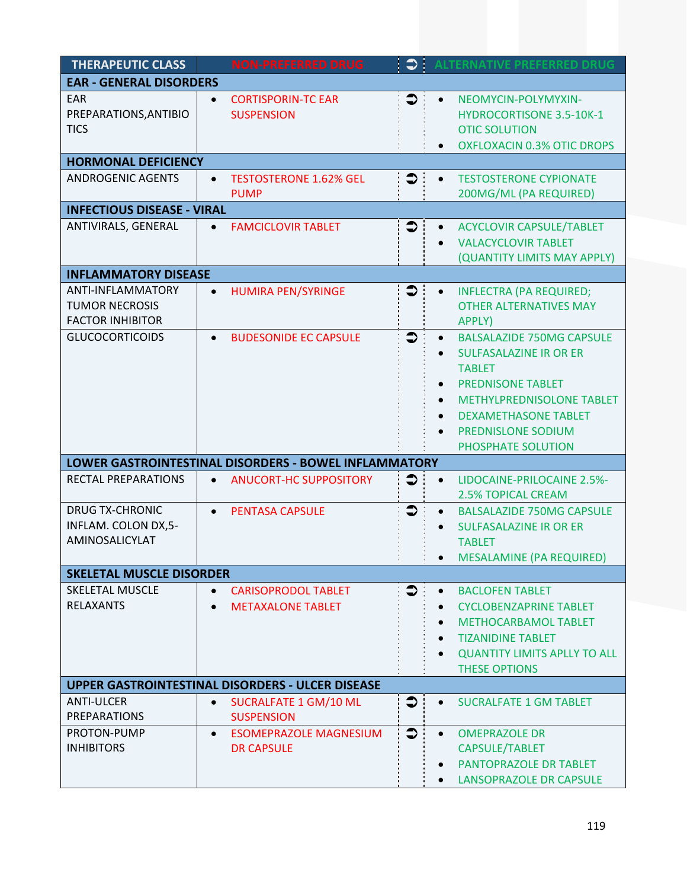| THERAPEUTIC CLASS | NON-PREFERRED DRUG | ➲ | ALTERNATIVE PREFERRED DRUG |
|---|---|---|---|
| **EAR - GENERAL DISORDERS** | | | |
| EAR PREPARATIONS,ANTIBIOTICS | • CORTISPORIN-TC EAR SUSPENSION | ➲ | • NEOMYCIN-POLYMYXIN-HYDROCORTISONE 3.5-10K-1 OTIC SOLUTION<br>• OXFLOXACIN 0.3% OTIC DROPS |
| **HORMONAL DEFICIENCY** | | | |
| ANDROGENIC AGENTS | • TESTOSTERONE 1.62% GEL PUMP | ➲ | • TESTOSTERONE CYPIONATE 200MG/ML (PA REQUIRED) |
| **INFECTIOUS DISEASE - VIRAL** | | | |
| ANTIVIRALS, GENERAL | • FAMCICLOVIR TABLET | ➲ | • ACYCLOVIR CAPSULE/TABLET<br>• VALACYCLOVIR TABLET (QUANTITY LIMITS MAY APPLY) |
| **INFLAMMATORY DISEASE** | | | |
| ANTI-INFLAMMATORY TUMOR NECROSIS FACTOR INHIBITOR | • HUMIRA PEN/SYRINGE | ➲ | • INFLECTRA (PA REQUIRED; OTHER ALTERNATIVES MAY APPLY) |
| GLUCOCORTICOIDS | • BUDESONIDE EC CAPSULE | ➲ | • BALSALAZIDE 750MG CAPSULE<br>• SULFASALAZINE IR OR ER TABLET<br>• PREDNISONE TABLET<br>• METHYLPREDNISOLONE TABLET<br>• DEXAMETHASONE TABLET<br>• PREDNISLONE SODIUM PHOSPHATE SOLUTION |
| **LOWER GASTROINTESTINAL DISORDERS - BOWEL INFLAMMATORY** | | | |
| RECTAL PREPARATIONS | • ANUCORT-HC SUPPOSITORY | ➲ | • LIDOCAINE-PRILOCAINE 2.5%-2.5% TOPICAL CREAM |
| DRUG TX-CHRONIC INFLAM. COLON DX,5-AMINOSALICYLAT | • PENTASA CAPSULE | ➲ | • BALSALAZIDE 750MG CAPSULE<br>• SULFASALAZINE IR OR ER TABLET<br>• MESALAMINE (PA REQUIRED) |
| **SKELETAL MUSCLE DISORDER** | | | |
| SKELETAL MUSCLE RELAXANTS | • CARISOPRODOL TABLET<br>• METAXALONE TABLET | ➲ | • BACLOFEN TABLET<br>• CYCLOBENZAPRINE TABLET<br>• METHOCARBAMOL TABLET<br>• TIZANIDINE TABLET<br>• QUANTITY LIMITS APLLY TO ALL THESE OPTIONS |
| **UPPER GASTROINTESTINAL DISORDERS - ULCER DISEASE** | | | |
| ANTI-ULCER PREPARATIONS | • SUCRALFATE 1 GM/10 ML SUSPENSION | ➲ | • SUCRALFATE 1 GM TABLET |
| PROTON-PUMP INHIBITORS | • ESOMEPRAZOLE MAGNESIUM DR CAPSULE | ➲ | • OMEPRAZOLE DR CAPSULE/TABLET<br>• PANTOPRAZOLE DR TABLET<br>• LANSOPRAZOLE DR CAPSULE |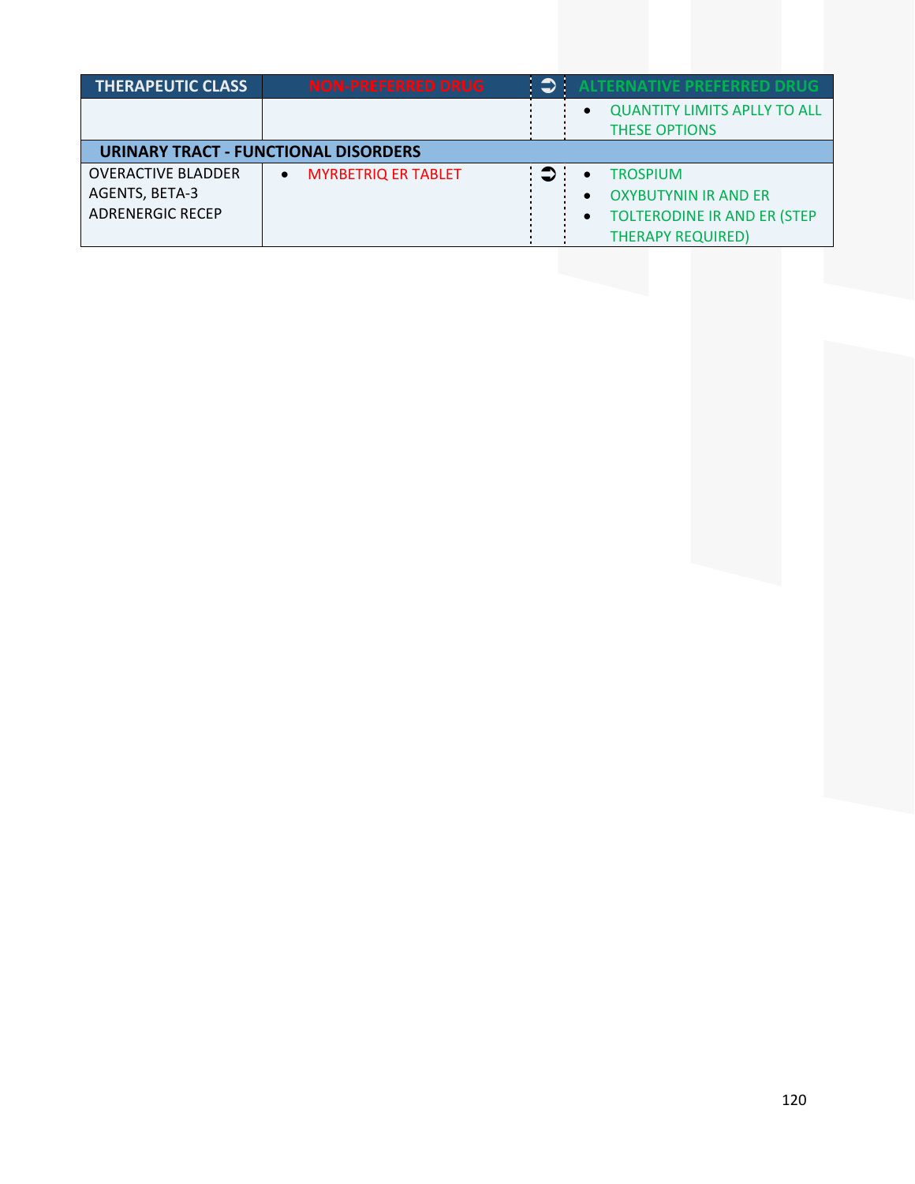| THERAPEUTIC CLASS | NON-PREFERRED DRUG | ➲ | ALTERNATIVE PREFERRED DRUG |
|---|---|---|---|
| | | | • QUANTITY LIMITS APLLY TO ALL THESE OPTIONS |
| **URINARY TRACT - FUNCTIONAL DISORDERS** | | | |
| OVERACTIVE BLADDER AGENTS, BETA-3 ADRENERGIC RECEP | • MYRBETRIQ ER TABLET | ➲ | • TROSPIUM<br>• OXYBUTYNIN IR AND ER<br>• TOLTERODINE IR AND ER (STEP THERAPY REQUIRED) |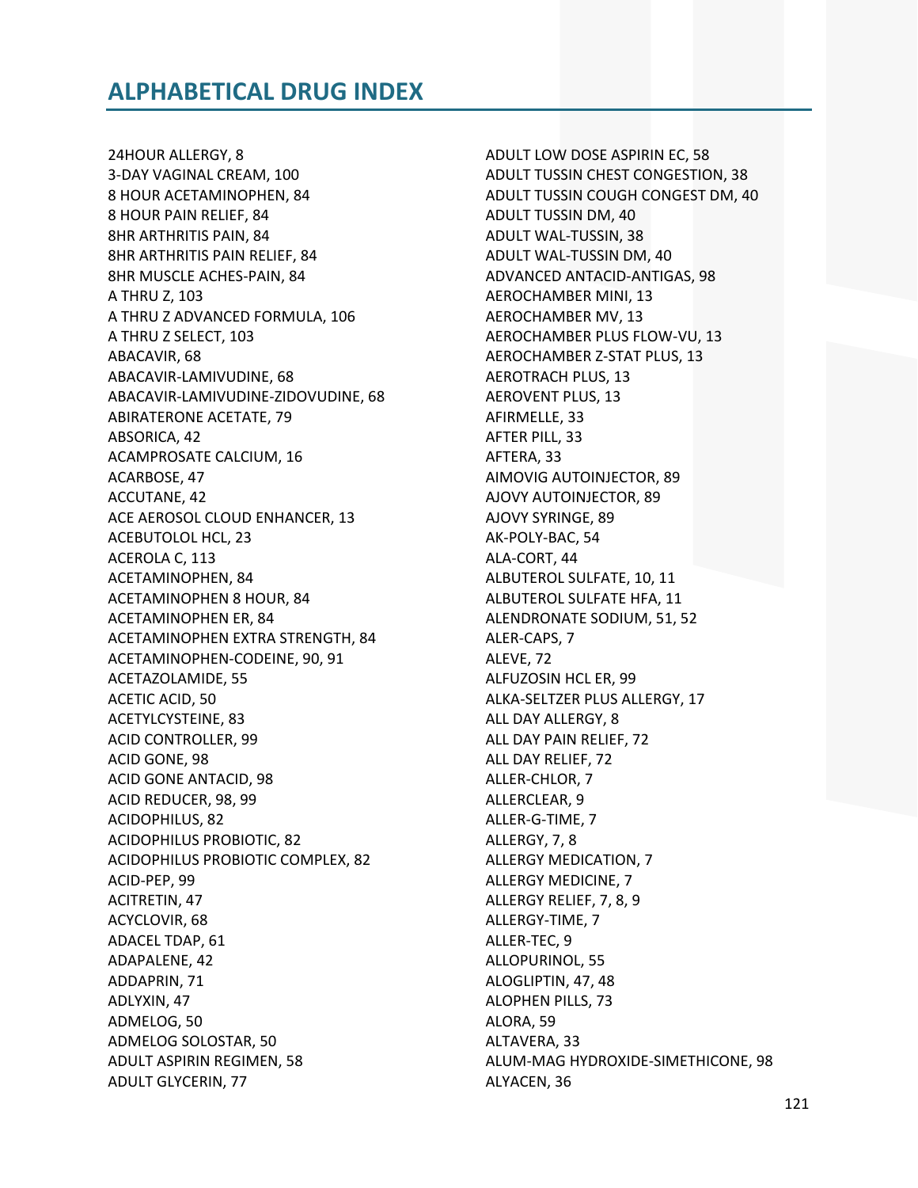## ALPHABETICAL DRUG INDEX

24HOUR ALLERGY, 8
3-DAY VAGINAL CREAM, 100
8 HOUR ACETAMINOPHEN, 84
8 HOUR PAIN RELIEF, 84
8HR ARTHRITIS PAIN, 84
8HR ARTHRITIS PAIN RELIEF, 84
8HR MUSCLE ACHES-PAIN, 84
A THRU Z, 103
A THRU Z ADVANCED FORMULA, 106
A THRU Z SELECT, 103
ABACAVIR, 68
ABACAVIR-LAMIVUDINE, 68
ABACAVIR-LAMIVUDINE-ZIDOVUDINE, 68
ABIRATERONE ACETATE, 79
ABSORICA, 42
ACAMPROSATE CALCIUM, 16
ACARBOSE, 47
ACCUTANE, 42
ACE AEROSOL CLOUD ENHANCER, 13
ACEBUTOLOL HCL, 23
ACEROLA C, 113
ACETAMINOPHEN, 84
ACETAMINOPHEN 8 HOUR, 84
ACETAMINOPHEN ER, 84
ACETAMINOPHEN EXTRA STRENGTH, 84
ACETAMINOPHEN-CODEINE, 90, 91
ACETAZOLAMIDE, 55
ACETIC ACID, 50
ACETYLCYSTEINE, 83
ACID CONTROLLER, 99
ACID GONE, 98
ACID GONE ANTACID, 98
ACID REDUCER, 98, 99
ACIDOPHILUS, 82
ACIDOPHILUS PROBIOTIC, 82
ACIDOPHILUS PROBIOTIC COMPLEX, 82
ACID-PEP, 99
ACITRETIN, 47
ACYCLOVIR, 68
ADACEL TDAP, 61
ADAPALENE, 42
ADDAPRIN, 71
ADLYXIN, 47
ADMELOG, 50
ADMELOG SOLOSTAR, 50
ADULT ASPIRIN REGIMEN, 58
ADULT GLYCERIN, 77
ADULT LOW DOSE ASPIRIN EC, 58
ADULT TUSSIN CHEST CONGESTION, 38
ADULT TUSSIN COUGH CONGEST DM, 40
ADULT TUSSIN DM, 40
ADULT WAL-TUSSIN, 38
ADULT WAL-TUSSIN DM, 40
ADVANCED ANTACID-ANTIGAS, 98
AEROCHAMBER MINI, 13
AEROCHAMBER MV, 13
AEROCHAMBER PLUS FLOW-VU, 13
AEROCHAMBER Z-STAT PLUS, 13
AEROTRACH PLUS, 13
AEROVENT PLUS, 13
AFIRMELLE, 33
AFTER PILL, 33
AFTERA, 33
AIMOVIG AUTOINJECTOR, 89
AJOVY AUTOINJECTOR, 89
AJOVY SYRINGE, 89
AK-POLY-BAC, 54
ALA-CORT, 44
ALBUTEROL SULFATE, 10, 11
ALBUTEROL SULFATE HFA, 11
ALENDRONATE SODIUM, 51, 52
ALER-CAPS, 7
ALEVE, 72
ALFUZOSIN HCL ER, 99
ALKA-SELTZER PLUS ALLERGY, 17
ALL DAY ALLERGY, 8
ALL DAY PAIN RELIEF, 72
ALL DAY RELIEF, 72
ALLER-CHLOR, 7
ALLERCLEAR, 9
ALLER-G-TIME, 7
ALLERGY, 7, 8
ALLERGY MEDICATION, 7
ALLERGY MEDICINE, 7
ALLERGY RELIEF, 7, 8, 9
ALLERGY-TIME, 7
ALLER-TEC, 9
ALLOPURINOL, 55
ALOGLIPTIN, 47, 48
ALOPHEN PILLS, 73
ALORA, 59
ALTAVERA, 33
ALUM-MAG HYDROXIDE-SIMETHICONE, 98
ALYACEN, 36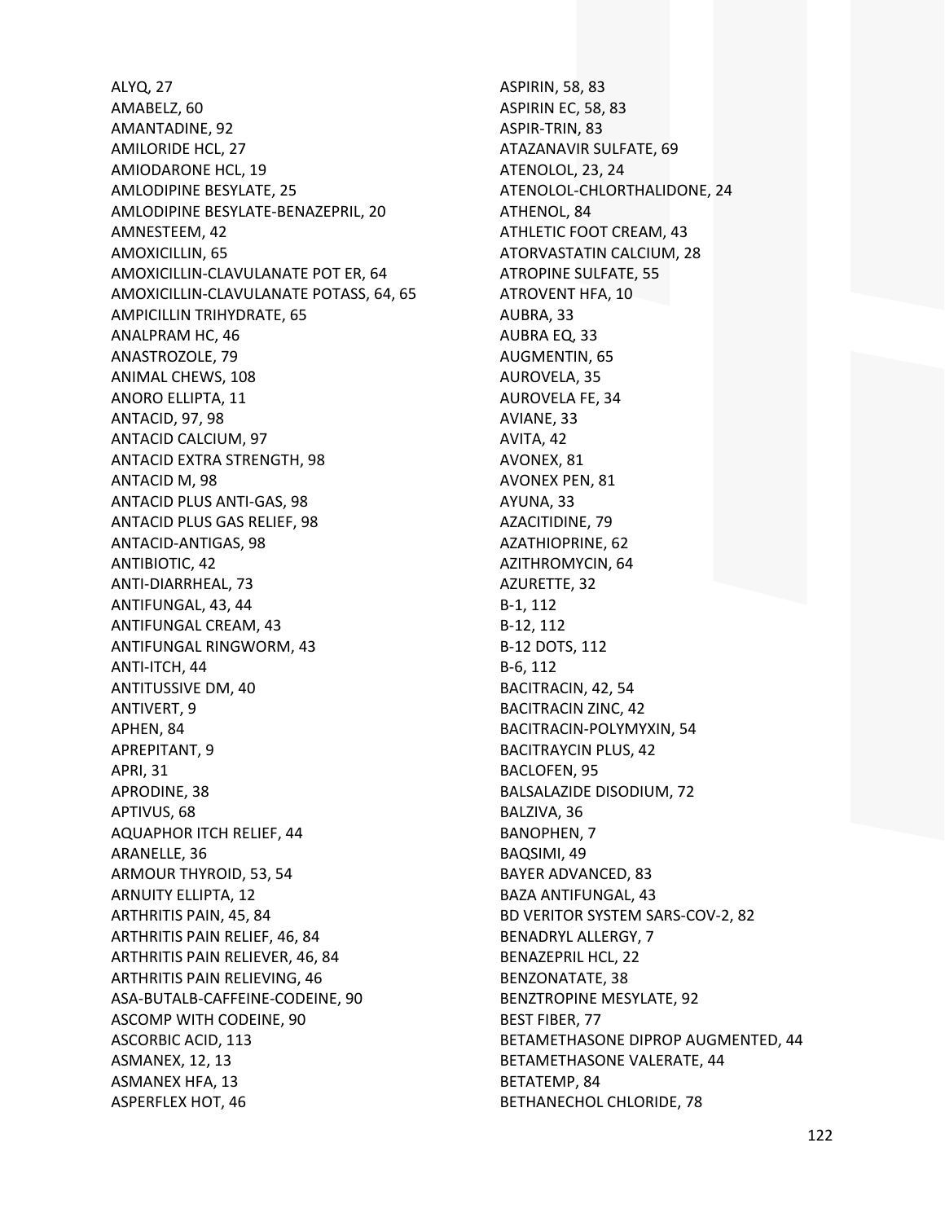ALYQ, 27
AMABELZ, 60
AMANTADINE, 92
AMILORIDE HCL, 27
AMIODARONE HCL, 19
AMLODIPINE BESYLATE, 25
AMLODIPINE BESYLATE-BENAZEPRIL, 20
AMNESTEEM, 42
AMOXICILLIN, 65
AMOXICILLIN-CLAVULANATE POT ER, 64
AMOXICILLIN-CLAVULANATE POTASS, 64, 65
AMPICILLIN TRIHYDRATE, 65
ANALPRAM HC, 46
ANASTROZOLE, 79
ANIMAL CHEWS, 108
ANORO ELLIPTA, 11
ANTACID, 97, 98
ANTACID CALCIUM, 97
ANTACID EXTRA STRENGTH, 98
ANTACID M, 98
ANTACID PLUS ANTI-GAS, 98
ANTACID PLUS GAS RELIEF, 98
ANTACID-ANTIGAS, 98
ANTIBIOTIC, 42
ANTI-DIARRHEAL, 73
ANTIFUNGAL, 43, 44
ANTIFUNGAL CREAM, 43
ANTIFUNGAL RINGWORM, 43
ANTI-ITCH, 44
ANTITUSSIVE DM, 40
ANTIVERT, 9
APHEN, 84
APREPITANT, 9
APRI, 31
APRODINE, 38
APTIVUS, 68
AQUAPHOR ITCH RELIEF, 44
ARANELLE, 36
ARMOUR THYROID, 53, 54
ARNUITY ELLIPTA, 12
ARTHRITIS PAIN, 45, 84
ARTHRITIS PAIN RELIEF, 46, 84
ARTHRITIS PAIN RELIEVER, 46, 84
ARTHRITIS PAIN RELIEVING, 46
ASA-BUTALB-CAFFEINE-CODEINE, 90
ASCOMP WITH CODEINE, 90
ASCORBIC ACID, 113
ASMANEX, 12, 13
ASMANEX HFA, 13
ASPERFLEX HOT, 46
ASPIRIN, 58, 83
ASPIRIN EC, 58, 83
ASPIR-TRIN, 83
ATAZANAVIR SULFATE, 69
ATENOLOL, 23, 24
ATENOLOL-CHLORTHALIDONE, 24
ATHENOL, 84
ATHLETIC FOOT CREAM, 43
ATORVASTATIN CALCIUM, 28
ATROPINE SULFATE, 55
ATROVENT HFA, 10
AUBRA, 33
AUBRA EQ, 33
AUGMENTIN, 65
AUROVELA, 35
AUROVELA FE, 34
AVIANE, 33
AVITA, 42
AVONEX, 81
AVONEX PEN, 81
AYUNA, 33
AZACITIDINE, 79
AZATHIOPRINE, 62
AZITHROMYCIN, 64
AZURETTE, 32
B-1, 112
B-12, 112
B-12 DOTS, 112
B-6, 112
BACITRACIN, 42, 54
BACITRACIN ZINC, 42
BACITRACIN-POLYMYXIN, 54
BACITRAYCIN PLUS, 42
BACLOFEN, 95
BALSALAZIDE DISODIUM, 72
BALZIVA, 36
BANOPHEN, 7
BAQSIMI, 49
BAYER ADVANCED, 83
BAZA ANTIFUNGAL, 43
BD VERITOR SYSTEM SARS-COV-2, 82
BENADRYL ALLERGY, 7
BENAZEPRIL HCL, 22
BENZONATATE, 38
BENZTROPINE MESYLATE, 92
BEST FIBER, 77
BETAMETHASONE DIPROP AUGMENTED, 44
BETAMETHASONE VALERATE, 44
BETATEMP, 84
BETHANECHOL CHLORIDE, 78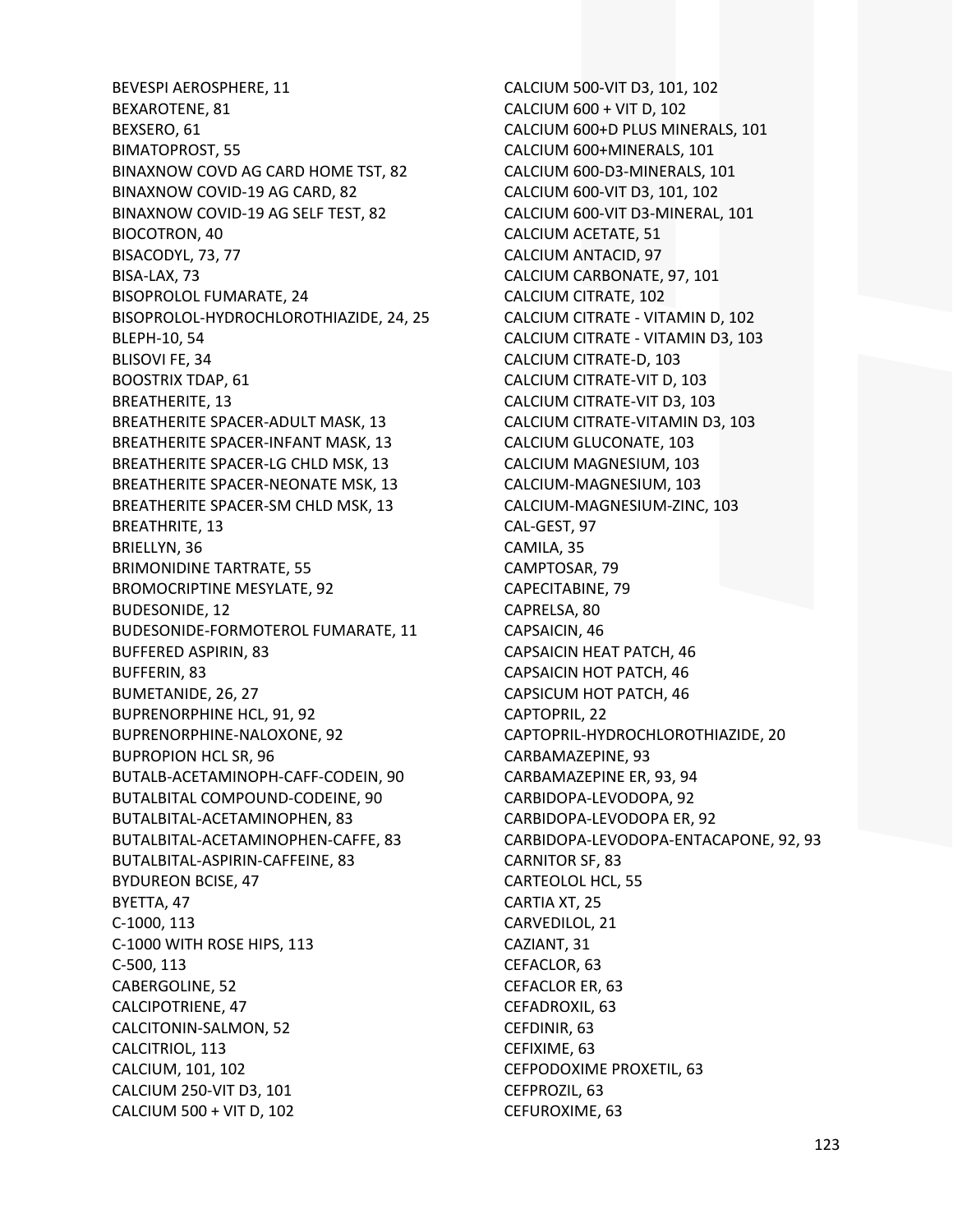BEVESPI AEROSPHERE, 11
BEXAROTENE, 81
BEXSERO, 61
BIMATOPROST, 55
BINAXNOW COVD AG CARD HOME TST, 82
BINAXNOW COVID-19 AG CARD, 82
BINAXNOW COVID-19 AG SELF TEST, 82
BIOCOTRON, 40
BISACODYL, 73, 77
BISA-LAX, 73
BISOPROLOL FUMARATE, 24
BISOPROLOL-HYDROCHLOROTHIAZIDE, 24, 25
BLEPH-10, 54
BLISOVI FE, 34
BOOSTRIX TDAP, 61
BREATHERITE, 13
BREATHERITE SPACER-ADULT MASK, 13
BREATHERITE SPACER-INFANT MASK, 13
BREATHERITE SPACER-LG CHLD MSK, 13
BREATHERITE SPACER-NEONATE MSK, 13
BREATHERITE SPACER-SM CHLD MSK, 13
BREATHRITE, 13
BRIELLYN, 36
BRIMONIDINE TARTRATE, 55
BROMOCRIPTINE MESYLATE, 92
BUDESONIDE, 12
BUDESONIDE-FORMOTEROL FUMARATE, 11
BUFFERED ASPIRIN, 83
BUFFERIN, 83
BUMETANIDE, 26, 27
BUPRENORPHINE HCL, 91, 92
BUPRENORPHINE-NALOXONE, 92
BUPROPION HCL SR, 96
BUTALB-ACETAMINOPH-CAFF-CODEIN, 90
BUTALBITAL COMPOUND-CODEINE, 90
BUTALBITAL-ACETAMINOPHEN, 83
BUTALBITAL-ACETAMINOPHEN-CAFFE, 83
BUTALBITAL-ASPIRIN-CAFFEINE, 83
BYDUREON BCISE, 47
BYETTA, 47
C-1000, 113
C-1000 WITH ROSE HIPS, 113
C-500, 113
CABERGOLINE, 52
CALCIPOTRIENE, 47
CALCITONIN-SALMON, 52
CALCITRIOL, 113
CALCIUM, 101, 102
CALCIUM 250-VIT D3, 101
CALCIUM 500 + VIT D, 102
CALCIUM 500-VIT D3, 101, 102
CALCIUM 600 + VIT D, 102
CALCIUM 600+D PLUS MINERALS, 101
CALCIUM 600+MINERALS, 101
CALCIUM 600-D3-MINERALS, 101
CALCIUM 600-VIT D3, 101, 102
CALCIUM 600-VIT D3-MINERAL, 101
CALCIUM ACETATE, 51
CALCIUM ANTACID, 97
CALCIUM CARBONATE, 97, 101
CALCIUM CITRATE, 102
CALCIUM CITRATE - VITAMIN D, 102
CALCIUM CITRATE - VITAMIN D3, 103
CALCIUM CITRATE-D, 103
CALCIUM CITRATE-VIT D, 103
CALCIUM CITRATE-VIT D3, 103
CALCIUM CITRATE-VITAMIN D3, 103
CALCIUM GLUCONATE, 103
CALCIUM MAGNESIUM, 103
CALCIUM-MAGNESIUM, 103
CALCIUM-MAGNESIUM-ZINC, 103
CAL-GEST, 97
CAMILA, 35
CAMPTOSAR, 79
CAPECITABINE, 79
CAPRELSA, 80
CAPSAICIN, 46
CAPSAICIN HEAT PATCH, 46
CAPSAICIN HOT PATCH, 46
CAPSICUM HOT PATCH, 46
CAPTOPRIL, 22
CAPTOPRIL-HYDROCHLOROTHIAZIDE, 20
CARBAMAZEPINE, 93
CARBAMAZEPINE ER, 93, 94
CARBIDOPA-LEVODOPA, 92
CARBIDOPA-LEVODOPA ER, 92
CARBIDOPA-LEVODOPA-ENTACAPONE, 92, 93
CARNITOR SF, 83
CARTEOLOL HCL, 55
CARTIA XT, 25
CARVEDILOL, 21
CAZIANT, 31
CEFACLOR, 63
CEFACLOR ER, 63
CEFADROXIL, 63
CEFDINIR, 63
CEFIXIME, 63
CEFPODOXIME PROXETIL, 63
CEFPROZIL, 63
CEFUROXIME, 63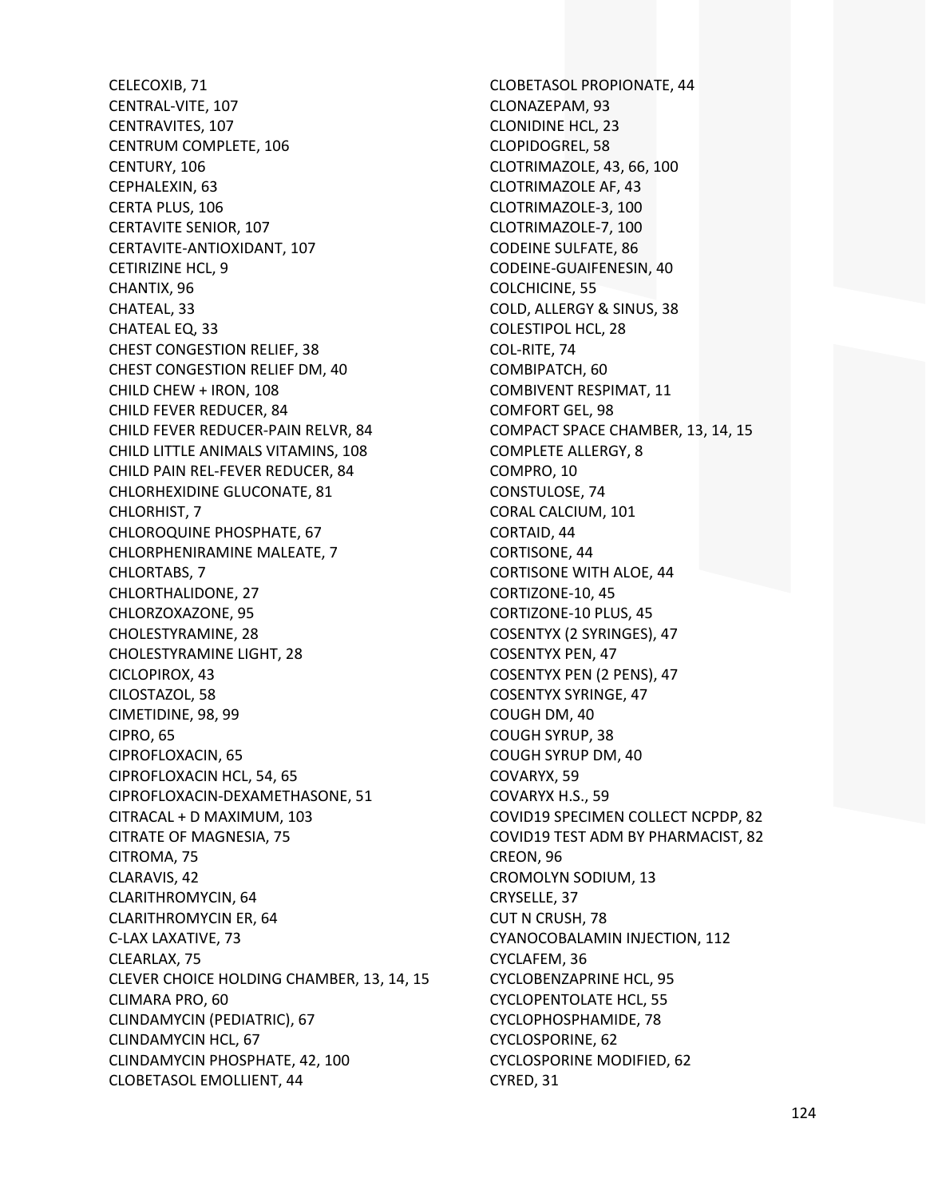CELECOXIB, 71
CENTRAL-VITE, 107
CENTRAVITES, 107
CENTRUM COMPLETE, 106
CENTURY, 106
CEPHALEXIN, 63
CERTA PLUS, 106
CERTAVITE SENIOR, 107
CERTAVITE-ANTIOXIDANT, 107
CETIRIZINE HCL, 9
CHANTIX, 96
CHATEAL, 33
CHATEAL EQ, 33
CHEST CONGESTION RELIEF, 38
CHEST CONGESTION RELIEF DM, 40
CHILD CHEW + IRON, 108
CHILD FEVER REDUCER, 84
CHILD FEVER REDUCER-PAIN RELVR, 84
CHILD LITTLE ANIMALS VITAMINS, 108
CHILD PAIN REL-FEVER REDUCER, 84
CHLORHEXIDINE GLUCONATE, 81
CHLORHIST, 7
CHLOROQUINE PHOSPHATE, 67
CHLORPHENIRAMINE MALEATE, 7
CHLORTABS, 7
CHLORTHALIDONE, 27
CHLORZOXAZONE, 95
CHOLESTYRAMINE, 28
CHOLESTYRAMINE LIGHT, 28
CICLOPIROX, 43
CILOSTAZOL, 58
CIMETIDINE, 98, 99
CIPRO, 65
CIPROFLOXACIN, 65
CIPROFLOXACIN HCL, 54, 65
CIPROFLOXACIN-DEXAMETHASONE, 51
CITRACAL + D MAXIMUM, 103
CITRATE OF MAGNESIA, 75
CITROMA, 75
CLARAVIS, 42
CLARITHROMYCIN, 64
CLARITHROMYCIN ER, 64
C-LAX LAXATIVE, 73
CLEARLAX, 75
CLEVER CHOICE HOLDING CHAMBER, 13, 14, 15
CLIMARA PRO, 60
CLINDAMYCIN (PEDIATRIC), 67
CLINDAMYCIN HCL, 67
CLINDAMYCIN PHOSPHATE, 42, 100
CLOBETASOL EMOLLIENT, 44
CLOBETASOL PROPIONATE, 44
CLONAZEPAM, 93
CLONIDINE HCL, 23
CLOPIDOGREL, 58
CLOTRIMAZOLE, 43, 66, 100
CLOTRIMAZOLE AF, 43
CLOTRIMAZOLE-3, 100
CLOTRIMAZOLE-7, 100
CODEINE SULFATE, 86
CODEINE-GUAIFENESIN, 40
COLCHICINE, 55
COLD, ALLERGY & SINUS, 38
COLESTIPOL HCL, 28
COL-RITE, 74
COMBIPATCH, 60
COMBIVENT RESPIMAT, 11
COMFORT GEL, 98
COMPACT SPACE CHAMBER, 13, 14, 15
COMPLETE ALLERGY, 8
COMPRO, 10
CONSTULOSE, 74
CORAL CALCIUM, 101
CORTAID, 44
CORTISONE, 44
CORTISONE WITH ALOE, 44
CORTIZONE-10, 45
CORTIZONE-10 PLUS, 45
COSENTYX (2 SYRINGES), 47
COSENTYX PEN, 47
COSENTYX PEN (2 PENS), 47
COSENTYX SYRINGE, 47
COUGH DM, 40
COUGH SYRUP, 38
COUGH SYRUP DM, 40
COVARYX, 59
COVARYX H.S., 59
COVID19 SPECIMEN COLLECT NCPDP, 82
COVID19 TEST ADM BY PHARMACIST, 82
CREON, 96
CROMOLYN SODIUM, 13
CRYSELLE, 37
CUT N CRUSH, 78
CYANOCOBALAMIN INJECTION, 112
CYCLAFEM, 36
CYCLOBENZAPRINE HCL, 95
CYCLOPENTOLATE HCL, 55
CYCLOPHOSPHAMIDE, 78
CYCLOSPORINE, 62
CYCLOSPORINE MODIFIED, 62
CYRED, 31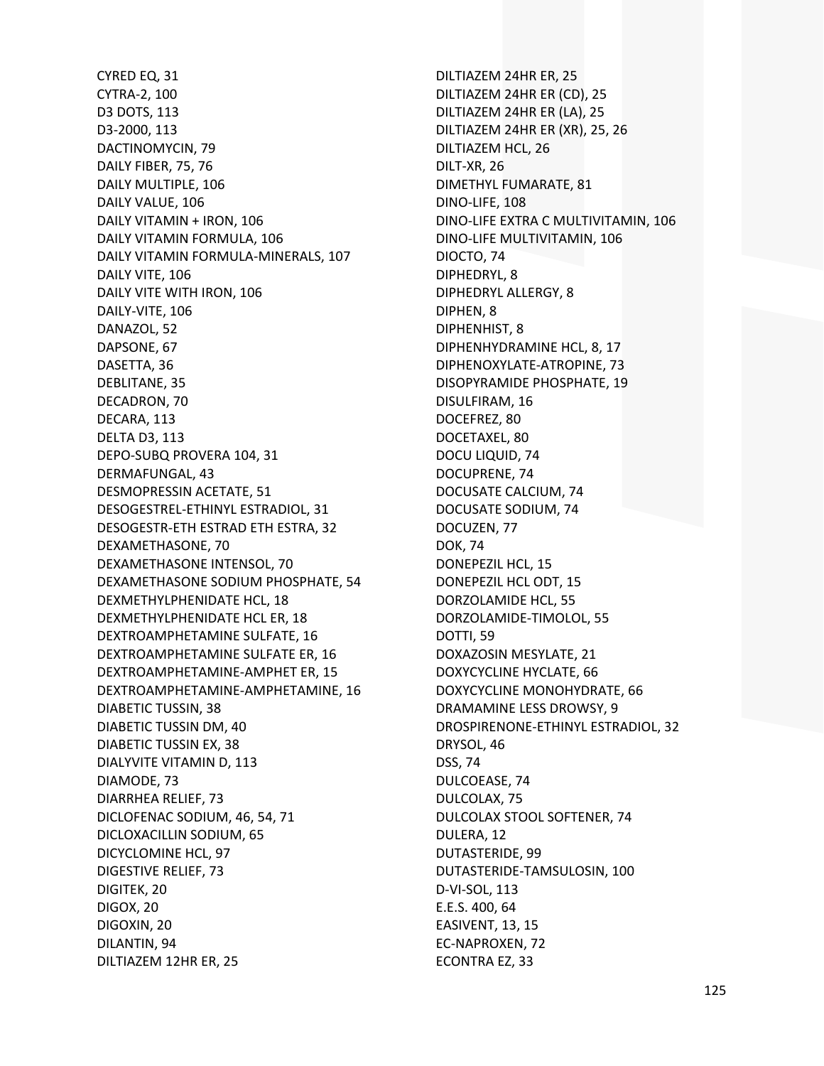CYRED EQ, 31
CYTRA-2, 100
D3 DOTS, 113
D3-2000, 113
DACTINOMYCIN, 79
DAILY FIBER, 75, 76
DAILY MULTIPLE, 106
DAILY VALUE, 106
DAILY VITAMIN + IRON, 106
DAILY VITAMIN FORMULA, 106
DAILY VITAMIN FORMULA-MINERALS, 107
DAILY VITE, 106
DAILY VITE WITH IRON, 106
DAILY-VITE, 106
DANAZOL, 52
DAPSONE, 67
DASETTA, 36
DEBLITANE, 35
DECADRON, 70
DECARA, 113
DELTA D3, 113
DEPO-SUBQ PROVERA 104, 31
DERMAFUNGAL, 43
DESMOPRESSIN ACETATE, 51
DESOGESTREL-ETHINYL ESTRADIOL, 31
DESOGESTR-ETH ESTRAD ETH ESTRA, 32
DEXAMETHASONE, 70
DEXAMETHASONE INTENSOL, 70
DEXAMETHASONE SODIUM PHOSPHATE, 54
DEXMETHYLPHENIDATE HCL, 18
DEXMETHYLPHENIDATE HCL ER, 18
DEXTROAMPHETAMINE SULFATE, 16
DEXTROAMPHETAMINE SULFATE ER, 16
DEXTROAMPHETAMINE-AMPHET ER, 15
DEXTROAMPHETAMINE-AMPHETAMINE, 16
DIABETIC TUSSIN, 38
DIABETIC TUSSIN DM, 40
DIABETIC TUSSIN EX, 38
DIALYVITE VITAMIN D, 113
DIAMODE, 73
DIARRHEA RELIEF, 73
DICLOFENAC SODIUM, 46, 54, 71
DICLOXACILLIN SODIUM, 65
DICYCLOMINE HCL, 97
DIGESTIVE RELIEF, 73
DIGITEK, 20
DIGOX, 20
DIGOXIN, 20
DILANTIN, 94
DILTIAZEM 12HR ER, 25
DILTIAZEM 24HR ER, 25
DILTIAZEM 24HR ER (CD), 25
DILTIAZEM 24HR ER (LA), 25
DILTIAZEM 24HR ER (XR), 25, 26
DILTIAZEM HCL, 26
DILT-XR, 26
DIMETHYL FUMARATE, 81
DINO-LIFE, 108
DINO-LIFE EXTRA C MULTIVITAMIN, 106
DINO-LIFE MULTIVITAMIN, 106
DIOCTO, 74
DIPHEDRYL, 8
DIPHEDRYL ALLERGY, 8
DIPHEN, 8
DIPHENHIST, 8
DIPHENHYDRAMINE HCL, 8, 17
DIPHENOXYLATE-ATROPINE, 73
DISOPYRAMIDE PHOSPHATE, 19
DISULFIRAM, 16
DOCEFREZ, 80
DOCETAXEL, 80
DOCU LIQUID, 74
DOCUPRENE, 74
DOCUSATE CALCIUM, 74
DOCUSATE SODIUM, 74
DOCUZEN, 77
DOK, 74
DONEPEZIL HCL, 15
DONEPEZIL HCL ODT, 15
DORZOLAMIDE HCL, 55
DORZOLAMIDE-TIMOLOL, 55
DOTTI, 59
DOXAZOSIN MESYLATE, 21
DOXYCYCLINE HYCLATE, 66
DOXYCYCLINE MONOHYDRATE, 66
DRAMAMINE LESS DROWSY, 9
DROSPIRENONE-ETHINYL ESTRADIOL, 32
DRYSOL, 46
DSS, 74
DULCOEASE, 74
DULCOLAX, 75
DULCOLAX STOOL SOFTENER, 74
DULERA, 12
DUTASTERIDE, 99
DUTASTERIDE-TAMSULOSIN, 100
D-VI-SOL, 113
E.E.S. 400, 64
EASIVENT, 13, 15
EC-NAPROXEN, 72
ECONTRA EZ, 33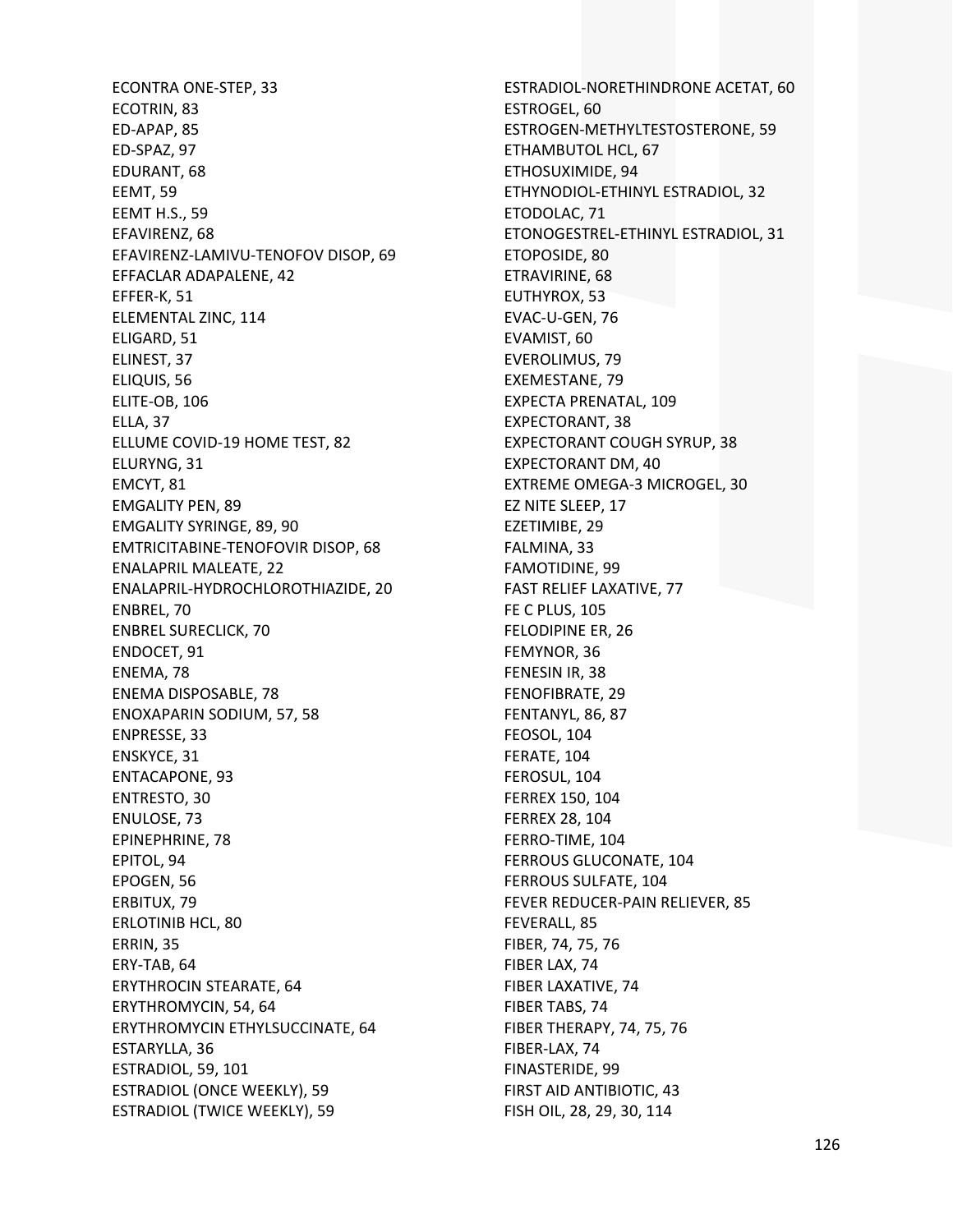ECONTRA ONE-STEP, 33
ECOTRIN, 83
ED-APAP, 85
ED-SPAZ, 97
EDURANT, 68
EEMT, 59
EEMT H.S., 59
EFAVIRENZ, 68
EFAVIRENZ-LAMIVU-TENOFOV DISOP, 69
EFFACLAR ADAPALENE, 42
EFFER-K, 51
ELEMENTAL ZINC, 114
ELIGARD, 51
ELINEST, 37
ELIQUIS, 56
ELITE-OB, 106
ELLA, 37
ELLUME COVID-19 HOME TEST, 82
ELURYNG, 31
EMCYT, 81
EMGALITY PEN, 89
EMGALITY SYRINGE, 89, 90
EMTRICITABINE-TENOFOVIR DISOP, 68
ENALAPRIL MALEATE, 22
ENALAPRIL-HYDROCHLOROTHIAZIDE, 20
ENBREL, 70
ENBREL SURECLICK, 70
ENDOCET, 91
ENEMA, 78
ENEMA DISPOSABLE, 78
ENOXAPARIN SODIUM, 57, 58
ENPRESSE, 33
ENSKYCE, 31
ENTACAPONE, 93
ENTRESTO, 30
ENULOSE, 73
EPINEPHRINE, 78
EPITOL, 94
EPOGEN, 56
ERBITUX, 79
ERLOTINIB HCL, 80
ERRIN, 35
ERY-TAB, 64
ERYTHROCIN STEARATE, 64
ERYTHROMYCIN, 54, 64
ERYTHROMYCIN ETHYLSUCCINATE, 64
ESTARYLLA, 36
ESTRADIOL, 59, 101
ESTRADIOL (ONCE WEEKLY), 59
ESTRADIOL (TWICE WEEKLY), 59
ESTRADIOL-NORETHINDRONE ACETAT, 60
ESTROGEL, 60
ESTROGEN-METHYLTESTOSTERONE, 59
ETHAMBUTOL HCL, 67
ETHOSUXIMIDE, 94
ETHYNODIOL-ETHINYL ESTRADIOL, 32
ETODOLAC, 71
ETONOGESTREL-ETHINYL ESTRADIOL, 31
ETOPOSIDE, 80
ETRAVIRINE, 68
EUTHYROX, 53
EVAC-U-GEN, 76
EVAMIST, 60
EVEROLIMUS, 79
EXEMESTANE, 79
EXPECTA PRENATAL, 109
EXPECTORANT, 38
EXPECTORANT COUGH SYRUP, 38
EXPECTORANT DM, 40
EXTREME OMEGA-3 MICROGEL, 30
EZ NITE SLEEP, 17
EZETIMIBE, 29
FALMINA, 33
FAMOTIDINE, 99
FAST RELIEF LAXATIVE, 77
FE C PLUS, 105
FELODIPINE ER, 26
FEMYNOR, 36
FENESIN IR, 38
FENOFIBRATE, 29
FENTANYL, 86, 87
FEOSOL, 104
FERATE, 104
FEROSUL, 104
FERREX 150, 104
FERREX 28, 104
FERRO-TIME, 104
FERROUS GLUCONATE, 104
FERROUS SULFATE, 104
FEVER REDUCER-PAIN RELIEVER, 85
FEVERALL, 85
FIBER, 74, 75, 76
FIBER LAX, 74
FIBER LAXATIVE, 74
FIBER TABS, 74
FIBER THERAPY, 74, 75, 76
FIBER-LAX, 74
FINASTERIDE, 99
FIRST AID ANTIBIOTIC, 43
FISH OIL, 28, 29, 30, 114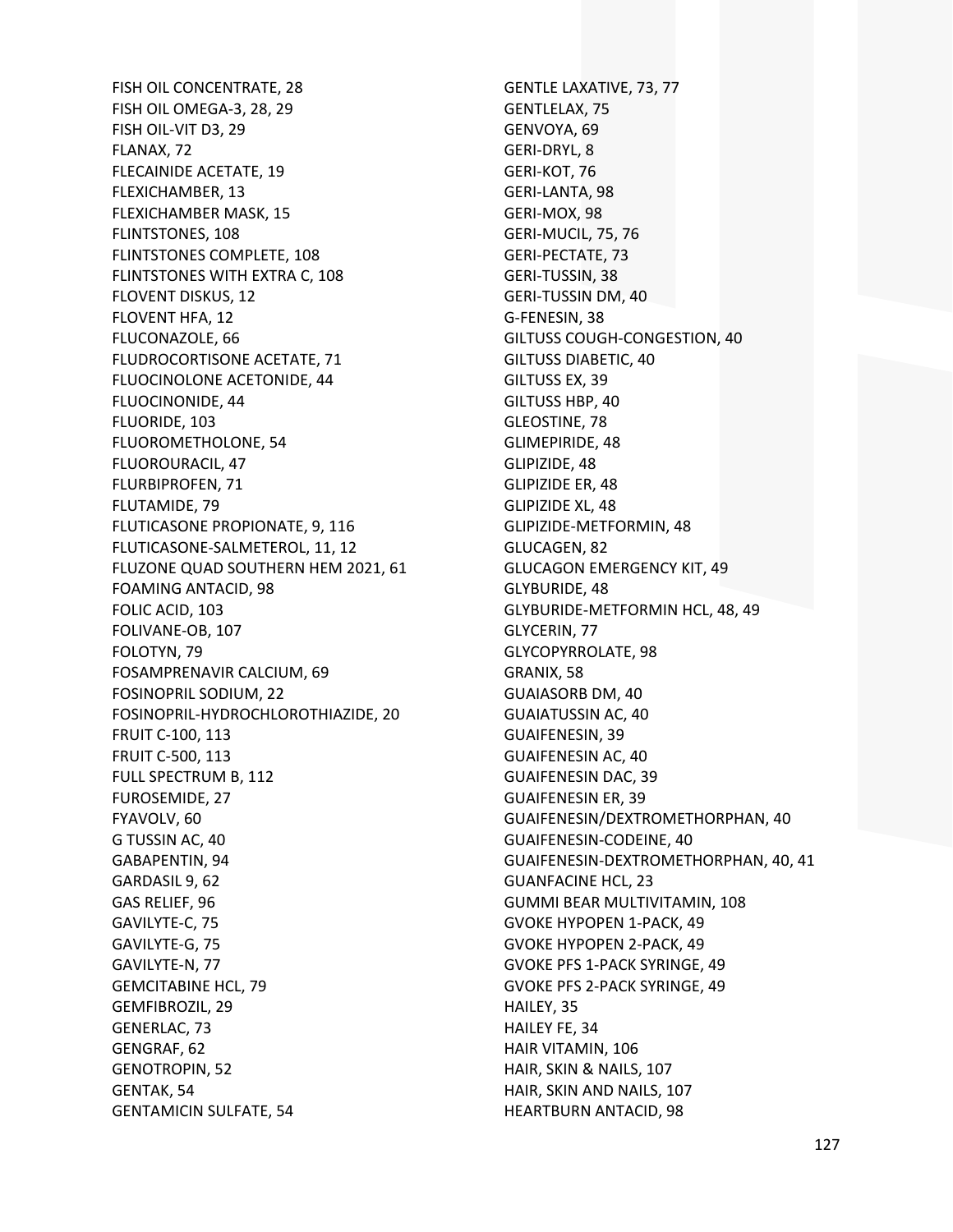FISH OIL CONCENTRATE, 28
FISH OIL OMEGA-3, 28, 29
FISH OIL-VIT D3, 29
FLANAX, 72
FLECAINIDE ACETATE, 19
FLEXICHAMBER, 13
FLEXICHAMBER MASK, 15
FLINTSTONES, 108
FLINTSTONES COMPLETE, 108
FLINTSTONES WITH EXTRA C, 108
FLOVENT DISKUS, 12
FLOVENT HFA, 12
FLUCONAZOLE, 66
FLUDROCORTISONE ACETATE, 71
FLUOCINOLONE ACETONIDE, 44
FLUOCINONIDE, 44
FLUORIDE, 103
FLUOROMETHOLONE, 54
FLUOROURACIL, 47
FLURBIPROFEN, 71
FLUTAMIDE, 79
FLUTICASONE PROPIONATE, 9, 116
FLUTICASONE-SALMETEROL, 11, 12
FLUZONE QUAD SOUTHERN HEM 2021, 61
FOAMING ANTACID, 98
FOLIC ACID, 103
FOLIVANE-OB, 107
FOLOTYN, 79
FOSAMPRENAVIR CALCIUM, 69
FOSINOPRIL SODIUM, 22
FOSINOPRIL-HYDROCHLOROTHIAZIDE, 20
FRUIT C-100, 113
FRUIT C-500, 113
FULL SPECTRUM B, 112
FUROSEMIDE, 27
FYAVOLV, 60
G TUSSIN AC, 40
GABAPENTIN, 94
GARDASIL 9, 62
GAS RELIEF, 96
GAVILYTE-C, 75
GAVILYTE-G, 75
GAVILYTE-N, 77
GEMCITABINE HCL, 79
GEMFIBROZIL, 29
GENERLAC, 73
GENGRAF, 62
GENOTROPIN, 52
GENTAK, 54
GENTAMICIN SULFATE, 54
GENTLE LAXATIVE, 73, 77
GENTLELAX, 75
GENVOYA, 69
GERI-DRYL, 8
GERI-KOT, 76
GERI-LANTA, 98
GERI-MOX, 98
GERI-MUCIL, 75, 76
GERI-PECTATE, 73
GERI-TUSSIN, 38
GERI-TUSSIN DM, 40
G-FENESIN, 38
GILTUSS COUGH-CONGESTION, 40
GILTUSS DIABETIC, 40
GILTUSS EX, 39
GILTUSS HBP, 40
GLEOSTINE, 78
GLIMEPIRIDE, 48
GLIPIZIDE, 48
GLIPIZIDE ER, 48
GLIPIZIDE XL, 48
GLIPIZIDE-METFORMIN, 48
GLUCAGEN, 82
GLUCAGON EMERGENCY KIT, 49
GLYBURIDE, 48
GLYBURIDE-METFORMIN HCL, 48, 49
GLYCERIN, 77
GLYCOPYRROLATE, 98
GRANIX, 58
GUAIASORB DM, 40
GUAIATUSSIN AC, 40
GUAIFENESIN, 39
GUAIFENESIN AC, 40
GUAIFENESIN DAC, 39
GUAIFENESIN ER, 39
GUAIFENESIN/DEXTROMETHORPHAN, 40
GUAIFENESIN-CODEINE, 40
GUAIFENESIN-DEXTROMETHORPHAN, 40, 41
GUANFACINE HCL, 23
GUMMI BEAR MULTIVITAMIN, 108
GVOKE HYPOPEN 1-PACK, 49
GVOKE HYPOPEN 2-PACK, 49
GVOKE PFS 1-PACK SYRINGE, 49
GVOKE PFS 2-PACK SYRINGE, 49
HAILEY, 35
HAILEY FE, 34
HAIR VITAMIN, 106
HAIR, SKIN & NAILS, 107
HAIR, SKIN AND NAILS, 107
HEARTBURN ANTACID, 98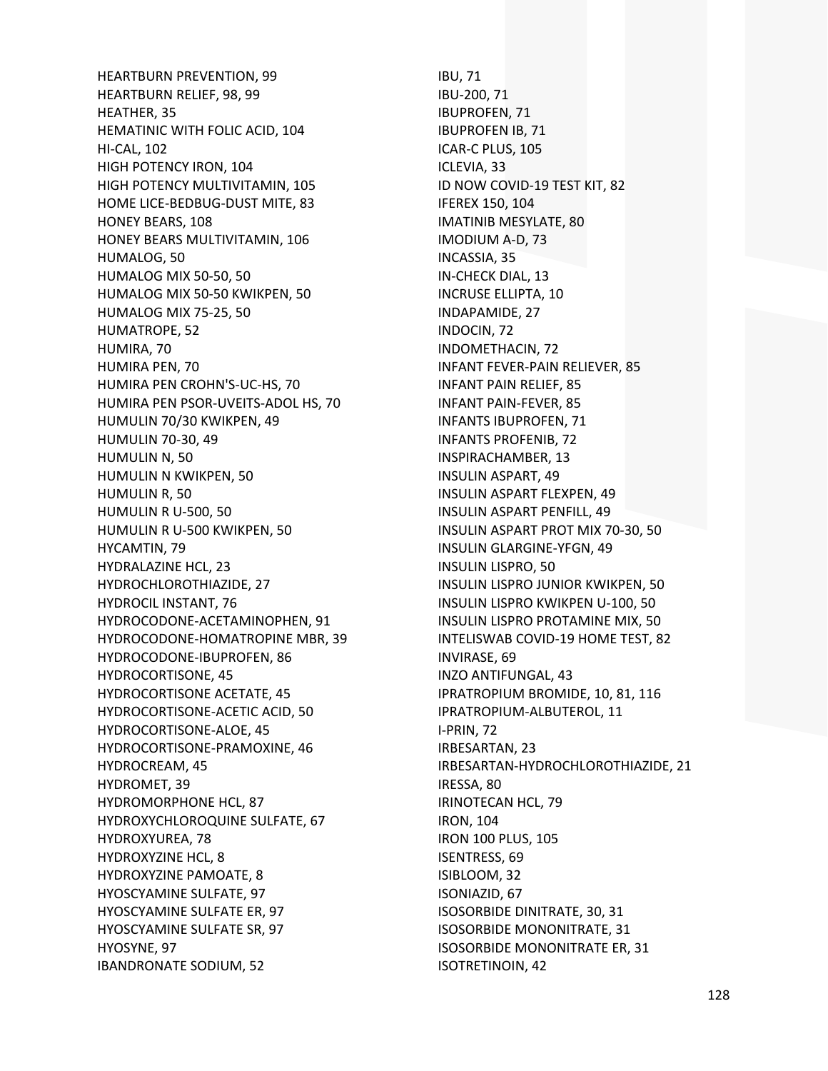HEARTBURN PREVENTION, 99
HEARTBURN RELIEF, 98, 99
HEATHER, 35
HEMATINIC WITH FOLIC ACID, 104
HI-CAL, 102
HIGH POTENCY IRON, 104
HIGH POTENCY MULTIVITAMIN, 105
HOME LICE-BEDBUG-DUST MITE, 83
HONEY BEARS, 108
HONEY BEARS MULTIVITAMIN, 106
HUMALOG, 50
HUMALOG MIX 50-50, 50
HUMALOG MIX 50-50 KWIKPEN, 50
HUMALOG MIX 75-25, 50
HUMATROPE, 52
HUMIRA, 70
HUMIRA PEN, 70
HUMIRA PEN CROHN'S-UC-HS, 70
HUMIRA PEN PSOR-UVEITS-ADOL HS, 70
HUMULIN 70/30 KWIKPEN, 49
HUMULIN 70-30, 49
HUMULIN N, 50
HUMULIN N KWIKPEN, 50
HUMULIN R, 50
HUMULIN R U-500, 50
HUMULIN R U-500 KWIKPEN, 50
HYCAMTIN, 79
HYDRALAZINE HCL, 23
HYDROCHLOROTHIAZIDE, 27
HYDROCIL INSTANT, 76
HYDROCODONE-ACETAMINOPHEN, 91
HYDROCODONE-HOMATROPINE MBR, 39
HYDROCODONE-IBUPROFEN, 86
HYDROCORTISONE, 45
HYDROCORTISONE ACETATE, 45
HYDROCORTISONE-ACETIC ACID, 50
HYDROCORTISONE-ALOE, 45
HYDROCORTISONE-PRAMOXINE, 46
HYDROCREAM, 45
HYDROMET, 39
HYDROMORPHONE HCL, 87
HYDROXYCHLOROQUINE SULFATE, 67
HYDROXYUREA, 78
HYDROXYZINE HCL, 8
HYDROXYZINE PAMOATE, 8
HYOSCYAMINE SULFATE, 97
HYOSCYAMINE SULFATE ER, 97
HYOSCYAMINE SULFATE SR, 97
HYOSYNE, 97
IBANDRONATE SODIUM, 52
IBU, 71
IBU-200, 71
IBUPROFEN, 71
IBUPROFEN IB, 71
ICAR-C PLUS, 105
ICLEVIA, 33
ID NOW COVID-19 TEST KIT, 82
IFEREX 150, 104
IMATINIB MESYLATE, 80
IMODIUM A-D, 73
INCASSIA, 35
IN-CHECK DIAL, 13
INCRUSE ELLIPTA, 10
INDAPAMIDE, 27
INDOCIN, 72
INDOMETHACIN, 72
INFANT FEVER-PAIN RELIEVER, 85
INFANT PAIN RELIEF, 85
INFANT PAIN-FEVER, 85
INFANTS IBUPROFEN, 71
INFANTS PROFENIB, 72
INSPIRACHAMBER, 13
INSULIN ASPART, 49
INSULIN ASPART FLEXPEN, 49
INSULIN ASPART PENFILL, 49
INSULIN ASPART PROT MIX 70-30, 50
INSULIN GLARGINE-YFGN, 49
INSULIN LISPRO, 50
INSULIN LISPRO JUNIOR KWIKPEN, 50
INSULIN LISPRO KWIKPEN U-100, 50
INSULIN LISPRO PROTAMINE MIX, 50
INTELISWAB COVID-19 HOME TEST, 82
INVIRASE, 69
INZO ANTIFUNGAL, 43
IPRATROPIUM BROMIDE, 10, 81, 116
IPRATROPIUM-ALBUTEROL, 11
I-PRIN, 72
IRBESARTAN, 23
IRBESARTAN-HYDROCHLOROTHIAZIDE, 21
IRESSA, 80
IRINOTECAN HCL, 79
IRON, 104
IRON 100 PLUS, 105
ISENTRESS, 69
ISIBLOOM, 32
ISONIAZID, 67
ISOSORBIDE DINITRATE, 30, 31
ISOSORBIDE MONONITRATE, 31
ISOSORBIDE MONONITRATE ER, 31
ISOTRETINOIN, 42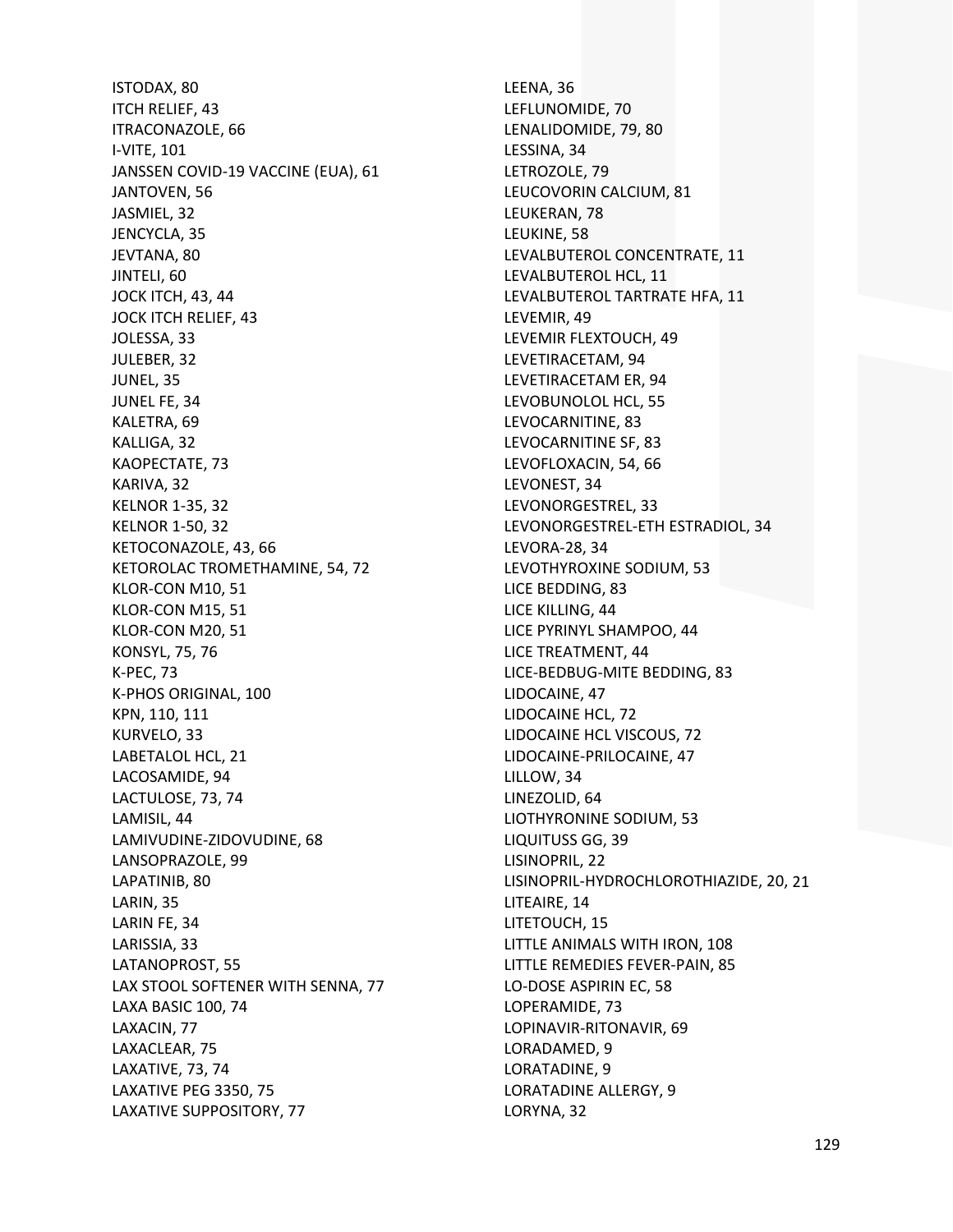ISTODAX, 80
ITCH RELIEF, 43
ITRACONAZOLE, 66
I-VITE, 101
JANSSEN COVID-19 VACCINE (EUA), 61
JANTOVEN, 56
JASMIEL, 32
JENCYCLA, 35
JEVTANA, 80
JINTELI, 60
JOCK ITCH, 43, 44
JOCK ITCH RELIEF, 43
JOLESSA, 33
JULEBER, 32
JUNEL, 35
JUNEL FE, 34
KALETRA, 69
KALLIGA, 32
KAOPECTATE, 73
KARIVA, 32
KELNOR 1-35, 32
KELNOR 1-50, 32
KETOCONAZOLE, 43, 66
KETOROLAC TROMETHAMINE, 54, 72
KLOR-CON M10, 51
KLOR-CON M15, 51
KLOR-CON M20, 51
KONSYL, 75, 76
K-PEC, 73
K-PHOS ORIGINAL, 100
KPN, 110, 111
KURVELO, 33
LABETALOL HCL, 21
LACOSAMIDE, 94
LACTULOSE, 73, 74
LAMISIL, 44
LAMIVUDINE-ZIDOVUDINE, 68
LANSOPRAZOLE, 99
LAPATINIB, 80
LARIN, 35
LARIN FE, 34
LARISSIA, 33
LATANOPROST, 55
LAX STOOL SOFTENER WITH SENNA, 77
LAXA BASIC 100, 74
LAXACIN, 77
LAXACLEAR, 75
LAXATIVE, 73, 74
LAXATIVE PEG 3350, 75
LAXATIVE SUPPOSITORY, 77
LEENA, 36
LEFLUNOMIDE, 70
LENALIDOMIDE, 79, 80
LESSINA, 34
LETROZOLE, 79
LEUCOVORIN CALCIUM, 81
LEUKERAN, 78
LEUKINE, 58
LEVALBUTEROL CONCENTRATE, 11
LEVALBUTEROL HCL, 11
LEVALBUTEROL TARTRATE HFA, 11
LEVEMIR, 49
LEVEMIR FLEXTOUCH, 49
LEVETIRACETAM, 94
LEVETIRACETAM ER, 94
LEVOBUNOLOL HCL, 55
LEVOCARNITINE, 83
LEVOCARNITINE SF, 83
LEVOFLOXACIN, 54, 66
LEVONEST, 34
LEVONORGESTREL, 33
LEVONORGESTREL-ETH ESTRADIOL, 34
LEVORA-28, 34
LEVOTHYROXINE SODIUM, 53
LICE BEDDING, 83
LICE KILLING, 44
LICE PYRINYL SHAMPOO, 44
LICE TREATMENT, 44
LICE-BEDBUG-MITE BEDDING, 83
LIDOCAINE, 47
LIDOCAINE HCL, 72
LIDOCAINE HCL VISCOUS, 72
LIDOCAINE-PRILOCAINE, 47
LILLOW, 34
LINEZOLID, 64
LIOTHYRONINE SODIUM, 53
LIQUITUSS GG, 39
LISINOPRIL, 22
LISINOPRIL-HYDROCHLOROTHIAZIDE, 20, 21
LITEAIRE, 14
LITETOUCH, 15
LITTLE ANIMALS WITH IRON, 108
LITTLE REMEDIES FEVER-PAIN, 85
LO-DOSE ASPIRIN EC, 58
LOPERAMIDE, 73
LOPINAVIR-RITONAVIR, 69
LORADAMED, 9
LORATADINE, 9
LORATADINE ALLERGY, 9
LORYNA, 32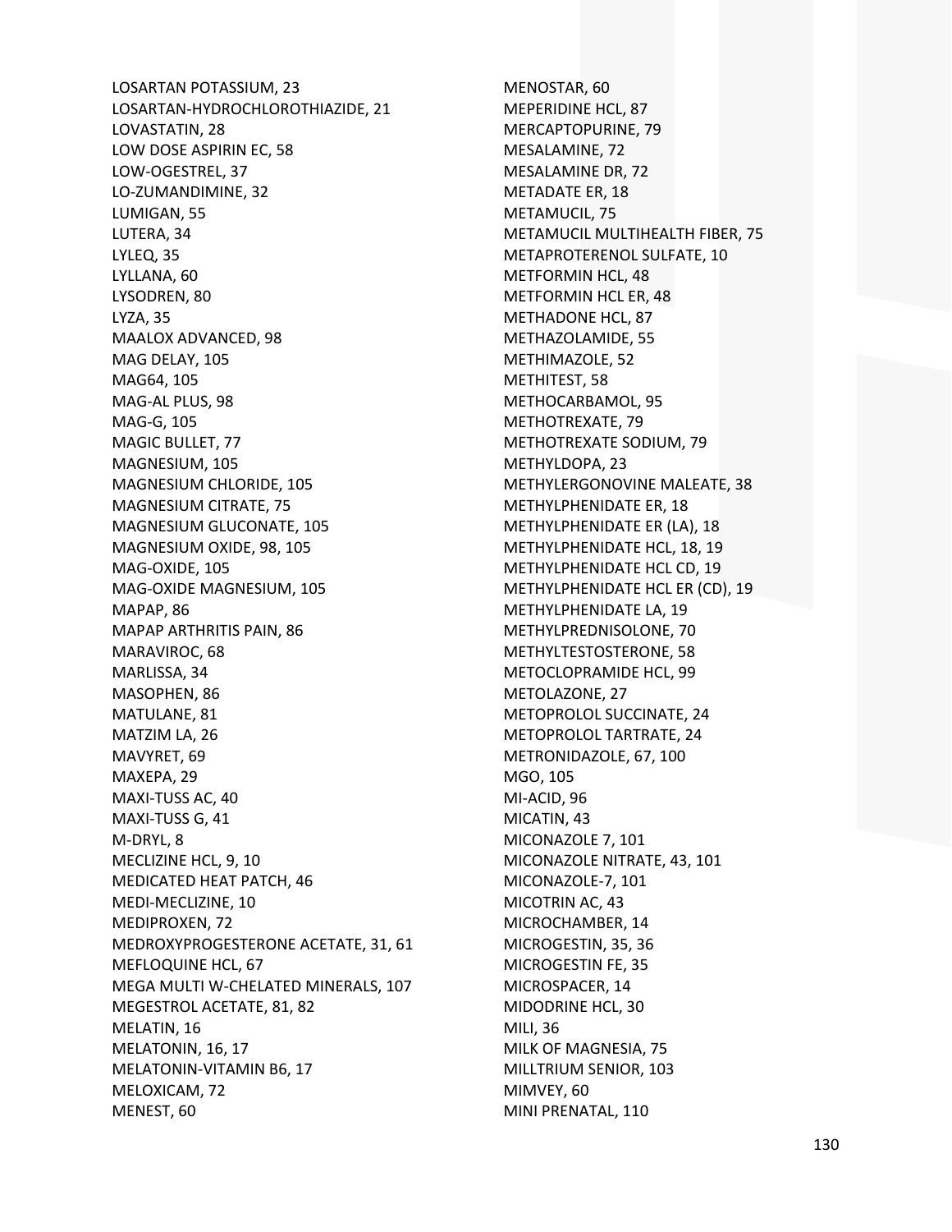LOSARTAN POTASSIUM, 23
LOSARTAN-HYDROCHLOROTHIAZIDE, 21
LOVASTATIN, 28
LOW DOSE ASPIRIN EC, 58
LOW-OGESTREL, 37
LO-ZUMANDIMINE, 32
LUMIGAN, 55
LUTERA, 34
LYLEQ, 35
LYLLANA, 60
LYSODREN, 80
LYZA, 35
MAALOX ADVANCED, 98
MAG DELAY, 105
MAG64, 105
MAG-AL PLUS, 98
MAG-G, 105
MAGIC BULLET, 77
MAGNESIUM, 105
MAGNESIUM CHLORIDE, 105
MAGNESIUM CITRATE, 75
MAGNESIUM GLUCONATE, 105
MAGNESIUM OXIDE, 98, 105
MAG-OXIDE, 105
MAG-OXIDE MAGNESIUM, 105
MAPAP, 86
MAPAP ARTHRITIS PAIN, 86
MARAVIROC, 68
MARLISSA, 34
MASOPHEN, 86
MATULANE, 81
MATZIM LA, 26
MAVYRET, 69
MAXEPA, 29
MAXI-TUSS AC, 40
MAXI-TUSS G, 41
M-DRYL, 8
MECLIZINE HCL, 9, 10
MEDICATED HEAT PATCH, 46
MEDI-MECLIZINE, 10
MEDIPROXEN, 72
MEDROXYPROGESTERONE ACETATE, 31, 61
MEFLOQUINE HCL, 67
MEGA MULTI W-CHELATED MINERALS, 107
MEGESTROL ACETATE, 81, 82
MELATIN, 16
MELATONIN, 16, 17
MELATONIN-VITAMIN B6, 17
MELOXICAM, 72
MENEST, 60
MENOSTAR, 60
MEPERIDINE HCL, 87
MERCAPTOPURINE, 79
MESALAMINE, 72
MESALAMINE DR, 72
METADATE ER, 18
METAMUCIL, 75
METAMUCIL MULTIHEALTH FIBER, 75
METAPROTERENOL SULFATE, 10
METFORMIN HCL, 48
METFORMIN HCL ER, 48
METHADONE HCL, 87
METHAZOLAMIDE, 55
METHIMAZOLE, 52
METHITEST, 58
METHOCARBAMOL, 95
METHOTREXATE, 79
METHOTREXATE SODIUM, 79
METHYLDOPA, 23
METHYLERGONOVINE MALEATE, 38
METHYLPHENIDATE ER, 18
METHYLPHENIDATE ER (LA), 18
METHYLPHENIDATE HCL, 18, 19
METHYLPHENIDATE HCL CD, 19
METHYLPHENIDATE HCL ER (CD), 19
METHYLPHENIDATE LA, 19
METHYLPREDNISOLONE, 70
METHYLTESTOSTERONE, 58
METOCLOPRAMIDE HCL, 99
METOLAZONE, 27
METOPROLOL SUCCINATE, 24
METOPROLOL TARTRATE, 24
METRONIDAZOLE, 67, 100
MGO, 105
MI-ACID, 96
MICATIN, 43
MICONAZOLE 7, 101
MICONAZOLE NITRATE, 43, 101
MICONAZOLE-7, 101
MICOTRIN AC, 43
MICROCHAMBER, 14
MICROGESTIN, 35, 36
MICROGESTIN FE, 35
MICROSPACER, 14
MIDODRINE HCL, 30
MILI, 36
MILK OF MAGNESIA, 75
MILLTRIUM SENIOR, 103
MIMVEY, 60
MINI PRENATAL, 110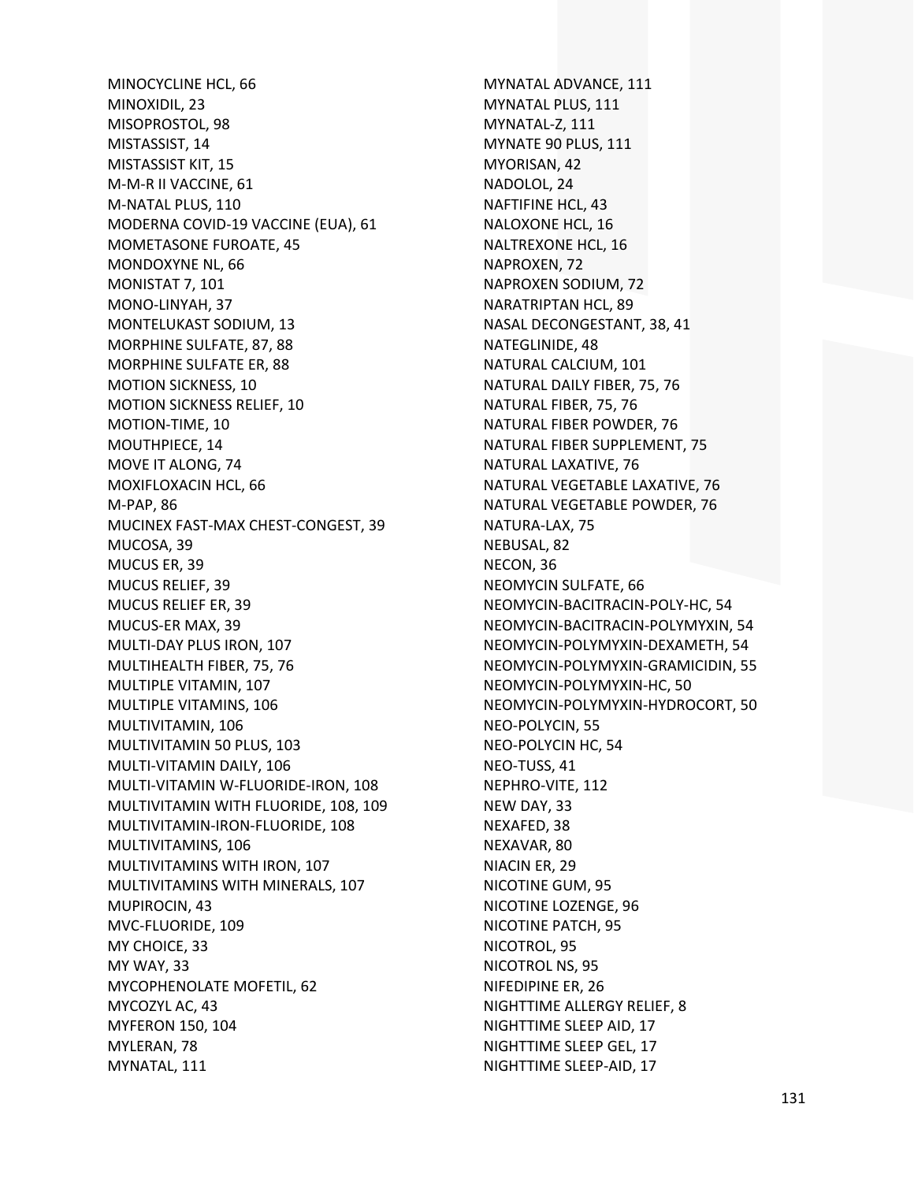MINOCYCLINE HCL, 66
MINOXIDIL, 23
MISOPROSTOL, 98
MISTASSIST, 14
MISTASSIST KIT, 15
M-M-R II VACCINE, 61
M-NATAL PLUS, 110
MODERNA COVID-19 VACCINE (EUA), 61
MOMETASONE FUROATE, 45
MONDOXYNE NL, 66
MONISTAT 7, 101
MONO-LINYAH, 37
MONTELUKAST SODIUM, 13
MORPHINE SULFATE, 87, 88
MORPHINE SULFATE ER, 88
MOTION SICKNESS, 10
MOTION SICKNESS RELIEF, 10
MOTION-TIME, 10
MOUTHPIECE, 14
MOVE IT ALONG, 74
MOXIFLOXACIN HCL, 66
M-PAP, 86
MUCINEX FAST-MAX CHEST-CONGEST, 39
MUCOSA, 39
MUCUS ER, 39
MUCUS RELIEF, 39
MUCUS RELIEF ER, 39
MUCUS-ER MAX, 39
MULTI-DAY PLUS IRON, 107
MULTIHEALTH FIBER, 75, 76
MULTIPLE VITAMIN, 107
MULTIPLE VITAMINS, 106
MULTIVITAMIN, 106
MULTIVITAMIN 50 PLUS, 103
MULTI-VITAMIN DAILY, 106
MULTI-VITAMIN W-FLUORIDE-IRON, 108
MULTIVITAMIN WITH FLUORIDE, 108, 109
MULTIVITAMIN-IRON-FLUORIDE, 108
MULTIVITAMINS, 106
MULTIVITAMINS WITH IRON, 107
MULTIVITAMINS WITH MINERALS, 107
MUPIROCIN, 43
MVC-FLUORIDE, 109
MY CHOICE, 33
MY WAY, 33
MYCOPHENOLATE MOFETIL, 62
MYCOZYL AC, 43
MYFERON 150, 104
MYLERAN, 78
MYNATAL, 111
MYNATAL ADVANCE, 111
MYNATAL PLUS, 111
MYNATAL-Z, 111
MYNATE 90 PLUS, 111
MYORISAN, 42
NADOLOL, 24
NAFTIFINE HCL, 43
NALOXONE HCL, 16
NALTREXONE HCL, 16
NAPROXEN, 72
NAPROXEN SODIUM, 72
NARATRIPTAN HCL, 89
NASAL DECONGESTANT, 38, 41
NATEGLINIDE, 48
NATURAL CALCIUM, 101
NATURAL DAILY FIBER, 75, 76
NATURAL FIBER, 75, 76
NATURAL FIBER POWDER, 76
NATURAL FIBER SUPPLEMENT, 75
NATURAL LAXATIVE, 76
NATURAL VEGETABLE LAXATIVE, 76
NATURAL VEGETABLE POWDER, 76
NATURA-LAX, 75
NEBUSAL, 82
NECON, 36
NEOMYCIN SULFATE, 66
NEOMYCIN-BACITRACIN-POLY-HC, 54
NEOMYCIN-BACITRACIN-POLYMYXIN, 54
NEOMYCIN-POLYMYXIN-DEXAMETH, 54
NEOMYCIN-POLYMYXIN-GRAMICIDIN, 55
NEOMYCIN-POLYMYXIN-HC, 50
NEOMYCIN-POLYMYXIN-HYDROCORT, 50
NEO-POLYCIN, 55
NEO-POLYCIN HC, 54
NEO-TUSS, 41
NEPHRO-VITE, 112
NEW DAY, 33
NEXAFED, 38
NEXAVAR, 80
NIACIN ER, 29
NICOTINE GUM, 95
NICOTINE LOZENGE, 96
NICOTINE PATCH, 95
NICOTROL, 95
NICOTROL NS, 95
NIFEDIPINE ER, 26
NIGHTTIME ALLERGY RELIEF, 8
NIGHTTIME SLEEP AID, 17
NIGHTTIME SLEEP GEL, 17
NIGHTTIME SLEEP-AID, 17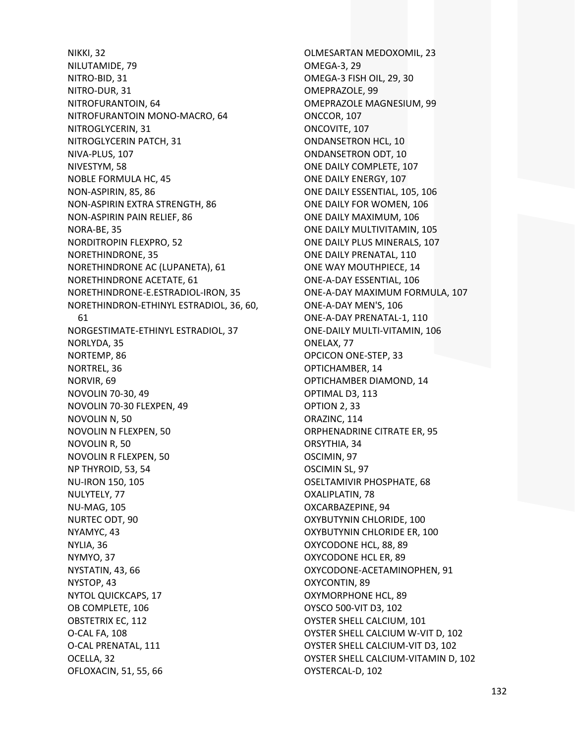NIKKI, 32
NILUTAMIDE, 79
NITRO-BID, 31
NITRO-DUR, 31
NITROFURANTOIN, 64
NITROFURANTOIN MONO-MACRO, 64
NITROGLYCERIN, 31
NITROGLYCERIN PATCH, 31
NIVA-PLUS, 107
NIVESTYM, 58
NOBLE FORMULA HC, 45
NON-ASPIRIN, 85, 86
NON-ASPIRIN EXTRA STRENGTH, 86
NON-ASPIRIN PAIN RELIEF, 86
NORA-BE, 35
NORDITROPIN FLEXPRO, 52
NORETHINDRONE, 35
NORETHINDRONE AC (LUPANETA), 61
NORETHINDRONE ACETATE, 61
NORETHINDRONE-E.ESTRADIOL-IRON, 35
NORETHINDRON-ETHINYL ESTRADIOL, 36, 60, 61
NORGESTIMATE-ETHINYL ESTRADIOL, 37
NORLYDA, 35
NORTEMP, 86
NORTREL, 36
NORVIR, 69
NOVOLIN 70-30, 49
NOVOLIN 70-30 FLEXPEN, 49
NOVOLIN N, 50
NOVOLIN N FLEXPEN, 50
NOVOLIN R, 50
NOVOLIN R FLEXPEN, 50
NP THYROID, 53, 54
NU-IRON 150, 105
NULYTELY, 77
NU-MAG, 105
NURTEC ODT, 90
NYAMYC, 43
NYLIA, 36
NYMYO, 37
NYSTATIN, 43, 66
NYSTOP, 43
NYTOL QUICKCAPS, 17
OB COMPLETE, 106
OBSTETRIX EC, 112
O-CAL FA, 108
O-CAL PRENATAL, 111
OCELLA, 32
OFLOXACIN, 51, 55, 66
OLMESARTAN MEDOXOMIL, 23
OMEGA-3, 29
OMEGA-3 FISH OIL, 29, 30
OMEPRAZOLE, 99
OMEPRAZOLE MAGNESIUM, 99
ONCCOR, 107
ONCOVITE, 107
ONDANSETRON HCL, 10
ONDANSETRON ODT, 10
ONE DAILY COMPLETE, 107
ONE DAILY ENERGY, 107
ONE DAILY ESSENTIAL, 105, 106
ONE DAILY FOR WOMEN, 106
ONE DAILY MAXIMUM, 106
ONE DAILY MULTIVITAMIN, 105
ONE DAILY PLUS MINERALS, 107
ONE DAILY PRENATAL, 110
ONE WAY MOUTHPIECE, 14
ONE-A-DAY ESSENTIAL, 106
ONE-A-DAY MAXIMUM FORMULA, 107
ONE-A-DAY MEN'S, 106
ONE-A-DAY PRENATAL-1, 110
ONE-DAILY MULTI-VITAMIN, 106
ONELAX, 77
OPCICON ONE-STEP, 33
OPTICHAMBER, 14
OPTICHAMBER DIAMOND, 14
OPTIMAL D3, 113
OPTION 2, 33
ORAZINC, 114
ORPHENADRINE CITRATE ER, 95
ORSYTHIA, 34
OSCIMIN, 97
OSCIMIN SL, 97
OSELTAMIVIR PHOSPHATE, 68
OXALIPLATIN, 78
OXCARBAZEPINE, 94
OXYBUTYNIN CHLORIDE, 100
OXYBUTYNIN CHLORIDE ER, 100
OXYCODONE HCL, 88, 89
OXYCODONE HCL ER, 89
OXYCODONE-ACETAMINOPHEN, 91
OXYCONTIN, 89
OXYMORPHONE HCL, 89
OYSCO 500-VIT D3, 102
OYSTER SHELL CALCIUM, 101
OYSTER SHELL CALCIUM W-VIT D, 102
OYSTER SHELL CALCIUM-VIT D3, 102
OYSTER SHELL CALCIUM-VITAMIN D, 102
OYSTERCAL-D, 102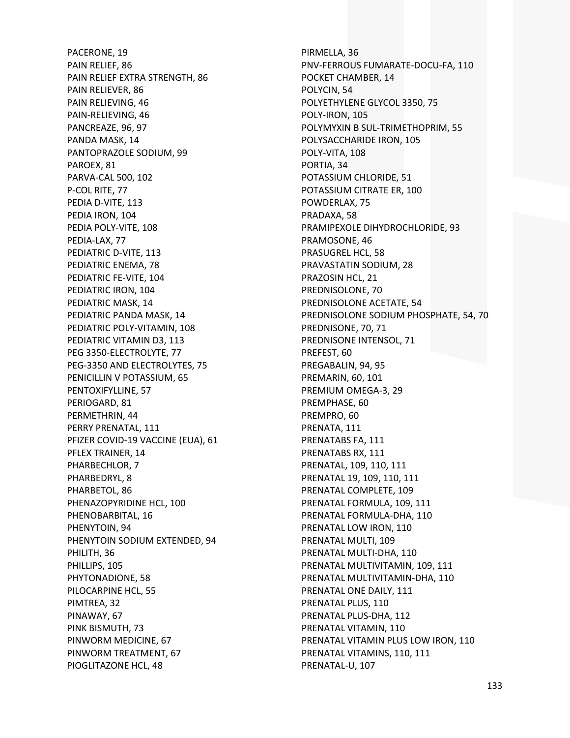PACERONE, 19
PAIN RELIEF, 86
PAIN RELIEF EXTRA STRENGTH, 86
PAIN RELIEVER, 86
PAIN RELIEVING, 46
PAIN-RELIEVING, 46
PANCREAZE, 96, 97
PANDA MASK, 14
PANTOPRAZOLE SODIUM, 99
PAROEX, 81
PARVA-CAL 500, 102
P-COL RITE, 77
PEDIA D-VITE, 113
PEDIA IRON, 104
PEDIA POLY-VITE, 108
PEDIA-LAX, 77
PEDIATRIC D-VITE, 113
PEDIATRIC ENEMA, 78
PEDIATRIC FE-VITE, 104
PEDIATRIC IRON, 104
PEDIATRIC MASK, 14
PEDIATRIC PANDA MASK, 14
PEDIATRIC POLY-VITAMIN, 108
PEDIATRIC VITAMIN D3, 113
PEG 3350-ELECTROLYTE, 77
PEG-3350 AND ELECTROLYTES, 75
PENICILLIN V POTASSIUM, 65
PENTOXIFYLLINE, 57
PERIOGARD, 81
PERMETHRIN, 44
PERRY PRENATAL, 111
PFIZER COVID-19 VACCINE (EUA), 61
PFLEX TRAINER, 14
PHARBECHLOR, 7
PHARBEDRYL, 8
PHARBETOL, 86
PHENAZOPYRIDINE HCL, 100
PHENOBARBITAL, 16
PHENYTOIN, 94
PHENYTOIN SODIUM EXTENDED, 94
PHILITH, 36
PHILLIPS, 105
PHYTONADIONE, 58
PILOCARPINE HCL, 55
PIMTREA, 32
PINAWAY, 67
PINK BISMUTH, 73
PINWORM MEDICINE, 67
PINWORM TREATMENT, 67
PIOGLITAZONE HCL, 48
PIRMELLA, 36
PNV-FERROUS FUMARATE-DOCU-FA, 110
POCKET CHAMBER, 14
POLYCIN, 54
POLYETHYLENE GLYCOL 3350, 75
POLY-IRON, 105
POLYMYXIN B SUL-TRIMETHOPRIM, 55
POLYSACCHARIDE IRON, 105
POLY-VITA, 108
PORTIA, 34
POTASSIUM CHLORIDE, 51
POTASSIUM CITRATE ER, 100
POWDERLAX, 75
PRADAXA, 58
PRAMIPEXOLE DIHYDROCHLORIDE, 93
PRAMOSONE, 46
PRASUGREL HCL, 58
PRAVASTATIN SODIUM, 28
PRAZOSIN HCL, 21
PREDNISOLONE, 70
PREDNISOLONE ACETATE, 54
PREDNISOLONE SODIUM PHOSPHATE, 54, 70
PREDNISONE, 70, 71
PREDNISONE INTENSOL, 71
PREFEST, 60
PREGABALIN, 94, 95
PREMARIN, 60, 101
PREMIUM OMEGA-3, 29
PREMPHASE, 60
PREMPRO, 60
PRENATA, 111
PRENATABS FA, 111
PRENATABS RX, 111
PRENATAL, 109, 110, 111
PRENATAL 19, 109, 110, 111
PRENATAL COMPLETE, 109
PRENATAL FORMULA, 109, 111
PRENATAL FORMULA-DHA, 110
PRENATAL LOW IRON, 110
PRENATAL MULTI, 109
PRENATAL MULTI-DHA, 110
PRENATAL MULTIVITAMIN, 109, 111
PRENATAL MULTIVITAMIN-DHA, 110
PRENATAL ONE DAILY, 111
PRENATAL PLUS, 110
PRENATAL PLUS-DHA, 112
PRENATAL VITAMIN, 110
PRENATAL VITAMIN PLUS LOW IRON, 110
PRENATAL VITAMINS, 110, 111
PRENATAL-U, 107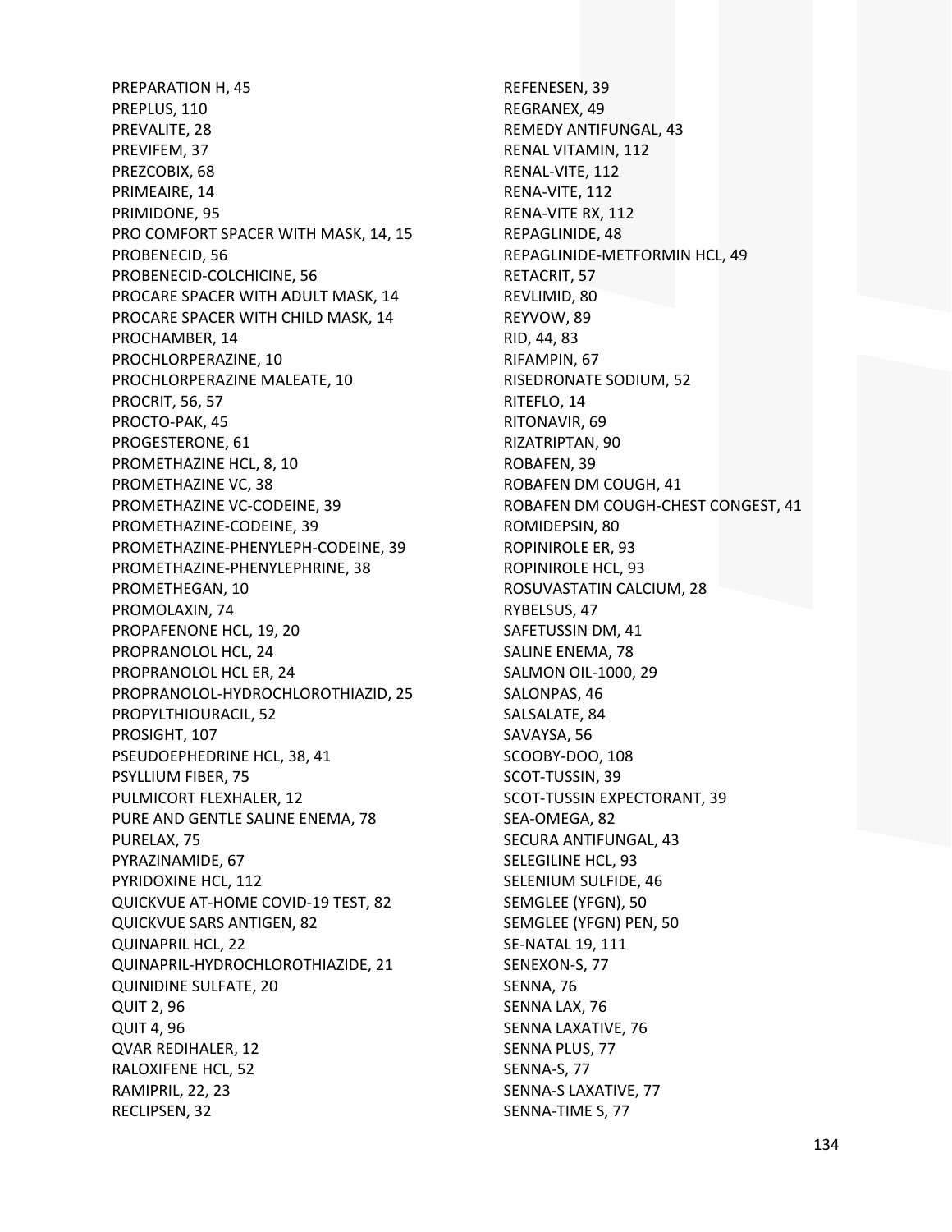PREPARATION H, 45
PREPLUS, 110
PREVALITE, 28
PREVIFEM, 37
PREZCOBIX, 68
PRIMEAIRE, 14
PRIMIDONE, 95
PRO COMFORT SPACER WITH MASK, 14, 15
PROBENECID, 56
PROBENECID-COLCHICINE, 56
PROCARE SPACER WITH ADULT MASK, 14
PROCARE SPACER WITH CHILD MASK, 14
PROCHAMBER, 14
PROCHLORPERAZINE, 10
PROCHLORPERAZINE MALEATE, 10
PROCRIT, 56, 57
PROCTO-PAK, 45
PROGESTERONE, 61
PROMETHAZINE HCL, 8, 10
PROMETHAZINE VC, 38
PROMETHAZINE VC-CODEINE, 39
PROMETHAZINE-CODEINE, 39
PROMETHAZINE-PHENYLEPH-CODEINE, 39
PROMETHAZINE-PHENYLEPHRINE, 38
PROMETHEGAN, 10
PROMOLAXIN, 74
PROPAFENONE HCL, 19, 20
PROPRANOLOL HCL, 24
PROPRANOLOL HCL ER, 24
PROPRANOLOL-HYDROCHLOROTHIAZID, 25
PROPYLTHIOURACIL, 52
PROSIGHT, 107
PSEUDOEPHEDRINE HCL, 38, 41
PSYLLIUM FIBER, 75
PULMICORT FLEXHALER, 12
PURE AND GENTLE SALINE ENEMA, 78
PURELAX, 75
PYRAZINAMIDE, 67
PYRIDOXINE HCL, 112
QUICKVUE AT-HOME COVID-19 TEST, 82
QUICKVUE SARS ANTIGEN, 82
QUINAPRIL HCL, 22
QUINAPRIL-HYDROCHLOROTHIAZIDE, 21
QUINIDINE SULFATE, 20
QUIT 2, 96
QUIT 4, 96
QVAR REDIHALER, 12
RALOXIFENE HCL, 52
RAMIPRIL, 22, 23
RECLIPSEN, 32
REFENESEN, 39
REGRANEX, 49
REMEDY ANTIFUNGAL, 43
RENAL VITAMIN, 112
RENAL-VITE, 112
RENA-VITE, 112
RENA-VITE RX, 112
REPAGLINIDE, 48
REPAGLINIDE-METFORMIN HCL, 49
RETACRIT, 57
REVLIMID, 80
REYVOW, 89
RID, 44, 83
RIFAMPIN, 67
RISEDRONATE SODIUM, 52
RITEFLO, 14
RITONAVIR, 69
RIZATRIPTAN, 90
ROBAFEN, 39
ROBAFEN DM COUGH, 41
ROBAFEN DM COUGH-CHEST CONGEST, 41
ROMIDEPSIN, 80
ROPINIROLE ER, 93
ROPINIROLE HCL, 93
ROSUVASTATIN CALCIUM, 28
RYBELSUS, 47
SAFETUSSIN DM, 41
SALINE ENEMA, 78
SALMON OIL-1000, 29
SALONPAS, 46
SALSALATE, 84
SAVAYSA, 56
SCOOBY-DOO, 108
SCOT-TUSSIN, 39
SCOT-TUSSIN EXPECTORANT, 39
SEA-OMEGA, 82
SECURA ANTIFUNGAL, 43
SELEGILINE HCL, 93
SELENIUM SULFIDE, 46
SEMGLEE (YFGN), 50
SEMGLEE (YFGN) PEN, 50
SE-NATAL 19, 111
SENEXON-S, 77
SENNA, 76
SENNA LAX, 76
SENNA LAXATIVE, 76
SENNA PLUS, 77
SENNA-S, 77
SENNA-S LAXATIVE, 77
SENNA-TIME S, 77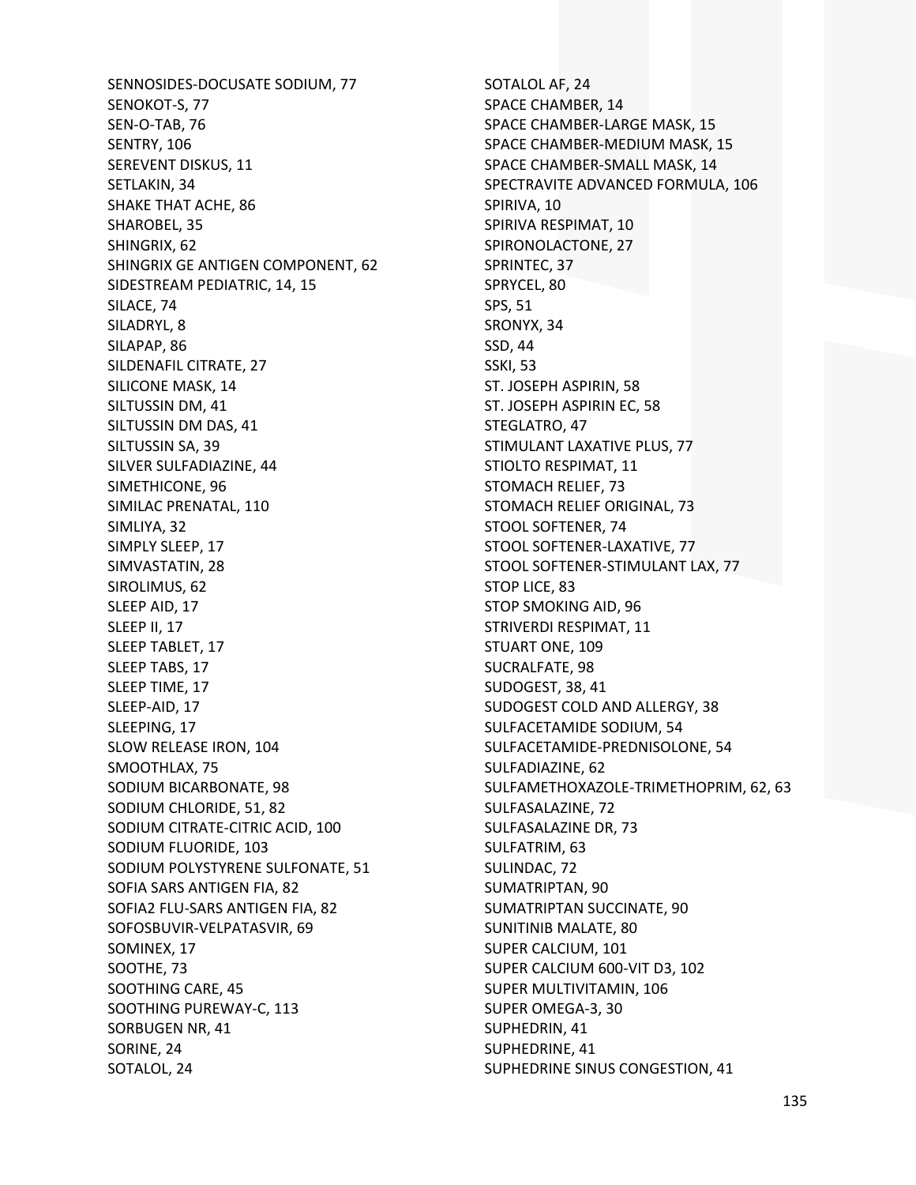SENNOSIDES-DOCUSATE SODIUM, 77
SENOKOT-S, 77
SEN-O-TAB, 76
SENTRY, 106
SEREVENT DISKUS, 11
SETLAKIN, 34
SHAKE THAT ACHE, 86
SHAROBEL, 35
SHINGRIX, 62
SHINGRIX GE ANTIGEN COMPONENT, 62
SIDESTREAM PEDIATRIC, 14, 15
SILACE, 74
SILADRYL, 8
SILAPAP, 86
SILDENAFIL CITRATE, 27
SILICONE MASK, 14
SILTUSSIN DM, 41
SILTUSSIN DM DAS, 41
SILTUSSIN SA, 39
SILVER SULFADIAZINE, 44
SIMETHICONE, 96
SIMILAC PRENATAL, 110
SIMLIYA, 32
SIMPLY SLEEP, 17
SIMVASTATIN, 28
SIROLIMUS, 62
SLEEP AID, 17
SLEEP II, 17
SLEEP TABLET, 17
SLEEP TABS, 17
SLEEP TIME, 17
SLEEP-AID, 17
SLEEPING, 17
SLOW RELEASE IRON, 104
SMOOTHLAX, 75
SODIUM BICARBONATE, 98
SODIUM CHLORIDE, 51, 82
SODIUM CITRATE-CITRIC ACID, 100
SODIUM FLUORIDE, 103
SODIUM POLYSTYRENE SULFONATE, 51
SOFIA SARS ANTIGEN FIA, 82
SOFIA2 FLU-SARS ANTIGEN FIA, 82
SOFOSBUVIR-VELPATASVIR, 69
SOMINEX, 17
SOOTHE, 73
SOOTHING CARE, 45
SOOTHING PUREWAY-C, 113
SORBUGEN NR, 41
SORINE, 24
SOTALOL, 24
SOTALOL AF, 24
SPACE CHAMBER, 14
SPACE CHAMBER-LARGE MASK, 15
SPACE CHAMBER-MEDIUM MASK, 15
SPACE CHAMBER-SMALL MASK, 14
SPECTRAVITE ADVANCED FORMULA, 106
SPIRIVA, 10
SPIRIVA RESPIMAT, 10
SPIRONOLACTONE, 27
SPRINTEC, 37
SPRYCEL, 80
SPS, 51
SRONYX, 34
SSD, 44
SSKI, 53
ST. JOSEPH ASPIRIN, 58
ST. JOSEPH ASPIRIN EC, 58
STEGLATRO, 47
STIMULANT LAXATIVE PLUS, 77
STIOLTO RESPIMAT, 11
STOMACH RELIEF, 73
STOMACH RELIEF ORIGINAL, 73
STOOL SOFTENER, 74
STOOL SOFTENER-LAXATIVE, 77
STOOL SOFTENER-STIMULANT LAX, 77
STOP LICE, 83
STOP SMOKING AID, 96
STRIVERDI RESPIMAT, 11
STUART ONE, 109
SUCRALFATE, 98
SUDOGEST, 38, 41
SUDOGEST COLD AND ALLERGY, 38
SULFACETAMIDE SODIUM, 54
SULFACETAMIDE-PREDNISOLONE, 54
SULFADIAZINE, 62
SULFAMETHOXAZOLE-TRIMETHOPRIM, 62, 63
SULFASALAZINE, 72
SULFASALAZINE DR, 73
SULFATRIM, 63
SULINDAC, 72
SUMATRIPTAN, 90
SUMATRIPTAN SUCCINATE, 90
SUNITINIB MALATE, 80
SUPER CALCIUM, 101
SUPER CALCIUM 600-VIT D3, 102
SUPER MULTIVITAMIN, 106
SUPER OMEGA-3, 30
SUPHEDRIN, 41
SUPHEDRINE, 41
SUPHEDRINE SINUS CONGESTION, 41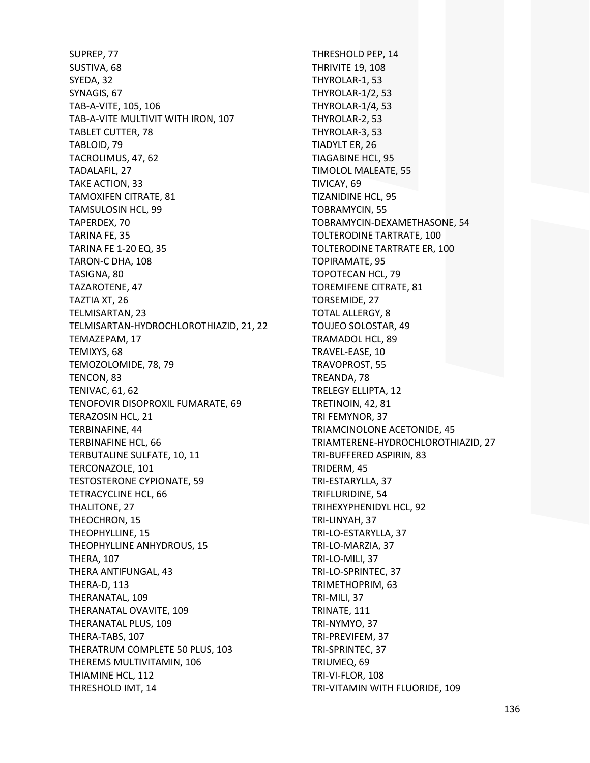SUPREP, 77
SUSTIVA, 68
SYEDA, 32
SYNAGIS, 67
TAB-A-VITE, 105, 106
TAB-A-VITE MULTIVIT WITH IRON, 107
TABLET CUTTER, 78
TABLOID, 79
TACROLIMUS, 47, 62
TADALAFIL, 27
TAKE ACTION, 33
TAMOXIFEN CITRATE, 81
TAMSULOSIN HCL, 99
TAPERDEX, 70
TARINA FE, 35
TARINA FE 1-20 EQ, 35
TARON-C DHA, 108
TASIGNA, 80
TAZAROTENE, 47
TAZTIA XT, 26
TELMISARTAN, 23
TELMISARTAN-HYDROCHLOROTHIAZID, 21, 22
TEMAZEPAM, 17
TEMIXYS, 68
TEMOZOLOMIDE, 78, 79
TENCON, 83
TENIVAC, 61, 62
TENOFOVIR DISOPROXIL FUMARATE, 69
TERAZOSIN HCL, 21
TERBINAFINE, 44
TERBINAFINE HCL, 66
TERBUTALINE SULFATE, 10, 11
TERCONAZOLE, 101
TESTOSTERONE CYPIONATE, 59
TETRACYCLINE HCL, 66
THALITONE, 27
THEOCHRON, 15
THEOPHYLLINE, 15
THEOPHYLLINE ANHYDROUS, 15
THERA, 107
THERA ANTIFUNGAL, 43
THERA-D, 113
THERANATAL, 109
THERANATAL OVAVITE, 109
THERANATAL PLUS, 109
THERA-TABS, 107
THERATRUM COMPLETE 50 PLUS, 103
THEREMS MULTIVITAMIN, 106
THIAMINE HCL, 112
THRESHOLD IMT, 14
THRESHOLD PEP, 14
THRIVITE 19, 108
THYROLAR-1, 53
THYROLAR-1/2, 53
THYROLAR-1/4, 53
THYROLAR-2, 53
THYROLAR-3, 53
TIADYLT ER, 26
TIAGABINE HCL, 95
TIMOLOL MALEATE, 55
TIVICAY, 69
TIZANIDINE HCL, 95
TOBRAMYCIN, 55
TOBRAMYCIN-DEXAMETHASONE, 54
TOLTERODINE TARTRATE, 100
TOLTERODINE TARTRATE ER, 100
TOPIRAMATE, 95
TOPOTECAN HCL, 79
TOREMIFENE CITRATE, 81
TORSEMIDE, 27
TOTAL ALLERGY, 8
TOUJEO SOLOSTAR, 49
TRAMADOL HCL, 89
TRAVEL-EASE, 10
TRAVOPROST, 55
TREANDA, 78
TRELEGY ELLIPTA, 12
TRETINOIN, 42, 81
TRI FEMYNOR, 37
TRIAMCINOLONE ACETONIDE, 45
TRIAMTERENE-HYDROCHLOROTHIAZID, 27
TRI-BUFFERED ASPIRIN, 83
TRIDERM, 45
TRI-ESTARYLLA, 37
TRIFLURIDINE, 54
TRIHEXYPHENIDYL HCL, 92
TRI-LINYAH, 37
TRI-LO-ESTARYLLA, 37
TRI-LO-MARZIA, 37
TRI-LO-MILI, 37
TRI-LO-SPRINTEC, 37
TRIMETHOPRIM, 63
TRI-MILI, 37
TRINATE, 111
TRI-NYMYO, 37
TRI-PREVIFEM, 37
TRI-SPRINTEC, 37
TRIUMEQ, 69
TRI-VI-FLOR, 108
TRI-VITAMIN WITH FLUORIDE, 109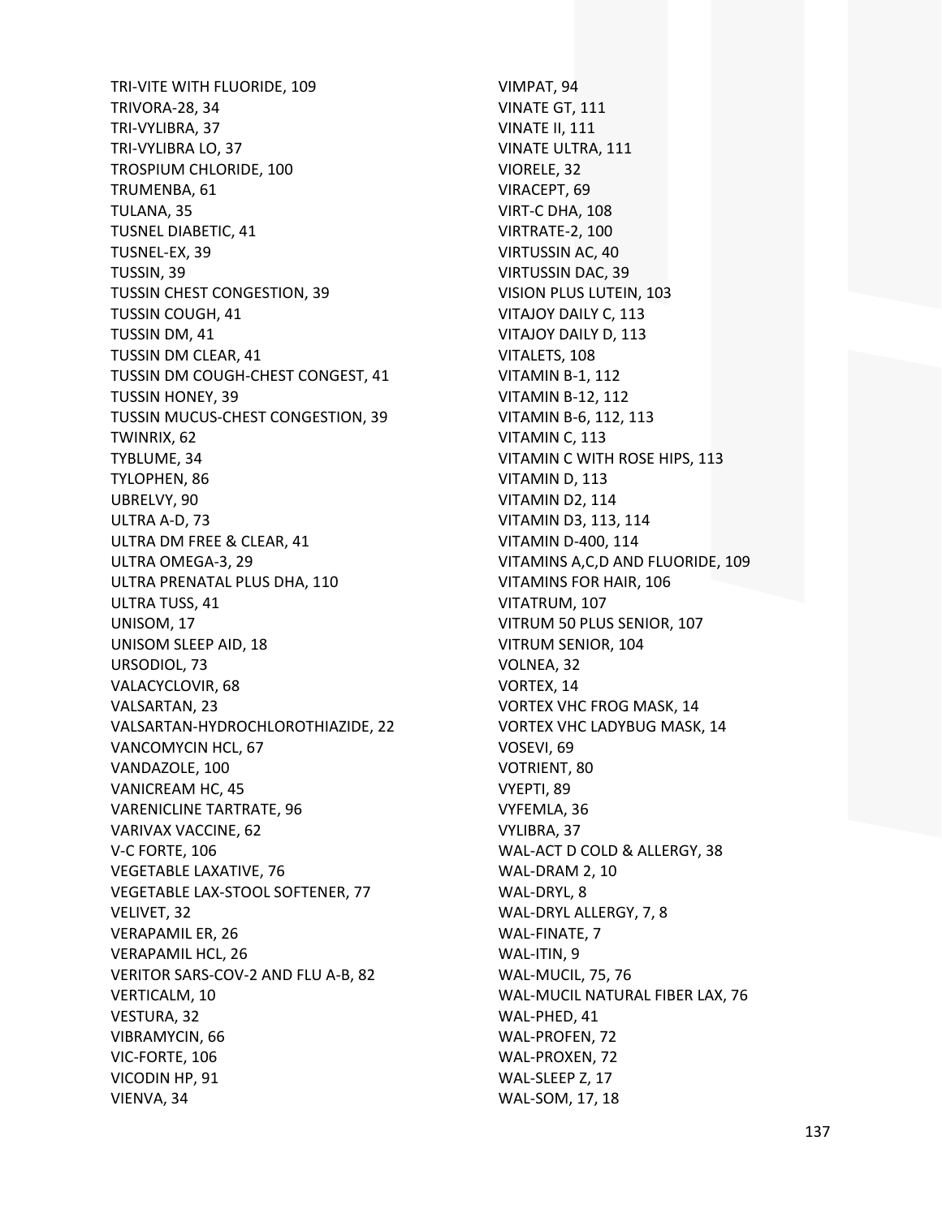TRI-VITE WITH FLUORIDE, 109
TRIVORA-28, 34
TRI-VYLIBRA, 37
TRI-VYLIBRA LO, 37
TROSPIUM CHLORIDE, 100
TRUMENBA, 61
TULANA, 35
TUSNEL DIABETIC, 41
TUSNEL-EX, 39
TUSSIN, 39
TUSSIN CHEST CONGESTION, 39
TUSSIN COUGH, 41
TUSSIN DM, 41
TUSSIN DM CLEAR, 41
TUSSIN DM COUGH-CHEST CONGEST, 41
TUSSIN HONEY, 39
TUSSIN MUCUS-CHEST CONGESTION, 39
TWINRIX, 62
TYBLUME, 34
TYLOPHEN, 86
UBRELVY, 90
ULTRA A-D, 73
ULTRA DM FREE & CLEAR, 41
ULTRA OMEGA-3, 29
ULTRA PRENATAL PLUS DHA, 110
ULTRA TUSS, 41
UNISOM, 17
UNISOM SLEEP AID, 18
URSODIOL, 73
VALACYCLOVIR, 68
VALSARTAN, 23
VALSARTAN-HYDROCHLOROTHIAZIDE, 22
VANCOMYCIN HCL, 67
VANDAZOLE, 100
VANICREAM HC, 45
VARENICLINE TARTRATE, 96
VARIVAX VACCINE, 62
V-C FORTE, 106
VEGETABLE LAXATIVE, 76
VEGETABLE LAX-STOOL SOFTENER, 77
VELIVET, 32
VERAPAMIL ER, 26
VERAPAMIL HCL, 26
VERITOR SARS-COV-2 AND FLU A-B, 82
VERTICALM, 10
VESTURA, 32
VIBRAMYCIN, 66
VIC-FORTE, 106
VICODIN HP, 91
VIENVA, 34
VIMPAT, 94
VINATE GT, 111
VINATE II, 111
VINATE ULTRA, 111
VIORELE, 32
VIRACEPT, 69
VIRT-C DHA, 108
VIRTRATE-2, 100
VIRTUSSIN AC, 40
VIRTUSSIN DAC, 39
VISION PLUS LUTEIN, 103
VITAJOY DAILY C, 113
VITAJOY DAILY D, 113
VITALETS, 108
VITAMIN B-1, 112
VITAMIN B-12, 112
VITAMIN B-6, 112, 113
VITAMIN C, 113
VITAMIN C WITH ROSE HIPS, 113
VITAMIN D, 113
VITAMIN D2, 114
VITAMIN D3, 113, 114
VITAMIN D-400, 114
VITAMINS A,C,D AND FLUORIDE, 109
VITAMINS FOR HAIR, 106
VITATRUM, 107
VITRUM 50 PLUS SENIOR, 107
VITRUM SENIOR, 104
VOLNEA, 32
VORTEX, 14
VORTEX VHC FROG MASK, 14
VORTEX VHC LADYBUG MASK, 14
VOSEVI, 69
VOTRIENT, 80
VYEPTI, 89
VYFEMLA, 36
VYLIBRA, 37
WAL-ACT D COLD & ALLERGY, 38
WAL-DRAM 2, 10
WAL-DRYL, 8
WAL-DRYL ALLERGY, 7, 8
WAL-FINATE, 7
WAL-ITIN, 9
WAL-MUCIL, 75, 76
WAL-MUCIL NATURAL FIBER LAX, 76
WAL-PHED, 41
WAL-PROFEN, 72
WAL-PROXEN, 72
WAL-SLEEP Z, 17
WAL-SOM, 17, 18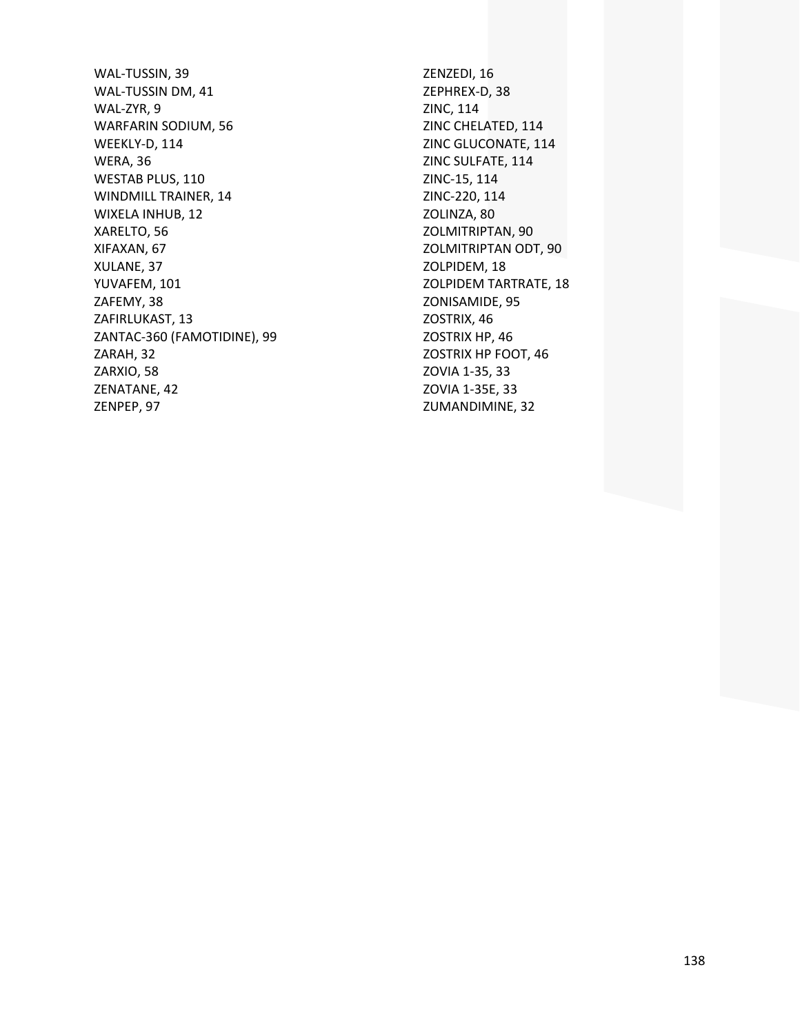WAL-TUSSIN, 39
WAL-TUSSIN DM, 41
WAL-ZYR, 9
WARFARIN SODIUM, 56
WEEKLY-D, 114
WERA, 36
WESTAB PLUS, 110
WINDMILL TRAINER, 14
WIXELA INHUB, 12
XARELTO, 56
XIFAXAN, 67
XULANE, 37
YUVAFEM, 101
ZAFEMY, 38
ZAFIRLUKAST, 13
ZANTAC-360 (FAMOTIDINE), 99
ZARAH, 32
ZARXIO, 58
ZENATANE, 42
ZENPEP, 97
ZENZEDI, 16
ZEPHREX-D, 38
ZINC, 114
ZINC CHELATED, 114
ZINC GLUCONATE, 114
ZINC SULFATE, 114
ZINC-15, 114
ZINC-220, 114
ZOLINZA, 80
ZOLMITRIPTAN, 90
ZOLMITRIPTAN ODT, 90
ZOLPIDEM, 18
ZOLPIDEM TARTRATE, 18
ZONISAMIDE, 95
ZOSTRIX, 46
ZOSTRIX HP, 46
ZOSTRIX HP FOOT, 46
ZOVIA 1-35, 33
ZOVIA 1-35E, 33
ZUMANDIMINE, 32